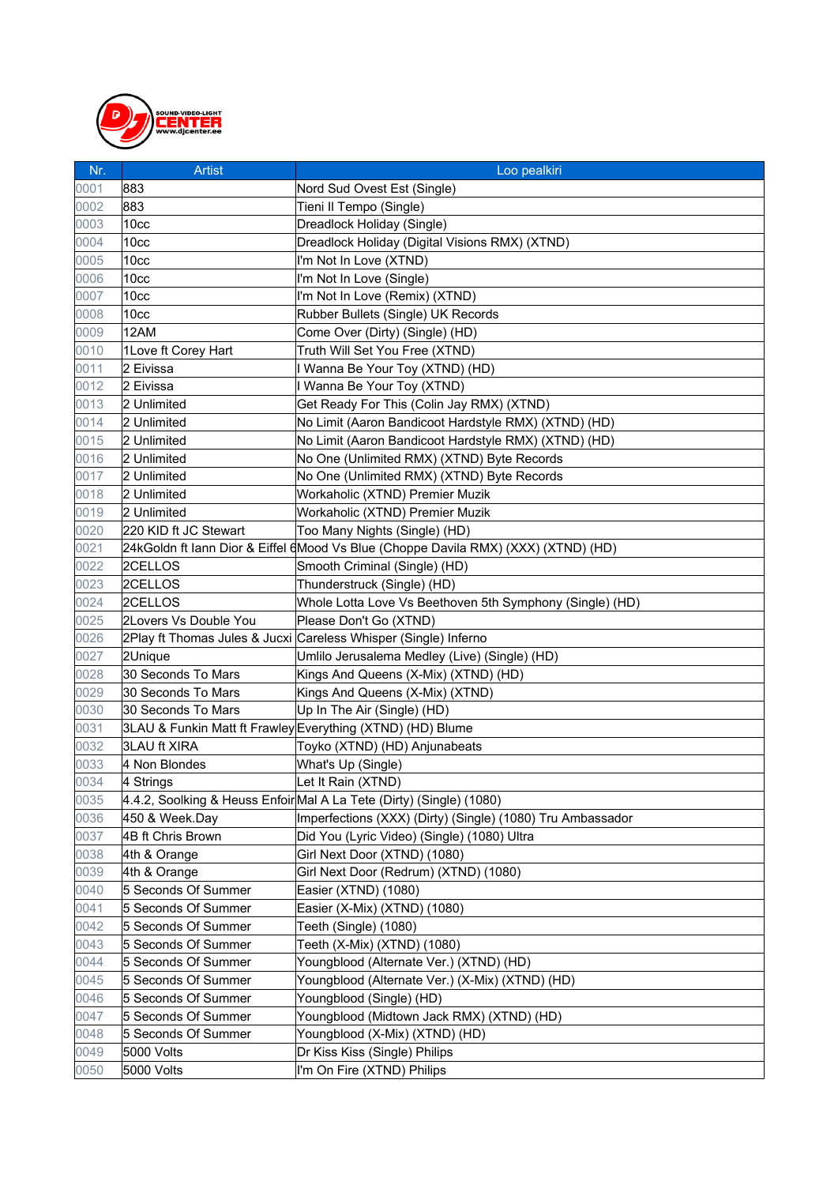| Nr. | Artist | Loo pealkiri |
| --- | --- | --- |
| 0001 | 883 | Nord Sud Ovest Est (Single) |
| 0002 | 883 | Tieni Il Tempo (Single) |
| 0003 | 10cc | Dreadlock Holiday (Single) |
| 0004 | 10cc | Dreadlock Holiday (Digital Visions RMX) (XTND) |
| 0005 | 10cc | I'm Not In Love (XTND) |
| 0006 | 10cc | I'm Not In Love (Single) |
| 0007 | 10cc | I'm Not In Love (Remix) (XTND) |
| 0008 | 10cc | Rubber Bullets (Single) UK Records |
| 0009 | 12AM | Come Over (Dirty) (Single) (HD) |
| 0010 | 1Love ft Corey Hart | Truth Will Set You Free (XTND) |
| 0011 | 2 Eivissa | I Wanna Be Your Toy (XTND) (HD) |
| 0012 | 2 Eivissa | I Wanna Be Your Toy (XTND) |
| 0013 | 2 Unlimited | Get Ready For This (Colin Jay RMX) (XTND) |
| 0014 | 2 Unlimited | No Limit (Aaron Bandicoot Hardstyle RMX) (XTND) (HD) |
| 0015 | 2 Unlimited | No Limit (Aaron Bandicoot Hardstyle RMX) (XTND) (HD) |
| 0016 | 2 Unlimited | No One (Unlimited RMX) (XTND) Byte Records |
| 0017 | 2 Unlimited | No One (Unlimited RMX) (XTND) Byte Records |
| 0018 | 2 Unlimited | Workaholic (XTND) Premier Muzik |
| 0019 | 2 Unlimited | Workaholic (XTND) Premier Muzik |
| 0020 | 220 KID ft JC Stewart | Too Many Nights (Single) (HD) |
| 0021 | 24kGoldn ft Iann Dior & Eiffel 6 | Mood Vs Blue (Choppe Davila RMX) (XXX) (XTND) (HD) |
| 0022 | 2CELLOS | Smooth Criminal (Single) (HD) |
| 0023 | 2CELLOS | Thunderstruck (Single) (HD) |
| 0024 | 2CELLOS | Whole Lotta Love Vs Beethoven 5th Symphony (Single) (HD) |
| 0025 | 2Lovers Vs Double You | Please Don't Go (XTND) |
| 0026 | 2Play ft Thomas Jules & Jucxi | Careless Whisper (Single) Inferno |
| 0027 | 2Unique | Umlilo Jerusalema Medley (Live) (Single) (HD) |
| 0028 | 30 Seconds To Mars | Kings And Queens (X-Mix) (XTND) (HD) |
| 0029 | 30 Seconds To Mars | Kings And Queens (X-Mix) (XTND) |
| 0030 | 30 Seconds To Mars | Up In The Air (Single) (HD) |
| 0031 | 3LAU & Funkin Matt ft Frawley | Everything (XTND) (HD) Blume |
| 0032 | 3LAU ft XIRA | Toyko (XTND) (HD) Anjunabeats |
| 0033 | 4 Non Blondes | What's Up (Single) |
| 0034 | 4 Strings | Let It Rain (XTND) |
| 0035 | 4.4.2, Soolking & Heuss Enfoir | Mal A La Tete (Dirty) (Single) (1080) |
| 0036 | 450 & Week.Day | Imperfections (XXX) (Dirty) (Single) (1080) Tru Ambassador |
| 0037 | 4B ft Chris Brown | Did You (Lyric Video) (Single) (1080) Ultra |
| 0038 | 4th & Orange | Girl Next Door (XTND) (1080) |
| 0039 | 4th & Orange | Girl Next Door (Redrum) (XTND) (1080) |
| 0040 | 5 Seconds Of Summer | Easier (XTND) (1080) |
| 0041 | 5 Seconds Of Summer | Easier (X-Mix) (XTND) (1080) |
| 0042 | 5 Seconds Of Summer | Teeth (Single) (1080) |
| 0043 | 5 Seconds Of Summer | Teeth (X-Mix) (XTND) (1080) |
| 0044 | 5 Seconds Of Summer | Youngblood (Alternate Ver.) (XTND) (HD) |
| 0045 | 5 Seconds Of Summer | Youngblood (Alternate Ver.) (X-Mix) (XTND) (HD) |
| 0046 | 5 Seconds Of Summer | Youngblood (Single) (HD) |
| 0047 | 5 Seconds Of Summer | Youngblood (Midtown Jack RMX) (XTND) (HD) |
| 0048 | 5 Seconds Of Summer | Youngblood (X-Mix) (XTND) (HD) |
| 0049 | 5000 Volts | Dr Kiss Kiss (Single) Philips |
| 0050 | 5000 Volts | I'm On Fire (XTND) Philips |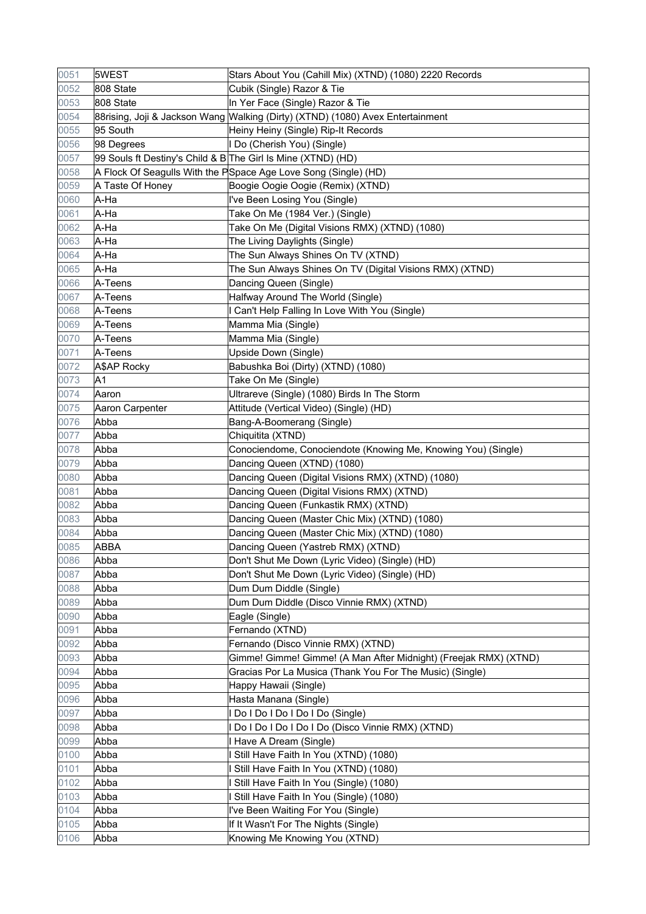| 0051 | 5WEST | Stars About You (Cahill Mix) (XTND) (1080) 2220 Records |
|---|---|---|
| 0052 | 808 State | Cubik (Single) Razor & Tie |
| 0053 | 808 State | In Yer Face (Single) Razor & Tie |
| 0054 | 88rising, Joji & Jackson Wang | Walking (Dirty) (XTND) (1080) Avex Entertainment |
| 0055 | 95 South | Heiny Heiny (Single) Rip-It Records |
| 0056 | 98 Degrees | I Do (Cherish You) (Single) |
| 0057 | 99 Souls ft Destiny's Child & B | The Girl Is Mine (XTND) (HD) |
| 0058 | A Flock Of Seagulls With the P | Space Age Love Song (Single) (HD) |
| 0059 | A Taste Of Honey | Boogie Oogie Oogie (Remix) (XTND) |
| 0060 | A-Ha | I've Been Losing You (Single) |
| 0061 | A-Ha | Take On Me (1984 Ver.) (Single) |
| 0062 | A-Ha | Take On Me (Digital Visions RMX) (XTND) (1080) |
| 0063 | A-Ha | The Living Daylights (Single) |
| 0064 | A-Ha | The Sun Always Shines On TV (XTND) |
| 0065 | A-Ha | The Sun Always Shines On TV (Digital Visions RMX) (XTND) |
| 0066 | A-Teens | Dancing Queen (Single) |
| 0067 | A-Teens | Halfway Around The World (Single) |
| 0068 | A-Teens | I Can't Help Falling In Love With You (Single) |
| 0069 | A-Teens | Mamma Mia (Single) |
| 0070 | A-Teens | Mamma Mia (Single) |
| 0071 | A-Teens | Upside Down (Single) |
| 0072 | A$AP Rocky | Babushka Boi (Dirty) (XTND) (1080) |
| 0073 | A1 | Take On Me (Single) |
| 0074 | Aaron | Ultrareve (Single) (1080) Birds In The Storm |
| 0075 | Aaron Carpenter | Attitude (Vertical Video) (Single) (HD) |
| 0076 | Abba | Bang-A-Boomerang (Single) |
| 0077 | Abba | Chiquitita (XTND) |
| 0078 | Abba | Conociendome, Conociendote (Knowing Me, Knowing You) (Single) |
| 0079 | Abba | Dancing Queen (XTND) (1080) |
| 0080 | Abba | Dancing Queen (Digital Visions RMX) (XTND) (1080) |
| 0081 | Abba | Dancing Queen (Digital Visions RMX) (XTND) |
| 0082 | Abba | Dancing Queen (Funkastik RMX) (XTND) |
| 0083 | Abba | Dancing Queen (Master Chic Mix) (XTND) (1080) |
| 0084 | Abba | Dancing Queen (Master Chic Mix) (XTND) (1080) |
| 0085 | ABBA | Dancing Queen (Yastreb RMX) (XTND) |
| 0086 | Abba | Don't Shut Me Down (Lyric Video) (Single) (HD) |
| 0087 | Abba | Don't Shut Me Down (Lyric Video) (Single) (HD) |
| 0088 | Abba | Dum Dum Diddle (Single) |
| 0089 | Abba | Dum Dum Diddle (Disco Vinnie RMX) (XTND) |
| 0090 | Abba | Eagle (Single) |
| 0091 | Abba | Fernando (XTND) |
| 0092 | Abba | Fernando (Disco Vinnie RMX) (XTND) |
| 0093 | Abba | Gimme! Gimme! Gimme! (A Man After Midnight) (Freejak RMX) (XTND) |
| 0094 | Abba | Gracias Por La Musica (Thank You For The Music) (Single) |
| 0095 | Abba | Happy Hawaii (Single) |
| 0096 | Abba | Hasta Manana (Single) |
| 0097 | Abba | I Do I Do I Do I Do I Do (Single) |
| 0098 | Abba | I Do I Do I Do I Do I Do (Disco Vinnie RMX) (XTND) |
| 0099 | Abba | I Have A Dream (Single) |
| 0100 | Abba | I Still Have Faith In You (XTND) (1080) |
| 0101 | Abba | I Still Have Faith In You (XTND) (1080) |
| 0102 | Abba | I Still Have Faith In You (Single) (1080) |
| 0103 | Abba | I Still Have Faith In You (Single) (1080) |
| 0104 | Abba | I've Been Waiting For You (Single) |
| 0105 | Abba | If It Wasn't For The Nights (Single) |
| 0106 | Abba | Knowing Me Knowing You (XTND) |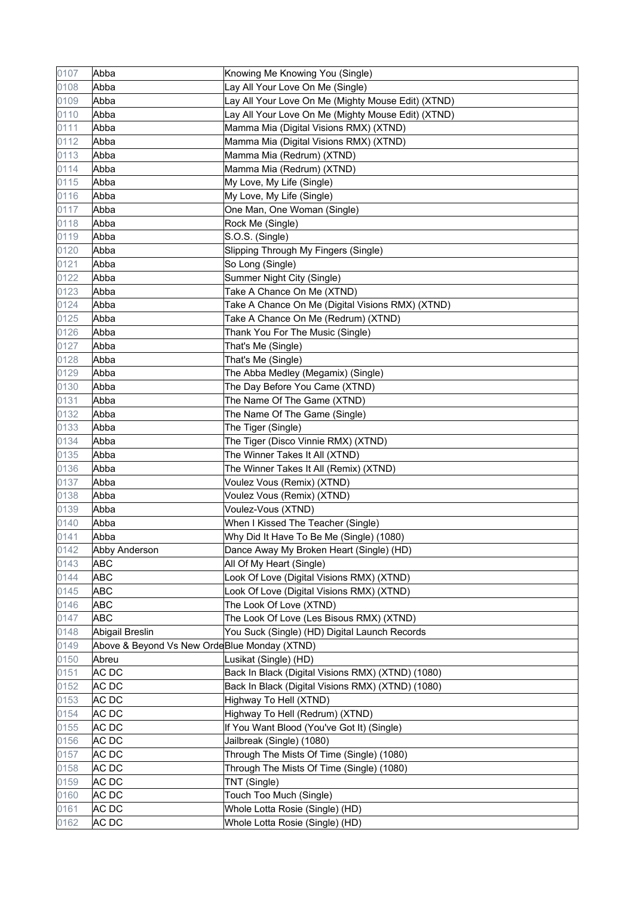| 0107 | Abba | Knowing Me Knowing You (Single) |
|---|---|---|
| 0108 | Abba | Lay All Your Love On Me (Single) |
| 0109 | Abba | Lay All Your Love On Me (Mighty Mouse Edit) (XTND) |
| 0110 | Abba | Lay All Your Love On Me (Mighty Mouse Edit) (XTND) |
| 0111 | Abba | Mamma Mia (Digital Visions RMX) (XTND) |
| 0112 | Abba | Mamma Mia (Digital Visions RMX) (XTND) |
| 0113 | Abba | Mamma Mia (Redrum) (XTND) |
| 0114 | Abba | Mamma Mia (Redrum) (XTND) |
| 0115 | Abba | My Love, My Life (Single) |
| 0116 | Abba | My Love, My Life (Single) |
| 0117 | Abba | One Man, One Woman (Single) |
| 0118 | Abba | Rock Me (Single) |
| 0119 | Abba | S.O.S. (Single) |
| 0120 | Abba | Slipping Through My Fingers (Single) |
| 0121 | Abba | So Long (Single) |
| 0122 | Abba | Summer Night City (Single) |
| 0123 | Abba | Take A Chance On Me (XTND) |
| 0124 | Abba | Take A Chance On Me (Digital Visions RMX) (XTND) |
| 0125 | Abba | Take A Chance On Me (Redrum) (XTND) |
| 0126 | Abba | Thank You For The Music (Single) |
| 0127 | Abba | That's Me (Single) |
| 0128 | Abba | That's Me (Single) |
| 0129 | Abba | The Abba Medley (Megamix) (Single) |
| 0130 | Abba | The Day Before You Came (XTND) |
| 0131 | Abba | The Name Of The Game (XTND) |
| 0132 | Abba | The Name Of The Game (Single) |
| 0133 | Abba | The Tiger (Single) |
| 0134 | Abba | The Tiger (Disco Vinnie RMX) (XTND) |
| 0135 | Abba | The Winner Takes It All (XTND) |
| 0136 | Abba | The Winner Takes It All (Remix) (XTND) |
| 0137 | Abba | Voulez Vous (Remix) (XTND) |
| 0138 | Abba | Voulez Vous (Remix) (XTND) |
| 0139 | Abba | Voulez-Vous (XTND) |
| 0140 | Abba | When I Kissed The Teacher (Single) |
| 0141 | Abba | Why Did It Have To Be Me (Single) (1080) |
| 0142 | Abby Anderson | Dance Away My Broken Heart (Single) (HD) |
| 0143 | ABC | All Of My Heart (Single) |
| 0144 | ABC | Look Of Love (Digital Visions RMX) (XTND) |
| 0145 | ABC | Look Of Love (Digital Visions RMX) (XTND) |
| 0146 | ABC | The Look Of Love (XTND) |
| 0147 | ABC | The Look Of Love (Les Bisous RMX) (XTND) |
| 0148 | Abigail Breslin | You Suck (Single) (HD) Digital Launch Records |
| 0149 | Above & Beyond Vs New Orde | Blue Monday (XTND) |
| 0150 | Abreu | Lusikat (Single) (HD) |
| 0151 | AC DC | Back In Black (Digital Visions RMX) (XTND) (1080) |
| 0152 | AC DC | Back In Black (Digital Visions RMX) (XTND) (1080) |
| 0153 | AC DC | Highway To Hell (XTND) |
| 0154 | AC DC | Highway To Hell (Redrum) (XTND) |
| 0155 | AC DC | If You Want Blood (You've Got It) (Single) |
| 0156 | AC DC | Jailbreak (Single) (1080) |
| 0157 | AC DC | Through The Mists Of Time (Single) (1080) |
| 0158 | AC DC | Through The Mists Of Time (Single) (1080) |
| 0159 | AC DC | TNT (Single) |
| 0160 | AC DC | Touch Too Much (Single) |
| 0161 | AC DC | Whole Lotta Rosie (Single) (HD) |
| 0162 | AC DC | Whole Lotta Rosie (Single) (HD) |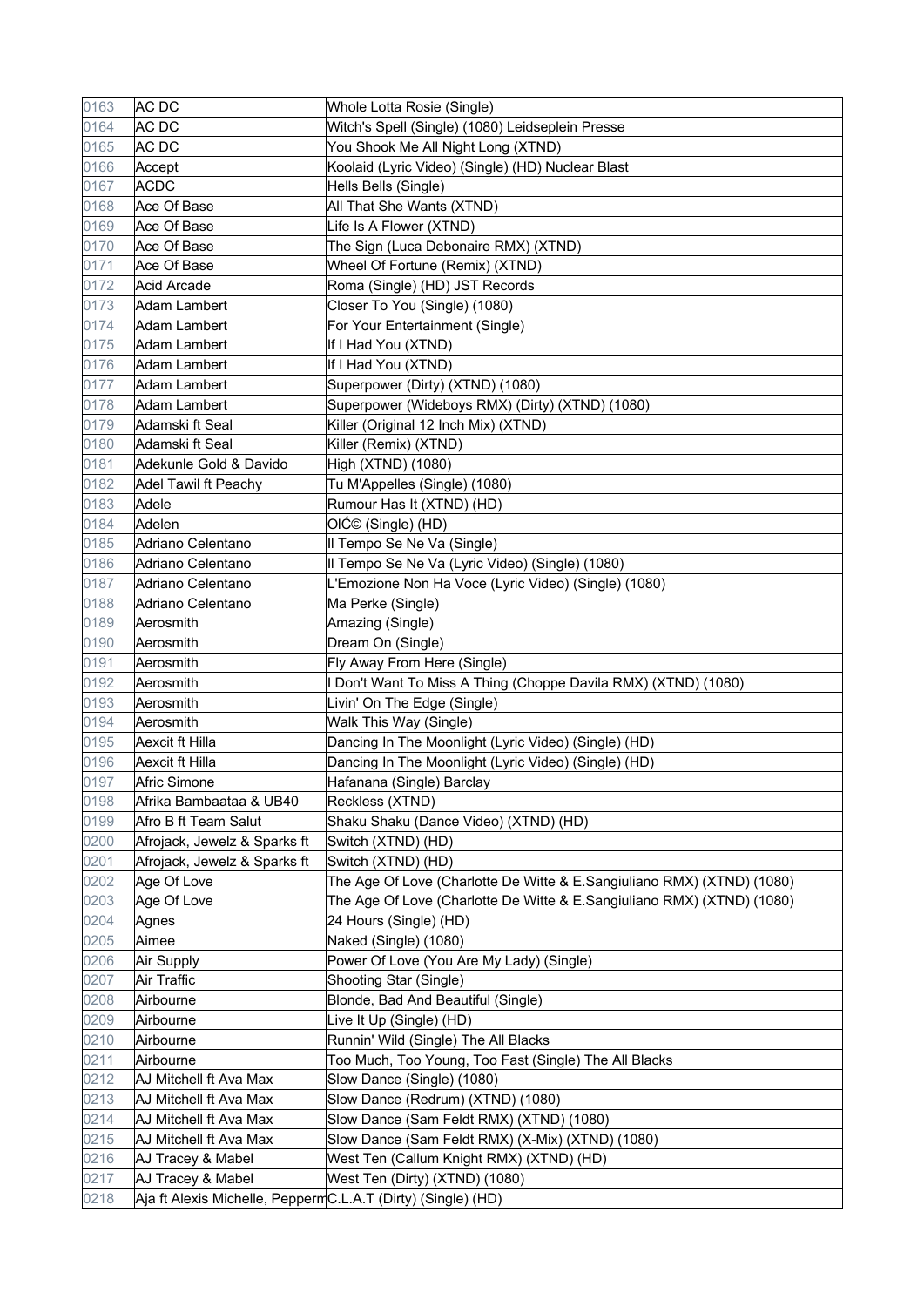| 0163 | AC DC | Whole Lotta Rosie (Single) |
|---|---|---|
| 0164 | AC DC | Witch's Spell (Single) (1080) Leidseplein Presse |
| 0165 | AC DC | You Shook Me All Night Long (XTND) |
| 0166 | Accept | Koolaid (Lyric Video) (Single) (HD) Nuclear Blast |
| 0167 | ACDC | Hells Bells (Single) |
| 0168 | Ace Of Base | All That She Wants (XTND) |
| 0169 | Ace Of Base | Life Is A Flower (XTND) |
| 0170 | Ace Of Base | The Sign (Luca Debonaire RMX) (XTND) |
| 0171 | Ace Of Base | Wheel Of Fortune (Remix) (XTND) |
| 0172 | Acid Arcade | Roma (Single) (HD) JST Records |
| 0173 | Adam Lambert | Closer To You (Single) (1080) |
| 0174 | Adam Lambert | For Your Entertainment (Single) |
| 0175 | Adam Lambert | If I Had You (XTND) |
| 0176 | Adam Lambert | If I Had You (XTND) |
| 0177 | Adam Lambert | Superpower (Dirty) (XTND) (1080) |
| 0178 | Adam Lambert | Superpower (Wideboys RMX) (Dirty) (XTND) (1080) |
| 0179 | Adamski ft Seal | Killer (Original 12 Inch Mix) (XTND) |
| 0180 | Adamski ft Seal | Killer (Remix) (XTND) |
| 0181 | Adekunle Gold & Davido | High (XTND) (1080) |
| 0182 | Adel Tawil ft Peachy | Tu M'Appelles (Single) (1080) |
| 0183 | Adele | Rumour Has It (XTND) (HD) |
| 0184 | Adelen | OlĆ© (Single) (HD) |
| 0185 | Adriano Celentano | Il Tempo Se Ne Va (Single) |
| 0186 | Adriano Celentano | Il Tempo Se Ne Va (Lyric Video) (Single) (1080) |
| 0187 | Adriano Celentano | L'Emozione Non Ha Voce (Lyric Video) (Single) (1080) |
| 0188 | Adriano Celentano | Ma Perke (Single) |
| 0189 | Aerosmith | Amazing (Single) |
| 0190 | Aerosmith | Dream On (Single) |
| 0191 | Aerosmith | Fly Away From Here (Single) |
| 0192 | Aerosmith | I Don't Want To Miss A Thing (Choppe Davila RMX) (XTND) (1080) |
| 0193 | Aerosmith | Livin' On The Edge (Single) |
| 0194 | Aerosmith | Walk This Way (Single) |
| 0195 | Aexcit ft Hilla | Dancing In The Moonlight (Lyric Video) (Single) (HD) |
| 0196 | Aexcit ft Hilla | Dancing In The Moonlight (Lyric Video) (Single) (HD) |
| 0197 | Afric Simone | Hafanana (Single) Barclay |
| 0198 | Afrika Bambaataa & UB40 | Reckless (XTND) |
| 0199 | Afro B ft Team Salut | Shaku Shaku (Dance Video) (XTND) (HD) |
| 0200 | Afrojack, Jewelz & Sparks ft | Switch (XTND) (HD) |
| 0201 | Afrojack, Jewelz & Sparks ft | Switch (XTND) (HD) |
| 0202 | Age Of Love | The Age Of Love (Charlotte De Witte & E.Sangiuliano RMX) (XTND) (1080) |
| 0203 | Age Of Love | The Age Of Love (Charlotte De Witte & E.Sangiuliano RMX) (XTND) (1080) |
| 0204 | Agnes | 24 Hours (Single) (HD) |
| 0205 | Aimee | Naked (Single) (1080) |
| 0206 | Air Supply | Power Of Love (You Are My Lady) (Single) |
| 0207 | Air Traffic | Shooting Star (Single) |
| 0208 | Airbourne | Blonde, Bad And Beautiful (Single) |
| 0209 | Airbourne | Live It Up (Single) (HD) |
| 0210 | Airbourne | Runnin' Wild (Single) The All Blacks |
| 0211 | Airbourne | Too Much, Too Young, Too Fast (Single) The All Blacks |
| 0212 | AJ Mitchell ft Ava Max | Slow Dance (Single) (1080) |
| 0213 | AJ Mitchell ft Ava Max | Slow Dance (Redrum) (XTND) (1080) |
| 0214 | AJ Mitchell ft Ava Max | Slow Dance (Sam Feldt RMX) (XTND) (1080) |
| 0215 | AJ Mitchell ft Ava Max | Slow Dance (Sam Feldt RMX) (X-Mix) (XTND) (1080) |
| 0216 | AJ Tracey & Mabel | West Ten (Callum Knight RMX) (XTND) (HD) |
| 0217 | AJ Tracey & Mabel | West Ten (Dirty) (XTND) (1080) |
| 0218 | Aja ft Alexis Michelle, Pepperm | C.L.A.T (Dirty) (Single) (HD) |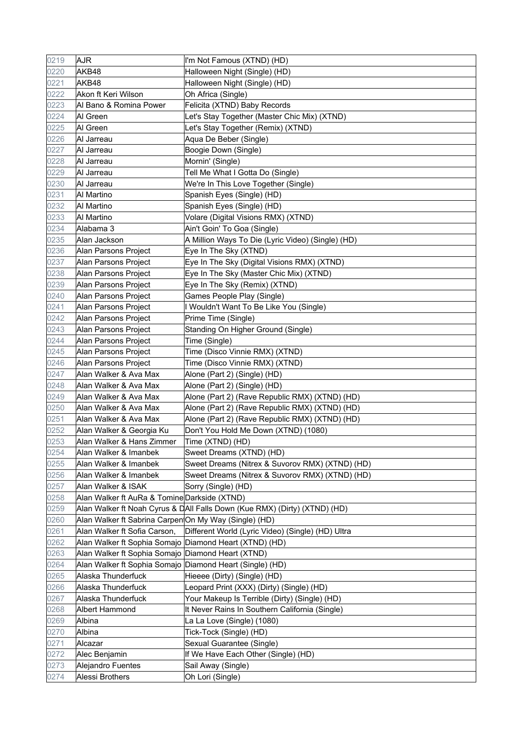| 0219 | AJR | I'm Not Famous (XTND) (HD) |
|---|---|---|
| 0220 | AKB48 | Halloween Night (Single) (HD) |
| 0221 | AKB48 | Halloween Night (Single) (HD) |
| 0222 | Akon ft Keri Wilson | Oh Africa (Single) |
| 0223 | Al Bano & Romina Power | Felicita (XTND) Baby Records |
| 0224 | Al Green | Let's Stay Together (Master Chic Mix) (XTND) |
| 0225 | Al Green | Let's Stay Together (Remix) (XTND) |
| 0226 | Al Jarreau | Aqua De Beber (Single) |
| 0227 | Al Jarreau | Boogie Down (Single) |
| 0228 | Al Jarreau | Mornin' (Single) |
| 0229 | Al Jarreau | Tell Me What I Gotta Do (Single) |
| 0230 | Al Jarreau | We're In This Love Together (Single) |
| 0231 | Al Martino | Spanish Eyes (Single) (HD) |
| 0232 | Al Martino | Spanish Eyes (Single) (HD) |
| 0233 | Al Martino | Volare (Digital Visions RMX) (XTND) |
| 0234 | Alabama 3 | Ain't Goin' To Goa (Single) |
| 0235 | Alan Jackson | A Million Ways To Die (Lyric Video) (Single) (HD) |
| 0236 | Alan Parsons Project | Eye In The Sky (XTND) |
| 0237 | Alan Parsons Project | Eye In The Sky (Digital Visions RMX) (XTND) |
| 0238 | Alan Parsons Project | Eye In The Sky (Master Chic Mix) (XTND) |
| 0239 | Alan Parsons Project | Eye In The Sky (Remix) (XTND) |
| 0240 | Alan Parsons Project | Games People Play (Single) |
| 0241 | Alan Parsons Project | I Wouldn't Want To Be Like You (Single) |
| 0242 | Alan Parsons Project | Prime Time (Single) |
| 0243 | Alan Parsons Project | Standing On Higher Ground (Single) |
| 0244 | Alan Parsons Project | Time (Single) |
| 0245 | Alan Parsons Project | Time (Disco Vinnie RMX) (XTND) |
| 0246 | Alan Parsons Project | Time (Disco Vinnie RMX) (XTND) |
| 0247 | Alan Walker & Ava Max | Alone (Part 2) (Single) (HD) |
| 0248 | Alan Walker & Ava Max | Alone (Part 2) (Single) (HD) |
| 0249 | Alan Walker & Ava Max | Alone (Part 2) (Rave Republic RMX) (XTND) (HD) |
| 0250 | Alan Walker & Ava Max | Alone (Part 2) (Rave Republic RMX) (XTND) (HD) |
| 0251 | Alan Walker & Ava Max | Alone (Part 2) (Rave Republic RMX) (XTND) (HD) |
| 0252 | Alan Walker & Georgia Ku | Don't You Hold Me Down (XTND) (1080) |
| 0253 | Alan Walker & Hans Zimmer | Time (XTND) (HD) |
| 0254 | Alan Walker & Imanbek | Sweet Dreams (XTND) (HD) |
| 0255 | Alan Walker & Imanbek | Sweet Dreams (Nitrex & Suvorov RMX) (XTND) (HD) |
| 0256 | Alan Walker & Imanbek | Sweet Dreams (Nitrex & Suvorov RMX) (XTND) (HD) |
| 0257 | Alan Walker & ISAK | Sorry (Single) (HD) |
| 0258 | Alan Walker ft AuRa & Tomine | Darkside (XTND) |
| 0259 | Alan Walker ft Noah Cyrus & D | All Falls Down (Kue RMX) (Dirty) (XTND) (HD) |
| 0260 | Alan Walker ft Sabrina Carpen | On My Way (Single) (HD) |
| 0261 | Alan Walker ft Sofia Carson, | Different World (Lyric Video) (Single) (HD) Ultra |
| 0262 | Alan Walker ft Sophia Somajo | Diamond Heart (XTND) (HD) |
| 0263 | Alan Walker ft Sophia Somajo | Diamond Heart (XTND) |
| 0264 | Alan Walker ft Sophia Somajo | Diamond Heart (Single) (HD) |
| 0265 | Alaska Thunderfuck | Hieeee (Dirty) (Single) (HD) |
| 0266 | Alaska Thunderfuck | Leopard Print (XXX) (Dirty) (Single) (HD) |
| 0267 | Alaska Thunderfuck | Your Makeup Is Terrible (Dirty) (Single) (HD) |
| 0268 | Albert Hammond | It Never Rains In Southern California (Single) |
| 0269 | Albina | La La Love (Single) (1080) |
| 0270 | Albina | Tick-Tock (Single) (HD) |
| 0271 | Alcazar | Sexual Guarantee (Single) |
| 0272 | Alec Benjamin | If We Have Each Other (Single) (HD) |
| 0273 | Alejandro Fuentes | Sail Away (Single) |
| 0274 | Alessi Brothers | Oh Lori (Single) |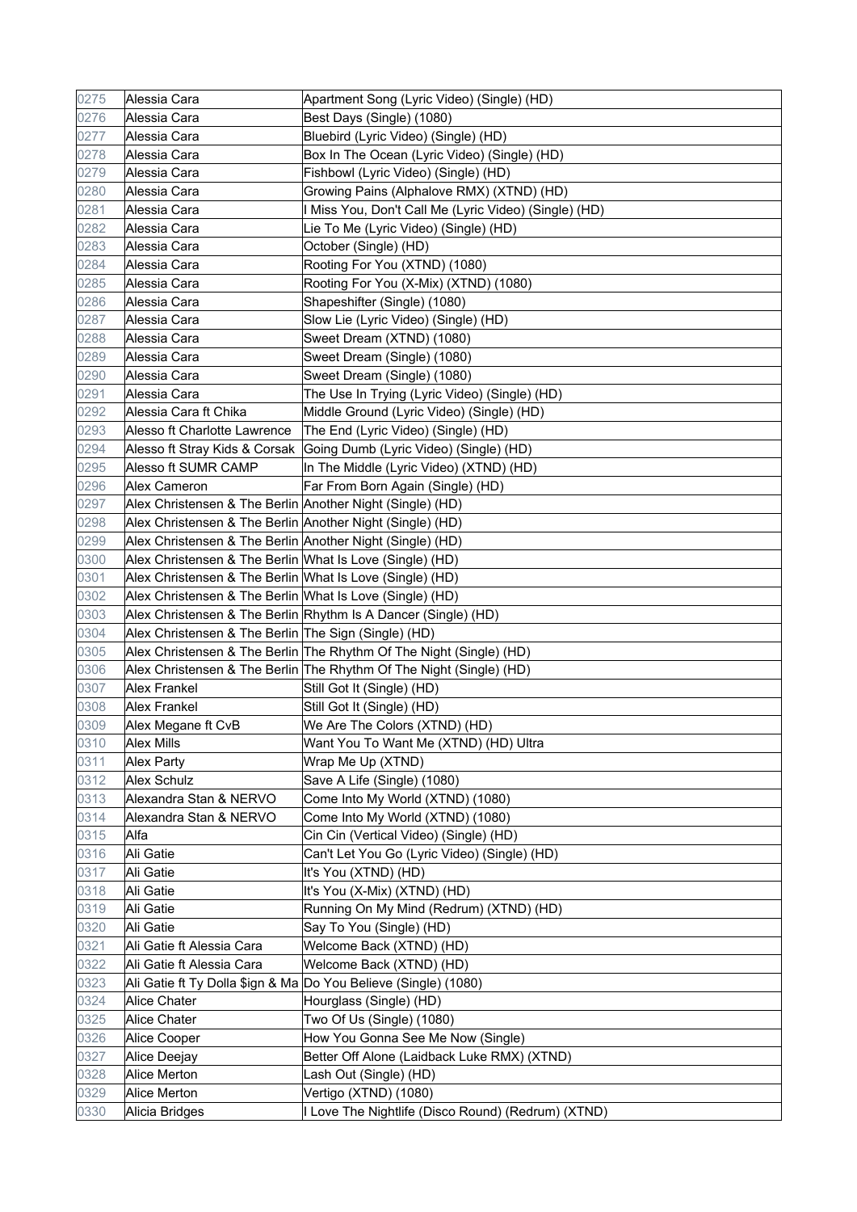| 0275 | Alessia Cara | Apartment Song (Lyric Video) (Single) (HD) |
|---|---|---|
| 0276 | Alessia Cara | Best Days (Single) (1080) |
| 0277 | Alessia Cara | Bluebird (Lyric Video) (Single) (HD) |
| 0278 | Alessia Cara | Box In The Ocean (Lyric Video) (Single) (HD) |
| 0279 | Alessia Cara | Fishbowl (Lyric Video) (Single) (HD) |
| 0280 | Alessia Cara | Growing Pains (Alphalove RMX) (XTND) (HD) |
| 0281 | Alessia Cara | I Miss You, Don't Call Me (Lyric Video) (Single) (HD) |
| 0282 | Alessia Cara | Lie To Me (Lyric Video) (Single) (HD) |
| 0283 | Alessia Cara | October (Single) (HD) |
| 0284 | Alessia Cara | Rooting For You (XTND) (1080) |
| 0285 | Alessia Cara | Rooting For You (X-Mix) (XTND) (1080) |
| 0286 | Alessia Cara | Shapeshifter (Single) (1080) |
| 0287 | Alessia Cara | Slow Lie (Lyric Video) (Single) (HD) |
| 0288 | Alessia Cara | Sweet Dream (XTND) (1080) |
| 0289 | Alessia Cara | Sweet Dream (Single) (1080) |
| 0290 | Alessia Cara | Sweet Dream (Single) (1080) |
| 0291 | Alessia Cara | The Use In Trying (Lyric Video) (Single) (HD) |
| 0292 | Alessia Cara ft Chika | Middle Ground (Lyric Video) (Single) (HD) |
| 0293 | Alesso ft Charlotte Lawrence | The End (Lyric Video) (Single) (HD) |
| 0294 | Alesso ft Stray Kids & Corsak | Going Dumb (Lyric Video) (Single) (HD) |
| 0295 | Alesso ft SUMR CAMP | In The Middle (Lyric Video) (XTND) (HD) |
| 0296 | Alex Cameron | Far From Born Again (Single) (HD) |
| 0297 | Alex Christensen & The Berlin | Another Night (Single) (HD) |
| 0298 | Alex Christensen & The Berlin | Another Night (Single) (HD) |
| 0299 | Alex Christensen & The Berlin | Another Night (Single) (HD) |
| 0300 | Alex Christensen & The Berlin | What Is Love (Single) (HD) |
| 0301 | Alex Christensen & The Berlin | What Is Love (Single) (HD) |
| 0302 | Alex Christensen & The Berlin | What Is Love (Single) (HD) |
| 0303 | Alex Christensen & The Berlin | Rhythm Is A Dancer (Single) (HD) |
| 0304 | Alex Christensen & The Berlin | The Sign (Single) (HD) |
| 0305 | Alex Christensen & The Berlin | The Rhythm Of The Night (Single) (HD) |
| 0306 | Alex Christensen & The Berlin | The Rhythm Of The Night (Single) (HD) |
| 0307 | Alex Frankel | Still Got It (Single) (HD) |
| 0308 | Alex Frankel | Still Got It (Single) (HD) |
| 0309 | Alex Megane ft CvB | We Are The Colors (XTND) (HD) |
| 0310 | Alex Mills | Want You To Want Me (XTND) (HD) Ultra |
| 0311 | Alex Party | Wrap Me Up (XTND) |
| 0312 | Alex Schulz | Save A Life (Single) (1080) |
| 0313 | Alexandra Stan & NERVO | Come Into My World (XTND) (1080) |
| 0314 | Alexandra Stan & NERVO | Come Into My World (XTND) (1080) |
| 0315 | Alfa | Cin Cin (Vertical Video) (Single) (HD) |
| 0316 | Ali Gatie | Can't Let You Go (Lyric Video) (Single) (HD) |
| 0317 | Ali Gatie | It's You (XTND) (HD) |
| 0318 | Ali Gatie | It's You (X-Mix) (XTND) (HD) |
| 0319 | Ali Gatie | Running On My Mind (Redrum) (XTND) (HD) |
| 0320 | Ali Gatie | Say To You (Single) (HD) |
| 0321 | Ali Gatie ft Alessia Cara | Welcome Back (XTND) (HD) |
| 0322 | Ali Gatie ft Alessia Cara | Welcome Back (XTND) (HD) |
| 0323 | Ali Gatie ft Ty Dolla $ign & Ma | Do You Believe (Single) (1080) |
| 0324 | Alice Chater | Hourglass (Single) (HD) |
| 0325 | Alice Chater | Two Of Us (Single) (1080) |
| 0326 | Alice Cooper | How You Gonna See Me Now (Single) |
| 0327 | Alice Deejay | Better Off Alone (Laidback Luke RMX) (XTND) |
| 0328 | Alice Merton | Lash Out (Single) (HD) |
| 0329 | Alice Merton | Vertigo (XTND) (1080) |
| 0330 | Alicia Bridges | I Love The Nightlife (Disco Round) (Redrum) (XTND) |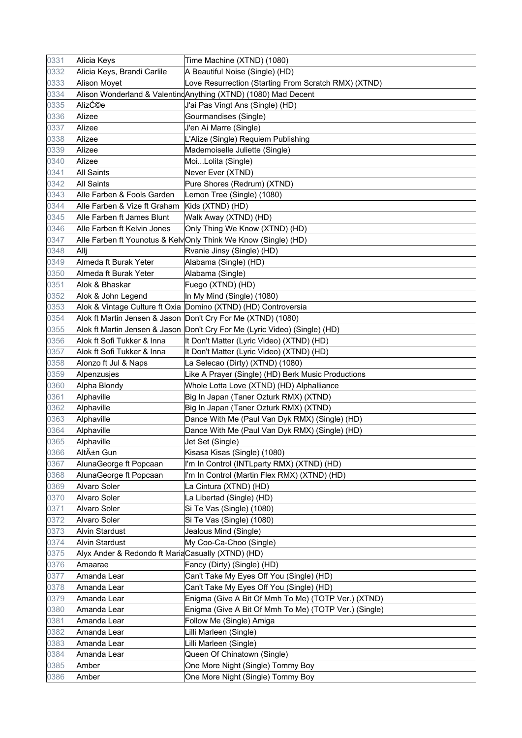| 0331 | Alicia Keys | Time Machine (XTND) (1080) |
|---|---|---|
| 0332 | Alicia Keys, Brandi Carlile | A Beautiful Noise (Single) (HD) |
| 0333 | Alison Moyet | Love Resurrection (Starting From Scratch RMX) (XTND) |
| 0334 | Alison Wonderland & Valentino | Anything (XTND) (1080) Mad Decent |
| 0335 | AlizĆ©e | J'ai Pas Vingt Ans (Single) (HD) |
| 0336 | Alizee | Gourmandises (Single) |
| 0337 | Alizee | J'en Ai Marre (Single) |
| 0338 | Alizee | L'Alize (Single) Requiem Publishing |
| 0339 | Alizee | Mademoiselle Juliette (Single) |
| 0340 | Alizee | Moi...Lolita (Single) |
| 0341 | All Saints | Never Ever (XTND) |
| 0342 | All Saints | Pure Shores (Redrum) (XTND) |
| 0343 | Alle Farben & Fools Garden | Lemon Tree (Single) (1080) |
| 0344 | Alle Farben & Vize ft Graham | Kids (XTND) (HD) |
| 0345 | Alle Farben ft James Blunt | Walk Away (XTND) (HD) |
| 0346 | Alle Farben ft Kelvin Jones | Only Thing We Know (XTND) (HD) |
| 0347 | Alle Farben ft Younotus & Kelv | Only Think We Know (Single) (HD) |
| 0348 | Allj | Rvanie Jinsy (Single) (HD) |
| 0349 | Almeda ft Burak Yeter | Alabama (Single) (HD) |
| 0350 | Almeda ft Burak Yeter | Alabama (Single) |
| 0351 | Alok & Bhaskar | Fuego (XTND) (HD) |
| 0352 | Alok & John Legend | In My Mind (Single) (1080) |
| 0353 | Alok & Vintage Culture ft Oxia | Domino (XTND) (HD) Controversia |
| 0354 | Alok ft Martin Jensen & Jason | Don't Cry For Me (XTND) (1080) |
| 0355 | Alok ft Martin Jensen & Jason | Don't Cry For Me (Lyric Video) (Single) (HD) |
| 0356 | Alok ft Sofi Tukker & Inna | It Don't Matter (Lyric Video) (XTND) (HD) |
| 0357 | Alok ft Sofi Tukker & Inna | It Don't Matter (Lyric Video) (XTND) (HD) |
| 0358 | Alonzo ft Jul & Naps | La Selecao (Dirty) (XTND) (1080) |
| 0359 | Alpenzusjes | Like A Prayer (Single) (HD) Berk Music Productions |
| 0360 | Alpha Blondy | Whole Lotta Love (XTND) (HD) Alphalliance |
| 0361 | Alphaville | Big In Japan (Taner Ozturk RMX) (XTND) |
| 0362 | Alphaville | Big In Japan (Taner Ozturk RMX) (XTND) |
| 0363 | Alphaville | Dance With Me (Paul Van Dyk RMX) (Single) (HD) |
| 0364 | Alphaville | Dance With Me (Paul Van Dyk RMX) (Single) (HD) |
| 0365 | Alphaville | Jet Set (Single) |
| 0366 | AltÄ±n Gun | Kisasa Kisas (Single) (1080) |
| 0367 | AlunaGeorge ft Popcaan | I'm In Control (INTLparty RMX) (XTND) (HD) |
| 0368 | AlunaGeorge ft Popcaan | I'm In Control (Martin Flex RMX) (XTND) (HD) |
| 0369 | Alvaro Soler | La Cintura (XTND) (HD) |
| 0370 | Alvaro Soler | La Libertad (Single) (HD) |
| 0371 | Alvaro Soler | Si Te Vas (Single) (1080) |
| 0372 | Alvaro Soler | Si Te Vas (Single) (1080) |
| 0373 | Alvin Stardust | Jealous Mind (Single) |
| 0374 | Alvin Stardust | My Coo-Ca-Choo (Single) |
| 0375 | Alyx Ander & Redondo ft Maria | Casually (XTND) (HD) |
| 0376 | Amaarae | Fancy (Dirty) (Single) (HD) |
| 0377 | Amanda Lear | Can't Take My Eyes Off You (Single) (HD) |
| 0378 | Amanda Lear | Can't Take My Eyes Off You (Single) (HD) |
| 0379 | Amanda Lear | Enigma (Give A Bit Of Mmh To Me) (TOTP Ver.) (XTND) |
| 0380 | Amanda Lear | Enigma (Give A Bit Of Mmh To Me) (TOTP Ver.) (Single) |
| 0381 | Amanda Lear | Follow Me (Single) Amiga |
| 0382 | Amanda Lear | Lilli Marleen (Single) |
| 0383 | Amanda Lear | Lilli Marleen (Single) |
| 0384 | Amanda Lear | Queen Of Chinatown (Single) |
| 0385 | Amber | One More Night (Single) Tommy Boy |
| 0386 | Amber | One More Night (Single) Tommy Boy |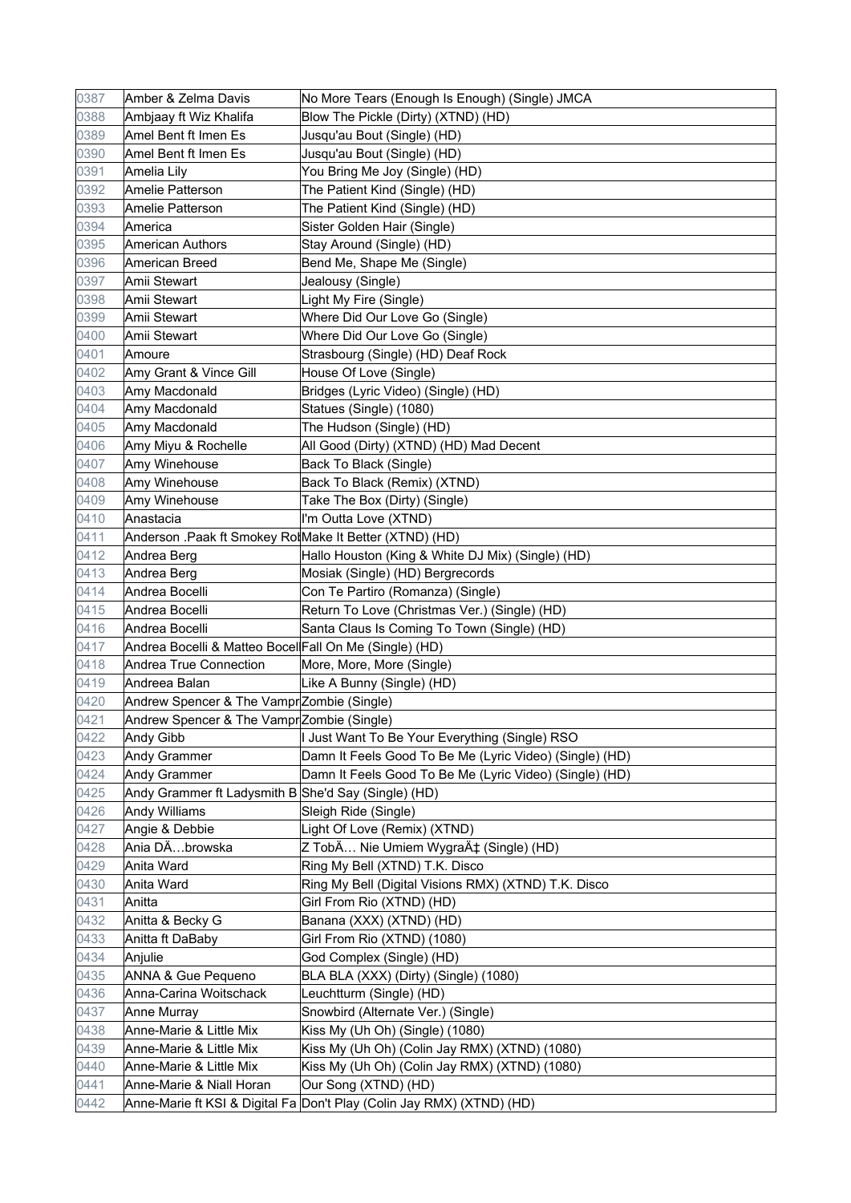| 0387 | Amber & Zelma Davis | No More Tears (Enough Is Enough) (Single) JMCA |
|---|---|---|
| 0388 | Ambjaay ft Wiz Khalifa | Blow The Pickle (Dirty) (XTND) (HD) |
| 0389 | Amel Bent ft Imen Es | Jusqu'au Bout (Single) (HD) |
| 0390 | Amel Bent ft Imen Es | Jusqu'au Bout (Single) (HD) |
| 0391 | Amelia Lily | You Bring Me Joy (Single) (HD) |
| 0392 | Amelie Patterson | The Patient Kind (Single) (HD) |
| 0393 | Amelie Patterson | The Patient Kind (Single) (HD) |
| 0394 | America | Sister Golden Hair (Single) |
| 0395 | American Authors | Stay Around (Single) (HD) |
| 0396 | American Breed | Bend Me, Shape Me (Single) |
| 0397 | Amii Stewart | Jealousy (Single) |
| 0398 | Amii Stewart | Light My Fire (Single) |
| 0399 | Amii Stewart | Where Did Our Love Go (Single) |
| 0400 | Amii Stewart | Where Did Our Love Go (Single) |
| 0401 | Amoure | Strasbourg (Single) (HD) Deaf Rock |
| 0402 | Amy Grant & Vince Gill | House Of Love (Single) |
| 0403 | Amy Macdonald | Bridges (Lyric Video) (Single) (HD) |
| 0404 | Amy Macdonald | Statues (Single) (1080) |
| 0405 | Amy Macdonald | The Hudson (Single) (HD) |
| 0406 | Amy Miyu & Rochelle | All Good (Dirty) (XTND) (HD) Mad Decent |
| 0407 | Amy Winehouse | Back To Black (Single) |
| 0408 | Amy Winehouse | Back To Black (Remix) (XTND) |
| 0409 | Amy Winehouse | Take The Box (Dirty) (Single) |
| 0410 | Anastacia | I'm Outta Love (XTND) |
| 0411 | Anderson .Paak ft Smokey Ro | Make It Better (XTND) (HD) |
| 0412 | Andrea Berg | Hallo Houston (King & White DJ Mix) (Single) (HD) |
| 0413 | Andrea Berg | Mosiak (Single) (HD) Bergrecords |
| 0414 | Andrea Bocelli | Con Te Partiro (Romanza) (Single) |
| 0415 | Andrea Bocelli | Return To Love (Christmas Ver.) (Single) (HD) |
| 0416 | Andrea Bocelli | Santa Claus Is Coming To Town (Single) (HD) |
| 0417 | Andrea Bocelli & Matteo Bocel | Fall On Me (Single) (HD) |
| 0418 | Andrea True Connection | More, More, More (Single) |
| 0419 | Andreea Balan | Like A Bunny (Single) (HD) |
| 0420 | Andrew Spencer & The Vampr | Zombie (Single) |
| 0421 | Andrew Spencer & The Vampr | Zombie (Single) |
| 0422 | Andy Gibb | I Just Want To Be Your Everything (Single) RSO |
| 0423 | Andy Grammer | Damn It Feels Good To Be Me (Lyric Video) (Single) (HD) |
| 0424 | Andy Grammer | Damn It Feels Good To Be Me (Lyric Video) (Single) (HD) |
| 0425 | Andy Grammer ft Ladysmith B | She'd Say (Single) (HD) |
| 0426 | Andy Williams | Sleigh Ride (Single) |
| 0427 | Angie & Debbie | Light Of Love (Remix) (XTND) |
| 0428 | Ania DÄ…browska | Z TobÄ… Nie Umiem WygraÄ‡ (Single) (HD) |
| 0429 | Anita Ward | Ring My Bell (XTND) T.K. Disco |
| 0430 | Anita Ward | Ring My Bell (Digital Visions RMX) (XTND) T.K. Disco |
| 0431 | Anitta | Girl From Rio (XTND) (HD) |
| 0432 | Anitta & Becky G | Banana (XXX) (XTND) (HD) |
| 0433 | Anitta ft DaBaby | Girl From Rio (XTND) (1080) |
| 0434 | Anjulie | God Complex (Single) (HD) |
| 0435 | ANNA & Gue Pequeno | BLA BLA (XXX) (Dirty) (Single) (1080) |
| 0436 | Anna-Carina Woitschack | Leuchtturm (Single) (HD) |
| 0437 | Anne Murray | Snowbird (Alternate Ver.) (Single) |
| 0438 | Anne-Marie & Little Mix | Kiss My (Uh Oh) (Single) (1080) |
| 0439 | Anne-Marie & Little Mix | Kiss My (Uh Oh) (Colin Jay RMX) (XTND) (1080) |
| 0440 | Anne-Marie & Little Mix | Kiss My (Uh Oh) (Colin Jay RMX) (XTND) (1080) |
| 0441 | Anne-Marie & Niall Horan | Our Song (XTND) (HD) |
| 0442 | Anne-Marie ft KSI & Digital Fa | Don't Play (Colin Jay RMX) (XTND) (HD) |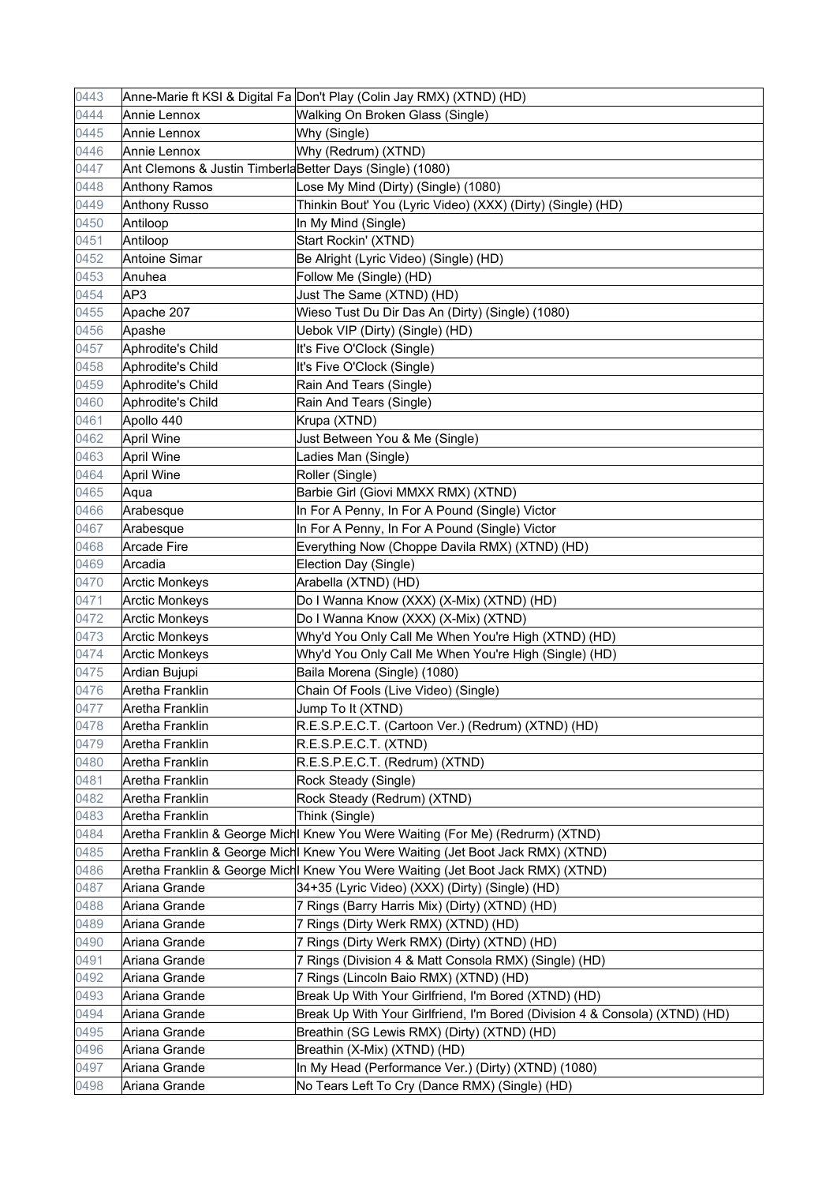| 0443 | Anne-Marie ft KSI & Digital Fa | Don't Play (Colin Jay RMX) (XTND) (HD) |
|---|---|---|
| 0444 | Annie Lennox | Walking On Broken Glass (Single) |
| 0445 | Annie Lennox | Why (Single) |
| 0446 | Annie Lennox | Why (Redrum) (XTND) |
| 0447 | Ant Clemons & Justin Timberla | Better Days (Single) (1080) |
| 0448 | Anthony Ramos | Lose My Mind (Dirty) (Single) (1080) |
| 0449 | Anthony Russo | Thinkin Bout' You (Lyric Video) (XXX) (Dirty) (Single) (HD) |
| 0450 | Antiloop | In My Mind (Single) |
| 0451 | Antiloop | Start Rockin' (XTND) |
| 0452 | Antoine Simar | Be Alright (Lyric Video) (Single) (HD) |
| 0453 | Anuhea | Follow Me (Single) (HD) |
| 0454 | AP3 | Just The Same (XTND) (HD) |
| 0455 | Apache 207 | Wieso Tust Du Dir Das An (Dirty) (Single) (1080) |
| 0456 | Apashe | Uebok VIP (Dirty) (Single) (HD) |
| 0457 | Aphrodite's Child | It's Five O'Clock (Single) |
| 0458 | Aphrodite's Child | It's Five O'Clock (Single) |
| 0459 | Aphrodite's Child | Rain And Tears (Single) |
| 0460 | Aphrodite's Child | Rain And Tears (Single) |
| 0461 | Apollo 440 | Krupa (XTND) |
| 0462 | April Wine | Just Between You & Me (Single) |
| 0463 | April Wine | Ladies Man (Single) |
| 0464 | April Wine | Roller (Single) |
| 0465 | Aqua | Barbie Girl (Giovi MMXX RMX) (XTND) |
| 0466 | Arabesque | In For A Penny, In For A Pound (Single) Victor |
| 0467 | Arabesque | In For A Penny, In For A Pound (Single) Victor |
| 0468 | Arcade Fire | Everything Now (Choppe Davila RMX) (XTND) (HD) |
| 0469 | Arcadia | Election Day (Single) |
| 0470 | Arctic Monkeys | Arabella (XTND) (HD) |
| 0471 | Arctic Monkeys | Do I Wanna Know (XXX) (X-Mix) (XTND) (HD) |
| 0472 | Arctic Monkeys | Do I Wanna Know (XXX) (X-Mix) (XTND) |
| 0473 | Arctic Monkeys | Why'd You Only Call Me When You're High (XTND) (HD) |
| 0474 | Arctic Monkeys | Why'd You Only Call Me When You're High (Single) (HD) |
| 0475 | Ardian Bujupi | Baila Morena (Single) (1080) |
| 0476 | Aretha Franklin | Chain Of Fools (Live Video) (Single) |
| 0477 | Aretha Franklin | Jump To It (XTND) |
| 0478 | Aretha Franklin | R.E.S.P.E.C.T. (Cartoon Ver.) (Redrum) (XTND) (HD) |
| 0479 | Aretha Franklin | R.E.S.P.E.C.T. (XTND) |
| 0480 | Aretha Franklin | R.E.S.P.E.C.T. (Redrum) (XTND) |
| 0481 | Aretha Franklin | Rock Steady (Single) |
| 0482 | Aretha Franklin | Rock Steady (Redrum) (XTND) |
| 0483 | Aretha Franklin | Think (Single) |
| 0484 | Aretha Franklin & George Mich | I Knew You Were Waiting (For Me) (Redrurm) (XTND) |
| 0485 | Aretha Franklin & George Mich | I Knew You Were Waiting (Jet Boot Jack RMX) (XTND) |
| 0486 | Aretha Franklin & George Mich | I Knew You Were Waiting (Jet Boot Jack RMX) (XTND) |
| 0487 | Ariana Grande | 34+35 (Lyric Video) (XXX) (Dirty) (Single) (HD) |
| 0488 | Ariana Grande | 7 Rings (Barry Harris Mix) (Dirty) (XTND) (HD) |
| 0489 | Ariana Grande | 7 Rings (Dirty Werk RMX) (XTND) (HD) |
| 0490 | Ariana Grande | 7 Rings (Dirty Werk RMX) (Dirty) (XTND) (HD) |
| 0491 | Ariana Grande | 7 Rings (Division 4 & Matt Consola RMX) (Single) (HD) |
| 0492 | Ariana Grande | 7 Rings (Lincoln Baio RMX) (XTND) (HD) |
| 0493 | Ariana Grande | Break Up With Your Girlfriend, I'm Bored (XTND) (HD) |
| 0494 | Ariana Grande | Break Up With Your Girlfriend, I'm Bored (Division 4 & Consola) (XTND) (HD) |
| 0495 | Ariana Grande | Breathin (SG Lewis RMX) (Dirty) (XTND) (HD) |
| 0496 | Ariana Grande | Breathin (X-Mix) (XTND) (HD) |
| 0497 | Ariana Grande | In My Head (Performance Ver.) (Dirty) (XTND) (1080) |
| 0498 | Ariana Grande | No Tears Left To Cry (Dance RMX) (Single) (HD) |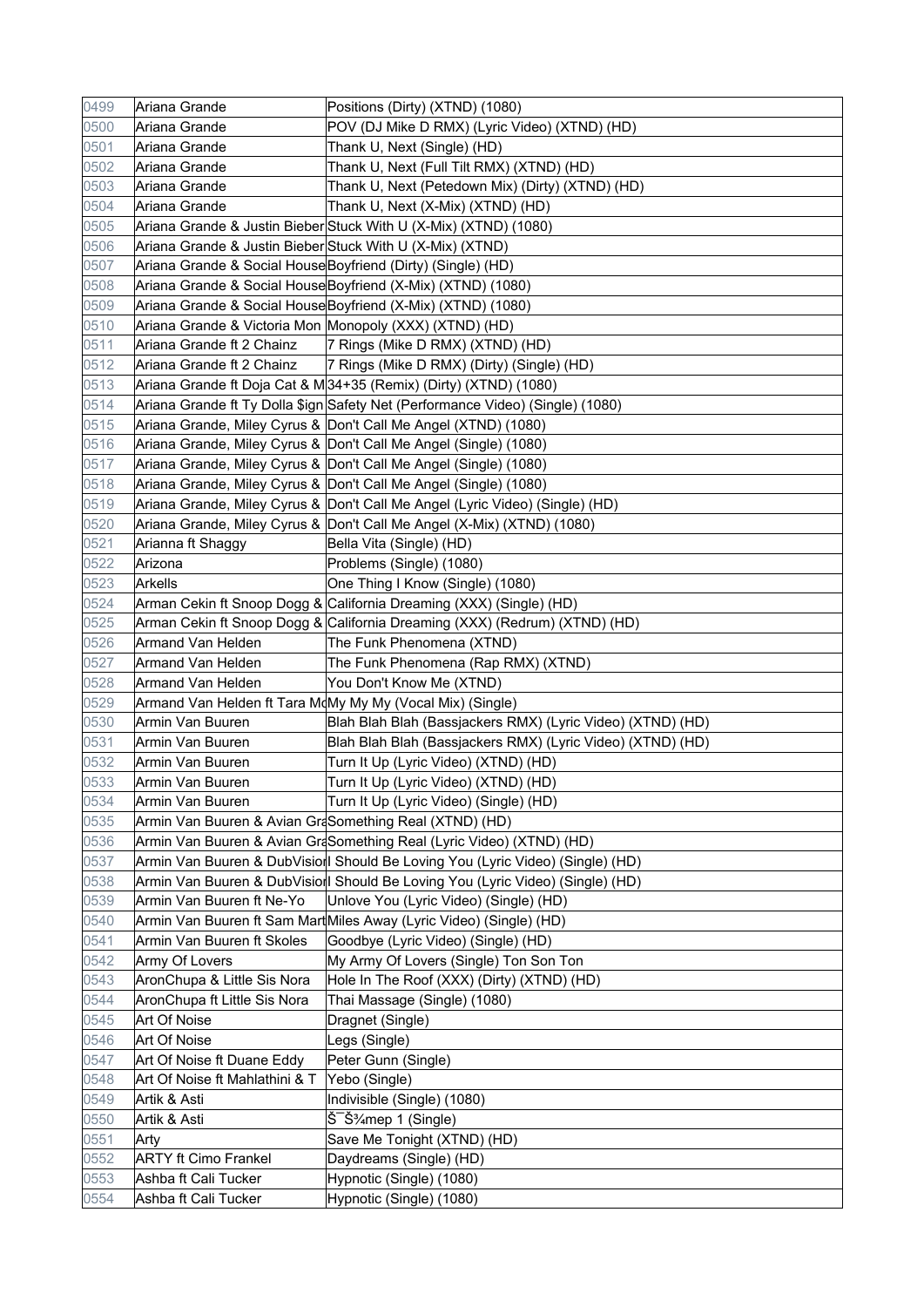| | | |
|---|---|---|
| 0499 | Ariana Grande | Positions (Dirty) (XTND) (1080) |
| 0500 | Ariana Grande | POV (DJ Mike D RMX) (Lyric Video) (XTND) (HD) |
| 0501 | Ariana Grande | Thank U, Next (Single) (HD) |
| 0502 | Ariana Grande | Thank U, Next (Full Tilt RMX) (XTND) (HD) |
| 0503 | Ariana Grande | Thank U, Next (Petedown Mix) (Dirty) (XTND) (HD) |
| 0504 | Ariana Grande | Thank U, Next (X-Mix) (XTND) (HD) |
| 0505 | Ariana Grande & Justin Bieber | Stuck With U (X-Mix) (XTND) (1080) |
| 0506 | Ariana Grande & Justin Bieber | Stuck With U (X-Mix) (XTND) |
| 0507 | Ariana Grande & Social House | Boyfriend (Dirty) (Single) (HD) |
| 0508 | Ariana Grande & Social House | Boyfriend (X-Mix) (XTND) (1080) |
| 0509 | Ariana Grande & Social House | Boyfriend (X-Mix) (XTND) (1080) |
| 0510 | Ariana Grande & Victoria Mon | Monopoly (XXX) (XTND) (HD) |
| 0511 | Ariana Grande ft 2 Chainz | 7 Rings (Mike D RMX) (XTND) (HD) |
| 0512 | Ariana Grande ft 2 Chainz | 7 Rings (Mike D RMX) (Dirty) (Single) (HD) |
| 0513 | Ariana Grande ft Doja Cat & M | 34+35 (Remix) (Dirty) (XTND) (1080) |
| 0514 | Ariana Grande ft Ty Dolla $ign | Safety Net (Performance Video) (Single) (1080) |
| 0515 | Ariana Grande, Miley Cyrus & | Don't Call Me Angel (XTND) (1080) |
| 0516 | Ariana Grande, Miley Cyrus & | Don't Call Me Angel (Single) (1080) |
| 0517 | Ariana Grande, Miley Cyrus & | Don't Call Me Angel (Single) (1080) |
| 0518 | Ariana Grande, Miley Cyrus & | Don't Call Me Angel (Single) (1080) |
| 0519 | Ariana Grande, Miley Cyrus & | Don't Call Me Angel (Lyric Video) (Single) (HD) |
| 0520 | Ariana Grande, Miley Cyrus & | Don't Call Me Angel (X-Mix) (XTND) (1080) |
| 0521 | Arianna ft Shaggy | Bella Vita (Single) (HD) |
| 0522 | Arizona | Problems (Single) (1080) |
| 0523 | Arkells | One Thing I Know (Single) (1080) |
| 0524 | Arman Cekin ft Snoop Dogg & | California Dreaming (XXX) (Single) (HD) |
| 0525 | Arman Cekin ft Snoop Dogg & | California Dreaming (XXX) (Redrum) (XTND) (HD) |
| 0526 | Armand Van Helden | The Funk Phenomena (XTND) |
| 0527 | Armand Van Helden | The Funk Phenomena (Rap RMX) (XTND) |
| 0528 | Armand Van Helden | You Don't Know Me (XTND) |
| 0529 | Armand Van Helden ft Tara Mc | My My My (Vocal Mix) (Single) |
| 0530 | Armin Van Buuren | Blah Blah Blah (Bassjackers RMX) (Lyric Video) (XTND) (HD) |
| 0531 | Armin Van Buuren | Blah Blah Blah (Bassjackers RMX) (Lyric Video) (XTND) (HD) |
| 0532 | Armin Van Buuren | Turn It Up (Lyric Video) (XTND) (HD) |
| 0533 | Armin Van Buuren | Turn It Up (Lyric Video) (XTND) (HD) |
| 0534 | Armin Van Buuren | Turn It Up (Lyric Video) (Single) (HD) |
| 0535 | Armin Van Buuren & Avian Gra | Something Real (XTND) (HD) |
| 0536 | Armin Van Buuren & Avian Gra | Something Real (Lyric Video) (XTND) (HD) |
| 0537 | Armin Van Buuren & DubVision | I Should Be Loving You (Lyric Video) (Single) (HD) |
| 0538 | Armin Van Buuren & DubVision | I Should Be Loving You (Lyric Video) (Single) (HD) |
| 0539 | Armin Van Buuren ft Ne-Yo | Unlove You (Lyric Video) (Single) (HD) |
| 0540 | Armin Van Buuren ft Sam Mart | Miles Away (Lyric Video) (Single) (HD) |
| 0541 | Armin Van Buuren ft Skoles | Goodbye (Lyric Video) (Single) (HD) |
| 0542 | Army Of Lovers | My Army Of Lovers (Single) Ton Son Ton |
| 0543 | AronChupa & Little Sis Nora | Hole In The Roof (XXX) (Dirty) (XTND) (HD) |
| 0544 | AronChupa ft Little Sis Nora | Thai Massage (Single) (1080) |
| 0545 | Art Of Noise | Dragnet (Single) |
| 0546 | Art Of Noise | Legs (Single) |
| 0547 | Art Of Noise ft Duane Eddy | Peter Gunn (Single) |
| 0548 | Art Of Noise ft Mahlathini & T | Yebo (Single) |
| 0549 | Artik & Asti | Indivisible (Single) (1080) |
| 0550 | Artik & Asti | Š¯Š¾mep 1 (Single) |
| 0551 | Arty | Save Me Tonight (XTND) (HD) |
| 0552 | ARTY ft Cimo Frankel | Daydreams (Single) (HD) |
| 0553 | Ashba ft Cali Tucker | Hypnotic (Single) (1080) |
| 0554 | Ashba ft Cali Tucker | Hypnotic (Single) (1080) |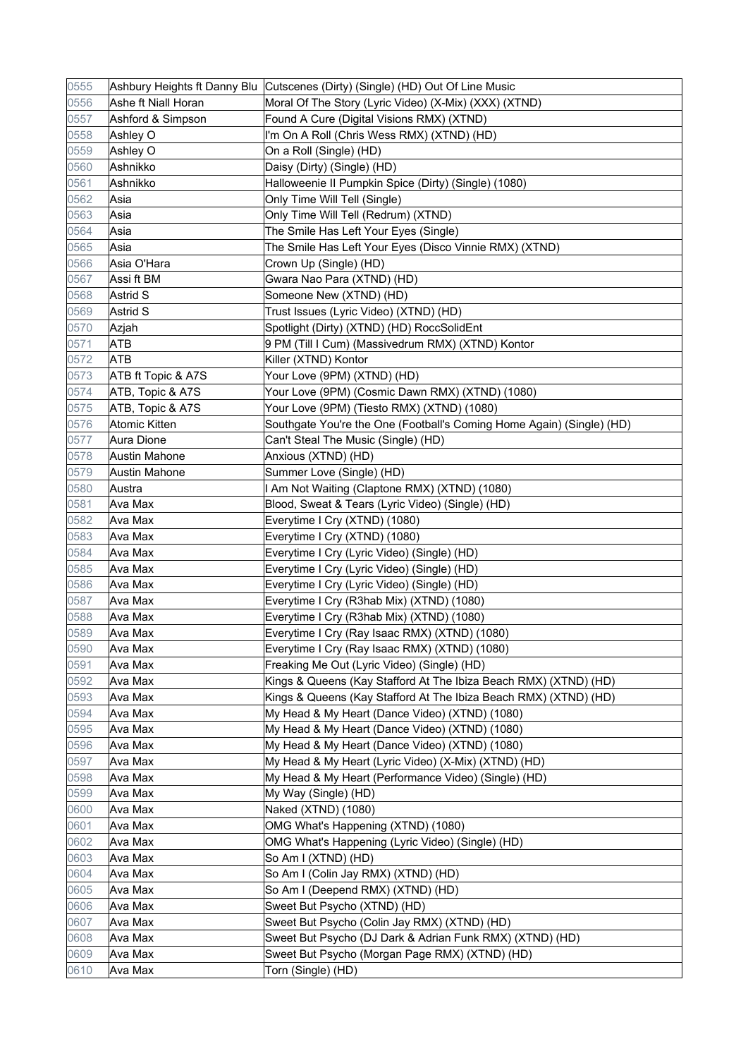| 0555 | Ashbury Heights ft Danny Blu | Cutscenes (Dirty) (Single) (HD) Out Of Line Music |
|---|---|---|
| 0556 | Ashe ft Niall Horan | Moral Of The Story (Lyric Video) (X-Mix) (XXX) (XTND) |
| 0557 | Ashford & Simpson | Found A Cure (Digital Visions RMX) (XTND) |
| 0558 | Ashley O | I'm On A Roll (Chris Wess RMX) (XTND) (HD) |
| 0559 | Ashley O | On a Roll (Single) (HD) |
| 0560 | Ashnikko | Daisy (Dirty) (Single) (HD) |
| 0561 | Ashnikko | Halloweenie II Pumpkin Spice (Dirty) (Single) (1080) |
| 0562 | Asia | Only Time Will Tell (Single) |
| 0563 | Asia | Only Time Will Tell (Redrum) (XTND) |
| 0564 | Asia | The Smile Has Left Your Eyes (Single) |
| 0565 | Asia | The Smile Has Left Your Eyes (Disco Vinnie RMX) (XTND) |
| 0566 | Asia O'Hara | Crown Up (Single) (HD) |
| 0567 | Assi ft BM | Gwara Nao Para (XTND) (HD) |
| 0568 | Astrid S | Someone New (XTND) (HD) |
| 0569 | Astrid S | Trust Issues (Lyric Video) (XTND) (HD) |
| 0570 | Azjah | Spotlight (Dirty) (XTND) (HD) RoccSolidEnt |
| 0571 | ATB | 9 PM (Till I Cum) (Massivedrum RMX) (XTND) Kontor |
| 0572 | ATB | Killer (XTND) Kontor |
| 0573 | ATB ft Topic & A7S | Your Love (9PM) (XTND) (HD) |
| 0574 | ATB, Topic & A7S | Your Love (9PM) (Cosmic Dawn RMX) (XTND) (1080) |
| 0575 | ATB, Topic & A7S | Your Love (9PM) (Tiesto RMX) (XTND) (1080) |
| 0576 | Atomic Kitten | Southgate You're the One (Football's Coming Home Again) (Single) (HD) |
| 0577 | Aura Dione | Can't Steal The Music (Single) (HD) |
| 0578 | Austin Mahone | Anxious (XTND) (HD) |
| 0579 | Austin Mahone | Summer Love (Single) (HD) |
| 0580 | Austra | I Am Not Waiting (Claptone RMX) (XTND) (1080) |
| 0581 | Ava Max | Blood, Sweat & Tears (Lyric Video) (Single) (HD) |
| 0582 | Ava Max | Everytime I Cry (XTND) (1080) |
| 0583 | Ava Max | Everytime I Cry (XTND) (1080) |
| 0584 | Ava Max | Everytime I Cry (Lyric Video) (Single) (HD) |
| 0585 | Ava Max | Everytime I Cry (Lyric Video) (Single) (HD) |
| 0586 | Ava Max | Everytime I Cry (Lyric Video) (Single) (HD) |
| 0587 | Ava Max | Everytime I Cry (R3hab Mix) (XTND) (1080) |
| 0588 | Ava Max | Everytime I Cry (R3hab Mix) (XTND) (1080) |
| 0589 | Ava Max | Everytime I Cry (Ray Isaac RMX) (XTND) (1080) |
| 0590 | Ava Max | Everytime I Cry (Ray Isaac RMX) (XTND) (1080) |
| 0591 | Ava Max | Freaking Me Out (Lyric Video) (Single) (HD) |
| 0592 | Ava Max | Kings & Queens (Kay Stafford At The Ibiza Beach RMX) (XTND) (HD) |
| 0593 | Ava Max | Kings & Queens (Kay Stafford At The Ibiza Beach RMX) (XTND) (HD) |
| 0594 | Ava Max | My Head & My Heart (Dance Video) (XTND) (1080) |
| 0595 | Ava Max | My Head & My Heart (Dance Video) (XTND) (1080) |
| 0596 | Ava Max | My Head & My Heart (Dance Video) (XTND) (1080) |
| 0597 | Ava Max | My Head & My Heart (Lyric Video) (X-Mix) (XTND) (HD) |
| 0598 | Ava Max | My Head & My Heart (Performance Video) (Single) (HD) |
| 0599 | Ava Max | My Way (Single) (HD) |
| 0600 | Ava Max | Naked (XTND) (1080) |
| 0601 | Ava Max | OMG What's Happening (XTND) (1080) |
| 0602 | Ava Max | OMG What's Happening (Lyric Video) (Single) (HD) |
| 0603 | Ava Max | So Am I (XTND) (HD) |
| 0604 | Ava Max | So Am I (Colin Jay RMX) (XTND) (HD) |
| 0605 | Ava Max | So Am I (Deepend RMX) (XTND) (HD) |
| 0606 | Ava Max | Sweet But Psycho (XTND) (HD) |
| 0607 | Ava Max | Sweet But Psycho (Colin Jay RMX) (XTND) (HD) |
| 0608 | Ava Max | Sweet But Psycho (DJ Dark & Adrian Funk RMX) (XTND) (HD) |
| 0609 | Ava Max | Sweet But Psycho (Morgan Page RMX) (XTND) (HD) |
| 0610 | Ava Max | Torn (Single) (HD) |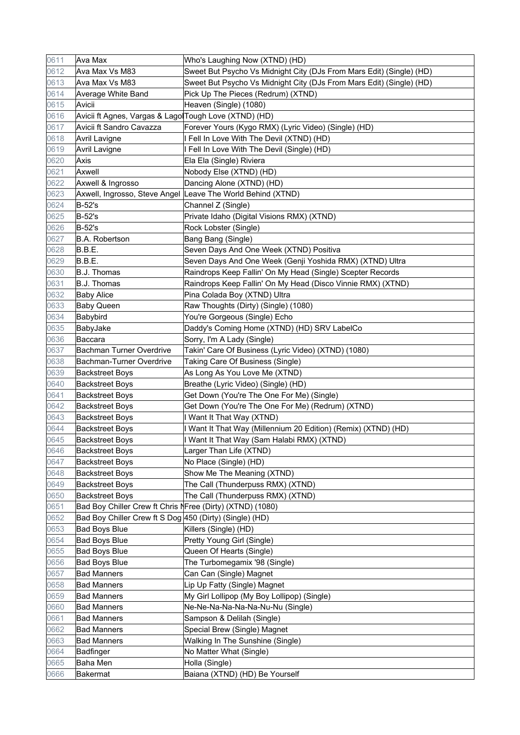| | | |
|---|---|---|
| 0611 | Ava Max | Who's Laughing Now (XTND) (HD) |
| 0612 | Ava Max Vs M83 | Sweet But Psycho Vs Midnight City (DJs From Mars Edit) (Single) (HD) |
| 0613 | Ava Max Vs M83 | Sweet But Psycho Vs Midnight City (DJs From Mars Edit) (Single) (HD) |
| 0614 | Average White Band | Pick Up The Pieces (Redrum) (XTND) |
| 0615 | Avicii | Heaven (Single) (1080) |
| 0616 | Avicii ft Agnes, Vargas & Lago | Tough Love (XTND) (HD) |
| 0617 | Avicii ft Sandro Cavazza | Forever Yours (Kygo RMX) (Lyric Video) (Single) (HD) |
| 0618 | Avril Lavigne | I Fell In Love With The Devil (XTND) (HD) |
| 0619 | Avril Lavigne | I Fell In Love With The Devil (Single) (HD) |
| 0620 | Axis | Ela Ela (Single) Riviera |
| 0621 | Axwell | Nobody Else (XTND) (HD) |
| 0622 | Axwell & Ingrosso | Dancing Alone (XTND) (HD) |
| 0623 | Axwell, Ingrosso, Steve Angel | Leave The World Behind (XTND) |
| 0624 | B-52's | Channel Z (Single) |
| 0625 | B-52's | Private Idaho (Digital Visions RMX) (XTND) |
| 0626 | B-52's | Rock Lobster (Single) |
| 0627 | B.A. Robertson | Bang Bang (Single) |
| 0628 | B.B.E. | Seven Days And One Week (XTND) Positiva |
| 0629 | B.B.E. | Seven Days And One Week (Genji Yoshida RMX) (XTND) Ultra |
| 0630 | B.J. Thomas | Raindrops Keep Fallin' On My Head (Single) Scepter Records |
| 0631 | B.J. Thomas | Raindrops Keep Fallin' On My Head (Disco Vinnie RMX) (XTND) |
| 0632 | Baby Alice | Pina Colada Boy (XTND) Ultra |
| 0633 | Baby Queen | Raw Thoughts (Dirty) (Single) (1080) |
| 0634 | Babybird | You're Gorgeous (Single) Echo |
| 0635 | BabyJake | Daddy's Coming Home (XTND) (HD) SRV LabelCo |
| 0636 | Baccara | Sorry, I'm A Lady (Single) |
| 0637 | Bachman Turner Overdrive | Takin' Care Of Business (Lyric Video) (XTND) (1080) |
| 0638 | Bachman-Turner Overdrive | Taking Care Of Business (Single) |
| 0639 | Backstreet Boys | As Long As You Love Me (XTND) |
| 0640 | Backstreet Boys | Breathe (Lyric Video) (Single) (HD) |
| 0641 | Backstreet Boys | Get Down (You're The One For Me) (Single) |
| 0642 | Backstreet Boys | Get Down (You're The One For Me) (Redrum) (XTND) |
| 0643 | Backstreet Boys | I Want It That Way (XTND) |
| 0644 | Backstreet Boys | I Want It That Way (Millennium 20 Edition) (Remix) (XTND) (HD) |
| 0645 | Backstreet Boys | I Want It That Way (Sam Halabi RMX) (XTND) |
| 0646 | Backstreet Boys | Larger Than Life (XTND) |
| 0647 | Backstreet Boys | No Place (Single) (HD) |
| 0648 | Backstreet Boys | Show Me The Meaning (XTND) |
| 0649 | Backstreet Boys | The Call (Thunderpuss RMX) (XTND) |
| 0650 | Backstreet Boys | The Call (Thunderpuss RMX) (XTND) |
| 0651 | Bad Boy Chiller Crew ft Chris N | Free (Dirty) (XTND) (1080) |
| 0652 | Bad Boy Chiller Crew ft S Dog | 450 (Dirty) (Single) (HD) |
| 0653 | Bad Boys Blue | Killers (Single) (HD) |
| 0654 | Bad Boys Blue | Pretty Young Girl (Single) |
| 0655 | Bad Boys Blue | Queen Of Hearts (Single) |
| 0656 | Bad Boys Blue | The Turbomegamix '98 (Single) |
| 0657 | Bad Manners | Can Can (Single) Magnet |
| 0658 | Bad Manners | Lip Up Fatty (Single) Magnet |
| 0659 | Bad Manners | My Girl Lollipop (My Boy Lollipop) (Single) |
| 0660 | Bad Manners | Ne-Ne-Na-Na-Na-Nu-Nu (Single) |
| 0661 | Bad Manners | Sampson & Delilah (Single) |
| 0662 | Bad Manners | Special Brew (Single) Magnet |
| 0663 | Bad Manners | Walking In The Sunshine (Single) |
| 0664 | Badfinger | No Matter What (Single) |
| 0665 | Baha Men | Holla (Single) |
| 0666 | Bakermat | Baiana (XTND) (HD) Be Yourself |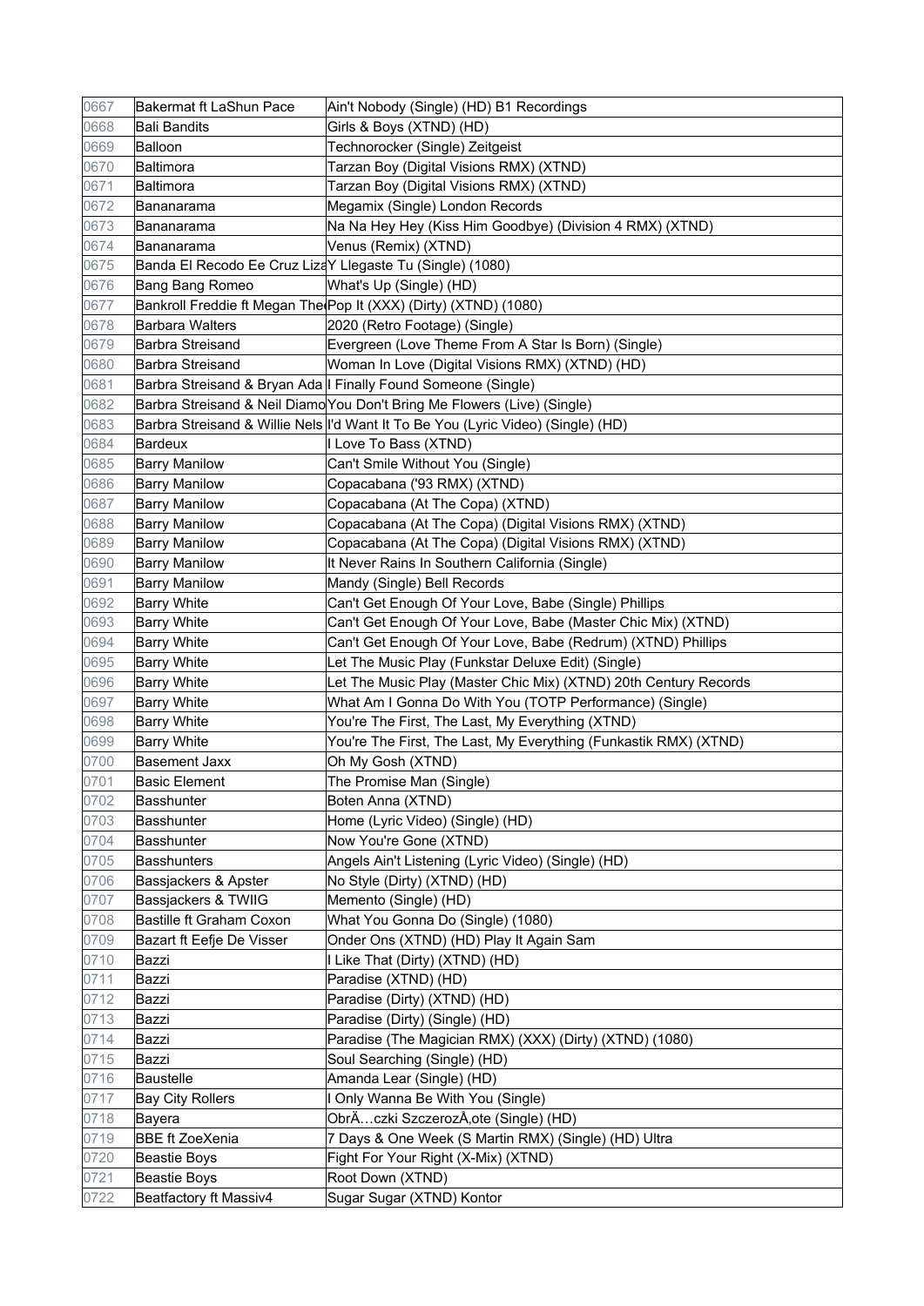| 0667 | Bakermat ft LaShun Pace | Ain't Nobody (Single) (HD) B1 Recordings |
|---|---|---|
| 0668 | Bali Bandits | Girls & Boys (XTND) (HD) |
| 0669 | Balloon | Technorocker (Single) Zeitgeist |
| 0670 | Baltimora | Tarzan Boy (Digital Visions RMX) (XTND) |
| 0671 | Baltimora | Tarzan Boy (Digital Visions RMX) (XTND) |
| 0672 | Bananarama | Megamix (Single) London Records |
| 0673 | Bananarama | Na Na Hey Hey (Kiss Him Goodbye) (Division 4 RMX) (XTND) |
| 0674 | Bananarama | Venus (Remix) (XTND) |
| 0675 | Banda El Recodo Ee Cruz Liza | Y Llegaste Tu (Single) (1080) |
| 0676 | Bang Bang Romeo | What's Up (Single) (HD) |
| 0677 | Bankroll Freddie ft Megan The | Pop It (XXX) (Dirty) (XTND) (1080) |
| 0678 | Barbara Walters | 2020 (Retro Footage) (Single) |
| 0679 | Barbra Streisand | Evergreen (Love Theme From A Star Is Born) (Single) |
| 0680 | Barbra Streisand | Woman In Love (Digital Visions RMX) (XTND) (HD) |
| 0681 | Barbra Streisand & Bryan Ada | I Finally Found Someone (Single) |
| 0682 | Barbra Streisand & Neil Diamo | You Don't Bring Me Flowers (Live) (Single) |
| 0683 | Barbra Streisand & Willie Nels | I'd Want It To Be You (Lyric Video) (Single) (HD) |
| 0684 | Bardeux | I Love To Bass (XTND) |
| 0685 | Barry Manilow | Can't Smile Without You (Single) |
| 0686 | Barry Manilow | Copacabana ('93 RMX) (XTND) |
| 0687 | Barry Manilow | Copacabana (At The Copa) (XTND) |
| 0688 | Barry Manilow | Copacabana (At The Copa) (Digital Visions RMX) (XTND) |
| 0689 | Barry Manilow | Copacabana (At The Copa) (Digital Visions RMX) (XTND) |
| 0690 | Barry Manilow | It Never Rains In Southern California (Single) |
| 0691 | Barry Manilow | Mandy (Single) Bell Records |
| 0692 | Barry White | Can't Get Enough Of Your Love, Babe (Single) Phillips |
| 0693 | Barry White | Can't Get Enough Of Your Love, Babe (Master Chic Mix) (XTND) |
| 0694 | Barry White | Can't Get Enough Of Your Love, Babe (Redrum) (XTND) Phillips |
| 0695 | Barry White | Let The Music Play (Funkstar Deluxe Edit) (Single) |
| 0696 | Barry White | Let The Music Play (Master Chic Mix) (XTND) 20th Century Records |
| 0697 | Barry White | What Am I Gonna Do With You (TOTP Performance) (Single) |
| 0698 | Barry White | You're The First, The Last, My Everything (XTND) |
| 0699 | Barry White | You're The First, The Last, My Everything (Funkastik RMX) (XTND) |
| 0700 | Basement Jaxx | Oh My Gosh (XTND) |
| 0701 | Basic Element | The Promise Man (Single) |
| 0702 | Basshunter | Boten Anna (XTND) |
| 0703 | Basshunter | Home (Lyric Video) (Single) (HD) |
| 0704 | Basshunter | Now You're Gone (XTND) |
| 0705 | Basshunters | Angels Ain't Listening (Lyric Video) (Single) (HD) |
| 0706 | Bassjackers & Apster | No Style (Dirty) (XTND) (HD) |
| 0707 | Bassjackers & TWIIG | Memento (Single) (HD) |
| 0708 | Bastille ft Graham Coxon | What You Gonna Do (Single) (1080) |
| 0709 | Bazart ft Eefje De Visser | Onder Ons (XTND) (HD) Play It Again Sam |
| 0710 | Bazzi | I Like That (Dirty) (XTND) (HD) |
| 0711 | Bazzi | Paradise (XTND) (HD) |
| 0712 | Bazzi | Paradise (Dirty) (XTND) (HD) |
| 0713 | Bazzi | Paradise (Dirty) (Single) (HD) |
| 0714 | Bazzi | Paradise (The Magician RMX) (XXX) (Dirty) (XTND) (1080) |
| 0715 | Bazzi | Soul Searching (Single) (HD) |
| 0716 | Baustelle | Amanda Lear (Single) (HD) |
| 0717 | Bay City Rollers | I Only Wanna Be With You (Single) |
| 0718 | Bayera | ObrÄ…czki SzczerozÅ‚ote (Single) (HD) |
| 0719 | BBE ft ZoeXenia | 7 Days & One Week (S Martin RMX) (Single) (HD) Ultra |
| 0720 | Beastie Boys | Fight For Your Right (X-Mix) (XTND) |
| 0721 | Beastie Boys | Root Down (XTND) |
| 0722 | Beatfactory ft Massiv4 | Sugar Sugar (XTND) Kontor |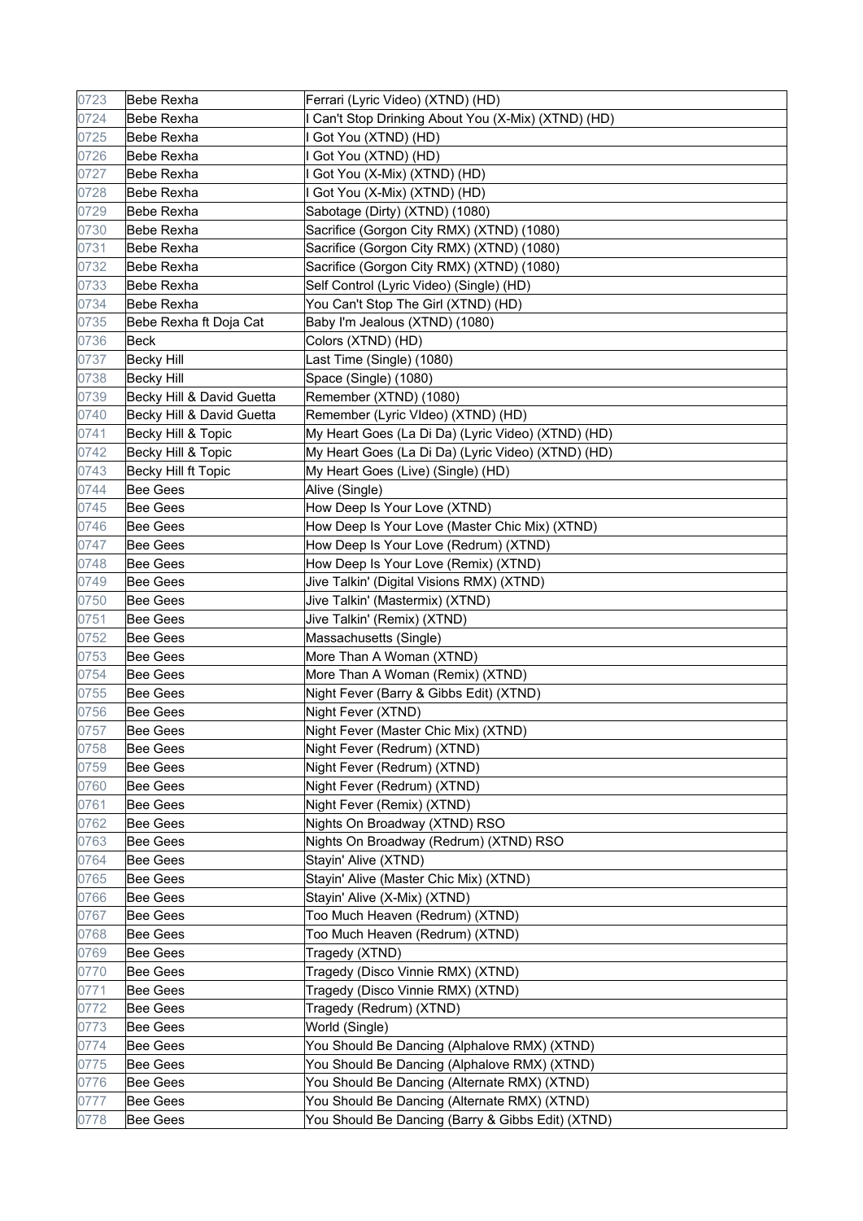| 0723 | Bebe Rexha | Ferrari (Lyric Video) (XTND) (HD) |
|---|---|---|
| 0724 | Bebe Rexha | I Can't Stop Drinking About You (X-Mix) (XTND) (HD) |
| 0725 | Bebe Rexha | I Got You (XTND) (HD) |
| 0726 | Bebe Rexha | I Got You (XTND) (HD) |
| 0727 | Bebe Rexha | I Got You (X-Mix) (XTND) (HD) |
| 0728 | Bebe Rexha | I Got You (X-Mix) (XTND) (HD) |
| 0729 | Bebe Rexha | Sabotage (Dirty) (XTND) (1080) |
| 0730 | Bebe Rexha | Sacrifice (Gorgon City RMX) (XTND) (1080) |
| 0731 | Bebe Rexha | Sacrifice (Gorgon City RMX) (XTND) (1080) |
| 0732 | Bebe Rexha | Sacrifice (Gorgon City RMX) (XTND) (1080) |
| 0733 | Bebe Rexha | Self Control (Lyric Video) (Single) (HD) |
| 0734 | Bebe Rexha | You Can't Stop The Girl (XTND) (HD) |
| 0735 | Bebe Rexha ft Doja Cat | Baby I'm Jealous (XTND) (1080) |
| 0736 | Beck | Colors (XTND) (HD) |
| 0737 | Becky Hill | Last Time (Single) (1080) |
| 0738 | Becky Hill | Space (Single) (1080) |
| 0739 | Becky Hill & David Guetta | Remember (XTND) (1080) |
| 0740 | Becky Hill & David Guetta | Remember (Lyric VIdeo) (XTND) (HD) |
| 0741 | Becky Hill & Topic | My Heart Goes (La Di Da) (Lyric Video) (XTND) (HD) |
| 0742 | Becky Hill & Topic | My Heart Goes (La Di Da) (Lyric Video) (XTND) (HD) |
| 0743 | Becky Hill ft Topic | My Heart Goes (Live) (Single) (HD) |
| 0744 | Bee Gees | Alive (Single) |
| 0745 | Bee Gees | How Deep Is Your Love (XTND) |
| 0746 | Bee Gees | How Deep Is Your Love (Master Chic Mix) (XTND) |
| 0747 | Bee Gees | How Deep Is Your Love (Redrum) (XTND) |
| 0748 | Bee Gees | How Deep Is Your Love (Remix) (XTND) |
| 0749 | Bee Gees | Jive Talkin' (Digital Visions RMX) (XTND) |
| 0750 | Bee Gees | Jive Talkin' (Mastermix) (XTND) |
| 0751 | Bee Gees | Jive Talkin' (Remix) (XTND) |
| 0752 | Bee Gees | Massachusetts (Single) |
| 0753 | Bee Gees | More Than A Woman (XTND) |
| 0754 | Bee Gees | More Than A Woman (Remix) (XTND) |
| 0755 | Bee Gees | Night Fever (Barry & Gibbs Edit) (XTND) |
| 0756 | Bee Gees | Night Fever (XTND) |
| 0757 | Bee Gees | Night Fever (Master Chic Mix) (XTND) |
| 0758 | Bee Gees | Night Fever (Redrum) (XTND) |
| 0759 | Bee Gees | Night Fever (Redrum) (XTND) |
| 0760 | Bee Gees | Night Fever (Redrum) (XTND) |
| 0761 | Bee Gees | Night Fever (Remix) (XTND) |
| 0762 | Bee Gees | Nights On Broadway (XTND) RSO |
| 0763 | Bee Gees | Nights On Broadway (Redrum) (XTND) RSO |
| 0764 | Bee Gees | Stayin' Alive (XTND) |
| 0765 | Bee Gees | Stayin' Alive (Master Chic Mix) (XTND) |
| 0766 | Bee Gees | Stayin' Alive (X-Mix) (XTND) |
| 0767 | Bee Gees | Too Much Heaven (Redrum) (XTND) |
| 0768 | Bee Gees | Too Much Heaven (Redrum) (XTND) |
| 0769 | Bee Gees | Tragedy (XTND) |
| 0770 | Bee Gees | Tragedy (Disco Vinnie RMX) (XTND) |
| 0771 | Bee Gees | Tragedy (Disco Vinnie RMX) (XTND) |
| 0772 | Bee Gees | Tragedy (Redrum) (XTND) |
| 0773 | Bee Gees | World (Single) |
| 0774 | Bee Gees | You Should Be Dancing (Alphalove RMX) (XTND) |
| 0775 | Bee Gees | You Should Be Dancing (Alphalove RMX) (XTND) |
| 0776 | Bee Gees | You Should Be Dancing (Alternate RMX) (XTND) |
| 0777 | Bee Gees | You Should Be Dancing (Alternate RMX) (XTND) |
| 0778 | Bee Gees | You Should Be Dancing (Barry & Gibbs Edit) (XTND) |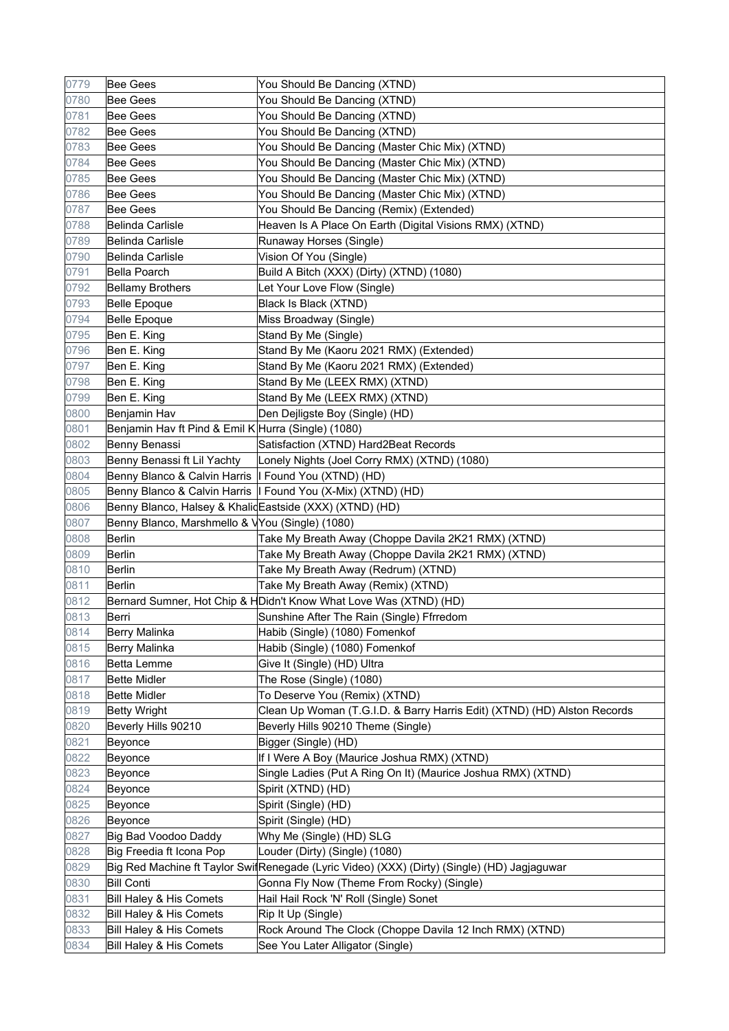| | | |
|---|---|---|
| 0779 | Bee Gees | You Should Be Dancing (XTND) |
| 0780 | Bee Gees | You Should Be Dancing (XTND) |
| 0781 | Bee Gees | You Should Be Dancing (XTND) |
| 0782 | Bee Gees | You Should Be Dancing (XTND) |
| 0783 | Bee Gees | You Should Be Dancing (Master Chic Mix) (XTND) |
| 0784 | Bee Gees | You Should Be Dancing (Master Chic Mix) (XTND) |
| 0785 | Bee Gees | You Should Be Dancing (Master Chic Mix) (XTND) |
| 0786 | Bee Gees | You Should Be Dancing (Master Chic Mix) (XTND) |
| 0787 | Bee Gees | You Should Be Dancing (Remix) (Extended) |
| 0788 | Belinda Carlisle | Heaven Is A Place On Earth (Digital Visions RMX) (XTND) |
| 0789 | Belinda Carlisle | Runaway Horses (Single) |
| 0790 | Belinda Carlisle | Vision Of You (Single) |
| 0791 | Bella Poarch | Build A Bitch (XXX) (Dirty) (XTND) (1080) |
| 0792 | Bellamy Brothers | Let Your Love Flow (Single) |
| 0793 | Belle Epoque | Black Is Black (XTND) |
| 0794 | Belle Epoque | Miss Broadway (Single) |
| 0795 | Ben E. King | Stand By Me (Single) |
| 0796 | Ben E. King | Stand By Me (Kaoru 2021 RMX) (Extended) |
| 0797 | Ben E. King | Stand By Me (Kaoru 2021 RMX) (Extended) |
| 0798 | Ben E. King | Stand By Me (LEEX RMX) (XTND) |
| 0799 | Ben E. King | Stand By Me (LEEX RMX) (XTND) |
| 0800 | Benjamin Hav | Den Dejligste Boy (Single) (HD) |
| 0801 | Benjamin Hav ft Pind & Emil K | Hurra (Single) (1080) |
| 0802 | Benny Benassi | Satisfaction (XTND) Hard2Beat Records |
| 0803 | Benny Benassi ft Lil Yachty | Lonely Nights (Joel Corry RMX) (XTND) (1080) |
| 0804 | Benny Blanco & Calvin Harris | I Found You (XTND) (HD) |
| 0805 | Benny Blanco & Calvin Harris | I Found You (X-Mix) (XTND) (HD) |
| 0806 | Benny Blanco, Halsey & Khalid | Eastside (XXX) (XTND) (HD) |
| 0807 | Benny Blanco, Marshmello & V | You (Single) (1080) |
| 0808 | Berlin | Take My Breath Away (Choppe Davila 2K21 RMX) (XTND) |
| 0809 | Berlin | Take My Breath Away (Choppe Davila 2K21 RMX) (XTND) |
| 0810 | Berlin | Take My Breath Away (Redrum) (XTND) |
| 0811 | Berlin | Take My Breath Away (Remix) (XTND) |
| 0812 | Bernard Sumner, Hot Chip & H | Didn't Know What Love Was (XTND) (HD) |
| 0813 | Berri | Sunshine After The Rain (Single) Ffrredom |
| 0814 | Berry Malinka | Habib (Single) (1080) Fomenkof |
| 0815 | Berry Malinka | Habib (Single) (1080) Fomenkof |
| 0816 | Betta Lemme | Give It (Single) (HD) Ultra |
| 0817 | Bette Midler | The Rose (Single) (1080) |
| 0818 | Bette Midler | To Deserve You (Remix) (XTND) |
| 0819 | Betty Wright | Clean Up Woman (T.G.I.D. & Barry Harris Edit) (XTND) (HD) Alston Records |
| 0820 | Beverly Hills 90210 | Beverly Hills 90210 Theme (Single) |
| 0821 | Beyonce | Bigger (Single) (HD) |
| 0822 | Beyonce | If I Were A Boy (Maurice Joshua RMX) (XTND) |
| 0823 | Beyonce | Single Ladies (Put A Ring On It) (Maurice Joshua RMX) (XTND) |
| 0824 | Beyonce | Spirit (XTND) (HD) |
| 0825 | Beyonce | Spirit (Single) (HD) |
| 0826 | Beyonce | Spirit (Single) (HD) |
| 0827 | Big Bad Voodoo Daddy | Why Me (Single) (HD) SLG |
| 0828 | Big Freedia ft Icona Pop | Louder (Dirty) (Single) (1080) |
| 0829 | Big Red Machine ft Taylor Swif | Renegade (Lyric Video) (XXX) (Dirty) (Single) (HD) Jagjaguwar |
| 0830 | Bill Conti | Gonna Fly Now (Theme From Rocky) (Single) |
| 0831 | Bill Haley & His Comets | Hail Hail Rock 'N' Roll (Single) Sonet |
| 0832 | Bill Haley & His Comets | Rip It Up (Single) |
| 0833 | Bill Haley & His Comets | Rock Around The Clock (Choppe Davila 12 Inch RMX) (XTND) |
| 0834 | Bill Haley & His Comets | See You Later Alligator (Single) |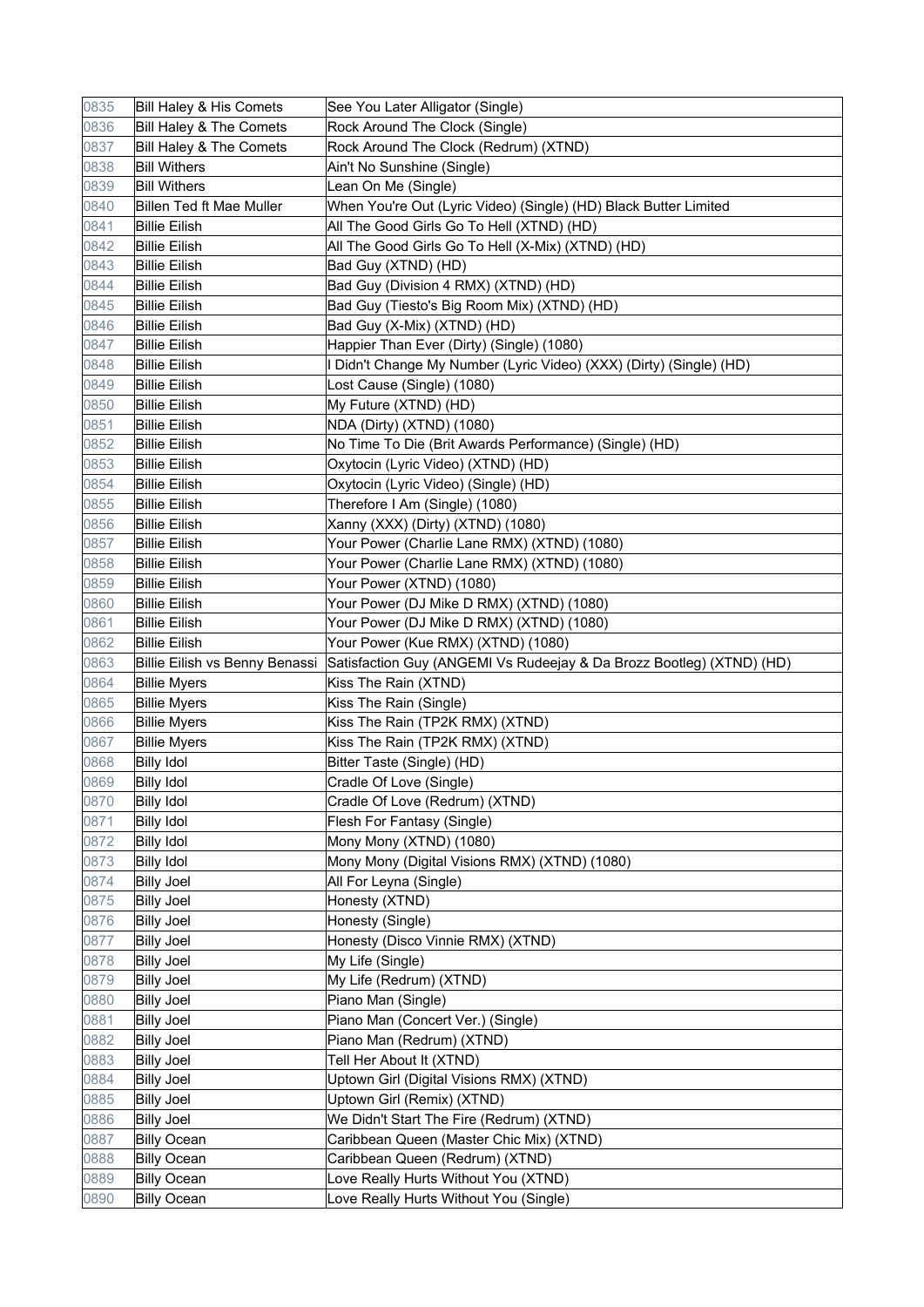| 0835 | Bill Haley & His Comets | See You Later Alligator (Single) |
|---|---|---|
| 0836 | Bill Haley & The Comets | Rock Around The Clock (Single) |
| 0837 | Bill Haley & The Comets | Rock Around The Clock (Redrum) (XTND) |
| 0838 | Bill Withers | Ain't No Sunshine (Single) |
| 0839 | Bill Withers | Lean On Me (Single) |
| 0840 | Billen Ted ft Mae Muller | When You're Out (Lyric Video) (Single) (HD) Black Butter Limited |
| 0841 | Billie Eilish | All The Good Girls Go To Hell (XTND) (HD) |
| 0842 | Billie Eilish | All The Good Girls Go To Hell (X-Mix) (XTND) (HD) |
| 0843 | Billie Eilish | Bad Guy (XTND) (HD) |
| 0844 | Billie Eilish | Bad Guy (Division 4 RMX) (XTND) (HD) |
| 0845 | Billie Eilish | Bad Guy (Tiesto's Big Room Mix) (XTND) (HD) |
| 0846 | Billie Eilish | Bad Guy (X-Mix) (XTND) (HD) |
| 0847 | Billie Eilish | Happier Than Ever (Dirty) (Single) (1080) |
| 0848 | Billie Eilish | I Didn't Change My Number (Lyric Video) (XXX) (Dirty) (Single) (HD) |
| 0849 | Billie Eilish | Lost Cause (Single) (1080) |
| 0850 | Billie Eilish | My Future (XTND) (HD) |
| 0851 | Billie Eilish | NDA (Dirty) (XTND) (1080) |
| 0852 | Billie Eilish | No Time To Die (Brit Awards Performance) (Single) (HD) |
| 0853 | Billie Eilish | Oxytocin (Lyric Video) (XTND) (HD) |
| 0854 | Billie Eilish | Oxytocin (Lyric Video) (Single) (HD) |
| 0855 | Billie Eilish | Therefore I Am (Single) (1080) |
| 0856 | Billie Eilish | Xanny (XXX) (Dirty) (XTND) (1080) |
| 0857 | Billie Eilish | Your Power (Charlie Lane RMX) (XTND) (1080) |
| 0858 | Billie Eilish | Your Power (Charlie Lane RMX) (XTND) (1080) |
| 0859 | Billie Eilish | Your Power (XTND) (1080) |
| 0860 | Billie Eilish | Your Power (DJ Mike D RMX) (XTND) (1080) |
| 0861 | Billie Eilish | Your Power (DJ Mike D RMX) (XTND) (1080) |
| 0862 | Billie Eilish | Your Power (Kue RMX) (XTND) (1080) |
| 0863 | Billie Eilish vs Benny Benassi | Satisfaction Guy (ANGEMI Vs Rudeejay & Da Brozz Bootleg) (XTND) (HD) |
| 0864 | Billie Myers | Kiss The Rain (XTND) |
| 0865 | Billie Myers | Kiss The Rain (Single) |
| 0866 | Billie Myers | Kiss The Rain (TP2K RMX) (XTND) |
| 0867 | Billie Myers | Kiss The Rain (TP2K RMX) (XTND) |
| 0868 | Billy Idol | Bitter Taste (Single) (HD) |
| 0869 | Billy Idol | Cradle Of Love (Single) |
| 0870 | Billy Idol | Cradle Of Love (Redrum) (XTND) |
| 0871 | Billy Idol | Flesh For Fantasy (Single) |
| 0872 | Billy Idol | Mony Mony (XTND) (1080) |
| 0873 | Billy Idol | Mony Mony (Digital Visions RMX) (XTND) (1080) |
| 0874 | Billy Joel | All For Leyna (Single) |
| 0875 | Billy Joel | Honesty (XTND) |
| 0876 | Billy Joel | Honesty (Single) |
| 0877 | Billy Joel | Honesty (Disco Vinnie RMX) (XTND) |
| 0878 | Billy Joel | My Life (Single) |
| 0879 | Billy Joel | My Life (Redrum) (XTND) |
| 0880 | Billy Joel | Piano Man (Single) |
| 0881 | Billy Joel | Piano Man (Concert Ver.) (Single) |
| 0882 | Billy Joel | Piano Man (Redrum) (XTND) |
| 0883 | Billy Joel | Tell Her About It (XTND) |
| 0884 | Billy Joel | Uptown Girl (Digital Visions RMX) (XTND) |
| 0885 | Billy Joel | Uptown Girl (Remix) (XTND) |
| 0886 | Billy Joel | We Didn't Start The Fire (Redrum) (XTND) |
| 0887 | Billy Ocean | Caribbean Queen (Master Chic Mix) (XTND) |
| 0888 | Billy Ocean | Caribbean Queen (Redrum) (XTND) |
| 0889 | Billy Ocean | Love Really Hurts Without You (XTND) |
| 0890 | Billy Ocean | Love Really Hurts Without You (Single) |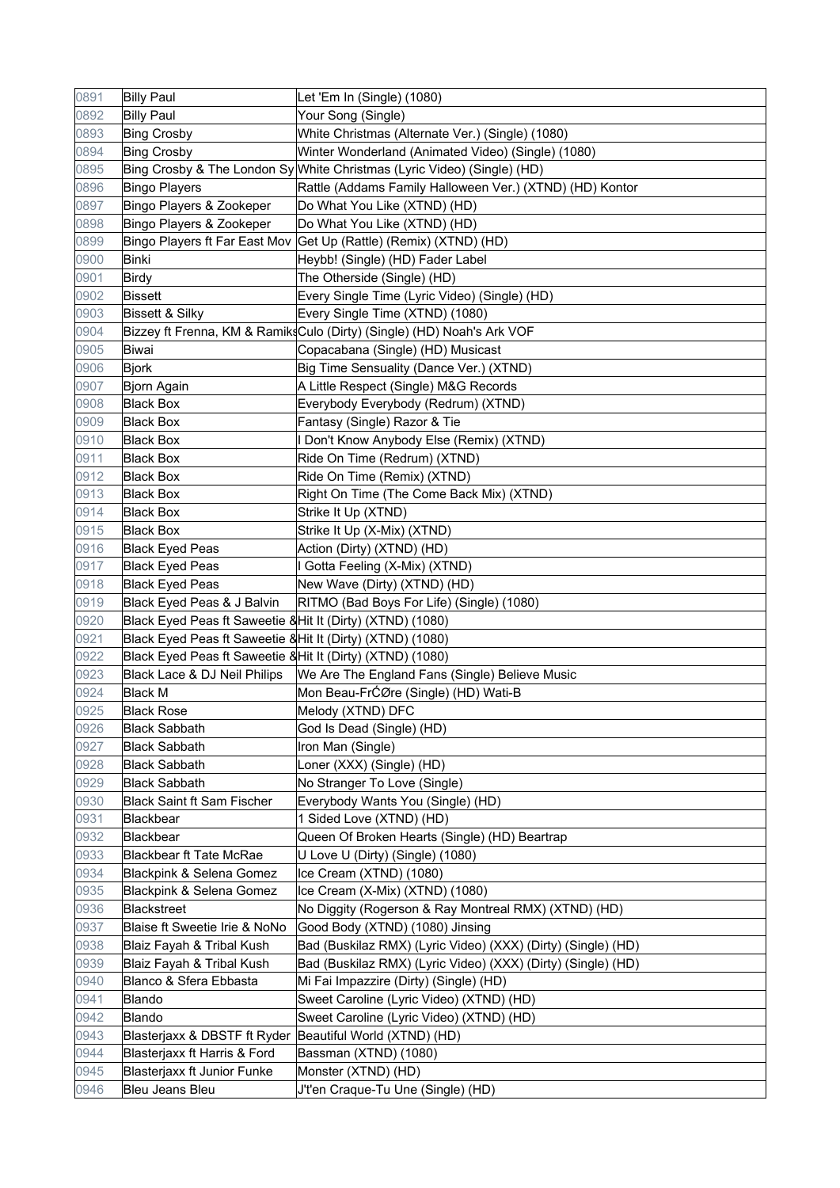| | | |
|---|---|---|
| 0891 | Billy Paul | Let 'Em In (Single) (1080) |
| 0892 | Billy Paul | Your Song (Single) |
| 0893 | Bing Crosby | White Christmas (Alternate Ver.) (Single) (1080) |
| 0894 | Bing Crosby | Winter Wonderland (Animated Video) (Single) (1080) |
| 0895 | Bing Crosby & The London Sy | White Christmas (Lyric Video) (Single) (HD) |
| 0896 | Bingo Players | Rattle (Addams Family Halloween Ver.) (XTND) (HD) Kontor |
| 0897 | Bingo Players & Zookeper | Do What You Like (XTND) (HD) |
| 0898 | Bingo Players & Zookeper | Do What You Like (XTND) (HD) |
| 0899 | Bingo Players ft Far East Mov | Get Up (Rattle) (Remix) (XTND) (HD) |
| 0900 | Binki | Heybb! (Single) (HD) Fader Label |
| 0901 | Birdy | The Otherside (Single) (HD) |
| 0902 | Bissett | Every Single Time (Lyric Video) (Single) (HD) |
| 0903 | Bissett & Silky | Every Single Time (XTND) (1080) |
| 0904 | Bizzey ft Frenna, KM & Ramiks | Culo (Dirty) (Single) (HD) Noah's Ark VOF |
| 0905 | Biwai | Copacabana (Single) (HD) Musicast |
| 0906 | Bjork | Big Time Sensuality (Dance Ver.) (XTND) |
| 0907 | Bjorn Again | A Little Respect (Single) M&G Records |
| 0908 | Black Box | Everybody Everybody (Redrum) (XTND) |
| 0909 | Black Box | Fantasy (Single) Razor & Tie |
| 0910 | Black Box | I Don't Know Anybody Else (Remix) (XTND) |
| 0911 | Black Box | Ride On Time (Redrum) (XTND) |
| 0912 | Black Box | Ride On Time (Remix) (XTND) |
| 0913 | Black Box | Right On Time (The Come Back Mix) (XTND) |
| 0914 | Black Box | Strike It Up (XTND) |
| 0915 | Black Box | Strike It Up (X-Mix) (XTND) |
| 0916 | Black Eyed Peas | Action (Dirty) (XTND) (HD) |
| 0917 | Black Eyed Peas | I Gotta Feeling (X-Mix) (XTND) |
| 0918 | Black Eyed Peas | New Wave (Dirty) (XTND) (HD) |
| 0919 | Black Eyed Peas & J Balvin | RITMO (Bad Boys For Life) (Single) (1080) |
| 0920 | Black Eyed Peas ft Saweetie & | Hit It (Dirty) (XTND) (1080) |
| 0921 | Black Eyed Peas ft Saweetie & | Hit It (Dirty) (XTND) (1080) |
| 0922 | Black Eyed Peas ft Saweetie & | Hit It (Dirty) (XTND) (1080) |
| 0923 | Black Lace & DJ Neil Philips | We Are The England Fans (Single) Believe Music |
| 0924 | Black M | Mon Beau-FrĆØre (Single) (HD) Wati-B |
| 0925 | Black Rose | Melody (XTND) DFC |
| 0926 | Black Sabbath | God Is Dead (Single) (HD) |
| 0927 | Black Sabbath | Iron Man (Single) |
| 0928 | Black Sabbath | Loner (XXX) (Single) (HD) |
| 0929 | Black Sabbath | No Stranger To Love (Single) |
| 0930 | Black Saint ft Sam Fischer | Everybody Wants You (Single) (HD) |
| 0931 | Blackbear | 1 Sided Love (XTND) (HD) |
| 0932 | Blackbear | Queen Of Broken Hearts (Single) (HD) Beartrap |
| 0933 | Blackbear ft Tate McRae | U Love U (Dirty) (Single) (1080) |
| 0934 | Blackpink & Selena Gomez | Ice Cream (XTND) (1080) |
| 0935 | Blackpink & Selena Gomez | Ice Cream (X-Mix) (XTND) (1080) |
| 0936 | Blackstreet | No Diggity (Rogerson & Ray Montreal RMX) (XTND) (HD) |
| 0937 | Blaise ft Sweetie Irie & NoNo | Good Body (XTND) (1080) Jinsing |
| 0938 | Blaiz Fayah & Tribal Kush | Bad (Buskilaz RMX) (Lyric Video) (XXX) (Dirty) (Single) (HD) |
| 0939 | Blaiz Fayah & Tribal Kush | Bad (Buskilaz RMX) (Lyric Video) (XXX) (Dirty) (Single) (HD) |
| 0940 | Blanco & Sfera Ebbasta | Mi Fai Impazzire (Dirty) (Single) (HD) |
| 0941 | Blando | Sweet Caroline (Lyric Video) (XTND) (HD) |
| 0942 | Blando | Sweet Caroline (Lyric Video) (XTND) (HD) |
| 0943 | Blasterjaxx & DBSTF ft Ryder | Beautiful World (XTND) (HD) |
| 0944 | Blasterjaxx ft Harris & Ford | Bassman (XTND) (1080) |
| 0945 | Blasterjaxx ft Junior Funke | Monster (XTND) (HD) |
| 0946 | Bleu Jeans Bleu | J't'en Craque-Tu Une (Single) (HD) |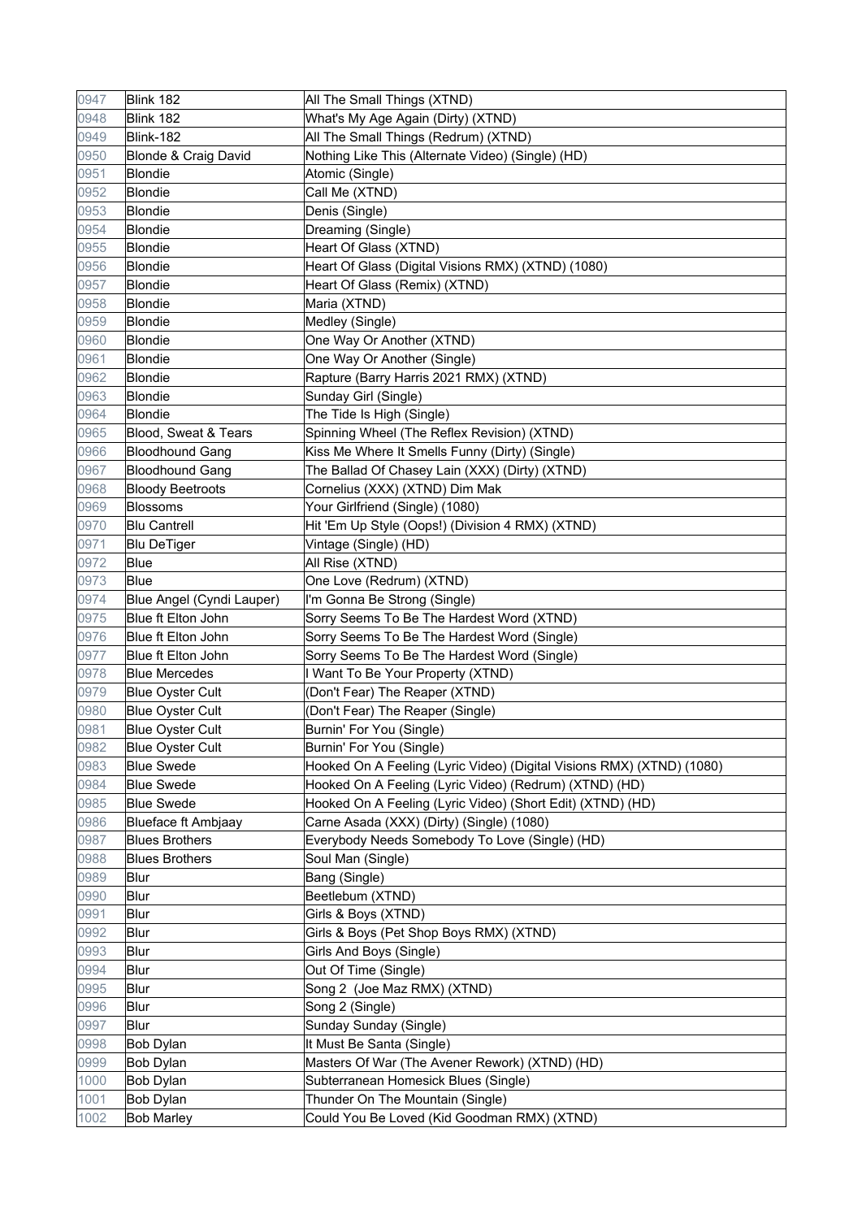| 0947 | Blink 182 | All The Small Things (XTND) |
|---|---|---|
| 0948 | Blink 182 | What's My Age Again (Dirty) (XTND) |
| 0949 | Blink-182 | All The Small Things (Redrum) (XTND) |
| 0950 | Blonde & Craig David | Nothing Like This (Alternate Video) (Single) (HD) |
| 0951 | Blondie | Atomic (Single) |
| 0952 | Blondie | Call Me (XTND) |
| 0953 | Blondie | Denis (Single) |
| 0954 | Blondie | Dreaming (Single) |
| 0955 | Blondie | Heart Of Glass (XTND) |
| 0956 | Blondie | Heart Of Glass (Digital Visions RMX) (XTND) (1080) |
| 0957 | Blondie | Heart Of Glass (Remix) (XTND) |
| 0958 | Blondie | Maria (XTND) |
| 0959 | Blondie | Medley (Single) |
| 0960 | Blondie | One Way Or Another (XTND) |
| 0961 | Blondie | One Way Or Another (Single) |
| 0962 | Blondie | Rapture (Barry Harris 2021 RMX) (XTND) |
| 0963 | Blondie | Sunday Girl (Single) |
| 0964 | Blondie | The Tide Is High (Single) |
| 0965 | Blood, Sweat & Tears | Spinning Wheel (The Reflex Revision) (XTND) |
| 0966 | Bloodhound Gang | Kiss Me Where It Smells Funny (Dirty) (Single) |
| 0967 | Bloodhound Gang | The Ballad Of Chasey Lain (XXX) (Dirty) (XTND) |
| 0968 | Bloody Beetroots | Cornelius (XXX) (XTND) Dim Mak |
| 0969 | Blossoms | Your Girlfriend (Single) (1080) |
| 0970 | Blu Cantrell | Hit 'Em Up Style (Oops!) (Division 4 RMX) (XTND) |
| 0971 | Blu DeTiger | Vintage (Single) (HD) |
| 0972 | Blue | All Rise (XTND) |
| 0973 | Blue | One Love (Redrum) (XTND) |
| 0974 | Blue Angel (Cyndi Lauper) | I'm Gonna Be Strong (Single) |
| 0975 | Blue ft Elton John | Sorry Seems To Be The Hardest Word (XTND) |
| 0976 | Blue ft Elton John | Sorry Seems To Be The Hardest Word (Single) |
| 0977 | Blue ft Elton John | Sorry Seems To Be The Hardest Word (Single) |
| 0978 | Blue Mercedes | I Want To Be Your Property (XTND) |
| 0979 | Blue Oyster Cult | (Don't Fear) The Reaper (XTND) |
| 0980 | Blue Oyster Cult | (Don't Fear) The Reaper (Single) |
| 0981 | Blue Oyster Cult | Burnin' For You (Single) |
| 0982 | Blue Oyster Cult | Burnin' For You (Single) |
| 0983 | Blue Swede | Hooked On A Feeling (Lyric Video) (Digital Visions RMX) (XTND) (1080) |
| 0984 | Blue Swede | Hooked On A Feeling (Lyric Video) (Redrum) (XTND) (HD) |
| 0985 | Blue Swede | Hooked On A Feeling (Lyric Video) (Short Edit) (XTND) (HD) |
| 0986 | Blueface ft Ambjaay | Carne Asada (XXX) (Dirty) (Single) (1080) |
| 0987 | Blues Brothers | Everybody Needs Somebody To Love (Single) (HD) |
| 0988 | Blues Brothers | Soul Man (Single) |
| 0989 | Blur | Bang (Single) |
| 0990 | Blur | Beetlebum (XTND) |
| 0991 | Blur | Girls & Boys (XTND) |
| 0992 | Blur | Girls & Boys (Pet Shop Boys RMX) (XTND) |
| 0993 | Blur | Girls And Boys (Single) |
| 0994 | Blur | Out Of Time (Single) |
| 0995 | Blur | Song 2 (Joe Maz RMX) (XTND) |
| 0996 | Blur | Song 2 (Single) |
| 0997 | Blur | Sunday Sunday (Single) |
| 0998 | Bob Dylan | It Must Be Santa (Single) |
| 0999 | Bob Dylan | Masters Of War (The Avener Rework) (XTND) (HD) |
| 1000 | Bob Dylan | Subterranean Homesick Blues (Single) |
| 1001 | Bob Dylan | Thunder On The Mountain (Single) |
| 1002 | Bob Marley | Could You Be Loved (Kid Goodman RMX) (XTND) |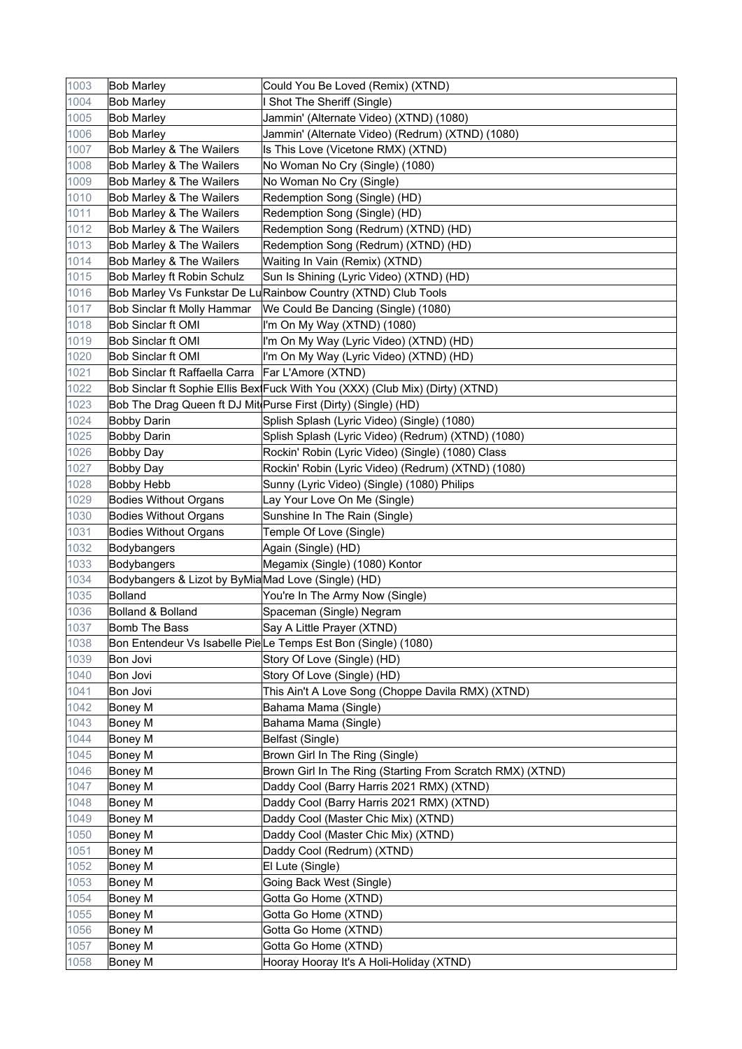| | | |
|---|---|---|
| 1003 | Bob Marley | Could You Be Loved (Remix) (XTND) |
| 1004 | Bob Marley | I Shot The Sheriff (Single) |
| 1005 | Bob Marley | Jammin' (Alternate Video) (XTND) (1080) |
| 1006 | Bob Marley | Jammin' (Alternate Video) (Redrum) (XTND) (1080) |
| 1007 | Bob Marley & The Wailers | Is This Love (Vicetone RMX) (XTND) |
| 1008 | Bob Marley & The Wailers | No Woman No Cry (Single) (1080) |
| 1009 | Bob Marley & The Wailers | No Woman No Cry (Single) |
| 1010 | Bob Marley & The Wailers | Redemption Song (Single) (HD) |
| 1011 | Bob Marley & The Wailers | Redemption Song (Single) (HD) |
| 1012 | Bob Marley & The Wailers | Redemption Song (Redrum) (XTND) (HD) |
| 1013 | Bob Marley & The Wailers | Redemption Song (Redrum) (XTND) (HD) |
| 1014 | Bob Marley & The Wailers | Waiting In Vain (Remix) (XTND) |
| 1015 | Bob Marley ft Robin Schulz | Sun Is Shining (Lyric Video) (XTND) (HD) |
| 1016 | Bob Marley Vs Funkstar De Lu | Rainbow Country (XTND) Club Tools |
| 1017 | Bob Sinclar ft Molly Hammar | We Could Be Dancing (Single) (1080) |
| 1018 | Bob Sinclar ft OMI | I'm On My Way (XTND) (1080) |
| 1019 | Bob Sinclar ft OMI | I'm On My Way (Lyric Video) (XTND) (HD) |
| 1020 | Bob Sinclar ft OMI | I'm On My Way (Lyric Video) (XTND) (HD) |
| 1021 | Bob Sinclar ft Raffaella Carra | Far L'Amore (XTND) |
| 1022 | Bob Sinclar ft Sophie Ellis Bex | Fuck With You (XXX) (Club Mix) (Dirty) (XTND) |
| 1023 | Bob The Drag Queen ft DJ Mit | Purse First (Dirty) (Single) (HD) |
| 1024 | Bobby Darin | Splish Splash (Lyric Video) (Single) (1080) |
| 1025 | Bobby Darin | Splish Splash (Lyric Video) (Redrum) (XTND) (1080) |
| 1026 | Bobby Day | Rockin' Robin (Lyric Video) (Single) (1080) Class |
| 1027 | Bobby Day | Rockin' Robin (Lyric Video) (Redrum) (XTND) (1080) |
| 1028 | Bobby Hebb | Sunny (Lyric Video) (Single) (1080) Philips |
| 1029 | Bodies Without Organs | Lay Your Love On Me (Single) |
| 1030 | Bodies Without Organs | Sunshine In The Rain (Single) |
| 1031 | Bodies Without Organs | Temple Of Love (Single) |
| 1032 | Bodybangers | Again (Single) (HD) |
| 1033 | Bodybangers | Megamix (Single) (1080) Kontor |
| 1034 | Bodybangers & Lizot by ByMia | Mad Love (Single) (HD) |
| 1035 | Bolland | You're In The Army Now (Single) |
| 1036 | Bolland & Bolland | Spaceman (Single) Negram |
| 1037 | Bomb The Bass | Say A Little Prayer (XTND) |
| 1038 | Bon Entendeur Vs Isabelle Pie | Le Temps Est Bon (Single) (1080) |
| 1039 | Bon Jovi | Story Of Love (Single) (HD) |
| 1040 | Bon Jovi | Story Of Love (Single) (HD) |
| 1041 | Bon Jovi | This Ain't A Love Song (Choppe Davila RMX) (XTND) |
| 1042 | Boney M | Bahama Mama (Single) |
| 1043 | Boney M | Bahama Mama (Single) |
| 1044 | Boney M | Belfast (Single) |
| 1045 | Boney M | Brown Girl In The Ring (Single) |
| 1046 | Boney M | Brown Girl In The Ring (Starting From Scratch RMX) (XTND) |
| 1047 | Boney M | Daddy Cool (Barry Harris 2021 RMX) (XTND) |
| 1048 | Boney M | Daddy Cool (Barry Harris 2021 RMX) (XTND) |
| 1049 | Boney M | Daddy Cool (Master Chic Mix) (XTND) |
| 1050 | Boney M | Daddy Cool (Master Chic Mix) (XTND) |
| 1051 | Boney M | Daddy Cool (Redrum) (XTND) |
| 1052 | Boney M | El Lute (Single) |
| 1053 | Boney M | Going Back West (Single) |
| 1054 | Boney M | Gotta Go Home (XTND) |
| 1055 | Boney M | Gotta Go Home (XTND) |
| 1056 | Boney M | Gotta Go Home (XTND) |
| 1057 | Boney M | Gotta Go Home (XTND) |
| 1058 | Boney M | Hooray Hooray It's A Holi-Holiday (XTND) |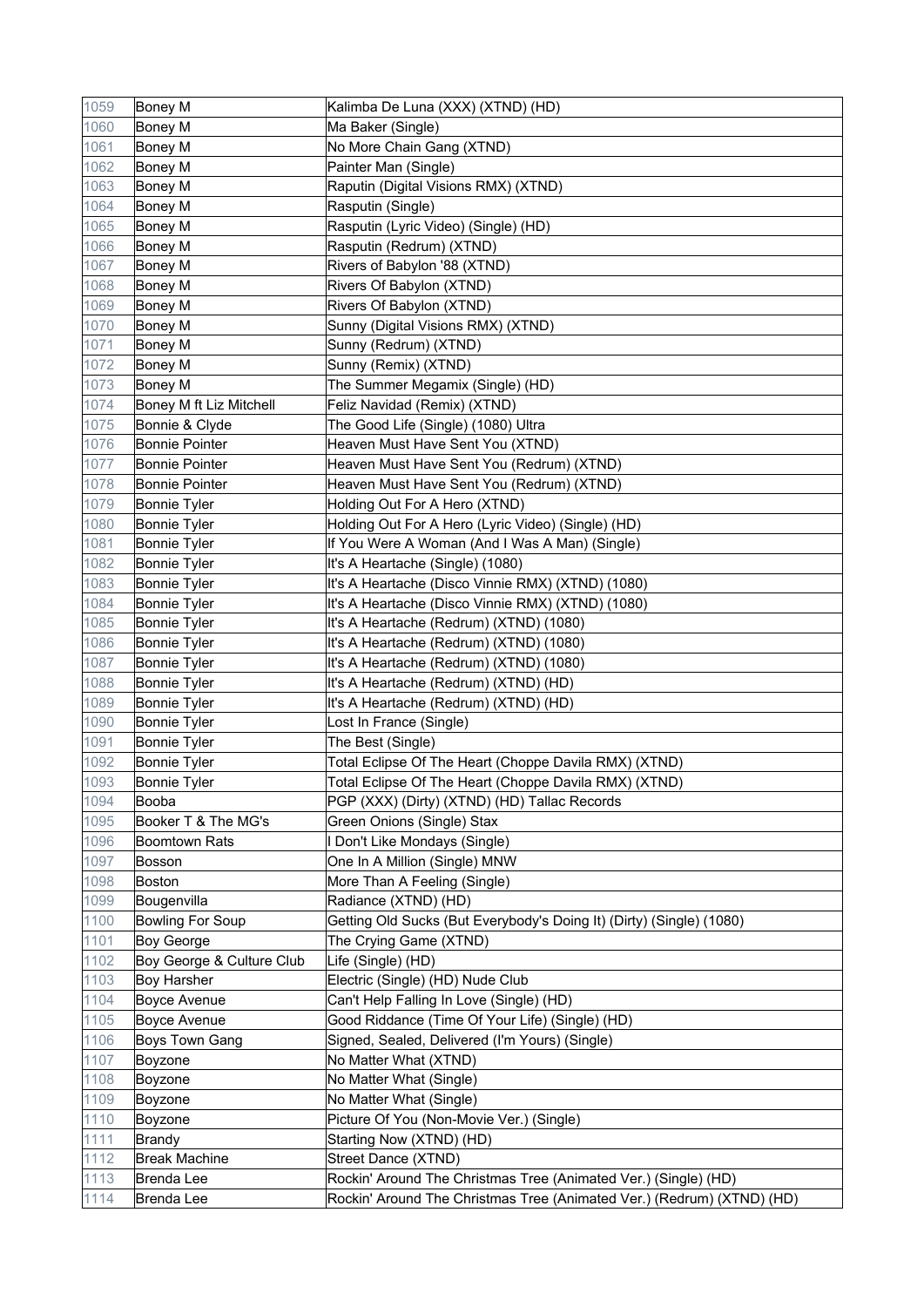| 1059 | Boney M | Kalimba De Luna (XXX) (XTND) (HD) |
|---|---|---|
| 1060 | Boney M | Ma Baker (Single) |
| 1061 | Boney M | No More Chain Gang (XTND) |
| 1062 | Boney M | Painter Man (Single) |
| 1063 | Boney M | Raputin (Digital Visions RMX) (XTND) |
| 1064 | Boney M | Rasputin (Single) |
| 1065 | Boney M | Rasputin (Lyric Video) (Single) (HD) |
| 1066 | Boney M | Rasputin (Redrum) (XTND) |
| 1067 | Boney M | Rivers of Babylon '88 (XTND) |
| 1068 | Boney M | Rivers Of Babylon (XTND) |
| 1069 | Boney M | Rivers Of Babylon (XTND) |
| 1070 | Boney M | Sunny (Digital Visions RMX) (XTND) |
| 1071 | Boney M | Sunny (Redrum) (XTND) |
| 1072 | Boney M | Sunny (Remix) (XTND) |
| 1073 | Boney M | The Summer Megamix (Single) (HD) |
| 1074 | Boney M ft Liz Mitchell | Feliz Navidad (Remix) (XTND) |
| 1075 | Bonnie & Clyde | The Good Life (Single) (1080) Ultra |
| 1076 | Bonnie Pointer | Heaven Must Have Sent You (XTND) |
| 1077 | Bonnie Pointer | Heaven Must Have Sent You (Redrum) (XTND) |
| 1078 | Bonnie Pointer | Heaven Must Have Sent You (Redrum) (XTND) |
| 1079 | Bonnie Tyler | Holding Out For A Hero (XTND) |
| 1080 | Bonnie Tyler | Holding Out For A Hero (Lyric Video) (Single) (HD) |
| 1081 | Bonnie Tyler | If You Were A Woman (And I Was A Man) (Single) |
| 1082 | Bonnie Tyler | It's A Heartache (Single) (1080) |
| 1083 | Bonnie Tyler | It's A Heartache (Disco Vinnie RMX) (XTND) (1080) |
| 1084 | Bonnie Tyler | It's A Heartache (Disco Vinnie RMX) (XTND) (1080) |
| 1085 | Bonnie Tyler | It's A Heartache (Redrum) (XTND) (1080) |
| 1086 | Bonnie Tyler | It's A Heartache (Redrum) (XTND) (1080) |
| 1087 | Bonnie Tyler | It's A Heartache (Redrum) (XTND) (1080) |
| 1088 | Bonnie Tyler | It's A Heartache (Redrum) (XTND) (HD) |
| 1089 | Bonnie Tyler | It's A Heartache (Redrum) (XTND) (HD) |
| 1090 | Bonnie Tyler | Lost In France (Single) |
| 1091 | Bonnie Tyler | The Best (Single) |
| 1092 | Bonnie Tyler | Total Eclipse Of The Heart (Choppe Davila RMX) (XTND) |
| 1093 | Bonnie Tyler | Total Eclipse Of The Heart (Choppe Davila RMX) (XTND) |
| 1094 | Booba | PGP (XXX) (Dirty) (XTND) (HD) Tallac Records |
| 1095 | Booker T & The MG's | Green Onions (Single) Stax |
| 1096 | Boomtown Rats | I Don't Like Mondays (Single) |
| 1097 | Bosson | One In A Million (Single) MNW |
| 1098 | Boston | More Than A Feeling (Single) |
| 1099 | Bougenvilla | Radiance (XTND) (HD) |
| 1100 | Bowling For Soup | Getting Old Sucks (But Everybody's Doing It) (Dirty) (Single) (1080) |
| 1101 | Boy George | The Crying Game (XTND) |
| 1102 | Boy George & Culture Club | Life (Single) (HD) |
| 1103 | Boy Harsher | Electric (Single) (HD) Nude Club |
| 1104 | Boyce Avenue | Can't Help Falling In Love (Single) (HD) |
| 1105 | Boyce Avenue | Good Riddance (Time Of Your Life) (Single) (HD) |
| 1106 | Boys Town Gang | Signed, Sealed, Delivered (I'm Yours) (Single) |
| 1107 | Boyzone | No Matter What (XTND) |
| 1108 | Boyzone | No Matter What (Single) |
| 1109 | Boyzone | No Matter What (Single) |
| 1110 | Boyzone | Picture Of You (Non-Movie Ver.) (Single) |
| 1111 | Brandy | Starting Now (XTND) (HD) |
| 1112 | Break Machine | Street Dance (XTND) |
| 1113 | Brenda Lee | Rockin' Around The Christmas Tree (Animated Ver.) (Single) (HD) |
| 1114 | Brenda Lee | Rockin' Around The Christmas Tree (Animated Ver.) (Redrum) (XTND) (HD) |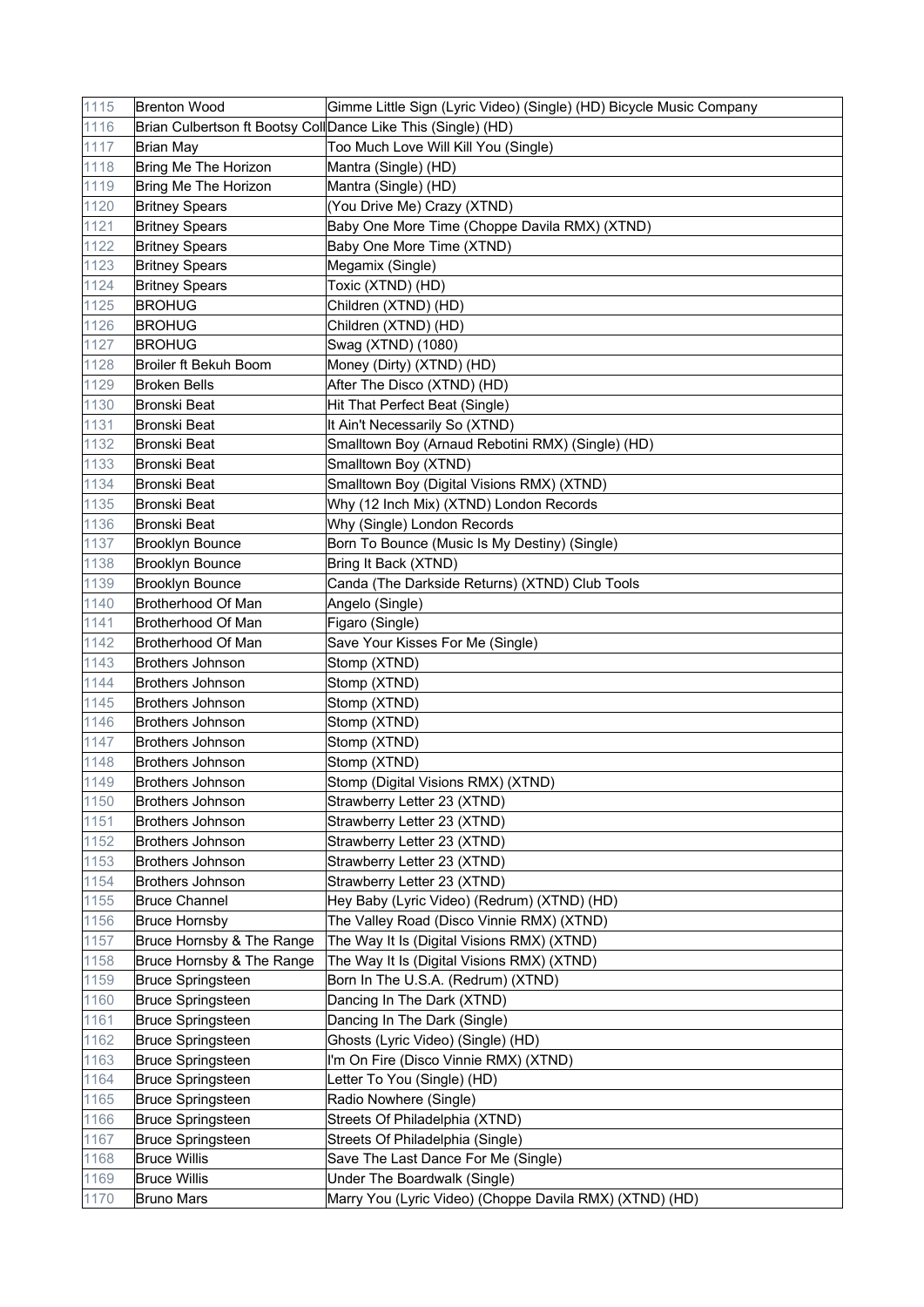| | | |
|---|---|---|
| 1115 | Brenton Wood | Gimme Little Sign (Lyric Video) (Single) (HD) Bicycle Music Company |
| 1116 | Brian Culbertson ft Bootsy Coll | Dance Like This (Single) (HD) |
| 1117 | Brian May | Too Much Love Will Kill You (Single) |
| 1118 | Bring Me The Horizon | Mantra (Single) (HD) |
| 1119 | Bring Me The Horizon | Mantra (Single) (HD) |
| 1120 | Britney Spears | (You Drive Me) Crazy (XTND) |
| 1121 | Britney Spears | Baby One More Time (Choppe Davila RMX) (XTND) |
| 1122 | Britney Spears | Baby One More Time (XTND) |
| 1123 | Britney Spears | Megamix (Single) |
| 1124 | Britney Spears | Toxic (XTND) (HD) |
| 1125 | BROHUG | Children (XTND) (HD) |
| 1126 | BROHUG | Children (XTND) (HD) |
| 1127 | BROHUG | Swag (XTND) (1080) |
| 1128 | Broiler ft Bekuh Boom | Money (Dirty) (XTND) (HD) |
| 1129 | Broken Bells | After The Disco (XTND) (HD) |
| 1130 | Bronski Beat | Hit That Perfect Beat (Single) |
| 1131 | Bronski Beat | It Ain't Necessarily So (XTND) |
| 1132 | Bronski Beat | Smalltown Boy (Arnaud Rebotini RMX) (Single) (HD) |
| 1133 | Bronski Beat | Smalltown Boy (XTND) |
| 1134 | Bronski Beat | Smalltown Boy (Digital Visions RMX) (XTND) |
| 1135 | Bronski Beat | Why (12 Inch Mix) (XTND) London Records |
| 1136 | Bronski Beat | Why (Single) London Records |
| 1137 | Brooklyn Bounce | Born To Bounce (Music Is My Destiny) (Single) |
| 1138 | Brooklyn Bounce | Bring It Back (XTND) |
| 1139 | Brooklyn Bounce | Canda (The Darkside Returns) (XTND) Club Tools |
| 1140 | Brotherhood Of Man | Angelo (Single) |
| 1141 | Brotherhood Of Man | Figaro (Single) |
| 1142 | Brotherhood Of Man | Save Your Kisses For Me (Single) |
| 1143 | Brothers Johnson | Stomp (XTND) |
| 1144 | Brothers Johnson | Stomp (XTND) |
| 1145 | Brothers Johnson | Stomp (XTND) |
| 1146 | Brothers Johnson | Stomp (XTND) |
| 1147 | Brothers Johnson | Stomp (XTND) |
| 1148 | Brothers Johnson | Stomp (XTND) |
| 1149 | Brothers Johnson | Stomp (Digital Visions RMX) (XTND) |
| 1150 | Brothers Johnson | Strawberry Letter 23 (XTND) |
| 1151 | Brothers Johnson | Strawberry Letter 23 (XTND) |
| 1152 | Brothers Johnson | Strawberry Letter 23 (XTND) |
| 1153 | Brothers Johnson | Strawberry Letter 23 (XTND) |
| 1154 | Brothers Johnson | Strawberry Letter 23 (XTND) |
| 1155 | Bruce Channel | Hey Baby (Lyric Video) (Redrum) (XTND) (HD) |
| 1156 | Bruce Hornsby | The Valley Road (Disco Vinnie RMX) (XTND) |
| 1157 | Bruce Hornsby & The Range | The Way It Is (Digital Visions RMX) (XTND) |
| 1158 | Bruce Hornsby & The Range | The Way It Is (Digital Visions RMX) (XTND) |
| 1159 | Bruce Springsteen | Born In The U.S.A. (Redrum) (XTND) |
| 1160 | Bruce Springsteen | Dancing In The Dark (XTND) |
| 1161 | Bruce Springsteen | Dancing In The Dark (Single) |
| 1162 | Bruce Springsteen | Ghosts (Lyric Video) (Single) (HD) |
| 1163 | Bruce Springsteen | I'm On Fire (Disco Vinnie RMX) (XTND) |
| 1164 | Bruce Springsteen | Letter To You (Single) (HD) |
| 1165 | Bruce Springsteen | Radio Nowhere (Single) |
| 1166 | Bruce Springsteen | Streets Of Philadelphia (XTND) |
| 1167 | Bruce Springsteen | Streets Of Philadelphia (Single) |
| 1168 | Bruce Willis | Save The Last Dance For Me (Single) |
| 1169 | Bruce Willis | Under The Boardwalk (Single) |
| 1170 | Bruno Mars | Marry You (Lyric Video) (Choppe Davila RMX) (XTND) (HD) |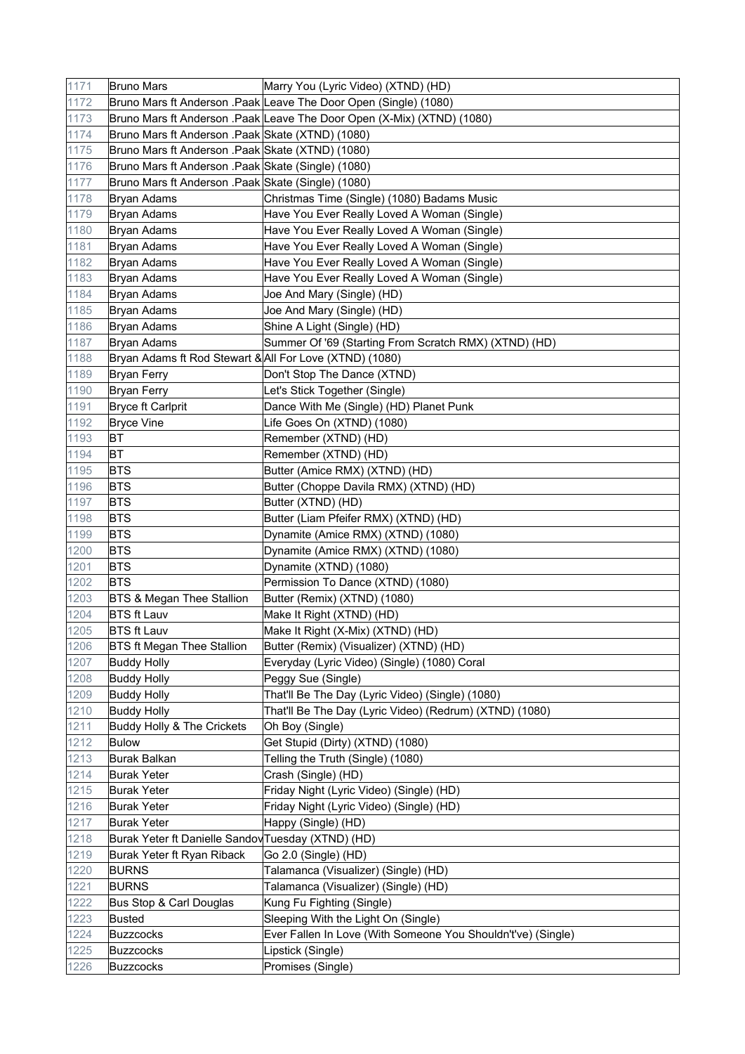| 1171 | Bruno Mars | Marry You (Lyric Video) (XTND) (HD) |
|---|---|---|
| 1172 | Bruno Mars ft Anderson .Paak | Leave The Door Open (Single) (1080) |
| 1173 | Bruno Mars ft Anderson .Paak | Leave The Door Open (X-Mix) (XTND) (1080) |
| 1174 | Bruno Mars ft Anderson .Paak | Skate (XTND) (1080) |
| 1175 | Bruno Mars ft Anderson .Paak | Skate (XTND) (1080) |
| 1176 | Bruno Mars ft Anderson .Paak | Skate (Single) (1080) |
| 1177 | Bruno Mars ft Anderson .Paak | Skate (Single) (1080) |
| 1178 | Bryan Adams | Christmas Time (Single) (1080) Badams Music |
| 1179 | Bryan Adams | Have You Ever Really Loved A Woman (Single) |
| 1180 | Bryan Adams | Have You Ever Really Loved A Woman (Single) |
| 1181 | Bryan Adams | Have You Ever Really Loved A Woman (Single) |
| 1182 | Bryan Adams | Have You Ever Really Loved A Woman (Single) |
| 1183 | Bryan Adams | Have You Ever Really Loved A Woman (Single) |
| 1184 | Bryan Adams | Joe And Mary (Single) (HD) |
| 1185 | Bryan Adams | Joe And Mary (Single) (HD) |
| 1186 | Bryan Adams | Shine A Light (Single) (HD) |
| 1187 | Bryan Adams | Summer Of '69 (Starting From Scratch RMX) (XTND) (HD) |
| 1188 | Bryan Adams ft Rod Stewart & | All For Love (XTND) (1080) |
| 1189 | Bryan Ferry | Don't Stop The Dance (XTND) |
| 1190 | Bryan Ferry | Let's Stick Together (Single) |
| 1191 | Bryce ft Carlprit | Dance With Me (Single) (HD) Planet Punk |
| 1192 | Bryce Vine | Life Goes On (XTND) (1080) |
| 1193 | BT | Remember (XTND) (HD) |
| 1194 | BT | Remember (XTND) (HD) |
| 1195 | BTS | Butter (Amice RMX) (XTND) (HD) |
| 1196 | BTS | Butter (Choppe Davila RMX) (XTND) (HD) |
| 1197 | BTS | Butter (XTND) (HD) |
| 1198 | BTS | Butter (Liam Pfeifer RMX) (XTND) (HD) |
| 1199 | BTS | Dynamite (Amice RMX) (XTND) (1080) |
| 1200 | BTS | Dynamite (Amice RMX) (XTND) (1080) |
| 1201 | BTS | Dynamite (XTND) (1080) |
| 1202 | BTS | Permission To Dance (XTND) (1080) |
| 1203 | BTS & Megan Thee Stallion | Butter (Remix) (XTND) (1080) |
| 1204 | BTS ft Lauv | Make It Right (XTND) (HD) |
| 1205 | BTS ft Lauv | Make It Right (X-Mix) (XTND) (HD) |
| 1206 | BTS ft Megan Thee Stallion | Butter (Remix) (Visualizer) (XTND) (HD) |
| 1207 | Buddy Holly | Everyday (Lyric Video) (Single) (1080) Coral |
| 1208 | Buddy Holly | Peggy Sue (Single) |
| 1209 | Buddy Holly | That'll Be The Day (Lyric Video) (Single) (1080) |
| 1210 | Buddy Holly | That'll Be The Day (Lyric Video) (Redrum) (XTND) (1080) |
| 1211 | Buddy Holly & The Crickets | Oh Boy (Single) |
| 1212 | Bulow | Get Stupid (Dirty) (XTND) (1080) |
| 1213 | Burak Balkan | Telling the Truth (Single) (1080) |
| 1214 | Burak Yeter | Crash (Single) (HD) |
| 1215 | Burak Yeter | Friday Night (Lyric Video) (Single) (HD) |
| 1216 | Burak Yeter | Friday Night (Lyric Video) (Single) (HD) |
| 1217 | Burak Yeter | Happy (Single) (HD) |
| 1218 | Burak Yeter ft Danielle Sandov | Tuesday (XTND) (HD) |
| 1219 | Burak Yeter ft Ryan Riback | Go 2.0 (Single) (HD) |
| 1220 | BURNS | Talamanca (Visualizer) (Single) (HD) |
| 1221 | BURNS | Talamanca (Visualizer) (Single) (HD) |
| 1222 | Bus Stop & Carl Douglas | Kung Fu Fighting (Single) |
| 1223 | Busted | Sleeping With the Light On (Single) |
| 1224 | Buzzcocks | Ever Fallen In Love (With Someone You Shouldn't've) (Single) |
| 1225 | Buzzcocks | Lipstick (Single) |
| 1226 | Buzzcocks | Promises (Single) |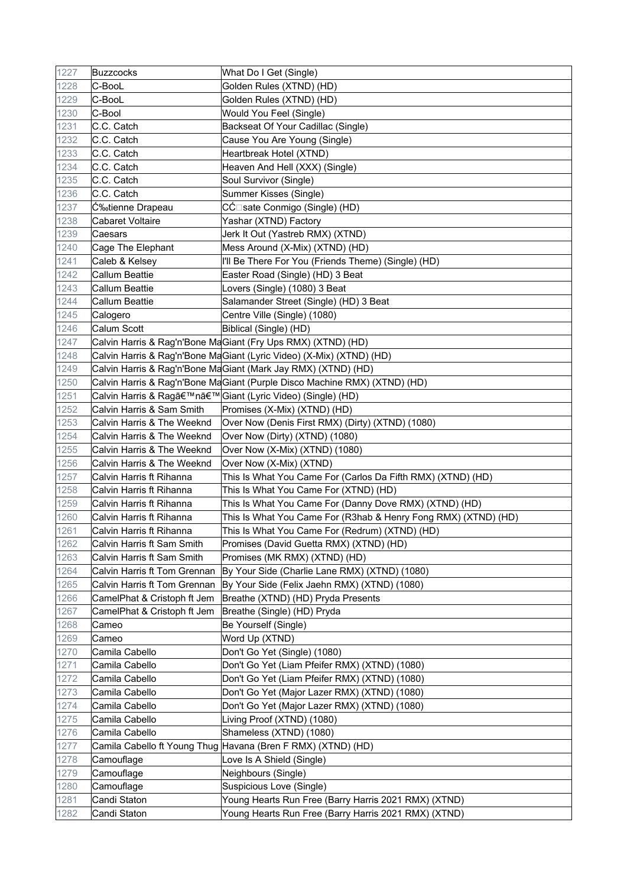| 1227 | Buzzcocks | What Do I Get (Single) |
|---|---|---|
| 1228 | C-BooL | Golden Rules (XTND) (HD) |
| 1229 | C-BooL | Golden Rules (XTND) (HD) |
| 1230 | C-Bool | Would You Feel (Single) |
| 1231 | C.C. Catch | Backseat Of Your Cadillac (Single) |
| 1232 | C.C. Catch | Cause You Are Young (Single) |
| 1233 | C.C. Catch | Heartbreak Hotel (XTND) |
| 1234 | C.C. Catch | Heaven And Hell (XXX) (Single) |
| 1235 | C.C. Catch | Soul Survivor (Single) |
| 1236 | C.C. Catch | Summer Kisses (Single) |
| 1237 | Ć‰tienne Drapeau | CĆ□sate Conmigo (Single) (HD) |
| 1238 | Cabaret Voltaire | Yashar (XTND) Factory |
| 1239 | Caesars | Jerk It Out (Yastreb RMX) (XTND) |
| 1240 | Cage The Elephant | Mess Around (X-Mix) (XTND) (HD) |
| 1241 | Caleb & Kelsey | I'll Be There For You (Friends Theme) (Single) (HD) |
| 1242 | Callum Beattie | Easter Road (Single) (HD) 3 Beat |
| 1243 | Callum Beattie | Lovers (Single) (1080) 3 Beat |
| 1244 | Callum Beattie | Salamander Street (Single) (HD) 3 Beat |
| 1245 | Calogero | Centre Ville (Single) (1080) |
| 1246 | Calum Scott | Biblical (Single) (HD) |
| 1247 | Calvin Harris & Rag'n'Bone Ma | Giant (Fry Ups RMX) (XTND) (HD) |
| 1248 | Calvin Harris & Rag'n'Bone Ma | Giant (Lyric Video) (X-Mix) (XTND) (HD) |
| 1249 | Calvin Harris & Rag'n'Bone Ma | Giant (Mark Jay RMX) (XTND) (HD) |
| 1250 | Calvin Harris & Rag'n'Bone Ma | Giant (Purple Disco Machine RMX) (XTND) (HD) |
| 1251 | Calvin Harris & Ragâ€™nâ€™ | Giant (Lyric Video) (Single) (HD) |
| 1252 | Calvin Harris & Sam Smith | Promises (X-Mix) (XTND) (HD) |
| 1253 | Calvin Harris & The Weeknd | Over Now (Denis First RMX) (Dirty) (XTND) (1080) |
| 1254 | Calvin Harris & The Weeknd | Over Now (Dirty) (XTND) (1080) |
| 1255 | Calvin Harris & The Weeknd | Over Now (X-Mix) (XTND) (1080) |
| 1256 | Calvin Harris & The Weeknd | Over Now (X-Mix) (XTND) |
| 1257 | Calvin Harris ft Rihanna | This Is What You Came For (Carlos Da Fifth RMX) (XTND) (HD) |
| 1258 | Calvin Harris ft Rihanna | This Is What You Came For (XTND) (HD) |
| 1259 | Calvin Harris ft Rihanna | This Is What You Came For (Danny Dove RMX) (XTND) (HD) |
| 1260 | Calvin Harris ft Rihanna | This Is What You Came For (R3hab & Henry Fong RMX) (XTND) (HD) |
| 1261 | Calvin Harris ft Rihanna | This Is What You Came For (Redrum) (XTND) (HD) |
| 1262 | Calvin Harris ft Sam Smith | Promises (David Guetta RMX) (XTND) (HD) |
| 1263 | Calvin Harris ft Sam Smith | Promises (MK RMX) (XTND) (HD) |
| 1264 | Calvin Harris ft Tom Grennan | By Your Side (Charlie Lane RMX) (XTND) (1080) |
| 1265 | Calvin Harris ft Tom Grennan | By Your Side (Felix Jaehn RMX) (XTND) (1080) |
| 1266 | CamelPhat & Cristoph ft Jem | Breathe (XTND) (HD) Pryda Presents |
| 1267 | CamelPhat & Cristoph ft Jem | Breathe (Single) (HD) Pryda |
| 1268 | Cameo | Be Yourself (Single) |
| 1269 | Cameo | Word Up (XTND) |
| 1270 | Camila Cabello | Don't Go Yet (Single) (1080) |
| 1271 | Camila Cabello | Don't Go Yet (Liam Pfeifer RMX) (XTND) (1080) |
| 1272 | Camila Cabello | Don't Go Yet (Liam Pfeifer RMX) (XTND) (1080) |
| 1273 | Camila Cabello | Don't Go Yet (Major Lazer RMX) (XTND) (1080) |
| 1274 | Camila Cabello | Don't Go Yet (Major Lazer RMX) (XTND) (1080) |
| 1275 | Camila Cabello | Living Proof (XTND) (1080) |
| 1276 | Camila Cabello | Shameless (XTND) (1080) |
| 1277 | Camila Cabello ft Young Thug | Havana (Bren F RMX) (XTND) (HD) |
| 1278 | Camouflage | Love Is A Shield (Single) |
| 1279 | Camouflage | Neighbours (Single) |
| 1280 | Camouflage | Suspicious Love (Single) |
| 1281 | Candi Staton | Young Hearts Run Free (Barry Harris 2021 RMX) (XTND) |
| 1282 | Candi Staton | Young Hearts Run Free (Barry Harris 2021 RMX) (XTND) |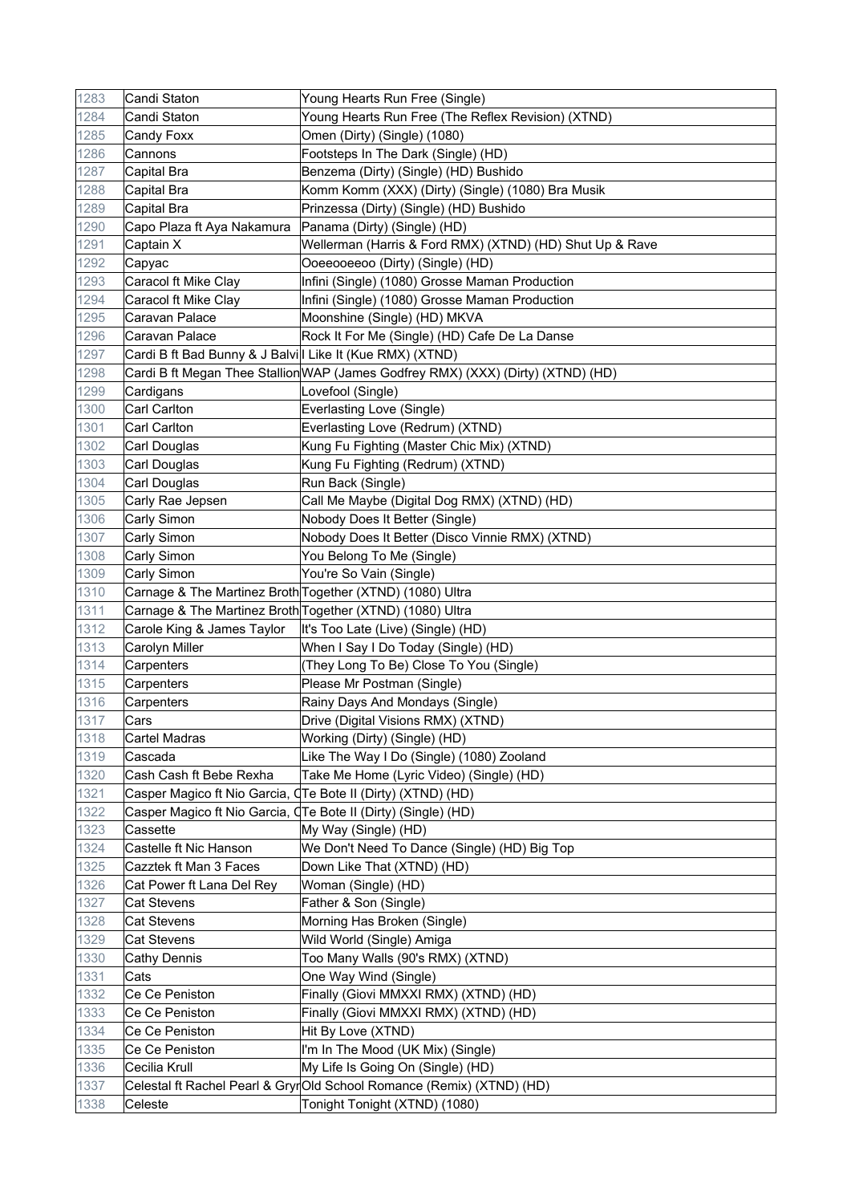| | | |
|---|---|---|
| 1283 | Candi Staton | Young Hearts Run Free (Single) |
| 1284 | Candi Staton | Young Hearts Run Free (The Reflex Revision) (XTND) |
| 1285 | Candy Foxx | Omen (Dirty) (Single) (1080) |
| 1286 | Cannons | Footsteps In The Dark (Single) (HD) |
| 1287 | Capital Bra | Benzema (Dirty) (Single) (HD) Bushido |
| 1288 | Capital Bra | Komm Komm (XXX) (Dirty) (Single) (1080) Bra Musik |
| 1289 | Capital Bra | Prinzessa (Dirty) (Single) (HD) Bushido |
| 1290 | Capo Plaza ft Aya Nakamura | Panama (Dirty) (Single) (HD) |
| 1291 | Captain X | Wellerman (Harris & Ford RMX) (XTND) (HD) Shut Up & Rave |
| 1292 | Capyac | Ooeeooeeoo (Dirty) (Single) (HD) |
| 1293 | Caracol ft Mike Clay | Infini (Single) (1080) Grosse Maman Production |
| 1294 | Caracol ft Mike Clay | Infini (Single) (1080) Grosse Maman Production |
| 1295 | Caravan Palace | Moonshine (Single) (HD) MKVA |
| 1296 | Caravan Palace | Rock It For Me (Single) (HD) Cafe De La Danse |
| 1297 | Cardi B ft Bad Bunny & J Balvi | I Like It (Kue RMX) (XTND) |
| 1298 | Cardi B ft Megan Thee Stallion | WAP (James Godfrey RMX) (XXX) (Dirty) (XTND) (HD) |
| 1299 | Cardigans | Lovefool (Single) |
| 1300 | Carl Carlton | Everlasting Love (Single) |
| 1301 | Carl Carlton | Everlasting Love (Redrum) (XTND) |
| 1302 | Carl Douglas | Kung Fu Fighting (Master Chic Mix) (XTND) |
| 1303 | Carl Douglas | Kung Fu Fighting (Redrum) (XTND) |
| 1304 | Carl Douglas | Run Back (Single) |
| 1305 | Carly Rae Jepsen | Call Me Maybe (Digital Dog RMX) (XTND) (HD) |
| 1306 | Carly Simon | Nobody Does It Better (Single) |
| 1307 | Carly Simon | Nobody Does It Better (Disco Vinnie RMX) (XTND) |
| 1308 | Carly Simon | You Belong To Me (Single) |
| 1309 | Carly Simon | You're So Vain (Single) |
| 1310 | Carnage & The Martinez Broth | Together (XTND) (1080) Ultra |
| 1311 | Carnage & The Martinez Broth | Together (XTND) (1080) Ultra |
| 1312 | Carole King & James Taylor | It's Too Late (Live) (Single) (HD) |
| 1313 | Carolyn Miller | When I Say I Do Today (Single) (HD) |
| 1314 | Carpenters | (They Long To Be) Close To You (Single) |
| 1315 | Carpenters | Please Mr Postman (Single) |
| 1316 | Carpenters | Rainy Days And Mondays (Single) |
| 1317 | Cars | Drive (Digital Visions RMX) (XTND) |
| 1318 | Cartel Madras | Working (Dirty) (Single) (HD) |
| 1319 | Cascada | Like The Way I Do (Single) (1080) Zooland |
| 1320 | Cash Cash ft Bebe Rexha | Take Me Home (Lyric Video) (Single) (HD) |
| 1321 | Casper Magico ft Nio Garcia, C | Te Bote II (Dirty) (XTND) (HD) |
| 1322 | Casper Magico ft Nio Garcia, C | Te Bote II (Dirty) (Single) (HD) |
| 1323 | Cassette | My Way (Single) (HD) |
| 1324 | Castelle ft Nic Hanson | We Don't Need To Dance (Single) (HD) Big Top |
| 1325 | Cazztek ft Man 3 Faces | Down Like That (XTND) (HD) |
| 1326 | Cat Power ft Lana Del Rey | Woman (Single) (HD) |
| 1327 | Cat Stevens | Father & Son (Single) |
| 1328 | Cat Stevens | Morning Has Broken (Single) |
| 1329 | Cat Stevens | Wild World (Single) Amiga |
| 1330 | Cathy Dennis | Too Many Walls (90's RMX) (XTND) |
| 1331 | Cats | One Way Wind (Single) |
| 1332 | Ce Ce Peniston | Finally (Giovi MMXXI RMX) (XTND) (HD) |
| 1333 | Ce Ce Peniston | Finally (Giovi MMXXI RMX) (XTND) (HD) |
| 1334 | Ce Ce Peniston | Hit By Love (XTND) |
| 1335 | Ce Ce Peniston | I'm In The Mood (UK Mix) (Single) |
| 1336 | Cecilia Krull | My Life Is Going On (Single) (HD) |
| 1337 | Celestal ft Rachel Pearl & Gryr | Old School Romance (Remix) (XTND) (HD) |
| 1338 | Celeste | Tonight Tonight (XTND) (1080) |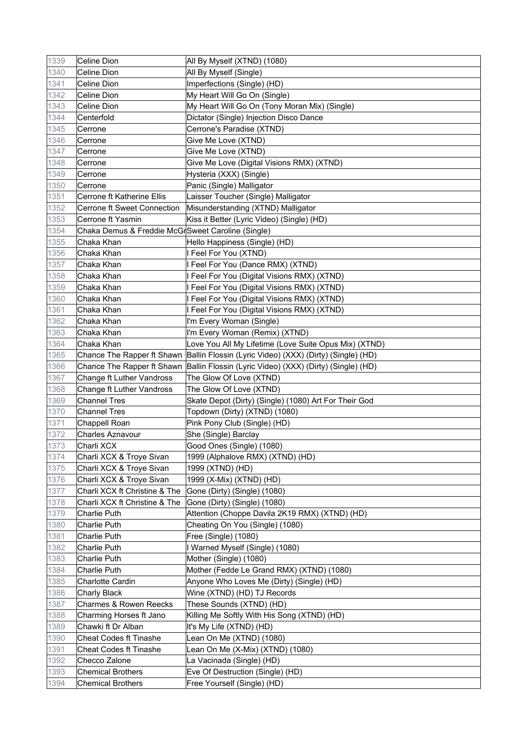| 1339 | Celine Dion | All By Myself (XTND) (1080) |
|---|---|---|
| 1340 | Celine Dion | All By Myself (Single) |
| 1341 | Celine Dion | Imperfections (Single) (HD) |
| 1342 | Celine Dion | My Heart Will Go On (Single) |
| 1343 | Celine Dion | My Heart Will Go On (Tony Moran Mix) (Single) |
| 1344 | Centerfold | Dictator (Single) Injection Disco Dance |
| 1345 | Cerrone | Cerrone's Paradise (XTND) |
| 1346 | Cerrone | Give Me Love (XTND) |
| 1347 | Cerrone | Give Me Love (XTND) |
| 1348 | Cerrone | Give Me Love (Digital Visions RMX) (XTND) |
| 1349 | Cerrone | Hysteria (XXX) (Single) |
| 1350 | Cerrone | Panic (Single) Malligator |
| 1351 | Cerrone ft Katherine Ellis | Laisser Toucher (Single) Malligator |
| 1352 | Cerrone ft Sweet Connection | Misunderstanding (XTND) Malligator |
| 1353 | Cerrone ft Yasmin | Kiss it Better (Lyric Video) (Single) (HD) |
| 1354 | Chaka Demus & Freddie McGr | Sweet Caroline (Single) |
| 1355 | Chaka Khan | Hello Happiness (Single) (HD) |
| 1356 | Chaka Khan | I Feel For You (XTND) |
| 1357 | Chaka Khan | I Feel For You (Dance RMX) (XTND) |
| 1358 | Chaka Khan | I Feel For You (Digital Visions RMX) (XTND) |
| 1359 | Chaka Khan | I Feel For You (Digital Visions RMX) (XTND) |
| 1360 | Chaka Khan | I Feel For You (Digital Visions RMX) (XTND) |
| 1361 | Chaka Khan | I Feel For You (Digital Visions RMX) (XTND) |
| 1362 | Chaka Khan | I'm Every Woman (Single) |
| 1363 | Chaka Khan | I'm Every Woman (Remix) (XTND) |
| 1364 | Chaka Khan | Love You All My Lifetime (Love Suite Opus Mix) (XTND) |
| 1365 | Chance The Rapper ft Shawn | Ballin Flossin (Lyric Video) (XXX) (Dirty) (Single) (HD) |
| 1366 | Chance The Rapper ft Shawn | Ballin Flossin (Lyric Video) (XXX) (Dirty) (Single) (HD) |
| 1367 | Change ft Luther Vandross | The Glow Of Love (XTND) |
| 1368 | Change ft Luther Vandross | The Glow Of Love (XTND) |
| 1369 | Channel Tres | Skate Depot (Dirty) (Single) (1080) Art For Their God |
| 1370 | Channel Tres | Topdown (Dirty) (XTND) (1080) |
| 1371 | Chappell Roan | Pink Pony Club (Single) (HD) |
| 1372 | Charles Aznavour | She (Single) Barclay |
| 1373 | Charli XCX | Good Ones (Single) (1080) |
| 1374 | Charli XCX & Troye Sivan | 1999 (Alphalove RMX) (XTND) (HD) |
| 1375 | Charli XCX & Troye Sivan | 1999 (XTND) (HD) |
| 1376 | Charli XCX & Troye Sivan | 1999 (X-Mix) (XTND) (HD) |
| 1377 | Charli XCX ft Christine & The | Gone (Dirty) (Single) (1080) |
| 1378 | Charli XCX ft Christine & The | Gone (Dirty) (Single) (1080) |
| 1379 | Charlie Puth | Attention (Choppe Davila 2K19 RMX) (XTND) (HD) |
| 1380 | Charlie Puth | Cheating On You (Single) (1080) |
| 1381 | Charlie Puth | Free (Single) (1080) |
| 1382 | Charlie Puth | I Warned Myself (Single) (1080) |
| 1383 | Charlie Puth | Mother (Single) (1080) |
| 1384 | Charlie Puth | Mother (Fedde Le Grand RMX) (XTND) (1080) |
| 1385 | Charlotte Cardin | Anyone Who Loves Me (Dirty) (Single) (HD) |
| 1386 | Charly Black | Wine (XTND) (HD) TJ Records |
| 1387 | Charmes & Rowen Reecks | These Sounds (XTND) (HD) |
| 1388 | Charming Horses ft Jano | Killing Me Softly With His Song (XTND) (HD) |
| 1389 | Chawki ft Dr Alban | It's My Life (XTND) (HD) |
| 1390 | Cheat Codes ft Tinashe | Lean On Me (XTND) (1080) |
| 1391 | Cheat Codes ft Tinashe | Lean On Me (X-Mix) (XTND) (1080) |
| 1392 | Checco Zalone | La Vacinada (Single) (HD) |
| 1393 | Chemical Brothers | Eve Of Destruction (Single) (HD) |
| 1394 | Chemical Brothers | Free Yourself (Single) (HD) |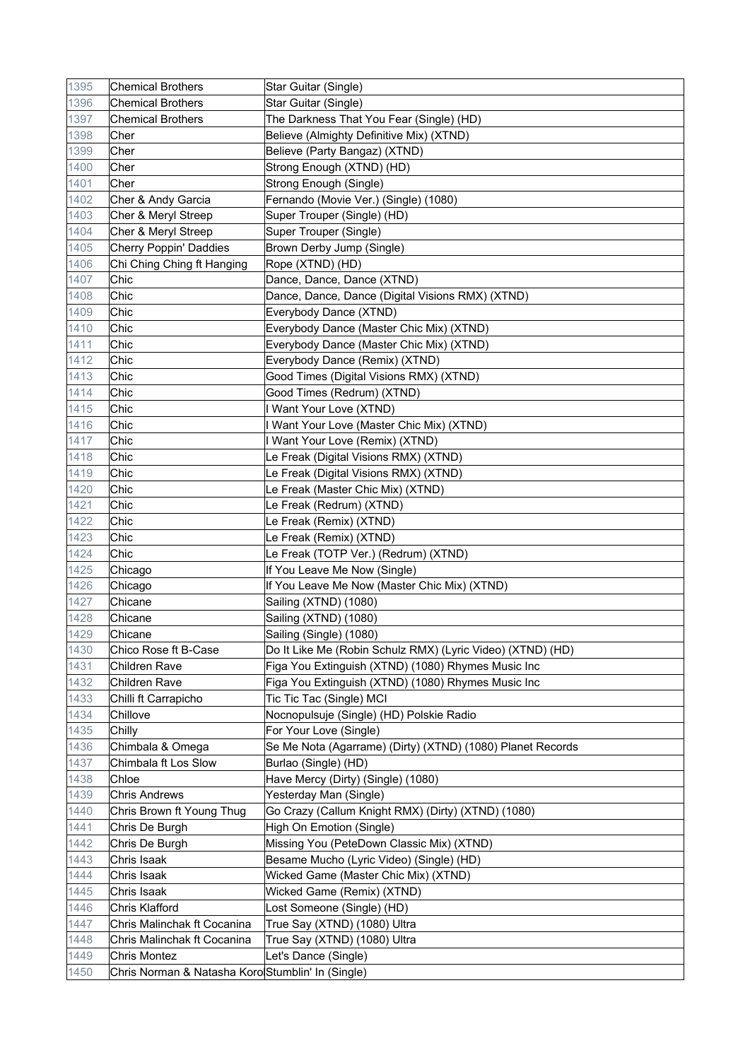| 1395 | Chemical Brothers | Star Guitar (Single) |
|---|---|---|
| 1396 | Chemical Brothers | Star Guitar (Single) |
| 1397 | Chemical Brothers | The Darkness That You Fear (Single) (HD) |
| 1398 | Cher | Believe (Almighty Definitive Mix) (XTND) |
| 1399 | Cher | Believe (Party Bangaz) (XTND) |
| 1400 | Cher | Strong Enough (XTND) (HD) |
| 1401 | Cher | Strong Enough (Single) |
| 1402 | Cher & Andy Garcia | Fernando (Movie Ver.) (Single) (1080) |
| 1403 | Cher & Meryl Streep | Super Trouper (Single) (HD) |
| 1404 | Cher & Meryl Streep | Super Trouper (Single) |
| 1405 | Cherry Poppin' Daddies | Brown Derby Jump (Single) |
| 1406 | Chi Ching Ching ft Hanging | Rope (XTND) (HD) |
| 1407 | Chic | Dance, Dance, Dance (XTND) |
| 1408 | Chic | Dance, Dance, Dance (Digital Visions RMX) (XTND) |
| 1409 | Chic | Everybody Dance (XTND) |
| 1410 | Chic | Everybody Dance (Master Chic Mix) (XTND) |
| 1411 | Chic | Everybody Dance (Master Chic Mix) (XTND) |
| 1412 | Chic | Everybody Dance (Remix) (XTND) |
| 1413 | Chic | Good Times (Digital Visions RMX) (XTND) |
| 1414 | Chic | Good Times (Redrum) (XTND) |
| 1415 | Chic | I Want Your Love (XTND) |
| 1416 | Chic | I Want Your Love (Master Chic Mix) (XTND) |
| 1417 | Chic | I Want Your Love (Remix) (XTND) |
| 1418 | Chic | Le Freak (Digital Visions RMX) (XTND) |
| 1419 | Chic | Le Freak (Digital Visions RMX) (XTND) |
| 1420 | Chic | Le Freak (Master Chic Mix) (XTND) |
| 1421 | Chic | Le Freak (Redrum) (XTND) |
| 1422 | Chic | Le Freak (Remix) (XTND) |
| 1423 | Chic | Le Freak (Remix) (XTND) |
| 1424 | Chic | Le Freak (TOTP Ver.) (Redrum) (XTND) |
| 1425 | Chicago | If You Leave Me Now (Single) |
| 1426 | Chicago | If You Leave Me Now (Master Chic Mix) (XTND) |
| 1427 | Chicane | Sailing (XTND) (1080) |
| 1428 | Chicane | Sailing (XTND) (1080) |
| 1429 | Chicane | Sailing (Single) (1080) |
| 1430 | Chico Rose ft B-Case | Do It Like Me (Robin Schulz RMX) (Lyric Video) (XTND) (HD) |
| 1431 | Children Rave | Figa You Extinguish (XTND) (1080) Rhymes Music Inc |
| 1432 | Children Rave | Figa You Extinguish (XTND) (1080) Rhymes Music Inc |
| 1433 | Chilli ft Carrapicho | Tic Tic Tac (Single) MCI |
| 1434 | Chillove | Nocnopulsuje (Single) (HD) Polskie Radio |
| 1435 | Chilly | For Your Love (Single) |
| 1436 | Chimbala & Omega | Se Me Nota (Agarrame) (Dirty) (XTND) (1080) Planet Records |
| 1437 | Chimbala ft Los Slow | Burlao (Single) (HD) |
| 1438 | Chloe | Have Mercy (Dirty) (Single) (1080) |
| 1439 | Chris Andrews | Yesterday Man (Single) |
| 1440 | Chris Brown ft Young Thug | Go Crazy (Callum Knight RMX) (Dirty) (XTND) (1080) |
| 1441 | Chris De Burgh | High On Emotion (Single) |
| 1442 | Chris De Burgh | Missing You (PeteDown Classic Mix) (XTND) |
| 1443 | Chris Isaak | Besame Mucho (Lyric Video) (Single) (HD) |
| 1444 | Chris Isaak | Wicked Game (Master Chic Mix) (XTND) |
| 1445 | Chris Isaak | Wicked Game (Remix) (XTND) |
| 1446 | Chris Klafford | Lost Someone (Single) (HD) |
| 1447 | Chris Malinchak ft Cocanina | True Say (XTND) (1080) Ultra |
| 1448 | Chris Malinchak ft Cocanina | True Say (XTND) (1080) Ultra |
| 1449 | Chris Montez | Let's Dance (Single) |
| 1450 | Chris Norman & Natasha Koro | Stumblin' In (Single) |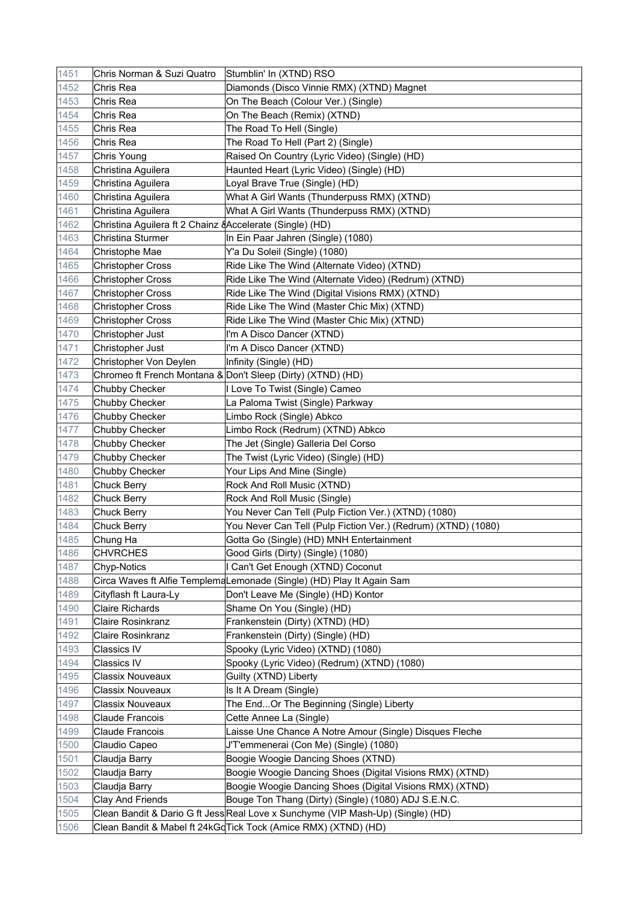| 1451 | Chris Norman & Suzi Quatro | Stumblin' In (XTND) RSO |
|---|---|---|
| 1452 | Chris Rea | Diamonds (Disco Vinnie RMX) (XTND) Magnet |
| 1453 | Chris Rea | On The Beach (Colour Ver.) (Single) |
| 1454 | Chris Rea | On The Beach (Remix) (XTND) |
| 1455 | Chris Rea | The Road To Hell (Single) |
| 1456 | Chris Rea | The Road To Hell (Part 2) (Single) |
| 1457 | Chris Young | Raised On Country (Lyric Video) (Single) (HD) |
| 1458 | Christina Aguilera | Haunted Heart (Lyric Video) (Single) (HD) |
| 1459 | Christina Aguilera | Loyal Brave True (Single) (HD) |
| 1460 | Christina Aguilera | What A Girl Wants (Thunderpuss RMX) (XTND) |
| 1461 | Christina Aguilera | What A Girl Wants (Thunderpuss RMX) (XTND) |
| 1462 | Christina Aguilera ft 2 Chainz & | Accelerate (Single) (HD) |
| 1463 | Christina Sturmer | In Ein Paar Jahren (Single) (1080) |
| 1464 | Christophe Mae | Y'a Du Soleil (Single) (1080) |
| 1465 | Christopher Cross | Ride Like The Wind (Alternate Video) (XTND) |
| 1466 | Christopher Cross | Ride Like The Wind (Alternate Video) (Redrum) (XTND) |
| 1467 | Christopher Cross | Ride Like The Wind (Digital Visions RMX) (XTND) |
| 1468 | Christopher Cross | Ride Like The Wind (Master Chic Mix) (XTND) |
| 1469 | Christopher Cross | Ride Like The Wind (Master Chic Mix) (XTND) |
| 1470 | Christopher Just | I'm A Disco Dancer (XTND) |
| 1471 | Christopher Just | I'm A Disco Dancer (XTND) |
| 1472 | Christopher Von Deylen | Infinity (Single) (HD) |
| 1473 | Chromeo ft French Montana & | Don't Sleep (Dirty) (XTND) (HD) |
| 1474 | Chubby Checker | I Love To Twist (Single) Cameo |
| 1475 | Chubby Checker | La Paloma Twist (Single) Parkway |
| 1476 | Chubby Checker | Limbo Rock (Single) Abkco |
| 1477 | Chubby Checker | Limbo Rock (Redrum) (XTND) Abkco |
| 1478 | Chubby Checker | The Jet (Single) Galleria Del Corso |
| 1479 | Chubby Checker | The Twist (Lyric Video) (Single) (HD) |
| 1480 | Chubby Checker | Your Lips And Mine (Single) |
| 1481 | Chuck Berry | Rock And Roll Music (XTND) |
| 1482 | Chuck Berry | Rock And Roll Music (Single) |
| 1483 | Chuck Berry | You Never Can Tell (Pulp Fiction Ver.) (XTND) (1080) |
| 1484 | Chuck Berry | You Never Can Tell (Pulp Fiction Ver.) (Redrum) (XTND) (1080) |
| 1485 | Chung Ha | Gotta Go (Single) (HD) MNH Entertainment |
| 1486 | CHVRCHES | Good Girls (Dirty) (Single) (1080) |
| 1487 | Chyp-Notics | I Can't Get Enough (XTND) Coconut |
| 1488 | Circa Waves ft Alfie Templema | Lemonade (Single) (HD) Play It Again Sam |
| 1489 | Cityflash ft Laura-Ly | Don't Leave Me (Single) (HD) Kontor |
| 1490 | Claire Richards | Shame On You (Single) (HD) |
| 1491 | Claire Rosinkranz | Frankenstein (Dirty) (XTND) (HD) |
| 1492 | Claire Rosinkranz | Frankenstein (Dirty) (Single) (HD) |
| 1493 | Classics IV | Spooky (Lyric Video) (XTND) (1080) |
| 1494 | Classics IV | Spooky (Lyric Video) (Redrum) (XTND) (1080) |
| 1495 | Classix Nouveaux | Guilty (XTND) Liberty |
| 1496 | Classix Nouveaux | Is It A Dream (Single) |
| 1497 | Classix Nouveaux | The End...Or The Beginning (Single) Liberty |
| 1498 | Claude Francois | Cette Annee La (Single) |
| 1499 | Claude Francois | Laisse Une Chance A Notre Amour (Single) Disques Fleche |
| 1500 | Claudio Capeo | J'T'emmenerai (Con Me) (Single) (1080) |
| 1501 | Claudja Barry | Boogie Woogie Dancing Shoes (XTND) |
| 1502 | Claudja Barry | Boogie Woogie Dancing Shoes (Digital Visions RMX) (XTND) |
| 1503 | Claudja Barry | Boogie Woogie Dancing Shoes (Digital Visions RMX) (XTND) |
| 1504 | Clay And Friends | Bouge Ton Thang (Dirty) (Single) (1080) ADJ S.E.N.C. |
| 1505 | Clean Bandit & Dario G ft Jess | Real Love x Sunchyme (VIP Mash-Up) (Single) (HD) |
| 1506 | Clean Bandit & Mabel ft 24kGo | Tick Tock (Amice RMX) (XTND) (HD) |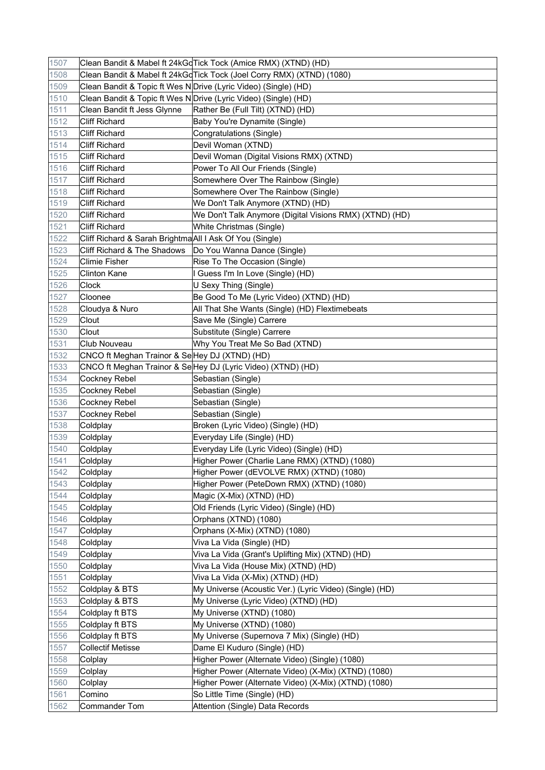| | | |
|---|---|---|
| 1507 | Clean Bandit & Mabel ft 24kGo | Tick Tock (Amice RMX) (XTND) (HD) |
| 1508 | Clean Bandit & Mabel ft 24kGo | Tick Tock (Joel Corry RMX) (XTND) (1080) |
| 1509 | Clean Bandit & Topic ft Wes N | Drive (Lyric Video) (Single) (HD) |
| 1510 | Clean Bandit & Topic ft Wes N | Drive (Lyric Video) (Single) (HD) |
| 1511 | Clean Bandit ft Jess Glynne | Rather Be (Full Tilt) (XTND) (HD) |
| 1512 | Cliff Richard | Baby You're Dynamite (Single) |
| 1513 | Cliff Richard | Congratulations (Single) |
| 1514 | Cliff Richard | Devil Woman (XTND) |
| 1515 | Cliff Richard | Devil Woman (Digital Visions RMX) (XTND) |
| 1516 | Cliff Richard | Power To All Our Friends (Single) |
| 1517 | Cliff Richard | Somewhere Over The Rainbow (Single) |
| 1518 | Cliff Richard | Somewhere Over The Rainbow (Single) |
| 1519 | Cliff Richard | We Don't Talk Anymore (XTND) (HD) |
| 1520 | Cliff Richard | We Don't Talk Anymore (Digital Visions RMX) (XTND) (HD) |
| 1521 | Cliff Richard | White Christmas (Single) |
| 1522 | Cliff Richard & Sarah Brightma | All I Ask Of You (Single) |
| 1523 | Cliff Richard & The Shadows | Do You Wanna Dance (Single) |
| 1524 | Climie Fisher | Rise To The Occasion (Single) |
| 1525 | Clinton Kane | I Guess I'm In Love (Single) (HD) |
| 1526 | Clock | U Sexy Thing (Single) |
| 1527 | Cloonee | Be Good To Me (Lyric Video) (XTND) (HD) |
| 1528 | Cloudya & Nuro | All That She Wants (Single) (HD) Flextimebeats |
| 1529 | Clout | Save Me (Single) Carrere |
| 1530 | Clout | Substitute (Single) Carrere |
| 1531 | Club Nouveau | Why You Treat Me So Bad (XTND) |
| 1532 | CNCO ft Meghan Trainor & Se | Hey DJ (XTND) (HD) |
| 1533 | CNCO ft Meghan Trainor & Se | Hey DJ (Lyric Video) (XTND) (HD) |
| 1534 | Cockney Rebel | Sebastian (Single) |
| 1535 | Cockney Rebel | Sebastian (Single) |
| 1536 | Cockney Rebel | Sebastian (Single) |
| 1537 | Cockney Rebel | Sebastian (Single) |
| 1538 | Coldplay | Broken (Lyric Video) (Single) (HD) |
| 1539 | Coldplay | Everyday Life (Single) (HD) |
| 1540 | Coldplay | Everyday Life (Lyric Video) (Single) (HD) |
| 1541 | Coldplay | Higher Power (Charlie Lane RMX) (XTND) (1080) |
| 1542 | Coldplay | Higher Power (dEVOLVE RMX) (XTND) (1080) |
| 1543 | Coldplay | Higher Power (PeteDown RMX) (XTND) (1080) |
| 1544 | Coldplay | Magic (X-Mix) (XTND) (HD) |
| 1545 | Coldplay | Old Friends (Lyric Video) (Single) (HD) |
| 1546 | Coldplay | Orphans (XTND) (1080) |
| 1547 | Coldplay | Orphans (X-Mix) (XTND) (1080) |
| 1548 | Coldplay | Viva La Vida (Single) (HD) |
| 1549 | Coldplay | Viva La Vida (Grant's Uplifting Mix) (XTND) (HD) |
| 1550 | Coldplay | Viva La Vida (House Mix) (XTND) (HD) |
| 1551 | Coldplay | Viva La Vida (X-Mix) (XTND) (HD) |
| 1552 | Coldplay & BTS | My Universe (Acoustic Ver.) (Lyric Video) (Single) (HD) |
| 1553 | Coldplay & BTS | My Universe (Lyric Video) (XTND) (HD) |
| 1554 | Coldplay ft BTS | My Universe (XTND) (1080) |
| 1555 | Coldplay ft BTS | My Universe (XTND) (1080) |
| 1556 | Coldplay ft BTS | My Universe (Supernova 7 Mix) (Single) (HD) |
| 1557 | Collectif Metisse | Dame El Kuduro (Single) (HD) |
| 1558 | Colplay | Higher Power (Alternate Video) (Single) (1080) |
| 1559 | Colplay | Higher Power (Alternate Video) (X-Mix) (XTND) (1080) |
| 1560 | Colplay | Higher Power (Alternate Video) (X-Mix) (XTND) (1080) |
| 1561 | Comino | So Little Time (Single) (HD) |
| 1562 | Commander Tom | Attention (Single) Data Records |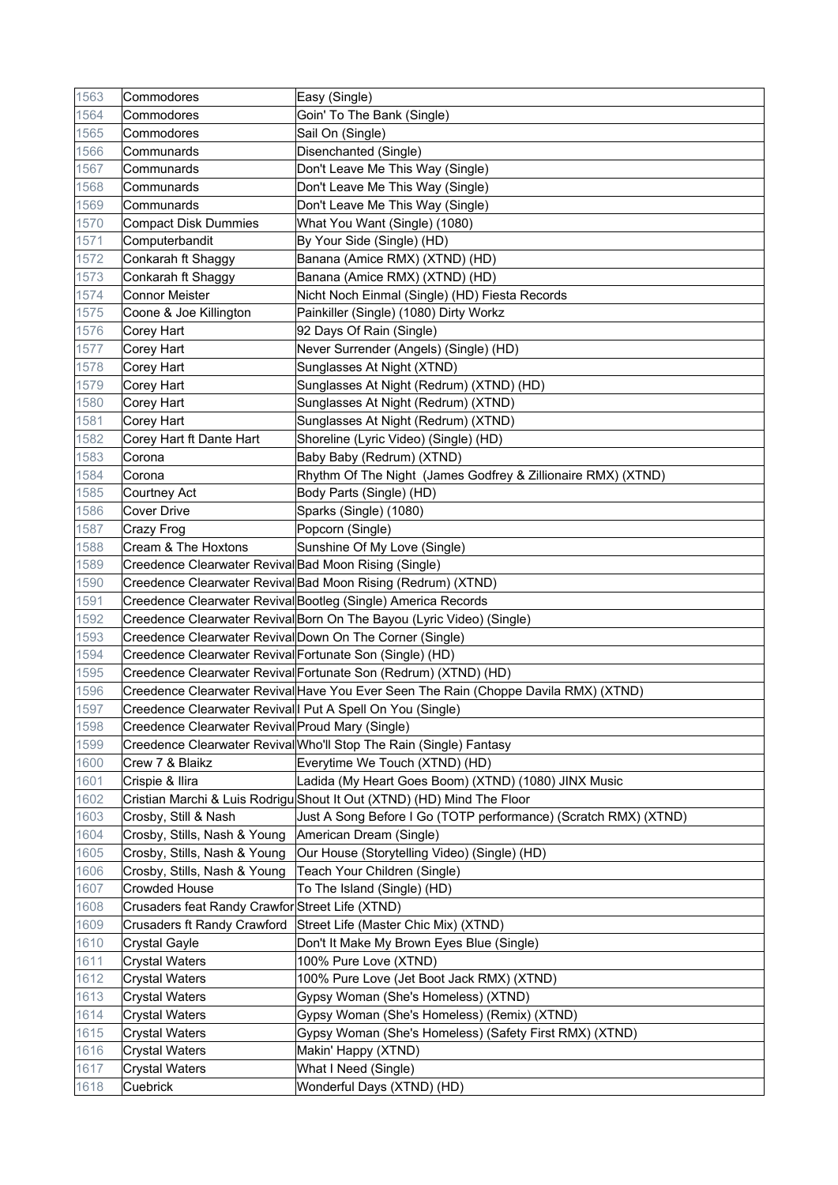| | | |
|---|---|---|
| 1563 | Commodores | Easy (Single) |
| 1564 | Commodores | Goin' To The Bank (Single) |
| 1565 | Commodores | Sail On (Single) |
| 1566 | Communards | Disenchanted (Single) |
| 1567 | Communards | Don't Leave Me This Way (Single) |
| 1568 | Communards | Don't Leave Me This Way (Single) |
| 1569 | Communards | Don't Leave Me This Way (Single) |
| 1570 | Compact Disk Dummies | What You Want (Single) (1080) |
| 1571 | Computerbandit | By Your Side (Single) (HD) |
| 1572 | Conkarah ft Shaggy | Banana (Amice RMX) (XTND) (HD) |
| 1573 | Conkarah ft Shaggy | Banana (Amice RMX) (XTND) (HD) |
| 1574 | Connor Meister | Nicht Noch Einmal (Single) (HD) Fiesta Records |
| 1575 | Coone & Joe Killington | Painkiller (Single) (1080) Dirty Workz |
| 1576 | Corey Hart | 92 Days Of Rain (Single) |
| 1577 | Corey Hart | Never Surrender (Angels) (Single) (HD) |
| 1578 | Corey Hart | Sunglasses At Night (XTND) |
| 1579 | Corey Hart | Sunglasses At Night (Redrum) (XTND) (HD) |
| 1580 | Corey Hart | Sunglasses At Night (Redrum) (XTND) |
| 1581 | Corey Hart | Sunglasses At Night (Redrum) (XTND) |
| 1582 | Corey Hart ft Dante Hart | Shoreline (Lyric Video) (Single) (HD) |
| 1583 | Corona | Baby Baby (Redrum) (XTND) |
| 1584 | Corona | Rhythm Of The Night (James Godfrey & Zillionaire RMX) (XTND) |
| 1585 | Courtney Act | Body Parts (Single) (HD) |
| 1586 | Cover Drive | Sparks (Single) (1080) |
| 1587 | Crazy Frog | Popcorn (Single) |
| 1588 | Cream & The Hoxtons | Sunshine Of My Love (Single) |
| 1589 | Creedence Clearwater Revival | Bad Moon Rising (Single) |
| 1590 | Creedence Clearwater Revival | Bad Moon Rising (Redrum) (XTND) |
| 1591 | Creedence Clearwater Revival | Bootleg (Single) America Records |
| 1592 | Creedence Clearwater Revival | Born On The Bayou (Lyric Video) (Single) |
| 1593 | Creedence Clearwater Revival | Down On The Corner (Single) |
| 1594 | Creedence Clearwater Revival | Fortunate Son (Single) (HD) |
| 1595 | Creedence Clearwater Revival | Fortunate Son (Redrum) (XTND) (HD) |
| 1596 | Creedence Clearwater Revival | Have You Ever Seen The Rain (Choppe Davila RMX) (XTND) |
| 1597 | Creedence Clearwater Revival | I Put A Spell On You (Single) |
| 1598 | Creedence Clearwater Revival | Proud Mary (Single) |
| 1599 | Creedence Clearwater Revival | Who'll Stop The Rain (Single) Fantasy |
| 1600 | Crew 7 & Blaikz | Everytime We Touch (XTND) (HD) |
| 1601 | Crispie & Ilira | Ladida (My Heart Goes Boom) (XTND) (1080) JINX Music |
| 1602 | Cristian Marchi & Luis Rodrigu | Shout It Out (XTND) (HD) Mind The Floor |
| 1603 | Crosby, Still & Nash | Just A Song Before I Go (TOTP performance) (Scratch RMX) (XTND) |
| 1604 | Crosby, Stills, Nash & Young | American Dream (Single) |
| 1605 | Crosby, Stills, Nash & Young | Our House (Storytelling Video) (Single) (HD) |
| 1606 | Crosby, Stills, Nash & Young | Teach Your Children (Single) |
| 1607 | Crowded House | To The Island (Single) (HD) |
| 1608 | Crusaders feat Randy Crawfor | Street Life (XTND) |
| 1609 | Crusaders ft Randy Crawford | Street Life (Master Chic Mix) (XTND) |
| 1610 | Crystal Gayle | Don't It Make My Brown Eyes Blue (Single) |
| 1611 | Crystal Waters | 100% Pure Love (XTND) |
| 1612 | Crystal Waters | 100% Pure Love (Jet Boot Jack RMX) (XTND) |
| 1613 | Crystal Waters | Gypsy Woman (She's Homeless) (XTND) |
| 1614 | Crystal Waters | Gypsy Woman (She's Homeless) (Remix) (XTND) |
| 1615 | Crystal Waters | Gypsy Woman (She's Homeless) (Safety First RMX) (XTND) |
| 1616 | Crystal Waters | Makin' Happy (XTND) |
| 1617 | Crystal Waters | What I Need (Single) |
| 1618 | Cuebrick | Wonderful Days (XTND) (HD) |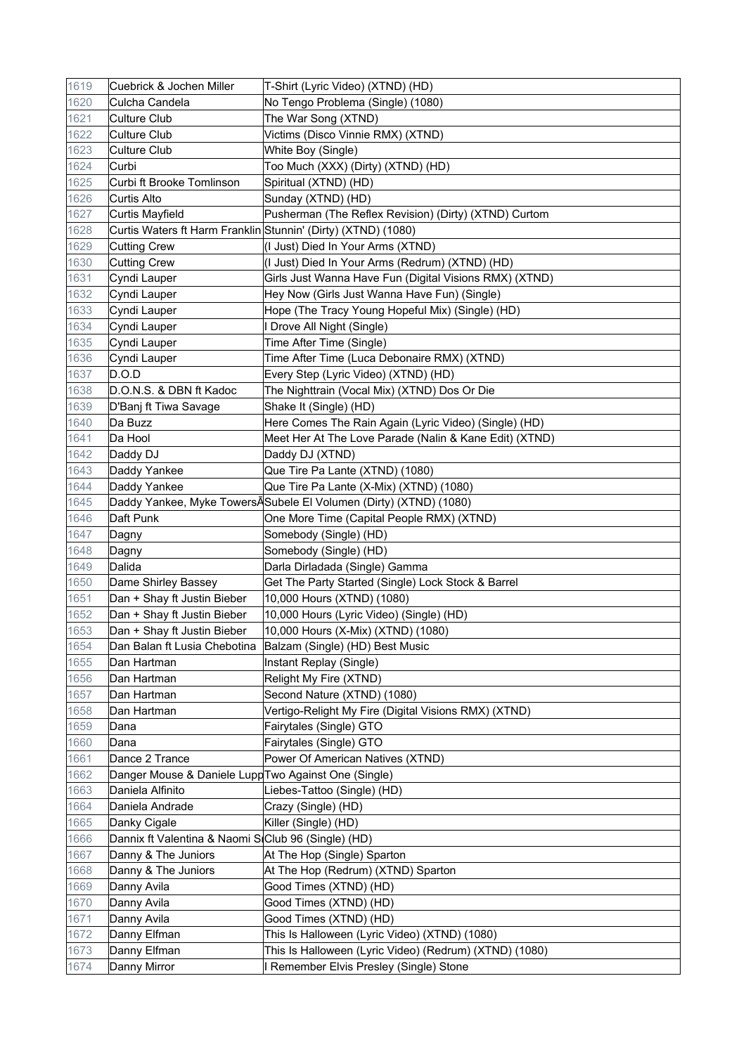| | | |
|---|---|---|
| 1619 | Cuebrick & Jochen Miller | T-Shirt (Lyric Video) (XTND) (HD) |
| 1620 | Culcha Candela | No Tengo Problema (Single) (1080) |
| 1621 | Culture Club | The War Song (XTND) |
| 1622 | Culture Club | Victims (Disco Vinnie RMX) (XTND) |
| 1623 | Culture Club | White Boy (Single) |
| 1624 | Curbi | Too Much (XXX) (Dirty) (XTND) (HD) |
| 1625 | Curbi ft Brooke Tomlinson | Spiritual (XTND) (HD) |
| 1626 | Curtis Alto | Sunday (XTND) (HD) |
| 1627 | Curtis Mayfield | Pusherman (The Reflex Revision) (Dirty) (XTND) Curtom |
| 1628 | Curtis Waters ft Harm Franklin | Stunnin' (Dirty) (XTND) (1080) |
| 1629 | Cutting Crew | (I Just) Died In Your Arms (XTND) |
| 1630 | Cutting Crew | (I Just) Died In Your Arms (Redrum) (XTND) (HD) |
| 1631 | Cyndi Lauper | Girls Just Wanna Have Fun (Digital Visions RMX) (XTND) |
| 1632 | Cyndi Lauper | Hey Now (Girls Just Wanna Have Fun) (Single) |
| 1633 | Cyndi Lauper | Hope (The Tracy Young Hopeful Mix) (Single) (HD) |
| 1634 | Cyndi Lauper | I Drove All Night (Single) |
| 1635 | Cyndi Lauper | Time After Time (Single) |
| 1636 | Cyndi Lauper | Time After Time (Luca Debonaire RMX) (XTND) |
| 1637 | D.O.D | Every Step (Lyric Video) (XTND) (HD) |
| 1638 | D.O.N.S. & DBN ft Kadoc | The Nighttrain (Vocal Mix) (XTND) Dos Or Die |
| 1639 | D'Banj ft Tiwa Savage | Shake It (Single) (HD) |
| 1640 | Da Buzz | Here Comes The Rain Again (Lyric Video) (Single) (HD) |
| 1641 | Da Hool | Meet Her At The Love Parade (Nalin & Kane Edit) (XTND) |
| 1642 | Daddy DJ | Daddy DJ (XTND) |
| 1643 | Daddy Yankee | Que Tire Pa Lante (XTND) (1080) |
| 1644 | Daddy Yankee | Que Tire Pa Lante (X-Mix) (XTND) (1080) |
| 1645 | Daddy Yankee, Myke TowersÂ | Subele El Volumen (Dirty) (XTND) (1080) |
| 1646 | Daft Punk | One More Time (Capital People RMX) (XTND) |
| 1647 | Dagny | Somebody (Single) (HD) |
| 1648 | Dagny | Somebody (Single) (HD) |
| 1649 | Dalida | Darla Dirladada (Single) Gamma |
| 1650 | Dame Shirley Bassey | Get The Party Started (Single) Lock Stock & Barrel |
| 1651 | Dan + Shay ft Justin Bieber | 10,000 Hours (XTND) (1080) |
| 1652 | Dan + Shay ft Justin Bieber | 10,000 Hours (Lyric Video) (Single) (HD) |
| 1653 | Dan + Shay ft Justin Bieber | 10,000 Hours (X-Mix) (XTND) (1080) |
| 1654 | Dan Balan ft Lusia Chebotina | Balzam (Single) (HD) Best Music |
| 1655 | Dan Hartman | Instant Replay (Single) |
| 1656 | Dan Hartman | Relight My Fire (XTND) |
| 1657 | Dan Hartman | Second Nature (XTND) (1080) |
| 1658 | Dan Hartman | Vertigo-Relight My Fire (Digital Visions RMX) (XTND) |
| 1659 | Dana | Fairytales (Single) GTO |
| 1660 | Dana | Fairytales (Single) GTO |
| 1661 | Dance 2 Trance | Power Of American Natives (XTND) |
| 1662 | Danger Mouse & Daniele Lupp | Two Against One (Single) |
| 1663 | Daniela Alfinito | Liebes-Tattoo (Single) (HD) |
| 1664 | Daniela Andrade | Crazy (Single) (HD) |
| 1665 | Danky Cigale | Killer (Single) (HD) |
| 1666 | Dannix ft Valentina & Naomi S | Club 96 (Single) (HD) |
| 1667 | Danny & The Juniors | At The Hop (Single) Sparton |
| 1668 | Danny & The Juniors | At The Hop (Redrum) (XTND) Sparton |
| 1669 | Danny Avila | Good Times (XTND) (HD) |
| 1670 | Danny Avila | Good Times (XTND) (HD) |
| 1671 | Danny Avila | Good Times (XTND) (HD) |
| 1672 | Danny Elfman | This Is Halloween (Lyric Video) (XTND) (1080) |
| 1673 | Danny Elfman | This Is Halloween (Lyric Video) (Redrum) (XTND) (1080) |
| 1674 | Danny Mirror | I Remember Elvis Presley (Single) Stone |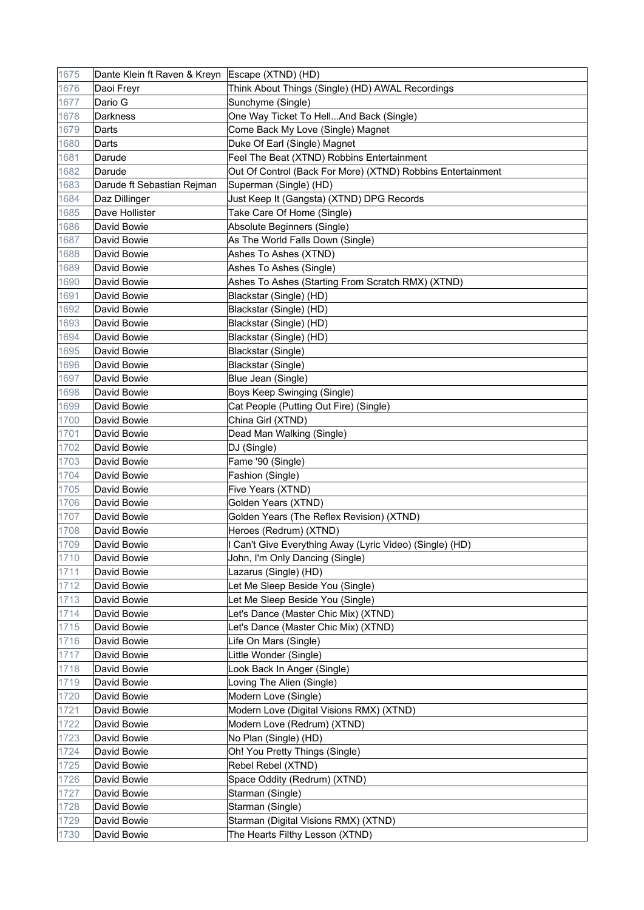| | | |
|---|---|---|
| 1675 | Dante Klein ft Raven & Kreyn | Escape (XTND) (HD) |
| 1676 | Daoi Freyr | Think About Things (Single) (HD) AWAL Recordings |
| 1677 | Dario G | Sunchyme (Single) |
| 1678 | Darkness | One Way Ticket To Hell...And Back (Single) |
| 1679 | Darts | Come Back My Love (Single) Magnet |
| 1680 | Darts | Duke Of Earl (Single) Magnet |
| 1681 | Darude | Feel The Beat (XTND) Robbins Entertainment |
| 1682 | Darude | Out Of Control (Back For More) (XTND) Robbins Entertainment |
| 1683 | Darude ft Sebastian Rejman | Superman (Single) (HD) |
| 1684 | Daz Dillinger | Just Keep It (Gangsta) (XTND) DPG Records |
| 1685 | Dave Hollister | Take Care Of Home (Single) |
| 1686 | David Bowie | Absolute Beginners (Single) |
| 1687 | David Bowie | As The World Falls Down (Single) |
| 1688 | David Bowie | Ashes To Ashes (XTND) |
| 1689 | David Bowie | Ashes To Ashes (Single) |
| 1690 | David Bowie | Ashes To Ashes (Starting From Scratch RMX) (XTND) |
| 1691 | David Bowie | Blackstar (Single) (HD) |
| 1692 | David Bowie | Blackstar (Single) (HD) |
| 1693 | David Bowie | Blackstar (Single) (HD) |
| 1694 | David Bowie | Blackstar (Single) (HD) |
| 1695 | David Bowie | Blackstar (Single) |
| 1696 | David Bowie | Blackstar (Single) |
| 1697 | David Bowie | Blue Jean (Single) |
| 1698 | David Bowie | Boys Keep Swinging (Single) |
| 1699 | David Bowie | Cat People (Putting Out Fire) (Single) |
| 1700 | David Bowie | China Girl (XTND) |
| 1701 | David Bowie | Dead Man Walking (Single) |
| 1702 | David Bowie | DJ (Single) |
| 1703 | David Bowie | Fame '90 (Single) |
| 1704 | David Bowie | Fashion (Single) |
| 1705 | David Bowie | Five Years (XTND) |
| 1706 | David Bowie | Golden Years (XTND) |
| 1707 | David Bowie | Golden Years (The Reflex Revision) (XTND) |
| 1708 | David Bowie | Heroes (Redrum) (XTND) |
| 1709 | David Bowie | I Can't Give Everything Away (Lyric Video) (Single) (HD) |
| 1710 | David Bowie | John, I'm Only Dancing (Single) |
| 1711 | David Bowie | Lazarus (Single) (HD) |
| 1712 | David Bowie | Let Me Sleep Beside You (Single) |
| 1713 | David Bowie | Let Me Sleep Beside You (Single) |
| 1714 | David Bowie | Let's Dance (Master Chic Mix) (XTND) |
| 1715 | David Bowie | Let's Dance (Master Chic Mix) (XTND) |
| 1716 | David Bowie | Life On Mars (Single) |
| 1717 | David Bowie | Little Wonder (Single) |
| 1718 | David Bowie | Look Back In Anger (Single) |
| 1719 | David Bowie | Loving The Alien (Single) |
| 1720 | David Bowie | Modern Love (Single) |
| 1721 | David Bowie | Modern Love (Digital Visions RMX) (XTND) |
| 1722 | David Bowie | Modern Love (Redrum) (XTND) |
| 1723 | David Bowie | No Plan (Single) (HD) |
| 1724 | David Bowie | Oh! You Pretty Things (Single) |
| 1725 | David Bowie | Rebel Rebel (XTND) |
| 1726 | David Bowie | Space Oddity (Redrum) (XTND) |
| 1727 | David Bowie | Starman (Single) |
| 1728 | David Bowie | Starman (Single) |
| 1729 | David Bowie | Starman (Digital Visions RMX) (XTND) |
| 1730 | David Bowie | The Hearts Filthy Lesson (XTND) |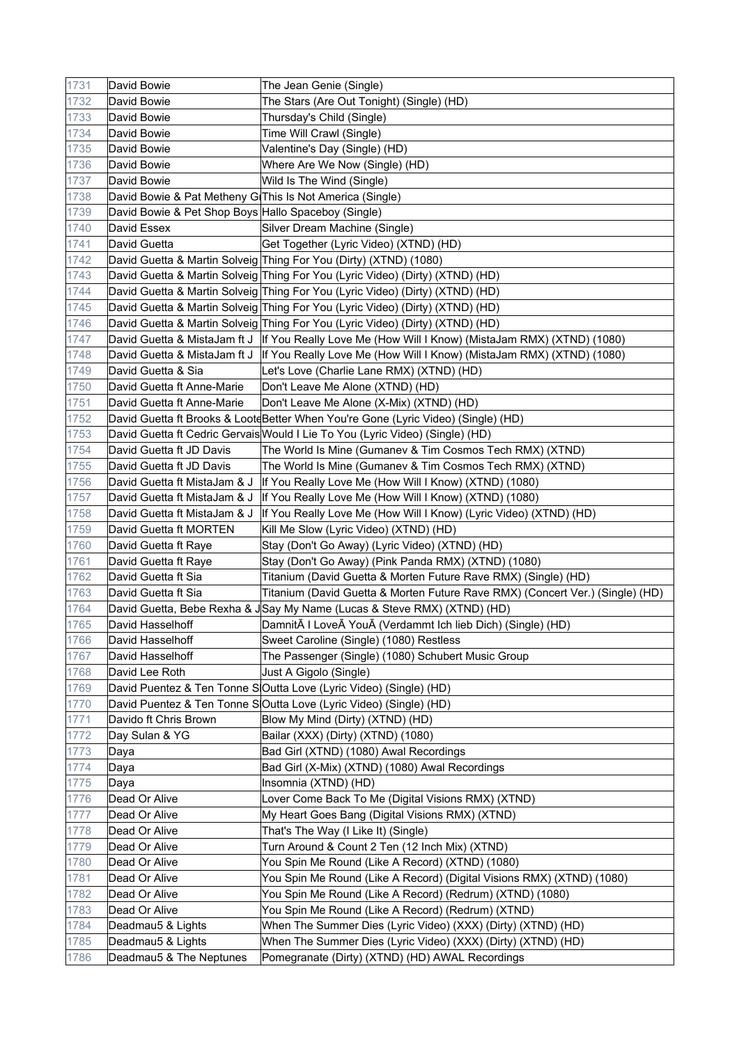| | | |
|---|---|---|
| 1731 | David Bowie | The Jean Genie (Single) |
| 1732 | David Bowie | The Stars (Are Out Tonight) (Single) (HD) |
| 1733 | David Bowie | Thursday's Child (Single) |
| 1734 | David Bowie | Time Will Crawl (Single) |
| 1735 | David Bowie | Valentine's Day (Single) (HD) |
| 1736 | David Bowie | Where Are We Now (Single) (HD) |
| 1737 | David Bowie | Wild Is The Wind (Single) |
| 1738 | David Bowie & Pat Metheny G | This Is Not America (Single) |
| 1739 | David Bowie & Pet Shop Boys | Hallo Spaceboy (Single) |
| 1740 | David Essex | Silver Dream Machine (Single) |
| 1741 | David Guetta | Get Together (Lyric Video) (XTND) (HD) |
| 1742 | David Guetta & Martin Solveig | Thing For You (Dirty) (XTND) (1080) |
| 1743 | David Guetta & Martin Solveig | Thing For You (Lyric Video) (Dirty) (XTND) (HD) |
| 1744 | David Guetta & Martin Solveig | Thing For You (Lyric Video) (Dirty) (XTND) (HD) |
| 1745 | David Guetta & Martin Solveig | Thing For You (Lyric Video) (Dirty) (XTND) (HD) |
| 1746 | David Guetta & Martin Solveig | Thing For You (Lyric Video) (Dirty) (XTND) (HD) |
| 1747 | David Guetta & MistaJam ft J | If You Really Love Me (How Will I Know) (MistaJam RMX) (XTND) (1080) |
| 1748 | David Guetta & MistaJam ft J | If You Really Love Me (How Will I Know) (MistaJam RMX) (XTND) (1080) |
| 1749 | David Guetta & Sia | Let's Love (Charlie Lane RMX) (XTND) (HD) |
| 1750 | David Guetta ft Anne-Marie | Don't Leave Me Alone (XTND) (HD) |
| 1751 | David Guetta ft Anne-Marie | Don't Leave Me Alone (X-Mix) (XTND) (HD) |
| 1752 | David Guetta ft Brooks & Loote | Better When You're Gone (Lyric Video) (Single) (HD) |
| 1753 | David Guetta ft Cedric Gervais | Would I Lie To You (Lyric Video) (Single) (HD) |
| 1754 | David Guetta ft JD Davis | The World Is Mine (Gumanev & Tim Cosmos Tech RMX) (XTND) |
| 1755 | David Guetta ft JD Davis | The World Is Mine (Gumanev & Tim Cosmos Tech RMX) (XTND) |
| 1756 | David Guetta ft MistaJam & J | If You Really Love Me (How Will I Know) (XTND) (1080) |
| 1757 | David Guetta ft MistaJam & J | If You Really Love Me (How Will I Know) (XTND) (1080) |
| 1758 | David Guetta ft MistaJam & J | If You Really Love Me (How Will I Know) (Lyric Video) (XTND) (HD) |
| 1759 | David Guetta ft MORTEN | Kill Me Slow (Lyric Video) (XTND) (HD) |
| 1760 | David Guetta ft Raye | Stay (Don't Go Away) (Lyric Video) (XTND) (HD) |
| 1761 | David Guetta ft Raye | Stay (Don't Go Away) (Pink Panda RMX) (XTND) (1080) |
| 1762 | David Guetta ft Sia | Titanium (David Guetta & Morten Future Rave RMX) (Single) (HD) |
| 1763 | David Guetta ft Sia | Titanium (David Guetta & Morten Future Rave RMX) (Concert Ver.) (Single) (HD) |
| 1764 | David Guetta, Bebe Rexha & J | Say My Name (Lucas & Steve RMX) (XTND) (HD) |
| 1765 | David Hasselhoff | DamnitÃ I LoveÃ YouÃ (Verdammt Ich lieb Dich) (Single) (HD) |
| 1766 | David Hasselhoff | Sweet Caroline (Single) (1080) Restless |
| 1767 | David Hasselhoff | The Passenger (Single) (1080) Schubert Music Group |
| 1768 | David Lee Roth | Just A Gigolo (Single) |
| 1769 | David Puentez & Ten Tonne S | Outta Love (Lyric Video) (Single) (HD) |
| 1770 | David Puentez & Ten Tonne S | Outta Love (Lyric Video) (Single) (HD) |
| 1771 | Davido ft Chris Brown | Blow My Mind (Dirty) (XTND) (HD) |
| 1772 | Day Sulan & YG | Bailar (XXX) (Dirty) (XTND) (1080) |
| 1773 | Daya | Bad Girl (XTND) (1080) Awal Recordings |
| 1774 | Daya | Bad Girl (X-Mix) (XTND) (1080) Awal Recordings |
| 1775 | Daya | Insomnia (XTND) (HD) |
| 1776 | Dead Or Alive | Lover Come Back To Me (Digital Visions RMX) (XTND) |
| 1777 | Dead Or Alive | My Heart Goes Bang (Digital Visions RMX) (XTND) |
| 1778 | Dead Or Alive | That's The Way (I Like It) (Single) |
| 1779 | Dead Or Alive | Turn Around & Count 2 Ten (12 Inch Mix) (XTND) |
| 1780 | Dead Or Alive | You Spin Me Round (Like A Record) (XTND) (1080) |
| 1781 | Dead Or Alive | You Spin Me Round (Like A Record) (Digital Visions RMX) (XTND) (1080) |
| 1782 | Dead Or Alive | You Spin Me Round (Like A Record) (Redrum) (XTND) (1080) |
| 1783 | Dead Or Alive | You Spin Me Round (Like A Record) (Redrum) (XTND) |
| 1784 | Deadmau5 & Lights | When The Summer Dies (Lyric Video) (XXX) (Dirty) (XTND) (HD) |
| 1785 | Deadmau5 & Lights | When The Summer Dies (Lyric Video) (XXX) (Dirty) (XTND) (HD) |
| 1786 | Deadmau5 & The Neptunes | Pomegranate (Dirty) (XTND) (HD) AWAL Recordings |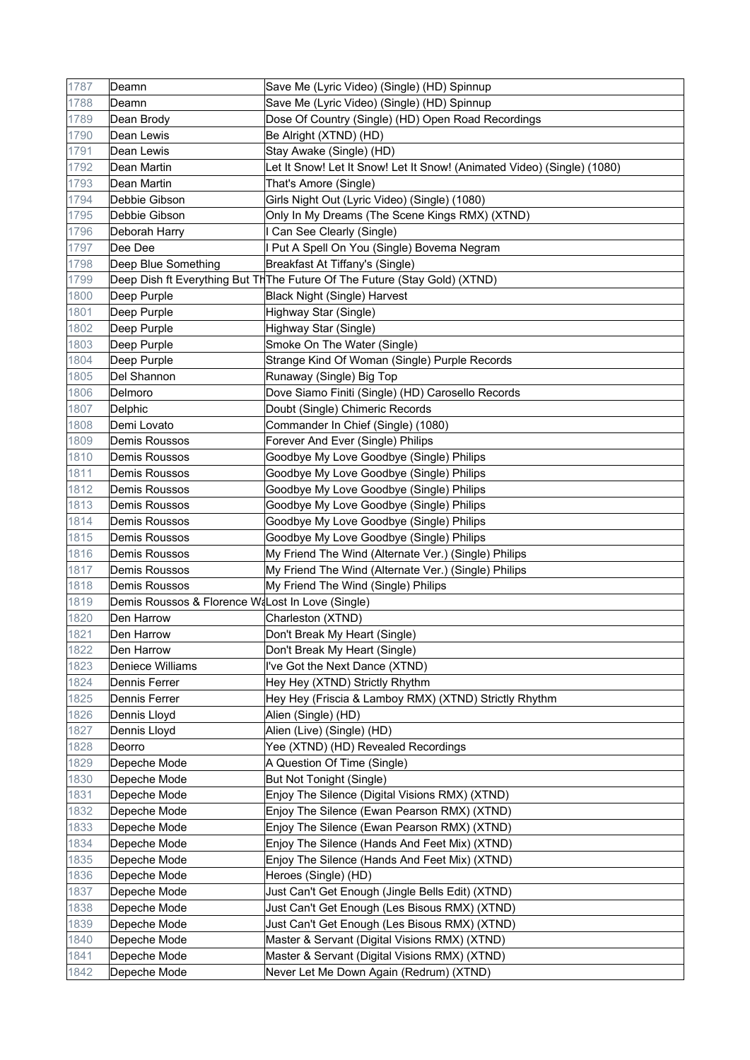| | | |
|---|---|---|
| 1787 | Deamn | Save Me (Lyric Video) (Single) (HD) Spinnup |
| 1788 | Deamn | Save Me (Lyric Video) (Single) (HD) Spinnup |
| 1789 | Dean Brody | Dose Of Country (Single) (HD) Open Road Recordings |
| 1790 | Dean Lewis | Be Alright (XTND) (HD) |
| 1791 | Dean Lewis | Stay Awake (Single) (HD) |
| 1792 | Dean Martin | Let It Snow! Let It Snow! Let It Snow! (Animated Video) (Single) (1080) |
| 1793 | Dean Martin | That's Amore (Single) |
| 1794 | Debbie Gibson | Girls Night Out (Lyric Video) (Single) (1080) |
| 1795 | Debbie Gibson | Only In My Dreams (The Scene Kings RMX) (XTND) |
| 1796 | Deborah Harry | I Can See Clearly (Single) |
| 1797 | Dee Dee | I Put A Spell On You (Single) Bovema Negram |
| 1798 | Deep Blue Something | Breakfast At Tiffany's (Single) |
| 1799 | Deep Dish ft Everything But Th | The Future Of The Future (Stay Gold) (XTND) |
| 1800 | Deep Purple | Black Night (Single) Harvest |
| 1801 | Deep Purple | Highway Star (Single) |
| 1802 | Deep Purple | Highway Star (Single) |
| 1803 | Deep Purple | Smoke On The Water (Single) |
| 1804 | Deep Purple | Strange Kind Of Woman (Single) Purple Records |
| 1805 | Del Shannon | Runaway (Single) Big Top |
| 1806 | Delmoro | Dove Siamo Finiti (Single) (HD) Carosello Records |
| 1807 | Delphic | Doubt (Single) Chimeric Records |
| 1808 | Demi Lovato | Commander In Chief (Single) (1080) |
| 1809 | Demis Roussos | Forever And Ever (Single) Philips |
| 1810 | Demis Roussos | Goodbye My Love Goodbye (Single) Philips |
| 1811 | Demis Roussos | Goodbye My Love Goodbye (Single) Philips |
| 1812 | Demis Roussos | Goodbye My Love Goodbye (Single) Philips |
| 1813 | Demis Roussos | Goodbye My Love Goodbye (Single) Philips |
| 1814 | Demis Roussos | Goodbye My Love Goodbye (Single) Philips |
| 1815 | Demis Roussos | Goodbye My Love Goodbye (Single) Philips |
| 1816 | Demis Roussos | My Friend The Wind (Alternate Ver.) (Single) Philips |
| 1817 | Demis Roussos | My Friend The Wind (Alternate Ver.) (Single) Philips |
| 1818 | Demis Roussos | My Friend The Wind (Single) Philips |
| 1819 | Demis Roussos & Florence Wa | Lost In Love (Single) |
| 1820 | Den Harrow | Charleston (XTND) |
| 1821 | Den Harrow | Don't Break My Heart (Single) |
| 1822 | Den Harrow | Don't Break My Heart (Single) |
| 1823 | Deniece Williams | I've Got the Next Dance (XTND) |
| 1824 | Dennis Ferrer | Hey Hey (XTND) Strictly Rhythm |
| 1825 | Dennis Ferrer | Hey Hey (Friscia & Lamboy RMX) (XTND) Strictly Rhythm |
| 1826 | Dennis Lloyd | Alien (Single) (HD) |
| 1827 | Dennis Lloyd | Alien (Live) (Single) (HD) |
| 1828 | Deorro | Yee (XTND) (HD) Revealed Recordings |
| 1829 | Depeche Mode | A Question Of Time (Single) |
| 1830 | Depeche Mode | But Not Tonight (Single) |
| 1831 | Depeche Mode | Enjoy The Silence (Digital Visions RMX) (XTND) |
| 1832 | Depeche Mode | Enjoy The Silence (Ewan Pearson RMX) (XTND) |
| 1833 | Depeche Mode | Enjoy The Silence (Ewan Pearson RMX) (XTND) |
| 1834 | Depeche Mode | Enjoy The Silence (Hands And Feet Mix) (XTND) |
| 1835 | Depeche Mode | Enjoy The Silence (Hands And Feet Mix) (XTND) |
| 1836 | Depeche Mode | Heroes (Single) (HD) |
| 1837 | Depeche Mode | Just Can't Get Enough (Jingle Bells Edit) (XTND) |
| 1838 | Depeche Mode | Just Can't Get Enough (Les Bisous RMX) (XTND) |
| 1839 | Depeche Mode | Just Can't Get Enough (Les Bisous RMX) (XTND) |
| 1840 | Depeche Mode | Master & Servant (Digital Visions RMX) (XTND) |
| 1841 | Depeche Mode | Master & Servant (Digital Visions RMX) (XTND) |
| 1842 | Depeche Mode | Never Let Me Down Again (Redrum) (XTND) |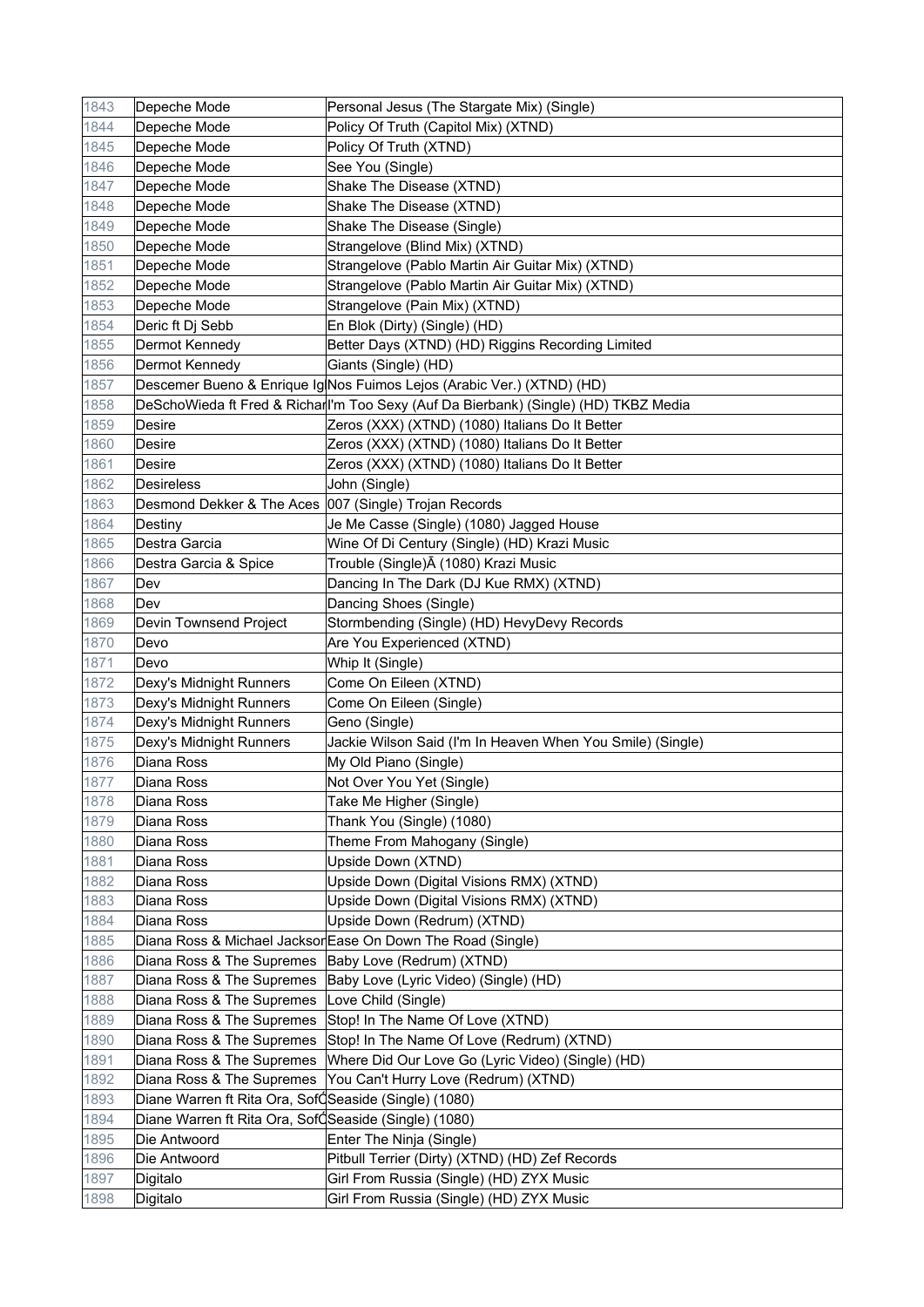| | | |
|---|---|---|
| 1843 | Depeche Mode | Personal Jesus (The Stargate Mix) (Single) |
| 1844 | Depeche Mode | Policy Of Truth (Capitol Mix) (XTND) |
| 1845 | Depeche Mode | Policy Of Truth (XTND) |
| 1846 | Depeche Mode | See You (Single) |
| 1847 | Depeche Mode | Shake The Disease (XTND) |
| 1848 | Depeche Mode | Shake The Disease (XTND) |
| 1849 | Depeche Mode | Shake The Disease (Single) |
| 1850 | Depeche Mode | Strangelove (Blind Mix) (XTND) |
| 1851 | Depeche Mode | Strangelove (Pablo Martin Air Guitar Mix) (XTND) |
| 1852 | Depeche Mode | Strangelove (Pablo Martin Air Guitar Mix) (XTND) |
| 1853 | Depeche Mode | Strangelove (Pain Mix) (XTND) |
| 1854 | Deric ft Dj Sebb | En Blok (Dirty) (Single) (HD) |
| 1855 | Dermot Kennedy | Better Days (XTND) (HD) Riggins Recording Limited |
| 1856 | Dermot Kennedy | Giants (Single) (HD) |
| 1857 | Descemer Bueno & Enrique Ig | Nos Fuimos Lejos (Arabic Ver.) (XTND) (HD) |
| 1858 | DeSchoWieda ft Fred & Richar | I'm Too Sexy (Auf Da Bierbank) (Single) (HD) TKBZ Media |
| 1859 | Desire | Zeros (XXX) (XTND) (1080) Italians Do It Better |
| 1860 | Desire | Zeros (XXX) (XTND) (1080) Italians Do It Better |
| 1861 | Desire | Zeros (XXX) (XTND) (1080) Italians Do It Better |
| 1862 | Desireless | John (Single) |
| 1863 | Desmond Dekker & The Aces | 007 (Single) Trojan Records |
| 1864 | Destiny | Je Me Casse (Single) (1080) Jagged House |
| 1865 | Destra Garcia | Wine Of Di Century (Single) (HD) Krazi Music |
| 1866 | Destra Garcia & Spice | Trouble (Single)Ã (1080) Krazi Music |
| 1867 | Dev | Dancing In The Dark (DJ Kue RMX) (XTND) |
| 1868 | Dev | Dancing Shoes (Single) |
| 1869 | Devin Townsend Project | Stormbending (Single) (HD) HevyDevy Records |
| 1870 | Devo | Are You Experienced (XTND) |
| 1871 | Devo | Whip It (Single) |
| 1872 | Dexy's Midnight Runners | Come On Eileen (XTND) |
| 1873 | Dexy's Midnight Runners | Come On Eileen (Single) |
| 1874 | Dexy's Midnight Runners | Geno (Single) |
| 1875 | Dexy's Midnight Runners | Jackie Wilson Said (I'm In Heaven When You Smile) (Single) |
| 1876 | Diana Ross | My Old Piano (Single) |
| 1877 | Diana Ross | Not Over You Yet (Single) |
| 1878 | Diana Ross | Take Me Higher (Single) |
| 1879 | Diana Ross | Thank You (Single) (1080) |
| 1880 | Diana Ross | Theme From Mahogany (Single) |
| 1881 | Diana Ross | Upside Down (XTND) |
| 1882 | Diana Ross | Upside Down (Digital Visions RMX) (XTND) |
| 1883 | Diana Ross | Upside Down (Digital Visions RMX) (XTND) |
| 1884 | Diana Ross | Upside Down (Redrum) (XTND) |
| 1885 | Diana Ross & Michael Jackson | Ease On Down The Road (Single) |
| 1886 | Diana Ross & The Supremes | Baby Love (Redrum) (XTND) |
| 1887 | Diana Ross & The Supremes | Baby Love (Lyric Video) (Single) (HD) |
| 1888 | Diana Ross & The Supremes | Love Child (Single) |
| 1889 | Diana Ross & The Supremes | Stop! In The Name Of Love (XTND) |
| 1890 | Diana Ross & The Supremes | Stop! In The Name Of Love (Redrum) (XTND) |
| 1891 | Diana Ross & The Supremes | Where Did Our Love Go (Lyric Video) (Single) (HD) |
| 1892 | Diana Ross & The Supremes | You Can't Hurry Love (Redrum) (XTND) |
| 1893 | Diane Warren ft Rita Ora, Sofí | Seaside (Single) (1080) |
| 1894 | Diane Warren ft Rita Ora, Sofí | Seaside (Single) (1080) |
| 1895 | Die Antwoord | Enter The Ninja (Single) |
| 1896 | Die Antwoord | Pitbull Terrier (Dirty) (XTND) (HD) Zef Records |
| 1897 | Digitalo | Girl From Russia (Single) (HD) ZYX Music |
| 1898 | Digitalo | Girl From Russia (Single) (HD) ZYX Music |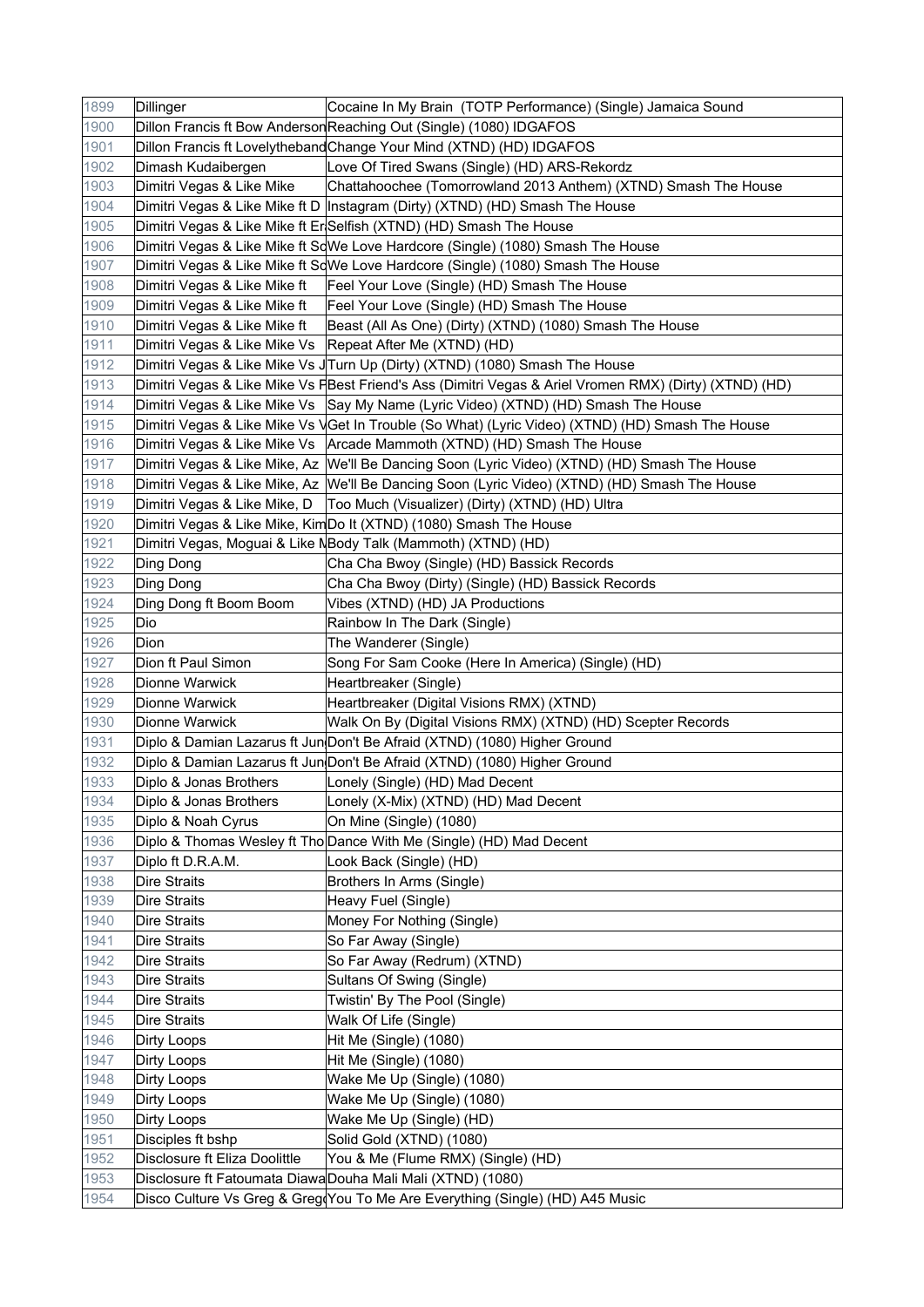| | | |
|---|---|---|
| 1899 | Dillinger | Cocaine In My Brain  (TOTP Performance) (Single) Jamaica Sound |
| 1900 | Dillon Francis ft Bow Anderson | Reaching Out (Single) (1080) IDGAFOS |
| 1901 | Dillon Francis ft Lovelytheband | Change Your Mind (XTND) (HD) IDGAFOS |
| 1902 | Dimash Kudaibergen | Love Of Tired Swans (Single) (HD) ARS-Rekordz |
| 1903 | Dimitri Vegas & Like Mike | Chattahoochee (Tomorrowland 2013 Anthem) (XTND) Smash The House |
| 1904 | Dimitri Vegas & Like Mike ft D | Instagram (Dirty) (XTND) (HD) Smash The House |
| 1905 | Dimitri Vegas & Like Mike ft Er | Selfish (XTND) (HD) Smash The House |
| 1906 | Dimitri Vegas & Like Mike ft Sc | We Love Hardcore (Single) (1080) Smash The House |
| 1907 | Dimitri Vegas & Like Mike ft Sc | We Love Hardcore (Single) (1080) Smash The House |
| 1908 | Dimitri Vegas & Like Mike ft | Feel Your Love (Single) (HD) Smash The House |
| 1909 | Dimitri Vegas & Like Mike ft | Feel Your Love (Single) (HD) Smash The House |
| 1910 | Dimitri Vegas & Like Mike ft | Beast (All As One) (Dirty) (XTND) (1080) Smash The House |
| 1911 | Dimitri Vegas & Like Mike Vs | Repeat After Me (XTND) (HD) |
| 1912 | Dimitri Vegas & Like Mike Vs J | Turn Up (Dirty) (XTND) (1080) Smash The House |
| 1913 | Dimitri Vegas & Like Mike Vs F | Best Friend's Ass (Dimitri Vegas & Ariel Vromen RMX) (Dirty) (XTND) (HD) |
| 1914 | Dimitri Vegas & Like Mike Vs | Say My Name (Lyric Video) (XTND) (HD) Smash The House |
| 1915 | Dimitri Vegas & Like Mike Vs V | Get In Trouble (So What) (Lyric Video) (XTND) (HD) Smash The House |
| 1916 | Dimitri Vegas & Like Mike Vs | Arcade Mammoth (XTND) (HD) Smash The House |
| 1917 | Dimitri Vegas & Like Mike, Az | We'll Be Dancing Soon (Lyric Video) (XTND) (HD) Smash The House |
| 1918 | Dimitri Vegas & Like Mike, Az | We'll Be Dancing Soon (Lyric Video) (XTND) (HD) Smash The House |
| 1919 | Dimitri Vegas & Like Mike, D | Too Much (Visualizer) (Dirty) (XTND) (HD) Ultra |
| 1920 | Dimitri Vegas & Like Mike, Kim | Do It (XTND) (1080) Smash The House |
| 1921 | Dimitri Vegas, Moguai & Like M | Body Talk (Mammoth) (XTND) (HD) |
| 1922 | Ding Dong | Cha Cha Bwoy (Single) (HD) Bassick Records |
| 1923 | Ding Dong | Cha Cha Bwoy (Dirty) (Single) (HD) Bassick Records |
| 1924 | Ding Dong ft Boom Boom | Vibes (XTND) (HD) JA Productions |
| 1925 | Dio | Rainbow In The Dark (Single) |
| 1926 | Dion | The Wanderer (Single) |
| 1927 | Dion ft Paul Simon | Song For Sam Cooke (Here In America) (Single) (HD) |
| 1928 | Dionne Warwick | Heartbreaker (Single) |
| 1929 | Dionne Warwick | Heartbreaker (Digital Visions RMX) (XTND) |
| 1930 | Dionne Warwick | Walk On By (Digital Visions RMX) (XTND) (HD) Scepter Records |
| 1931 | Diplo & Damian Lazarus ft Jun | Don't Be Afraid (XTND) (1080) Higher Ground |
| 1932 | Diplo & Damian Lazarus ft Jun | Don't Be Afraid (XTND) (1080) Higher Ground |
| 1933 | Diplo & Jonas Brothers | Lonely (Single) (HD) Mad Decent |
| 1934 | Diplo & Jonas Brothers | Lonely (X-Mix) (XTND) (HD) Mad Decent |
| 1935 | Diplo & Noah Cyrus | On Mine (Single) (1080) |
| 1936 | Diplo & Thomas Wesley ft Tho | Dance With Me (Single) (HD) Mad Decent |
| 1937 | Diplo ft D.R.A.M. | Look Back (Single) (HD) |
| 1938 | Dire Straits | Brothers In Arms (Single) |
| 1939 | Dire Straits | Heavy Fuel (Single) |
| 1940 | Dire Straits | Money For Nothing (Single) |
| 1941 | Dire Straits | So Far Away (Single) |
| 1942 | Dire Straits | So Far Away (Redrum) (XTND) |
| 1943 | Dire Straits | Sultans Of Swing (Single) |
| 1944 | Dire Straits | Twistin' By The Pool (Single) |
| 1945 | Dire Straits | Walk Of Life (Single) |
| 1946 | Dirty Loops | Hit Me (Single) (1080) |
| 1947 | Dirty Loops | Hit Me (Single) (1080) |
| 1948 | Dirty Loops | Wake Me Up (Single) (1080) |
| 1949 | Dirty Loops | Wake Me Up (Single) (1080) |
| 1950 | Dirty Loops | Wake Me Up (Single) (HD) |
| 1951 | Disciples ft bshp | Solid Gold (XTND) (1080) |
| 1952 | Disclosure ft Eliza Doolittle | You & Me (Flume RMX) (Single) (HD) |
| 1953 | Disclosure ft Fatoumata Diawa | Douha Mali Mali (XTND) (1080) |
| 1954 | Disco Culture Vs Greg & Greg | You To Me Are Everything (Single) (HD) A45 Music |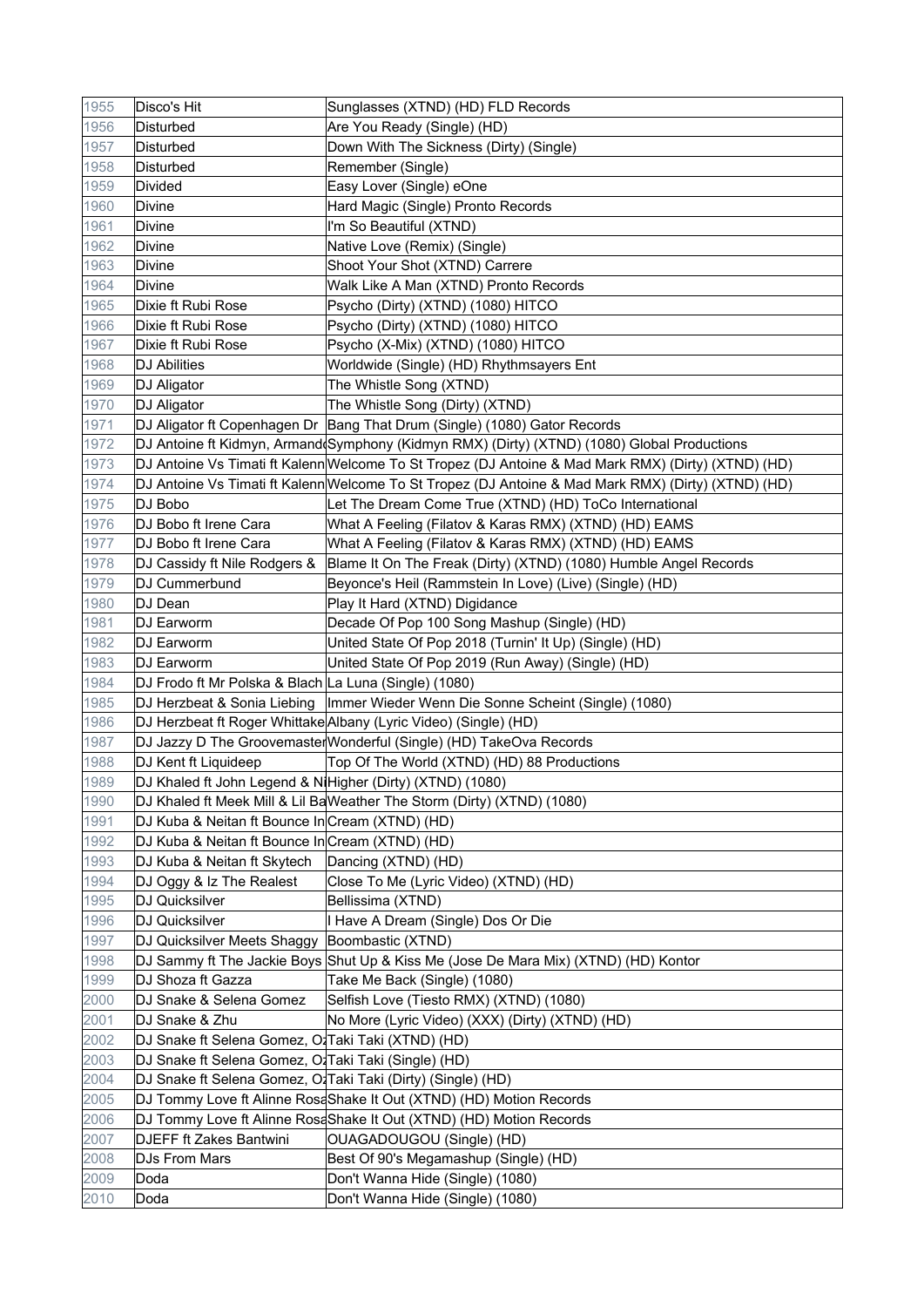| 1955 | Disco's Hit | Sunglasses (XTND) (HD) FLD Records |
|---|---|---|
| 1956 | Disturbed | Are You Ready (Single) (HD) |
| 1957 | Disturbed | Down With The Sickness (Dirty) (Single) |
| 1958 | Disturbed | Remember (Single) |
| 1959 | Divided | Easy Lover (Single) eOne |
| 1960 | Divine | Hard Magic (Single) Pronto Records |
| 1961 | Divine | I'm So Beautiful (XTND) |
| 1962 | Divine | Native Love (Remix) (Single) |
| 1963 | Divine | Shoot Your Shot (XTND) Carrere |
| 1964 | Divine | Walk Like A Man (XTND) Pronto Records |
| 1965 | Dixie ft Rubi Rose | Psycho (Dirty) (XTND) (1080) HITCO |
| 1966 | Dixie ft Rubi Rose | Psycho (Dirty) (XTND) (1080) HITCO |
| 1967 | Dixie ft Rubi Rose | Psycho (X-Mix) (XTND) (1080) HITCO |
| 1968 | DJ Abilities | Worldwide (Single) (HD) Rhythmsayers Ent |
| 1969 | DJ Aligator | The Whistle Song (XTND) |
| 1970 | DJ Aligator | The Whistle Song (Dirty) (XTND) |
| 1971 | DJ Aligator ft Copenhagen Dr | Bang That Drum (Single) (1080) Gator Records |
| 1972 | DJ Antoine ft Kidmyn, Armand | Symphony (Kidmyn RMX) (Dirty) (XTND) (1080) Global Productions |
| 1973 | DJ Antoine Vs Timati ft Kalenn | Welcome To St Tropez (DJ Antoine & Mad Mark RMX) (Dirty) (XTND) (HD) |
| 1974 | DJ Antoine Vs Timati ft Kalenn | Welcome To St Tropez (DJ Antoine & Mad Mark RMX) (Dirty) (XTND) (HD) |
| 1975 | DJ Bobo | Let The Dream Come True (XTND) (HD) ToCo International |
| 1976 | DJ Bobo ft Irene Cara | What A Feeling (Filatov & Karas RMX) (XTND) (HD) EAMS |
| 1977 | DJ Bobo ft Irene Cara | What A Feeling (Filatov & Karas RMX) (XTND) (HD) EAMS |
| 1978 | DJ Cassidy ft Nile Rodgers & | Blame It On The Freak (Dirty) (XTND) (1080) Humble Angel Records |
| 1979 | DJ Cummerbund | Beyonce's Heil (Rammstein In Love) (Live) (Single) (HD) |
| 1980 | DJ Dean | Play It Hard (XTND) Digidance |
| 1981 | DJ Earworm | Decade Of Pop 100 Song Mashup (Single) (HD) |
| 1982 | DJ Earworm | United State Of Pop 2018 (Turnin' It Up) (Single) (HD) |
| 1983 | DJ Earworm | United State Of Pop 2019 (Run Away) (Single) (HD) |
| 1984 | DJ Frodo ft Mr Polska & Blach | La Luna (Single) (1080) |
| 1985 | DJ Herzbeat & Sonia Liebing | Immer Wieder Wenn Die Sonne Scheint (Single) (1080) |
| 1986 | DJ Herzbeat ft Roger Whittake | Albany (Lyric Video) (Single) (HD) |
| 1987 | DJ Jazzy D The Groovemaster | Wonderful (Single) (HD) TakeOva Records |
| 1988 | DJ Kent ft Liquideep | Top Of The World (XTND) (HD) 88 Productions |
| 1989 | DJ Khaled ft John Legend & Ni | Higher (Dirty) (XTND) (1080) |
| 1990 | DJ Khaled ft Meek Mill & Lil Ba | Weather The Storm (Dirty) (XTND) (1080) |
| 1991 | DJ Kuba & Neitan ft Bounce In | Cream (XTND) (HD) |
| 1992 | DJ Kuba & Neitan ft Bounce In | Cream (XTND) (HD) |
| 1993 | DJ Kuba & Neitan ft Skytech | Dancing (XTND) (HD) |
| 1994 | DJ Oggy & Iz The Realest | Close To Me (Lyric Video) (XTND) (HD) |
| 1995 | DJ Quicksilver | Bellissima (XTND) |
| 1996 | DJ Quicksilver | I Have A Dream (Single) Dos Or Die |
| 1997 | DJ Quicksilver Meets Shaggy | Boombastic (XTND) |
| 1998 | DJ Sammy ft The Jackie Boys | Shut Up & Kiss Me (Jose De Mara Mix) (XTND) (HD) Kontor |
| 1999 | DJ Shoza ft Gazza | Take Me Back (Single) (1080) |
| 2000 | DJ Snake & Selena Gomez | Selfish Love (Tiesto RMX) (XTND) (1080) |
| 2001 | DJ Snake & Zhu | No More (Lyric Video) (XXX) (Dirty) (XTND) (HD) |
| 2002 | DJ Snake ft Selena Gomez, O | Taki Taki (XTND) (HD) |
| 2003 | DJ Snake ft Selena Gomez, O | Taki Taki (Single) (HD) |
| 2004 | DJ Snake ft Selena Gomez, O | Taki Taki (Dirty) (Single) (HD) |
| 2005 | DJ Tommy Love ft Alinne Rosa | Shake It Out (XTND) (HD) Motion Records |
| 2006 | DJ Tommy Love ft Alinne Rosa | Shake It Out (XTND) (HD) Motion Records |
| 2007 | DJEFF ft Zakes Bantwini | OUAGADOUGOU (Single) (HD) |
| 2008 | DJs From Mars | Best Of 90's Megamashup (Single) (HD) |
| 2009 | Doda | Don't Wanna Hide (Single) (1080) |
| 2010 | Doda | Don't Wanna Hide (Single) (1080) |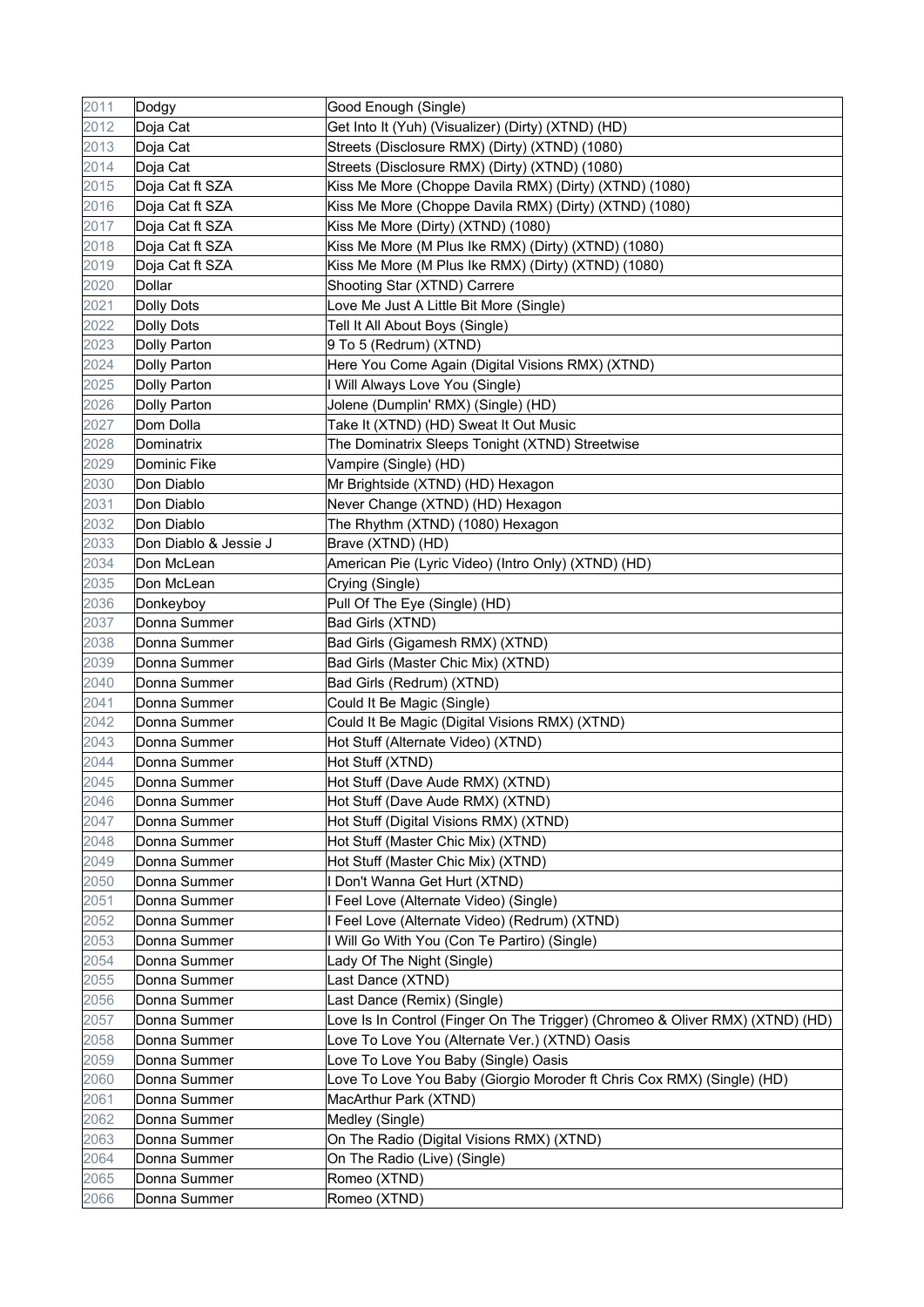| | | |
|---|---|---|
| 2011 | Dodgy | Good Enough (Single) |
| 2012 | Doja Cat | Get Into It (Yuh) (Visualizer) (Dirty) (XTND) (HD) |
| 2013 | Doja Cat | Streets (Disclosure RMX) (Dirty) (XTND) (1080) |
| 2014 | Doja Cat | Streets (Disclosure RMX) (Dirty) (XTND) (1080) |
| 2015 | Doja Cat ft SZA | Kiss Me More (Choppe Davila RMX) (Dirty) (XTND) (1080) |
| 2016 | Doja Cat ft SZA | Kiss Me More (Choppe Davila RMX) (Dirty) (XTND) (1080) |
| 2017 | Doja Cat ft SZA | Kiss Me More (Dirty) (XTND) (1080) |
| 2018 | Doja Cat ft SZA | Kiss Me More (M Plus Ike RMX) (Dirty) (XTND) (1080) |
| 2019 | Doja Cat ft SZA | Kiss Me More (M Plus Ike RMX) (Dirty) (XTND) (1080) |
| 2020 | Dollar | Shooting Star (XTND) Carrere |
| 2021 | Dolly Dots | Love Me Just A Little Bit More (Single) |
| 2022 | Dolly Dots | Tell It All About Boys (Single) |
| 2023 | Dolly Parton | 9 To 5 (Redrum) (XTND) |
| 2024 | Dolly Parton | Here You Come Again (Digital Visions RMX) (XTND) |
| 2025 | Dolly Parton | I Will Always Love You (Single) |
| 2026 | Dolly Parton | Jolene (Dumplin' RMX) (Single) (HD) |
| 2027 | Dom Dolla | Take It (XTND) (HD) Sweat It Out Music |
| 2028 | Dominatrix | The Dominatrix Sleeps Tonight (XTND) Streetwise |
| 2029 | Dominic Fike | Vampire (Single) (HD) |
| 2030 | Don Diablo | Mr Brightside (XTND) (HD) Hexagon |
| 2031 | Don Diablo | Never Change (XTND) (HD) Hexagon |
| 2032 | Don Diablo | The Rhythm (XTND) (1080) Hexagon |
| 2033 | Don Diablo & Jessie J | Brave (XTND) (HD) |
| 2034 | Don McLean | American Pie (Lyric Video) (Intro Only) (XTND) (HD) |
| 2035 | Don McLean | Crying (Single) |
| 2036 | Donkeyboy | Pull Of The Eye (Single) (HD) |
| 2037 | Donna Summer | Bad Girls (XTND) |
| 2038 | Donna Summer | Bad Girls (Gigamesh RMX) (XTND) |
| 2039 | Donna Summer | Bad Girls (Master Chic Mix) (XTND) |
| 2040 | Donna Summer | Bad Girls (Redrum) (XTND) |
| 2041 | Donna Summer | Could It Be Magic (Single) |
| 2042 | Donna Summer | Could It Be Magic (Digital Visions RMX) (XTND) |
| 2043 | Donna Summer | Hot Stuff (Alternate Video) (XTND) |
| 2044 | Donna Summer | Hot Stuff (XTND) |
| 2045 | Donna Summer | Hot Stuff (Dave Aude RMX) (XTND) |
| 2046 | Donna Summer | Hot Stuff (Dave Aude RMX) (XTND) |
| 2047 | Donna Summer | Hot Stuff (Digital Visions RMX) (XTND) |
| 2048 | Donna Summer | Hot Stuff (Master Chic Mix) (XTND) |
| 2049 | Donna Summer | Hot Stuff (Master Chic Mix) (XTND) |
| 2050 | Donna Summer | I Don't Wanna Get Hurt (XTND) |
| 2051 | Donna Summer | I Feel Love (Alternate Video) (Single) |
| 2052 | Donna Summer | I Feel Love (Alternate Video) (Redrum) (XTND) |
| 2053 | Donna Summer | I Will Go With You (Con Te Partiro) (Single) |
| 2054 | Donna Summer | Lady Of The Night (Single) |
| 2055 | Donna Summer | Last Dance (XTND) |
| 2056 | Donna Summer | Last Dance (Remix) (Single) |
| 2057 | Donna Summer | Love Is In Control (Finger On The Trigger) (Chromeo & Oliver RMX) (XTND) (HD) |
| 2058 | Donna Summer | Love To Love You (Alternate Ver.) (XTND) Oasis |
| 2059 | Donna Summer | Love To Love You Baby (Single) Oasis |
| 2060 | Donna Summer | Love To Love You Baby (Giorgio Moroder ft Chris Cox RMX) (Single) (HD) |
| 2061 | Donna Summer | MacArthur Park (XTND) |
| 2062 | Donna Summer | Medley (Single) |
| 2063 | Donna Summer | On The Radio (Digital Visions RMX) (XTND) |
| 2064 | Donna Summer | On The Radio (Live) (Single) |
| 2065 | Donna Summer | Romeo (XTND) |
| 2066 | Donna Summer | Romeo (XTND) |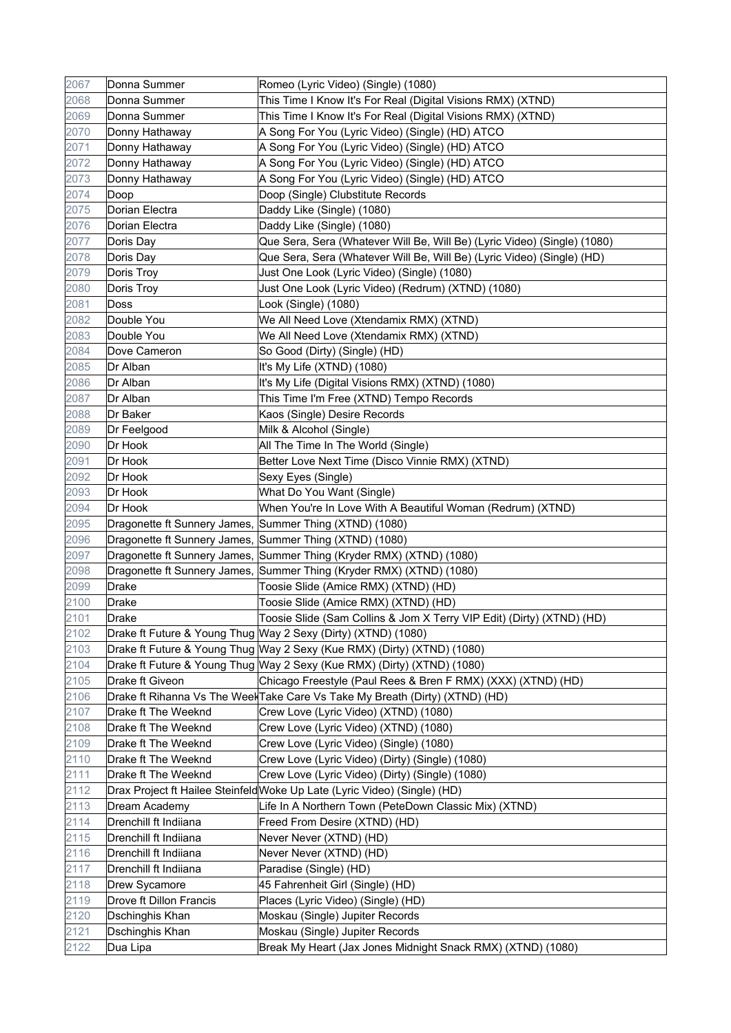| 2067 | Donna Summer | Romeo (Lyric Video) (Single) (1080) |
|---|---|---|
| 2068 | Donna Summer | This Time I Know It's For Real (Digital Visions RMX) (XTND) |
| 2069 | Donna Summer | This Time I Know It's For Real (Digital Visions RMX) (XTND) |
| 2070 | Donny Hathaway | A Song For You (Lyric Video) (Single) (HD) ATCO |
| 2071 | Donny Hathaway | A Song For You (Lyric Video) (Single) (HD) ATCO |
| 2072 | Donny Hathaway | A Song For You (Lyric Video) (Single) (HD) ATCO |
| 2073 | Donny Hathaway | A Song For You (Lyric Video) (Single) (HD) ATCO |
| 2074 | Doop | Doop (Single) Clubstitute Records |
| 2075 | Dorian Electra | Daddy Like (Single) (1080) |
| 2076 | Dorian Electra | Daddy Like (Single) (1080) |
| 2077 | Doris Day | Que Sera, Sera (Whatever Will Be, Will Be) (Lyric Video) (Single) (1080) |
| 2078 | Doris Day | Que Sera, Sera (Whatever Will Be, Will Be) (Lyric Video) (Single) (HD) |
| 2079 | Doris Troy | Just One Look (Lyric Video) (Single) (1080) |
| 2080 | Doris Troy | Just One Look (Lyric Video) (Redrum) (XTND) (1080) |
| 2081 | Doss | Look (Single) (1080) |
| 2082 | Double You | We All Need Love (Xtendamix RMX) (XTND) |
| 2083 | Double You | We All Need Love (Xtendamix RMX) (XTND) |
| 2084 | Dove Cameron | So Good (Dirty) (Single) (HD) |
| 2085 | Dr Alban | It's My Life (XTND) (1080) |
| 2086 | Dr Alban | It's My Life (Digital Visions RMX) (XTND) (1080) |
| 2087 | Dr Alban | This Time I'm Free (XTND) Tempo Records |
| 2088 | Dr Baker | Kaos (Single) Desire Records |
| 2089 | Dr Feelgood | Milk & Alcohol (Single) |
| 2090 | Dr Hook | All The Time In The World (Single) |
| 2091 | Dr Hook | Better Love Next Time (Disco Vinnie RMX) (XTND) |
| 2092 | Dr Hook | Sexy Eyes (Single) |
| 2093 | Dr Hook | What Do You Want (Single) |
| 2094 | Dr Hook | When You're In Love With A Beautiful Woman (Redrum) (XTND) |
| 2095 | Dragonette ft Sunnery James, | Summer Thing (XTND) (1080) |
| 2096 | Dragonette ft Sunnery James, | Summer Thing (XTND) (1080) |
| 2097 | Dragonette ft Sunnery James, | Summer Thing (Kryder RMX) (XTND) (1080) |
| 2098 | Dragonette ft Sunnery James, | Summer Thing (Kryder RMX) (XTND) (1080) |
| 2099 | Drake | Toosie Slide (Amice RMX) (XTND) (HD) |
| 2100 | Drake | Toosie Slide (Amice RMX) (XTND) (HD) |
| 2101 | Drake | Toosie Slide (Sam Collins & Jom X Terry VIP Edit) (Dirty) (XTND) (HD) |
| 2102 | Drake ft Future & Young Thug | Way 2 Sexy (Dirty) (XTND) (1080) |
| 2103 | Drake ft Future & Young Thug | Way 2 Sexy (Kue RMX) (Dirty) (XTND) (1080) |
| 2104 | Drake ft Future & Young Thug | Way 2 Sexy (Kue RMX) (Dirty) (XTND) (1080) |
| 2105 | Drake ft Giveon | Chicago Freestyle (Paul Rees & Bren F RMX) (XXX) (XTND) (HD) |
| 2106 | Drake ft Rihanna Vs The Week | Take Care Vs Take My Breath (Dirty) (XTND) (HD) |
| 2107 | Drake ft The Weeknd | Crew Love (Lyric Video) (XTND) (1080) |
| 2108 | Drake ft The Weeknd | Crew Love (Lyric Video) (XTND) (1080) |
| 2109 | Drake ft The Weeknd | Crew Love (Lyric Video) (Single) (1080) |
| 2110 | Drake ft The Weeknd | Crew Love (Lyric Video) (Dirty) (Single) (1080) |
| 2111 | Drake ft The Weeknd | Crew Love (Lyric Video) (Dirty) (Single) (1080) |
| 2112 | Drax Project ft Hailee Steinfeld | Woke Up Late (Lyric Video) (Single) (HD) |
| 2113 | Dream Academy | Life In A Northern Town (PeteDown Classic Mix) (XTND) |
| 2114 | Drenchill ft Indiiana | Freed From Desire (XTND) (HD) |
| 2115 | Drenchill ft Indiiana | Never Never (XTND) (HD) |
| 2116 | Drenchill ft Indiiana | Never Never (XTND) (HD) |
| 2117 | Drenchill ft Indiiana | Paradise (Single) (HD) |
| 2118 | Drew Sycamore | 45 Fahrenheit Girl (Single) (HD) |
| 2119 | Drove ft Dillon Francis | Places (Lyric Video) (Single) (HD) |
| 2120 | Dschinghis Khan | Moskau (Single) Jupiter Records |
| 2121 | Dschinghis Khan | Moskau (Single) Jupiter Records |
| 2122 | Dua Lipa | Break My Heart (Jax Jones Midnight Snack RMX) (XTND) (1080) |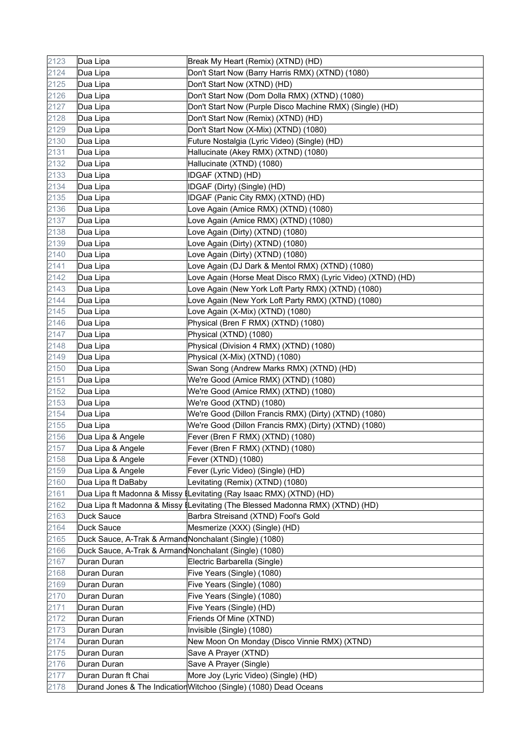| 2123 | Dua Lipa | Break My Heart (Remix) (XTND) (HD) |
|---|---|---|
| 2124 | Dua Lipa | Don't Start Now (Barry Harris RMX) (XTND) (1080) |
| 2125 | Dua Lipa | Don't Start Now (XTND) (HD) |
| 2126 | Dua Lipa | Don't Start Now (Dom Dolla RMX) (XTND) (1080) |
| 2127 | Dua Lipa | Don't Start Now (Purple Disco Machine RMX) (Single) (HD) |
| 2128 | Dua Lipa | Don't Start Now (Remix) (XTND) (HD) |
| 2129 | Dua Lipa | Don't Start Now (X-Mix) (XTND) (1080) |
| 2130 | Dua Lipa | Future Nostalgia (Lyric Video) (Single) (HD) |
| 2131 | Dua Lipa | Hallucinate (Akey RMX) (XTND) (1080) |
| 2132 | Dua Lipa | Hallucinate (XTND) (1080) |
| 2133 | Dua Lipa | IDGAF (XTND) (HD) |
| 2134 | Dua Lipa | IDGAF (Dirty) (Single) (HD) |
| 2135 | Dua Lipa | IDGAF (Panic City RMX) (XTND) (HD) |
| 2136 | Dua Lipa | Love Again (Amice RMX) (XTND) (1080) |
| 2137 | Dua Lipa | Love Again (Amice RMX) (XTND) (1080) |
| 2138 | Dua Lipa | Love Again (Dirty) (XTND) (1080) |
| 2139 | Dua Lipa | Love Again (Dirty) (XTND) (1080) |
| 2140 | Dua Lipa | Love Again (Dirty) (XTND) (1080) |
| 2141 | Dua Lipa | Love Again (DJ Dark & Mentol RMX) (XTND) (1080) |
| 2142 | Dua Lipa | Love Again (Horse Meat Disco RMX) (Lyric Video) (XTND) (HD) |
| 2143 | Dua Lipa | Love Again (New York Loft Party RMX) (XTND) (1080) |
| 2144 | Dua Lipa | Love Again (New York Loft Party RMX) (XTND) (1080) |
| 2145 | Dua Lipa | Love Again (X-Mix) (XTND) (1080) |
| 2146 | Dua Lipa | Physical (Bren F RMX) (XTND) (1080) |
| 2147 | Dua Lipa | Physical (XTND) (1080) |
| 2148 | Dua Lipa | Physical (Division 4 RMX) (XTND) (1080) |
| 2149 | Dua Lipa | Physical (X-Mix) (XTND) (1080) |
| 2150 | Dua Lipa | Swan Song (Andrew Marks RMX) (XTND) (HD) |
| 2151 | Dua Lipa | We're Good (Amice RMX) (XTND) (1080) |
| 2152 | Dua Lipa | We're Good (Amice RMX) (XTND) (1080) |
| 2153 | Dua Lipa | We're Good (XTND) (1080) |
| 2154 | Dua Lipa | We're Good (Dillon Francis RMX) (Dirty) (XTND) (1080) |
| 2155 | Dua Lipa | We're Good (Dillon Francis RMX) (Dirty) (XTND) (1080) |
| 2156 | Dua Lipa & Angele | Fever (Bren F RMX) (XTND) (1080) |
| 2157 | Dua Lipa & Angele | Fever (Bren F RMX) (XTND) (1080) |
| 2158 | Dua Lipa & Angele | Fever (XTND) (1080) |
| 2159 | Dua Lipa & Angele | Fever (Lyric Video) (Single) (HD) |
| 2160 | Dua Lipa ft DaBaby | Levitating (Remix) (XTND) (1080) |
| 2161 | Dua Lipa ft Madonna & Missy E | Levitating (Ray Isaac RMX) (XTND) (HD) |
| 2162 | Dua Lipa ft Madonna & Missy E | Levitating (The Blessed Madonna RMX) (XTND) (HD) |
| 2163 | Duck Sauce | Barbra Streisand (XTND) Fool's Gold |
| 2164 | Duck Sauce | Mesmerize (XXX) (Single) (HD) |
| 2165 | Duck Sauce, A-Trak & Armand | Nonchalant (Single) (1080) |
| 2166 | Duck Sauce, A-Trak & Armand | Nonchalant (Single) (1080) |
| 2167 | Duran Duran | Electric Barbarella (Single) |
| 2168 | Duran Duran | Five Years (Single) (1080) |
| 2169 | Duran Duran | Five Years (Single) (1080) |
| 2170 | Duran Duran | Five Years (Single) (1080) |
| 2171 | Duran Duran | Five Years (Single) (HD) |
| 2172 | Duran Duran | Friends Of Mine (XTND) |
| 2173 | Duran Duran | Invisible (Single) (1080) |
| 2174 | Duran Duran | New Moon On Monday (Disco Vinnie RMX) (XTND) |
| 2175 | Duran Duran | Save A Prayer (XTND) |
| 2176 | Duran Duran | Save A Prayer (Single) |
| 2177 | Duran Duran ft Chai | More Joy (Lyric Video) (Single) (HD) |
| 2178 | Durand Jones & The Indication | Witchoo (Single) (1080) Dead Oceans |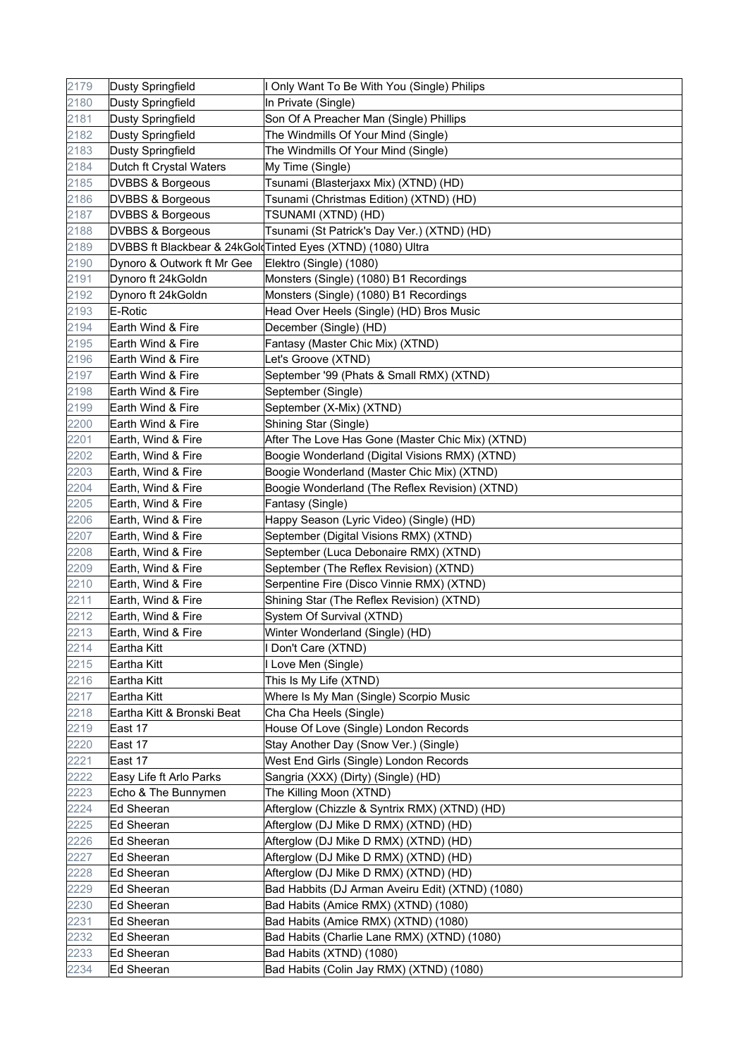| 2179 | Dusty Springfield | I Only Want To Be With You (Single) Philips |
|---|---|---|
| 2180 | Dusty Springfield | In Private (Single) |
| 2181 | Dusty Springfield | Son Of A Preacher Man (Single) Phillips |
| 2182 | Dusty Springfield | The Windmills Of Your Mind (Single) |
| 2183 | Dusty Springfield | The Windmills Of Your Mind (Single) |
| 2184 | Dutch ft Crystal Waters | My Time (Single) |
| 2185 | DVBBS & Borgeous | Tsunami (Blasterjaxx Mix) (XTND) (HD) |
| 2186 | DVBBS & Borgeous | Tsunami (Christmas Edition) (XTND) (HD) |
| 2187 | DVBBS & Borgeous | TSUNAMI (XTND) (HD) |
| 2188 | DVBBS & Borgeous | Tsunami (St Patrick's Day Ver.) (XTND) (HD) |
| 2189 | DVBBS ft Blackbear & 24kGold | Tinted Eyes (XTND) (1080) Ultra |
| 2190 | Dynoro & Outwork ft Mr Gee | Elektro (Single) (1080) |
| 2191 | Dynoro ft 24kGoldn | Monsters (Single) (1080) B1 Recordings |
| 2192 | Dynoro ft 24kGoldn | Monsters (Single) (1080) B1 Recordings |
| 2193 | E-Rotic | Head Over Heels (Single) (HD) Bros Music |
| 2194 | Earth Wind & Fire | December (Single) (HD) |
| 2195 | Earth Wind & Fire | Fantasy (Master Chic Mix) (XTND) |
| 2196 | Earth Wind & Fire | Let's Groove (XTND) |
| 2197 | Earth Wind & Fire | September '99 (Phats & Small RMX) (XTND) |
| 2198 | Earth Wind & Fire | September (Single) |
| 2199 | Earth Wind & Fire | September (X-Mix) (XTND) |
| 2200 | Earth Wind & Fire | Shining Star (Single) |
| 2201 | Earth, Wind & Fire | After The Love Has Gone (Master Chic Mix) (XTND) |
| 2202 | Earth, Wind & Fire | Boogie Wonderland (Digital Visions RMX) (XTND) |
| 2203 | Earth, Wind & Fire | Boogie Wonderland (Master Chic Mix) (XTND) |
| 2204 | Earth, Wind & Fire | Boogie Wonderland (The Reflex Revision) (XTND) |
| 2205 | Earth, Wind & Fire | Fantasy (Single) |
| 2206 | Earth, Wind & Fire | Happy Season (Lyric Video) (Single) (HD) |
| 2207 | Earth, Wind & Fire | September (Digital Visions RMX) (XTND) |
| 2208 | Earth, Wind & Fire | September (Luca Debonaire RMX) (XTND) |
| 2209 | Earth, Wind & Fire | September (The Reflex Revision) (XTND) |
| 2210 | Earth, Wind & Fire | Serpentine Fire (Disco Vinnie RMX) (XTND) |
| 2211 | Earth, Wind & Fire | Shining Star (The Reflex Revision) (XTND) |
| 2212 | Earth, Wind & Fire | System Of Survival (XTND) |
| 2213 | Earth, Wind & Fire | Winter Wonderland (Single) (HD) |
| 2214 | Eartha Kitt | I Don't Care (XTND) |
| 2215 | Eartha Kitt | I Love Men (Single) |
| 2216 | Eartha Kitt | This Is My Life (XTND) |
| 2217 | Eartha Kitt | Where Is My Man (Single) Scorpio Music |
| 2218 | Eartha Kitt & Bronski Beat | Cha Cha Heels (Single) |
| 2219 | East 17 | House Of Love (Single) London Records |
| 2220 | East 17 | Stay Another Day (Snow Ver.) (Single) |
| 2221 | East 17 | West End Girls (Single) London Records |
| 2222 | Easy Life ft Arlo Parks | Sangria (XXX) (Dirty) (Single) (HD) |
| 2223 | Echo & The Bunnymen | The Killing Moon (XTND) |
| 2224 | Ed Sheeran | Afterglow (Chizzle & Syntrix RMX) (XTND) (HD) |
| 2225 | Ed Sheeran | Afterglow (DJ Mike D RMX) (XTND) (HD) |
| 2226 | Ed Sheeran | Afterglow (DJ Mike D RMX) (XTND) (HD) |
| 2227 | Ed Sheeran | Afterglow (DJ Mike D RMX) (XTND) (HD) |
| 2228 | Ed Sheeran | Afterglow (DJ Mike D RMX) (XTND) (HD) |
| 2229 | Ed Sheeran | Bad Habbits (DJ Arman Aveiru Edit) (XTND) (1080) |
| 2230 | Ed Sheeran | Bad Habits (Amice RMX) (XTND) (1080) |
| 2231 | Ed Sheeran | Bad Habits (Amice RMX) (XTND) (1080) |
| 2232 | Ed Sheeran | Bad Habits (Charlie Lane RMX) (XTND) (1080) |
| 2233 | Ed Sheeran | Bad Habits (XTND) (1080) |
| 2234 | Ed Sheeran | Bad Habits (Colin Jay RMX) (XTND) (1080) |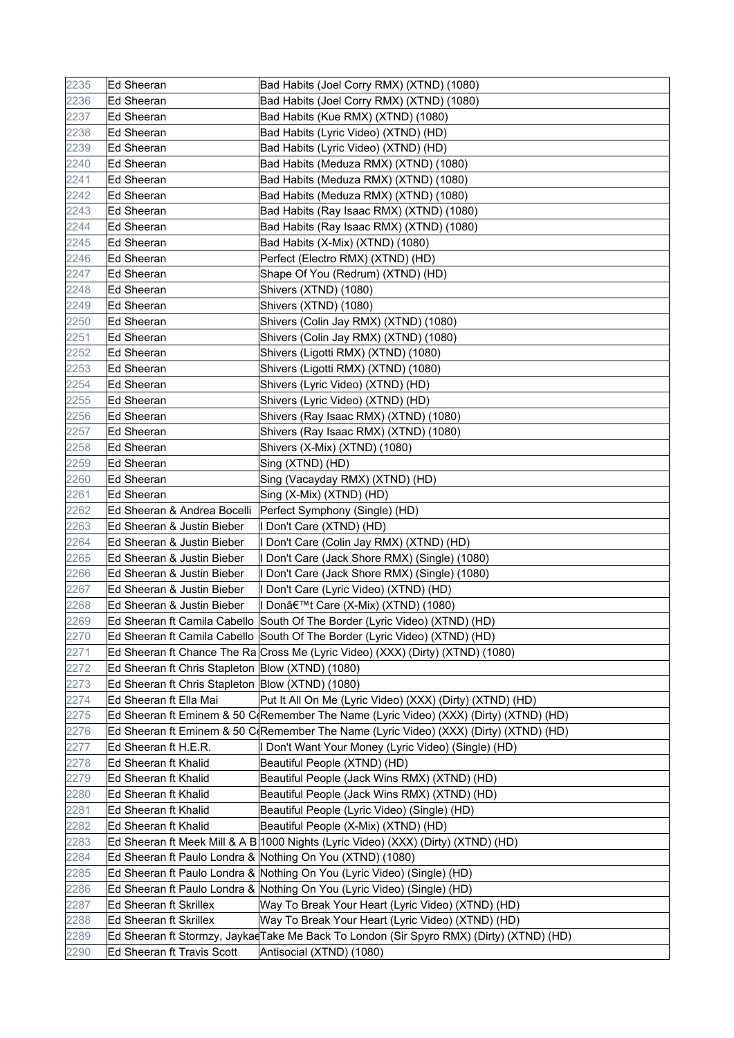| 2235 | Ed Sheeran | Bad Habits (Joel Corry RMX) (XTND) (1080) |
|---|---|---|
| 2236 | Ed Sheeran | Bad Habits (Joel Corry RMX) (XTND) (1080) |
| 2237 | Ed Sheeran | Bad Habits (Kue RMX) (XTND) (1080) |
| 2238 | Ed Sheeran | Bad Habits (Lyric Video) (XTND) (HD) |
| 2239 | Ed Sheeran | Bad Habits (Lyric Video) (XTND) (HD) |
| 2240 | Ed Sheeran | Bad Habits (Meduza RMX) (XTND) (1080) |
| 2241 | Ed Sheeran | Bad Habits (Meduza RMX) (XTND) (1080) |
| 2242 | Ed Sheeran | Bad Habits (Meduza RMX) (XTND) (1080) |
| 2243 | Ed Sheeran | Bad Habits (Ray Isaac RMX) (XTND) (1080) |
| 2244 | Ed Sheeran | Bad Habits (Ray Isaac RMX) (XTND) (1080) |
| 2245 | Ed Sheeran | Bad Habits (X-Mix) (XTND) (1080) |
| 2246 | Ed Sheeran | Perfect (Electro RMX) (XTND) (HD) |
| 2247 | Ed Sheeran | Shape Of You (Redrum) (XTND) (HD) |
| 2248 | Ed Sheeran | Shivers (XTND) (1080) |
| 2249 | Ed Sheeran | Shivers (XTND) (1080) |
| 2250 | Ed Sheeran | Shivers (Colin Jay RMX) (XTND) (1080) |
| 2251 | Ed Sheeran | Shivers (Colin Jay RMX) (XTND) (1080) |
| 2252 | Ed Sheeran | Shivers (Ligotti RMX) (XTND) (1080) |
| 2253 | Ed Sheeran | Shivers (Ligotti RMX) (XTND) (1080) |
| 2254 | Ed Sheeran | Shivers (Lyric Video) (XTND) (HD) |
| 2255 | Ed Sheeran | Shivers (Lyric Video) (XTND) (HD) |
| 2256 | Ed Sheeran | Shivers (Ray Isaac RMX) (XTND) (1080) |
| 2257 | Ed Sheeran | Shivers (Ray Isaac RMX) (XTND) (1080) |
| 2258 | Ed Sheeran | Shivers (X-Mix) (XTND) (1080) |
| 2259 | Ed Sheeran | Sing (XTND) (HD) |
| 2260 | Ed Sheeran | Sing (Vacayday RMX) (XTND) (HD) |
| 2261 | Ed Sheeran | Sing (X-Mix) (XTND) (HD) |
| 2262 | Ed Sheeran & Andrea Bocelli | Perfect Symphony (Single) (HD) |
| 2263 | Ed Sheeran & Justin Bieber | I Don't Care (XTND) (HD) |
| 2264 | Ed Sheeran & Justin Bieber | I Don't Care (Colin Jay RMX) (XTND) (HD) |
| 2265 | Ed Sheeran & Justin Bieber | I Don't Care (Jack Shore RMX) (Single) (1080) |
| 2266 | Ed Sheeran & Justin Bieber | I Don't Care (Jack Shore RMX) (Single) (1080) |
| 2267 | Ed Sheeran & Justin Bieber | I Don't Care (Lyric Video) (XTND) (HD) |
| 2268 | Ed Sheeran & Justin Bieber | I Donâ€™t Care (X-Mix) (XTND) (1080) |
| 2269 | Ed Sheeran ft Camila Cabello | South Of The Border (Lyric Video) (XTND) (HD) |
| 2270 | Ed Sheeran ft Camila Cabello | South Of The Border (Lyric Video) (XTND) (HD) |
| 2271 | Ed Sheeran ft Chance The Ra | Cross Me (Lyric Video) (XXX) (Dirty) (XTND) (1080) |
| 2272 | Ed Sheeran ft Chris Stapleton | Blow (XTND) (1080) |
| 2273 | Ed Sheeran ft Chris Stapleton | Blow (XTND) (1080) |
| 2274 | Ed Sheeran ft Ella Mai | Put It All On Me (Lyric Video) (XXX) (Dirty) (XTND) (HD) |
| 2275 | Ed Sheeran ft Eminem & 50 C | Remember The Name (Lyric Video) (XXX) (Dirty) (XTND) (HD) |
| 2276 | Ed Sheeran ft Eminem & 50 C | Remember The Name (Lyric Video) (XXX) (Dirty) (XTND) (HD) |
| 2277 | Ed Sheeran ft H.E.R. | I Don't Want Your Money (Lyric Video) (Single) (HD) |
| 2278 | Ed Sheeran ft Khalid | Beautiful People (XTND) (HD) |
| 2279 | Ed Sheeran ft Khalid | Beautiful People (Jack Wins RMX) (XTND) (HD) |
| 2280 | Ed Sheeran ft Khalid | Beautiful People (Jack Wins RMX) (XTND) (HD) |
| 2281 | Ed Sheeran ft Khalid | Beautiful People (Lyric Video) (Single) (HD) |
| 2282 | Ed Sheeran ft Khalid | Beautiful People (X-Mix) (XTND) (HD) |
| 2283 | Ed Sheeran ft Meek Mill & A B | 1000 Nights (Lyric Video) (XXX) (Dirty) (XTND) (HD) |
| 2284 | Ed Sheeran ft Paulo Londra & | Nothing On You (XTND) (1080) |
| 2285 | Ed Sheeran ft Paulo Londra & | Nothing On You (Lyric Video) (Single) (HD) |
| 2286 | Ed Sheeran ft Paulo Londra & | Nothing On You (Lyric Video) (Single) (HD) |
| 2287 | Ed Sheeran ft Skrillex | Way To Break Your Heart (Lyric Video) (XTND) (HD) |
| 2288 | Ed Sheeran ft Skrillex | Way To Break Your Heart (Lyric Video) (XTND) (HD) |
| 2289 | Ed Sheeran ft Stormzy, Jaykae | Take Me Back To London (Sir Spyro RMX) (Dirty) (XTND) (HD) |
| 2290 | Ed Sheeran ft Travis Scott | Antisocial (XTND) (1080) |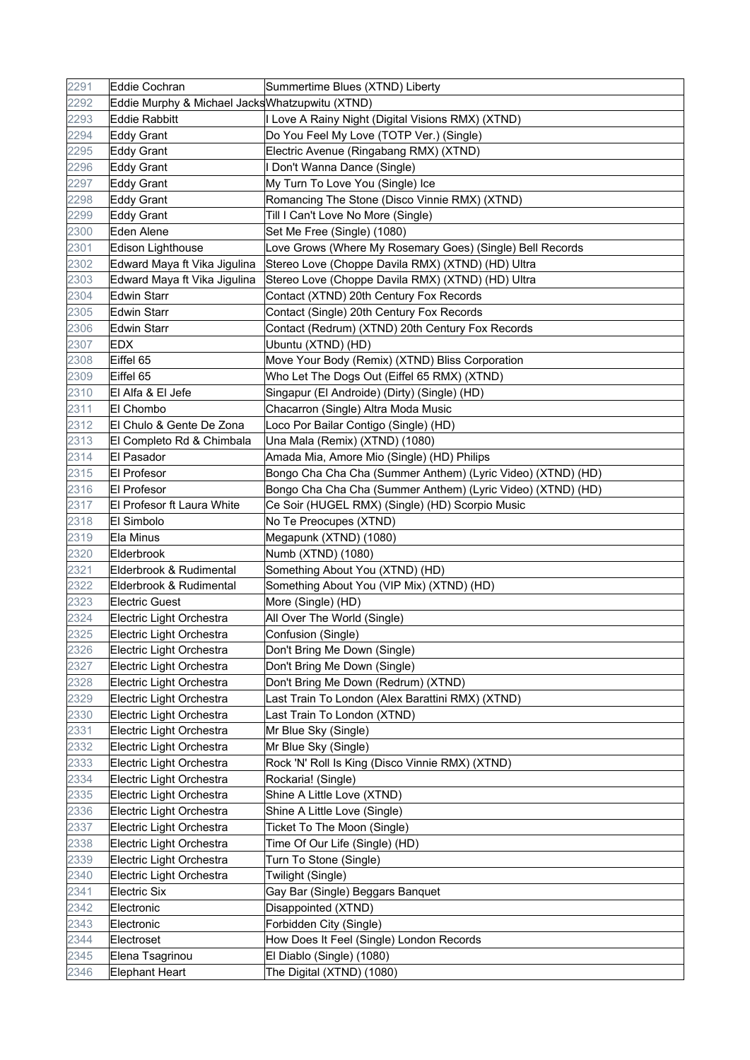| 2291 | Eddie Cochran | Summertime Blues (XTND) Liberty |
|---|---|---|
| 2292 | Eddie Murphy & Michael Jacks | Whatzupwitu (XTND) |
| 2293 | Eddie Rabbitt | I Love A Rainy Night (Digital Visions RMX) (XTND) |
| 2294 | Eddy Grant | Do You Feel My Love (TOTP Ver.) (Single) |
| 2295 | Eddy Grant | Electric Avenue (Ringabang RMX) (XTND) |
| 2296 | Eddy Grant | I Don't Wanna Dance (Single) |
| 2297 | Eddy Grant | My Turn To Love You (Single) Ice |
| 2298 | Eddy Grant | Romancing The Stone (Disco Vinnie RMX) (XTND) |
| 2299 | Eddy Grant | Till I Can't Love No More (Single) |
| 2300 | Eden Alene | Set Me Free (Single) (1080) |
| 2301 | Edison Lighthouse | Love Grows (Where My Rosemary Goes) (Single) Bell Records |
| 2302 | Edward Maya ft Vika Jigulina | Stereo Love (Choppe Davila RMX) (XTND) (HD) Ultra |
| 2303 | Edward Maya ft Vika Jigulina | Stereo Love (Choppe Davila RMX) (XTND) (HD) Ultra |
| 2304 | Edwin Starr | Contact (XTND) 20th Century Fox Records |
| 2305 | Edwin Starr | Contact (Single) 20th Century Fox Records |
| 2306 | Edwin Starr | Contact (Redrum) (XTND) 20th Century Fox Records |
| 2307 | EDX | Ubuntu (XTND) (HD) |
| 2308 | Eiffel 65 | Move Your Body (Remix) (XTND) Bliss Corporation |
| 2309 | Eiffel 65 | Who Let The Dogs Out (Eiffel 65 RMX) (XTND) |
| 2310 | El Alfa & El Jefe | Singapur (El Androide) (Dirty) (Single) (HD) |
| 2311 | El Chombo | Chacarron (Single) Altra Moda Music |
| 2312 | El Chulo & Gente De Zona | Loco Por Bailar Contigo (Single) (HD) |
| 2313 | El Completo Rd & Chimbala | Una Mala (Remix) (XTND) (1080) |
| 2314 | El Pasador | Amada Mia, Amore Mio (Single) (HD) Philips |
| 2315 | El Profesor | Bongo Cha Cha Cha (Summer Anthem) (Lyric Video) (XTND) (HD) |
| 2316 | El Profesor | Bongo Cha Cha Cha (Summer Anthem) (Lyric Video) (XTND) (HD) |
| 2317 | El Profesor ft Laura White | Ce Soir (HUGEL RMX) (Single) (HD) Scorpio Music |
| 2318 | El Simbolo | No Te Preocupes (XTND) |
| 2319 | Ela Minus | Megapunk (XTND) (1080) |
| 2320 | Elderbrook | Numb (XTND) (1080) |
| 2321 | Elderbrook & Rudimental | Something About You (XTND) (HD) |
| 2322 | Elderbrook & Rudimental | Something About You (VIP Mix) (XTND) (HD) |
| 2323 | Electric Guest | More (Single) (HD) |
| 2324 | Electric Light Orchestra | All Over The World (Single) |
| 2325 | Electric Light Orchestra | Confusion (Single) |
| 2326 | Electric Light Orchestra | Don't Bring Me Down (Single) |
| 2327 | Electric Light Orchestra | Don't Bring Me Down (Single) |
| 2328 | Electric Light Orchestra | Don't Bring Me Down (Redrum) (XTND) |
| 2329 | Electric Light Orchestra | Last Train To London (Alex Barattini RMX) (XTND) |
| 2330 | Electric Light Orchestra | Last Train To London (XTND) |
| 2331 | Electric Light Orchestra | Mr Blue Sky (Single) |
| 2332 | Electric Light Orchestra | Mr Blue Sky (Single) |
| 2333 | Electric Light Orchestra | Rock 'N' Roll Is King (Disco Vinnie RMX) (XTND) |
| 2334 | Electric Light Orchestra | Rockaria! (Single) |
| 2335 | Electric Light Orchestra | Shine A Little Love (XTND) |
| 2336 | Electric Light Orchestra | Shine A Little Love (Single) |
| 2337 | Electric Light Orchestra | Ticket To The Moon (Single) |
| 2338 | Electric Light Orchestra | Time Of Our Life (Single) (HD) |
| 2339 | Electric Light Orchestra | Turn To Stone (Single) |
| 2340 | Electric Light Orchestra | Twilight (Single) |
| 2341 | Electric Six | Gay Bar (Single) Beggars Banquet |
| 2342 | Electronic | Disappointed (XTND) |
| 2343 | Electronic | Forbidden City (Single) |
| 2344 | Electroset | How Does It Feel (Single) London Records |
| 2345 | Elena Tsagrinou | El Diablo (Single) (1080) |
| 2346 | Elephant Heart | The Digital (XTND) (1080) |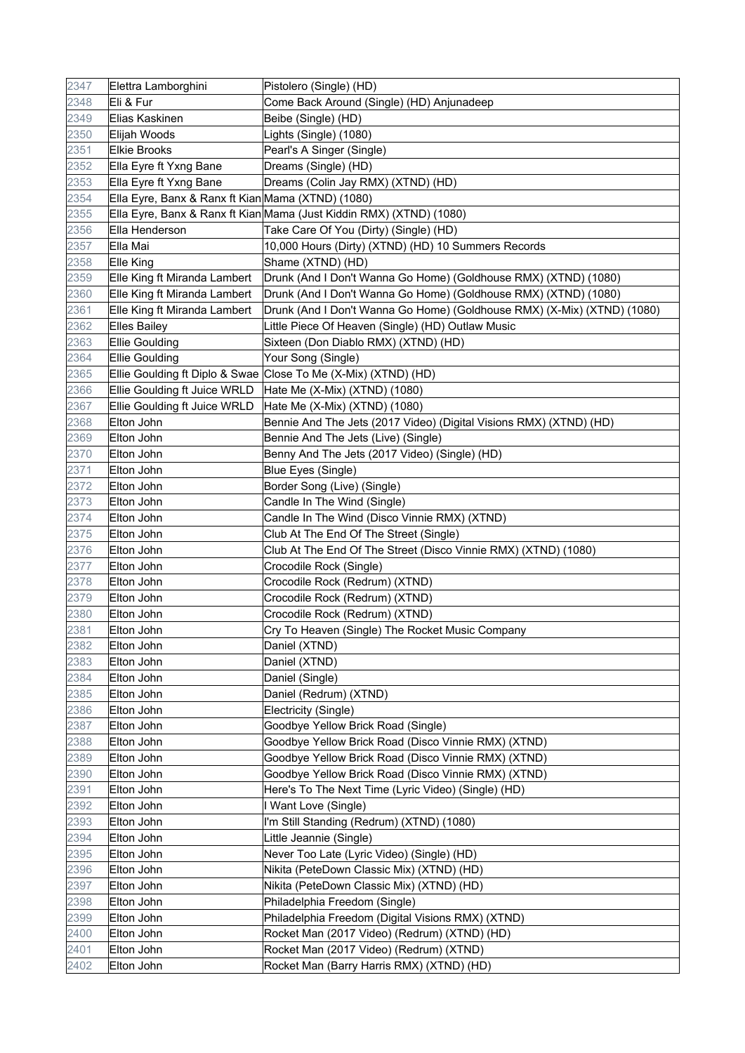| 2347 | Elettra Lamborghini | Pistolero (Single) (HD) |
|---|---|---|
| 2348 | Eli & Fur | Come Back Around (Single) (HD) Anjunadeep |
| 2349 | Elias Kaskinen | Beibe (Single) (HD) |
| 2350 | Elijah Woods | Lights (Single) (1080) |
| 2351 | Elkie Brooks | Pearl's A Singer (Single) |
| 2352 | Ella Eyre ft Yxng Bane | Dreams (Single) (HD) |
| 2353 | Ella Eyre ft Yxng Bane | Dreams (Colin Jay RMX) (XTND) (HD) |
| 2354 | Ella Eyre, Banx & Ranx ft Kian | Mama (XTND) (1080) |
| 2355 | Ella Eyre, Banx & Ranx ft Kian | Mama (Just Kiddin RMX) (XTND) (1080) |
| 2356 | Ella Henderson | Take Care Of You (Dirty) (Single) (HD) |
| 2357 | Ella Mai | 10,000 Hours (Dirty) (XTND) (HD) 10 Summers Records |
| 2358 | Elle King | Shame (XTND) (HD) |
| 2359 | Elle King ft Miranda Lambert | Drunk (And I Don't Wanna Go Home) (Goldhouse RMX) (XTND) (1080) |
| 2360 | Elle King ft Miranda Lambert | Drunk (And I Don't Wanna Go Home) (Goldhouse RMX) (XTND) (1080) |
| 2361 | Elle King ft Miranda Lambert | Drunk (And I Don't Wanna Go Home) (Goldhouse RMX) (X-Mix) (XTND) (1080) |
| 2362 | Elles Bailey | Little Piece Of Heaven (Single) (HD) Outlaw Music |
| 2363 | Ellie Goulding | Sixteen (Don Diablo RMX) (XTND) (HD) |
| 2364 | Ellie Goulding | Your Song (Single) |
| 2365 | Ellie Goulding ft Diplo & Swae | Close To Me (X-Mix) (XTND) (HD) |
| 2366 | Ellie Goulding ft Juice WRLD | Hate Me (X-Mix) (XTND) (1080) |
| 2367 | Ellie Goulding ft Juice WRLD | Hate Me (X-Mix) (XTND) (1080) |
| 2368 | Elton John | Bennie And The Jets (2017 Video) (Digital Visions RMX) (XTND) (HD) |
| 2369 | Elton John | Bennie And The Jets (Live) (Single) |
| 2370 | Elton John | Benny And The Jets (2017 Video) (Single) (HD) |
| 2371 | Elton John | Blue Eyes (Single) |
| 2372 | Elton John | Border Song (Live) (Single) |
| 2373 | Elton John | Candle In The Wind (Single) |
| 2374 | Elton John | Candle In The Wind (Disco Vinnie RMX) (XTND) |
| 2375 | Elton John | Club At The End Of The Street (Single) |
| 2376 | Elton John | Club At The End Of The Street (Disco Vinnie RMX) (XTND) (1080) |
| 2377 | Elton John | Crocodile Rock (Single) |
| 2378 | Elton John | Crocodile Rock (Redrum) (XTND) |
| 2379 | Elton John | Crocodile Rock (Redrum) (XTND) |
| 2380 | Elton John | Crocodile Rock (Redrum) (XTND) |
| 2381 | Elton John | Cry To Heaven (Single) The Rocket Music Company |
| 2382 | Elton John | Daniel (XTND) |
| 2383 | Elton John | Daniel (XTND) |
| 2384 | Elton John | Daniel (Single) |
| 2385 | Elton John | Daniel (Redrum) (XTND) |
| 2386 | Elton John | Electricity (Single) |
| 2387 | Elton John | Goodbye Yellow Brick Road (Single) |
| 2388 | Elton John | Goodbye Yellow Brick Road (Disco Vinnie RMX) (XTND) |
| 2389 | Elton John | Goodbye Yellow Brick Road (Disco Vinnie RMX) (XTND) |
| 2390 | Elton John | Goodbye Yellow Brick Road (Disco Vinnie RMX) (XTND) |
| 2391 | Elton John | Here's To The Next Time (Lyric Video) (Single) (HD) |
| 2392 | Elton John | I Want Love (Single) |
| 2393 | Elton John | I'm Still Standing (Redrum) (XTND) (1080) |
| 2394 | Elton John | Little Jeannie (Single) |
| 2395 | Elton John | Never Too Late (Lyric Video) (Single) (HD) |
| 2396 | Elton John | Nikita (PeteDown Classic Mix) (XTND) (HD) |
| 2397 | Elton John | Nikita (PeteDown Classic Mix) (XTND) (HD) |
| 2398 | Elton John | Philadelphia Freedom (Single) |
| 2399 | Elton John | Philadelphia Freedom (Digital Visions RMX) (XTND) |
| 2400 | Elton John | Rocket Man (2017 Video) (Redrum) (XTND) (HD) |
| 2401 | Elton John | Rocket Man (2017 Video) (Redrum) (XTND) |
| 2402 | Elton John | Rocket Man (Barry Harris RMX) (XTND) (HD) |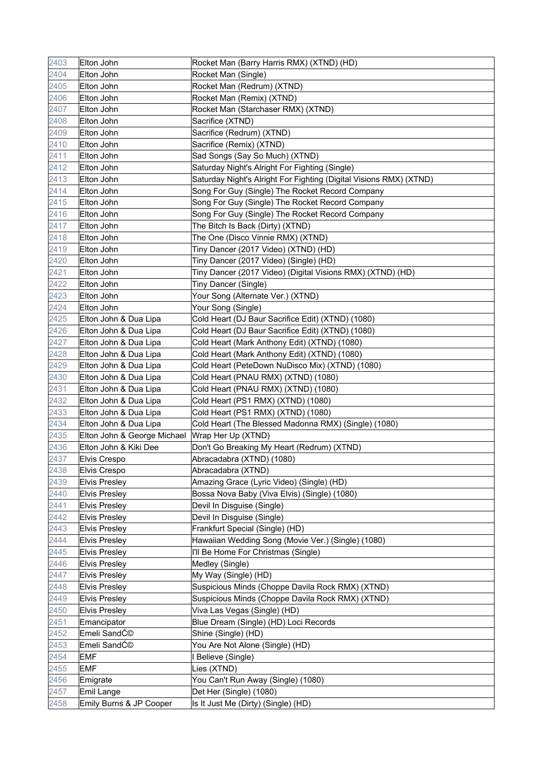| 2403 | Elton John | Rocket Man (Barry Harris RMX) (XTND) (HD) |
|---|---|---|
| 2404 | Elton John | Rocket Man (Single) |
| 2405 | Elton John | Rocket Man (Redrum) (XTND) |
| 2406 | Elton John | Rocket Man (Remix) (XTND) |
| 2407 | Elton John | Rocket Man (Starchaser RMX) (XTND) |
| 2408 | Elton John | Sacrifice (XTND) |
| 2409 | Elton John | Sacrifice (Redrum) (XTND) |
| 2410 | Elton John | Sacrifice (Remix) (XTND) |
| 2411 | Elton John | Sad Songs (Say So Much) (XTND) |
| 2412 | Elton John | Saturday Night's Alright For Fighting (Single) |
| 2413 | Elton John | Saturday Night's Alright For Fighting (Digital Visions RMX) (XTND) |
| 2414 | Elton John | Song For Guy (Single) The Rocket Record Company |
| 2415 | Elton John | Song For Guy (Single) The Rocket Record Company |
| 2416 | Elton John | Song For Guy (Single) The Rocket Record Company |
| 2417 | Elton John | The Bitch Is Back (Dirty) (XTND) |
| 2418 | Elton John | The One (Disco Vinnie RMX) (XTND) |
| 2419 | Elton John | Tiny Dancer (2017 Video) (XTND) (HD) |
| 2420 | Elton John | Tiny Dancer (2017 Video) (Single) (HD) |
| 2421 | Elton John | Tiny Dancer (2017 Video) (Digital Visions RMX) (XTND) (HD) |
| 2422 | Elton John | Tiny Dancer (Single) |
| 2423 | Elton John | Your Song (Alternate Ver.) (XTND) |
| 2424 | Elton John | Your Song (Single) |
| 2425 | Elton John & Dua Lipa | Cold Heart (DJ Baur Sacrifice Edit) (XTND) (1080) |
| 2426 | Elton John & Dua Lipa | Cold Heart (DJ Baur Sacrifice Edit) (XTND) (1080) |
| 2427 | Elton John & Dua Lipa | Cold Heart (Mark Anthony Edit) (XTND) (1080) |
| 2428 | Elton John & Dua Lipa | Cold Heart (Mark Anthony Edit) (XTND) (1080) |
| 2429 | Elton John & Dua Lipa | Cold Heart (PeteDown NuDisco Mix) (XTND) (1080) |
| 2430 | Elton John & Dua Lipa | Cold Heart (PNAU RMX) (XTND) (1080) |
| 2431 | Elton John & Dua Lipa | Cold Heart (PNAU RMX) (XTND) (1080) |
| 2432 | Elton John & Dua Lipa | Cold Heart (PS1 RMX) (XTND) (1080) |
| 2433 | Elton John & Dua Lipa | Cold Heart (PS1 RMX) (XTND) (1080) |
| 2434 | Elton John & Dua Lipa | Cold Heart (The Blessed Madonna RMX) (Single) (1080) |
| 2435 | Elton John & George Michael | Wrap Her Up (XTND) |
| 2436 | Elton John & Kiki Dee | Don't Go Breaking My Heart (Redrum) (XTND) |
| 2437 | Elvis Crespo | Abracadabra (XTND) (1080) |
| 2438 | Elvis Crespo | Abracadabra (XTND) |
| 2439 | Elvis Presley | Amazing Grace (Lyric Video) (Single) (HD) |
| 2440 | Elvis Presley | Bossa Nova Baby (Viva Elvis) (Single) (1080) |
| 2441 | Elvis Presley | Devil In Disguise (Single) |
| 2442 | Elvis Presley | Devil In Disguise (Single) |
| 2443 | Elvis Presley | Frankfurt Special (Single) (HD) |
| 2444 | Elvis Presley | Hawaiian Wedding Song (Movie Ver.) (Single) (1080) |
| 2445 | Elvis Presley | I'll Be Home For Christmas (Single) |
| 2446 | Elvis Presley | Medley (Single) |
| 2447 | Elvis Presley | My Way (Single) (HD) |
| 2448 | Elvis Presley | Suspicious Minds (Choppe Davila Rock RMX) (XTND) |
| 2449 | Elvis Presley | Suspicious Minds (Choppe Davila Rock RMX) (XTND) |
| 2450 | Elvis Presley | Viva Las Vegas (Single) (HD) |
| 2451 | Emancipator | Blue Dream (Single) (HD) Loci Records |
| 2452 | Emeli SandĆ© | Shine (Single) (HD) |
| 2453 | Emeli SandĆ© | You Are Not Alone (Single) (HD) |
| 2454 | EMF | I Believe (Single) |
| 2455 | EMF | Lies (XTND) |
| 2456 | Emigrate | You Can't Run Away (Single) (1080) |
| 2457 | Emil Lange | Det Her (Single) (1080) |
| 2458 | Emily Burns & JP Cooper | Is It Just Me (Dirty) (Single) (HD) |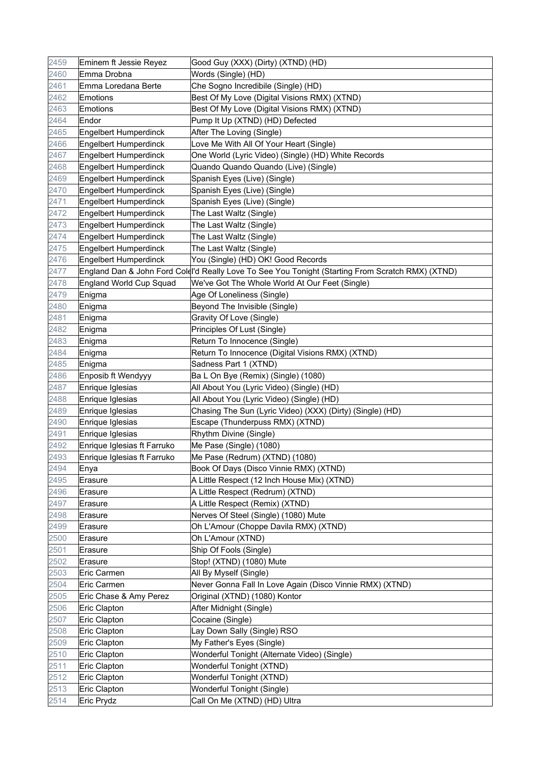| 2459 | Eminem ft Jessie Reyez | Good Guy (XXX) (Dirty) (XTND) (HD) |
|---|---|---|
| 2460 | Emma Drobna | Words (Single) (HD) |
| 2461 | Emma Loredana Berte | Che Sogno Incredibile (Single) (HD) |
| 2462 | Emotions | Best Of My Love (Digital Visions RMX) (XTND) |
| 2463 | Emotions | Best Of My Love (Digital Visions RMX) (XTND) |
| 2464 | Endor | Pump It Up (XTND) (HD) Defected |
| 2465 | Engelbert Humperdinck | After The Loving (Single) |
| 2466 | Engelbert Humperdinck | Love Me With All Of Your Heart (Single) |
| 2467 | Engelbert Humperdinck | One World (Lyric Video) (Single) (HD) White Records |
| 2468 | Engelbert Humperdinck | Quando Quando Quando (Live) (Single) |
| 2469 | Engelbert Humperdinck | Spanish Eyes (Live) (Single) |
| 2470 | Engelbert Humperdinck | Spanish Eyes (Live) (Single) |
| 2471 | Engelbert Humperdinck | Spanish Eyes (Live) (Single) |
| 2472 | Engelbert Humperdinck | The Last Waltz (Single) |
| 2473 | Engelbert Humperdinck | The Last Waltz (Single) |
| 2474 | Engelbert Humperdinck | The Last Waltz (Single) |
| 2475 | Engelbert Humperdinck | The Last Waltz (Single) |
| 2476 | Engelbert Humperdinck | You (Single) (HD) OK! Good Records |
| 2477 | England Dan & John Ford Cole | I'd Really Love To See You Tonight (Starting From Scratch RMX) (XTND) |
| 2478 | England World Cup Squad | We've Got The Whole World At Our Feet (Single) |
| 2479 | Enigma | Age Of Loneliness (Single) |
| 2480 | Enigma | Beyond The Invisible (Single) |
| 2481 | Enigma | Gravity Of Love (Single) |
| 2482 | Enigma | Principles Of Lust (Single) |
| 2483 | Enigma | Return To Innocence (Single) |
| 2484 | Enigma | Return To Innocence (Digital Visions RMX) (XTND) |
| 2485 | Enigma | Sadness Part 1 (XTND) |
| 2486 | Enposib ft Wendyyy | Ba L On Bye (Remix) (Single) (1080) |
| 2487 | Enrique Iglesias | All About You (Lyric Video) (Single) (HD) |
| 2488 | Enrique Iglesias | All About You (Lyric Video) (Single) (HD) |
| 2489 | Enrique Iglesias | Chasing The Sun (Lyric Video) (XXX) (Dirty) (Single) (HD) |
| 2490 | Enrique Iglesias | Escape (Thunderpuss RMX) (XTND) |
| 2491 | Enrique Iglesias | Rhythm Divine (Single) |
| 2492 | Enrique Iglesias ft Farruko | Me Pase (Single) (1080) |
| 2493 | Enrique Iglesias ft Farruko | Me Pase (Redrum) (XTND) (1080) |
| 2494 | Enya | Book Of Days (Disco Vinnie RMX) (XTND) |
| 2495 | Erasure | A Little Respect (12 Inch House Mix) (XTND) |
| 2496 | Erasure | A Little Respect (Redrum) (XTND) |
| 2497 | Erasure | A Little Respect (Remix) (XTND) |
| 2498 | Erasure | Nerves Of Steel (Single) (1080) Mute |
| 2499 | Erasure | Oh L'Amour (Choppe Davila RMX) (XTND) |
| 2500 | Erasure | Oh L'Amour (XTND) |
| 2501 | Erasure | Ship Of Fools (Single) |
| 2502 | Erasure | Stop! (XTND) (1080) Mute |
| 2503 | Eric Carmen | All By Myself (Single) |
| 2504 | Eric Carmen | Never Gonna Fall In Love Again (Disco Vinnie RMX) (XTND) |
| 2505 | Eric Chase & Amy Perez | Original (XTND) (1080) Kontor |
| 2506 | Eric Clapton | After Midnight (Single) |
| 2507 | Eric Clapton | Cocaine (Single) |
| 2508 | Eric Clapton | Lay Down Sally (Single) RSO |
| 2509 | Eric Clapton | My Father's Eyes (Single) |
| 2510 | Eric Clapton | Wonderful Tonight (Alternate Video) (Single) |
| 2511 | Eric Clapton | Wonderful Tonight (XTND) |
| 2512 | Eric Clapton | Wonderful Tonight (XTND) |
| 2513 | Eric Clapton | Wonderful Tonight (Single) |
| 2514 | Eric Prydz | Call On Me (XTND) (HD) Ultra |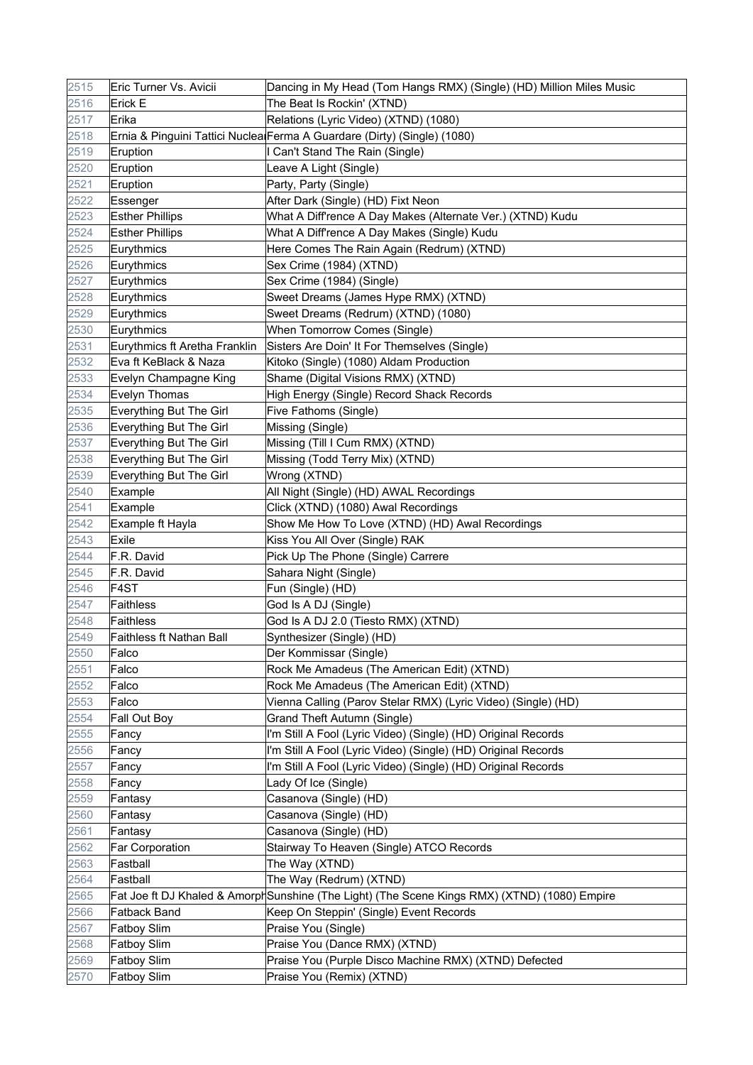| 2515 | Eric Turner Vs. Avicii | Dancing in My Head (Tom Hangs RMX) (Single) (HD) Million Miles Music |
|---|---|---|
| 2516 | Erick E | The Beat Is Rockin' (XTND) |
| 2517 | Erika | Relations (Lyric Video) (XTND) (1080) |
| 2518 | Ernia & Pinguini Tattici Nuclear | Ferma A Guardare (Dirty) (Single) (1080) |
| 2519 | Eruption | I Can't Stand The Rain (Single) |
| 2520 | Eruption | Leave A Light (Single) |
| 2521 | Eruption | Party, Party (Single) |
| 2522 | Essenger | After Dark (Single) (HD) Fixt Neon |
| 2523 | Esther Phillips | What A Diff'rence A Day Makes (Alternate Ver.) (XTND) Kudu |
| 2524 | Esther Phillips | What A Diff'rence A Day Makes (Single) Kudu |
| 2525 | Eurythmics | Here Comes The Rain Again (Redrum) (XTND) |
| 2526 | Eurythmics | Sex Crime (1984) (XTND) |
| 2527 | Eurythmics | Sex Crime (1984) (Single) |
| 2528 | Eurythmics | Sweet Dreams (James Hype RMX) (XTND) |
| 2529 | Eurythmics | Sweet Dreams (Redrum) (XTND) (1080) |
| 2530 | Eurythmics | When Tomorrow Comes (Single) |
| 2531 | Eurythmics ft Aretha Franklin | Sisters Are Doin' It For Themselves (Single) |
| 2532 | Eva ft KeBlack & Naza | Kitoko (Single) (1080) Aldam Production |
| 2533 | Evelyn Champagne King | Shame (Digital Visions RMX) (XTND) |
| 2534 | Evelyn Thomas | High Energy (Single) Record Shack Records |
| 2535 | Everything But The Girl | Five Fathoms (Single) |
| 2536 | Everything But The Girl | Missing (Single) |
| 2537 | Everything But The Girl | Missing (Till I Cum RMX) (XTND) |
| 2538 | Everything But The Girl | Missing (Todd Terry Mix) (XTND) |
| 2539 | Everything But The Girl | Wrong (XTND) |
| 2540 | Example | All Night (Single) (HD) AWAL Recordings |
| 2541 | Example | Click (XTND) (1080) Awal Recordings |
| 2542 | Example ft Hayla | Show Me How To Love (XTND) (HD) Awal Recordings |
| 2543 | Exile | Kiss You All Over (Single) RAK |
| 2544 | F.R. David | Pick Up The Phone (Single) Carrere |
| 2545 | F.R. David | Sahara Night (Single) |
| 2546 | F4ST | Fun (Single) (HD) |
| 2547 | Faithless | God Is A DJ (Single) |
| 2548 | Faithless | God Is A DJ 2.0 (Tiesto RMX) (XTND) |
| 2549 | Faithless ft Nathan Ball | Synthesizer (Single) (HD) |
| 2550 | Falco | Der Kommissar (Single) |
| 2551 | Falco | Rock Me Amadeus (The American Edit) (XTND) |
| 2552 | Falco | Rock Me Amadeus (The American Edit) (XTND) |
| 2553 | Falco | Vienna Calling (Parov Stelar RMX) (Lyric Video) (Single) (HD) |
| 2554 | Fall Out Boy | Grand Theft Autumn (Single) |
| 2555 | Fancy | I'm Still A Fool (Lyric Video) (Single) (HD) Original Records |
| 2556 | Fancy | I'm Still A Fool (Lyric Video) (Single) (HD) Original Records |
| 2557 | Fancy | I'm Still A Fool (Lyric Video) (Single) (HD) Original Records |
| 2558 | Fancy | Lady Of Ice (Single) |
| 2559 | Fantasy | Casanova (Single) (HD) |
| 2560 | Fantasy | Casanova (Single) (HD) |
| 2561 | Fantasy | Casanova (Single) (HD) |
| 2562 | Far Corporation | Stairway To Heaven (Single) ATCO Records |
| 2563 | Fastball | The Way (XTND) |
| 2564 | Fastball | The Way (Redrum) (XTND) |
| 2565 | Fat Joe ft DJ Khaled & Amorph | Sunshine (The Light) (The Scene Kings RMX) (XTND) (1080) Empire |
| 2566 | Fatback Band | Keep On Steppin' (Single) Event Records |
| 2567 | Fatboy Slim | Praise You (Single) |
| 2568 | Fatboy Slim | Praise You (Dance RMX) (XTND) |
| 2569 | Fatboy Slim | Praise You (Purple Disco Machine RMX) (XTND) Defected |
| 2570 | Fatboy Slim | Praise You (Remix) (XTND) |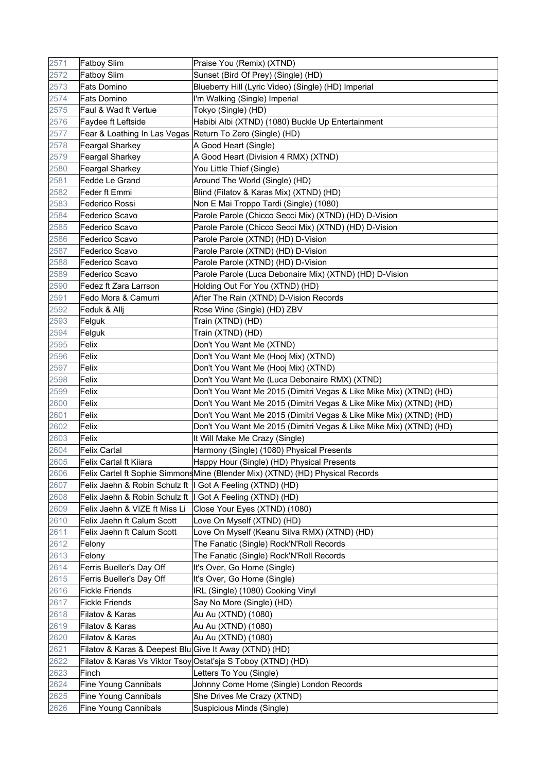| 2571 | Fatboy Slim | Praise You (Remix) (XTND) |
|---|---|---|
| 2572 | Fatboy Slim | Sunset (Bird Of Prey) (Single) (HD) |
| 2573 | Fats Domino | Blueberry Hill (Lyric Video) (Single) (HD) Imperial |
| 2574 | Fats Domino | I'm Walking (Single) Imperial |
| 2575 | Faul & Wad ft Vertue | Tokyo (Single) (HD) |
| 2576 | Faydee ft Leftside | Habibi Albi (XTND) (1080) Buckle Up Entertainment |
| 2577 | Fear & Loathing In Las Vegas | Return To Zero (Single) (HD) |
| 2578 | Feargal Sharkey | A Good Heart (Single) |
| 2579 | Feargal Sharkey | A Good Heart (Division 4 RMX) (XTND) |
| 2580 | Feargal Sharkey | You Little Thief (Single) |
| 2581 | Fedde Le Grand | Around The World (Single) (HD) |
| 2582 | Feder ft Emmi | Blind (Filatov & Karas Mix) (XTND) (HD) |
| 2583 | Federico Rossi | Non E Mai Troppo Tardi (Single) (1080) |
| 2584 | Federico Scavo | Parole Parole (Chicco Secci Mix) (XTND) (HD) D-Vision |
| 2585 | Federico Scavo | Parole Parole (Chicco Secci Mix) (XTND) (HD) D-Vision |
| 2586 | Federico Scavo | Parole Parole (XTND) (HD) D-Vision |
| 2587 | Federico Scavo | Parole Parole (XTND) (HD) D-Vision |
| 2588 | Federico Scavo | Parole Parole (XTND) (HD) D-Vision |
| 2589 | Federico Scavo | Parole Parole (Luca Debonaire Mix) (XTND) (HD) D-Vision |
| 2590 | Fedez ft Zara Larrson | Holding Out For You (XTND) (HD) |
| 2591 | Fedo Mora & Camurri | After The Rain (XTND) D-Vision Records |
| 2592 | Feduk & Allj | Rose Wine (Single) (HD) ZBV |
| 2593 | Felguk | Train (XTND) (HD) |
| 2594 | Felguk | Train (XTND) (HD) |
| 2595 | Felix | Don't You Want Me (XTND) |
| 2596 | Felix | Don't You Want Me (Hooj Mix) (XTND) |
| 2597 | Felix | Don't You Want Me (Hooj Mix) (XTND) |
| 2598 | Felix | Don't You Want Me (Luca Debonaire RMX) (XTND) |
| 2599 | Felix | Don't You Want Me 2015 (Dimitri Vegas & Like Mike Mix) (XTND) (HD) |
| 2600 | Felix | Don't You Want Me 2015 (Dimitri Vegas & Like Mike Mix) (XTND) (HD) |
| 2601 | Felix | Don't You Want Me 2015 (Dimitri Vegas & Like Mike Mix) (XTND) (HD) |
| 2602 | Felix | Don't You Want Me 2015 (Dimitri Vegas & Like Mike Mix) (XTND) (HD) |
| 2603 | Felix | It Will Make Me Crazy (Single) |
| 2604 | Felix Cartal | Harmony (Single) (1080) Physical Presents |
| 2605 | Felix Cartal ft Kiiara | Happy Hour (Single) (HD) Physical Presents |
| 2606 | Felix Cartel ft Sophie Simmons | Mine (Blender Mix) (XTND) (HD) Physical Records |
| 2607 | Felix Jaehn & Robin Schulz ft | I Got A Feeling (XTND) (HD) |
| 2608 | Felix Jaehn & Robin Schulz ft | I Got A Feeling (XTND) (HD) |
| 2609 | Felix Jaehn & VIZE ft Miss Li | Close Your Eyes (XTND) (1080) |
| 2610 | Felix Jaehn ft Calum Scott | Love On Myself (XTND) (HD) |
| 2611 | Felix Jaehn ft Calum Scott | Love On Myself (Keanu Silva RMX) (XTND) (HD) |
| 2612 | Felony | The Fanatic (Single) Rock'N'Roll Records |
| 2613 | Felony | The Fanatic (Single) Rock'N'Roll Records |
| 2614 | Ferris Bueller's Day Off | It's Over, Go Home (Single) |
| 2615 | Ferris Bueller's Day Off | It's Over, Go Home (Single) |
| 2616 | Fickle Friends | IRL (Single) (1080) Cooking Vinyl |
| 2617 | Fickle Friends | Say No More (Single) (HD) |
| 2618 | Filatov & Karas | Au Au (XTND) (1080) |
| 2619 | Filatov & Karas | Au Au (XTND) (1080) |
| 2620 | Filatov & Karas | Au Au (XTND) (1080) |
| 2621 | Filatov & Karas & Deepest Blu | Give It Away (XTND) (HD) |
| 2622 | Filatov & Karas Vs Viktor Tsoy | Ostat'sja S Toboy (XTND) (HD) |
| 2623 | Finch | Letters To You (Single) |
| 2624 | Fine Young Cannibals | Johnny Come Home (Single) London Records |
| 2625 | Fine Young Cannibals | She Drives Me Crazy (XTND) |
| 2626 | Fine Young Cannibals | Suspicious Minds (Single) |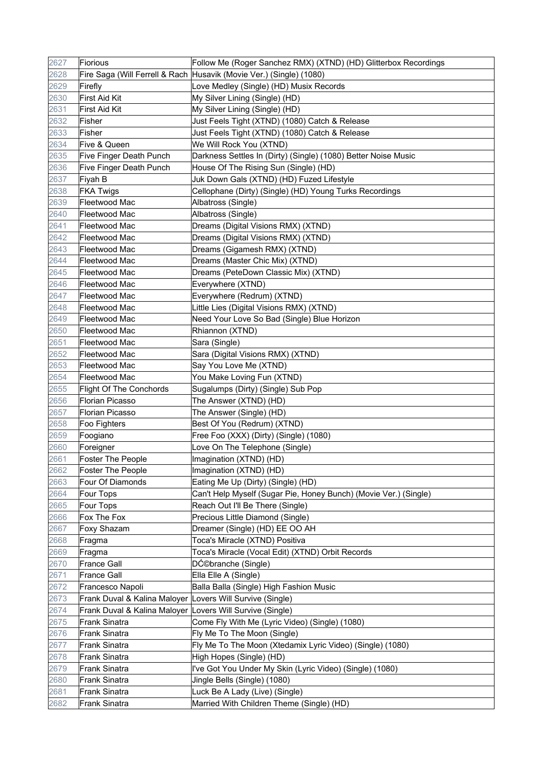| 2627 | Fiorious | Follow Me (Roger Sanchez RMX) (XTND) (HD) Glitterbox Recordings |
|---|---|---|
| 2628 | Fire Saga (Will Ferrell & Rach | Husavik (Movie Ver.) (Single) (1080) |
| 2629 | Firefly | Love Medley (Single) (HD) Musix Records |
| 2630 | First Aid Kit | My Silver Lining (Single) (HD) |
| 2631 | First Aid Kit | My Silver Lining (Single) (HD) |
| 2632 | Fisher | Just Feels Tight (XTND) (1080) Catch & Release |
| 2633 | Fisher | Just Feels Tight (XTND) (1080) Catch & Release |
| 2634 | Five & Queen | We Will Rock You (XTND) |
| 2635 | Five Finger Death Punch | Darkness Settles In (Dirty) (Single) (1080) Better Noise Music |
| 2636 | Five Finger Death Punch | House Of The Rising Sun (Single) (HD) |
| 2637 | Fiyah B | Juk Down Gals (XTND) (HD) Fuzed Lifestyle |
| 2638 | FKA Twigs | Cellophane (Dirty) (Single) (HD) Young Turks Recordings |
| 2639 | Fleetwood Mac | Albatross (Single) |
| 2640 | Fleetwood Mac | Albatross (Single) |
| 2641 | Fleetwood Mac | Dreams (Digital Visions RMX) (XTND) |
| 2642 | Fleetwood Mac | Dreams (Digital Visions RMX) (XTND) |
| 2643 | Fleetwood Mac | Dreams (Gigamesh RMX) (XTND) |
| 2644 | Fleetwood Mac | Dreams (Master Chic Mix) (XTND) |
| 2645 | Fleetwood Mac | Dreams (PeteDown Classic Mix) (XTND) |
| 2646 | Fleetwood Mac | Everywhere (XTND) |
| 2647 | Fleetwood Mac | Everywhere (Redrum) (XTND) |
| 2648 | Fleetwood Mac | Little Lies (Digital Visions RMX) (XTND) |
| 2649 | Fleetwood Mac | Need Your Love So Bad (Single) Blue Horizon |
| 2650 | Fleetwood Mac | Rhiannon (XTND) |
| 2651 | Fleetwood Mac | Sara (Single) |
| 2652 | Fleetwood Mac | Sara (Digital Visions RMX) (XTND) |
| 2653 | Fleetwood Mac | Say You Love Me (XTND) |
| 2654 | Fleetwood Mac | You Make Loving Fun (XTND) |
| 2655 | Flight Of The Conchords | Sugalumps (Dirty) (Single) Sub Pop |
| 2656 | Florian Picasso | The Answer (XTND) (HD) |
| 2657 | Florian Picasso | The Answer (Single) (HD) |
| 2658 | Foo Fighters | Best Of You (Redrum) (XTND) |
| 2659 | Foogiano | Free Foo (XXX) (Dirty) (Single) (1080) |
| 2660 | Foreigner | Love On The Telephone (Single) |
| 2661 | Foster The People | Imagination (XTND) (HD) |
| 2662 | Foster The People | Imagination (XTND) (HD) |
| 2663 | Four Of Diamonds | Eating Me Up (Dirty) (Single) (HD) |
| 2664 | Four Tops | Can't Help Myself (Sugar Pie, Honey Bunch) (Movie Ver.) (Single) |
| 2665 | Four Tops | Reach Out I'll Be There (Single) |
| 2666 | Fox The Fox | Precious Little Diamond (Single) |
| 2667 | Foxy Shazam | Dreamer (Single) (HD) EE OO AH |
| 2668 | Fragma | Toca's Miracle (XTND) Positiva |
| 2669 | Fragma | Toca's Miracle (Vocal Edit) (XTND) Orbit Records |
| 2670 | France Gall | DĆ©branche (Single) |
| 2671 | France Gall | Ella Elle A (Single) |
| 2672 | Francesco Napoli | Balla Balla (Single) High Fashion Music |
| 2673 | Frank Duval & Kalina Maloyer | Lovers Will Survive (Single) |
| 2674 | Frank Duval & Kalina Maloyer | Lovers Will Survive (Single) |
| 2675 | Frank Sinatra | Come Fly With Me (Lyric Video) (Single) (1080) |
| 2676 | Frank Sinatra | Fly Me To The Moon (Single) |
| 2677 | Frank Sinatra | Fly Me To The Moon (Xtedamix Lyric Video) (Single) (1080) |
| 2678 | Frank Sinatra | High Hopes (Single) (HD) |
| 2679 | Frank Sinatra | I've Got You Under My Skin (Lyric Video) (Single) (1080) |
| 2680 | Frank Sinatra | Jingle Bells (Single) (1080) |
| 2681 | Frank Sinatra | Luck Be A Lady (Live) (Single) |
| 2682 | Frank Sinatra | Married With Children Theme (Single) (HD) |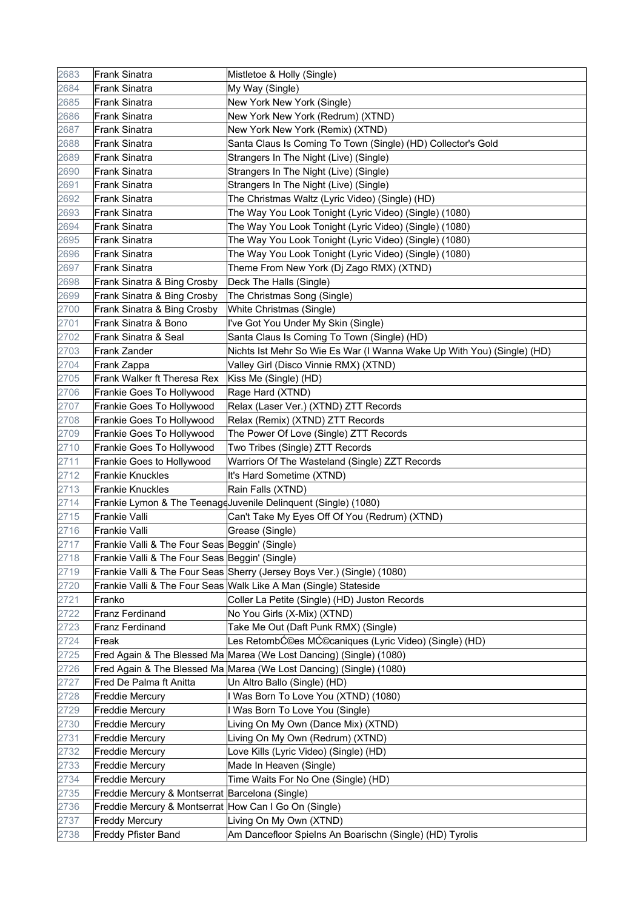| 2683 | Frank Sinatra | Mistletoe & Holly (Single) |
|---|---|---|
| 2684 | Frank Sinatra | My Way (Single) |
| 2685 | Frank Sinatra | New York New York (Single) |
| 2686 | Frank Sinatra | New York New York (Redrum) (XTND) |
| 2687 | Frank Sinatra | New York New York (Remix) (XTND) |
| 2688 | Frank Sinatra | Santa Claus Is Coming To Town (Single) (HD) Collector's Gold |
| 2689 | Frank Sinatra | Strangers In The Night (Live) (Single) |
| 2690 | Frank Sinatra | Strangers In The Night (Live) (Single) |
| 2691 | Frank Sinatra | Strangers In The Night (Live) (Single) |
| 2692 | Frank Sinatra | The Christmas Waltz (Lyric Video) (Single) (HD) |
| 2693 | Frank Sinatra | The Way You Look Tonight (Lyric Video) (Single) (1080) |
| 2694 | Frank Sinatra | The Way You Look Tonight (Lyric Video) (Single) (1080) |
| 2695 | Frank Sinatra | The Way You Look Tonight (Lyric Video) (Single) (1080) |
| 2696 | Frank Sinatra | The Way You Look Tonight (Lyric Video) (Single) (1080) |
| 2697 | Frank Sinatra | Theme From New York (Dj Zago RMX) (XTND) |
| 2698 | Frank Sinatra & Bing Crosby | Deck The Halls (Single) |
| 2699 | Frank Sinatra & Bing Crosby | The Christmas Song (Single) |
| 2700 | Frank Sinatra & Bing Crosby | White Christmas (Single) |
| 2701 | Frank Sinatra & Bono | I've Got You Under My Skin (Single) |
| 2702 | Frank Sinatra & Seal | Santa Claus Is Coming To Town (Single) (HD) |
| 2703 | Frank Zander | Nichts Ist Mehr So Wie Es War (I Wanna Wake Up With You) (Single) (HD) |
| 2704 | Frank Zappa | Valley Girl (Disco Vinnie RMX) (XTND) |
| 2705 | Frank Walker ft Theresa Rex | Kiss Me (Single) (HD) |
| 2706 | Frankie Goes To Hollywood | Rage Hard (XTND) |
| 2707 | Frankie Goes To Hollywood | Relax (Laser Ver.) (XTND) ZTT Records |
| 2708 | Frankie Goes To Hollywood | Relax (Remix) (XTND) ZTT Records |
| 2709 | Frankie Goes To Hollywood | The Power Of Love (Single) ZTT Records |
| 2710 | Frankie Goes To Hollywood | Two Tribes (Single) ZTT Records |
| 2711 | Frankie Goes to Hollywood | Warriors Of The Wasteland (Single) ZZT Records |
| 2712 | Frankie Knuckles | It's Hard Sometime (XTND) |
| 2713 | Frankie Knuckles | Rain Falls (XTND) |
| 2714 | Frankie Lymon & The Teenage | Juvenile Delinquent (Single) (1080) |
| 2715 | Frankie Valli | Can't Take My Eyes Off Of You (Redrum) (XTND) |
| 2716 | Frankie Valli | Grease (Single) |
| 2717 | Frankie Valli & The Four Seas | Beggin' (Single) |
| 2718 | Frankie Valli & The Four Seas | Beggin' (Single) |
| 2719 | Frankie Valli & The Four Seas | Sherry (Jersey Boys Ver.) (Single) (1080) |
| 2720 | Frankie Valli & The Four Seas | Walk Like A Man (Single) Stateside |
| 2721 | Franko | Coller La Petite (Single) (HD) Juston Records |
| 2722 | Franz Ferdinand | No You Girls (X-Mix) (XTND) |
| 2723 | Franz Ferdinand | Take Me Out (Daft Punk RMX) (Single) |
| 2724 | Freak | Les RetombĆ©es MĆ©caniques (Lyric Video) (Single) (HD) |
| 2725 | Fred Again & The Blessed Ma | Marea (We Lost Dancing) (Single) (1080) |
| 2726 | Fred Again & The Blessed Ma | Marea (We Lost Dancing) (Single) (1080) |
| 2727 | Fred De Palma ft Anitta | Un Altro Ballo (Single) (HD) |
| 2728 | Freddie Mercury | I Was Born To Love You (XTND) (1080) |
| 2729 | Freddie Mercury | I Was Born To Love You (Single) |
| 2730 | Freddie Mercury | Living On My Own (Dance Mix) (XTND) |
| 2731 | Freddie Mercury | Living On My Own (Redrum) (XTND) |
| 2732 | Freddie Mercury | Love Kills (Lyric Video) (Single) (HD) |
| 2733 | Freddie Mercury | Made In Heaven (Single) |
| 2734 | Freddie Mercury | Time Waits For No One (Single) (HD) |
| 2735 | Freddie Mercury & Montserrat | Barcelona (Single) |
| 2736 | Freddie Mercury & Montserrat | How Can I Go On (Single) |
| 2737 | Freddy Mercury | Living On My Own (XTND) |
| 2738 | Freddy Pfister Band | Am Dancefloor Spielns An Boarischn (Single) (HD) Tyrolis |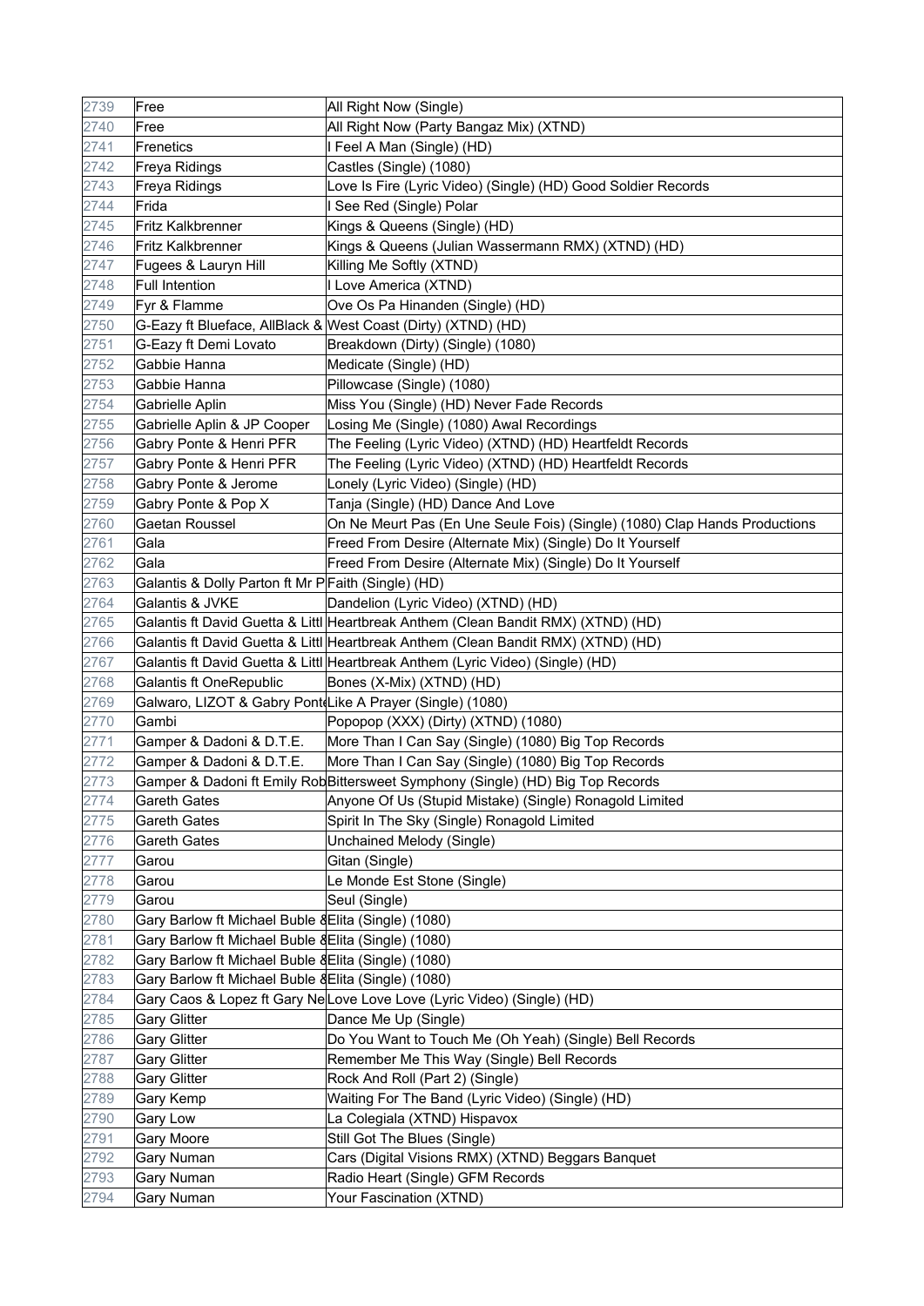| 2739 | Free | All Right Now (Single) |
|---|---|---|
| 2740 | Free | All Right Now (Party Bangaz Mix) (XTND) |
| 2741 | Frenetics | I Feel A Man (Single) (HD) |
| 2742 | Freya Ridings | Castles (Single) (1080) |
| 2743 | Freya Ridings | Love Is Fire (Lyric Video) (Single) (HD) Good Soldier Records |
| 2744 | Frida | I See Red (Single) Polar |
| 2745 | Fritz Kalkbrenner | Kings & Queens (Single) (HD) |
| 2746 | Fritz Kalkbrenner | Kings & Queens (Julian Wassermann RMX) (XTND) (HD) |
| 2747 | Fugees & Lauryn Hill | Killing Me Softly (XTND) |
| 2748 | Full Intention | I Love America (XTND) |
| 2749 | Fyr & Flamme | Ove Os Pa Hinanden (Single) (HD) |
| 2750 | G-Eazy ft Blueface, AllBlack & | West Coast (Dirty) (XTND) (HD) |
| 2751 | G-Eazy ft Demi Lovato | Breakdown (Dirty) (Single) (1080) |
| 2752 | Gabbie Hanna | Medicate (Single) (HD) |
| 2753 | Gabbie Hanna | Pillowcase (Single) (1080) |
| 2754 | Gabrielle Aplin | Miss You (Single) (HD) Never Fade Records |
| 2755 | Gabrielle Aplin & JP Cooper | Losing Me (Single) (1080) Awal Recordings |
| 2756 | Gabry Ponte & Henri PFR | The Feeling (Lyric Video) (XTND) (HD) Heartfeldt Records |
| 2757 | Gabry Ponte & Henri PFR | The Feeling (Lyric Video) (XTND) (HD) Heartfeldt Records |
| 2758 | Gabry Ponte & Jerome | Lonely (Lyric Video) (Single) (HD) |
| 2759 | Gabry Ponte & Pop X | Tanja (Single) (HD) Dance And Love |
| 2760 | Gaetan Roussel | On Ne Meurt Pas (En Une Seule Fois) (Single) (1080) Clap Hands Productions |
| 2761 | Gala | Freed From Desire (Alternate Mix) (Single) Do It Yourself |
| 2762 | Gala | Freed From Desire (Alternate Mix) (Single) Do It Yourself |
| 2763 | Galantis & Dolly Parton ft Mr P | Faith (Single) (HD) |
| 2764 | Galantis & JVKE | Dandelion (Lyric Video) (XTND) (HD) |
| 2765 | Galantis ft David Guetta & Littl | Heartbreak Anthem (Clean Bandit RMX) (XTND) (HD) |
| 2766 | Galantis ft David Guetta & Littl | Heartbreak Anthem (Clean Bandit RMX) (XTND) (HD) |
| 2767 | Galantis ft David Guetta & Littl | Heartbreak Anthem (Lyric Video) (Single) (HD) |
| 2768 | Galantis ft OneRepublic | Bones (X-Mix) (XTND) (HD) |
| 2769 | Galwaro, LIZOT & Gabry Ponte | Like A Prayer (Single) (1080) |
| 2770 | Gambi | Popopop (XXX) (Dirty) (XTND) (1080) |
| 2771 | Gamper & Dadoni & D.T.E. | More Than I Can Say (Single) (1080) Big Top Records |
| 2772 | Gamper & Dadoni & D.T.E. | More Than I Can Say (Single) (1080) Big Top Records |
| 2773 | Gamper & Dadoni ft Emily Rob | Bittersweet Symphony (Single) (HD) Big Top Records |
| 2774 | Gareth Gates | Anyone Of Us (Stupid Mistake) (Single) Ronagold Limited |
| 2775 | Gareth Gates | Spirit In The Sky (Single) Ronagold Limited |
| 2776 | Gareth Gates | Unchained Melody (Single) |
| 2777 | Garou | Gitan (Single) |
| 2778 | Garou | Le Monde Est Stone (Single) |
| 2779 | Garou | Seul (Single) |
| 2780 | Gary Barlow ft Michael Buble & | Elita (Single) (1080) |
| 2781 | Gary Barlow ft Michael Buble & | Elita (Single) (1080) |
| 2782 | Gary Barlow ft Michael Buble & | Elita (Single) (1080) |
| 2783 | Gary Barlow ft Michael Buble & | Elita (Single) (1080) |
| 2784 | Gary Caos & Lopez ft Gary Ne | Love Love Love (Lyric Video) (Single) (HD) |
| 2785 | Gary Glitter | Dance Me Up (Single) |
| 2786 | Gary Glitter | Do You Want to Touch Me (Oh Yeah) (Single) Bell Records |
| 2787 | Gary Glitter | Remember Me This Way (Single) Bell Records |
| 2788 | Gary Glitter | Rock And Roll (Part 2) (Single) |
| 2789 | Gary Kemp | Waiting For The Band (Lyric Video) (Single) (HD) |
| 2790 | Gary Low | La Colegiala (XTND) Hispavox |
| 2791 | Gary Moore | Still Got The Blues (Single) |
| 2792 | Gary Numan | Cars (Digital Visions RMX) (XTND) Beggars Banquet |
| 2793 | Gary Numan | Radio Heart (Single) GFM Records |
| 2794 | Gary Numan | Your Fascination (XTND) |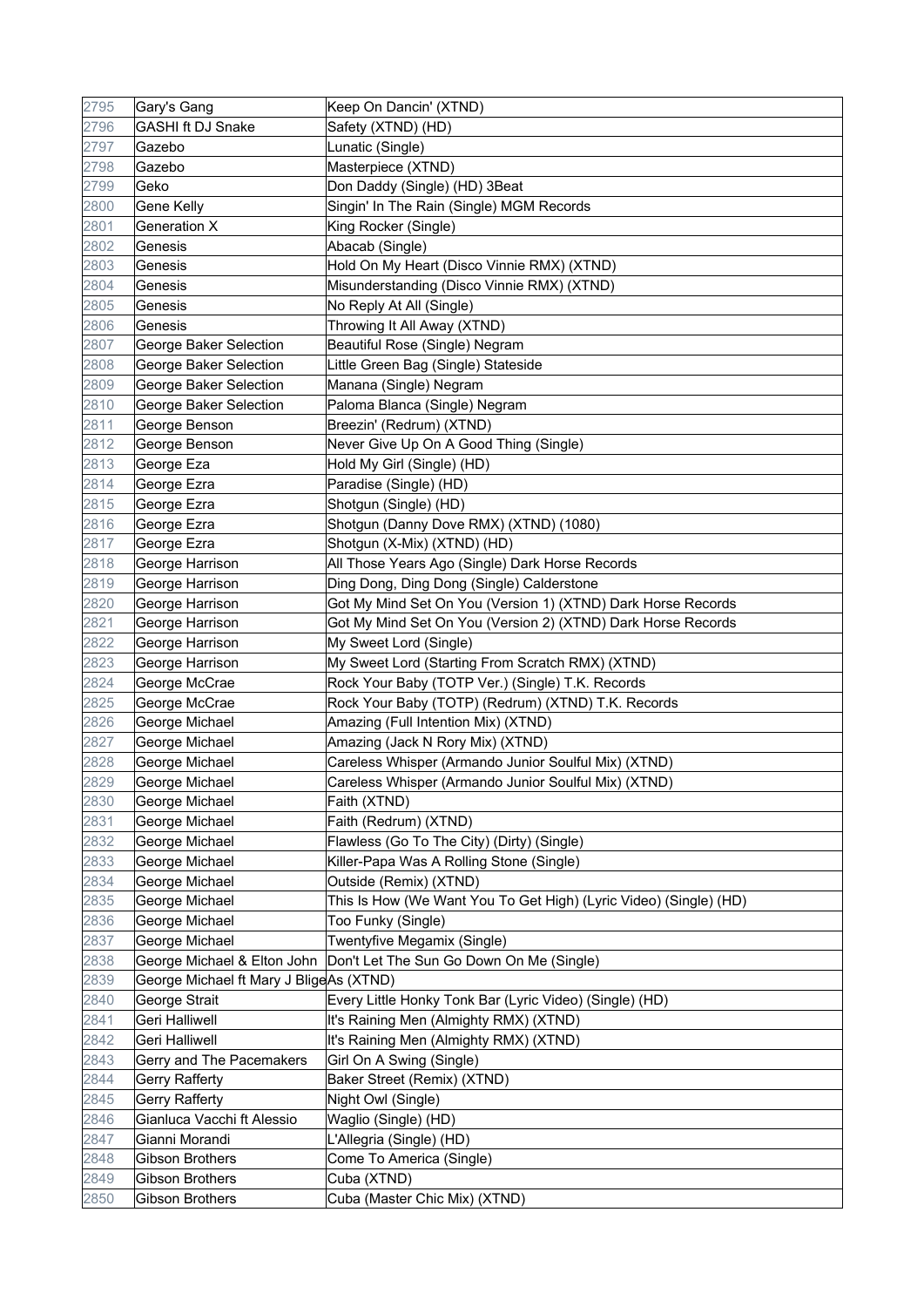| 2795 | Gary's Gang | Keep On Dancin' (XTND) |
|---|---|---|
| 2796 | GASHI ft DJ Snake | Safety (XTND) (HD) |
| 2797 | Gazebo | Lunatic (Single) |
| 2798 | Gazebo | Masterpiece (XTND) |
| 2799 | Geko | Don Daddy (Single) (HD) 3Beat |
| 2800 | Gene Kelly | Singin' In The Rain (Single) MGM Records |
| 2801 | Generation X | King Rocker (Single) |
| 2802 | Genesis | Abacab (Single) |
| 2803 | Genesis | Hold On My Heart (Disco Vinnie RMX) (XTND) |
| 2804 | Genesis | Misunderstanding (Disco Vinnie RMX) (XTND) |
| 2805 | Genesis | No Reply At All (Single) |
| 2806 | Genesis | Throwing It All Away (XTND) |
| 2807 | George Baker Selection | Beautiful Rose (Single) Negram |
| 2808 | George Baker Selection | Little Green Bag (Single) Stateside |
| 2809 | George Baker Selection | Manana (Single) Negram |
| 2810 | George Baker Selection | Paloma Blanca (Single) Negram |
| 2811 | George Benson | Breezin' (Redrum) (XTND) |
| 2812 | George Benson | Never Give Up On A Good Thing (Single) |
| 2813 | George Eza | Hold My Girl (Single) (HD) |
| 2814 | George Ezra | Paradise (Single) (HD) |
| 2815 | George Ezra | Shotgun (Single) (HD) |
| 2816 | George Ezra | Shotgun (Danny Dove RMX) (XTND) (1080) |
| 2817 | George Ezra | Shotgun (X-Mix) (XTND) (HD) |
| 2818 | George Harrison | All Those Years Ago (Single) Dark Horse Records |
| 2819 | George Harrison | Ding Dong, Ding Dong (Single) Calderstone |
| 2820 | George Harrison | Got My Mind Set On You (Version 1) (XTND) Dark Horse Records |
| 2821 | George Harrison | Got My Mind Set On You (Version 2) (XTND) Dark Horse Records |
| 2822 | George Harrison | My Sweet Lord (Single) |
| 2823 | George Harrison | My Sweet Lord (Starting From Scratch RMX) (XTND) |
| 2824 | George McCrae | Rock Your Baby (TOTP Ver.) (Single) T.K. Records |
| 2825 | George McCrae | Rock Your Baby (TOTP) (Redrum) (XTND) T.K. Records |
| 2826 | George Michael | Amazing (Full Intention Mix) (XTND) |
| 2827 | George Michael | Amazing (Jack N Rory Mix) (XTND) |
| 2828 | George Michael | Careless Whisper (Armando Junior Soulful Mix) (XTND) |
| 2829 | George Michael | Careless Whisper (Armando Junior Soulful Mix) (XTND) |
| 2830 | George Michael | Faith (XTND) |
| 2831 | George Michael | Faith (Redrum) (XTND) |
| 2832 | George Michael | Flawless (Go To The City) (Dirty) (Single) |
| 2833 | George Michael | Killer-Papa Was A Rolling Stone (Single) |
| 2834 | George Michael | Outside (Remix) (XTND) |
| 2835 | George Michael | This Is How (We Want You To Get High) (Lyric Video) (Single) (HD) |
| 2836 | George Michael | Too Funky (Single) |
| 2837 | George Michael | Twentyfive Megamix (Single) |
| 2838 | George Michael & Elton John | Don't Let The Sun Go Down On Me (Single) |
| 2839 | George Michael ft Mary J Blige | As (XTND) |
| 2840 | George Strait | Every Little Honky Tonk Bar (Lyric Video) (Single) (HD) |
| 2841 | Geri Halliwell | It's Raining Men (Almighty RMX) (XTND) |
| 2842 | Geri Halliwell | It's Raining Men (Almighty RMX) (XTND) |
| 2843 | Gerry and The Pacemakers | Girl On A Swing (Single) |
| 2844 | Gerry Rafferty | Baker Street (Remix) (XTND) |
| 2845 | Gerry Rafferty | Night Owl (Single) |
| 2846 | Gianluca Vacchi ft Alessio | Waglio (Single) (HD) |
| 2847 | Gianni Morandi | L'Allegria (Single) (HD) |
| 2848 | Gibson Brothers | Come To America (Single) |
| 2849 | Gibson Brothers | Cuba (XTND) |
| 2850 | Gibson Brothers | Cuba (Master Chic Mix) (XTND) |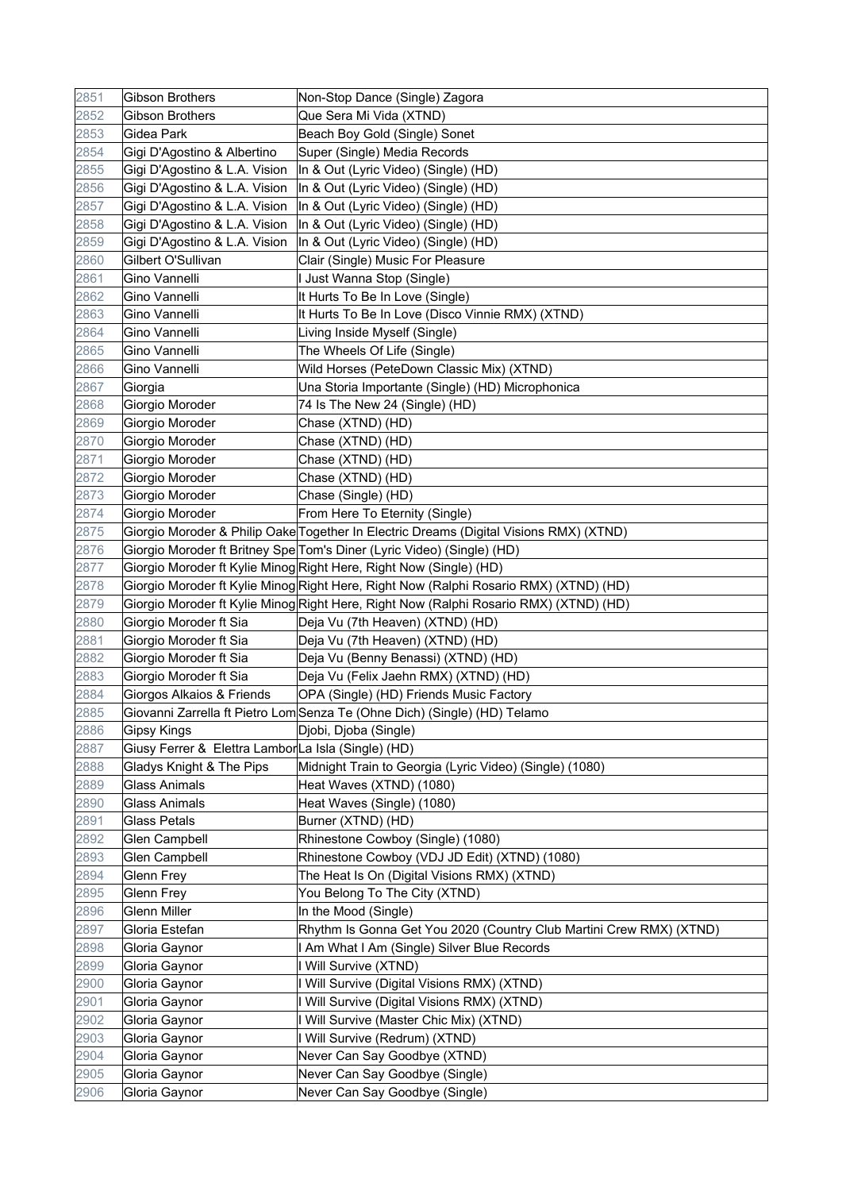| | | |
|---|---|---|
| 2851 | Gibson Brothers | Non-Stop Dance (Single) Zagora |
| 2852 | Gibson Brothers | Que Sera Mi Vida (XTND) |
| 2853 | Gidea Park | Beach Boy Gold (Single) Sonet |
| 2854 | Gigi D'Agostino & Albertino | Super (Single) Media Records |
| 2855 | Gigi D'Agostino & L.A. Vision | In & Out (Lyric Video) (Single) (HD) |
| 2856 | Gigi D'Agostino & L.A. Vision | In & Out (Lyric Video) (Single) (HD) |
| 2857 | Gigi D'Agostino & L.A. Vision | In & Out (Lyric Video) (Single) (HD) |
| 2858 | Gigi D'Agostino & L.A. Vision | In & Out (Lyric Video) (Single) (HD) |
| 2859 | Gigi D'Agostino & L.A. Vision | In & Out (Lyric Video) (Single) (HD) |
| 2860 | Gilbert O'Sullivan | Clair (Single) Music For Pleasure |
| 2861 | Gino Vannelli | I Just Wanna Stop (Single) |
| 2862 | Gino Vannelli | It Hurts To Be In Love (Single) |
| 2863 | Gino Vannelli | It Hurts To Be In Love (Disco Vinnie RMX) (XTND) |
| 2864 | Gino Vannelli | Living Inside Myself (Single) |
| 2865 | Gino Vannelli | The Wheels Of Life (Single) |
| 2866 | Gino Vannelli | Wild Horses (PeteDown Classic Mix) (XTND) |
| 2867 | Giorgia | Una Storia Importante (Single) (HD) Microphonica |
| 2868 | Giorgio Moroder | 74 Is The New 24 (Single) (HD) |
| 2869 | Giorgio Moroder | Chase (XTND) (HD) |
| 2870 | Giorgio Moroder | Chase (XTND) (HD) |
| 2871 | Giorgio Moroder | Chase (XTND) (HD) |
| 2872 | Giorgio Moroder | Chase (XTND) (HD) |
| 2873 | Giorgio Moroder | Chase (Single) (HD) |
| 2874 | Giorgio Moroder | From Here To Eternity (Single) |
| 2875 | Giorgio Moroder & Philip Oake | Together In Electric Dreams (Digital Visions RMX) (XTND) |
| 2876 | Giorgio Moroder ft Britney Spe | Tom's Diner (Lyric Video) (Single) (HD) |
| 2877 | Giorgio Moroder ft Kylie Minog | Right Here, Right Now (Single) (HD) |
| 2878 | Giorgio Moroder ft Kylie Minog | Right Here, Right Now (Ralphi Rosario RMX) (XTND) (HD) |
| 2879 | Giorgio Moroder ft Kylie Minog | Right Here, Right Now (Ralphi Rosario RMX) (XTND) (HD) |
| 2880 | Giorgio Moroder ft Sia | Deja Vu (7th Heaven) (XTND) (HD) |
| 2881 | Giorgio Moroder ft Sia | Deja Vu (7th Heaven) (XTND) (HD) |
| 2882 | Giorgio Moroder ft Sia | Deja Vu (Benny Benassi) (XTND) (HD) |
| 2883 | Giorgio Moroder ft Sia | Deja Vu (Felix Jaehn RMX) (XTND) (HD) |
| 2884 | Giorgos Alkaios & Friends | OPA (Single) (HD) Friends Music Factory |
| 2885 | Giovanni Zarrella ft Pietro Lom | Senza Te (Ohne Dich) (Single) (HD) Telamo |
| 2886 | Gipsy Kings | Djobi, Djoba (Single) |
| 2887 | Giusy Ferrer & Elettra Lambor | La Isla (Single) (HD) |
| 2888 | Gladys Knight & The Pips | Midnight Train to Georgia (Lyric Video) (Single) (1080) |
| 2889 | Glass Animals | Heat Waves (XTND) (1080) |
| 2890 | Glass Animals | Heat Waves (Single) (1080) |
| 2891 | Glass Petals | Burner (XTND) (HD) |
| 2892 | Glen Campbell | Rhinestone Cowboy (Single) (1080) |
| 2893 | Glen Campbell | Rhinestone Cowboy (VDJ JD Edit) (XTND) (1080) |
| 2894 | Glenn Frey | The Heat Is On (Digital Visions RMX) (XTND) |
| 2895 | Glenn Frey | You Belong To The City (XTND) |
| 2896 | Glenn Miller | In the Mood (Single) |
| 2897 | Gloria Estefan | Rhythm Is Gonna Get You 2020 (Country Club Martini Crew RMX) (XTND) |
| 2898 | Gloria Gaynor | I Am What I Am (Single) Silver Blue Records |
| 2899 | Gloria Gaynor | I Will Survive (XTND) |
| 2900 | Gloria Gaynor | I Will Survive (Digital Visions RMX) (XTND) |
| 2901 | Gloria Gaynor | I Will Survive (Digital Visions RMX) (XTND) |
| 2902 | Gloria Gaynor | I Will Survive (Master Chic Mix) (XTND) |
| 2903 | Gloria Gaynor | I Will Survive (Redrum) (XTND) |
| 2904 | Gloria Gaynor | Never Can Say Goodbye (XTND) |
| 2905 | Gloria Gaynor | Never Can Say Goodbye (Single) |
| 2906 | Gloria Gaynor | Never Can Say Goodbye (Single) |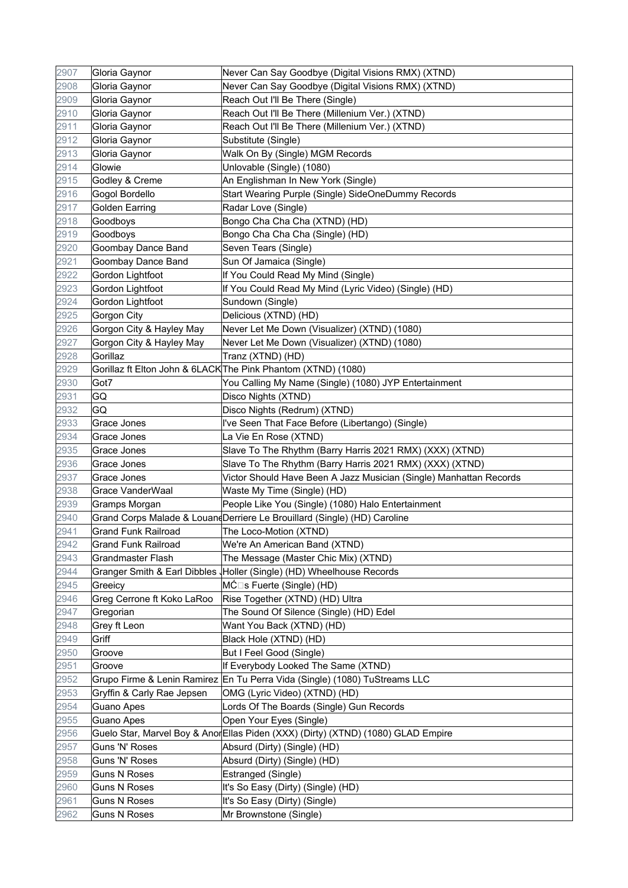| | | |
|---|---|---|
| 2907 | Gloria Gaynor | Never Can Say Goodbye (Digital Visions RMX) (XTND) |
| 2908 | Gloria Gaynor | Never Can Say Goodbye (Digital Visions RMX) (XTND) |
| 2909 | Gloria Gaynor | Reach Out I'll Be There (Single) |
| 2910 | Gloria Gaynor | Reach Out I'll Be There (Millenium Ver.) (XTND) |
| 2911 | Gloria Gaynor | Reach Out I'll Be There (Millenium Ver.) (XTND) |
| 2912 | Gloria Gaynor | Substitute (Single) |
| 2913 | Gloria Gaynor | Walk On By (Single) MGM Records |
| 2914 | Glowie | Unlovable (Single) (1080) |
| 2915 | Godley & Creme | An Englishman In New York (Single) |
| 2916 | Gogol Bordello | Start Wearing Purple (Single) SideOneDummy Records |
| 2917 | Golden Earring | Radar Love (Single) |
| 2918 | Goodboys | Bongo Cha Cha Cha (XTND) (HD) |
| 2919 | Goodboys | Bongo Cha Cha Cha (Single) (HD) |
| 2920 | Goombay Dance Band | Seven Tears (Single) |
| 2921 | Goombay Dance Band | Sun Of Jamaica (Single) |
| 2922 | Gordon Lightfoot | If You Could Read My Mind (Single) |
| 2923 | Gordon Lightfoot | If You Could Read My Mind (Lyric Video) (Single) (HD) |
| 2924 | Gordon Lightfoot | Sundown (Single) |
| 2925 | Gorgon City | Delicious (XTND) (HD) |
| 2926 | Gorgon City & Hayley May | Never Let Me Down (Visualizer) (XTND) (1080) |
| 2927 | Gorgon City & Hayley May | Never Let Me Down (Visualizer) (XTND) (1080) |
| 2928 | Gorillaz | Tranz (XTND) (HD) |
| 2929 | Gorillaz ft Elton John & 6LACK | The Pink Phantom (XTND) (1080) |
| 2930 | Got7 | You Calling My Name (Single) (1080) JYP Entertainment |
| 2931 | GQ | Disco Nights (XTND) |
| 2932 | GQ | Disco Nights (Redrum) (XTND) |
| 2933 | Grace Jones | I've Seen That Face Before (Libertango) (Single) |
| 2934 | Grace Jones | La Vie En Rose (XTND) |
| 2935 | Grace Jones | Slave To The Rhythm (Barry Harris 2021 RMX) (XXX) (XTND) |
| 2936 | Grace Jones | Slave To The Rhythm (Barry Harris 2021 RMX) (XXX) (XTND) |
| 2937 | Grace Jones | Victor Should Have Been A Jazz Musician (Single) Manhattan Records |
| 2938 | Grace VanderWaal | Waste My Time (Single) (HD) |
| 2939 | Gramps Morgan | People Like You (Single) (1080) Halo Entertainment |
| 2940 | Grand Corps Malade & Louane | Derriere Le Brouillard (Single) (HD) Caroline |
| 2941 | Grand Funk Railroad | The Loco-Motion (XTND) |
| 2942 | Grand Funk Railroad | We're An American Band (XTND) |
| 2943 | Grandmaster Flash | The Message (Master Chic Mix) (XTND) |
| 2944 | Granger Smith & Earl Dibbles J | Holler (Single) (HD) Wheelhouse Records |
| 2945 | Greeicy | MĆ□s Fuerte (Single) (HD) |
| 2946 | Greg Cerrone ft Koko LaRoo | Rise Together (XTND) (HD) Ultra |
| 2947 | Gregorian | The Sound Of Silence (Single) (HD) Edel |
| 2948 | Grey ft Leon | Want You Back (XTND) (HD) |
| 2949 | Griff | Black Hole (XTND) (HD) |
| 2950 | Groove | But I Feel Good (Single) |
| 2951 | Groove | If Everybody Looked The Same (XTND) |
| 2952 | Grupo Firme & Lenin Ramirez | En Tu Perra Vida (Single) (1080) TuStreams LLC |
| 2953 | Gryffin & Carly Rae Jepsen | OMG (Lyric Video) (XTND) (HD) |
| 2954 | Guano Apes | Lords Of The Boards (Single) Gun Records |
| 2955 | Guano Apes | Open Your Eyes (Single) |
| 2956 | Guelo Star, Marvel Boy & Anor | Ellas Piden (XXX) (Dirty) (XTND) (1080) GLAD Empire |
| 2957 | Guns 'N' Roses | Absurd (Dirty) (Single) (HD) |
| 2958 | Guns 'N' Roses | Absurd (Dirty) (Single) (HD) |
| 2959 | Guns N Roses | Estranged (Single) |
| 2960 | Guns N Roses | It's So Easy (Dirty) (Single) (HD) |
| 2961 | Guns N Roses | It's So Easy (Dirty) (Single) |
| 2962 | Guns N Roses | Mr Brownstone (Single) |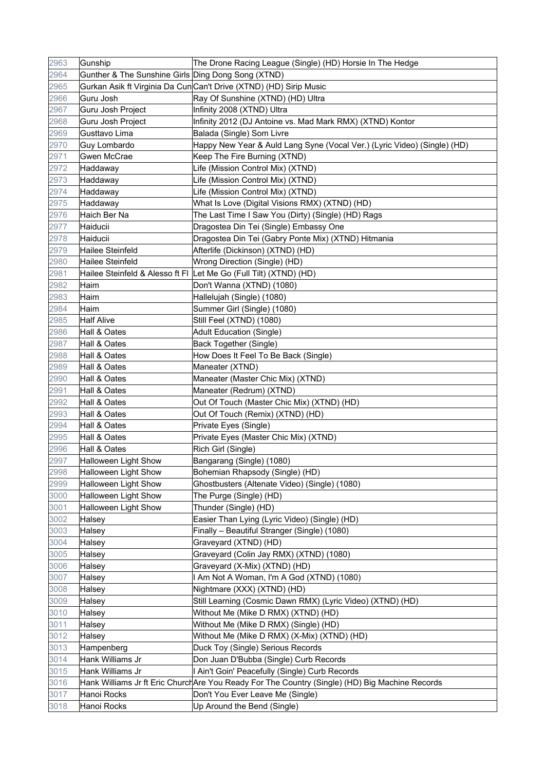| 2963 | Gunship | The Drone Racing League (Single) (HD) Horsie In The Hedge |
|---|---|---|
| 2964 | Gunther & The Sunshine Girls | Ding Dong Song (XTND) |
| 2965 | Gurkan Asik ft Virginia Da Cun | Can't Drive (XTND) (HD) Sirip Music |
| 2966 | Guru Josh | Ray Of Sunshine (XTND) (HD) Ultra |
| 2967 | Guru Josh Project | Infinity 2008 (XTND) Ultra |
| 2968 | Guru Josh Project | Infinity 2012 (DJ Antoine vs. Mad Mark RMX) (XTND) Kontor |
| 2969 | Gusttavo Lima | Balada (Single) Som Livre |
| 2970 | Guy Lombardo | Happy New Year & Auld Lang Syne (Vocal Ver.) (Lyric Video) (Single) (HD) |
| 2971 | Gwen McCrae | Keep The Fire Burning (XTND) |
| 2972 | Haddaway | Life (Mission Control Mix) (XTND) |
| 2973 | Haddaway | Life (Mission Control Mix) (XTND) |
| 2974 | Haddaway | Life (Mission Control Mix) (XTND) |
| 2975 | Haddaway | What Is Love (Digital Visions RMX) (XTND) (HD) |
| 2976 | Haich Ber Na | The Last Time I Saw You (Dirty) (Single) (HD) Rags |
| 2977 | Haiducii | Dragostea Din Tei (Single) Embassy One |
| 2978 | Haiducii | Dragostea Din Tei (Gabry Ponte Mix) (XTND) Hitmania |
| 2979 | Hailee Steinfeld | Afterlife (Dickinson) (XTND) (HD) |
| 2980 | Hailee Steinfeld | Wrong Direction (Single) (HD) |
| 2981 | Hailee Steinfeld & Alesso ft Fl | Let Me Go (Full Tilt) (XTND) (HD) |
| 2982 | Haim | Don't Wanna (XTND) (1080) |
| 2983 | Haim | Hallelujah (Single) (1080) |
| 2984 | Haim | Summer Girl (Single) (1080) |
| 2985 | Half Alive | Still Feel (XTND) (1080) |
| 2986 | Hall & Oates | Adult Education (Single) |
| 2987 | Hall & Oates | Back Together (Single) |
| 2988 | Hall & Oates | How Does It Feel To Be Back (Single) |
| 2989 | Hall & Oates | Maneater (XTND) |
| 2990 | Hall & Oates | Maneater (Master Chic Mix) (XTND) |
| 2991 | Hall & Oates | Maneater (Redrum) (XTND) |
| 2992 | Hall & Oates | Out Of Touch (Master Chic Mix) (XTND) (HD) |
| 2993 | Hall & Oates | Out Of Touch (Remix) (XTND) (HD) |
| 2994 | Hall & Oates | Private Eyes (Single) |
| 2995 | Hall & Oates | Private Eyes (Master Chic Mix) (XTND) |
| 2996 | Hall & Oates | Rich Girl (Single) |
| 2997 | Halloween Light Show | Bangarang (Single) (1080) |
| 2998 | Halloween Light Show | Bohemian Rhapsody (Single) (HD) |
| 2999 | Halloween Light Show | Ghostbusters (Altenate Video) (Single) (1080) |
| 3000 | Halloween Light Show | The Purge (Single) (HD) |
| 3001 | Halloween Light Show | Thunder (Single) (HD) |
| 3002 | Halsey | Easier Than Lying (Lyric Video) (Single) (HD) |
| 3003 | Halsey | Finally – Beautiful Stranger (Single) (1080) |
| 3004 | Halsey | Graveyard (XTND) (HD) |
| 3005 | Halsey | Graveyard (Colin Jay RMX) (XTND) (1080) |
| 3006 | Halsey | Graveyard (X-Mix) (XTND) (HD) |
| 3007 | Halsey | I Am Not A Woman, I'm A God (XTND) (1080) |
| 3008 | Halsey | Nightmare (XXX) (XTND) (HD) |
| 3009 | Halsey | Still Learning (Cosmic Dawn RMX) (Lyric Video) (XTND) (HD) |
| 3010 | Halsey | Without Me (Mike D RMX) (XTND) (HD) |
| 3011 | Halsey | Without Me (Mike D RMX) (Single) (HD) |
| 3012 | Halsey | Without Me (Mike D RMX) (X-Mix) (XTND) (HD) |
| 3013 | Hampenberg | Duck Toy (Single) Serious Records |
| 3014 | Hank Williams Jr | Don Juan D'Bubba (Single) Curb Records |
| 3015 | Hank Williams Jr | I Ain't Goin' Peacefully (Single) Curb Records |
| 3016 | Hank Williams Jr ft Eric Church | Are You Ready For The Country (Single) (HD) Big Machine Records |
| 3017 | Hanoi Rocks | Don't You Ever Leave Me (Single) |
| 3018 | Hanoi Rocks | Up Around the Bend (Single) |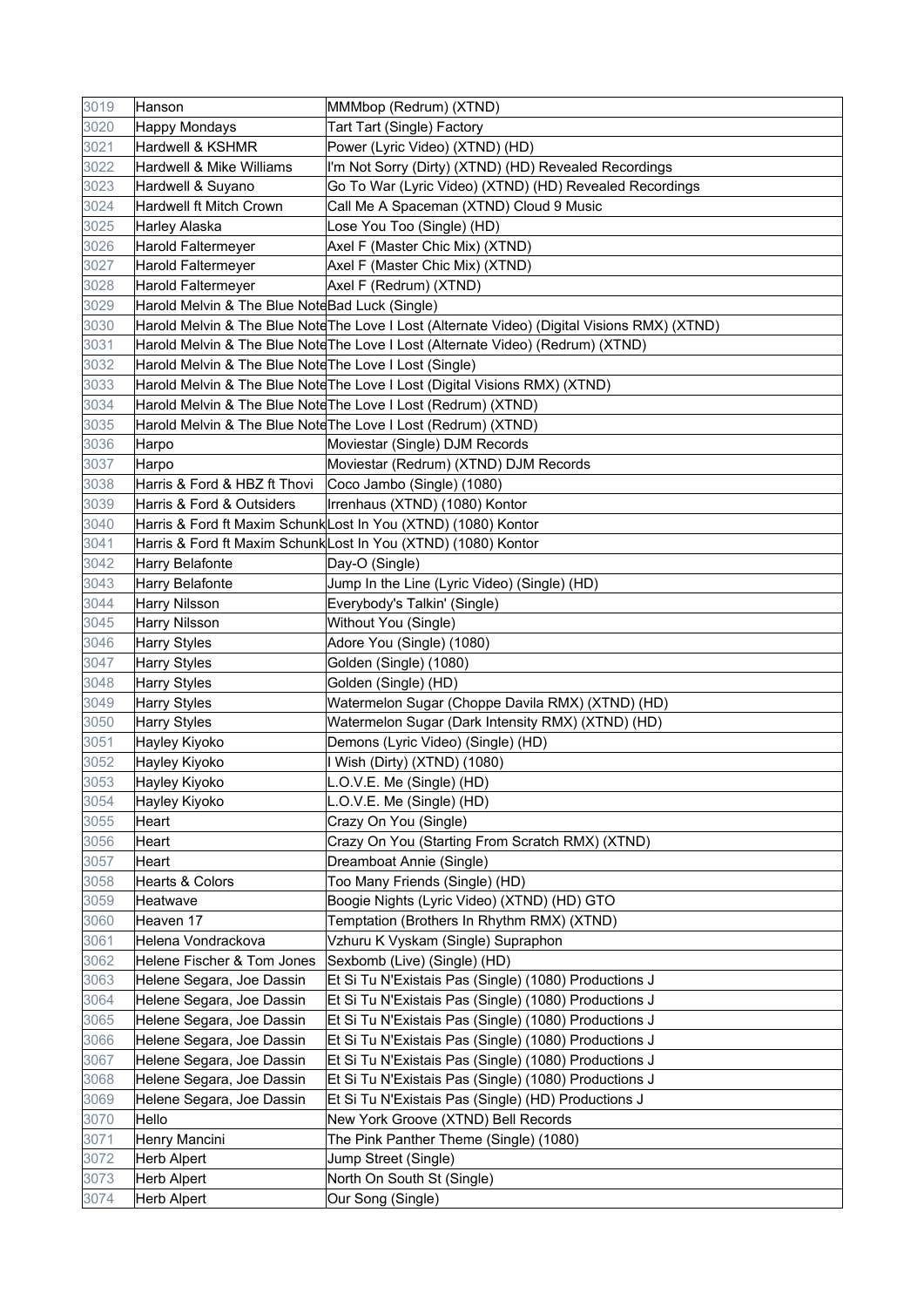| 3019 | Hanson | MMMbop (Redrum) (XTND) |
|---|---|---|
| 3020 | Happy Mondays | Tart Tart (Single) Factory |
| 3021 | Hardwell & KSHMR | Power (Lyric Video) (XTND) (HD) |
| 3022 | Hardwell & Mike Williams | I'm Not Sorry (Dirty) (XTND) (HD) Revealed Recordings |
| 3023 | Hardwell & Suyano | Go To War (Lyric Video) (XTND) (HD) Revealed Recordings |
| 3024 | Hardwell ft Mitch Crown | Call Me A Spaceman (XTND) Cloud 9 Music |
| 3025 | Harley Alaska | Lose You Too (Single) (HD) |
| 3026 | Harold Faltermeyer | Axel F (Master Chic Mix) (XTND) |
| 3027 | Harold Faltermeyer | Axel F (Master Chic Mix) (XTND) |
| 3028 | Harold Faltermeyer | Axel F (Redrum) (XTND) |
| 3029 | Harold Melvin & The Blue Note | Bad Luck (Single) |
| 3030 | Harold Melvin & The Blue Note | The Love I Lost (Alternate Video) (Digital Visions RMX) (XTND) |
| 3031 | Harold Melvin & The Blue Note | The Love I Lost (Alternate Video) (Redrum) (XTND) |
| 3032 | Harold Melvin & The Blue Note | The Love I Lost (Single) |
| 3033 | Harold Melvin & The Blue Note | The Love I Lost (Digital Visions RMX) (XTND) |
| 3034 | Harold Melvin & The Blue Note | The Love I Lost (Redrum) (XTND) |
| 3035 | Harold Melvin & The Blue Note | The Love I Lost (Redrum) (XTND) |
| 3036 | Harpo | Moviestar (Single) DJM Records |
| 3037 | Harpo | Moviestar (Redrum) (XTND) DJM Records |
| 3038 | Harris & Ford & HBZ ft Thovi | Coco Jambo (Single) (1080) |
| 3039 | Harris & Ford & Outsiders | Irrenhaus (XTND) (1080) Kontor |
| 3040 | Harris & Ford ft Maxim Schunk | Lost In You (XTND) (1080) Kontor |
| 3041 | Harris & Ford ft Maxim Schunk | Lost In You (XTND) (1080) Kontor |
| 3042 | Harry Belafonte | Day-O (Single) |
| 3043 | Harry Belafonte | Jump In the Line (Lyric Video) (Single) (HD) |
| 3044 | Harry Nilsson | Everybody's Talkin' (Single) |
| 3045 | Harry Nilsson | Without You (Single) |
| 3046 | Harry Styles | Adore You (Single) (1080) |
| 3047 | Harry Styles | Golden (Single) (1080) |
| 3048 | Harry Styles | Golden (Single) (HD) |
| 3049 | Harry Styles | Watermelon Sugar (Choppe Davila RMX) (XTND) (HD) |
| 3050 | Harry Styles | Watermelon Sugar (Dark Intensity RMX) (XTND) (HD) |
| 3051 | Hayley Kiyoko | Demons (Lyric Video) (Single) (HD) |
| 3052 | Hayley Kiyoko | I Wish (Dirty) (XTND) (1080) |
| 3053 | Hayley Kiyoko | L.O.V.E. Me (Single) (HD) |
| 3054 | Hayley Kiyoko | L.O.V.E. Me (Single) (HD) |
| 3055 | Heart | Crazy On You (Single) |
| 3056 | Heart | Crazy On You (Starting From Scratch RMX) (XTND) |
| 3057 | Heart | Dreamboat Annie (Single) |
| 3058 | Hearts & Colors | Too Many Friends (Single) (HD) |
| 3059 | Heatwave | Boogie Nights (Lyric Video) (XTND) (HD) GTO |
| 3060 | Heaven 17 | Temptation (Brothers In Rhythm RMX) (XTND) |
| 3061 | Helena Vondrackova | Vzhuru K Vyskam (Single) Supraphon |
| 3062 | Helene Fischer & Tom Jones | Sexbomb (Live) (Single) (HD) |
| 3063 | Helene Segara, Joe Dassin | Et Si Tu N'Existais Pas (Single) (1080) Productions J |
| 3064 | Helene Segara, Joe Dassin | Et Si Tu N'Existais Pas (Single) (1080) Productions J |
| 3065 | Helene Segara, Joe Dassin | Et Si Tu N'Existais Pas (Single) (1080) Productions J |
| 3066 | Helene Segara, Joe Dassin | Et Si Tu N'Existais Pas (Single) (1080) Productions J |
| 3067 | Helene Segara, Joe Dassin | Et Si Tu N'Existais Pas (Single) (1080) Productions J |
| 3068 | Helene Segara, Joe Dassin | Et Si Tu N'Existais Pas (Single) (1080) Productions J |
| 3069 | Helene Segara, Joe Dassin | Et Si Tu N'Existais Pas (Single) (HD) Productions J |
| 3070 | Hello | New York Groove (XTND) Bell Records |
| 3071 | Henry Mancini | The Pink Panther Theme (Single) (1080) |
| 3072 | Herb Alpert | Jump Street (Single) |
| 3073 | Herb Alpert | North On South St (Single) |
| 3074 | Herb Alpert | Our Song (Single) |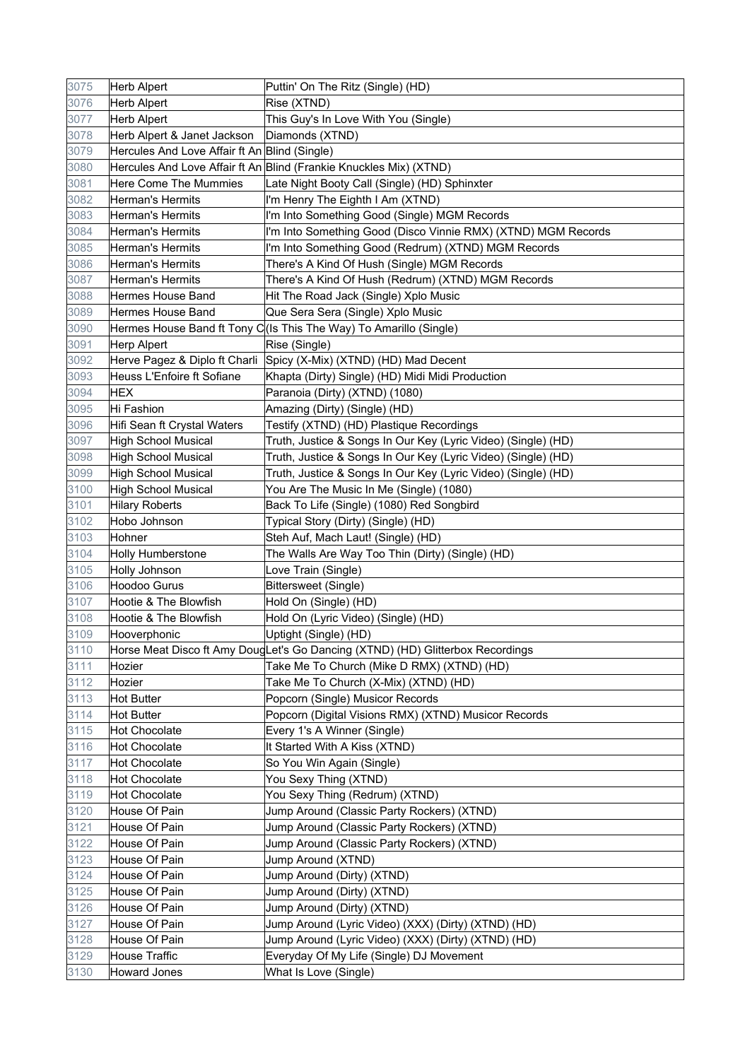| 3075 | Herb Alpert | Puttin' On The Ritz (Single) (HD) |
|---|---|---|
| 3076 | Herb Alpert | Rise (XTND) |
| 3077 | Herb Alpert | This Guy's In Love With You (Single) |
| 3078 | Herb Alpert & Janet Jackson | Diamonds (XTND) |
| 3079 | Hercules And Love Affair ft An | Blind (Single) |
| 3080 | Hercules And Love Affair ft An | Blind (Frankie Knuckles Mix) (XTND) |
| 3081 | Here Come The Mummies | Late Night Booty Call (Single) (HD) Sphinxter |
| 3082 | Herman's Hermits | I'm Henry The Eighth I Am (XTND) |
| 3083 | Herman's Hermits | I'm Into Something Good (Single) MGM Records |
| 3084 | Herman's Hermits | I'm Into Something Good (Disco Vinnie RMX) (XTND) MGM Records |
| 3085 | Herman's Hermits | I'm Into Something Good (Redrum) (XTND) MGM Records |
| 3086 | Herman's Hermits | There's A Kind Of Hush (Single) MGM Records |
| 3087 | Herman's Hermits | There's A Kind Of Hush (Redrum) (XTND) MGM Records |
| 3088 | Hermes House Band | Hit The Road Jack (Single) Xplo Music |
| 3089 | Hermes House Band | Que Sera Sera (Single) Xplo Music |
| 3090 | Hermes House Band ft Tony C | (Is This The Way) To Amarillo (Single) |
| 3091 | Herp Alpert | Rise (Single) |
| 3092 | Herve Pagez & Diplo ft Charli | Spicy (X-Mix) (XTND) (HD) Mad Decent |
| 3093 | Heuss L'Enfoire ft Sofiane | Khapta (Dirty) Single) (HD) Midi Midi Production |
| 3094 | HEX | Paranoia (Dirty) (XTND) (1080) |
| 3095 | Hi Fashion | Amazing (Dirty) (Single) (HD) |
| 3096 | Hifi Sean ft Crystal Waters | Testify (XTND) (HD) Plastique Recordings |
| 3097 | High School Musical | Truth, Justice & Songs In Our Key (Lyric Video) (Single) (HD) |
| 3098 | High School Musical | Truth, Justice & Songs In Our Key (Lyric Video) (Single) (HD) |
| 3099 | High School Musical | Truth, Justice & Songs In Our Key (Lyric Video) (Single) (HD) |
| 3100 | High School Musical | You Are The Music In Me (Single) (1080) |
| 3101 | Hilary Roberts | Back To Life (Single) (1080) Red Songbird |
| 3102 | Hobo Johnson | Typical Story (Dirty) (Single) (HD) |
| 3103 | Hohner | Steh Auf, Mach Laut! (Single) (HD) |
| 3104 | Holly Humberstone | The Walls Are Way Too Thin (Dirty) (Single) (HD) |
| 3105 | Holly Johnson | Love Train (Single) |
| 3106 | Hoodoo Gurus | Bittersweet (Single) |
| 3107 | Hootie & The Blowfish | Hold On (Single) (HD) |
| 3108 | Hootie & The Blowfish | Hold On (Lyric Video) (Single) (HD) |
| 3109 | Hooverphonic | Uptight (Single) (HD) |
| 3110 | Horse Meat Disco ft Amy Doug | Let's Go Dancing (XTND) (HD) Glitterbox Recordings |
| 3111 | Hozier | Take Me To Church (Mike D RMX) (XTND) (HD) |
| 3112 | Hozier | Take Me To Church (X-Mix) (XTND) (HD) |
| 3113 | Hot Butter | Popcorn (Single) Musicor Records |
| 3114 | Hot Butter | Popcorn (Digital Visions RMX) (XTND) Musicor Records |
| 3115 | Hot Chocolate | Every 1's A Winner (Single) |
| 3116 | Hot Chocolate | It Started With A Kiss (XTND) |
| 3117 | Hot Chocolate | So You Win Again (Single) |
| 3118 | Hot Chocolate | You Sexy Thing (XTND) |
| 3119 | Hot Chocolate | You Sexy Thing (Redrum) (XTND) |
| 3120 | House Of Pain | Jump Around (Classic Party Rockers) (XTND) |
| 3121 | House Of Pain | Jump Around (Classic Party Rockers) (XTND) |
| 3122 | House Of Pain | Jump Around (Classic Party Rockers) (XTND) |
| 3123 | House Of Pain | Jump Around (XTND) |
| 3124 | House Of Pain | Jump Around (Dirty) (XTND) |
| 3125 | House Of Pain | Jump Around (Dirty) (XTND) |
| 3126 | House Of Pain | Jump Around (Dirty) (XTND) |
| 3127 | House Of Pain | Jump Around (Lyric Video) (XXX) (Dirty) (XTND) (HD) |
| 3128 | House Of Pain | Jump Around (Lyric Video) (XXX) (Dirty) (XTND) (HD) |
| 3129 | House Traffic | Everyday Of My Life (Single) DJ Movement |
| 3130 | Howard Jones | What Is Love (Single) |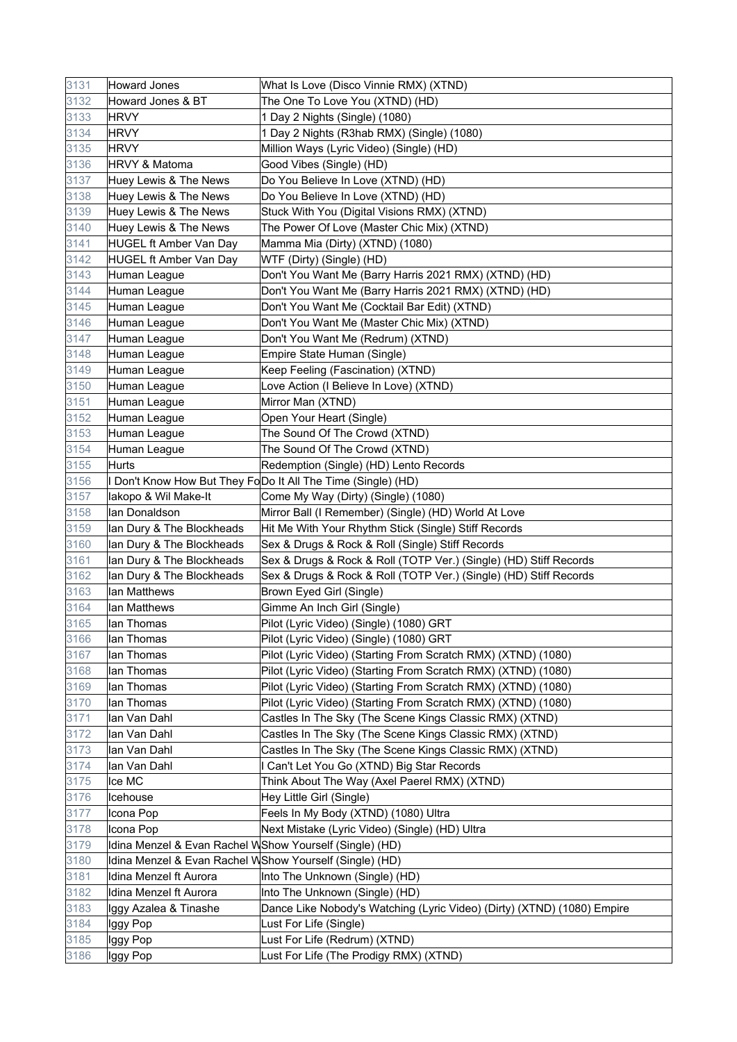| 3131 | Howard Jones | What Is Love (Disco Vinnie RMX) (XTND) |
|---|---|---|
| 3132 | Howard Jones & BT | The One To Love You (XTND) (HD) |
| 3133 | HRVY | 1 Day 2 Nights (Single) (1080) |
| 3134 | HRVY | 1 Day 2 Nights (R3hab RMX) (Single) (1080) |
| 3135 | HRVY | Million Ways (Lyric Video) (Single) (HD) |
| 3136 | HRVY & Matoma | Good Vibes (Single) (HD) |
| 3137 | Huey Lewis & The News | Do You Believe In Love (XTND) (HD) |
| 3138 | Huey Lewis & The News | Do You Believe In Love (XTND) (HD) |
| 3139 | Huey Lewis & The News | Stuck With You (Digital Visions RMX) (XTND) |
| 3140 | Huey Lewis & The News | The Power Of Love (Master Chic Mix) (XTND) |
| 3141 | HUGEL ft Amber Van Day | Mamma Mia (Dirty) (XTND) (1080) |
| 3142 | HUGEL ft Amber Van Day | WTF (Dirty) (Single) (HD) |
| 3143 | Human League | Don't You Want Me (Barry Harris 2021 RMX) (XTND) (HD) |
| 3144 | Human League | Don't You Want Me (Barry Harris 2021 RMX) (XTND) (HD) |
| 3145 | Human League | Don't You Want Me (Cocktail Bar Edit) (XTND) |
| 3146 | Human League | Don't You Want Me (Master Chic Mix) (XTND) |
| 3147 | Human League | Don't You Want Me (Redrum) (XTND) |
| 3148 | Human League | Empire State Human (Single) |
| 3149 | Human League | Keep Feeling (Fascination) (XTND) |
| 3150 | Human League | Love Action (I Believe In Love) (XTND) |
| 3151 | Human League | Mirror Man (XTND) |
| 3152 | Human League | Open Your Heart (Single) |
| 3153 | Human League | The Sound Of The Crowd (XTND) |
| 3154 | Human League | The Sound Of The Crowd (XTND) |
| 3155 | Hurts | Redemption (Single) (HD) Lento Records |
| 3156 | I Don't Know How But They Fo | Do It All The Time (Single) (HD) |
| 3157 | Iakopo & Wil Make-It | Come My Way (Dirty) (Single) (1080) |
| 3158 | Ian Donaldson | Mirror Ball (I Remember) (Single) (HD) World At Love |
| 3159 | Ian Dury & The Blockheads | Hit Me With Your Rhythm Stick (Single) Stiff Records |
| 3160 | Ian Dury & The Blockheads | Sex & Drugs & Rock & Roll (Single) Stiff Records |
| 3161 | Ian Dury & The Blockheads | Sex & Drugs & Rock & Roll (TOTP Ver.) (Single) (HD) Stiff Records |
| 3162 | Ian Dury & The Blockheads | Sex & Drugs & Rock & Roll (TOTP Ver.) (Single) (HD) Stiff Records |
| 3163 | Ian Matthews | Brown Eyed Girl (Single) |
| 3164 | Ian Matthews | Gimme An Inch Girl (Single) |
| 3165 | Ian Thomas | Pilot (Lyric Video) (Single) (1080) GRT |
| 3166 | Ian Thomas | Pilot (Lyric Video) (Single) (1080) GRT |
| 3167 | Ian Thomas | Pilot (Lyric Video) (Starting From Scratch RMX) (XTND) (1080) |
| 3168 | Ian Thomas | Pilot (Lyric Video) (Starting From Scratch RMX) (XTND) (1080) |
| 3169 | Ian Thomas | Pilot (Lyric Video) (Starting From Scratch RMX) (XTND) (1080) |
| 3170 | Ian Thomas | Pilot (Lyric Video) (Starting From Scratch RMX) (XTND) (1080) |
| 3171 | Ian Van Dahl | Castles In The Sky (The Scene Kings Classic RMX) (XTND) |
| 3172 | Ian Van Dahl | Castles In The Sky (The Scene Kings Classic RMX) (XTND) |
| 3173 | Ian Van Dahl | Castles In The Sky (The Scene Kings Classic RMX) (XTND) |
| 3174 | Ian Van Dahl | I Can't Let You Go (XTND) Big Star Records |
| 3175 | Ice MC | Think About The Way (Axel Paerel RMX) (XTND) |
| 3176 | Icehouse | Hey Little Girl (Single) |
| 3177 | Icona Pop | Feels In My Body (XTND) (1080) Ultra |
| 3178 | Icona Pop | Next Mistake (Lyric Video) (Single) (HD) Ultra |
| 3179 | Idina Menzel & Evan Rachel W | Show Yourself (Single) (HD) |
| 3180 | Idina Menzel & Evan Rachel W | Show Yourself (Single) (HD) |
| 3181 | Idina Menzel ft Aurora | Into The Unknown (Single) (HD) |
| 3182 | Idina Menzel ft Aurora | Into The Unknown (Single) (HD) |
| 3183 | Iggy Azalea & Tinashe | Dance Like Nobody's Watching (Lyric Video) (Dirty) (XTND) (1080) Empire |
| 3184 | Iggy Pop | Lust For Life (Single) |
| 3185 | Iggy Pop | Lust For Life (Redrum) (XTND) |
| 3186 | Iggy Pop | Lust For Life (The Prodigy RMX) (XTND) |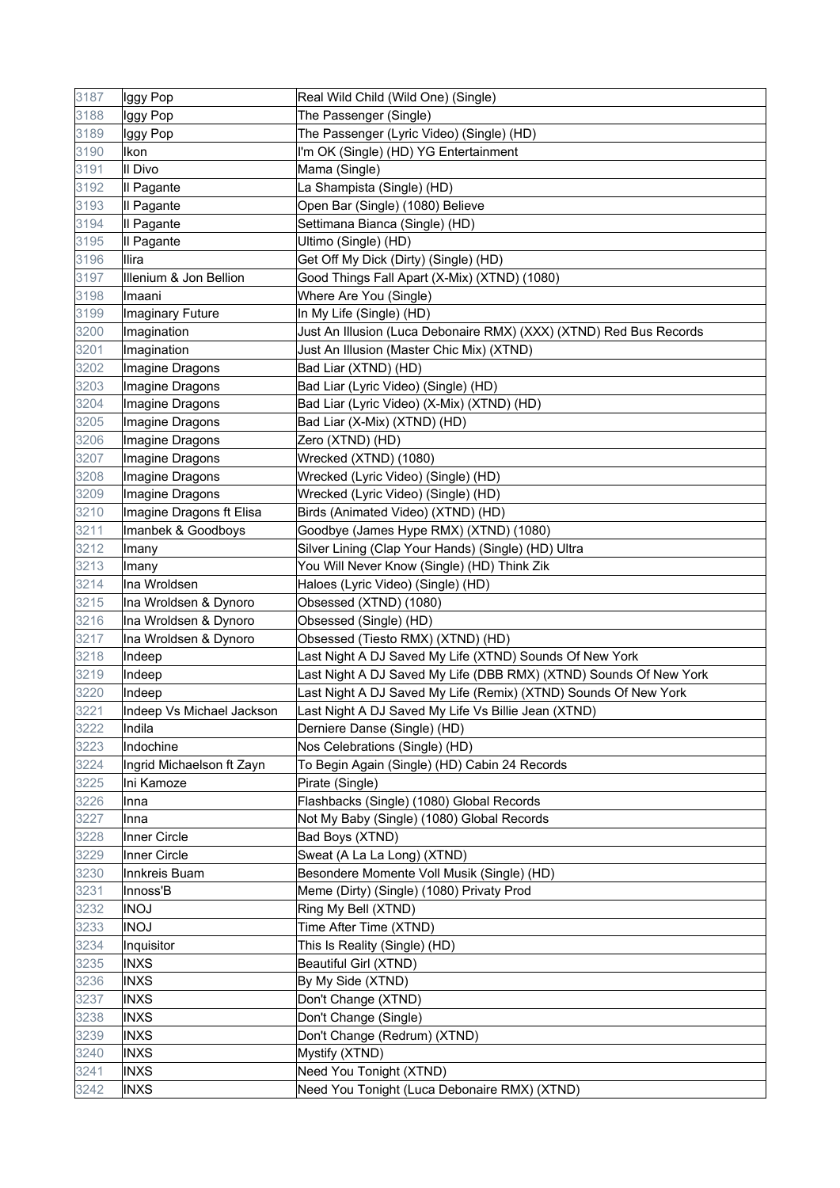| 3187 | Iggy Pop | Real Wild Child (Wild One) (Single) |
|---|---|---|
| 3188 | Iggy Pop | The Passenger (Single) |
| 3189 | Iggy Pop | The Passenger (Lyric Video) (Single) (HD) |
| 3190 | Ikon | I'm OK (Single) (HD) YG Entertainment |
| 3191 | Il Divo | Mama (Single) |
| 3192 | Il Pagante | La Shampista (Single) (HD) |
| 3193 | Il Pagante | Open Bar (Single) (1080) Believe |
| 3194 | Il Pagante | Settimana Bianca (Single) (HD) |
| 3195 | Il Pagante | Ultimo (Single) (HD) |
| 3196 | Ilira | Get Off My Dick (Dirty) (Single) (HD) |
| 3197 | Illenium & Jon Bellion | Good Things Fall Apart (X-Mix) (XTND) (1080) |
| 3198 | Imaani | Where Are You (Single) |
| 3199 | Imaginary Future | In My Life (Single) (HD) |
| 3200 | Imagination | Just An Illusion (Luca Debonaire RMX) (XXX) (XTND) Red Bus Records |
| 3201 | Imagination | Just An Illusion (Master Chic Mix) (XTND) |
| 3202 | Imagine Dragons | Bad Liar (XTND) (HD) |
| 3203 | Imagine Dragons | Bad Liar (Lyric Video) (Single) (HD) |
| 3204 | Imagine Dragons | Bad Liar (Lyric Video) (X-Mix) (XTND) (HD) |
| 3205 | Imagine Dragons | Bad Liar (X-Mix) (XTND) (HD) |
| 3206 | Imagine Dragons | Zero (XTND) (HD) |
| 3207 | Imagine Dragons | Wrecked (XTND) (1080) |
| 3208 | Imagine Dragons | Wrecked (Lyric Video) (Single) (HD) |
| 3209 | Imagine Dragons | Wrecked (Lyric Video) (Single) (HD) |
| 3210 | Imagine Dragons ft Elisa | Birds (Animated Video) (XTND) (HD) |
| 3211 | Imanbek & Goodboys | Goodbye (James Hype RMX) (XTND) (1080) |
| 3212 | Imany | Silver Lining (Clap Your Hands) (Single) (HD) Ultra |
| 3213 | Imany | You Will Never Know (Single) (HD) Think Zik |
| 3214 | Ina Wroldsen | Haloes (Lyric Video) (Single) (HD) |
| 3215 | Ina Wroldsen & Dynoro | Obsessed (XTND) (1080) |
| 3216 | Ina Wroldsen & Dynoro | Obsessed (Single) (HD) |
| 3217 | Ina Wroldsen & Dynoro | Obsessed (Tiesto RMX) (XTND) (HD) |
| 3218 | Indeep | Last Night A DJ Saved My Life (XTND) Sounds Of New York |
| 3219 | Indeep | Last Night A DJ Saved My Life (DBB RMX) (XTND) Sounds Of New York |
| 3220 | Indeep | Last Night A DJ Saved My Life (Remix) (XTND) Sounds Of New York |
| 3221 | Indeep Vs Michael Jackson | Last Night A DJ Saved My Life Vs Billie Jean (XTND) |
| 3222 | Indila | Derniere Danse (Single) (HD) |
| 3223 | Indochine | Nos Celebrations (Single) (HD) |
| 3224 | Ingrid Michaelson ft Zayn | To Begin Again (Single) (HD) Cabin 24 Records |
| 3225 | Ini Kamoze | Pirate (Single) |
| 3226 | Inna | Flashbacks (Single) (1080) Global Records |
| 3227 | Inna | Not My Baby (Single) (1080) Global Records |
| 3228 | Inner Circle | Bad Boys (XTND) |
| 3229 | Inner Circle | Sweat (A La La Long) (XTND) |
| 3230 | Innkreis Buam | Besondere Momente Voll Musik (Single) (HD) |
| 3231 | Innoss'B | Meme (Dirty) (Single) (1080) Privaty Prod |
| 3232 | INOJ | Ring My Bell (XTND) |
| 3233 | INOJ | Time After Time (XTND) |
| 3234 | Inquisitor | This Is Reality (Single) (HD) |
| 3235 | INXS | Beautiful Girl (XTND) |
| 3236 | INXS | By My Side (XTND) |
| 3237 | INXS | Don't Change (XTND) |
| 3238 | INXS | Don't Change (Single) |
| 3239 | INXS | Don't Change (Redrum) (XTND) |
| 3240 | INXS | Mystify (XTND) |
| 3241 | INXS | Need You Tonight (XTND) |
| 3242 | INXS | Need You Tonight (Luca Debonaire RMX) (XTND) |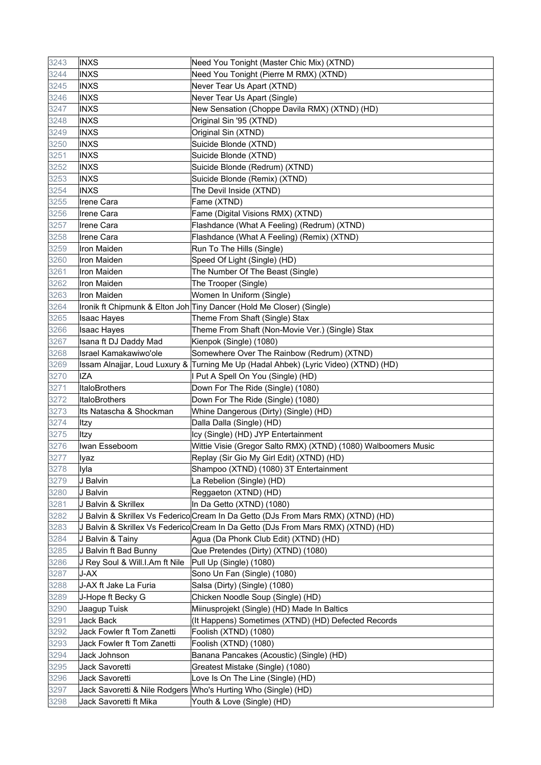| 3243 | INXS | Need You Tonight (Master Chic Mix) (XTND) |
|---|---|---|
| 3244 | INXS | Need You Tonight (Pierre M RMX) (XTND) |
| 3245 | INXS | Never Tear Us Apart (XTND) |
| 3246 | INXS | Never Tear Us Apart (Single) |
| 3247 | INXS | New Sensation (Choppe Davila RMX) (XTND) (HD) |
| 3248 | INXS | Original Sin '95 (XTND) |
| 3249 | INXS | Original Sin (XTND) |
| 3250 | INXS | Suicide Blonde (XTND) |
| 3251 | INXS | Suicide Blonde (XTND) |
| 3252 | INXS | Suicide Blonde (Redrum) (XTND) |
| 3253 | INXS | Suicide Blonde (Remix) (XTND) |
| 3254 | INXS | The Devil Inside (XTND) |
| 3255 | Irene Cara | Fame (XTND) |
| 3256 | Irene Cara | Fame (Digital Visions RMX) (XTND) |
| 3257 | Irene Cara | Flashdance (What A Feeling) (Redrum) (XTND) |
| 3258 | Irene Cara | Flashdance (What A Feeling) (Remix) (XTND) |
| 3259 | Iron Maiden | Run To The Hills (Single) |
| 3260 | Iron Maiden | Speed Of Light (Single) (HD) |
| 3261 | Iron Maiden | The Number Of The Beast (Single) |
| 3262 | Iron Maiden | The Trooper (Single) |
| 3263 | Iron Maiden | Women In Uniform (Single) |
| 3264 | Ironik ft Chipmunk & Elton Joh | Tiny Dancer (Hold Me Closer) (Single) |
| 3265 | Isaac Hayes | Theme From Shaft (Single) Stax |
| 3266 | Isaac Hayes | Theme From Shaft (Non-Movie Ver.) (Single) Stax |
| 3267 | Isana ft DJ Daddy Mad | Kienpok (Single) (1080) |
| 3268 | Israel Kamakawiwo'ole | Somewhere Over The Rainbow (Redrum) (XTND) |
| 3269 | Issam Alnajjar, Loud Luxury & | Turning Me Up (Hadal Ahbek) (Lyric Video) (XTND) (HD) |
| 3270 | IZA | I Put A Spell On You (Single) (HD) |
| 3271 | ItaloBrothers | Down For The Ride (Single) (1080) |
| 3272 | ItaloBrothers | Down For The Ride (Single) (1080) |
| 3273 | Its Natascha & Shockman | Whine Dangerous (Dirty) (Single) (HD) |
| 3274 | Itzy | Dalla Dalla (Single) (HD) |
| 3275 | Itzy | Icy (Single) (HD) JYP Entertainment |
| 3276 | Iwan Esseboom | Wittie Visie (Gregor Salto RMX) (XTND) (1080) Walboomers Music |
| 3277 | Iyaz | Replay (Sir Gio My Girl Edit) (XTND) (HD) |
| 3278 | Iyla | Shampoo (XTND) (1080) 3T Entertainment |
| 3279 | J Balvin | La Rebelion (Single) (HD) |
| 3280 | J Balvin | Reggaeton (XTND) (HD) |
| 3281 | J Balvin & Skrillex | In Da Getto (XTND) (1080) |
| 3282 | J Balvin & Skrillex Vs Federico | Cream In Da Getto (DJs From Mars RMX) (XTND) (HD) |
| 3283 | J Balvin & Skrillex Vs Federico | Cream In Da Getto (DJs From Mars RMX) (XTND) (HD) |
| 3284 | J Balvin & Tainy | Agua (Da Phonk Club Edit) (XTND) (HD) |
| 3285 | J Balvin ft Bad Bunny | Que Pretendes (Dirty) (XTND) (1080) |
| 3286 | J Rey Soul & Will.I.Am ft Nile | Pull Up (Single) (1080) |
| 3287 | J-AX | Sono Un Fan (Single) (1080) |
| 3288 | J-AX ft Jake La Furia | Salsa (Dirty) (Single) (1080) |
| 3289 | J-Hope ft Becky G | Chicken Noodle Soup (Single) (HD) |
| 3290 | Jaagup Tuisk | Miinusprojekt (Single) (HD) Made In Baltics |
| 3291 | Jack Back | (It Happens) Sometimes (XTND) (HD) Defected Records |
| 3292 | Jack Fowler ft Tom Zanetti | Foolish (XTND) (1080) |
| 3293 | Jack Fowler ft Tom Zanetti | Foolish (XTND) (1080) |
| 3294 | Jack Johnson | Banana Pancakes (Acoustic) (Single) (HD) |
| 3295 | Jack Savoretti | Greatest Mistake (Single) (1080) |
| 3296 | Jack Savoretti | Love Is On The Line (Single) (HD) |
| 3297 | Jack Savoretti & Nile Rodgers | Who's Hurting Who (Single) (HD) |
| 3298 | Jack Savoretti ft Mika | Youth & Love (Single) (HD) |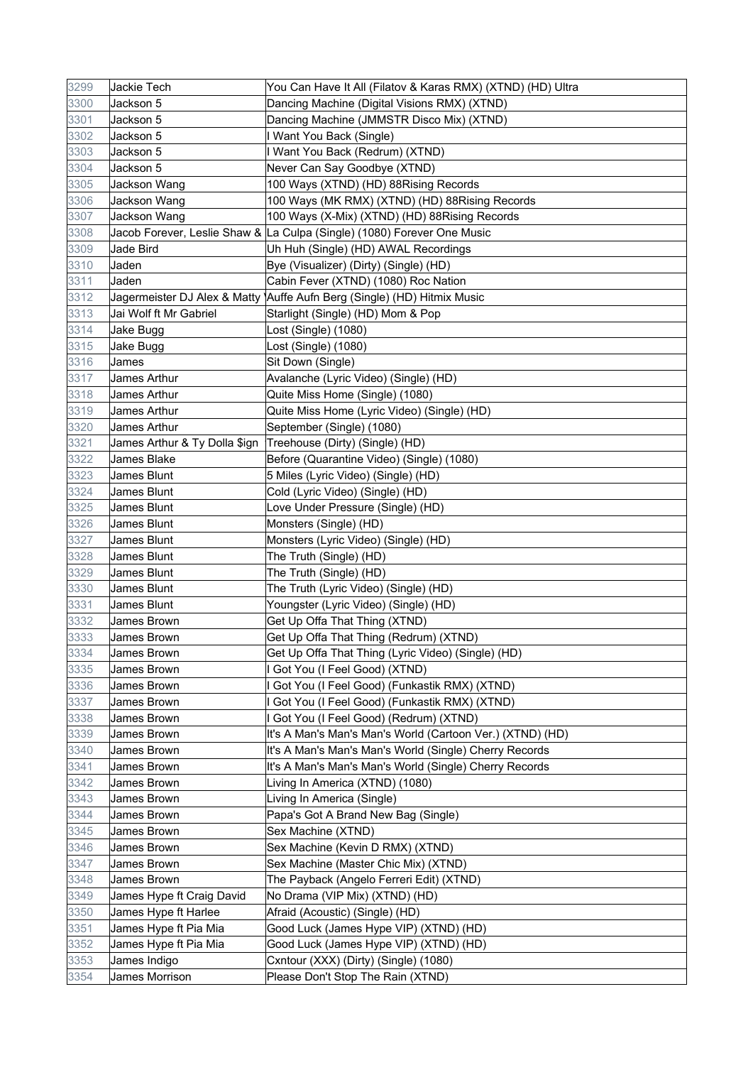| 3299 | Jackie Tech | You Can Have It All (Filatov & Karas RMX) (XTND) (HD) Ultra |
|---|---|---|
| 3300 | Jackson 5 | Dancing Machine (Digital Visions RMX) (XTND) |
| 3301 | Jackson 5 | Dancing Machine (JMMSTR Disco Mix) (XTND) |
| 3302 | Jackson 5 | I Want You Back (Single) |
| 3303 | Jackson 5 | I Want You Back (Redrum) (XTND) |
| 3304 | Jackson 5 | Never Can Say Goodbye (XTND) |
| 3305 | Jackson Wang | 100 Ways (XTND) (HD) 88Rising Records |
| 3306 | Jackson Wang | 100 Ways (MK RMX) (XTND) (HD) 88Rising Records |
| 3307 | Jackson Wang | 100 Ways (X-Mix) (XTND) (HD) 88Rising Records |
| 3308 | Jacob Forever, Leslie Shaw & | La Culpa (Single) (1080) Forever One Music |
| 3309 | Jade Bird | Uh Huh (Single) (HD) AWAL Recordings |
| 3310 | Jaden | Bye (Visualizer) (Dirty) (Single) (HD) |
| 3311 | Jaden | Cabin Fever (XTND) (1080) Roc Nation |
| 3312 | Jagermeister DJ Alex & Matty ' | Auffe Aufn Berg (Single) (HD) Hitmix Music |
| 3313 | Jai Wolf ft Mr Gabriel | Starlight (Single) (HD) Mom & Pop |
| 3314 | Jake Bugg | Lost (Single) (1080) |
| 3315 | Jake Bugg | Lost (Single) (1080) |
| 3316 | James | Sit Down (Single) |
| 3317 | James Arthur | Avalanche (Lyric Video) (Single) (HD) |
| 3318 | James Arthur | Quite Miss Home (Single) (1080) |
| 3319 | James Arthur | Quite Miss Home (Lyric Video) (Single) (HD) |
| 3320 | James Arthur | September (Single) (1080) |
| 3321 | James Arthur & Ty Dolla $ign | Treehouse (Dirty) (Single) (HD) |
| 3322 | James Blake | Before (Quarantine Video) (Single) (1080) |
| 3323 | James Blunt | 5 Miles (Lyric Video) (Single) (HD) |
| 3324 | James Blunt | Cold (Lyric Video) (Single) (HD) |
| 3325 | James Blunt | Love Under Pressure (Single) (HD) |
| 3326 | James Blunt | Monsters (Single) (HD) |
| 3327 | James Blunt | Monsters (Lyric Video) (Single) (HD) |
| 3328 | James Blunt | The Truth (Single) (HD) |
| 3329 | James Blunt | The Truth (Single) (HD) |
| 3330 | James Blunt | The Truth (Lyric Video) (Single) (HD) |
| 3331 | James Blunt | Youngster (Lyric Video) (Single) (HD) |
| 3332 | James Brown | Get Up Offa That Thing (XTND) |
| 3333 | James Brown | Get Up Offa That Thing (Redrum) (XTND) |
| 3334 | James Brown | Get Up Offa That Thing (Lyric Video) (Single) (HD) |
| 3335 | James Brown | I Got You (I Feel Good) (XTND) |
| 3336 | James Brown | I Got You (I Feel Good) (Funkastik RMX) (XTND) |
| 3337 | James Brown | I Got You (I Feel Good) (Funkastik RMX) (XTND) |
| 3338 | James Brown | I Got You (I Feel Good) (Redrum) (XTND) |
| 3339 | James Brown | It's A Man's Man's Man's World (Cartoon Ver.) (XTND) (HD) |
| 3340 | James Brown | It's A Man's Man's Man's World (Single) Cherry Records |
| 3341 | James Brown | It's A Man's Man's Man's World (Single) Cherry Records |
| 3342 | James Brown | Living In America (XTND) (1080) |
| 3343 | James Brown | Living In America (Single) |
| 3344 | James Brown | Papa's Got A Brand New Bag (Single) |
| 3345 | James Brown | Sex Machine (XTND) |
| 3346 | James Brown | Sex Machine (Kevin D RMX) (XTND) |
| 3347 | James Brown | Sex Machine (Master Chic Mix) (XTND) |
| 3348 | James Brown | The Payback (Angelo Ferreri Edit) (XTND) |
| 3349 | James Hype ft Craig David | No Drama (VIP Mix) (XTND) (HD) |
| 3350 | James Hype ft Harlee | Afraid (Acoustic) (Single) (HD) |
| 3351 | James Hype ft Pia Mia | Good Luck (James Hype VIP) (XTND) (HD) |
| 3352 | James Hype ft Pia Mia | Good Luck (James Hype VIP) (XTND) (HD) |
| 3353 | James Indigo | Cxntour (XXX) (Dirty) (Single) (1080) |
| 3354 | James Morrison | Please Don't Stop The Rain (XTND) |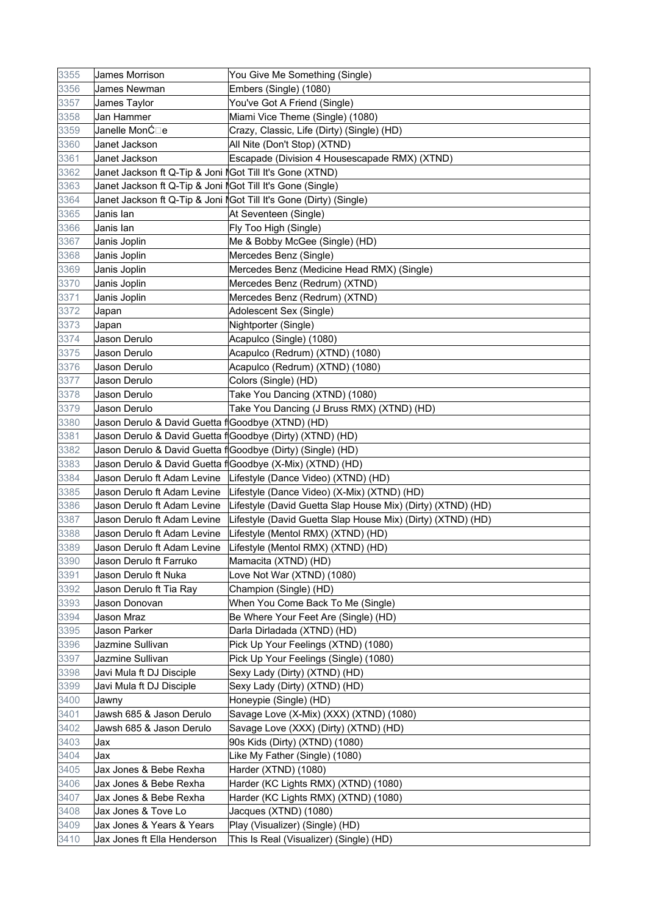| | | |
|---|---|---|
| 3355 | James Morrison | You Give Me Something (Single) |
| 3356 | James Newman | Embers (Single) (1080) |
| 3357 | James Taylor | You've Got A Friend (Single) |
| 3358 | Jan Hammer | Miami Vice Theme (Single) (1080) |
| 3359 | Janelle MonĆ□e | Crazy, Classic, Life (Dirty) (Single) (HD) |
| 3360 | Janet Jackson | All Nite (Don't Stop) (XTND) |
| 3361 | Janet Jackson | Escapade (Division 4 Housescapade RMX) (XTND) |
| 3362 | Janet Jackson ft Q-Tip & Joni M | Got Till It's Gone (XTND) |
| 3363 | Janet Jackson ft Q-Tip & Joni M | Got Till It's Gone (Single) |
| 3364 | Janet Jackson ft Q-Tip & Joni M | Got Till It's Gone (Dirty) (Single) |
| 3365 | Janis Ian | At Seventeen (Single) |
| 3366 | Janis Ian | Fly Too High (Single) |
| 3367 | Janis Joplin | Me & Bobby McGee (Single) (HD) |
| 3368 | Janis Joplin | Mercedes Benz (Single) |
| 3369 | Janis Joplin | Mercedes Benz (Medicine Head RMX) (Single) |
| 3370 | Janis Joplin | Mercedes Benz (Redrum) (XTND) |
| 3371 | Janis Joplin | Mercedes Benz (Redrum) (XTND) |
| 3372 | Japan | Adolescent Sex (Single) |
| 3373 | Japan | Nightporter (Single) |
| 3374 | Jason Derulo | Acapulco (Single) (1080) |
| 3375 | Jason Derulo | Acapulco (Redrum) (XTND) (1080) |
| 3376 | Jason Derulo | Acapulco (Redrum) (XTND) (1080) |
| 3377 | Jason Derulo | Colors (Single) (HD) |
| 3378 | Jason Derulo | Take You Dancing (XTND) (1080) |
| 3379 | Jason Derulo | Take You Dancing (J Bruss RMX) (XTND) (HD) |
| 3380 | Jason Derulo & David Guetta f | Goodbye (XTND) (HD) |
| 3381 | Jason Derulo & David Guetta f | Goodbye (Dirty) (XTND) (HD) |
| 3382 | Jason Derulo & David Guetta f | Goodbye (Dirty) (Single) (HD) |
| 3383 | Jason Derulo & David Guetta f | Goodbye (X-Mix) (XTND) (HD) |
| 3384 | Jason Derulo ft Adam Levine | Lifestyle (Dance Video) (XTND) (HD) |
| 3385 | Jason Derulo ft Adam Levine | Lifestyle (Dance Video) (X-Mix) (XTND) (HD) |
| 3386 | Jason Derulo ft Adam Levine | Lifestyle (David Guetta Slap House Mix) (Dirty) (XTND) (HD) |
| 3387 | Jason Derulo ft Adam Levine | Lifestyle (David Guetta Slap House Mix) (Dirty) (XTND) (HD) |
| 3388 | Jason Derulo ft Adam Levine | Lifestyle (Mentol RMX) (XTND) (HD) |
| 3389 | Jason Derulo ft Adam Levine | Lifestyle (Mentol RMX) (XTND) (HD) |
| 3390 | Jason Derulo ft Farruko | Mamacita (XTND) (HD) |
| 3391 | Jason Derulo ft Nuka | Love Not War (XTND) (1080) |
| 3392 | Jason Derulo ft Tia Ray | Champion (Single) (HD) |
| 3393 | Jason Donovan | When You Come Back To Me (Single) |
| 3394 | Jason Mraz | Be Where Your Feet Are (Single) (HD) |
| 3395 | Jason Parker | Darla Dirladada (XTND) (HD) |
| 3396 | Jazmine Sullivan | Pick Up Your Feelings (XTND) (1080) |
| 3397 | Jazmine Sullivan | Pick Up Your Feelings (Single) (1080) |
| 3398 | Javi Mula ft DJ Disciple | Sexy Lady (Dirty) (XTND) (HD) |
| 3399 | Javi Mula ft DJ Disciple | Sexy Lady (Dirty) (XTND) (HD) |
| 3400 | Jawny | Honeypie (Single) (HD) |
| 3401 | Jawsh 685 & Jason Derulo | Savage Love (X-Mix) (XXX) (XTND) (1080) |
| 3402 | Jawsh 685 & Jason Derulo | Savage Love (XXX) (Dirty) (XTND) (HD) |
| 3403 | Jax | 90s Kids (Dirty) (XTND) (1080) |
| 3404 | Jax | Like My Father (Single) (1080) |
| 3405 | Jax Jones & Bebe Rexha | Harder (XTND) (1080) |
| 3406 | Jax Jones & Bebe Rexha | Harder (KC Lights RMX) (XTND) (1080) |
| 3407 | Jax Jones & Bebe Rexha | Harder (KC Lights RMX) (XTND) (1080) |
| 3408 | Jax Jones & Tove Lo | Jacques (XTND) (1080) |
| 3409 | Jax Jones & Years & Years | Play (Visualizer) (Single) (HD) |
| 3410 | Jax Jones ft Ella Henderson | This Is Real (Visualizer) (Single) (HD) |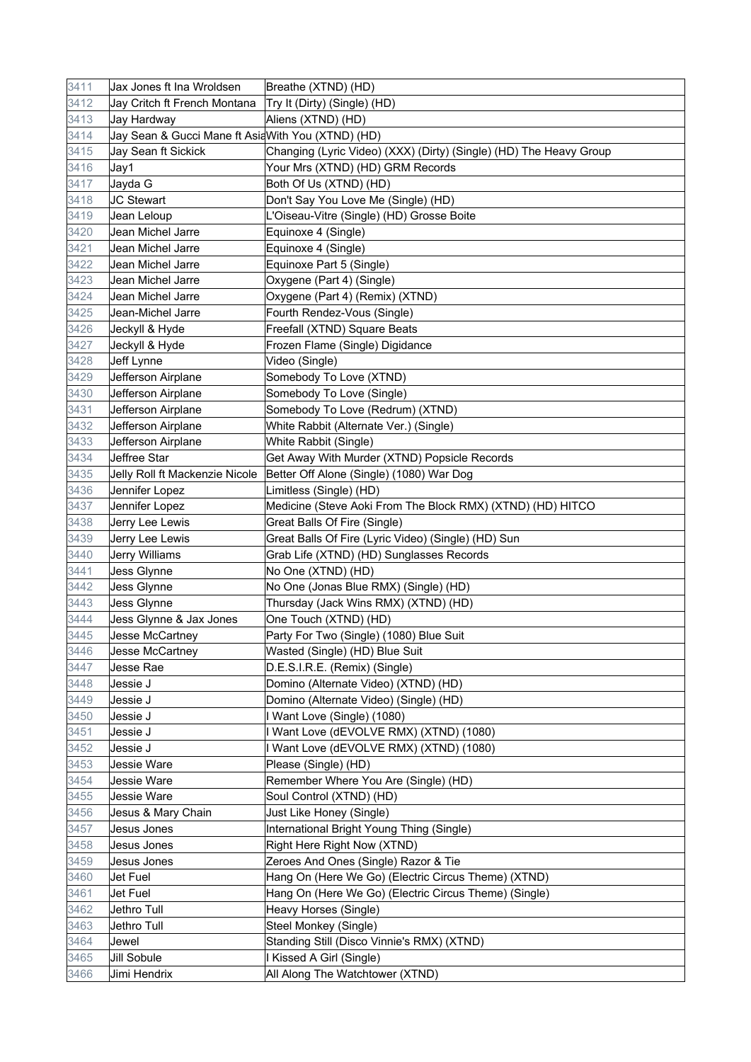| 3411 | Jax Jones ft Ina Wroldsen | Breathe (XTND) (HD) |
|---|---|---|
| 3412 | Jay Critch ft French Montana | Try It (Dirty) (Single) (HD) |
| 3413 | Jay Hardway | Aliens (XTND) (HD) |
| 3414 | Jay Sean & Gucci Mane ft Asia | With You (XTND) (HD) |
| 3415 | Jay Sean ft Sickick | Changing (Lyric Video) (XXX) (Dirty) (Single) (HD) The Heavy Group |
| 3416 | Jay1 | Your Mrs (XTND) (HD) GRM Records |
| 3417 | Jayda G | Both Of Us (XTND) (HD) |
| 3418 | JC Stewart | Don't Say You Love Me (Single) (HD) |
| 3419 | Jean Leloup | L'Oiseau-Vitre (Single) (HD) Grosse Boite |
| 3420 | Jean Michel Jarre | Equinoxe 4 (Single) |
| 3421 | Jean Michel Jarre | Equinoxe 4 (Single) |
| 3422 | Jean Michel Jarre | Equinoxe Part 5 (Single) |
| 3423 | Jean Michel Jarre | Oxygene (Part 4) (Single) |
| 3424 | Jean Michel Jarre | Oxygene (Part 4) (Remix) (XTND) |
| 3425 | Jean-Michel Jarre | Fourth Rendez-Vous (Single) |
| 3426 | Jeckyll & Hyde | Freefall (XTND) Square Beats |
| 3427 | Jeckyll & Hyde | Frozen Flame (Single) Digidance |
| 3428 | Jeff Lynne | Video (Single) |
| 3429 | Jefferson Airplane | Somebody To Love (XTND) |
| 3430 | Jefferson Airplane | Somebody To Love (Single) |
| 3431 | Jefferson Airplane | Somebody To Love (Redrum) (XTND) |
| 3432 | Jefferson Airplane | White Rabbit (Alternate Ver.) (Single) |
| 3433 | Jefferson Airplane | White Rabbit (Single) |
| 3434 | Jeffree Star | Get Away With Murder (XTND) Popsicle Records |
| 3435 | Jelly Roll ft Mackenzie Nicole | Better Off Alone (Single) (1080) War Dog |
| 3436 | Jennifer Lopez | Limitless (Single) (HD) |
| 3437 | Jennifer Lopez | Medicine (Steve Aoki From The Block RMX) (XTND) (HD) HITCO |
| 3438 | Jerry Lee Lewis | Great Balls Of Fire (Single) |
| 3439 | Jerry Lee Lewis | Great Balls Of Fire (Lyric Video) (Single) (HD) Sun |
| 3440 | Jerry Williams | Grab Life (XTND) (HD) Sunglasses Records |
| 3441 | Jess Glynne | No One (XTND) (HD) |
| 3442 | Jess Glynne | No One (Jonas Blue RMX) (Single) (HD) |
| 3443 | Jess Glynne | Thursday (Jack Wins RMX) (XTND) (HD) |
| 3444 | Jess Glynne & Jax Jones | One Touch (XTND) (HD) |
| 3445 | Jesse McCartney | Party For Two (Single) (1080) Blue Suit |
| 3446 | Jesse McCartney | Wasted (Single) (HD) Blue Suit |
| 3447 | Jesse Rae | D.E.S.I.R.E. (Remix) (Single) |
| 3448 | Jessie J | Domino (Alternate Video) (XTND) (HD) |
| 3449 | Jessie J | Domino (Alternate Video) (Single) (HD) |
| 3450 | Jessie J | I Want Love (Single) (1080) |
| 3451 | Jessie J | I Want Love (dEVOLVE RMX) (XTND) (1080) |
| 3452 | Jessie J | I Want Love (dEVOLVE RMX) (XTND) (1080) |
| 3453 | Jessie Ware | Please (Single) (HD) |
| 3454 | Jessie Ware | Remember Where You Are (Single) (HD) |
| 3455 | Jessie Ware | Soul Control (XTND) (HD) |
| 3456 | Jesus & Mary Chain | Just Like Honey (Single) |
| 3457 | Jesus Jones | International Bright Young Thing (Single) |
| 3458 | Jesus Jones | Right Here Right Now (XTND) |
| 3459 | Jesus Jones | Zeroes And Ones (Single) Razor & Tie |
| 3460 | Jet Fuel | Hang On (Here We Go) (Electric Circus Theme) (XTND) |
| 3461 | Jet Fuel | Hang On (Here We Go) (Electric Circus Theme) (Single) |
| 3462 | Jethro Tull | Heavy Horses (Single) |
| 3463 | Jethro Tull | Steel Monkey (Single) |
| 3464 | Jewel | Standing Still (Disco Vinnie's RMX) (XTND) |
| 3465 | Jill Sobule | I Kissed A Girl (Single) |
| 3466 | Jimi Hendrix | All Along The Watchtower (XTND) |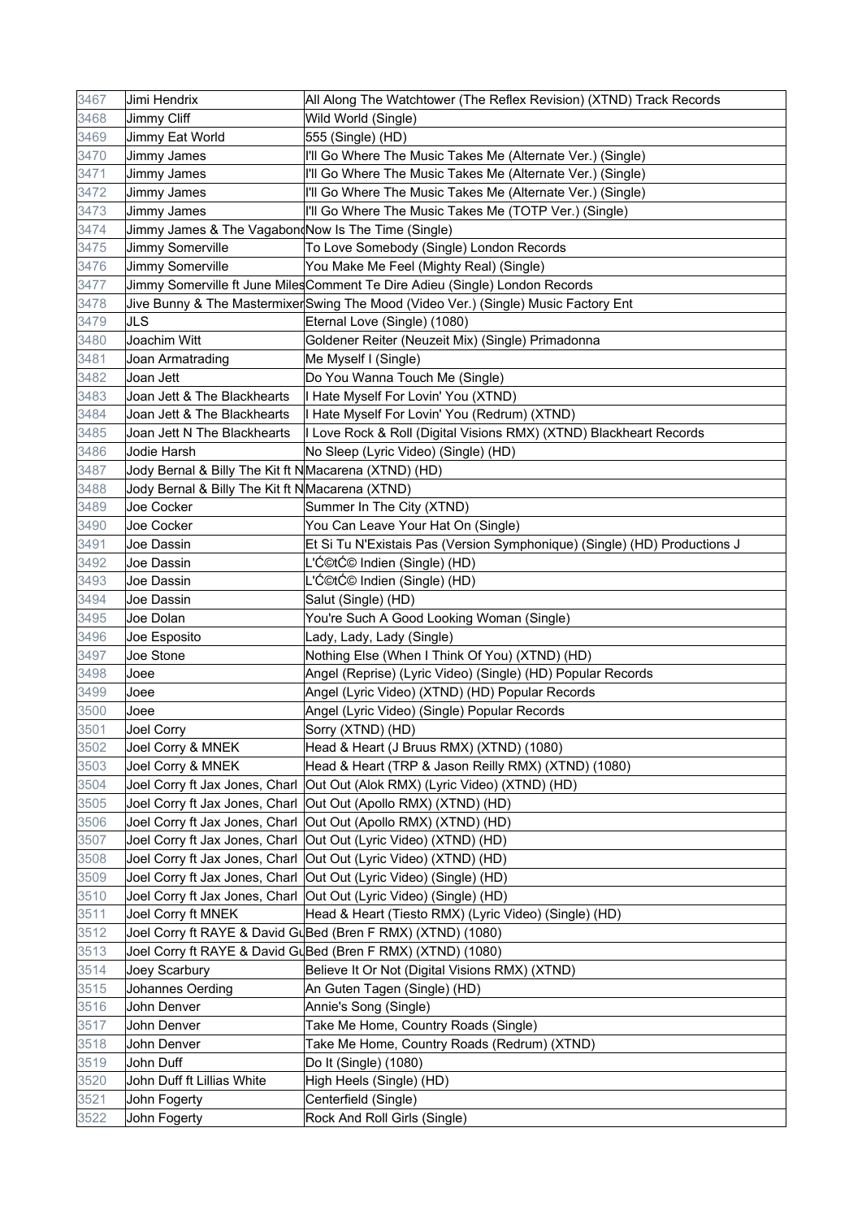| | | |
|---|---|---|
| 3467 | Jimi Hendrix | All Along The Watchtower (The Reflex Revision) (XTND) Track Records |
| 3468 | Jimmy Cliff | Wild World (Single) |
| 3469 | Jimmy Eat World | 555 (Single) (HD) |
| 3470 | Jimmy James | I'll Go Where The Music Takes Me (Alternate Ver.) (Single) |
| 3471 | Jimmy James | I'll Go Where The Music Takes Me (Alternate Ver.) (Single) |
| 3472 | Jimmy James | I'll Go Where The Music Takes Me (Alternate Ver.) (Single) |
| 3473 | Jimmy James | I'll Go Where The Music Takes Me (TOTP Ver.) (Single) |
| 3474 | Jimmy James & The Vagabond | Now Is The Time (Single) |
| 3475 | Jimmy Somerville | To Love Somebody (Single) London Records |
| 3476 | Jimmy Somerville | You Make Me Feel (Mighty Real) (Single) |
| 3477 | Jimmy Somerville ft June Miles | Comment Te Dire Adieu (Single) London Records |
| 3478 | Jive Bunny & The Mastermixer | Swing The Mood (Video Ver.) (Single) Music Factory Ent |
| 3479 | JLS | Eternal Love (Single) (1080) |
| 3480 | Joachim Witt | Goldener Reiter (Neuzeit Mix) (Single) Primadonna |
| 3481 | Joan Armatrading | Me Myself I (Single) |
| 3482 | Joan Jett | Do You Wanna Touch Me (Single) |
| 3483 | Joan Jett & The Blackhearts | I Hate Myself For Lovin' You (XTND) |
| 3484 | Joan Jett & The Blackhearts | I Hate Myself For Lovin' You (Redrum) (XTND) |
| 3485 | Joan Jett N The Blackhearts | I Love Rock & Roll (Digital Visions RMX) (XTND) Blackheart Records |
| 3486 | Jodie Harsh | No Sleep (Lyric Video) (Single) (HD) |
| 3487 | Jody Bernal & Billy The Kit ft N | Macarena (XTND) (HD) |
| 3488 | Jody Bernal & Billy The Kit ft N | Macarena (XTND) |
| 3489 | Joe Cocker | Summer In The City (XTND) |
| 3490 | Joe Cocker | You Can Leave Your Hat On (Single) |
| 3491 | Joe Dassin | Et Si Tu N'Existais Pas (Version Symphonique) (Single) (HD) Productions J |
| 3492 | Joe Dassin | L'Ć©tĆ© Indien (Single) (HD) |
| 3493 | Joe Dassin | L'Ć©tĆ© Indien (Single) (HD) |
| 3494 | Joe Dassin | Salut (Single) (HD) |
| 3495 | Joe Dolan | You're Such A Good Looking Woman (Single) |
| 3496 | Joe Esposito | Lady, Lady, Lady (Single) |
| 3497 | Joe Stone | Nothing Else (When I Think Of You) (XTND) (HD) |
| 3498 | Joee | Angel (Reprise) (Lyric Video) (Single) (HD) Popular Records |
| 3499 | Joee | Angel (Lyric Video) (XTND) (HD) Popular Records |
| 3500 | Joee | Angel (Lyric Video) (Single) Popular Records |
| 3501 | Joel Corry | Sorry (XTND) (HD) |
| 3502 | Joel Corry & MNEK | Head & Heart (J Bruus RMX) (XTND) (1080) |
| 3503 | Joel Corry & MNEK | Head & Heart (TRP & Jason Reilly RMX) (XTND) (1080) |
| 3504 | Joel Corry ft Jax Jones, Charl | Out Out (Alok RMX) (Lyric Video) (XTND) (HD) |
| 3505 | Joel Corry ft Jax Jones, Charl | Out Out (Apollo RMX) (XTND) (HD) |
| 3506 | Joel Corry ft Jax Jones, Charl | Out Out (Apollo RMX) (XTND) (HD) |
| 3507 | Joel Corry ft Jax Jones, Charl | Out Out (Lyric Video) (XTND) (HD) |
| 3508 | Joel Corry ft Jax Jones, Charl | Out Out (Lyric Video) (XTND) (HD) |
| 3509 | Joel Corry ft Jax Jones, Charl | Out Out (Lyric Video) (Single) (HD) |
| 3510 | Joel Corry ft Jax Jones, Charl | Out Out (Lyric Video) (Single) (HD) |
| 3511 | Joel Corry ft MNEK | Head & Heart (Tiesto RMX) (Lyric Video) (Single) (HD) |
| 3512 | Joel Corry ft RAYE & David Gu | Bed (Bren F RMX) (XTND) (1080) |
| 3513 | Joel Corry ft RAYE & David Gu | Bed (Bren F RMX) (XTND) (1080) |
| 3514 | Joey Scarbury | Believe It Or Not (Digital Visions RMX) (XTND) |
| 3515 | Johannes Oerding | An Guten Tagen (Single) (HD) |
| 3516 | John Denver | Annie's Song (Single) |
| 3517 | John Denver | Take Me Home, Country Roads (Single) |
| 3518 | John Denver | Take Me Home, Country Roads (Redrum) (XTND) |
| 3519 | John Duff | Do It (Single) (1080) |
| 3520 | John Duff ft Lillias White | High Heels (Single) (HD) |
| 3521 | John Fogerty | Centerfield (Single) |
| 3522 | John Fogerty | Rock And Roll Girls (Single) |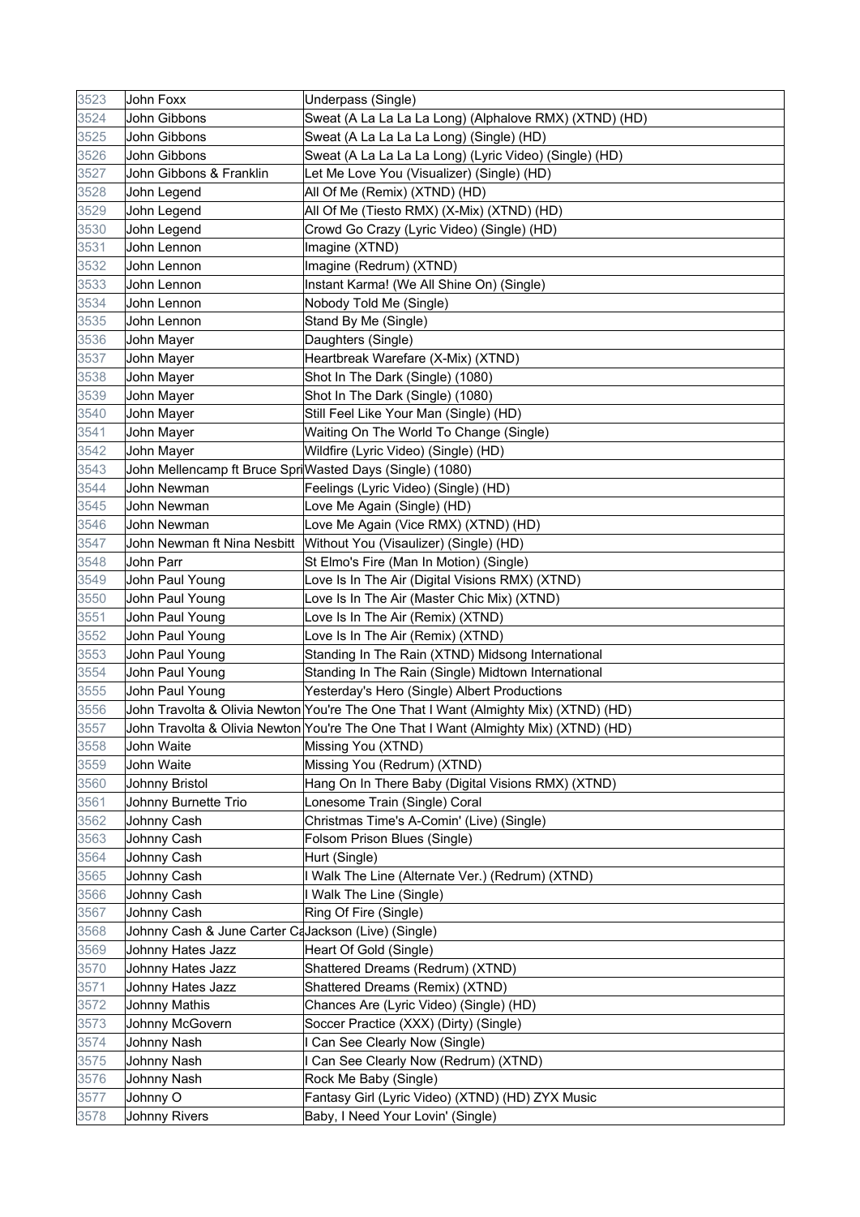| 3523 | John Foxx | Underpass (Single) |
|---|---|---|
| 3524 | John Gibbons | Sweat (A La La La La Long) (Alphalove RMX) (XTND) (HD) |
| 3525 | John Gibbons | Sweat (A La La La La Long) (Single) (HD) |
| 3526 | John Gibbons | Sweat (A La La La La Long) (Lyric Video) (Single) (HD) |
| 3527 | John Gibbons & Franklin | Let Me Love You (Visualizer) (Single) (HD) |
| 3528 | John Legend | All Of Me (Remix) (XTND) (HD) |
| 3529 | John Legend | All Of Me (Tiesto RMX) (X-Mix) (XTND) (HD) |
| 3530 | John Legend | Crowd Go Crazy (Lyric Video) (Single) (HD) |
| 3531 | John Lennon | Imagine (XTND) |
| 3532 | John Lennon | Imagine (Redrum) (XTND) |
| 3533 | John Lennon | Instant Karma! (We All Shine On) (Single) |
| 3534 | John Lennon | Nobody Told Me (Single) |
| 3535 | John Lennon | Stand By Me (Single) |
| 3536 | John Mayer | Daughters (Single) |
| 3537 | John Mayer | Heartbreak Warefare (X-Mix) (XTND) |
| 3538 | John Mayer | Shot In The Dark (Single) (1080) |
| 3539 | John Mayer | Shot In The Dark (Single) (1080) |
| 3540 | John Mayer | Still Feel Like Your Man (Single) (HD) |
| 3541 | John Mayer | Waiting On The World To Change (Single) |
| 3542 | John Mayer | Wildfire (Lyric Video) (Single) (HD) |
| 3543 | John Mellencamp ft Bruce Spri | Wasted Days (Single) (1080) |
| 3544 | John Newman | Feelings (Lyric Video) (Single) (HD) |
| 3545 | John Newman | Love Me Again (Single) (HD) |
| 3546 | John Newman | Love Me Again (Vice RMX) (XTND) (HD) |
| 3547 | John Newman ft Nina Nesbitt | Without You (Visaulizer) (Single) (HD) |
| 3548 | John Parr | St Elmo's Fire (Man In Motion) (Single) |
| 3549 | John Paul Young | Love Is In The Air (Digital Visions RMX) (XTND) |
| 3550 | John Paul Young | Love Is In The Air (Master Chic Mix) (XTND) |
| 3551 | John Paul Young | Love Is In The Air (Remix) (XTND) |
| 3552 | John Paul Young | Love Is In The Air (Remix) (XTND) |
| 3553 | John Paul Young | Standing In The Rain (XTND) Midsong International |
| 3554 | John Paul Young | Standing In The Rain (Single) Midtown International |
| 3555 | John Paul Young | Yesterday's Hero (Single) Albert Productions |
| 3556 | John Travolta & Olivia Newton | You're The One That I Want (Almighty Mix) (XTND) (HD) |
| 3557 | John Travolta & Olivia Newton | You're The One That I Want (Almighty Mix) (XTND) (HD) |
| 3558 | John Waite | Missing You (XTND) |
| 3559 | John Waite | Missing You (Redrum) (XTND) |
| 3560 | Johnny Bristol | Hang On In There Baby (Digital Visions RMX) (XTND) |
| 3561 | Johnny Burnette Trio | Lonesome Train (Single) Coral |
| 3562 | Johnny Cash | Christmas Time's A-Comin' (Live) (Single) |
| 3563 | Johnny Cash | Folsom Prison Blues (Single) |
| 3564 | Johnny Cash | Hurt (Single) |
| 3565 | Johnny Cash | I Walk The Line (Alternate Ver.) (Redrum) (XTND) |
| 3566 | Johnny Cash | I Walk The Line (Single) |
| 3567 | Johnny Cash | Ring Of Fire (Single) |
| 3568 | Johnny Cash & June Carter Ca | Jackson (Live) (Single) |
| 3569 | Johnny Hates Jazz | Heart Of Gold (Single) |
| 3570 | Johnny Hates Jazz | Shattered Dreams (Redrum) (XTND) |
| 3571 | Johnny Hates Jazz | Shattered Dreams (Remix) (XTND) |
| 3572 | Johnny Mathis | Chances Are (Lyric Video) (Single) (HD) |
| 3573 | Johnny McGovern | Soccer Practice (XXX) (Dirty) (Single) |
| 3574 | Johnny Nash | I Can See Clearly Now (Single) |
| 3575 | Johnny Nash | I Can See Clearly Now (Redrum) (XTND) |
| 3576 | Johnny Nash | Rock Me Baby (Single) |
| 3577 | Johnny O | Fantasy Girl (Lyric Video) (XTND) (HD) ZYX Music |
| 3578 | Johnny Rivers | Baby, I Need Your Lovin' (Single) |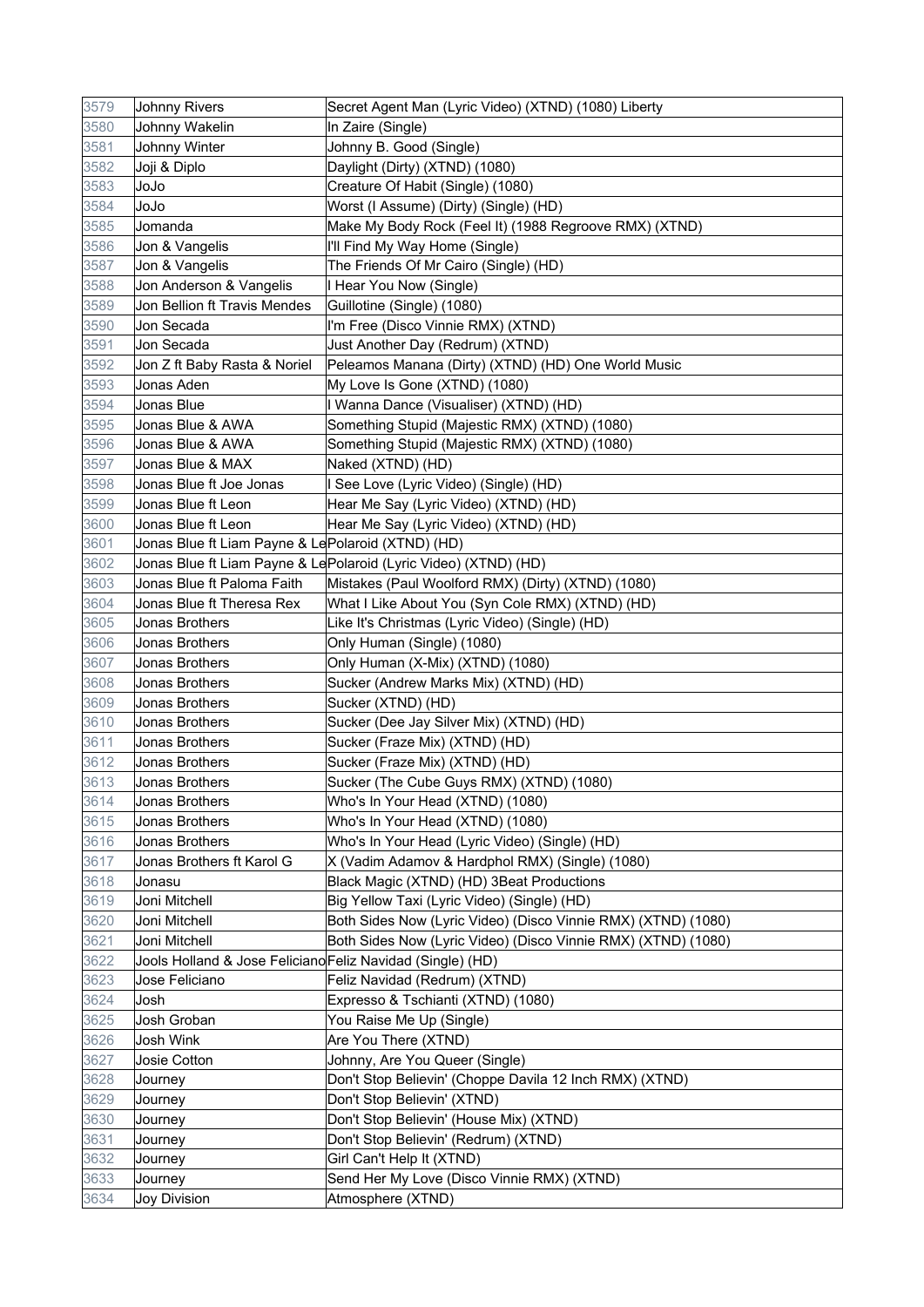| 3579 | Johnny Rivers | Secret Agent Man (Lyric Video) (XTND) (1080) Liberty |
|---|---|---|
| 3580 | Johnny Wakelin | In Zaire (Single) |
| 3581 | Johnny Winter | Johnny B. Good (Single) |
| 3582 | Joji & Diplo | Daylight (Dirty) (XTND) (1080) |
| 3583 | JoJo | Creature Of Habit (Single) (1080) |
| 3584 | JoJo | Worst (I Assume) (Dirty) (Single) (HD) |
| 3585 | Jomanda | Make My Body Rock (Feel It) (1988 Regroove RMX) (XTND) |
| 3586 | Jon & Vangelis | I'll Find My Way Home (Single) |
| 3587 | Jon & Vangelis | The Friends Of Mr Cairo (Single) (HD) |
| 3588 | Jon Anderson & Vangelis | I Hear You Now (Single) |
| 3589 | Jon Bellion ft Travis Mendes | Guillotine (Single) (1080) |
| 3590 | Jon Secada | I'm Free (Disco Vinnie RMX) (XTND) |
| 3591 | Jon Secada | Just Another Day (Redrum) (XTND) |
| 3592 | Jon Z ft Baby Rasta & Noriel | Peleamos Manana (Dirty) (XTND) (HD) One World Music |
| 3593 | Jonas Aden | My Love Is Gone (XTND) (1080) |
| 3594 | Jonas Blue | I Wanna Dance (Visualiser) (XTND) (HD) |
| 3595 | Jonas Blue & AWA | Something Stupid (Majestic RMX) (XTND) (1080) |
| 3596 | Jonas Blue & AWA | Something Stupid (Majestic RMX) (XTND) (1080) |
| 3597 | Jonas Blue & MAX | Naked (XTND) (HD) |
| 3598 | Jonas Blue ft Joe Jonas | I See Love (Lyric Video) (Single) (HD) |
| 3599 | Jonas Blue ft Leon | Hear Me Say (Lyric Video) (XTND) (HD) |
| 3600 | Jonas Blue ft Leon | Hear Me Say (Lyric Video) (XTND) (HD) |
| 3601 | Jonas Blue ft Liam Payne & Le | Polaroid (XTND) (HD) |
| 3602 | Jonas Blue ft Liam Payne & Le | Polaroid (Lyric Video) (XTND) (HD) |
| 3603 | Jonas Blue ft Paloma Faith | Mistakes (Paul Woolford RMX) (Dirty) (XTND) (1080) |
| 3604 | Jonas Blue ft Theresa Rex | What I Like About You (Syn Cole RMX) (XTND) (HD) |
| 3605 | Jonas Brothers | Like It's Christmas (Lyric Video) (Single) (HD) |
| 3606 | Jonas Brothers | Only Human (Single) (1080) |
| 3607 | Jonas Brothers | Only Human (X-Mix) (XTND) (1080) |
| 3608 | Jonas Brothers | Sucker (Andrew Marks Mix) (XTND) (HD) |
| 3609 | Jonas Brothers | Sucker (XTND) (HD) |
| 3610 | Jonas Brothers | Sucker (Dee Jay Silver Mix) (XTND) (HD) |
| 3611 | Jonas Brothers | Sucker (Fraze Mix) (XTND) (HD) |
| 3612 | Jonas Brothers | Sucker (Fraze Mix) (XTND) (HD) |
| 3613 | Jonas Brothers | Sucker (The Cube Guys RMX) (XTND) (1080) |
| 3614 | Jonas Brothers | Who's In Your Head (XTND) (1080) |
| 3615 | Jonas Brothers | Who's In Your Head (XTND) (1080) |
| 3616 | Jonas Brothers | Who's In Your Head (Lyric Video) (Single) (HD) |
| 3617 | Jonas Brothers ft Karol G | X (Vadim Adamov & Hardphol RMX) (Single) (1080) |
| 3618 | Jonasu | Black Magic (XTND) (HD) 3Beat Productions |
| 3619 | Joni Mitchell | Big Yellow Taxi (Lyric Video) (Single) (HD) |
| 3620 | Joni Mitchell | Both Sides Now (Lyric Video) (Disco Vinnie RMX) (XTND) (1080) |
| 3621 | Joni Mitchell | Both Sides Now (Lyric Video) (Disco Vinnie RMX) (XTND) (1080) |
| 3622 | Jools Holland & Jose Feliciano | Feliz Navidad (Single) (HD) |
| 3623 | Jose Feliciano | Feliz Navidad (Redrum) (XTND) |
| 3624 | Josh | Expresso & Tschianti (XTND) (1080) |
| 3625 | Josh Groban | You Raise Me Up (Single) |
| 3626 | Josh Wink | Are You There (XTND) |
| 3627 | Josie Cotton | Johnny, Are You Queer (Single) |
| 3628 | Journey | Don't Stop Believin' (Choppe Davila 12 Inch RMX) (XTND) |
| 3629 | Journey | Don't Stop Believin' (XTND) |
| 3630 | Journey | Don't Stop Believin' (House Mix) (XTND) |
| 3631 | Journey | Don't Stop Believin' (Redrum) (XTND) |
| 3632 | Journey | Girl Can't Help It (XTND) |
| 3633 | Journey | Send Her My Love (Disco Vinnie RMX) (XTND) |
| 3634 | Joy Division | Atmosphere (XTND) |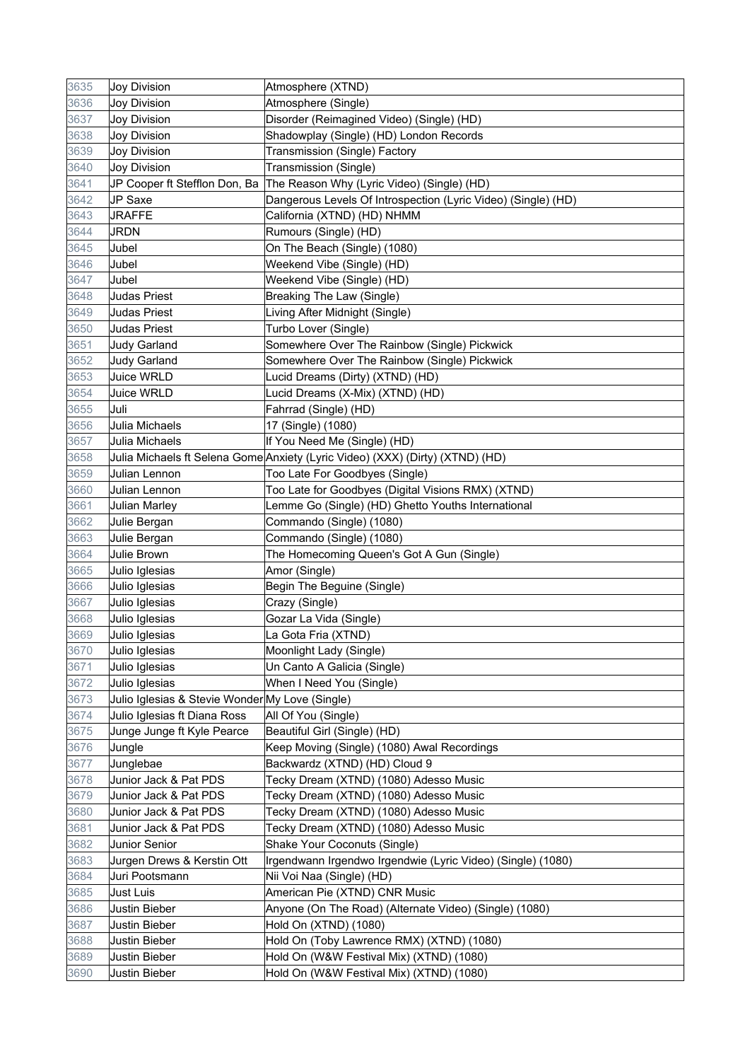| | | |
|---|---|---|
| 3635 | Joy Division | Atmosphere (XTND) |
| 3636 | Joy Division | Atmosphere (Single) |
| 3637 | Joy Division | Disorder (Reimagined Video) (Single) (HD) |
| 3638 | Joy Division | Shadowplay (Single) (HD) London Records |
| 3639 | Joy Division | Transmission (Single) Factory |
| 3640 | Joy Division | Transmission (Single) |
| 3641 | JP Cooper ft Stefflon Don, Ba | The Reason Why (Lyric Video) (Single) (HD) |
| 3642 | JP Saxe | Dangerous Levels Of Introspection (Lyric Video) (Single) (HD) |
| 3643 | JRAFFE | California (XTND) (HD) NHMM |
| 3644 | JRDN | Rumours (Single) (HD) |
| 3645 | Jubel | On The Beach (Single) (1080) |
| 3646 | Jubel | Weekend Vibe (Single) (HD) |
| 3647 | Jubel | Weekend Vibe (Single) (HD) |
| 3648 | Judas Priest | Breaking The Law (Single) |
| 3649 | Judas Priest | Living After Midnight (Single) |
| 3650 | Judas Priest | Turbo Lover (Single) |
| 3651 | Judy Garland | Somewhere Over The Rainbow (Single) Pickwick |
| 3652 | Judy Garland | Somewhere Over The Rainbow (Single) Pickwick |
| 3653 | Juice WRLD | Lucid Dreams (Dirty) (XTND) (HD) |
| 3654 | Juice WRLD | Lucid Dreams (X-Mix) (XTND) (HD) |
| 3655 | Juli | Fahrrad (Single) (HD) |
| 3656 | Julia Michaels | 17 (Single) (1080) |
| 3657 | Julia Michaels | If You Need Me (Single) (HD) |
| 3658 | Julia Michaels ft Selena Gome | Anxiety (Lyric Video) (XXX) (Dirty) (XTND) (HD) |
| 3659 | Julian Lennon | Too Late For Goodbyes (Single) |
| 3660 | Julian Lennon | Too Late for Goodbyes (Digital Visions RMX) (XTND) |
| 3661 | Julian Marley | Lemme Go (Single) (HD) Ghetto Youths International |
| 3662 | Julie Bergan | Commando (Single) (1080) |
| 3663 | Julie Bergan | Commando (Single) (1080) |
| 3664 | Julie Brown | The Homecoming Queen's Got A Gun (Single) |
| 3665 | Julio Iglesias | Amor (Single) |
| 3666 | Julio Iglesias | Begin The Beguine (Single) |
| 3667 | Julio Iglesias | Crazy (Single) |
| 3668 | Julio Iglesias | Gozar La Vida (Single) |
| 3669 | Julio Iglesias | La Gota Fria (XTND) |
| 3670 | Julio Iglesias | Moonlight Lady (Single) |
| 3671 | Julio Iglesias | Un Canto A Galicia (Single) |
| 3672 | Julio Iglesias | When I Need You (Single) |
| 3673 | Julio Iglesias & Stevie Wonder | My Love (Single) |
| 3674 | Julio Iglesias ft Diana Ross | All Of You (Single) |
| 3675 | Junge Junge ft Kyle Pearce | Beautiful Girl (Single) (HD) |
| 3676 | Jungle | Keep Moving (Single) (1080) Awal Recordings |
| 3677 | Junglebae | Backwardz (XTND) (HD) Cloud 9 |
| 3678 | Junior Jack & Pat PDS | Tecky Dream (XTND) (1080) Adesso Music |
| 3679 | Junior Jack & Pat PDS | Tecky Dream (XTND) (1080) Adesso Music |
| 3680 | Junior Jack & Pat PDS | Tecky Dream (XTND) (1080) Adesso Music |
| 3681 | Junior Jack & Pat PDS | Tecky Dream (XTND) (1080) Adesso Music |
| 3682 | Junior Senior | Shake Your Coconuts (Single) |
| 3683 | Jurgen Drews & Kerstin Ott | Irgendwann Irgendwo Irgendwie (Lyric Video) (Single) (1080) |
| 3684 | Juri Pootsmann | Nii Voi Naa (Single) (HD) |
| 3685 | Just Luis | American Pie (XTND) CNR Music |
| 3686 | Justin Bieber | Anyone (On The Road) (Alternate Video) (Single) (1080) |
| 3687 | Justin Bieber | Hold On (XTND) (1080) |
| 3688 | Justin Bieber | Hold On (Toby Lawrence RMX) (XTND) (1080) |
| 3689 | Justin Bieber | Hold On (W&W Festival Mix) (XTND) (1080) |
| 3690 | Justin Bieber | Hold On (W&W Festival Mix) (XTND) (1080) |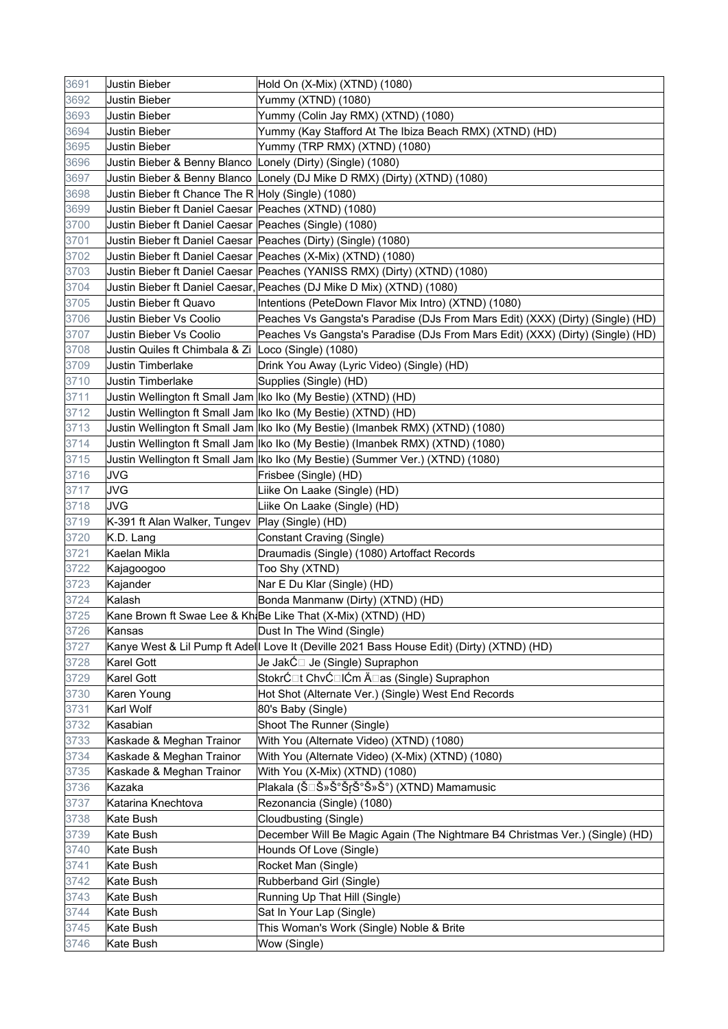| 3691 | Justin Bieber | Hold On (X-Mix) (XTND) (1080) |
|---|---|---|
| 3692 | Justin Bieber | Yummy (XTND) (1080) |
| 3693 | Justin Bieber | Yummy (Colin Jay RMX) (XTND) (1080) |
| 3694 | Justin Bieber | Yummy (Kay Stafford At The Ibiza Beach RMX) (XTND) (HD) |
| 3695 | Justin Bieber | Yummy (TRP RMX) (XTND) (1080) |
| 3696 | Justin Bieber & Benny Blanco | Lonely (Dirty) (Single) (1080) |
| 3697 | Justin Bieber & Benny Blanco | Lonely (DJ Mike D RMX) (Dirty) (XTND) (1080) |
| 3698 | Justin Bieber ft Chance The R | Holy (Single) (1080) |
| 3699 | Justin Bieber ft Daniel Caesar | Peaches (XTND) (1080) |
| 3700 | Justin Bieber ft Daniel Caesar | Peaches (Single) (1080) |
| 3701 | Justin Bieber ft Daniel Caesar | Peaches (Dirty) (Single) (1080) |
| 3702 | Justin Bieber ft Daniel Caesar | Peaches (X-Mix) (XTND) (1080) |
| 3703 | Justin Bieber ft Daniel Caesar | Peaches (YANISS RMX) (Dirty) (XTND) (1080) |
| 3704 | Justin Bieber ft Daniel Caesar, | Peaches (DJ Mike D Mix) (XTND) (1080) |
| 3705 | Justin Bieber ft Quavo | Intentions (PeteDown Flavor Mix Intro) (XTND) (1080) |
| 3706 | Justin Bieber Vs Coolio | Peaches Vs Gangsta's Paradise (DJs From Mars Edit) (XXX) (Dirty) (Single) (HD) |
| 3707 | Justin Bieber Vs Coolio | Peaches Vs Gangsta's Paradise (DJs From Mars Edit) (XXX) (Dirty) (Single) (HD) |
| 3708 | Justin Quiles ft Chimbala & Zi | Loco (Single) (1080) |
| 3709 | Justin Timberlake | Drink You Away (Lyric Video) (Single) (HD) |
| 3710 | Justin Timberlake | Supplies (Single) (HD) |
| 3711 | Justin Wellington ft Small Jam | Iko Iko (My Bestie) (XTND) (HD) |
| 3712 | Justin Wellington ft Small Jam | Iko Iko (My Bestie) (XTND) (HD) |
| 3713 | Justin Wellington ft Small Jam | Iko Iko (My Bestie) (Imanbek RMX) (XTND) (1080) |
| 3714 | Justin Wellington ft Small Jam | Iko Iko (My Bestie) (Imanbek RMX) (XTND) (1080) |
| 3715 | Justin Wellington ft Small Jam | Iko Iko (My Bestie) (Summer Ver.) (XTND) (1080) |
| 3716 | JVG | Frisbee (Single) (HD) |
| 3717 | JVG | Liike On Laake (Single) (HD) |
| 3718 | JVG | Liike On Laake (Single) (HD) |
| 3719 | K-391 ft Alan Walker, Tungev | Play (Single) (HD) |
| 3720 | K.D. Lang | Constant Craving (Single) |
| 3721 | Kaelan Mikla | Draumadis (Single) (1080) Artoffact Records |
| 3722 | Kajagoogoo | Too Shy (XTND) |
| 3723 | Kajander | Nar E Du Klar (Single) (HD) |
| 3724 | Kalash | Bonda Manmanw (Dirty) (XTND) (HD) |
| 3725 | Kane Brown ft Swae Lee & Kh | Be Like That (X-Mix) (XTND) (HD) |
| 3726 | Kansas | Dust In The Wind (Single) |
| 3727 | Kanye West & Lil Pump ft Adel | I Love It (Deville 2021 Bass House Edit) (Dirty) (XTND) (HD) |
| 3728 | Karel Gott | Je JakĆ Je (Single) Supraphon |
| 3729 | Karel Gott | StokrĆt ChvĆlĆm Äas (Single) Supraphon |
| 3730 | Karen Young | Hot Shot (Alternate Ver.) (Single) West End Records |
| 3731 | Karl Wolf | 80's Baby (Single) |
| 3732 | Kasabian | Shoot The Runner (Single) |
| 3733 | Kaskade & Meghan Trainor | With You (Alternate Video) (XTND) (1080) |
| 3734 | Kaskade & Meghan Trainor | With You (Alternate Video) (X-Mix) (XTND) (1080) |
| 3735 | Kaskade & Meghan Trainor | With You (X-Mix) (XTND) (1080) |
| 3736 | Kazaka | Plakala (Š Š»Š°ŠṛŠ°Š»Š°) (XTND) Mamamusic |
| 3737 | Katarina Knechtova | Rezonancia (Single) (1080) |
| 3738 | Kate Bush | Cloudbusting (Single) |
| 3739 | Kate Bush | December Will Be Magic Again (The Nightmare B4 Christmas Ver.) (Single) (HD) |
| 3740 | Kate Bush | Hounds Of Love (Single) |
| 3741 | Kate Bush | Rocket Man (Single) |
| 3742 | Kate Bush | Rubberband Girl (Single) |
| 3743 | Kate Bush | Running Up That Hill (Single) |
| 3744 | Kate Bush | Sat In Your Lap (Single) |
| 3745 | Kate Bush | This Woman's Work (Single) Noble & Brite |
| 3746 | Kate Bush | Wow (Single) |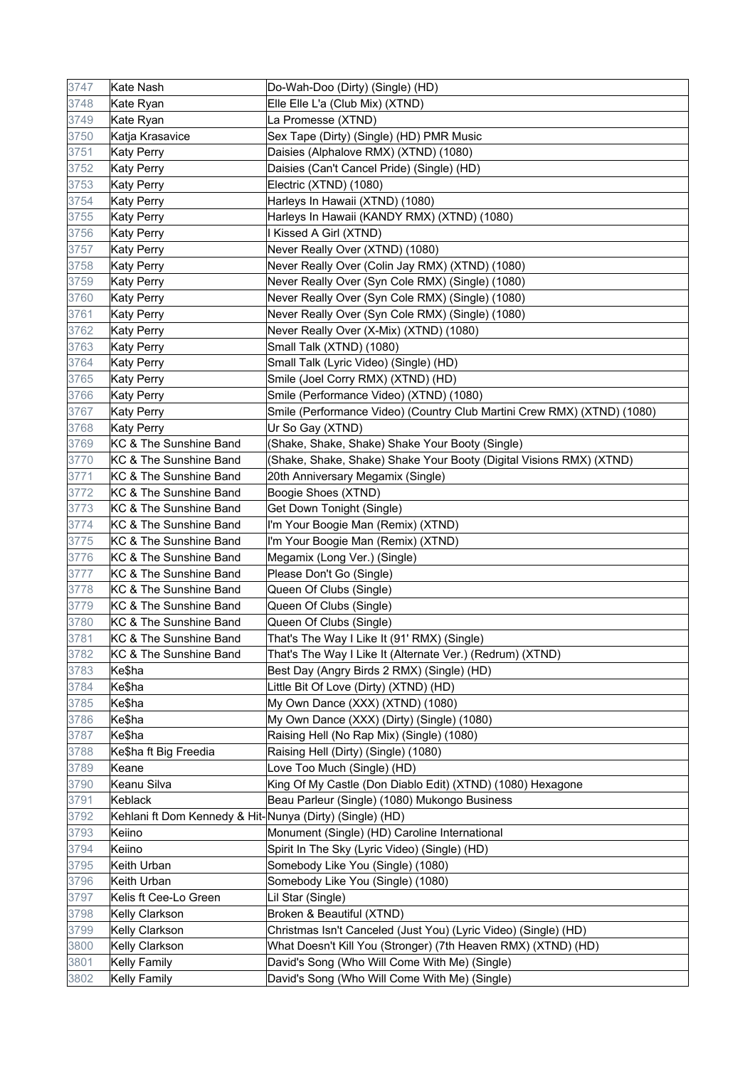| 3747 | Kate Nash | Do-Wah-Doo (Dirty) (Single) (HD) |
|---|---|---|
| 3748 | Kate Ryan | Elle Elle L'a (Club Mix) (XTND) |
| 3749 | Kate Ryan | La Promesse (XTND) |
| 3750 | Katja Krasavice | Sex Tape (Dirty) (Single) (HD) PMR Music |
| 3751 | Katy Perry | Daisies (Alphalove RMX) (XTND) (1080) |
| 3752 | Katy Perry | Daisies (Can't Cancel Pride) (Single) (HD) |
| 3753 | Katy Perry | Electric (XTND) (1080) |
| 3754 | Katy Perry | Harleys In Hawaii (XTND) (1080) |
| 3755 | Katy Perry | Harleys In Hawaii (KANDY RMX) (XTND) (1080) |
| 3756 | Katy Perry | I Kissed A Girl (XTND) |
| 3757 | Katy Perry | Never Really Over (XTND) (1080) |
| 3758 | Katy Perry | Never Really Over (Colin Jay RMX) (XTND) (1080) |
| 3759 | Katy Perry | Never Really Over (Syn Cole RMX) (Single) (1080) |
| 3760 | Katy Perry | Never Really Over (Syn Cole RMX) (Single) (1080) |
| 3761 | Katy Perry | Never Really Over (Syn Cole RMX) (Single) (1080) |
| 3762 | Katy Perry | Never Really Over (X-Mix) (XTND) (1080) |
| 3763 | Katy Perry | Small Talk (XTND) (1080) |
| 3764 | Katy Perry | Small Talk (Lyric Video) (Single) (HD) |
| 3765 | Katy Perry | Smile (Joel Corry RMX) (XTND) (HD) |
| 3766 | Katy Perry | Smile (Performance Video) (XTND) (1080) |
| 3767 | Katy Perry | Smile (Performance Video) (Country Club Martini Crew RMX) (XTND) (1080) |
| 3768 | Katy Perry | Ur So Gay (XTND) |
| 3769 | KC & The Sunshine Band | (Shake, Shake, Shake) Shake Your Booty (Single) |
| 3770 | KC & The Sunshine Band | (Shake, Shake, Shake) Shake Your Booty (Digital Visions RMX) (XTND) |
| 3771 | KC & The Sunshine Band | 20th Anniversary Megamix (Single) |
| 3772 | KC & The Sunshine Band | Boogie Shoes (XTND) |
| 3773 | KC & The Sunshine Band | Get Down Tonight (Single) |
| 3774 | KC & The Sunshine Band | I'm Your Boogie Man (Remix) (XTND) |
| 3775 | KC & The Sunshine Band | I'm Your Boogie Man (Remix) (XTND) |
| 3776 | KC & The Sunshine Band | Megamix (Long Ver.) (Single) |
| 3777 | KC & The Sunshine Band | Please Don't Go (Single) |
| 3778 | KC & The Sunshine Band | Queen Of Clubs (Single) |
| 3779 | KC & The Sunshine Band | Queen Of Clubs (Single) |
| 3780 | KC & The Sunshine Band | Queen Of Clubs (Single) |
| 3781 | KC & The Sunshine Band | That's The Way I Like It (91' RMX) (Single) |
| 3782 | KC & The Sunshine Band | That's The Way I Like It (Alternate Ver.) (Redrum) (XTND) |
| 3783 | Ke$ha | Best Day (Angry Birds 2 RMX) (Single) (HD) |
| 3784 | Ke$ha | Little Bit Of Love (Dirty) (XTND) (HD) |
| 3785 | Ke$ha | My Own Dance (XXX) (XTND) (1080) |
| 3786 | Ke$ha | My Own Dance (XXX) (Dirty) (Single) (1080) |
| 3787 | Ke$ha | Raising Hell (No Rap Mix) (Single) (1080) |
| 3788 | Ke$ha ft Big Freedia | Raising Hell (Dirty) (Single) (1080) |
| 3789 | Keane | Love Too Much (Single) (HD) |
| 3790 | Keanu Silva | King Of My Castle (Don Diablo Edit) (XTND) (1080) Hexagone |
| 3791 | Keblack | Beau Parleur (Single) (1080) Mukongo Business |
| 3792 | Kehlani ft Dom Kennedy & Hit- | Nunya (Dirty) (Single) (HD) |
| 3793 | Keiino | Monument (Single) (HD) Caroline International |
| 3794 | Keiino | Spirit In The Sky (Lyric Video) (Single) (HD) |
| 3795 | Keith Urban | Somebody Like You (Single) (1080) |
| 3796 | Keith Urban | Somebody Like You (Single) (1080) |
| 3797 | Kelis ft Cee-Lo Green | Lil Star (Single) |
| 3798 | Kelly Clarkson | Broken & Beautiful (XTND) |
| 3799 | Kelly Clarkson | Christmas Isn't Canceled (Just You) (Lyric Video) (Single) (HD) |
| 3800 | Kelly Clarkson | What Doesn't Kill You (Stronger) (7th Heaven RMX) (XTND) (HD) |
| 3801 | Kelly Family | David's Song (Who Will Come With Me) (Single) |
| 3802 | Kelly Family | David's Song (Who Will Come With Me) (Single) |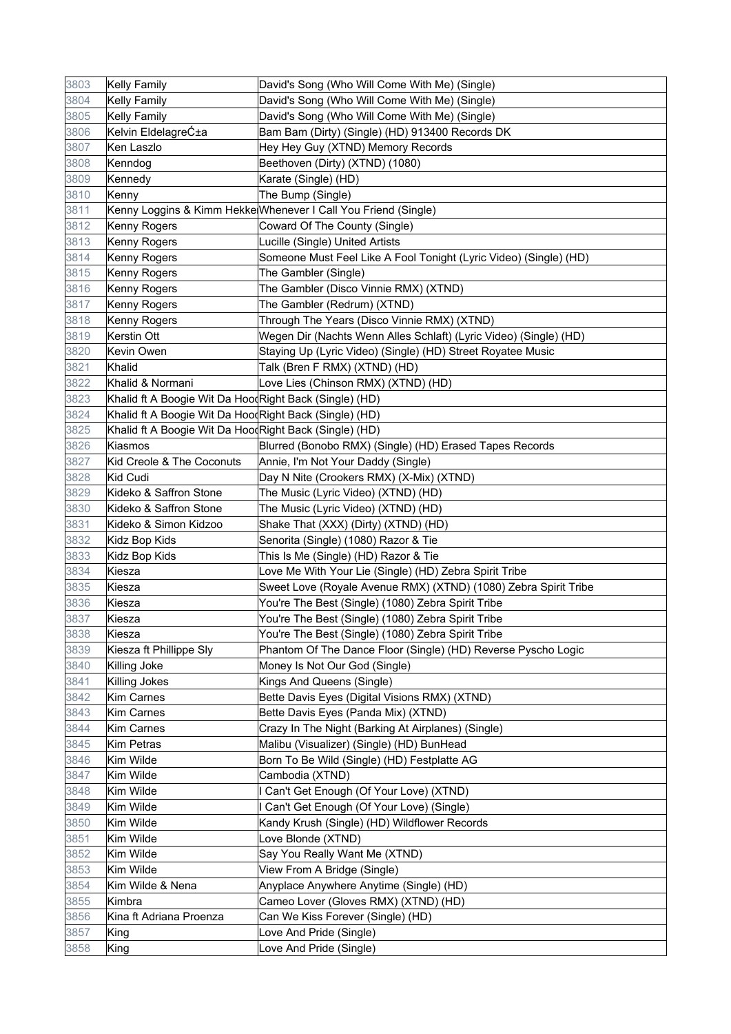| 3803 | Kelly Family | David's Song (Who Will Come With Me) (Single) |
|---|---|---|
| 3804 | Kelly Family | David's Song (Who Will Come With Me) (Single) |
| 3805 | Kelly Family | David's Song (Who Will Come With Me) (Single) |
| 3806 | Kelvin EldelagreĆ±a | Bam Bam (Dirty) (Single) (HD) 913400 Records DK |
| 3807 | Ken Laszlo | Hey Hey Guy (XTND) Memory Records |
| 3808 | Kenndog | Beethoven (Dirty) (XTND) (1080) |
| 3809 | Kennedy | Karate (Single) (HD) |
| 3810 | Kenny | The Bump (Single) |
| 3811 | Kenny Loggins & Kimm Hekke | Whenever I Call You Friend (Single) |
| 3812 | Kenny Rogers | Coward Of The County (Single) |
| 3813 | Kenny Rogers | Lucille (Single) United Artists |
| 3814 | Kenny Rogers | Someone Must Feel Like A Fool Tonight (Lyric Video) (Single) (HD) |
| 3815 | Kenny Rogers | The Gambler (Single) |
| 3816 | Kenny Rogers | The Gambler (Disco Vinnie RMX) (XTND) |
| 3817 | Kenny Rogers | The Gambler (Redrum) (XTND) |
| 3818 | Kenny Rogers | Through The Years (Disco Vinnie RMX) (XTND) |
| 3819 | Kerstin Ott | Wegen Dir (Nachts Wenn Alles Schlaft) (Lyric Video) (Single) (HD) |
| 3820 | Kevin Owen | Staying Up (Lyric Video) (Single) (HD) Street Royatee Music |
| 3821 | Khalid | Talk (Bren F RMX) (XTND) (HD) |
| 3822 | Khalid & Normani | Love Lies (Chinson RMX) (XTND) (HD) |
| 3823 | Khalid ft A Boogie Wit Da Hood | Right Back (Single) (HD) |
| 3824 | Khalid ft A Boogie Wit Da Hood | Right Back (Single) (HD) |
| 3825 | Khalid ft A Boogie Wit Da Hood | Right Back (Single) (HD) |
| 3826 | Kiasmos | Blurred (Bonobo RMX) (Single) (HD) Erased Tapes Records |
| 3827 | Kid Creole & The Coconuts | Annie, I'm Not Your Daddy (Single) |
| 3828 | Kid Cudi | Day N Nite (Crookers RMX) (X-Mix) (XTND) |
| 3829 | Kideko & Saffron Stone | The Music (Lyric Video) (XTND) (HD) |
| 3830 | Kideko & Saffron Stone | The Music (Lyric Video) (XTND) (HD) |
| 3831 | Kideko & Simon Kidzoo | Shake That (XXX) (Dirty) (XTND) (HD) |
| 3832 | Kidz Bop Kids | Senorita (Single) (1080) Razor & Tie |
| 3833 | Kidz Bop Kids | This Is Me (Single) (HD) Razor & Tie |
| 3834 | Kiesza | Love Me With Your Lie (Single) (HD) Zebra Spirit Tribe |
| 3835 | Kiesza | Sweet Love (Royale Avenue RMX) (XTND) (1080) Zebra Spirit Tribe |
| 3836 | Kiesza | You're The Best (Single) (1080) Zebra Spirit Tribe |
| 3837 | Kiesza | You're The Best (Single) (1080) Zebra Spirit Tribe |
| 3838 | Kiesza | You're The Best (Single) (1080) Zebra Spirit Tribe |
| 3839 | Kiesza ft Phillippe Sly | Phantom Of The Dance Floor (Single) (HD) Reverse Pyscho Logic |
| 3840 | Killing Joke | Money Is Not Our God (Single) |
| 3841 | Killing Jokes | Kings And Queens (Single) |
| 3842 | Kim Carnes | Bette Davis Eyes (Digital Visions RMX) (XTND) |
| 3843 | Kim Carnes | Bette Davis Eyes (Panda Mix) (XTND) |
| 3844 | Kim Carnes | Crazy In The Night (Barking At Airplanes) (Single) |
| 3845 | Kim Petras | Malibu (Visualizer) (Single) (HD) BunHead |
| 3846 | Kim Wilde | Born To Be Wild (Single) (HD) Festplatte AG |
| 3847 | Kim Wilde | Cambodia (XTND) |
| 3848 | Kim Wilde | I Can't Get Enough (Of Your Love) (XTND) |
| 3849 | Kim Wilde | I Can't Get Enough (Of Your Love) (Single) |
| 3850 | Kim Wilde | Kandy Krush (Single) (HD) Wildflower Records |
| 3851 | Kim Wilde | Love Blonde (XTND) |
| 3852 | Kim Wilde | Say You Really Want Me (XTND) |
| 3853 | Kim Wilde | View From A Bridge (Single) |
| 3854 | Kim Wilde & Nena | Anyplace Anywhere Anytime (Single) (HD) |
| 3855 | Kimbra | Cameo Lover (Gloves RMX) (XTND) (HD) |
| 3856 | Kina ft Adriana Proenza | Can We Kiss Forever (Single) (HD) |
| 3857 | King | Love And Pride (Single) |
| 3858 | King | Love And Pride (Single) |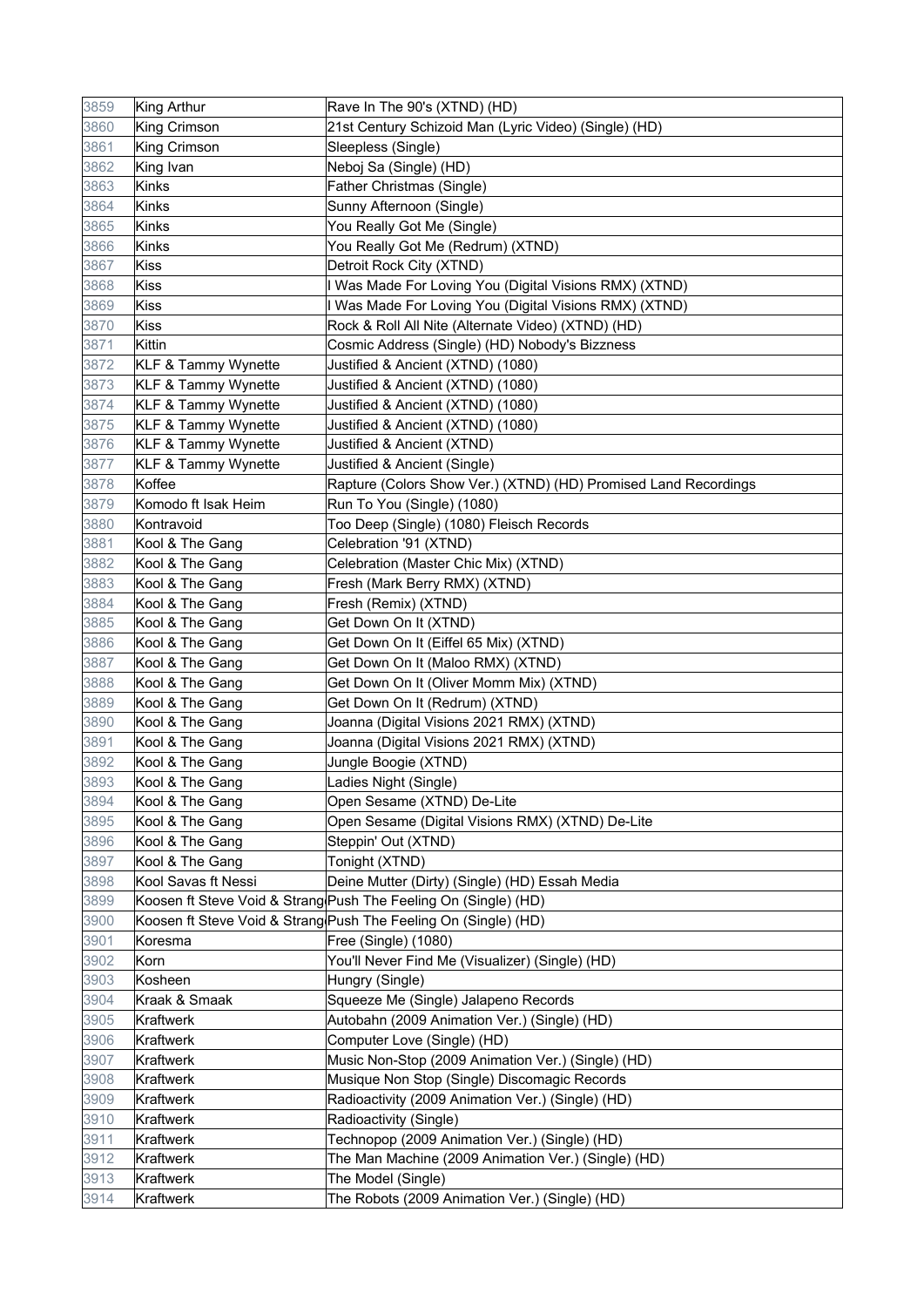| | | |
|---|---|---|
| 3859 | King Arthur | Rave In The 90's (XTND) (HD) |
| 3860 | King Crimson | 21st Century Schizoid Man (Lyric Video) (Single) (HD) |
| 3861 | King Crimson | Sleepless (Single) |
| 3862 | King Ivan | Neboj Sa (Single) (HD) |
| 3863 | Kinks | Father Christmas (Single) |
| 3864 | Kinks | Sunny Afternoon (Single) |
| 3865 | Kinks | You Really Got Me (Single) |
| 3866 | Kinks | You Really Got Me (Redrum) (XTND) |
| 3867 | Kiss | Detroit Rock City (XTND) |
| 3868 | Kiss | I Was Made For Loving You (Digital Visions RMX) (XTND) |
| 3869 | Kiss | I Was Made For Loving You (Digital Visions RMX) (XTND) |
| 3870 | Kiss | Rock & Roll All Nite (Alternate Video) (XTND) (HD) |
| 3871 | Kittin | Cosmic Address (Single) (HD) Nobody's Bizzness |
| 3872 | KLF & Tammy Wynette | Justified & Ancient (XTND) (1080) |
| 3873 | KLF & Tammy Wynette | Justified & Ancient (XTND) (1080) |
| 3874 | KLF & Tammy Wynette | Justified & Ancient (XTND) (1080) |
| 3875 | KLF & Tammy Wynette | Justified & Ancient (XTND) (1080) |
| 3876 | KLF & Tammy Wynette | Justified & Ancient (XTND) |
| 3877 | KLF & Tammy Wynette | Justified & Ancient (Single) |
| 3878 | Koffee | Rapture (Colors Show Ver.) (XTND) (HD) Promised Land Recordings |
| 3879 | Komodo ft Isak Heim | Run To You (Single) (1080) |
| 3880 | Kontravoid | Too Deep (Single) (1080) Fleisch Records |
| 3881 | Kool & The Gang | Celebration '91 (XTND) |
| 3882 | Kool & The Gang | Celebration (Master Chic Mix) (XTND) |
| 3883 | Kool & The Gang | Fresh (Mark Berry RMX) (XTND) |
| 3884 | Kool & The Gang | Fresh (Remix) (XTND) |
| 3885 | Kool & The Gang | Get Down On It (XTND) |
| 3886 | Kool & The Gang | Get Down On It (Eiffel 65 Mix) (XTND) |
| 3887 | Kool & The Gang | Get Down On It (Maloo RMX) (XTND) |
| 3888 | Kool & The Gang | Get Down On It (Oliver Momm Mix) (XTND) |
| 3889 | Kool & The Gang | Get Down On It (Redrum) (XTND) |
| 3890 | Kool & The Gang | Joanna (Digital Visions 2021 RMX) (XTND) |
| 3891 | Kool & The Gang | Joanna (Digital Visions 2021 RMX) (XTND) |
| 3892 | Kool & The Gang | Jungle Boogie (XTND) |
| 3893 | Kool & The Gang | Ladies Night (Single) |
| 3894 | Kool & The Gang | Open Sesame (XTND) De-Lite |
| 3895 | Kool & The Gang | Open Sesame (Digital Visions RMX) (XTND) De-Lite |
| 3896 | Kool & The Gang | Steppin' Out (XTND) |
| 3897 | Kool & The Gang | Tonight (XTND) |
| 3898 | Kool Savas ft Nessi | Deine Mutter (Dirty) (Single) (HD) Essah Media |
| 3899 | Koosen ft Steve Void & Strang | Push The Feeling On (Single) (HD) |
| 3900 | Koosen ft Steve Void & Strang | Push The Feeling On (Single) (HD) |
| 3901 | Koresma | Free (Single) (1080) |
| 3902 | Korn | You'll Never Find Me (Visualizer) (Single) (HD) |
| 3903 | Kosheen | Hungry (Single) |
| 3904 | Kraak & Smaak | Squeeze Me (Single) Jalapeno Records |
| 3905 | Kraftwerk | Autobahn (2009 Animation Ver.) (Single) (HD) |
| 3906 | Kraftwerk | Computer Love (Single) (HD) |
| 3907 | Kraftwerk | Music Non-Stop (2009 Animation Ver.) (Single) (HD) |
| 3908 | Kraftwerk | Musique Non Stop (Single) Discomagic Records |
| 3909 | Kraftwerk | Radioactivity (2009 Animation Ver.) (Single) (HD) |
| 3910 | Kraftwerk | Radioactivity (Single) |
| 3911 | Kraftwerk | Technopop (2009 Animation Ver.) (Single) (HD) |
| 3912 | Kraftwerk | The Man Machine (2009 Animation Ver.) (Single) (HD) |
| 3913 | Kraftwerk | The Model (Single) |
| 3914 | Kraftwerk | The Robots (2009 Animation Ver.) (Single) (HD) |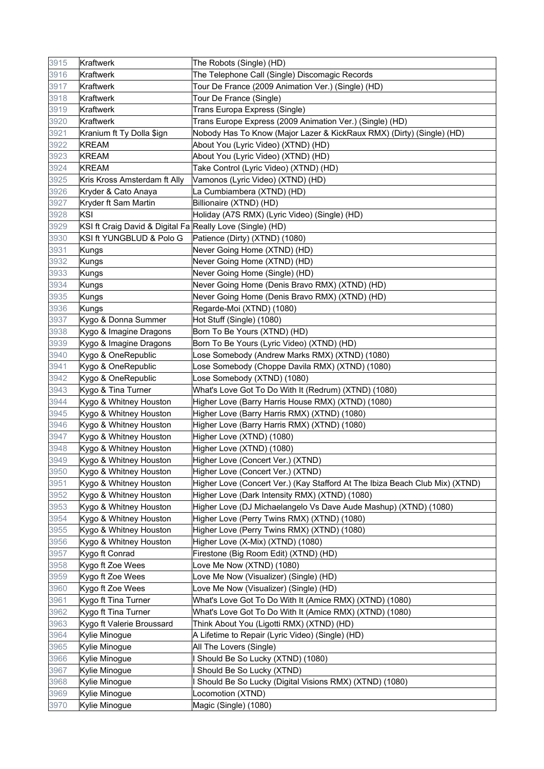| 3915 | Kraftwerk | The Robots (Single) (HD) |
|---|---|---|
| 3916 | Kraftwerk | The Telephone Call (Single) Discomagic Records |
| 3917 | Kraftwerk | Tour De France (2009 Animation Ver.) (Single) (HD) |
| 3918 | Kraftwerk | Tour De France (Single) |
| 3919 | Kraftwerk | Trans Europa Express (Single) |
| 3920 | Kraftwerk | Trans Europe Express (2009 Animation Ver.) (Single) (HD) |
| 3921 | Kranium ft Ty Dolla $ign | Nobody Has To Know (Major Lazer & KickRaux RMX) (Dirty) (Single) (HD) |
| 3922 | KREAM | About You (Lyric Video) (XTND) (HD) |
| 3923 | KREAM | About You (Lyric Video) (XTND) (HD) |
| 3924 | KREAM | Take Control (Lyric Video) (XTND) (HD) |
| 3925 | Kris Kross Amsterdam ft Ally | Vamonos (Lyric Video) (XTND) (HD) |
| 3926 | Kryder & Cato Anaya | La Cumbiambera (XTND) (HD) |
| 3927 | Kryder ft Sam Martin | Billionaire (XTND) (HD) |
| 3928 | KSI | Holiday (A7S RMX) (Lyric Video) (Single) (HD) |
| 3929 | KSI ft Craig David & Digital Fa | Really Love (Single) (HD) |
| 3930 | KSI ft YUNGBLUD & Polo G | Patience (Dirty) (XTND) (1080) |
| 3931 | Kungs | Never Going Home (XTND) (HD) |
| 3932 | Kungs | Never Going Home (XTND) (HD) |
| 3933 | Kungs | Never Going Home (Single) (HD) |
| 3934 | Kungs | Never Going Home (Denis Bravo RMX) (XTND) (HD) |
| 3935 | Kungs | Never Going Home (Denis Bravo RMX) (XTND) (HD) |
| 3936 | Kungs | Regarde-Moi (XTND) (1080) |
| 3937 | Kygo & Donna Summer | Hot Stuff (Single) (1080) |
| 3938 | Kygo & Imagine Dragons | Born To Be Yours (XTND) (HD) |
| 3939 | Kygo & Imagine Dragons | Born To Be Yours (Lyric Video) (XTND) (HD) |
| 3940 | Kygo & OneRepublic | Lose Somebody (Andrew Marks RMX) (XTND) (1080) |
| 3941 | Kygo & OneRepublic | Lose Somebody (Choppe Davila RMX) (XTND) (1080) |
| 3942 | Kygo & OneRepublic | Lose Somebody (XTND) (1080) |
| 3943 | Kygo & Tina Turner | What's Love Got To Do With It (Redrum) (XTND) (1080) |
| 3944 | Kygo & Whitney Houston | Higher Love (Barry Harris House RMX) (XTND) (1080) |
| 3945 | Kygo & Whitney Houston | Higher Love (Barry Harris RMX) (XTND) (1080) |
| 3946 | Kygo & Whitney Houston | Higher Love (Barry Harris RMX) (XTND) (1080) |
| 3947 | Kygo & Whitney Houston | Higher Love (XTND) (1080) |
| 3948 | Kygo & Whitney Houston | Higher Love (XTND) (1080) |
| 3949 | Kygo & Whitney Houston | Higher Love (Concert Ver.) (XTND) |
| 3950 | Kygo & Whitney Houston | Higher Love (Concert Ver.) (XTND) |
| 3951 | Kygo & Whitney Houston | Higher Love (Concert Ver.) (Kay Stafford At The Ibiza Beach Club Mix) (XTND) |
| 3952 | Kygo & Whitney Houston | Higher Love (Dark Intensity RMX) (XTND) (1080) |
| 3953 | Kygo & Whitney Houston | Higher Love (DJ Michaelangelo Vs Dave Aude Mashup) (XTND) (1080) |
| 3954 | Kygo & Whitney Houston | Higher Love (Perry Twins RMX) (XTND) (1080) |
| 3955 | Kygo & Whitney Houston | Higher Love (Perry Twins RMX) (XTND) (1080) |
| 3956 | Kygo & Whitney Houston | Higher Love (X-Mix) (XTND) (1080) |
| 3957 | Kygo ft Conrad | Firestone (Big Room Edit) (XTND) (HD) |
| 3958 | Kygo ft Zoe Wees | Love Me Now (XTND) (1080) |
| 3959 | Kygo ft Zoe Wees | Love Me Now (Visualizer) (Single) (HD) |
| 3960 | Kygo ft Zoe Wees | Love Me Now (Visualizer) (Single) (HD) |
| 3961 | Kygo ft Tina Turner | What's Love Got To Do With It (Amice RMX) (XTND) (1080) |
| 3962 | Kygo ft Tina Turner | What's Love Got To Do With It (Amice RMX) (XTND) (1080) |
| 3963 | Kygo ft Valerie Broussard | Think About You (Ligotti RMX) (XTND) (HD) |
| 3964 | Kylie Minogue | A Lifetime to Repair (Lyric Video) (Single) (HD) |
| 3965 | Kylie Minogue | All The Lovers (Single) |
| 3966 | Kylie Minogue | I Should Be So Lucky (XTND) (1080) |
| 3967 | Kylie Minogue | I Should Be So Lucky (XTND) |
| 3968 | Kylie Minogue | I Should Be So Lucky (Digital Visions RMX) (XTND) (1080) |
| 3969 | Kylie Minogue | Locomotion (XTND) |
| 3970 | Kylie Minogue | Magic (Single) (1080) |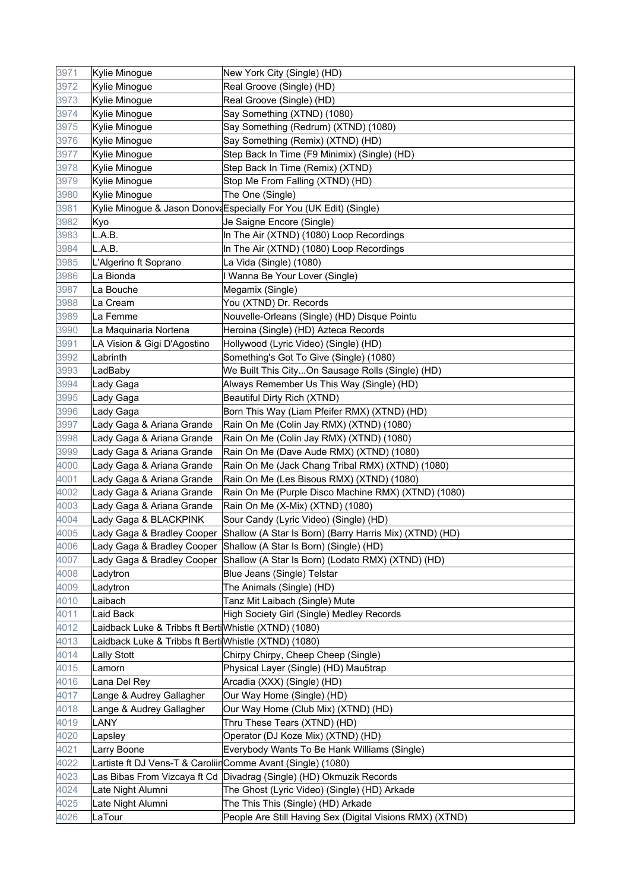| | | |
|---|---|---|
| 3971 | Kylie Minogue | New York City (Single) (HD) |
| 3972 | Kylie Minogue | Real Groove (Single) (HD) |
| 3973 | Kylie Minogue | Real Groove (Single) (HD) |
| 3974 | Kylie Minogue | Say Something (XTND) (1080) |
| 3975 | Kylie Minogue | Say Something (Redrum) (XTND) (1080) |
| 3976 | Kylie Minogue | Say Something (Remix) (XTND) (HD) |
| 3977 | Kylie Minogue | Step Back In Time (F9 Minimix) (Single) (HD) |
| 3978 | Kylie Minogue | Step Back In Time (Remix) (XTND) |
| 3979 | Kylie Minogue | Stop Me From Falling (XTND) (HD) |
| 3980 | Kylie Minogue | The One (Single) |
| 3981 | Kylie Minogue & Jason Donova | Especially For You (UK Edit) (Single) |
| 3982 | Kyo | Je Saigne Encore (Single) |
| 3983 | L.A.B. | In The Air (XTND) (1080) Loop Recordings |
| 3984 | L.A.B. | In The Air (XTND) (1080) Loop Recordings |
| 3985 | L'Algerino ft Soprano | La Vida (Single) (1080) |
| 3986 | La Bionda | I Wanna Be Your Lover (Single) |
| 3987 | La Bouche | Megamix (Single) |
| 3988 | La Cream | You (XTND) Dr. Records |
| 3989 | La Femme | Nouvelle-Orleans (Single) (HD) Disque Pointu |
| 3990 | La Maquinaria Nortena | Heroina (Single) (HD) Azteca Records |
| 3991 | LA Vision & Gigi D'Agostino | Hollywood (Lyric Video) (Single) (HD) |
| 3992 | Labrinth | Something's Got To Give (Single) (1080) |
| 3993 | LadBaby | We Built This City...On Sausage Rolls (Single) (HD) |
| 3994 | Lady Gaga | Always Remember Us This Way (Single) (HD) |
| 3995 | Lady Gaga | Beautiful Dirty Rich (XTND) |
| 3996 | Lady Gaga | Born This Way (Liam Pfeifer RMX) (XTND) (HD) |
| 3997 | Lady Gaga & Ariana Grande | Rain On Me (Colin Jay RMX) (XTND) (1080) |
| 3998 | Lady Gaga & Ariana Grande | Rain On Me (Colin Jay RMX) (XTND) (1080) |
| 3999 | Lady Gaga & Ariana Grande | Rain On Me (Dave Aude RMX) (XTND) (1080) |
| 4000 | Lady Gaga & Ariana Grande | Rain On Me (Jack Chang Tribal RMX) (XTND) (1080) |
| 4001 | Lady Gaga & Ariana Grande | Rain On Me (Les Bisous RMX) (XTND) (1080) |
| 4002 | Lady Gaga & Ariana Grande | Rain On Me (Purple Disco Machine RMX) (XTND) (1080) |
| 4003 | Lady Gaga & Ariana Grande | Rain On Me (X-Mix) (XTND) (1080) |
| 4004 | Lady Gaga & BLACKPINK | Sour Candy (Lyric Video) (Single) (HD) |
| 4005 | Lady Gaga & Bradley Cooper | Shallow (A Star Is Born) (Barry Harris Mix) (XTND) (HD) |
| 4006 | Lady Gaga & Bradley Cooper | Shallow (A Star Is Born) (Single) (HD) |
| 4007 | Lady Gaga & Bradley Cooper | Shallow (A Star Is Born) (Lodato RMX) (XTND) (HD) |
| 4008 | Ladytron | Blue Jeans (Single) Telstar |
| 4009 | Ladytron | The Animals (Single) (HD) |
| 4010 | Laibach | Tanz Mit Laibach (Single) Mute |
| 4011 | Laid Back | High Society Girl (Single) Medley Records |
| 4012 | Laidback Luke & Tribbs ft Berti | Whistle (XTND) (1080) |
| 4013 | Laidback Luke & Tribbs ft Berti | Whistle (XTND) (1080) |
| 4014 | Lally Stott | Chirpy Chirpy, Cheep Cheep (Single) |
| 4015 | Lamorn | Physical Layer (Single) (HD) Mau5trap |
| 4016 | Lana Del Rey | Arcadia (XXX) (Single) (HD) |
| 4017 | Lange & Audrey Gallagher | Our Way Home (Single) (HD) |
| 4018 | Lange & Audrey Gallagher | Our Way Home (Club Mix) (XTND) (HD) |
| 4019 | LANY | Thru These Tears (XTND) (HD) |
| 4020 | Lapsley | Operator (DJ Koze Mix) (XTND) (HD) |
| 4021 | Larry Boone | Everybody Wants To Be Hank Williams (Single) |
| 4022 | Lartiste ft DJ Vens-T & Caroliin | Comme Avant (Single) (1080) |
| 4023 | Las Bibas From Vizcaya ft Cd | Divadrag (Single) (HD) Okmuzik Records |
| 4024 | Late Night Alumni | The Ghost (Lyric Video) (Single) (HD) Arkade |
| 4025 | Late Night Alumni | The This This (Single) (HD) Arkade |
| 4026 | LaTour | People Are Still Having Sex (Digital Visions RMX) (XTND) |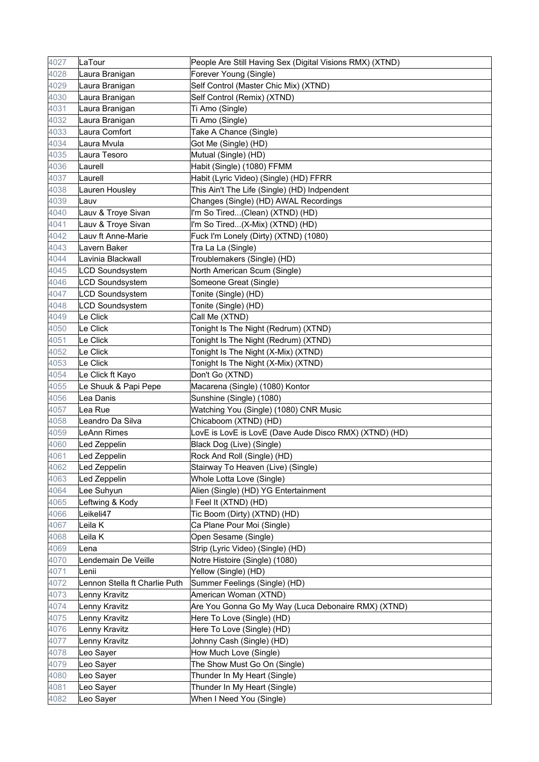| 4027 | LaTour | People Are Still Having Sex (Digital Visions RMX) (XTND) |
|---|---|---|
| 4028 | Laura Branigan | Forever Young (Single) |
| 4029 | Laura Branigan | Self Control (Master Chic Mix) (XTND) |
| 4030 | Laura Branigan | Self Control (Remix) (XTND) |
| 4031 | Laura Branigan | Ti Amo (Single) |
| 4032 | Laura Branigan | Ti Amo (Single) |
| 4033 | Laura Comfort | Take A Chance (Single) |
| 4034 | Laura Mvula | Got Me (Single) (HD) |
| 4035 | Laura Tesoro | Mutual (Single) (HD) |
| 4036 | Laurell | Habit (Single) (1080) FFMM |
| 4037 | Laurell | Habit (Lyric Video) (Single) (HD) FFRR |
| 4038 | Lauren Housley | This Ain't The Life (Single) (HD) Indpendent |
| 4039 | Lauv | Changes (Single) (HD) AWAL Recordings |
| 4040 | Lauv & Troye Sivan | I'm So Tired...(Clean) (XTND) (HD) |
| 4041 | Lauv & Troye Sivan | I'm So Tired...(X-Mix) (XTND) (HD) |
| 4042 | Lauv ft Anne-Marie | Fuck I'm Lonely (Dirty) (XTND) (1080) |
| 4043 | Lavern Baker | Tra La La (Single) |
| 4044 | Lavinia Blackwall | Troublemakers (Single) (HD) |
| 4045 | LCD Soundsystem | North American Scum (Single) |
| 4046 | LCD Soundsystem | Someone Great (Single) |
| 4047 | LCD Soundsystem | Tonite (Single) (HD) |
| 4048 | LCD Soundsystem | Tonite (Single) (HD) |
| 4049 | Le Click | Call Me (XTND) |
| 4050 | Le Click | Tonight Is The Night (Redrum) (XTND) |
| 4051 | Le Click | Tonight Is The Night (Redrum) (XTND) |
| 4052 | Le Click | Tonight Is The Night (X-Mix) (XTND) |
| 4053 | Le Click | Tonight Is The Night (X-Mix) (XTND) |
| 4054 | Le Click ft Kayo | Don't Go (XTND) |
| 4055 | Le Shuuk & Papi Pepe | Macarena (Single) (1080) Kontor |
| 4056 | Lea Danis | Sunshine (Single) (1080) |
| 4057 | Lea Rue | Watching You (Single) (1080) CNR Music |
| 4058 | Leandro Da Silva | Chicaboom (XTND) (HD) |
| 4059 | LeAnn Rimes | LovE is LovE is LovE (Dave Aude Disco RMX) (XTND) (HD) |
| 4060 | Led Zeppelin | Black Dog (Live) (Single) |
| 4061 | Led Zeppelin | Rock And Roll (Single) (HD) |
| 4062 | Led Zeppelin | Stairway To Heaven (Live) (Single) |
| 4063 | Led Zeppelin | Whole Lotta Love (Single) |
| 4064 | Lee Suhyun | Alien (Single) (HD) YG Entertainment |
| 4065 | Leftwing & Kody | I Feel It (XTND) (HD) |
| 4066 | Leikeli47 | Tic Boom (Dirty) (XTND) (HD) |
| 4067 | Leila K | Ca Plane Pour Moi (Single) |
| 4068 | Leila K | Open Sesame (Single) |
| 4069 | Lena | Strip (Lyric Video) (Single) (HD) |
| 4070 | Lendemain De Veille | Notre Histoire (Single) (1080) |
| 4071 | Lenii | Yellow (Single) (HD) |
| 4072 | Lennon Stella ft Charlie Puth | Summer Feelings (Single) (HD) |
| 4073 | Lenny Kravitz | American Woman (XTND) |
| 4074 | Lenny Kravitz | Are You Gonna Go My Way (Luca Debonaire RMX) (XTND) |
| 4075 | Lenny Kravitz | Here To Love (Single) (HD) |
| 4076 | Lenny Kravitz | Here To Love (Single) (HD) |
| 4077 | Lenny Kravitz | Johnny Cash (Single) (HD) |
| 4078 | Leo Sayer | How Much Love (Single) |
| 4079 | Leo Sayer | The Show Must Go On (Single) |
| 4080 | Leo Sayer | Thunder In My Heart (Single) |
| 4081 | Leo Sayer | Thunder In My Heart (Single) |
| 4082 | Leo Sayer | When I Need You (Single) |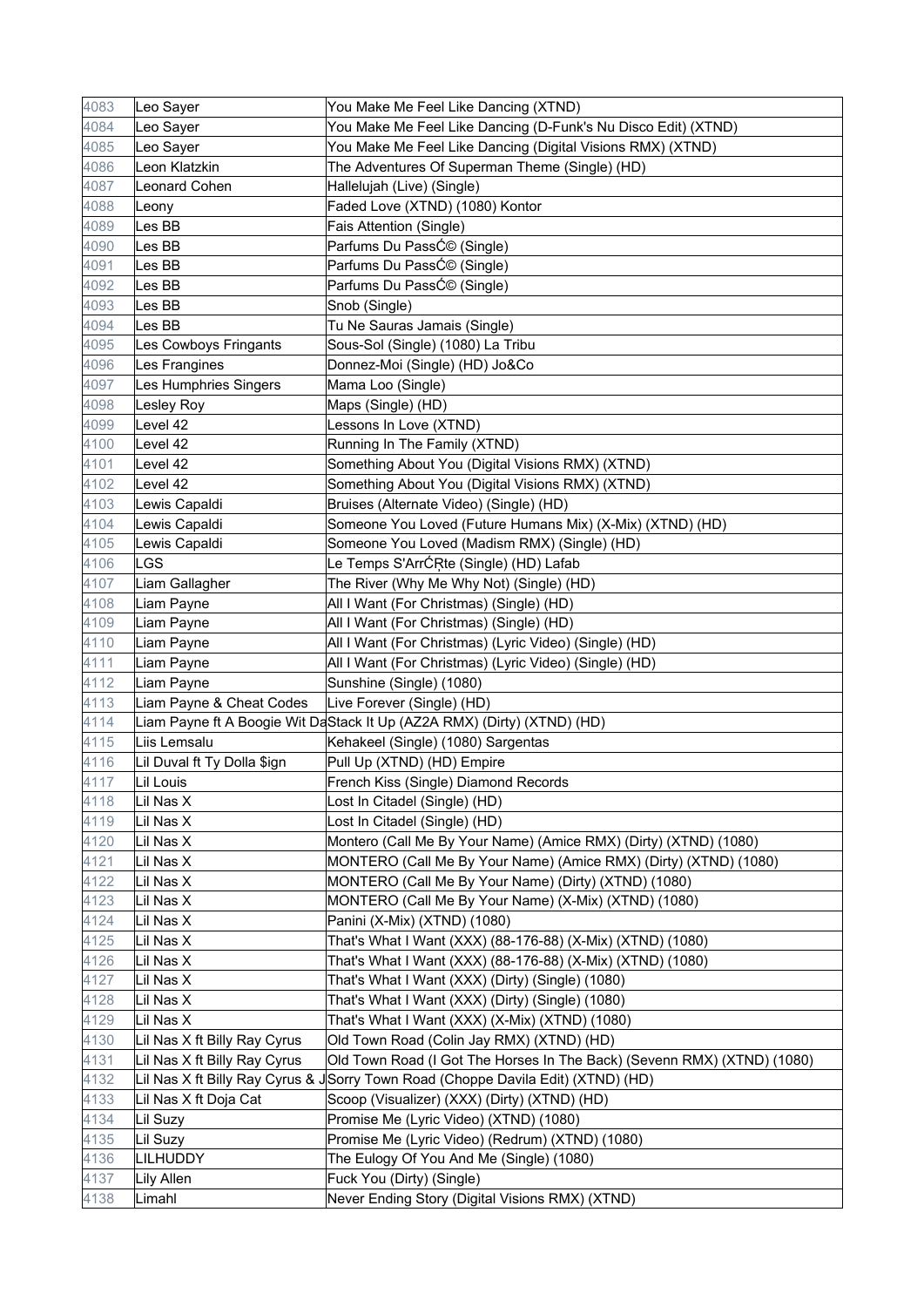| 4083 | Leo Sayer | You Make Me Feel Like Dancing (XTND) |
|---|---|---|
| 4084 | Leo Sayer | You Make Me Feel Like Dancing (D-Funk's Nu Disco Edit) (XTND) |
| 4085 | Leo Sayer | You Make Me Feel Like Dancing (Digital Visions RMX) (XTND) |
| 4086 | Leon Klatzkin | The Adventures Of Superman Theme (Single) (HD) |
| 4087 | Leonard Cohen | Hallelujah (Live) (Single) |
| 4088 | Leony | Faded Love (XTND) (1080) Kontor |
| 4089 | Les BB | Fais Attention (Single) |
| 4090 | Les BB | Parfums Du PassĆ© (Single) |
| 4091 | Les BB | Parfums Du PassĆ© (Single) |
| 4092 | Les BB | Parfums Du PassĆ© (Single) |
| 4093 | Les BB | Snob (Single) |
| 4094 | Les BB | Tu Ne Sauras Jamais (Single) |
| 4095 | Les Cowboys Fringants | Sous-Sol (Single) (1080) La Tribu |
| 4096 | Les Frangines | Donnez-Moi (Single) (HD) Jo&Co |
| 4097 | Les Humphries Singers | Mama Loo (Single) |
| 4098 | Lesley Roy | Maps (Single) (HD) |
| 4099 | Level 42 | Lessons In Love (XTND) |
| 4100 | Level 42 | Running In The Family (XTND) |
| 4101 | Level 42 | Something About You (Digital Visions RMX) (XTND) |
| 4102 | Level 42 | Something About You (Digital Visions RMX) (XTND) |
| 4103 | Lewis Capaldi | Bruises (Alternate Video) (Single) (HD) |
| 4104 | Lewis Capaldi | Someone You Loved (Future Humans Mix) (X-Mix) (XTND) (HD) |
| 4105 | Lewis Capaldi | Someone You Loved (Madism RMX) (Single) (HD) |
| 4106 | LGS | Le Temps S'ArrĆŖte (Single) (HD) Lafab |
| 4107 | Liam Gallagher | The River (Why Me Why Not) (Single) (HD) |
| 4108 | Liam Payne | All I Want (For Christmas) (Single) (HD) |
| 4109 | Liam Payne | All I Want (For Christmas) (Single) (HD) |
| 4110 | Liam Payne | All I Want (For Christmas) (Lyric Video) (Single) (HD) |
| 4111 | Liam Payne | All I Want (For Christmas) (Lyric Video) (Single) (HD) |
| 4112 | Liam Payne | Sunshine (Single) (1080) |
| 4113 | Liam Payne & Cheat Codes | Live Forever (Single) (HD) |
| 4114 | Liam Payne ft A Boogie Wit Da | Stack It Up (AZ2A RMX) (Dirty) (XTND) (HD) |
| 4115 | Liis Lemsalu | Kehakeel (Single) (1080) Sargentas |
| 4116 | Lil Duval ft Ty Dolla $ign | Pull Up (XTND) (HD) Empire |
| 4117 | Lil Louis | French Kiss (Single) Diamond Records |
| 4118 | Lil Nas X | Lost In Citadel (Single) (HD) |
| 4119 | Lil Nas X | Lost In Citadel (Single) (HD) |
| 4120 | Lil Nas X | Montero (Call Me By Your Name) (Amice RMX) (Dirty) (XTND) (1080) |
| 4121 | Lil Nas X | MONTERO (Call Me By Your Name) (Amice RMX) (Dirty) (XTND) (1080) |
| 4122 | Lil Nas X | MONTERO (Call Me By Your Name) (Dirty) (XTND) (1080) |
| 4123 | Lil Nas X | MONTERO (Call Me By Your Name) (X-Mix) (XTND) (1080) |
| 4124 | Lil Nas X | Panini (X-Mix) (XTND) (1080) |
| 4125 | Lil Nas X | That's What I Want (XXX) (88-176-88) (X-Mix) (XTND) (1080) |
| 4126 | Lil Nas X | That's What I Want (XXX) (88-176-88) (X-Mix) (XTND) (1080) |
| 4127 | Lil Nas X | That's What I Want (XXX) (Dirty) (Single) (1080) |
| 4128 | Lil Nas X | That's What I Want (XXX) (Dirty) (Single) (1080) |
| 4129 | Lil Nas X | That's What I Want (XXX) (X-Mix) (XTND) (1080) |
| 4130 | Lil Nas X ft Billy Ray Cyrus | Old Town Road (Colin Jay RMX) (XTND) (HD) |
| 4131 | Lil Nas X ft Billy Ray Cyrus | Old Town Road (I Got The Horses In The Back) (Sevenn RMX) (XTND) (1080) |
| 4132 | Lil Nas X ft Billy Ray Cyrus & J | Sorry Town Road (Choppe Davila Edit) (XTND) (HD) |
| 4133 | Lil Nas X ft Doja Cat | Scoop (Visualizer) (XXX) (Dirty) (XTND) (HD) |
| 4134 | Lil Suzy | Promise Me (Lyric Video) (XTND) (1080) |
| 4135 | Lil Suzy | Promise Me (Lyric Video) (Redrum) (XTND) (1080) |
| 4136 | LILHUDDY | The Eulogy Of You And Me (Single) (1080) |
| 4137 | Lily Allen | Fuck You (Dirty) (Single) |
| 4138 | Limahl | Never Ending Story (Digital Visions RMX) (XTND) |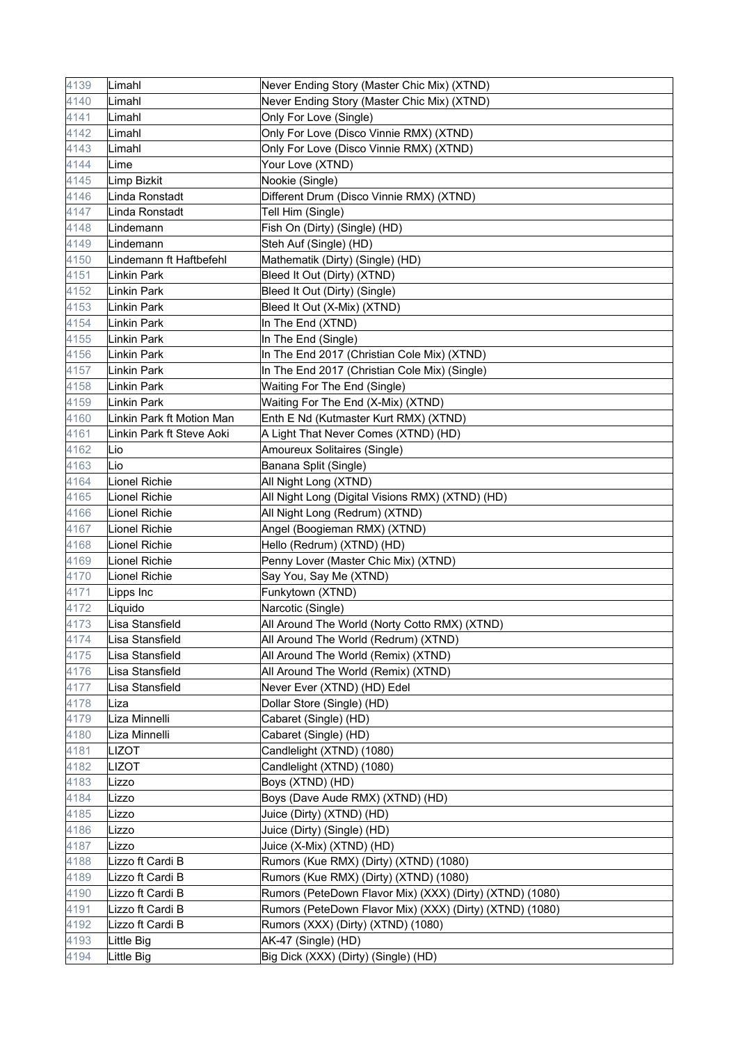| | | |
|---|---|---|
| 4139 | Limahl | Never Ending Story (Master Chic Mix) (XTND) |
| 4140 | Limahl | Never Ending Story (Master Chic Mix) (XTND) |
| 4141 | Limahl | Only For Love (Single) |
| 4142 | Limahl | Only For Love (Disco Vinnie RMX) (XTND) |
| 4143 | Limahl | Only For Love (Disco Vinnie RMX) (XTND) |
| 4144 | Lime | Your Love (XTND) |
| 4145 | Limp Bizkit | Nookie (Single) |
| 4146 | Linda Ronstadt | Different Drum (Disco Vinnie RMX) (XTND) |
| 4147 | Linda Ronstadt | Tell Him (Single) |
| 4148 | Lindemann | Fish On (Dirty) (Single) (HD) |
| 4149 | Lindemann | Steh Auf (Single) (HD) |
| 4150 | Lindemann ft Haftbefehl | Mathematik (Dirty) (Single) (HD) |
| 4151 | Linkin Park | Bleed It Out (Dirty) (XTND) |
| 4152 | Linkin Park | Bleed It Out (Dirty) (Single) |
| 4153 | Linkin Park | Bleed It Out (X-Mix) (XTND) |
| 4154 | Linkin Park | In The End (XTND) |
| 4155 | Linkin Park | In The End (Single) |
| 4156 | Linkin Park | In The End 2017 (Christian Cole Mix) (XTND) |
| 4157 | Linkin Park | In The End 2017 (Christian Cole Mix) (Single) |
| 4158 | Linkin Park | Waiting For The End (Single) |
| 4159 | Linkin Park | Waiting For The End (X-Mix) (XTND) |
| 4160 | Linkin Park ft Motion Man | Enth E Nd (Kutmaster Kurt RMX) (XTND) |
| 4161 | Linkin Park ft Steve Aoki | A Light That Never Comes (XTND) (HD) |
| 4162 | Lio | Amoureux Solitaires (Single) |
| 4163 | Lio | Banana Split (Single) |
| 4164 | Lionel Richie | All Night Long (XTND) |
| 4165 | Lionel Richie | All Night Long (Digital Visions RMX) (XTND) (HD) |
| 4166 | Lionel Richie | All Night Long (Redrum) (XTND) |
| 4167 | Lionel Richie | Angel (Boogieman RMX) (XTND) |
| 4168 | Lionel Richie | Hello (Redrum) (XTND) (HD) |
| 4169 | Lionel Richie | Penny Lover (Master Chic Mix) (XTND) |
| 4170 | Lionel Richie | Say You, Say Me (XTND) |
| 4171 | Lipps Inc | Funkytown (XTND) |
| 4172 | Liquido | Narcotic (Single) |
| 4173 | Lisa Stansfield | All Around The World (Norty Cotto RMX) (XTND) |
| 4174 | Lisa Stansfield | All Around The World (Redrum) (XTND) |
| 4175 | Lisa Stansfield | All Around The World (Remix) (XTND) |
| 4176 | Lisa Stansfield | All Around The World (Remix) (XTND) |
| 4177 | Lisa Stansfield | Never Ever (XTND) (HD) Edel |
| 4178 | Liza | Dollar Store (Single) (HD) |
| 4179 | Liza Minnelli | Cabaret (Single) (HD) |
| 4180 | Liza Minnelli | Cabaret (Single) (HD) |
| 4181 | LIZOT | Candlelight (XTND) (1080) |
| 4182 | LIZOT | Candlelight (XTND) (1080) |
| 4183 | Lizzo | Boys (XTND) (HD) |
| 4184 | Lizzo | Boys (Dave Aude RMX) (XTND) (HD) |
| 4185 | Lizzo | Juice (Dirty) (XTND) (HD) |
| 4186 | Lizzo | Juice (Dirty) (Single) (HD) |
| 4187 | Lizzo | Juice (X-Mix) (XTND) (HD) |
| 4188 | Lizzo ft Cardi B | Rumors (Kue RMX) (Dirty) (XTND) (1080) |
| 4189 | Lizzo ft Cardi B | Rumors (Kue RMX) (Dirty) (XTND) (1080) |
| 4190 | Lizzo ft Cardi B | Rumors (PeteDown Flavor Mix) (XXX) (Dirty) (XTND) (1080) |
| 4191 | Lizzo ft Cardi B | Rumors (PeteDown Flavor Mix) (XXX) (Dirty) (XTND) (1080) |
| 4192 | Lizzo ft Cardi B | Rumors (XXX) (Dirty) (XTND) (1080) |
| 4193 | Little Big | AK-47 (Single) (HD) |
| 4194 | Little Big | Big Dick (XXX) (Dirty) (Single) (HD) |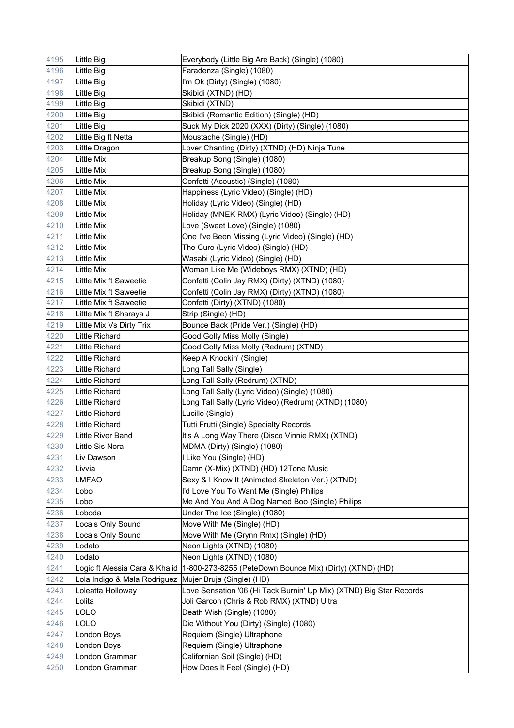| 4195 | Little Big | Everybody (Little Big Are Back) (Single) (1080) |
|---|---|---|
| 4196 | Little Big | Faradenza (Single) (1080) |
| 4197 | Little Big | I'm Ok (Dirty) (Single) (1080) |
| 4198 | Little Big | Skibidi (XTND) (HD) |
| 4199 | Little Big | Skibidi (XTND) |
| 4200 | Little Big | Skibidi (Romantic Edition) (Single) (HD) |
| 4201 | Little Big | Suck My Dick 2020 (XXX) (Dirty) (Single) (1080) |
| 4202 | Little Big ft Netta | Moustache (Single) (HD) |
| 4203 | Little Dragon | Lover Chanting (Dirty) (XTND) (HD) Ninja Tune |
| 4204 | Little Mix | Breakup Song (Single) (1080) |
| 4205 | Little Mix | Breakup Song (Single) (1080) |
| 4206 | Little Mix | Confetti (Acoustic) (Single) (1080) |
| 4207 | Little Mix | Happiness (Lyric Video) (Single) (HD) |
| 4208 | Little Mix | Holiday (Lyric Video) (Single) (HD) |
| 4209 | Little Mix | Holiday (MNEK RMX) (Lyric Video) (Single) (HD) |
| 4210 | Little Mix | Love (Sweet Love) (Single) (1080) |
| 4211 | Little Mix | One I've Been Missing (Lyric Video) (Single) (HD) |
| 4212 | Little Mix | The Cure (Lyric Video) (Single) (HD) |
| 4213 | Little Mix | Wasabi (Lyric Video) (Single) (HD) |
| 4214 | Little Mix | Woman Like Me (Wideboys RMX) (XTND) (HD) |
| 4215 | Little Mix ft Saweetie | Confetti (Colin Jay RMX) (Dirty) (XTND) (1080) |
| 4216 | Little Mix ft Saweetie | Confetti (Colin Jay RMX) (Dirty) (XTND) (1080) |
| 4217 | Little Mix ft Saweetie | Confetti (Dirty) (XTND) (1080) |
| 4218 | Little Mix ft Sharaya J | Strip (Single) (HD) |
| 4219 | Little Mix Vs Dirty Trix | Bounce Back (Pride Ver.) (Single) (HD) |
| 4220 | Little Richard | Good Golly Miss Molly (Single) |
| 4221 | Little Richard | Good Golly Miss Molly (Redrum) (XTND) |
| 4222 | Little Richard | Keep A Knockin' (Single) |
| 4223 | Little Richard | Long Tall Sally (Single) |
| 4224 | Little Richard | Long Tall Sally (Redrum) (XTND) |
| 4225 | Little Richard | Long Tall Sally (Lyric Video) (Single) (1080) |
| 4226 | Little Richard | Long Tall Sally (Lyric Video) (Redrum) (XTND) (1080) |
| 4227 | Little Richard | Lucille (Single) |
| 4228 | Little Richard | Tutti Frutti (Single) Specialty Records |
| 4229 | Little River Band | It's A Long Way There (Disco Vinnie RMX) (XTND) |
| 4230 | Little Sis Nora | MDMA (Dirty) (Single) (1080) |
| 4231 | Liv Dawson | I Like You (Single) (HD) |
| 4232 | Livvia | Damn (X-Mix) (XTND) (HD) 12Tone Music |
| 4233 | LMFAO | Sexy & I Know It (Animated Skeleton Ver.) (XTND) |
| 4234 | Lobo | I'd Love You To Want Me (Single) Philips |
| 4235 | Lobo | Me And You And A Dog Named Boo (Single) Philips |
| 4236 | Loboda | Under The Ice (Single) (1080) |
| 4237 | Locals Only Sound | Move With Me (Single) (HD) |
| 4238 | Locals Only Sound | Move With Me (Grynn Rmx) (Single) (HD) |
| 4239 | Lodato | Neon Lights (XTND) (1080) |
| 4240 | Lodato | Neon Lights (XTND) (1080) |
| 4241 | Logic ft Alessia Cara & Khalid | 1-800-273-8255 (PeteDown Bounce Mix) (Dirty) (XTND) (HD) |
| 4242 | Lola Indigo & Mala Rodriguez | Mujer Bruja (Single) (HD) |
| 4243 | Loleatta Holloway | Love Sensation '06 (Hi Tack Burnin' Up Mix) (XTND) Big Star Records |
| 4244 | Lolita | Joli Garcon (Chris & Rob RMX) (XTND) Ultra |
| 4245 | LOLO | Death Wish (Single) (1080) |
| 4246 | LOLO | Die Without You (Dirty) (Single) (1080) |
| 4247 | London Boys | Requiem (Single) Ultraphone |
| 4248 | London Boys | Requiem (Single) Ultraphone |
| 4249 | London Grammar | Californian Soil (Single) (HD) |
| 4250 | London Grammar | How Does It Feel (Single) (HD) |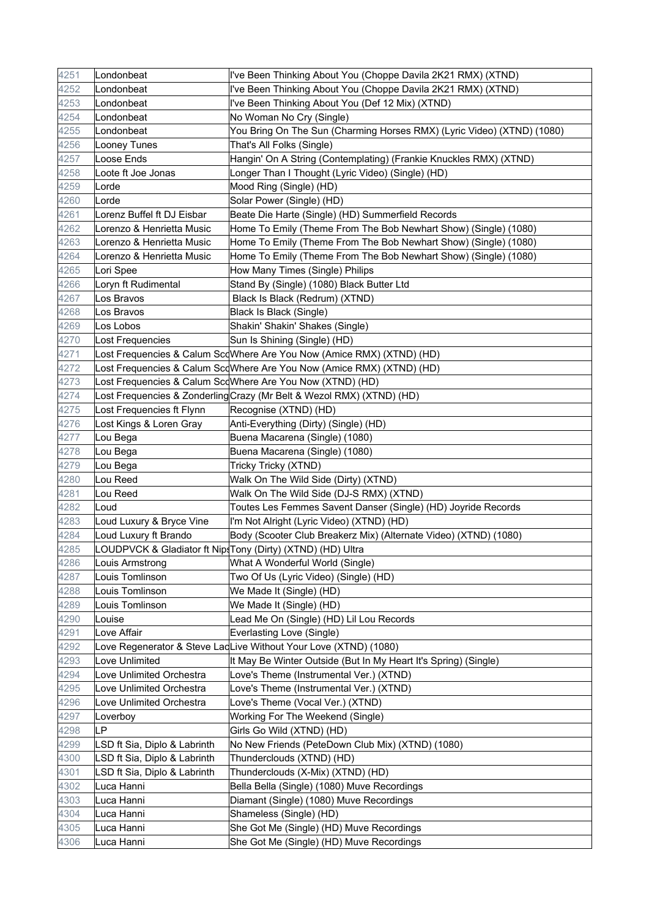| 4251 | Londonbeat | I've Been Thinking About You (Choppe Davila 2K21 RMX) (XTND) |
|---|---|---|
| 4252 | Londonbeat | I've Been Thinking About You (Choppe Davila 2K21 RMX) (XTND) |
| 4253 | Londonbeat | I've Been Thinking About You (Def 12 Mix) (XTND) |
| 4254 | Londonbeat | No Woman No Cry (Single) |
| 4255 | Londonbeat | You Bring On The Sun (Charming Horses RMX) (Lyric Video) (XTND) (1080) |
| 4256 | Looney Tunes | That's All Folks (Single) |
| 4257 | Loose Ends | Hangin' On A String (Contemplating) (Frankie Knuckles RMX) (XTND) |
| 4258 | Loote ft Joe Jonas | Longer Than I Thought (Lyric Video) (Single) (HD) |
| 4259 | Lorde | Mood Ring (Single) (HD) |
| 4260 | Lorde | Solar Power (Single) (HD) |
| 4261 | Lorenz Buffel ft DJ Eisbar | Beate Die Harte (Single) (HD) Summerfield Records |
| 4262 | Lorenzo & Henrietta Music | Home To Emily (Theme From The Bob Newhart Show) (Single) (1080) |
| 4263 | Lorenzo & Henrietta Music | Home To Emily (Theme From The Bob Newhart Show) (Single) (1080) |
| 4264 | Lorenzo & Henrietta Music | Home To Emily (Theme From The Bob Newhart Show) (Single) (1080) |
| 4265 | Lori Spee | How Many Times (Single) Philips |
| 4266 | Loryn ft Rudimental | Stand By (Single) (1080) Black Butter Ltd |
| 4267 | Los Bravos | Black Is Black (Redrum) (XTND) |
| 4268 | Los Bravos | Black Is Black (Single) |
| 4269 | Los Lobos | Shakin' Shakin' Shakes (Single) |
| 4270 | Lost Frequencies | Sun Is Shining (Single) (HD) |
| 4271 | Lost Frequencies & Calum Scd | Where Are You Now (Amice RMX) (XTND) (HD) |
| 4272 | Lost Frequencies & Calum Scd | Where Are You Now (Amice RMX) (XTND) (HD) |
| 4273 | Lost Frequencies & Calum Scd | Where Are You Now (XTND) (HD) |
| 4274 | Lost Frequencies & Zonderling | Crazy (Mr Belt & Wezol RMX) (XTND) (HD) |
| 4275 | Lost Frequencies ft Flynn | Recognise (XTND) (HD) |
| 4276 | Lost Kings & Loren Gray | Anti-Everything (Dirty) (Single) (HD) |
| 4277 | Lou Bega | Buena Macarena (Single) (1080) |
| 4278 | Lou Bega | Buena Macarena (Single) (1080) |
| 4279 | Lou Bega | Tricky Tricky (XTND) |
| 4280 | Lou Reed | Walk On The Wild Side (Dirty) (XTND) |
| 4281 | Lou Reed | Walk On The Wild Side (DJ-S RMX) (XTND) |
| 4282 | Loud | Toutes Les Femmes Savent Danser (Single) (HD) Joyride Records |
| 4283 | Loud Luxury & Bryce Vine | I'm Not Alright (Lyric Video) (XTND) (HD) |
| 4284 | Loud Luxury ft Brando | Body (Scooter Club Breakerz Mix) (Alternate Video) (XTND) (1080) |
| 4285 | LOUDPVCK & Gladiator ft Nips | Tony (Dirty) (XTND) (HD) Ultra |
| 4286 | Louis Armstrong | What A Wonderful World (Single) |
| 4287 | Louis Tomlinson | Two Of Us (Lyric Video) (Single) (HD) |
| 4288 | Louis Tomlinson | We Made It (Single) (HD) |
| 4289 | Louis Tomlinson | We Made It (Single) (HD) |
| 4290 | Louise | Lead Me On (Single) (HD) Lil Lou Records |
| 4291 | Love Affair | Everlasting Love (Single) |
| 4292 | Love Regenerator & Steve Lac | Live Without Your Love (XTND) (1080) |
| 4293 | Love Unlimited | It May Be Winter Outside (But In My Heart It's Spring) (Single) |
| 4294 | Love Unlimited Orchestra | Love's Theme (Instrumental Ver.) (XTND) |
| 4295 | Love Unlimited Orchestra | Love's Theme (Instrumental Ver.) (XTND) |
| 4296 | Love Unlimited Orchestra | Love's Theme (Vocal Ver.) (XTND) |
| 4297 | Loverboy | Working For The Weekend (Single) |
| 4298 | LP | Girls Go Wild (XTND) (HD) |
| 4299 | LSD ft Sia, Diplo & Labrinth | No New Friends (PeteDown Club Mix) (XTND) (1080) |
| 4300 | LSD ft Sia, Diplo & Labrinth | Thunderclouds (XTND) (HD) |
| 4301 | LSD ft Sia, Diplo & Labrinth | Thunderclouds (X-Mix) (XTND) (HD) |
| 4302 | Luca Hanni | Bella Bella (Single) (1080) Muve Recordings |
| 4303 | Luca Hanni | Diamant (Single) (1080) Muve Recordings |
| 4304 | Luca Hanni | Shameless (Single) (HD) |
| 4305 | Luca Hanni | She Got Me (Single) (HD) Muve Recordings |
| 4306 | Luca Hanni | She Got Me (Single) (HD) Muve Recordings |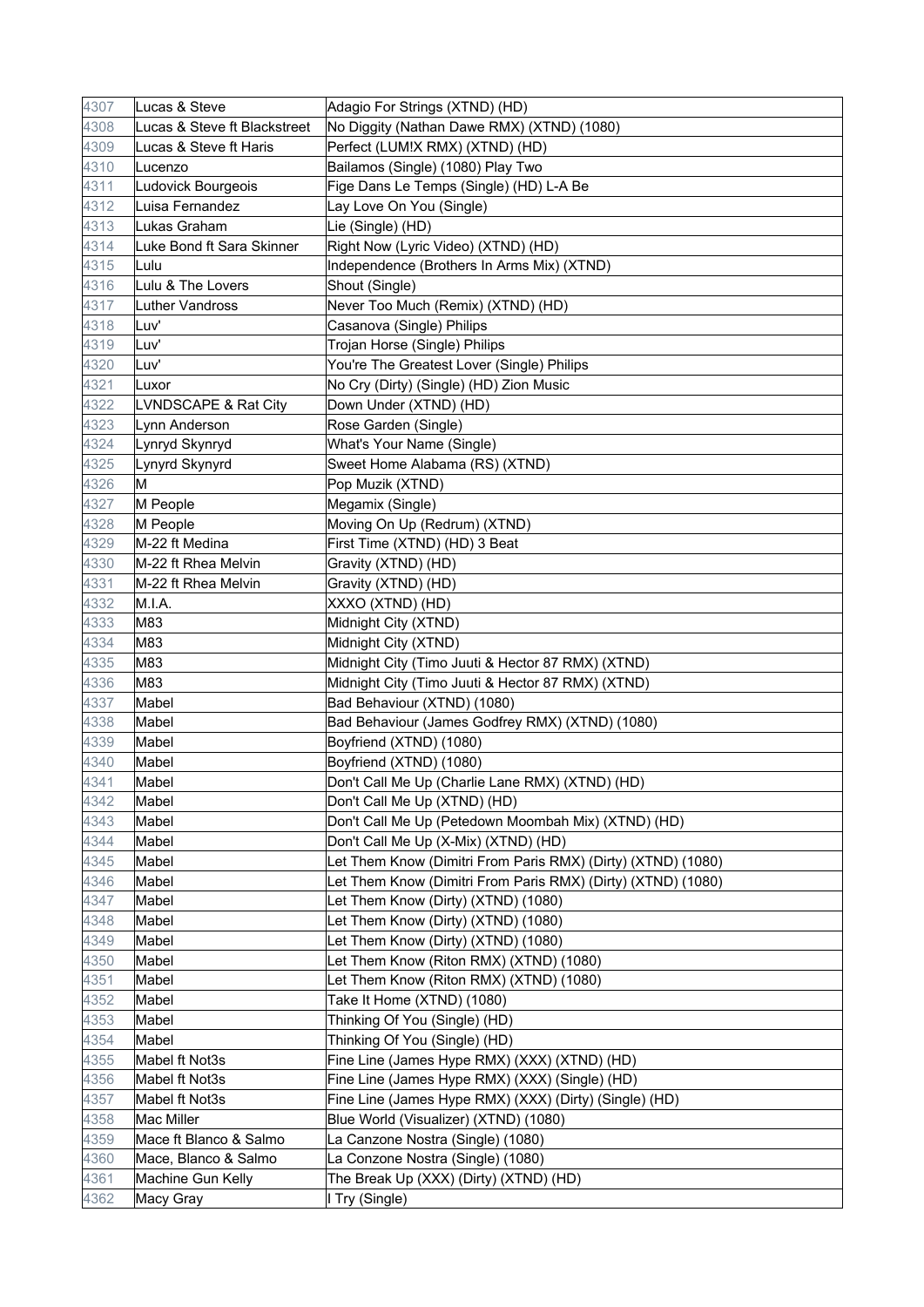| 4307 | Lucas & Steve | Adagio For Strings (XTND) (HD) |
|---|---|---|
| 4308 | Lucas & Steve ft Blackstreet | No Diggity (Nathan Dawe RMX) (XTND) (1080) |
| 4309 | Lucas & Steve ft Haris | Perfect (LUM!X RMX) (XTND) (HD) |
| 4310 | Lucenzo | Bailamos (Single) (1080) Play Two |
| 4311 | Ludovick Bourgeois | Fige Dans Le Temps (Single) (HD) L-A Be |
| 4312 | Luisa Fernandez | Lay Love On You (Single) |
| 4313 | Lukas Graham | Lie (Single) (HD) |
| 4314 | Luke Bond ft Sara Skinner | Right Now (Lyric Video) (XTND) (HD) |
| 4315 | Lulu | Independence (Brothers In Arms Mix) (XTND) |
| 4316 | Lulu & The Lovers | Shout (Single) |
| 4317 | Luther Vandross | Never Too Much (Remix) (XTND) (HD) |
| 4318 | Luv' | Casanova (Single) Philips |
| 4319 | Luv' | Trojan Horse (Single) Philips |
| 4320 | Luv' | You're The Greatest Lover (Single) Philips |
| 4321 | Luxor | No Cry (Dirty) (Single) (HD) Zion Music |
| 4322 | LVNDSCAPE & Rat City | Down Under (XTND) (HD) |
| 4323 | Lynn Anderson | Rose Garden (Single) |
| 4324 | Lynryd Skynryd | What's Your Name (Single) |
| 4325 | Lynyrd Skynyrd | Sweet Home Alabama (RS) (XTND) |
| 4326 | M | Pop Muzik (XTND) |
| 4327 | M People | Megamix (Single) |
| 4328 | M People | Moving On Up (Redrum) (XTND) |
| 4329 | M-22 ft Medina | First Time (XTND) (HD) 3 Beat |
| 4330 | M-22 ft Rhea Melvin | Gravity (XTND) (HD) |
| 4331 | M-22 ft Rhea Melvin | Gravity (XTND) (HD) |
| 4332 | M.I.A. | XXXO (XTND) (HD) |
| 4333 | M83 | Midnight City (XTND) |
| 4334 | M83 | Midnight City (XTND) |
| 4335 | M83 | Midnight City (Timo Juuti & Hector 87 RMX) (XTND) |
| 4336 | M83 | Midnight City (Timo Juuti & Hector 87 RMX) (XTND) |
| 4337 | Mabel | Bad Behaviour (XTND) (1080) |
| 4338 | Mabel | Bad Behaviour (James Godfrey RMX) (XTND) (1080) |
| 4339 | Mabel | Boyfriend (XTND) (1080) |
| 4340 | Mabel | Boyfriend (XTND) (1080) |
| 4341 | Mabel | Don't Call Me Up (Charlie Lane RMX) (XTND) (HD) |
| 4342 | Mabel | Don't Call Me Up (XTND) (HD) |
| 4343 | Mabel | Don't Call Me Up (Petedown Moombah Mix) (XTND) (HD) |
| 4344 | Mabel | Don't Call Me Up (X-Mix) (XTND) (HD) |
| 4345 | Mabel | Let Them Know (Dimitri From Paris RMX) (Dirty) (XTND) (1080) |
| 4346 | Mabel | Let Them Know (Dimitri From Paris RMX) (Dirty) (XTND) (1080) |
| 4347 | Mabel | Let Them Know (Dirty) (XTND) (1080) |
| 4348 | Mabel | Let Them Know (Dirty) (XTND) (1080) |
| 4349 | Mabel | Let Them Know (Dirty) (XTND) (1080) |
| 4350 | Mabel | Let Them Know (Riton RMX) (XTND) (1080) |
| 4351 | Mabel | Let Them Know (Riton RMX) (XTND) (1080) |
| 4352 | Mabel | Take It Home (XTND) (1080) |
| 4353 | Mabel | Thinking Of You (Single) (HD) |
| 4354 | Mabel | Thinking Of You (Single) (HD) |
| 4355 | Mabel ft Not3s | Fine Line (James Hype RMX) (XXX) (XTND) (HD) |
| 4356 | Mabel ft Not3s | Fine Line (James Hype RMX) (XXX) (Single) (HD) |
| 4357 | Mabel ft Not3s | Fine Line (James Hype RMX) (XXX) (Dirty) (Single) (HD) |
| 4358 | Mac Miller | Blue World (Visualizer) (XTND) (1080) |
| 4359 | Mace ft Blanco & Salmo | La Canzone Nostra (Single) (1080) |
| 4360 | Mace, Blanco & Salmo | La Conzone Nostra (Single) (1080) |
| 4361 | Machine Gun Kelly | The Break Up (XXX) (Dirty) (XTND) (HD) |
| 4362 | Macy Gray | I Try (Single) |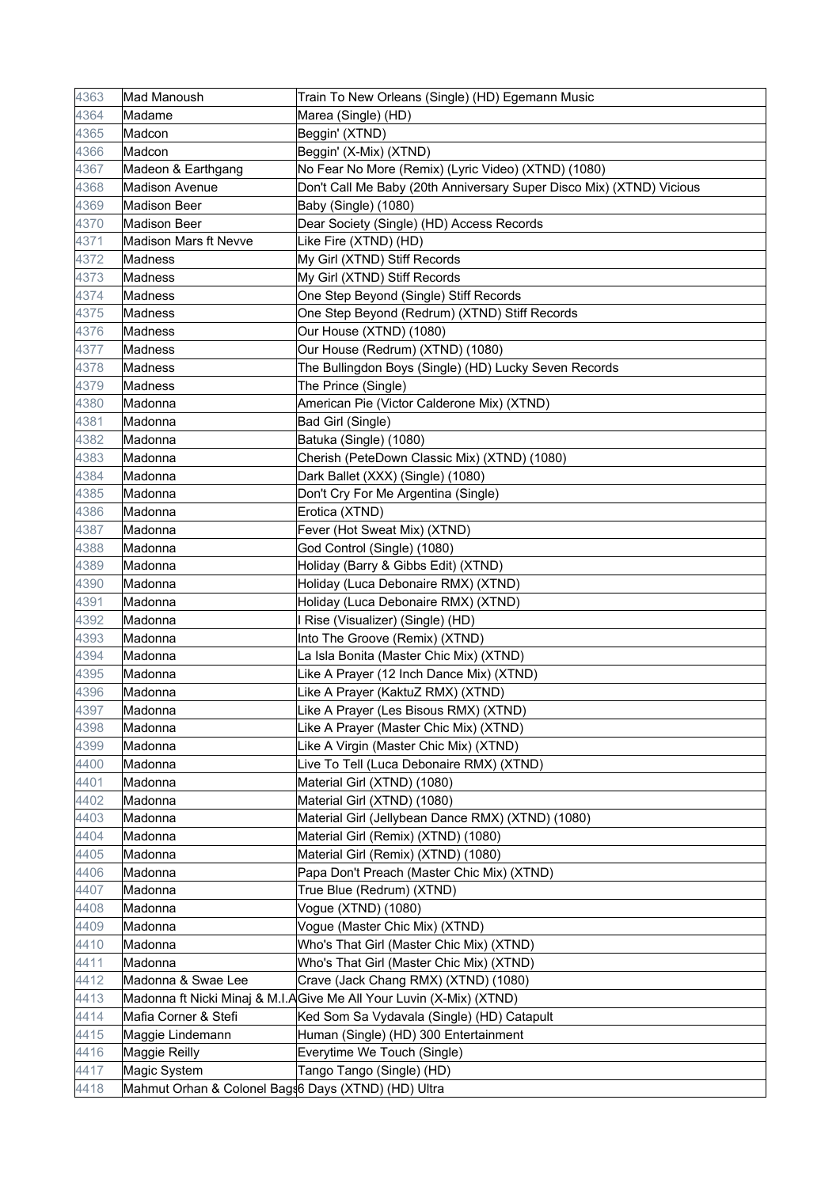| | | |
|---|---|---|
| 4363 | Mad Manoush | Train To New Orleans (Single) (HD) Egemann Music |
| 4364 | Madame | Marea (Single) (HD) |
| 4365 | Madcon | Beggin' (XTND) |
| 4366 | Madcon | Beggin' (X-Mix) (XTND) |
| 4367 | Madeon & Earthgang | No Fear No More (Remix) (Lyric Video) (XTND) (1080) |
| 4368 | Madison Avenue | Don't Call Me Baby (20th Anniversary Super Disco Mix) (XTND) Vicious |
| 4369 | Madison Beer | Baby (Single) (1080) |
| 4370 | Madison Beer | Dear Society (Single) (HD) Access Records |
| 4371 | Madison Mars ft Nevve | Like Fire (XTND) (HD) |
| 4372 | Madness | My Girl (XTND) Stiff Records |
| 4373 | Madness | My Girl (XTND) Stiff Records |
| 4374 | Madness | One Step Beyond (Single) Stiff Records |
| 4375 | Madness | One Step Beyond (Redrum) (XTND) Stiff Records |
| 4376 | Madness | Our House (XTND) (1080) |
| 4377 | Madness | Our House (Redrum) (XTND) (1080) |
| 4378 | Madness | The Bullingdon Boys (Single) (HD) Lucky Seven Records |
| 4379 | Madness | The Prince (Single) |
| 4380 | Madonna | American Pie (Victor Calderone Mix) (XTND) |
| 4381 | Madonna | Bad Girl (Single) |
| 4382 | Madonna | Batuka (Single) (1080) |
| 4383 | Madonna | Cherish (PeteDown Classic Mix) (XTND) (1080) |
| 4384 | Madonna | Dark Ballet (XXX) (Single) (1080) |
| 4385 | Madonna | Don't Cry For Me Argentina (Single) |
| 4386 | Madonna | Erotica (XTND) |
| 4387 | Madonna | Fever (Hot Sweat Mix) (XTND) |
| 4388 | Madonna | God Control (Single) (1080) |
| 4389 | Madonna | Holiday (Barry & Gibbs Edit) (XTND) |
| 4390 | Madonna | Holiday (Luca Debonaire RMX) (XTND) |
| 4391 | Madonna | Holiday (Luca Debonaire RMX) (XTND) |
| 4392 | Madonna | I Rise (Visualizer) (Single) (HD) |
| 4393 | Madonna | Into The Groove (Remix) (XTND) |
| 4394 | Madonna | La Isla Bonita (Master Chic Mix) (XTND) |
| 4395 | Madonna | Like A Prayer (12 Inch Dance Mix) (XTND) |
| 4396 | Madonna | Like A Prayer (KaktuZ RMX) (XTND) |
| 4397 | Madonna | Like A Prayer (Les Bisous RMX) (XTND) |
| 4398 | Madonna | Like A Prayer (Master Chic Mix) (XTND) |
| 4399 | Madonna | Like A Virgin (Master Chic Mix) (XTND) |
| 4400 | Madonna | Live To Tell (Luca Debonaire RMX) (XTND) |
| 4401 | Madonna | Material Girl (XTND) (1080) |
| 4402 | Madonna | Material Girl (XTND) (1080) |
| 4403 | Madonna | Material Girl (Jellybean Dance RMX) (XTND) (1080) |
| 4404 | Madonna | Material Girl (Remix) (XTND) (1080) |
| 4405 | Madonna | Material Girl (Remix) (XTND) (1080) |
| 4406 | Madonna | Papa Don't Preach (Master Chic Mix) (XTND) |
| 4407 | Madonna | True Blue (Redrum) (XTND) |
| 4408 | Madonna | Vogue (XTND) (1080) |
| 4409 | Madonna | Vogue (Master Chic Mix) (XTND) |
| 4410 | Madonna | Who's That Girl (Master Chic Mix) (XTND) |
| 4411 | Madonna | Who's That Girl (Master Chic Mix) (XTND) |
| 4412 | Madonna & Swae Lee | Crave (Jack Chang RMX) (XTND) (1080) |
| 4413 | Madonna ft Nicki Minaj & M.I.A | Give Me All Your Luvin (X-Mix) (XTND) |
| 4414 | Mafia Corner & Stefi | Ked Som Sa Vydavala (Single) (HD) Catapult |
| 4415 | Maggie Lindemann | Human (Single) (HD) 300 Entertainment |
| 4416 | Maggie Reilly | Everytime We Touch (Single) |
| 4417 | Magic System | Tango Tango (Single) (HD) |
| 4418 | Mahmut Orhan & Colonel Bags | 6 Days (XTND) (HD) Ultra |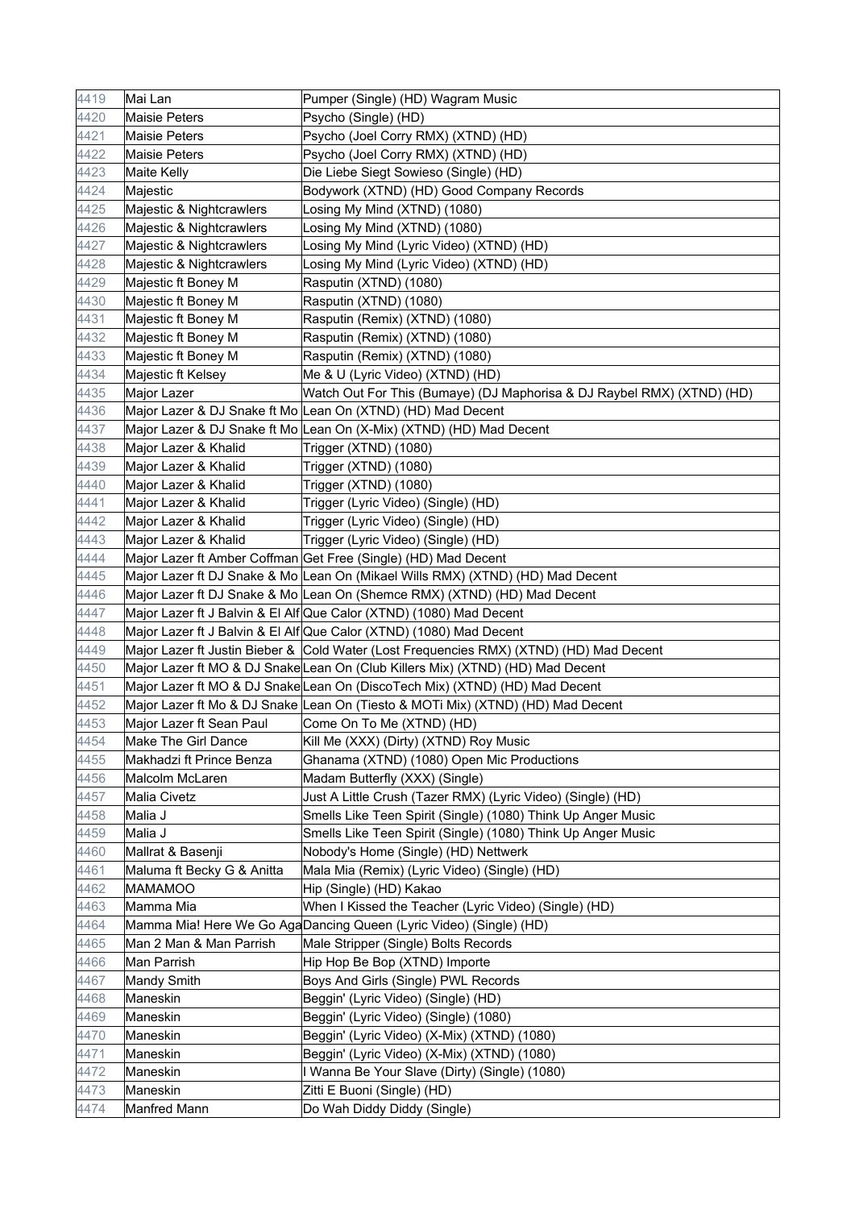| 4419 | Mai Lan | Pumper (Single) (HD) Wagram Music |
|---|---|---|
| 4420 | Maisie Peters | Psycho (Single) (HD) |
| 4421 | Maisie Peters | Psycho (Joel Corry RMX) (XTND) (HD) |
| 4422 | Maisie Peters | Psycho (Joel Corry RMX) (XTND) (HD) |
| 4423 | Maite Kelly | Die Liebe Siegt Sowieso (Single) (HD) |
| 4424 | Majestic | Bodywork (XTND) (HD) Good Company Records |
| 4425 | Majestic & Nightcrawlers | Losing My Mind (XTND) (1080) |
| 4426 | Majestic & Nightcrawlers | Losing My Mind (XTND) (1080) |
| 4427 | Majestic & Nightcrawlers | Losing My Mind (Lyric Video) (XTND) (HD) |
| 4428 | Majestic & Nightcrawlers | Losing My Mind (Lyric Video) (XTND) (HD) |
| 4429 | Majestic ft Boney M | Rasputin (XTND) (1080) |
| 4430 | Majestic ft Boney M | Rasputin (XTND) (1080) |
| 4431 | Majestic ft Boney M | Rasputin (Remix) (XTND) (1080) |
| 4432 | Majestic ft Boney M | Rasputin (Remix) (XTND) (1080) |
| 4433 | Majestic ft Boney M | Rasputin (Remix) (XTND) (1080) |
| 4434 | Majestic ft Kelsey | Me & U (Lyric Video) (XTND) (HD) |
| 4435 | Major Lazer | Watch Out For This (Bumaye) (DJ Maphorisa & DJ Raybel RMX) (XTND) (HD) |
| 4436 | Major Lazer & DJ Snake ft Mo | Lean On (XTND) (HD) Mad Decent |
| 4437 | Major Lazer & DJ Snake ft Mo | Lean On (X-Mix) (XTND) (HD) Mad Decent |
| 4438 | Major Lazer & Khalid | Trigger (XTND) (1080) |
| 4439 | Major Lazer & Khalid | Trigger (XTND) (1080) |
| 4440 | Major Lazer & Khalid | Trigger (XTND) (1080) |
| 4441 | Major Lazer & Khalid | Trigger (Lyric Video) (Single) (HD) |
| 4442 | Major Lazer & Khalid | Trigger (Lyric Video) (Single) (HD) |
| 4443 | Major Lazer & Khalid | Trigger (Lyric Video) (Single) (HD) |
| 4444 | Major Lazer ft Amber Coffman | Get Free (Single) (HD) Mad Decent |
| 4445 | Major Lazer ft DJ Snake & Mo | Lean On (Mikael Wills RMX) (XTND) (HD) Mad Decent |
| 4446 | Major Lazer ft DJ Snake & Mo | Lean On (Shemce RMX) (XTND) (HD) Mad Decent |
| 4447 | Major Lazer ft J Balvin & El Alf | Que Calor (XTND) (1080) Mad Decent |
| 4448 | Major Lazer ft J Balvin & El Alf | Que Calor (XTND) (1080) Mad Decent |
| 4449 | Major Lazer ft Justin Bieber & | Cold Water (Lost Frequencies RMX) (XTND) (HD) Mad Decent |
| 4450 | Major Lazer ft MO & DJ Snake | Lean On (Club Killers Mix) (XTND) (HD) Mad Decent |
| 4451 | Major Lazer ft MO & DJ Snake | Lean On (DiscoTech Mix) (XTND) (HD) Mad Decent |
| 4452 | Major Lazer ft Mo & DJ Snake | Lean On (Tiesto & MOTi Mix) (XTND) (HD) Mad Decent |
| 4453 | Major Lazer ft Sean Paul | Come On To Me (XTND) (HD) |
| 4454 | Make The Girl Dance | Kill Me (XXX) (Dirty) (XTND) Roy Music |
| 4455 | Makhadzi ft Prince Benza | Ghanama (XTND) (1080) Open Mic Productions |
| 4456 | Malcolm McLaren | Madam Butterfly (XXX) (Single) |
| 4457 | Malia Civetz | Just A Little Crush (Tazer RMX) (Lyric Video) (Single) (HD) |
| 4458 | Malia J | Smells Like Teen Spirit (Single) (1080) Think Up Anger Music |
| 4459 | Malia J | Smells Like Teen Spirit (Single) (1080) Think Up Anger Music |
| 4460 | Mallrat & Basenji | Nobody's Home (Single) (HD) Nettwerk |
| 4461 | Maluma ft Becky G & Anitta | Mala Mia (Remix) (Lyric Video) (Single) (HD) |
| 4462 | MAMAMOO | Hip (Single) (HD) Kakao |
| 4463 | Mamma Mia | When I Kissed the Teacher (Lyric Video) (Single) (HD) |
| 4464 | Mamma Mia! Here We Go Aga | Dancing Queen (Lyric Video) (Single) (HD) |
| 4465 | Man 2 Man & Man Parrish | Male Stripper (Single) Bolts Records |
| 4466 | Man Parrish | Hip Hop Be Bop (XTND) Importe |
| 4467 | Mandy Smith | Boys And Girls (Single) PWL Records |
| 4468 | Maneskin | Beggin' (Lyric Video) (Single) (HD) |
| 4469 | Maneskin | Beggin' (Lyric Video) (Single) (1080) |
| 4470 | Maneskin | Beggin' (Lyric Video) (X-Mix) (XTND) (1080) |
| 4471 | Maneskin | Beggin' (Lyric Video) (X-Mix) (XTND) (1080) |
| 4472 | Maneskin | I Wanna Be Your Slave (Dirty) (Single) (1080) |
| 4473 | Maneskin | Zitti E Buoni (Single) (HD) |
| 4474 | Manfred Mann | Do Wah Diddy Diddy (Single) |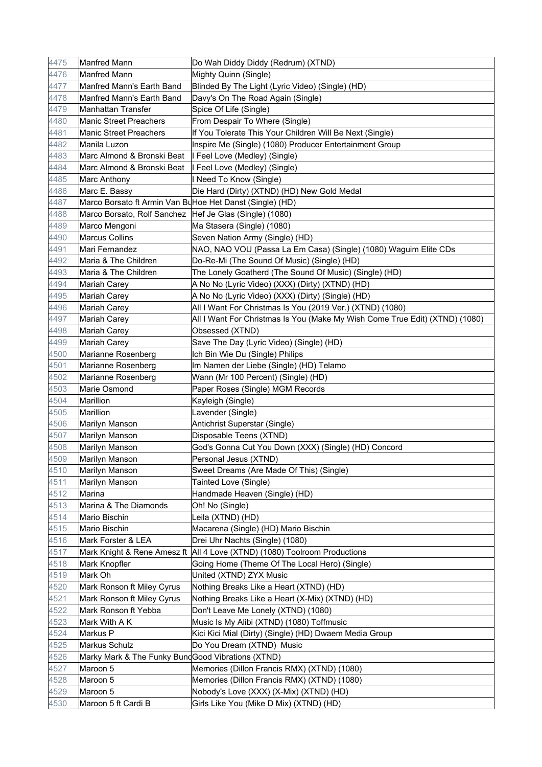| | | |
|---|---|---|
| 4475 | Manfred Mann | Do Wah Diddy Diddy (Redrum) (XTND) |
| 4476 | Manfred Mann | Mighty Quinn (Single) |
| 4477 | Manfred Mann's Earth Band | Blinded By The Light (Lyric Video) (Single) (HD) |
| 4478 | Manfred Mann's Earth Band | Davy's On The Road Again (Single) |
| 4479 | Manhattan Transfer | Spice Of Life (Single) |
| 4480 | Manic Street Preachers | From Despair To Where (Single) |
| 4481 | Manic Street Preachers | If You Tolerate This Your Children Will Be Next (Single) |
| 4482 | Manila Luzon | Inspire Me (Single) (1080) Producer Entertainment Group |
| 4483 | Marc Almond & Bronski Beat | I Feel Love (Medley) (Single) |
| 4484 | Marc Almond & Bronski Beat | I Feel Love (Medley) (Single) |
| 4485 | Marc Anthony | I Need To Know (Single) |
| 4486 | Marc E. Bassy | Die Hard (Dirty) (XTND) (HD) New Gold Medal |
| 4487 | Marco Borsato ft Armin Van Bu | Hoe Het Danst (Single) (HD) |
| 4488 | Marco Borsato, Rolf Sanchez | Hef Je Glas (Single) (1080) |
| 4489 | Marco Mengoni | Ma Stasera (Single) (1080) |
| 4490 | Marcus Collins | Seven Nation Army (Single) (HD) |
| 4491 | Mari Fernandez | NAO, NAO VOU (Passa La Em Casa) (Single) (1080) Waguim Elite CDs |
| 4492 | Maria & The Children | Do-Re-Mi (The Sound Of Music) (Single) (HD) |
| 4493 | Maria & The Children | The Lonely Goatherd (The Sound Of Music) (Single) (HD) |
| 4494 | Mariah Carey | A No No (Lyric Video) (XXX) (Dirty) (XTND) (HD) |
| 4495 | Mariah Carey | A No No (Lyric Video) (XXX) (Dirty) (Single) (HD) |
| 4496 | Mariah Carey | All I Want For Christmas Is You (2019 Ver.) (XTND) (1080) |
| 4497 | Mariah Carey | All I Want For Christmas Is You (Make My Wish Come True Edit) (XTND) (1080) |
| 4498 | Mariah Carey | Obsessed (XTND) |
| 4499 | Mariah Carey | Save The Day (Lyric Video) (Single) (HD) |
| 4500 | Marianne Rosenberg | Ich Bin Wie Du (Single) Philips |
| 4501 | Marianne Rosenberg | Im Namen der Liebe (Single) (HD) Telamo |
| 4502 | Marianne Rosenberg | Wann (Mr 100 Percent) (Single) (HD) |
| 4503 | Marie Osmond | Paper Roses (Single) MGM Records |
| 4504 | Marillion | Kayleigh (Single) |
| 4505 | Marillion | Lavender (Single) |
| 4506 | Marilyn Manson | Antichrist Superstar (Single) |
| 4507 | Marilyn Manson | Disposable Teens (XTND) |
| 4508 | Marilyn Manson | God's Gonna Cut You Down (XXX) (Single) (HD) Concord |
| 4509 | Marilyn Manson | Personal Jesus (XTND) |
| 4510 | Marilyn Manson | Sweet Dreams (Are Made Of This) (Single) |
| 4511 | Marilyn Manson | Tainted Love (Single) |
| 4512 | Marina | Handmade Heaven (Single) (HD) |
| 4513 | Marina & The Diamonds | Oh! No (Single) |
| 4514 | Mario Bischin | Leila (XTND) (HD) |
| 4515 | Mario Bischin | Macarena (Single) (HD) Mario Bischin |
| 4516 | Mark Forster & LEA | Drei Uhr Nachts (Single) (1080) |
| 4517 | Mark Knight & Rene Amesz ft | All 4 Love (XTND) (1080) Toolroom Productions |
| 4518 | Mark Knopfler | Going Home (Theme Of The Local Hero) (Single) |
| 4519 | Mark Oh | United (XTND) ZYX Music |
| 4520 | Mark Ronson ft Miley Cyrus | Nothing Breaks Like a Heart (XTND) (HD) |
| 4521 | Mark Ronson ft Miley Cyrus | Nothing Breaks Like a Heart (X-Mix) (XTND) (HD) |
| 4522 | Mark Ronson ft Yebba | Don't Leave Me Lonely (XTND) (1080) |
| 4523 | Mark With A K | Music Is My Alibi (XTND) (1080) Toffmusic |
| 4524 | Markus P | Kici Kici Mial (Dirty) (Single) (HD) Dwaem Media Group |
| 4525 | Markus Schulz | Do You Dream (XTND) Music |
| 4526 | Marky Mark & The Funky Bund | Good Vibrations (XTND) |
| 4527 | Maroon 5 | Memories (Dillon Francis RMX) (XTND) (1080) |
| 4528 | Maroon 5 | Memories (Dillon Francis RMX) (XTND) (1080) |
| 4529 | Maroon 5 | Nobody's Love (XXX) (X-Mix) (XTND) (HD) |
| 4530 | Maroon 5 ft Cardi B | Girls Like You (Mike D Mix) (XTND) (HD) |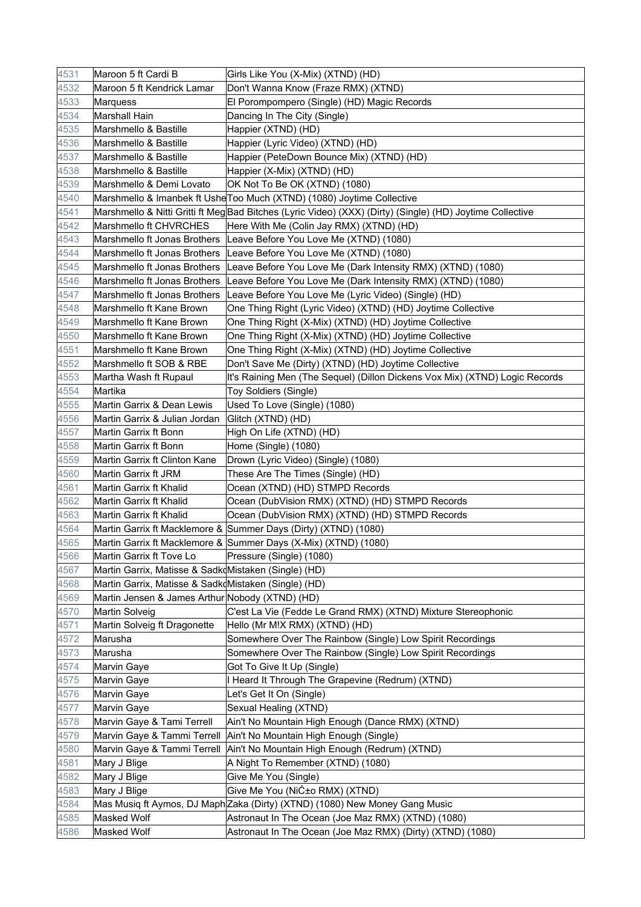| 4531 | Maroon 5 ft Cardi B | Girls Like You (X-Mix) (XTND) (HD) |
|---|---|---|
| 4532 | Maroon 5 ft Kendrick Lamar | Don't Wanna Know (Fraze RMX) (XTND) |
| 4533 | Marquess | El Porompompero (Single) (HD) Magic Records |
| 4534 | Marshall Hain | Dancing In The City (Single) |
| 4535 | Marshmello & Bastille | Happier (XTND) (HD) |
| 4536 | Marshmello & Bastille | Happier (Lyric Video) (XTND) (HD) |
| 4537 | Marshmello & Bastille | Happier (PeteDown Bounce Mix) (XTND) (HD) |
| 4538 | Marshmello & Bastille | Happier (X-Mix) (XTND) (HD) |
| 4539 | Marshmello & Demi Lovato | OK Not To Be OK (XTND) (1080) |
| 4540 | Marshmello & Imanbek ft Ushe | Too Much (XTND) (1080) Joytime Collective |
| 4541 | Marshmello & Nitti Gritti ft Meg | Bad Bitches (Lyric Video) (XXX) (Dirty) (Single) (HD) Joytime Collective |
| 4542 | Marshmello ft CHVRCHES | Here With Me (Colin Jay RMX) (XTND) (HD) |
| 4543 | Marshmello ft Jonas Brothers | Leave Before You Love Me (XTND) (1080) |
| 4544 | Marshmello ft Jonas Brothers | Leave Before You Love Me (XTND) (1080) |
| 4545 | Marshmello ft Jonas Brothers | Leave Before You Love Me (Dark Intensity RMX) (XTND) (1080) |
| 4546 | Marshmello ft Jonas Brothers | Leave Before You Love Me (Dark Intensity RMX) (XTND) (1080) |
| 4547 | Marshmello ft Jonas Brothers | Leave Before You Love Me (Lyric Video) (Single) (HD) |
| 4548 | Marshmello ft Kane Brown | One Thing Right (Lyric Video) (XTND) (HD) Joytime Collective |
| 4549 | Marshmello ft Kane Brown | One Thing Right (X-Mix) (XTND) (HD) Joytime Collective |
| 4550 | Marshmello ft Kane Brown | One Thing Right (X-Mix) (XTND) (HD) Joytime Collective |
| 4551 | Marshmello ft Kane Brown | One Thing Right (X-Mix) (XTND) (HD) Joytime Collective |
| 4552 | Marshmello ft SOB & RBE | Don't Save Me (Dirty) (XTND) (HD) Joytime Collective |
| 4553 | Martha Wash ft Rupaul | It's Raining Men (The Sequel) (Dillon Dickens Vox Mix) (XTND) Logic Records |
| 4554 | Martika | Toy Soldiers (Single) |
| 4555 | Martin Garrix & Dean Lewis | Used To Love (Single) (1080) |
| 4556 | Martin Garrix & Julian Jordan | Glitch (XTND) (HD) |
| 4557 | Martin Garrix ft Bonn | High On Life (XTND) (HD) |
| 4558 | Martin Garrix ft Bonn | Home (Single) (1080) |
| 4559 | Martin Garrix ft Clinton Kane | Drown (Lyric Video) (Single) (1080) |
| 4560 | Martin Garrix ft JRM | These Are The Times (Single) (HD) |
| 4561 | Martin Garrix ft Khalid | Ocean (XTND) (HD) STMPD Records |
| 4562 | Martin Garrix ft Khalid | Ocean (DubVision RMX) (XTND) (HD) STMPD Records |
| 4563 | Martin Garrix ft Khalid | Ocean (DubVision RMX) (XTND) (HD) STMPD Records |
| 4564 | Martin Garrix ft Macklemore & | Summer Days (Dirty) (XTND) (1080) |
| 4565 | Martin Garrix ft Macklemore & | Summer Days (X-Mix) (XTND) (1080) |
| 4566 | Martin Garrix ft Tove Lo | Pressure (Single) (1080) |
| 4567 | Martin Garrix, Matisse & Sadko | Mistaken (Single) (HD) |
| 4568 | Martin Garrix, Matisse & Sadko | Mistaken (Single) (HD) |
| 4569 | Martin Jensen & James Arthur | Nobody (XTND) (HD) |
| 4570 | Martin Solveig | C'est La Vie (Fedde Le Grand RMX) (XTND) Mixture Stereophonic |
| 4571 | Martin Solveig ft Dragonette | Hello (Mr M!X RMX) (XTND) (HD) |
| 4572 | Marusha | Somewhere Over The Rainbow (Single) Low Spirit Recordings |
| 4573 | Marusha | Somewhere Over The Rainbow (Single) Low Spirit Recordings |
| 4574 | Marvin Gaye | Got To Give It Up (Single) |
| 4575 | Marvin Gaye | I Heard It Through The Grapevine (Redrum) (XTND) |
| 4576 | Marvin Gaye | Let's Get It On (Single) |
| 4577 | Marvin Gaye | Sexual Healing (XTND) |
| 4578 | Marvin Gaye & Tami Terrell | Ain't No Mountain High Enough (Dance RMX) (XTND) |
| 4579 | Marvin Gaye & Tammi Terrell | Ain't No Mountain High Enough (Single) |
| 4580 | Marvin Gaye & Tammi Terrell | Ain't No Mountain High Enough (Redrum) (XTND) |
| 4581 | Mary J Blige | A Night To Remember (XTND) (1080) |
| 4582 | Mary J Blige | Give Me You (Single) |
| 4583 | Mary J Blige | Give Me You (NiĆ±o RMX) (XTND) |
| 4584 | Mas Musiq ft Aymos, DJ Maph | Zaka (Dirty) (XTND) (1080) New Money Gang Music |
| 4585 | Masked Wolf | Astronaut In The Ocean (Joe Maz RMX) (XTND) (1080) |
| 4586 | Masked Wolf | Astronaut In The Ocean (Joe Maz RMX) (Dirty) (XTND) (1080) |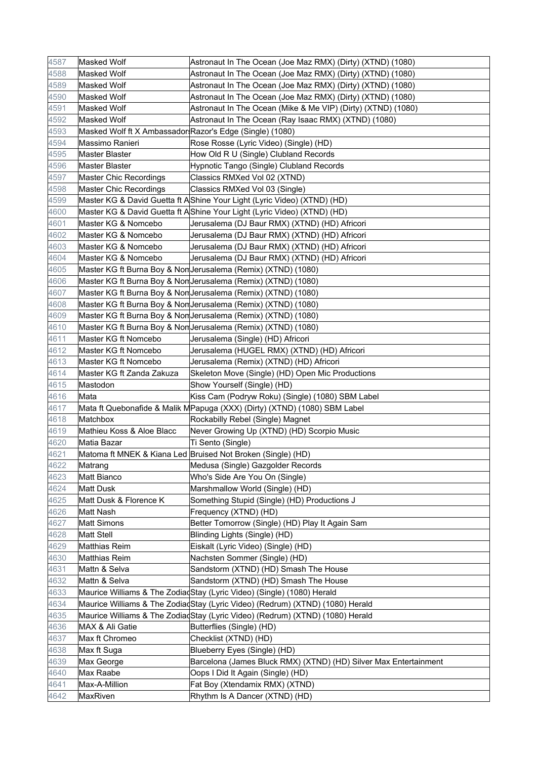| 4587 | Masked Wolf | Astronaut In The Ocean (Joe Maz RMX) (Dirty) (XTND) (1080) |
|---|---|---|
| 4588 | Masked Wolf | Astronaut In The Ocean (Joe Maz RMX) (Dirty) (XTND) (1080) |
| 4589 | Masked Wolf | Astronaut In The Ocean (Joe Maz RMX) (Dirty) (XTND) (1080) |
| 4590 | Masked Wolf | Astronaut In The Ocean (Joe Maz RMX) (Dirty) (XTND) (1080) |
| 4591 | Masked Wolf | Astronaut In The Ocean (Mike & Me VIP) (Dirty) (XTND) (1080) |
| 4592 | Masked Wolf | Astronaut In The Ocean (Ray Isaac RMX) (XTND) (1080) |
| 4593 | Masked Wolf ft X Ambassador | Razor's Edge (Single) (1080) |
| 4594 | Massimo Ranieri | Rose Rosse (Lyric Video) (Single) (HD) |
| 4595 | Master Blaster | How Old R U (Single) Clubland Records |
| 4596 | Master Blaster | Hypnotic Tango (Single) Clubland Records |
| 4597 | Master Chic Recordings | Classics RMXed Vol 02 (XTND) |
| 4598 | Master Chic Recordings | Classics RMXed Vol 03 (Single) |
| 4599 | Master KG & David Guetta ft A | Shine Your Light (Lyric Video) (XTND) (HD) |
| 4600 | Master KG & David Guetta ft A | Shine Your Light (Lyric Video) (XTND) (HD) |
| 4601 | Master KG & Nomcebo | Jerusalema (DJ Baur RMX) (XTND) (HD) Africori |
| 4602 | Master KG & Nomcebo | Jerusalema (DJ Baur RMX) (XTND) (HD) Africori |
| 4603 | Master KG & Nomcebo | Jerusalema (DJ Baur RMX) (XTND) (HD) Africori |
| 4604 | Master KG & Nomcebo | Jerusalema (DJ Baur RMX) (XTND) (HD) Africori |
| 4605 | Master KG ft Burna Boy & Nom | Jerusalema (Remix) (XTND) (1080) |
| 4606 | Master KG ft Burna Boy & Nom | Jerusalema (Remix) (XTND) (1080) |
| 4607 | Master KG ft Burna Boy & Nom | Jerusalema (Remix) (XTND) (1080) |
| 4608 | Master KG ft Burna Boy & Nom | Jerusalema (Remix) (XTND) (1080) |
| 4609 | Master KG ft Burna Boy & Nom | Jerusalema (Remix) (XTND) (1080) |
| 4610 | Master KG ft Burna Boy & Nom | Jerusalema (Remix) (XTND) (1080) |
| 4611 | Master KG ft Nomcebo | Jerusalema (Single) (HD) Africori |
| 4612 | Master KG ft Nomcebo | Jerusalema (HUGEL RMX) (XTND) (HD) Africori |
| 4613 | Master KG ft Nomcebo | Jerusalema (Remix) (XTND) (HD) Africori |
| 4614 | Master KG ft Zanda Zakuza | Skeleton Move (Single) (HD) Open Mic Productions |
| 4615 | Mastodon | Show Yourself (Single) (HD) |
| 4616 | Mata | Kiss Cam (Podryw Roku) (Single) (1080) SBM Label |
| 4617 | Mata ft Quebonafide & Malik M | Papuga (XXX) (Dirty) (XTND) (1080) SBM Label |
| 4618 | Matchbox | Rockabilly Rebel (Single) Magnet |
| 4619 | Mathieu Koss & Aloe Blacc | Never Growing Up (XTND) (HD) Scorpio Music |
| 4620 | Matia Bazar | Ti Sento (Single) |
| 4621 | Matoma ft MNEK & Kiana Led | Bruised Not Broken (Single) (HD) |
| 4622 | Matrang | Medusa (Single) Gazgolder Records |
| 4623 | Matt Bianco | Who's Side Are You On (Single) |
| 4624 | Matt Dusk | Marshmallow World (Single) (HD) |
| 4625 | Matt Dusk & Florence K | Something Stupid (Single) (HD) Productions J |
| 4626 | Matt Nash | Frequency (XTND) (HD) |
| 4627 | Matt Simons | Better Tomorrow (Single) (HD) Play It Again Sam |
| 4628 | Matt Stell | Blinding Lights (Single) (HD) |
| 4629 | Matthias Reim | Eiskalt (Lyric Video) (Single) (HD) |
| 4630 | Matthias Reim | Nachsten Sommer (Single) (HD) |
| 4631 | Mattn & Selva | Sandstorm (XTND) (HD) Smash The House |
| 4632 | Mattn & Selva | Sandstorm (XTND) (HD) Smash The House |
| 4633 | Maurice Williams & The Zodiac | Stay (Lyric Video) (Single) (1080) Herald |
| 4634 | Maurice Williams & The Zodiac | Stay (Lyric Video) (Redrum) (XTND) (1080) Herald |
| 4635 | Maurice Williams & The Zodiac | Stay (Lyric Video) (Redrum) (XTND) (1080) Herald |
| 4636 | MAX & Ali Gatie | Butterflies (Single) (HD) |
| 4637 | Max ft Chromeo | Checklist (XTND) (HD) |
| 4638 | Max ft Suga | Blueberry Eyes (Single) (HD) |
| 4639 | Max George | Barcelona (James Bluck RMX) (XTND) (HD) Silver Max Entertainment |
| 4640 | Max Raabe | Oops I Did It Again (Single) (HD) |
| 4641 | Max-A-Million | Fat Boy (Xtendamix RMX) (XTND) |
| 4642 | MaxRiven | Rhythm Is A Dancer (XTND) (HD) |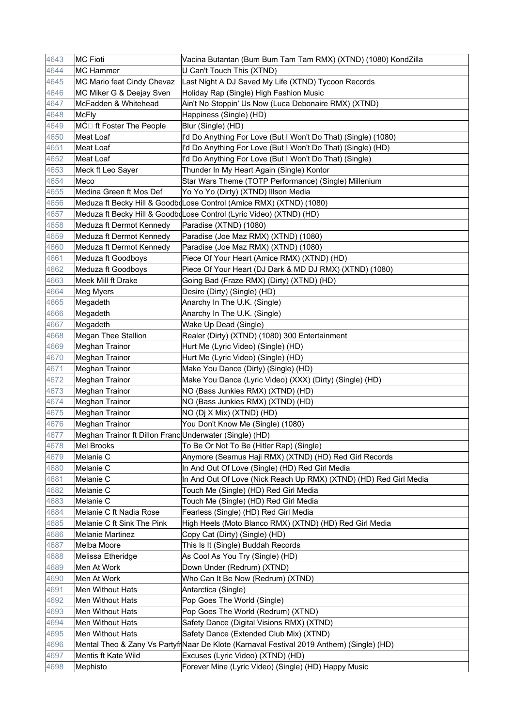| 4643 | MC Fioti | Vacina Butantan (Bum Bum Tam Tam RMX) (XTND) (1080) KondZilla |
|---|---|---|
| 4644 | MC Hammer | U Can't Touch This (XTND) |
| 4645 | MC Mario feat Cindy Chevaz | Last Night A DJ Saved My Life (XTND) Tycoon Records |
| 4646 | MC Miker G & Deejay Sven | Holiday Rap (Single) High Fashion Music |
| 4647 | McFadden & Whitehead | Ain't No Stoppin' Us Now (Luca Debonaire RMX) (XTND) |
| 4648 | McFly | Happiness (Single) (HD) |
| 4649 | MĆ□ ft Foster The People | Blur (Single) (HD) |
| 4650 | Meat Loaf | I'd Do Anything For Love (But I Won't Do That) (Single) (1080) |
| 4651 | Meat Loaf | I'd Do Anything For Love (But I Won't Do That) (Single) (HD) |
| 4652 | Meat Loaf | I'd Do Anything For Love (But I Won't Do That) (Single) |
| 4653 | Meck ft Leo Sayer | Thunder In My Heart Again (Single) Kontor |
| 4654 | Meco | Star Wars Theme (TOTP Performance) (Single) Millenium |
| 4655 | Medina Green ft Mos Def | Yo Yo Yo (Dirty) (XTND) Illson Media |
| 4656 | Meduza ft Becky Hill & Goodbo | Lose Control (Amice RMX) (XTND) (1080) |
| 4657 | Meduza ft Becky Hill & Goodbo | Lose Control (Lyric Video) (XTND) (HD) |
| 4658 | Meduza ft Dermot Kennedy | Paradise (XTND) (1080) |
| 4659 | Meduza ft Dermot Kennedy | Paradise (Joe Maz RMX) (XTND) (1080) |
| 4660 | Meduza ft Dermot Kennedy | Paradise (Joe Maz RMX) (XTND) (1080) |
| 4661 | Meduza ft Goodboys | Piece Of Your Heart (Amice RMX) (XTND) (HD) |
| 4662 | Meduza ft Goodboys | Piece Of Your Heart (DJ Dark & MD DJ RMX) (XTND) (1080) |
| 4663 | Meek Mill ft Drake | Going Bad (Fraze RMX) (Dirty) (XTND) (HD) |
| 4664 | Meg Myers | Desire (Dirty) (Single) (HD) |
| 4665 | Megadeth | Anarchy In The U.K. (Single) |
| 4666 | Megadeth | Anarchy In The U.K. (Single) |
| 4667 | Megadeth | Wake Up Dead (Single) |
| 4668 | Megan Thee Stallion | Realer (Dirty) (XTND) (1080) 300 Entertainment |
| 4669 | Meghan Trainor | Hurt Me (Lyric Video) (Single) (HD) |
| 4670 | Meghan Trainor | Hurt Me (Lyric Video) (Single) (HD) |
| 4671 | Meghan Trainor | Make You Dance (Dirty) (Single) (HD) |
| 4672 | Meghan Trainor | Make You Dance (Lyric Video) (XXX) (Dirty) (Single) (HD) |
| 4673 | Meghan Trainor | NO (Bass Junkies RMX) (XTND) (HD) |
| 4674 | Meghan Trainor | NO (Bass Junkies RMX) (XTND) (HD) |
| 4675 | Meghan Trainor | NO (Dj X Mix) (XTND) (HD) |
| 4676 | Meghan Trainor | You Don't Know Me (Single) (1080) |
| 4677 | Meghan Trainor ft Dillon Franc | Underwater (Single) (HD) |
| 4678 | Mel Brooks | To Be Or Not To Be (Hitler Rap) (Single) |
| 4679 | Melanie C | Anymore (Seamus Haji RMX) (XTND) (HD) Red Girl Records |
| 4680 | Melanie C | In And Out Of Love (Single) (HD) Red Girl Media |
| 4681 | Melanie C | In And Out Of Love (Nick Reach Up RMX) (XTND) (HD) Red Girl Media |
| 4682 | Melanie C | Touch Me (Single) (HD) Red Girl Media |
| 4683 | Melanie C | Touch Me (Single) (HD) Red Girl Media |
| 4684 | Melanie C ft Nadia Rose | Fearless (Single) (HD) Red Girl Media |
| 4685 | Melanie C ft Sink The Pink | High Heels (Moto Blanco RMX) (XTND) (HD) Red Girl Media |
| 4686 | Melanie Martinez | Copy Cat (Dirty) (Single) (HD) |
| 4687 | Melba Moore | This Is It (Single) Buddah Records |
| 4688 | Melissa Etheridge | As Cool As You Try (Single) (HD) |
| 4689 | Men At Work | Down Under (Redrum) (XTND) |
| 4690 | Men At Work | Who Can It Be Now (Redrum) (XTND) |
| 4691 | Men Without Hats | Antarctica (Single) |
| 4692 | Men Without Hats | Pop Goes The World (Single) |
| 4693 | Men Without Hats | Pop Goes The World (Redrum) (XTND) |
| 4694 | Men Without Hats | Safety Dance (Digital Visions RMX) (XTND) |
| 4695 | Men Without Hats | Safety Dance (Extended Club Mix) (XTND) |
| 4696 | Mental Theo & Zany Vs Partyfr | Naar De Klote (Karnaval Festival 2019 Anthem) (Single) (HD) |
| 4697 | Mentis ft Kate Wild | Excuses (Lyric Video) (XTND) (HD) |
| 4698 | Mephisto | Forever Mine (Lyric Video) (Single) (HD) Happy Music |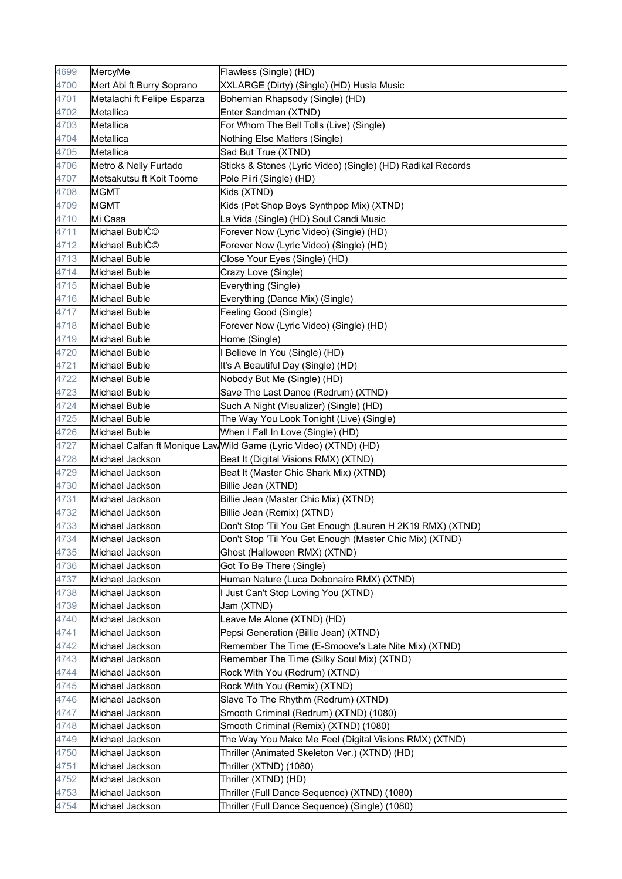| 4699 | MercyMe | Flawless (Single) (HD) |
|---|---|---|
| 4700 | Mert Abi ft Burry Soprano | XXLARGE (Dirty) (Single) (HD) Husla Music |
| 4701 | Metalachi ft Felipe Esparza | Bohemian Rhapsody (Single) (HD) |
| 4702 | Metallica | Enter Sandman (XTND) |
| 4703 | Metallica | For Whom The Bell Tolls (Live) (Single) |
| 4704 | Metallica | Nothing Else Matters (Single) |
| 4705 | Metallica | Sad But True (XTND) |
| 4706 | Metro & Nelly Furtado | Sticks & Stones (Lyric Video) (Single) (HD) Radikal Records |
| 4707 | Metsakutsu ft Koit Toome | Pole Piiri (Single) (HD) |
| 4708 | MGMT | Kids (XTND) |
| 4709 | MGMT | Kids (Pet Shop Boys Synthpop Mix) (XTND) |
| 4710 | Mi Casa | La Vida (Single) (HD) Soul Candi Music |
| 4711 | Michael BublÄ© | Forever Now (Lyric Video) (Single) (HD) |
| 4712 | Michael BublÄ© | Forever Now (Lyric Video) (Single) (HD) |
| 4713 | Michael Buble | Close Your Eyes (Single) (HD) |
| 4714 | Michael Buble | Crazy Love (Single) |
| 4715 | Michael Buble | Everything (Single) |
| 4716 | Michael Buble | Everything (Dance Mix) (Single) |
| 4717 | Michael Buble | Feeling Good (Single) |
| 4718 | Michael Buble | Forever Now (Lyric Video) (Single) (HD) |
| 4719 | Michael Buble | Home (Single) |
| 4720 | Michael Buble | I Believe In You (Single) (HD) |
| 4721 | Michael Buble | It's A Beautiful Day (Single) (HD) |
| 4722 | Michael Buble | Nobody But Me (Single) (HD) |
| 4723 | Michael Buble | Save The Last Dance (Redrum) (XTND) |
| 4724 | Michael Buble | Such A Night (Visualizer) (Single) (HD) |
| 4725 | Michael Buble | The Way You Look Tonight (Live) (Single) |
| 4726 | Michael Buble | When I Fall In Love (Single) (HD) |
| 4727 | Michael Calfan ft Monique Law | Wild Game (Lyric Video) (XTND) (HD) |
| 4728 | Michael Jackson | Beat It (Digital Visions RMX) (XTND) |
| 4729 | Michael Jackson | Beat It (Master Chic Shark Mix) (XTND) |
| 4730 | Michael Jackson | Billie Jean (XTND) |
| 4731 | Michael Jackson | Billie Jean (Master Chic Mix) (XTND) |
| 4732 | Michael Jackson | Billie Jean (Remix) (XTND) |
| 4733 | Michael Jackson | Don't Stop 'Til You Get Enough (Lauren H 2K19 RMX) (XTND) |
| 4734 | Michael Jackson | Don't Stop 'Til You Get Enough (Master Chic Mix) (XTND) |
| 4735 | Michael Jackson | Ghost (Halloween RMX) (XTND) |
| 4736 | Michael Jackson | Got To Be There (Single) |
| 4737 | Michael Jackson | Human Nature (Luca Debonaire RMX) (XTND) |
| 4738 | Michael Jackson | I Just Can't Stop Loving You (XTND) |
| 4739 | Michael Jackson | Jam (XTND) |
| 4740 | Michael Jackson | Leave Me Alone (XTND) (HD) |
| 4741 | Michael Jackson | Pepsi Generation (Billie Jean) (XTND) |
| 4742 | Michael Jackson | Remember The Time (E-Smoove's Late Nite Mix) (XTND) |
| 4743 | Michael Jackson | Remember The Time (Silky Soul Mix) (XTND) |
| 4744 | Michael Jackson | Rock With You (Redrum) (XTND) |
| 4745 | Michael Jackson | Rock With You (Remix) (XTND) |
| 4746 | Michael Jackson | Slave To The Rhythm (Redrum) (XTND) |
| 4747 | Michael Jackson | Smooth Criminal (Redrum) (XTND) (1080) |
| 4748 | Michael Jackson | Smooth Criminal (Remix) (XTND) (1080) |
| 4749 | Michael Jackson | The Way You Make Me Feel (Digital Visions RMX) (XTND) |
| 4750 | Michael Jackson | Thriller (Animated Skeleton Ver.) (XTND) (HD) |
| 4751 | Michael Jackson | Thriller (XTND) (1080) |
| 4752 | Michael Jackson | Thriller (XTND) (HD) |
| 4753 | Michael Jackson | Thriller (Full Dance Sequence) (XTND) (1080) |
| 4754 | Michael Jackson | Thriller (Full Dance Sequence) (Single) (1080) |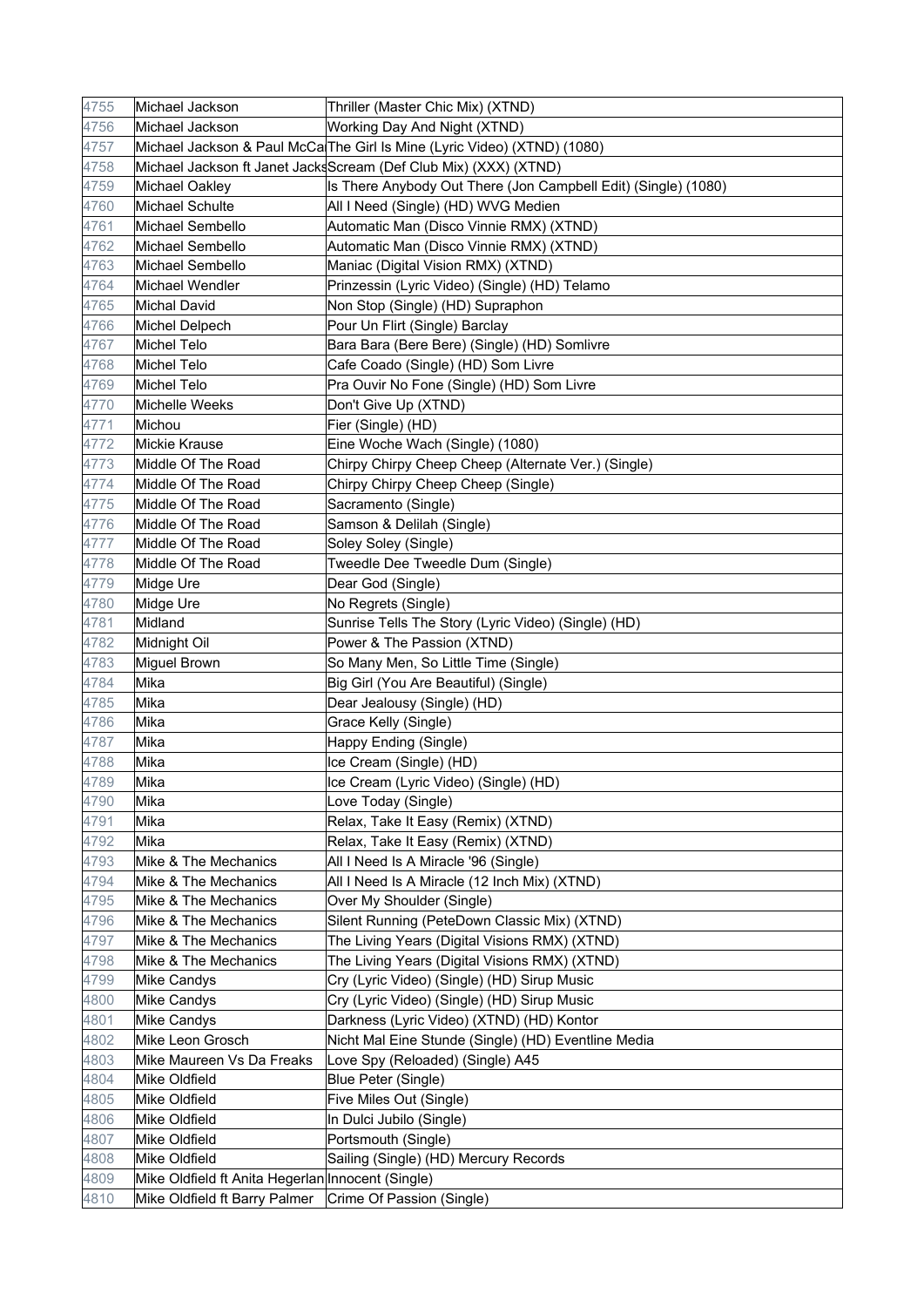| | | |
|---|---|---|
| 4755 | Michael Jackson | Thriller (Master Chic Mix) (XTND) |
| 4756 | Michael Jackson | Working Day And Night (XTND) |
| 4757 | Michael Jackson & Paul McCa | The Girl Is Mine (Lyric Video) (XTND) (1080) |
| 4758 | Michael Jackson ft Janet Jacks | Scream (Def Club Mix) (XXX) (XTND) |
| 4759 | Michael Oakley | Is There Anybody Out There (Jon Campbell Edit) (Single) (1080) |
| 4760 | Michael Schulte | All I Need (Single) (HD) WVG Medien |
| 4761 | Michael Sembello | Automatic Man (Disco Vinnie RMX) (XTND) |
| 4762 | Michael Sembello | Automatic Man (Disco Vinnie RMX) (XTND) |
| 4763 | Michael Sembello | Maniac (Digital Vision RMX) (XTND) |
| 4764 | Michael Wendler | Prinzessin (Lyric Video) (Single) (HD) Telamo |
| 4765 | Michal David | Non Stop (Single) (HD) Supraphon |
| 4766 | Michel Delpech | Pour Un Flirt (Single) Barclay |
| 4767 | Michel Telo | Bara Bara (Bere Bere) (Single) (HD) Somlivre |
| 4768 | Michel Telo | Cafe Coado (Single) (HD) Som Livre |
| 4769 | Michel Telo | Pra Ouvir No Fone (Single) (HD) Som Livre |
| 4770 | Michelle Weeks | Don't Give Up (XTND) |
| 4771 | Michou | Fier (Single) (HD) |
| 4772 | Mickie Krause | Eine Woche Wach (Single) (1080) |
| 4773 | Middle Of The Road | Chirpy Chirpy Cheep Cheep (Alternate Ver.) (Single) |
| 4774 | Middle Of The Road | Chirpy Chirpy Cheep Cheep (Single) |
| 4775 | Middle Of The Road | Sacramento (Single) |
| 4776 | Middle Of The Road | Samson & Delilah (Single) |
| 4777 | Middle Of The Road | Soley Soley (Single) |
| 4778 | Middle Of The Road | Tweedle Dee Tweedle Dum (Single) |
| 4779 | Midge Ure | Dear God (Single) |
| 4780 | Midge Ure | No Regrets (Single) |
| 4781 | Midland | Sunrise Tells The Story (Lyric Video) (Single) (HD) |
| 4782 | Midnight Oil | Power & The Passion (XTND) |
| 4783 | Miguel Brown | So Many Men, So Little Time (Single) |
| 4784 | Mika | Big Girl (You Are Beautiful) (Single) |
| 4785 | Mika | Dear Jealousy (Single) (HD) |
| 4786 | Mika | Grace Kelly (Single) |
| 4787 | Mika | Happy Ending (Single) |
| 4788 | Mika | Ice Cream (Single) (HD) |
| 4789 | Mika | Ice Cream (Lyric Video) (Single) (HD) |
| 4790 | Mika | Love Today (Single) |
| 4791 | Mika | Relax, Take It Easy (Remix) (XTND) |
| 4792 | Mika | Relax, Take It Easy (Remix) (XTND) |
| 4793 | Mike & The Mechanics | All I Need Is A Miracle '96 (Single) |
| 4794 | Mike & The Mechanics | All I Need Is A Miracle (12 Inch Mix) (XTND) |
| 4795 | Mike & The Mechanics | Over My Shoulder (Single) |
| 4796 | Mike & The Mechanics | Silent Running (PeteDown Classic Mix) (XTND) |
| 4797 | Mike & The Mechanics | The Living Years (Digital Visions RMX) (XTND) |
| 4798 | Mike & The Mechanics | The Living Years (Digital Visions RMX) (XTND) |
| 4799 | Mike Candys | Cry (Lyric Video) (Single) (HD) Sirup Music |
| 4800 | Mike Candys | Cry (Lyric Video) (Single) (HD) Sirup Music |
| 4801 | Mike Candys | Darkness (Lyric Video) (XTND) (HD) Kontor |
| 4802 | Mike Leon Grosch | Nicht Mal Eine Stunde (Single) (HD) Eventline Media |
| 4803 | Mike Maureen Vs Da Freaks | Love Spy (Reloaded) (Single) A45 |
| 4804 | Mike Oldfield | Blue Peter (Single) |
| 4805 | Mike Oldfield | Five Miles Out (Single) |
| 4806 | Mike Oldfield | In Dulci Jubilo (Single) |
| 4807 | Mike Oldfield | Portsmouth (Single) |
| 4808 | Mike Oldfield | Sailing (Single) (HD) Mercury Records |
| 4809 | Mike Oldfield ft Anita Hegerlan | Innocent (Single) |
| 4810 | Mike Oldfield ft Barry Palmer | Crime Of Passion (Single) |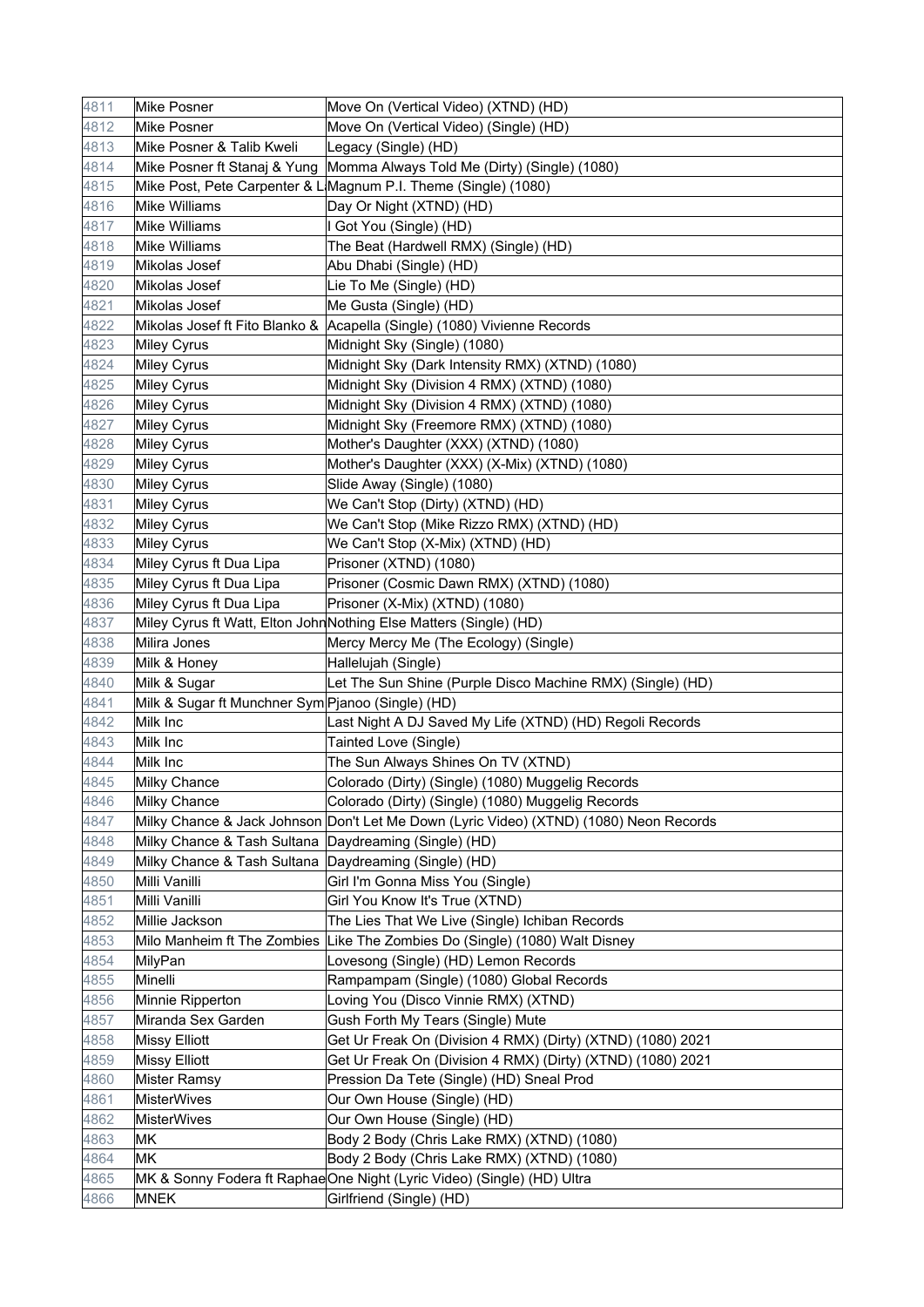| | | |
|---|---|---|
| 4811 | Mike Posner | Move On (Vertical Video) (XTND) (HD) |
| 4812 | Mike Posner | Move On (Vertical Video) (Single) (HD) |
| 4813 | Mike Posner & Talib Kweli | Legacy (Single) (HD) |
| 4814 | Mike Posner ft Stanaj & Yung | Momma Always Told Me (Dirty) (Single) (1080) |
| 4815 | Mike Post, Pete Carpenter & L | Magnum P.I. Theme (Single) (1080) |
| 4816 | Mike Williams | Day Or Night (XTND) (HD) |
| 4817 | Mike Williams | I Got You (Single) (HD) |
| 4818 | Mike Williams | The Beat (Hardwell RMX) (Single) (HD) |
| 4819 | Mikolas Josef | Abu Dhabi (Single) (HD) |
| 4820 | Mikolas Josef | Lie To Me (Single) (HD) |
| 4821 | Mikolas Josef | Me Gusta (Single) (HD) |
| 4822 | Mikolas Josef ft Fito Blanko & | Acapella (Single) (1080) Vivienne Records |
| 4823 | Miley Cyrus | Midnight Sky (Single) (1080) |
| 4824 | Miley Cyrus | Midnight Sky (Dark Intensity RMX) (XTND) (1080) |
| 4825 | Miley Cyrus | Midnight Sky (Division 4 RMX) (XTND) (1080) |
| 4826 | Miley Cyrus | Midnight Sky (Division 4 RMX) (XTND) (1080) |
| 4827 | Miley Cyrus | Midnight Sky (Freemore RMX) (XTND) (1080) |
| 4828 | Miley Cyrus | Mother's Daughter (XXX) (XTND) (1080) |
| 4829 | Miley Cyrus | Mother's Daughter (XXX) (X-Mix) (XTND) (1080) |
| 4830 | Miley Cyrus | Slide Away (Single) (1080) |
| 4831 | Miley Cyrus | We Can't Stop (Dirty) (XTND) (HD) |
| 4832 | Miley Cyrus | We Can't Stop (Mike Rizzo RMX) (XTND) (HD) |
| 4833 | Miley Cyrus | We Can't Stop (X-Mix) (XTND) (HD) |
| 4834 | Miley Cyrus ft Dua Lipa | Prisoner (XTND) (1080) |
| 4835 | Miley Cyrus ft Dua Lipa | Prisoner (Cosmic Dawn RMX) (XTND) (1080) |
| 4836 | Miley Cyrus ft Dua Lipa | Prisoner (X-Mix) (XTND) (1080) |
| 4837 | Miley Cyrus ft Watt, Elton John | Nothing Else Matters (Single) (HD) |
| 4838 | Milira Jones | Mercy Mercy Me (The Ecology) (Single) |
| 4839 | Milk & Honey | Hallelujah (Single) |
| 4840 | Milk & Sugar | Let The Sun Shine (Purple Disco Machine RMX) (Single) (HD) |
| 4841 | Milk & Sugar ft Munchner Sym | Pjanoo (Single) (HD) |
| 4842 | Milk Inc | Last Night A DJ Saved My Life (XTND) (HD) Regoli Records |
| 4843 | Milk Inc | Tainted Love (Single) |
| 4844 | Milk Inc | The Sun Always Shines On TV (XTND) |
| 4845 | Milky Chance | Colorado (Dirty) (Single) (1080) Muggelig Records |
| 4846 | Milky Chance | Colorado (Dirty) (Single) (1080) Muggelig Records |
| 4847 | Milky Chance & Jack Johnson | Don't Let Me Down (Lyric Video) (XTND) (1080) Neon Records |
| 4848 | Milky Chance & Tash Sultana | Daydreaming (Single) (HD) |
| 4849 | Milky Chance & Tash Sultana | Daydreaming (Single) (HD) |
| 4850 | Milli Vanilli | Girl I'm Gonna Miss You (Single) |
| 4851 | Milli Vanilli | Girl You Know It's True (XTND) |
| 4852 | Millie Jackson | The Lies That We Live (Single) Ichiban Records |
| 4853 | Milo Manheim ft The Zombies | Like The Zombies Do (Single) (1080) Walt Disney |
| 4854 | MilyPan | Lovesong (Single) (HD) Lemon Records |
| 4855 | Minelli | Rampampam (Single) (1080) Global Records |
| 4856 | Minnie Ripperton | Loving You (Disco Vinnie RMX) (XTND) |
| 4857 | Miranda Sex Garden | Gush Forth My Tears (Single) Mute |
| 4858 | Missy Elliott | Get Ur Freak On (Division 4 RMX) (Dirty) (XTND) (1080) 2021 |
| 4859 | Missy Elliott | Get Ur Freak On (Division 4 RMX) (Dirty) (XTND) (1080) 2021 |
| 4860 | Mister Ramsy | Pression Da Tete (Single) (HD) Sneal Prod |
| 4861 | MisterWives | Our Own House (Single) (HD) |
| 4862 | MisterWives | Our Own House (Single) (HD) |
| 4863 | MK | Body 2 Body (Chris Lake RMX) (XTND) (1080) |
| 4864 | MK | Body 2 Body (Chris Lake RMX) (XTND) (1080) |
| 4865 | MK & Sonny Fodera ft Raphae | One Night (Lyric Video) (Single) (HD) Ultra |
| 4866 | MNEK | Girlfriend (Single) (HD) |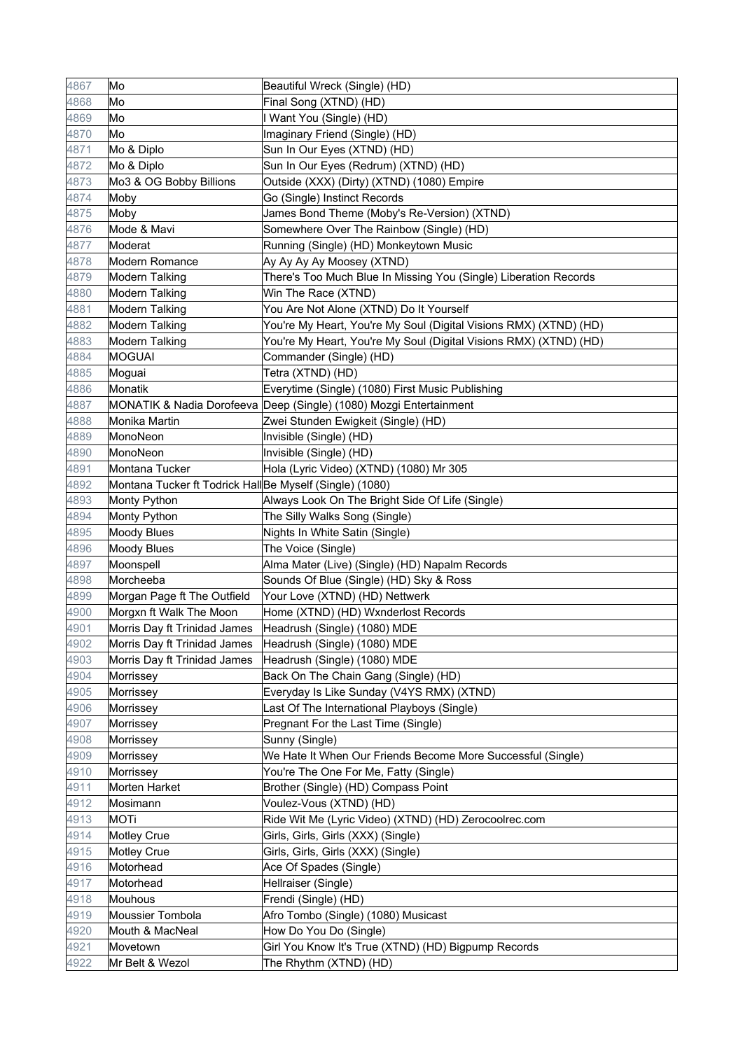| 4867 | Mo | Beautiful Wreck (Single) (HD) |
|---|---|---|
| 4868 | Mo | Final Song (XTND) (HD) |
| 4869 | Mo | I Want You (Single) (HD) |
| 4870 | Mo | Imaginary Friend (Single) (HD) |
| 4871 | Mo & Diplo | Sun In Our Eyes (XTND) (HD) |
| 4872 | Mo & Diplo | Sun In Our Eyes (Redrum) (XTND) (HD) |
| 4873 | Mo3 & OG Bobby Billions | Outside (XXX) (Dirty) (XTND) (1080) Empire |
| 4874 | Moby | Go (Single) Instinct Records |
| 4875 | Moby | James Bond Theme (Moby's Re-Version) (XTND) |
| 4876 | Mode & Mavi | Somewhere Over The Rainbow (Single) (HD) |
| 4877 | Moderat | Running (Single) (HD) Monkeytown Music |
| 4878 | Modern Romance | Ay Ay Ay Ay Moosey (XTND) |
| 4879 | Modern Talking | There's Too Much Blue In Missing You (Single) Liberation Records |
| 4880 | Modern Talking | Win The Race (XTND) |
| 4881 | Modern Talking | You Are Not Alone (XTND) Do It Yourself |
| 4882 | Modern Talking | You're My Heart, You're My Soul (Digital Visions RMX) (XTND) (HD) |
| 4883 | Modern Talking | You're My Heart, You're My Soul (Digital Visions RMX) (XTND) (HD) |
| 4884 | MOGUAI | Commander (Single) (HD) |
| 4885 | Moguai | Tetra (XTND) (HD) |
| 4886 | Monatik | Everytime (Single) (1080) First Music Publishing |
| 4887 | MONATIK & Nadia Dorofeeva | Deep (Single) (1080) Mozgi Entertainment |
| 4888 | Monika Martin | Zwei Stunden Ewigkeit (Single) (HD) |
| 4889 | MonoNeon | Invisible (Single) (HD) |
| 4890 | MonoNeon | Invisible (Single) (HD) |
| 4891 | Montana Tucker | Hola (Lyric Video) (XTND) (1080) Mr 305 |
| 4892 | Montana Tucker ft Todrick Hall | Be Myself (Single) (1080) |
| 4893 | Monty Python | Always Look On The Bright Side Of Life (Single) |
| 4894 | Monty Python | The Silly Walks Song (Single) |
| 4895 | Moody Blues | Nights In White Satin (Single) |
| 4896 | Moody Blues | The Voice (Single) |
| 4897 | Moonspell | Alma Mater (Live) (Single) (HD) Napalm Records |
| 4898 | Morcheeba | Sounds Of Blue (Single) (HD) Sky & Ross |
| 4899 | Morgan Page ft The Outfield | Your Love (XTND) (HD) Nettwerk |
| 4900 | Morgxn ft Walk The Moon | Home (XTND) (HD) Wxnderlost Records |
| 4901 | Morris Day ft Trinidad James | Headrush (Single) (1080) MDE |
| 4902 | Morris Day ft Trinidad James | Headrush (Single) (1080) MDE |
| 4903 | Morris Day ft Trinidad James | Headrush (Single) (1080) MDE |
| 4904 | Morrissey | Back On The Chain Gang (Single) (HD) |
| 4905 | Morrissey | Everyday Is Like Sunday (V4YS RMX) (XTND) |
| 4906 | Morrissey | Last Of The International Playboys (Single) |
| 4907 | Morrissey | Pregnant For the Last Time (Single) |
| 4908 | Morrissey | Sunny (Single) |
| 4909 | Morrissey | We Hate It When Our Friends Become More Successful (Single) |
| 4910 | Morrissey | You're The One For Me, Fatty (Single) |
| 4911 | Morten Harket | Brother (Single) (HD) Compass Point |
| 4912 | Mosimann | Voulez-Vous (XTND) (HD) |
| 4913 | MOTi | Ride Wit Me (Lyric Video) (XTND) (HD) Zerocoolrec.com |
| 4914 | Motley Crue | Girls, Girls, Girls (XXX) (Single) |
| 4915 | Motley Crue | Girls, Girls, Girls (XXX) (Single) |
| 4916 | Motorhead | Ace Of Spades (Single) |
| 4917 | Motorhead | Hellraiser (Single) |
| 4918 | Mouhous | Frendi (Single) (HD) |
| 4919 | Moussier Tombola | Afro Tombo (Single) (1080) Musicast |
| 4920 | Mouth & MacNeal | How Do You Do (Single) |
| 4921 | Movetown | Girl You Know It's True (XTND) (HD) Bigpump Records |
| 4922 | Mr Belt & Wezol | The Rhythm (XTND) (HD) |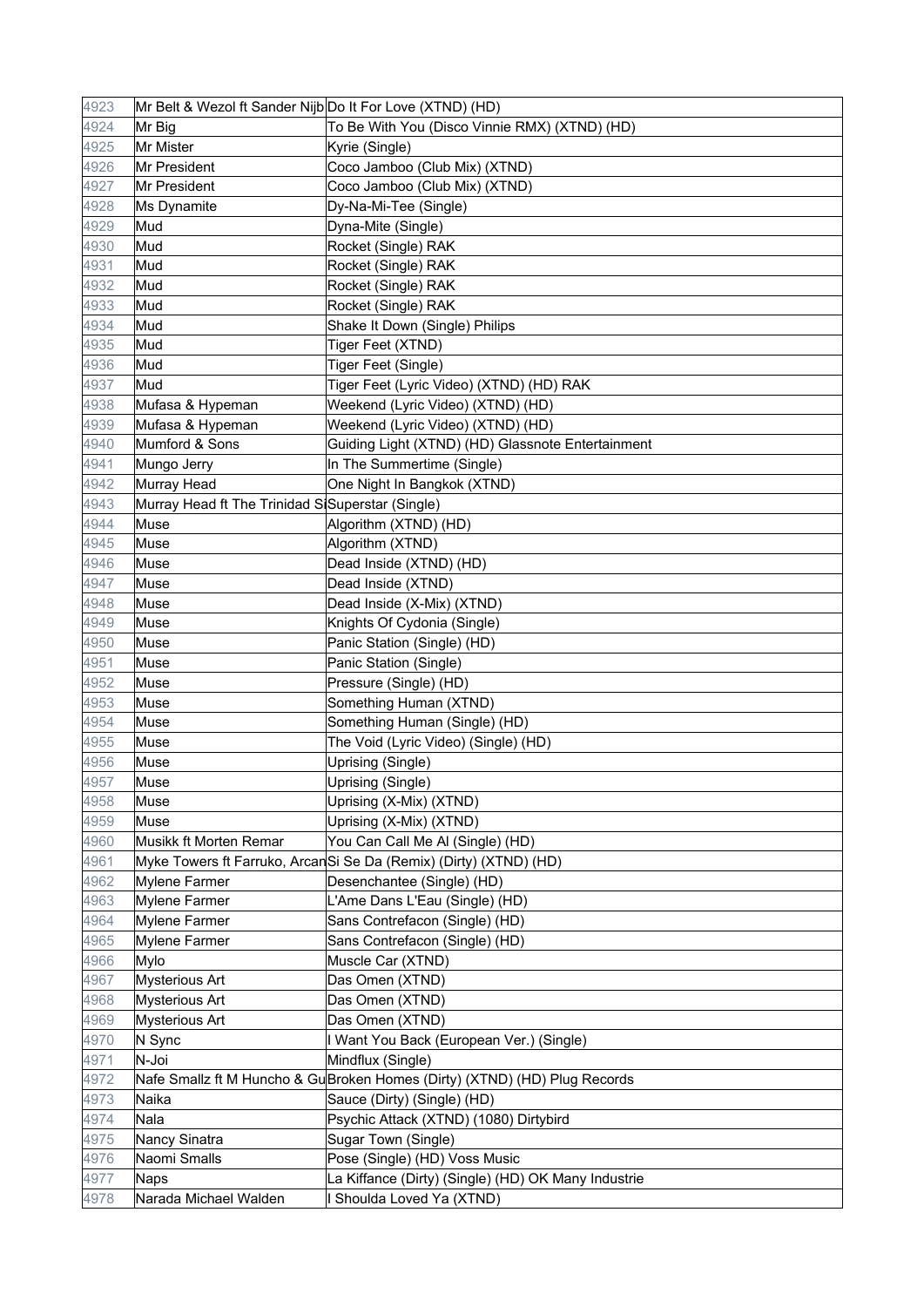| | | |
|---|---|---|
| 4923 | Mr Belt & Wezol ft Sander Nijb | Do It For Love (XTND) (HD) |
| 4924 | Mr Big | To Be With You (Disco Vinnie RMX) (XTND) (HD) |
| 4925 | Mr Mister | Kyrie (Single) |
| 4926 | Mr President | Coco Jamboo (Club Mix) (XTND) |
| 4927 | Mr President | Coco Jamboo (Club Mix) (XTND) |
| 4928 | Ms Dynamite | Dy-Na-Mi-Tee (Single) |
| 4929 | Mud | Dyna-Mite (Single) |
| 4930 | Mud | Rocket (Single) RAK |
| 4931 | Mud | Rocket (Single) RAK |
| 4932 | Mud | Rocket (Single) RAK |
| 4933 | Mud | Rocket (Single) RAK |
| 4934 | Mud | Shake It Down (Single) Philips |
| 4935 | Mud | Tiger Feet (XTND) |
| 4936 | Mud | Tiger Feet (Single) |
| 4937 | Mud | Tiger Feet (Lyric Video) (XTND) (HD) RAK |
| 4938 | Mufasa & Hypeman | Weekend (Lyric Video) (XTND) (HD) |
| 4939 | Mufasa & Hypeman | Weekend (Lyric Video) (XTND) (HD) |
| 4940 | Mumford & Sons | Guiding Light (XTND) (HD) Glassnote Entertainment |
| 4941 | Mungo Jerry | In The Summertime (Single) |
| 4942 | Murray Head | One Night In Bangkok (XTND) |
| 4943 | Murray Head ft The Trinidad S | Superstar (Single) |
| 4944 | Muse | Algorithm (XTND) (HD) |
| 4945 | Muse | Algorithm (XTND) |
| 4946 | Muse | Dead Inside (XTND) (HD) |
| 4947 | Muse | Dead Inside (XTND) |
| 4948 | Muse | Dead Inside (X-Mix) (XTND) |
| 4949 | Muse | Knights Of Cydonia (Single) |
| 4950 | Muse | Panic Station (Single) (HD) |
| 4951 | Muse | Panic Station (Single) |
| 4952 | Muse | Pressure (Single) (HD) |
| 4953 | Muse | Something Human (XTND) |
| 4954 | Muse | Something Human (Single) (HD) |
| 4955 | Muse | The Void (Lyric Video) (Single) (HD) |
| 4956 | Muse | Uprising (Single) |
| 4957 | Muse | Uprising (Single) |
| 4958 | Muse | Uprising (X-Mix) (XTND) |
| 4959 | Muse | Uprising (X-Mix) (XTND) |
| 4960 | Musikk ft Morten Remar | You Can Call Me Al (Single) (HD) |
| 4961 | Myke Towers ft Farruko, Arcan | Si Se Da (Remix) (Dirty) (XTND) (HD) |
| 4962 | Mylene Farmer | Desenchantee (Single) (HD) |
| 4963 | Mylene Farmer | L'Ame Dans L'Eau (Single) (HD) |
| 4964 | Mylene Farmer | Sans Contrefacon (Single) (HD) |
| 4965 | Mylene Farmer | Sans Contrefacon (Single) (HD) |
| 4966 | Mylo | Muscle Car (XTND) |
| 4967 | Mysterious Art | Das Omen (XTND) |
| 4968 | Mysterious Art | Das Omen (XTND) |
| 4969 | Mysterious Art | Das Omen (XTND) |
| 4970 | N Sync | I Want You Back (European Ver.) (Single) |
| 4971 | N-Joi | Mindflux (Single) |
| 4972 | Nafe Smallz ft M Huncho & Gu | Broken Homes (Dirty) (XTND) (HD) Plug Records |
| 4973 | Naika | Sauce (Dirty) (Single) (HD) |
| 4974 | Nala | Psychic Attack (XTND) (1080) Dirtybird |
| 4975 | Nancy Sinatra | Sugar Town (Single) |
| 4976 | Naomi Smalls | Pose (Single) (HD) Voss Music |
| 4977 | Naps | La Kiffance (Dirty) (Single) (HD) OK Many Industrie |
| 4978 | Narada Michael Walden | I Shoulda Loved Ya (XTND) |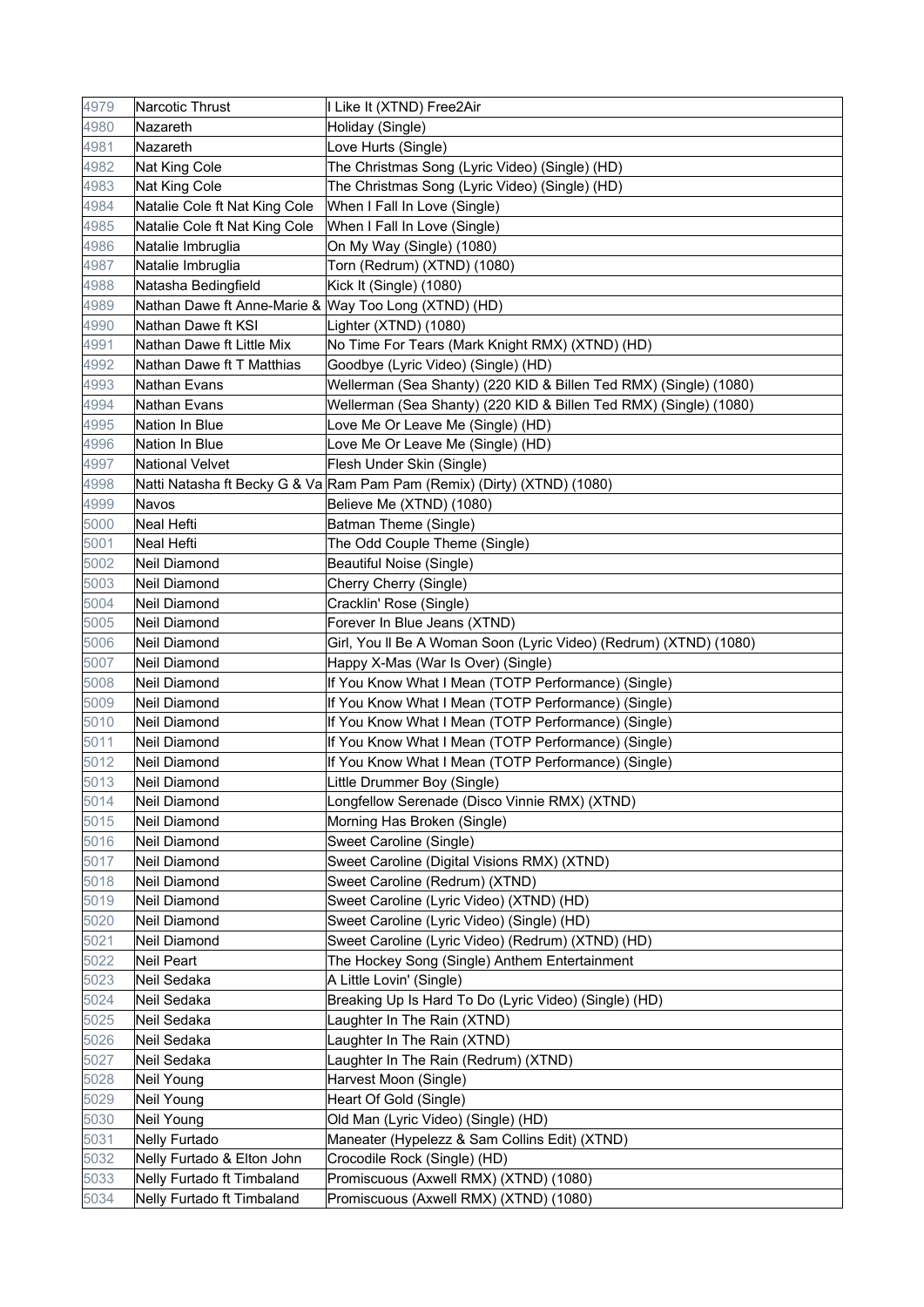| 4979 | Narcotic Thrust | I Like It (XTND) Free2Air |
|---|---|---|
| 4980 | Nazareth | Holiday (Single) |
| 4981 | Nazareth | Love Hurts (Single) |
| 4982 | Nat King Cole | The Christmas Song (Lyric Video) (Single) (HD) |
| 4983 | Nat King Cole | The Christmas Song (Lyric Video) (Single) (HD) |
| 4984 | Natalie Cole ft Nat King Cole | When I Fall In Love (Single) |
| 4985 | Natalie Cole ft Nat King Cole | When I Fall In Love (Single) |
| 4986 | Natalie Imbruglia | On My Way (Single) (1080) |
| 4987 | Natalie Imbruglia | Torn (Redrum) (XTND) (1080) |
| 4988 | Natasha Bedingfield | Kick It (Single) (1080) |
| 4989 | Nathan Dawe ft Anne-Marie & | Way Too Long (XTND) (HD) |
| 4990 | Nathan Dawe ft KSI | Lighter (XTND) (1080) |
| 4991 | Nathan Dawe ft Little Mix | No Time For Tears (Mark Knight RMX) (XTND) (HD) |
| 4992 | Nathan Dawe ft T Matthias | Goodbye (Lyric Video) (Single) (HD) |
| 4993 | Nathan Evans | Wellerman (Sea Shanty) (220 KID & Billen Ted RMX) (Single) (1080) |
| 4994 | Nathan Evans | Wellerman (Sea Shanty) (220 KID & Billen Ted RMX) (Single) (1080) |
| 4995 | Nation In Blue | Love Me Or Leave Me (Single) (HD) |
| 4996 | Nation In Blue | Love Me Or Leave Me (Single) (HD) |
| 4997 | National Velvet | Flesh Under Skin (Single) |
| 4998 | Natti Natasha ft Becky G & Va | Ram Pam Pam (Remix) (Dirty) (XTND) (1080) |
| 4999 | Navos | Believe Me (XTND) (1080) |
| 5000 | Neal Hefti | Batman Theme (Single) |
| 5001 | Neal Hefti | The Odd Couple Theme (Single) |
| 5002 | Neil Diamond | Beautiful Noise (Single) |
| 5003 | Neil Diamond | Cherry Cherry (Single) |
| 5004 | Neil Diamond | Cracklin' Rose (Single) |
| 5005 | Neil Diamond | Forever In Blue Jeans (XTND) |
| 5006 | Neil Diamond | Girl, You ll Be A Woman Soon (Lyric Video) (Redrum) (XTND) (1080) |
| 5007 | Neil Diamond | Happy X-Mas (War Is Over) (Single) |
| 5008 | Neil Diamond | If You Know What I Mean (TOTP Performance) (Single) |
| 5009 | Neil Diamond | If You Know What I Mean (TOTP Performance) (Single) |
| 5010 | Neil Diamond | If You Know What I Mean (TOTP Performance) (Single) |
| 5011 | Neil Diamond | If You Know What I Mean (TOTP Performance) (Single) |
| 5012 | Neil Diamond | If You Know What I Mean (TOTP Performance) (Single) |
| 5013 | Neil Diamond | Little Drummer Boy (Single) |
| 5014 | Neil Diamond | Longfellow Serenade (Disco Vinnie RMX) (XTND) |
| 5015 | Neil Diamond | Morning Has Broken (Single) |
| 5016 | Neil Diamond | Sweet Caroline (Single) |
| 5017 | Neil Diamond | Sweet Caroline (Digital Visions RMX) (XTND) |
| 5018 | Neil Diamond | Sweet Caroline (Redrum) (XTND) |
| 5019 | Neil Diamond | Sweet Caroline (Lyric Video) (XTND) (HD) |
| 5020 | Neil Diamond | Sweet Caroline (Lyric Video) (Single) (HD) |
| 5021 | Neil Diamond | Sweet Caroline (Lyric Video) (Redrum) (XTND) (HD) |
| 5022 | Neil Peart | The Hockey Song (Single) Anthem Entertainment |
| 5023 | Neil Sedaka | A Little Lovin' (Single) |
| 5024 | Neil Sedaka | Breaking Up Is Hard To Do (Lyric Video) (Single) (HD) |
| 5025 | Neil Sedaka | Laughter In The Rain (XTND) |
| 5026 | Neil Sedaka | Laughter In The Rain (XTND) |
| 5027 | Neil Sedaka | Laughter In The Rain (Redrum) (XTND) |
| 5028 | Neil Young | Harvest Moon (Single) |
| 5029 | Neil Young | Heart Of Gold (Single) |
| 5030 | Neil Young | Old Man (Lyric Video) (Single) (HD) |
| 5031 | Nelly Furtado | Maneater (Hypelezz & Sam Collins Edit) (XTND) |
| 5032 | Nelly Furtado & Elton John | Crocodile Rock (Single) (HD) |
| 5033 | Nelly Furtado ft Timbaland | Promiscuous (Axwell RMX) (XTND) (1080) |
| 5034 | Nelly Furtado ft Timbaland | Promiscuous (Axwell RMX) (XTND) (1080) |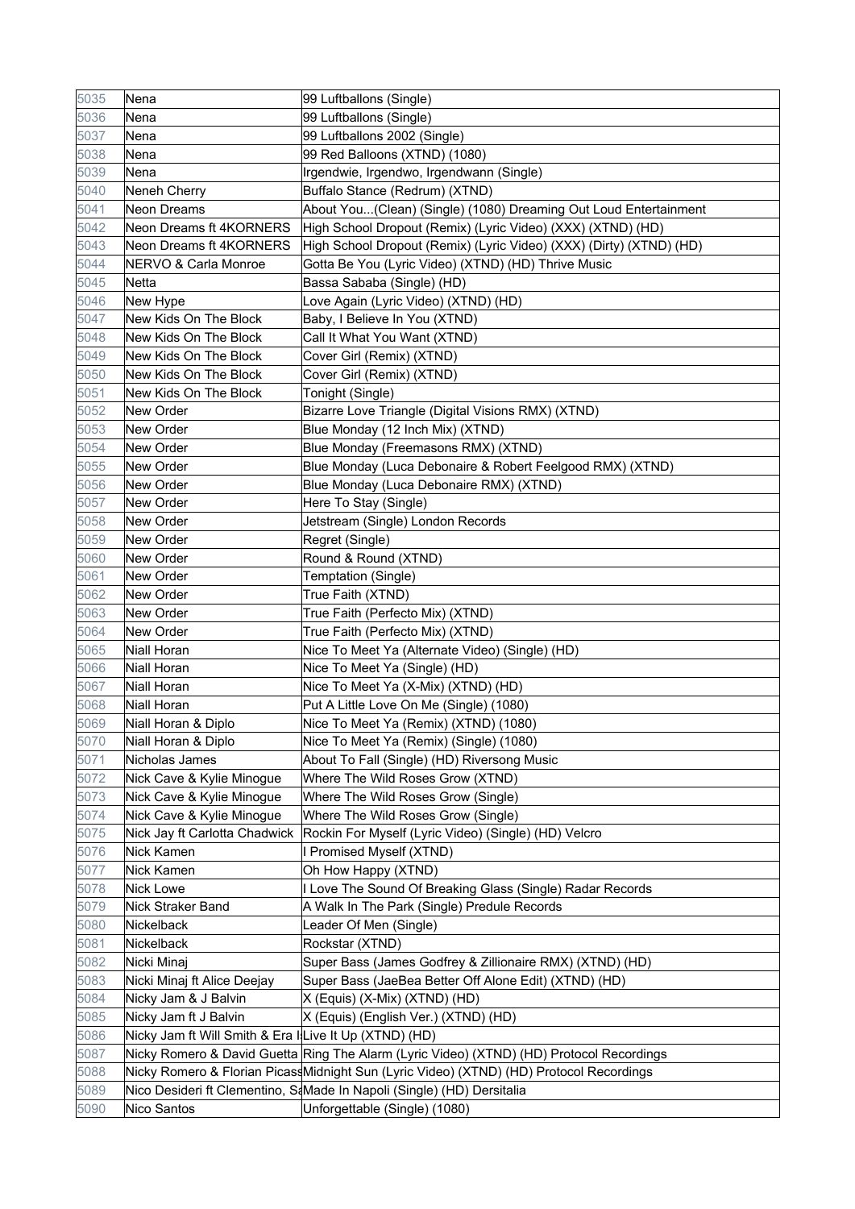| | | |
|---|---|---|
| 5035 | Nena | 99 Luftballons (Single) |
| 5036 | Nena | 99 Luftballons (Single) |
| 5037 | Nena | 99 Luftballons 2002 (Single) |
| 5038 | Nena | 99 Red Balloons (XTND) (1080) |
| 5039 | Nena | Irgendwie, Irgendwo, Irgendwann (Single) |
| 5040 | Neneh Cherry | Buffalo Stance (Redrum) (XTND) |
| 5041 | Neon Dreams | About You...(Clean) (Single) (1080) Dreaming Out Loud Entertainment |
| 5042 | Neon Dreams ft 4KORNERS | High School Dropout (Remix) (Lyric Video) (XXX) (XTND) (HD) |
| 5043 | Neon Dreams ft 4KORNERS | High School Dropout (Remix) (Lyric Video) (XXX) (Dirty) (XTND) (HD) |
| 5044 | NERVO & Carla Monroe | Gotta Be You (Lyric Video) (XTND) (HD) Thrive Music |
| 5045 | Netta | Bassa Sababa (Single) (HD) |
| 5046 | New Hype | Love Again (Lyric Video) (XTND) (HD) |
| 5047 | New Kids On The Block | Baby, I Believe In You (XTND) |
| 5048 | New Kids On The Block | Call It What You Want (XTND) |
| 5049 | New Kids On The Block | Cover Girl (Remix) (XTND) |
| 5050 | New Kids On The Block | Cover Girl (Remix) (XTND) |
| 5051 | New Kids On The Block | Tonight (Single) |
| 5052 | New Order | Bizarre Love Triangle (Digital Visions RMX) (XTND) |
| 5053 | New Order | Blue Monday (12 Inch Mix) (XTND) |
| 5054 | New Order | Blue Monday (Freemasons RMX) (XTND) |
| 5055 | New Order | Blue Monday (Luca Debonaire & Robert Feelgood RMX) (XTND) |
| 5056 | New Order | Blue Monday (Luca Debonaire RMX) (XTND) |
| 5057 | New Order | Here To Stay (Single) |
| 5058 | New Order | Jetstream (Single) London Records |
| 5059 | New Order | Regret (Single) |
| 5060 | New Order | Round & Round (XTND) |
| 5061 | New Order | Temptation (Single) |
| 5062 | New Order | True Faith (XTND) |
| 5063 | New Order | True Faith (Perfecto Mix) (XTND) |
| 5064 | New Order | True Faith (Perfecto Mix) (XTND) |
| 5065 | Niall Horan | Nice To Meet Ya (Alternate Video) (Single) (HD) |
| 5066 | Niall Horan | Nice To Meet Ya (Single) (HD) |
| 5067 | Niall Horan | Nice To Meet Ya (X-Mix) (XTND) (HD) |
| 5068 | Niall Horan | Put A Little Love On Me (Single) (1080) |
| 5069 | Niall Horan & Diplo | Nice To Meet Ya (Remix) (XTND) (1080) |
| 5070 | Niall Horan & Diplo | Nice To Meet Ya (Remix) (Single) (1080) |
| 5071 | Nicholas James | About To Fall (Single) (HD) Riversong Music |
| 5072 | Nick Cave & Kylie Minogue | Where The Wild Roses Grow (XTND) |
| 5073 | Nick Cave & Kylie Minogue | Where The Wild Roses Grow (Single) |
| 5074 | Nick Cave & Kylie Minogue | Where The Wild Roses Grow (Single) |
| 5075 | Nick Jay ft Carlotta Chadwick | Rockin For Myself (Lyric Video) (Single) (HD) Velcro |
| 5076 | Nick Kamen | I Promised Myself (XTND) |
| 5077 | Nick Kamen | Oh How Happy (XTND) |
| 5078 | Nick Lowe | I Love The Sound Of Breaking Glass (Single) Radar Records |
| 5079 | Nick Straker Band | A Walk In The Park (Single) Predule Records |
| 5080 | Nickelback | Leader Of Men (Single) |
| 5081 | Nickelback | Rockstar (XTND) |
| 5082 | Nicki Minaj | Super Bass (James Godfrey & Zillionaire RMX) (XTND) (HD) |
| 5083 | Nicki Minaj ft Alice Deejay | Super Bass (JaeBea Better Off Alone Edit) (XTND) (HD) |
| 5084 | Nicky Jam & J Balvin | X (Equis) (X-Mix) (XTND) (HD) |
| 5085 | Nicky Jam ft J Balvin | X (Equis) (English Ver.) (XTND) (HD) |
| 5086 | Nicky Jam ft Will Smith & Era I | Live It Up (XTND) (HD) |
| 5087 | Nicky Romero & David Guetta | Ring The Alarm (Lyric Video) (XTND) (HD) Protocol Recordings |
| 5088 | Nicky Romero & Florian Picass | Midnight Sun (Lyric Video) (XTND) (HD) Protocol Recordings |
| 5089 | Nico Desideri ft Clementino, Sa | Made In Napoli (Single) (HD) Dersitalia |
| 5090 | Nico Santos | Unforgettable (Single) (1080) |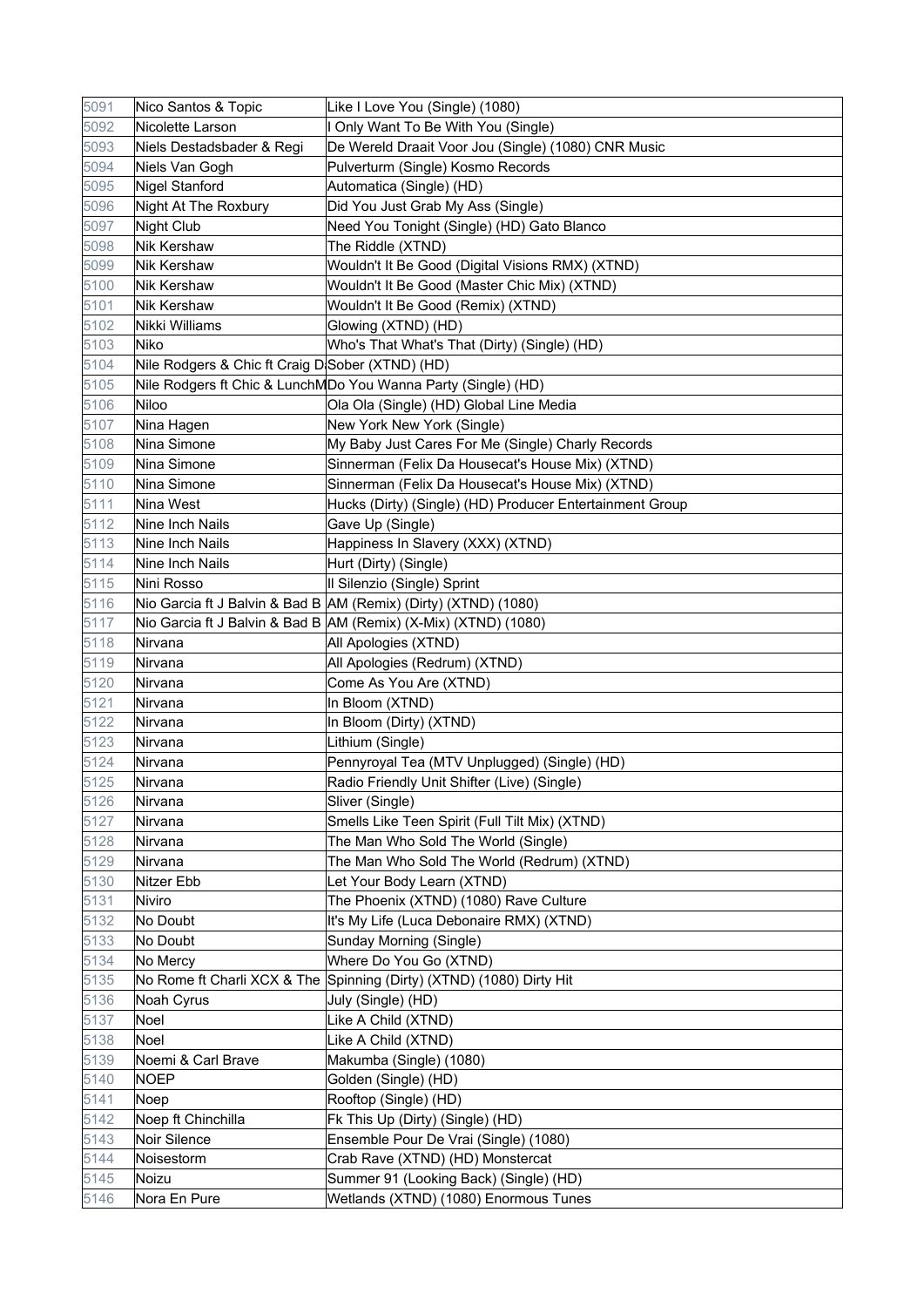| | | |
|---|---|---|
| 5091 | Nico Santos & Topic | Like I Love You (Single) (1080) |
| 5092 | Nicolette Larson | I Only Want To Be With You (Single) |
| 5093 | Niels Destadsbader & Regi | De Wereld Draait Voor Jou (Single) (1080) CNR Music |
| 5094 | Niels Van Gogh | Pulverturm (Single) Kosmo Records |
| 5095 | Nigel Stanford | Automatica (Single) (HD) |
| 5096 | Night At The Roxbury | Did You Just Grab My Ass (Single) |
| 5097 | Night Club | Need You Tonight (Single) (HD) Gato Blanco |
| 5098 | Nik Kershaw | The Riddle (XTND) |
| 5099 | Nik Kershaw | Wouldn't It Be Good (Digital Visions RMX) (XTND) |
| 5100 | Nik Kershaw | Wouldn't It Be Good (Master Chic Mix) (XTND) |
| 5101 | Nik Kershaw | Wouldn't It Be Good (Remix) (XTND) |
| 5102 | Nikki Williams | Glowing (XTND) (HD) |
| 5103 | Niko | Who's That What's That (Dirty) (Single) (HD) |
| 5104 | Nile Rodgers & Chic ft Craig D | Sober (XTND) (HD) |
| 5105 | Nile Rodgers ft Chic & LunchM | Do You Wanna Party (Single) (HD) |
| 5106 | Niloo | Ola Ola (Single) (HD) Global Line Media |
| 5107 | Nina Hagen | New York New York (Single) |
| 5108 | Nina Simone | My Baby Just Cares For Me (Single) Charly Records |
| 5109 | Nina Simone | Sinnerman (Felix Da Housecat's House Mix) (XTND) |
| 5110 | Nina Simone | Sinnerman (Felix Da Housecat's House Mix) (XTND) |
| 5111 | Nina West | Hucks (Dirty) (Single) (HD) Producer Entertainment Group |
| 5112 | Nine Inch Nails | Gave Up (Single) |
| 5113 | Nine Inch Nails | Happiness In Slavery (XXX) (XTND) |
| 5114 | Nine Inch Nails | Hurt (Dirty) (Single) |
| 5115 | Nini Rosso | Il Silenzio (Single) Sprint |
| 5116 | Nio Garcia ft J Balvin & Bad B | AM (Remix) (Dirty) (XTND) (1080) |
| 5117 | Nio Garcia ft J Balvin & Bad B | AM (Remix) (X-Mix) (XTND) (1080) |
| 5118 | Nirvana | All Apologies (XTND) |
| 5119 | Nirvana | All Apologies (Redrum) (XTND) |
| 5120 | Nirvana | Come As You Are (XTND) |
| 5121 | Nirvana | In Bloom (XTND) |
| 5122 | Nirvana | In Bloom (Dirty) (XTND) |
| 5123 | Nirvana | Lithium (Single) |
| 5124 | Nirvana | Pennyroyal Tea (MTV Unplugged) (Single) (HD) |
| 5125 | Nirvana | Radio Friendly Unit Shifter (Live) (Single) |
| 5126 | Nirvana | Sliver (Single) |
| 5127 | Nirvana | Smells Like Teen Spirit (Full Tilt Mix) (XTND) |
| 5128 | Nirvana | The Man Who Sold The World (Single) |
| 5129 | Nirvana | The Man Who Sold The World (Redrum) (XTND) |
| 5130 | Nitzer Ebb | Let Your Body Learn (XTND) |
| 5131 | Niviro | The Phoenix (XTND) (1080) Rave Culture |
| 5132 | No Doubt | It's My Life (Luca Debonaire RMX) (XTND) |
| 5133 | No Doubt | Sunday Morning (Single) |
| 5134 | No Mercy | Where Do You Go (XTND) |
| 5135 | No Rome ft Charli XCX & The | Spinning (Dirty) (XTND) (1080) Dirty Hit |
| 5136 | Noah Cyrus | July (Single) (HD) |
| 5137 | Noel | Like A Child (XTND) |
| 5138 | Noel | Like A Child (XTND) |
| 5139 | Noemi & Carl Brave | Makumba (Single) (1080) |
| 5140 | NOEP | Golden (Single) (HD) |
| 5141 | Noep | Rooftop (Single) (HD) |
| 5142 | Noep ft Chinchilla | Fk This Up (Dirty) (Single) (HD) |
| 5143 | Noir Silence | Ensemble Pour De Vrai (Single) (1080) |
| 5144 | Noisestorm | Crab Rave (XTND) (HD) Monstercat |
| 5145 | Noizu | Summer 91 (Looking Back) (Single) (HD) |
| 5146 | Nora En Pure | Wetlands (XTND) (1080) Enormous Tunes |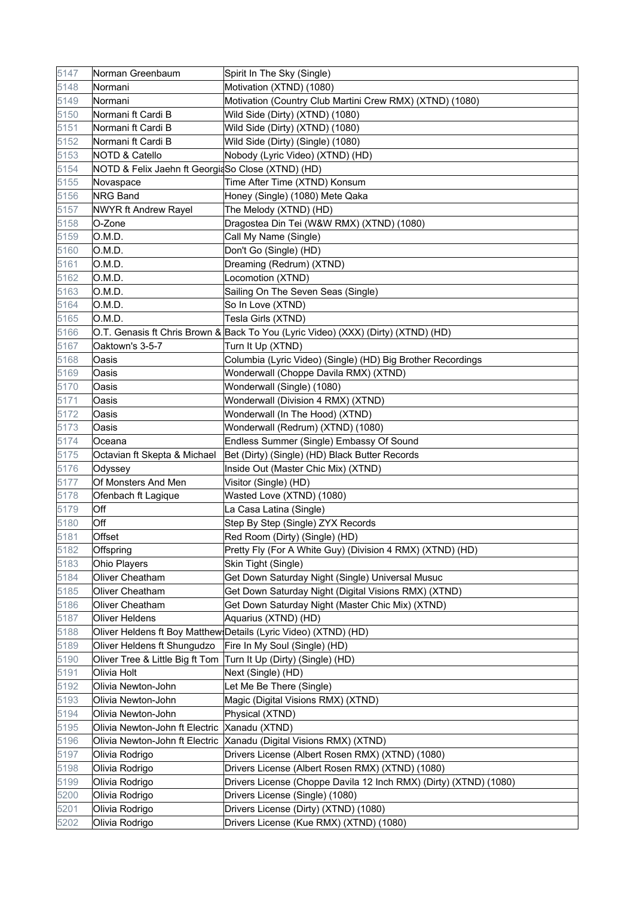| 5147 | Norman Greenbaum | Spirit In The Sky (Single) |
|---|---|---|
| 5148 | Normani | Motivation (XTND) (1080) |
| 5149 | Normani | Motivation (Country Club Martini Crew RMX) (XTND) (1080) |
| 5150 | Normani ft Cardi B | Wild Side (Dirty) (XTND) (1080) |
| 5151 | Normani ft Cardi B | Wild Side (Dirty) (XTND) (1080) |
| 5152 | Normani ft Cardi B | Wild Side (Dirty) (Single) (1080) |
| 5153 | NOTD & Catello | Nobody (Lyric Video) (XTND) (HD) |
| 5154 | NOTD & Felix Jaehn ft Georgia | So Close (XTND) (HD) |
| 5155 | Novaspace | Time After Time (XTND) Konsum |
| 5156 | NRG Band | Honey (Single) (1080) Mete Qaka |
| 5157 | NWYR ft Andrew Rayel | The Melody (XTND) (HD) |
| 5158 | O-Zone | Dragostea Din Tei (W&W RMX) (XTND) (1080) |
| 5159 | O.M.D. | Call My Name (Single) |
| 5160 | O.M.D. | Don't Go (Single) (HD) |
| 5161 | O.M.D. | Dreaming (Redrum) (XTND) |
| 5162 | O.M.D. | Locomotion (XTND) |
| 5163 | O.M.D. | Sailing On The Seven Seas (Single) |
| 5164 | O.M.D. | So In Love (XTND) |
| 5165 | O.M.D. | Tesla Girls (XTND) |
| 5166 | O.T. Genasis ft Chris Brown & | Back To You (Lyric Video) (XXX) (Dirty) (XTND) (HD) |
| 5167 | Oaktown's 3-5-7 | Turn It Up (XTND) |
| 5168 | Oasis | Columbia (Lyric Video) (Single) (HD) Big Brother Recordings |
| 5169 | Oasis | Wonderwall (Choppe Davila RMX) (XTND) |
| 5170 | Oasis | Wonderwall (Single) (1080) |
| 5171 | Oasis | Wonderwall (Division 4 RMX) (XTND) |
| 5172 | Oasis | Wonderwall (In The Hood) (XTND) |
| 5173 | Oasis | Wonderwall (Redrum) (XTND) (1080) |
| 5174 | Oceana | Endless Summer (Single) Embassy Of Sound |
| 5175 | Octavian ft Skepta & Michael | Bet (Dirty) (Single) (HD) Black Butter Records |
| 5176 | Odyssey | Inside Out (Master Chic Mix) (XTND) |
| 5177 | Of Monsters And Men | Visitor (Single) (HD) |
| 5178 | Ofenbach ft Lagique | Wasted Love (XTND) (1080) |
| 5179 | Off | La Casa Latina (Single) |
| 5180 | Off | Step By Step (Single) ZYX Records |
| 5181 | Offset | Red Room (Dirty) (Single) (HD) |
| 5182 | Offspring | Pretty Fly (For A White Guy) (Division 4 RMX) (XTND) (HD) |
| 5183 | Ohio Players | Skin Tight (Single) |
| 5184 | Oliver Cheatham | Get Down Saturday Night (Single) Universal Musuc |
| 5185 | Oliver Cheatham | Get Down Saturday Night (Digital Visions RMX) (XTND) |
| 5186 | Oliver Cheatham | Get Down Saturday Night (Master Chic Mix) (XTND) |
| 5187 | Oliver Heldens | Aquarius (XTND) (HD) |
| 5188 | Oliver Heldens ft Boy Matthews | Details (Lyric Video) (XTND) (HD) |
| 5189 | Oliver Heldens ft Shungudzo | Fire In My Soul (Single) (HD) |
| 5190 | Oliver Tree & Little Big ft Tom | Turn It Up (Dirty) (Single) (HD) |
| 5191 | Olivia Holt | Next (Single) (HD) |
| 5192 | Olivia Newton-John | Let Me Be There (Single) |
| 5193 | Olivia Newton-John | Magic (Digital Visions RMX) (XTND) |
| 5194 | Olivia Newton-John | Physical (XTND) |
| 5195 | Olivia Newton-John ft Electric | Xanadu (XTND) |
| 5196 | Olivia Newton-John ft Electric | Xanadu (Digital Visions RMX) (XTND) |
| 5197 | Olivia Rodrigo | Drivers License (Albert Rosen RMX) (XTND) (1080) |
| 5198 | Olivia Rodrigo | Drivers License (Albert Rosen RMX) (XTND) (1080) |
| 5199 | Olivia Rodrigo | Drivers License (Choppe Davila 12 Inch RMX) (Dirty) (XTND) (1080) |
| 5200 | Olivia Rodrigo | Drivers License (Single) (1080) |
| 5201 | Olivia Rodrigo | Drivers License (Dirty) (XTND) (1080) |
| 5202 | Olivia Rodrigo | Drivers License (Kue RMX) (XTND) (1080) |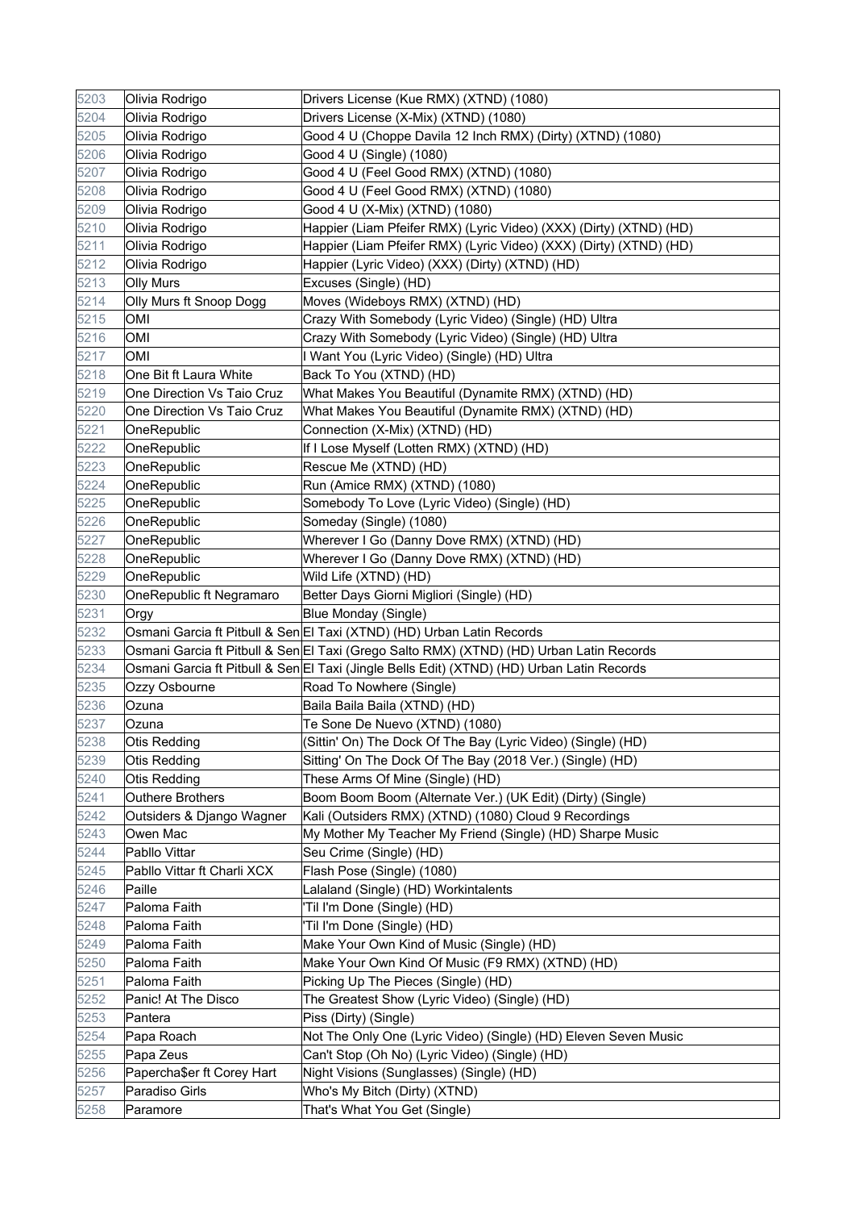| | | |
|---|---|---|
| 5203 | Olivia Rodrigo | Drivers License (Kue RMX) (XTND) (1080) |
| 5204 | Olivia Rodrigo | Drivers License (X-Mix) (XTND) (1080) |
| 5205 | Olivia Rodrigo | Good 4 U (Choppe Davila 12 Inch RMX) (Dirty) (XTND) (1080) |
| 5206 | Olivia Rodrigo | Good 4 U (Single) (1080) |
| 5207 | Olivia Rodrigo | Good 4 U (Feel Good RMX) (XTND) (1080) |
| 5208 | Olivia Rodrigo | Good 4 U (Feel Good RMX) (XTND) (1080) |
| 5209 | Olivia Rodrigo | Good 4 U (X-Mix) (XTND) (1080) |
| 5210 | Olivia Rodrigo | Happier (Liam Pfeifer RMX) (Lyric Video) (XXX) (Dirty) (XTND) (HD) |
| 5211 | Olivia Rodrigo | Happier (Liam Pfeifer RMX) (Lyric Video) (XXX) (Dirty) (XTND) (HD) |
| 5212 | Olivia Rodrigo | Happier (Lyric Video) (XXX) (Dirty) (XTND) (HD) |
| 5213 | Olly Murs | Excuses (Single) (HD) |
| 5214 | Olly Murs ft Snoop Dogg | Moves (Wideboys RMX) (XTND) (HD) |
| 5215 | OMI | Crazy With Somebody (Lyric Video) (Single) (HD) Ultra |
| 5216 | OMI | Crazy With Somebody (Lyric Video) (Single) (HD) Ultra |
| 5217 | OMI | I Want You (Lyric Video) (Single) (HD) Ultra |
| 5218 | One Bit ft Laura White | Back To You (XTND) (HD) |
| 5219 | One Direction Vs Taio Cruz | What Makes You Beautiful (Dynamite RMX) (XTND) (HD) |
| 5220 | One Direction Vs Taio Cruz | What Makes You Beautiful (Dynamite RMX) (XTND) (HD) |
| 5221 | OneRepublic | Connection (X-Mix) (XTND) (HD) |
| 5222 | OneRepublic | If I Lose Myself (Lotten RMX) (XTND) (HD) |
| 5223 | OneRepublic | Rescue Me (XTND) (HD) |
| 5224 | OneRepublic | Run (Amice RMX) (XTND) (1080) |
| 5225 | OneRepublic | Somebody To Love (Lyric Video) (Single) (HD) |
| 5226 | OneRepublic | Someday (Single) (1080) |
| 5227 | OneRepublic | Wherever I Go (Danny Dove RMX) (XTND) (HD) |
| 5228 | OneRepublic | Wherever I Go (Danny Dove RMX) (XTND) (HD) |
| 5229 | OneRepublic | Wild Life (XTND) (HD) |
| 5230 | OneRepublic ft Negramaro | Better Days Giorni Migliori (Single) (HD) |
| 5231 | Orgy | Blue Monday (Single) |
| 5232 | Osmani Garcia ft Pitbull & Sen | El Taxi (XTND) (HD) Urban Latin Records |
| 5233 | Osmani Garcia ft Pitbull & Sen | El Taxi (Grego Salto RMX) (XTND) (HD) Urban Latin Records |
| 5234 | Osmani Garcia ft Pitbull & Sen | El Taxi (Jingle Bells Edit) (XTND) (HD) Urban Latin Records |
| 5235 | Ozzy Osbourne | Road To Nowhere (Single) |
| 5236 | Ozuna | Baila Baila Baila (XTND) (HD) |
| 5237 | Ozuna | Te Sone De Nuevo (XTND) (1080) |
| 5238 | Otis Redding | (Sittin' On) The Dock Of The Bay (Lyric Video) (Single) (HD) |
| 5239 | Otis Redding | Sitting' On The Dock Of The Bay (2018 Ver.) (Single) (HD) |
| 5240 | Otis Redding | These Arms Of Mine (Single) (HD) |
| 5241 | Outhere Brothers | Boom Boom Boom (Alternate Ver.) (UK Edit) (Dirty) (Single) |
| 5242 | Outsiders & Django Wagner | Kali (Outsiders RMX) (XTND) (1080) Cloud 9 Recordings |
| 5243 | Owen Mac | My Mother My Teacher My Friend (Single) (HD) Sharpe Music |
| 5244 | Pabllo Vittar | Seu Crime (Single) (HD) |
| 5245 | Pabllo Vittar ft Charli XCX | Flash Pose (Single) (1080) |
| 5246 | Paille | Lalaland (Single) (HD) Workintalents |
| 5247 | Paloma Faith | 'Til I'm Done (Single) (HD) |
| 5248 | Paloma Faith | 'Til I'm Done (Single) (HD) |
| 5249 | Paloma Faith | Make Your Own Kind of Music (Single) (HD) |
| 5250 | Paloma Faith | Make Your Own Kind Of Music (F9 RMX) (XTND) (HD) |
| 5251 | Paloma Faith | Picking Up The Pieces (Single) (HD) |
| 5252 | Panic! At The Disco | The Greatest Show (Lyric Video) (Single) (HD) |
| 5253 | Pantera | Piss (Dirty) (Single) |
| 5254 | Papa Roach | Not The Only One (Lyric Video) (Single) (HD) Eleven Seven Music |
| 5255 | Papa Zeus | Can't Stop (Oh No) (Lyric Video) (Single) (HD) |
| 5256 | Papercha$er ft Corey Hart | Night Visions (Sunglasses) (Single) (HD) |
| 5257 | Paradiso Girls | Who's My Bitch (Dirty) (XTND) |
| 5258 | Paramore | That's What You Get (Single) |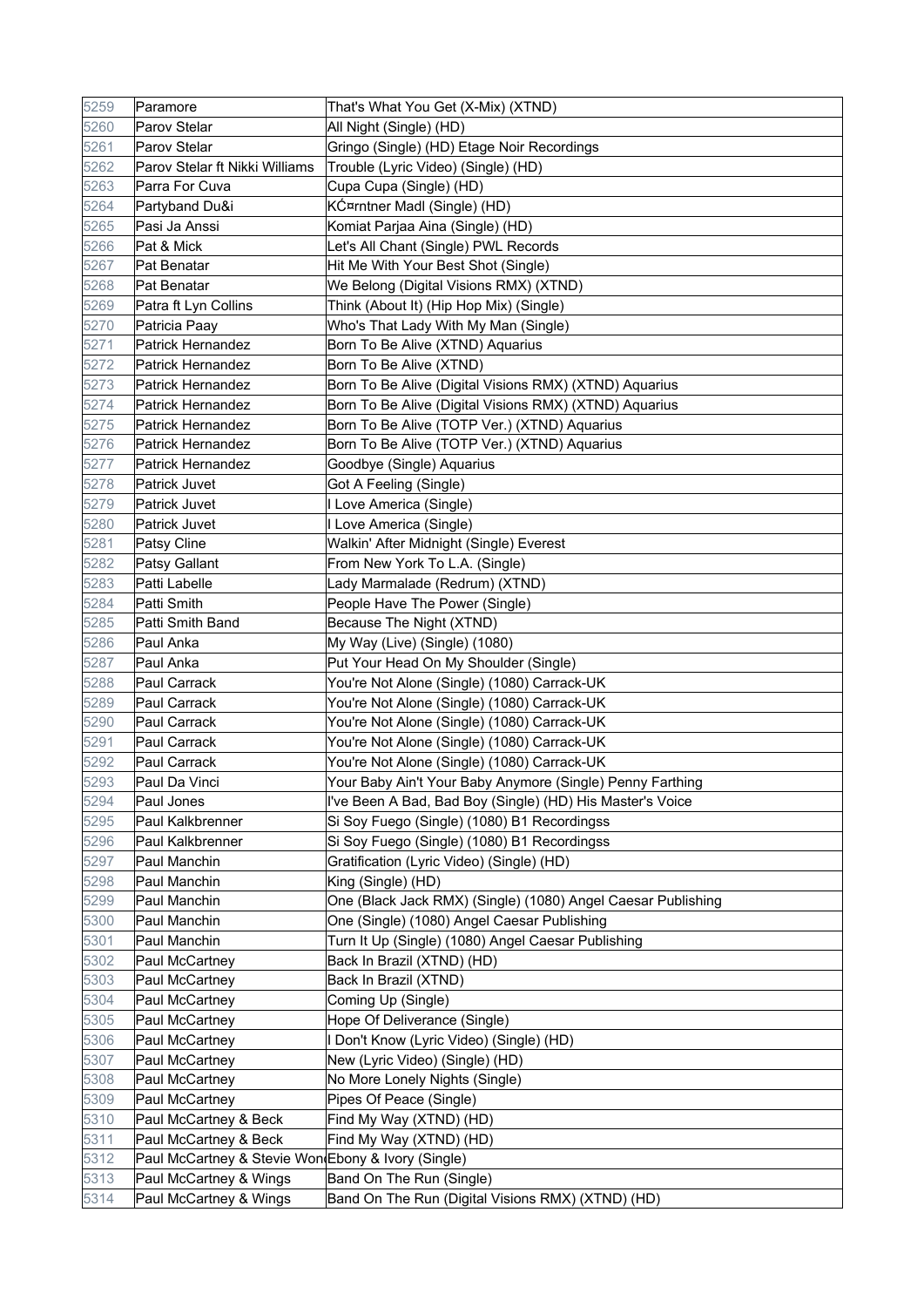| 5259 | Paramore | That's What You Get (X-Mix) (XTND) |
|---|---|---|
| 5260 | Parov Stelar | All Night (Single) (HD) |
| 5261 | Parov Stelar | Gringo (Single) (HD) Etage Noir Recordings |
| 5262 | Parov Stelar ft Nikki Williams | Trouble (Lyric Video) (Single) (HD) |
| 5263 | Parra For Cuva | Cupa Cupa (Single) (HD) |
| 5264 | Partyband Du&i | KĊ¤rntner Madl (Single) (HD) |
| 5265 | Pasi Ja Anssi | Komiat Parjaa Aina (Single) (HD) |
| 5266 | Pat & Mick | Let's All Chant (Single) PWL Records |
| 5267 | Pat Benatar | Hit Me With Your Best Shot (Single) |
| 5268 | Pat Benatar | We Belong (Digital Visions RMX) (XTND) |
| 5269 | Patra ft Lyn Collins | Think (About It) (Hip Hop Mix) (Single) |
| 5270 | Patricia Paay | Who's That Lady With My Man (Single) |
| 5271 | Patrick Hernandez | Born To Be Alive (XTND) Aquarius |
| 5272 | Patrick Hernandez | Born To Be Alive (XTND) |
| 5273 | Patrick Hernandez | Born To Be Alive (Digital Visions RMX) (XTND) Aquarius |
| 5274 | Patrick Hernandez | Born To Be Alive (Digital Visions RMX) (XTND) Aquarius |
| 5275 | Patrick Hernandez | Born To Be Alive (TOTP Ver.) (XTND) Aquarius |
| 5276 | Patrick Hernandez | Born To Be Alive (TOTP Ver.) (XTND) Aquarius |
| 5277 | Patrick Hernandez | Goodbye (Single) Aquarius |
| 5278 | Patrick Juvet | Got A Feeling (Single) |
| 5279 | Patrick Juvet | I Love America (Single) |
| 5280 | Patrick Juvet | I Love America (Single) |
| 5281 | Patsy Cline | Walkin' After Midnight (Single) Everest |
| 5282 | Patsy Gallant | From New York To L.A. (Single) |
| 5283 | Patti Labelle | Lady Marmalade (Redrum) (XTND) |
| 5284 | Patti Smith | People Have The Power (Single) |
| 5285 | Patti Smith Band | Because The Night (XTND) |
| 5286 | Paul Anka | My Way (Live) (Single) (1080) |
| 5287 | Paul Anka | Put Your Head On My Shoulder (Single) |
| 5288 | Paul Carrack | You're Not Alone (Single) (1080) Carrack-UK |
| 5289 | Paul Carrack | You're Not Alone (Single) (1080) Carrack-UK |
| 5290 | Paul Carrack | You're Not Alone (Single) (1080) Carrack-UK |
| 5291 | Paul Carrack | You're Not Alone (Single) (1080) Carrack-UK |
| 5292 | Paul Carrack | You're Not Alone (Single) (1080) Carrack-UK |
| 5293 | Paul Da Vinci | Your Baby Ain't Your Baby Anymore (Single) Penny Farthing |
| 5294 | Paul Jones | I've Been A Bad, Bad Boy (Single) (HD) His Master's Voice |
| 5295 | Paul Kalkbrenner | Si Soy Fuego (Single) (1080) B1 Recordingss |
| 5296 | Paul Kalkbrenner | Si Soy Fuego (Single) (1080) B1 Recordingss |
| 5297 | Paul Manchin | Gratification (Lyric Video) (Single) (HD) |
| 5298 | Paul Manchin | King (Single) (HD) |
| 5299 | Paul Manchin | One (Black Jack RMX) (Single) (1080) Angel Caesar Publishing |
| 5300 | Paul Manchin | One (Single) (1080) Angel Caesar Publishing |
| 5301 | Paul Manchin | Turn It Up (Single) (1080) Angel Caesar Publishing |
| 5302 | Paul McCartney | Back In Brazil (XTND) (HD) |
| 5303 | Paul McCartney | Back In Brazil (XTND) |
| 5304 | Paul McCartney | Coming Up (Single) |
| 5305 | Paul McCartney | Hope Of Deliverance (Single) |
| 5306 | Paul McCartney | I Don't Know (Lyric Video) (Single) (HD) |
| 5307 | Paul McCartney | New (Lyric Video) (Single) (HD) |
| 5308 | Paul McCartney | No More Lonely Nights (Single) |
| 5309 | Paul McCartney | Pipes Of Peace (Single) |
| 5310 | Paul McCartney & Beck | Find My Way (XTND) (HD) |
| 5311 | Paul McCartney & Beck | Find My Way (XTND) (HD) |
| 5312 | Paul McCartney & Stevie Won | Ebony & Ivory (Single) |
| 5313 | Paul McCartney & Wings | Band On The Run (Single) |
| 5314 | Paul McCartney & Wings | Band On The Run (Digital Visions RMX) (XTND) (HD) |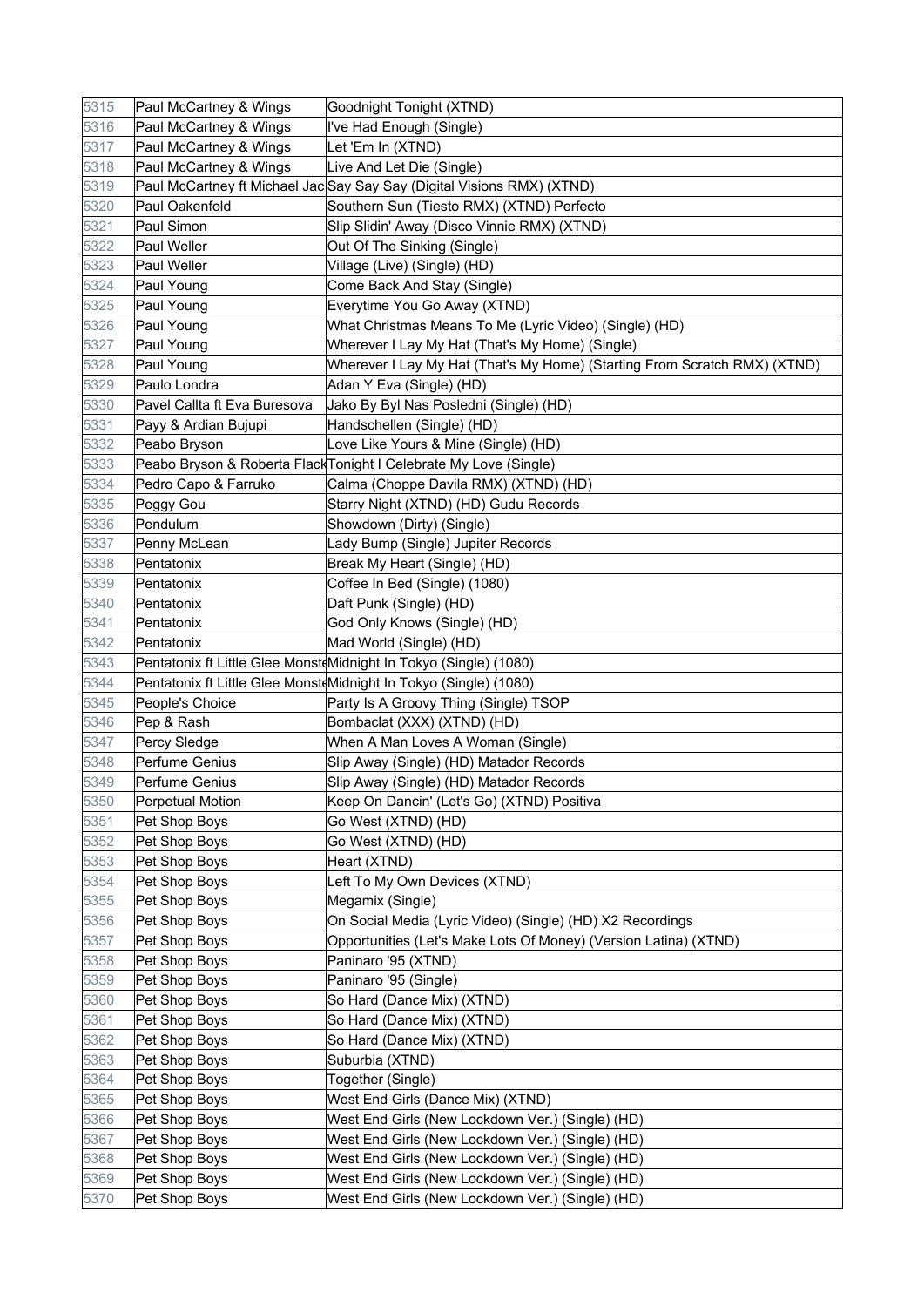| 5315 | Paul McCartney & Wings | Goodnight Tonight (XTND) |
|---|---|---|
| 5316 | Paul McCartney & Wings | I've Had Enough (Single) |
| 5317 | Paul McCartney & Wings | Let 'Em In (XTND) |
| 5318 | Paul McCartney & Wings | Live And Let Die (Single) |
| 5319 | Paul McCartney ft Michael Jac | Say Say Say (Digital Visions RMX) (XTND) |
| 5320 | Paul Oakenfold | Southern Sun (Tiesto RMX) (XTND) Perfecto |
| 5321 | Paul Simon | Slip Slidin' Away (Disco Vinnie RMX) (XTND) |
| 5322 | Paul Weller | Out Of The Sinking (Single) |
| 5323 | Paul Weller | Village (Live) (Single) (HD) |
| 5324 | Paul Young | Come Back And Stay (Single) |
| 5325 | Paul Young | Everytime You Go Away (XTND) |
| 5326 | Paul Young | What Christmas Means To Me (Lyric Video) (Single) (HD) |
| 5327 | Paul Young | Wherever I Lay My Hat (That's My Home) (Single) |
| 5328 | Paul Young | Wherever I Lay My Hat (That's My Home) (Starting From Scratch RMX) (XTND) |
| 5329 | Paulo Londra | Adan Y Eva (Single) (HD) |
| 5330 | Pavel Callta ft Eva Buresova | Jako By Byl Nas Posledni (Single) (HD) |
| 5331 | Payy & Ardian Bujupi | Handschellen (Single) (HD) |
| 5332 | Peabo Bryson | Love Like Yours & Mine (Single) (HD) |
| 5333 | Peabo Bryson & Roberta Flack | Tonight I Celebrate My Love (Single) |
| 5334 | Pedro Capo & Farruko | Calma (Choppe Davila RMX) (XTND) (HD) |
| 5335 | Peggy Gou | Starry Night (XTND) (HD) Gudu Records |
| 5336 | Pendulum | Showdown (Dirty) (Single) |
| 5337 | Penny McLean | Lady Bump (Single) Jupiter Records |
| 5338 | Pentatonix | Break My Heart (Single) (HD) |
| 5339 | Pentatonix | Coffee In Bed (Single) (1080) |
| 5340 | Pentatonix | Daft Punk (Single) (HD) |
| 5341 | Pentatonix | God Only Knows (Single) (HD) |
| 5342 | Pentatonix | Mad World (Single) (HD) |
| 5343 | Pentatonix ft Little Glee Monste | Midnight In Tokyo (Single) (1080) |
| 5344 | Pentatonix ft Little Glee Monste | Midnight In Tokyo (Single) (1080) |
| 5345 | People's Choice | Party Is A Groovy Thing (Single) TSOP |
| 5346 | Pep & Rash | Bombaclat (XXX) (XTND) (HD) |
| 5347 | Percy Sledge | When A Man Loves A Woman (Single) |
| 5348 | Perfume Genius | Slip Away (Single) (HD) Matador Records |
| 5349 | Perfume Genius | Slip Away (Single) (HD) Matador Records |
| 5350 | Perpetual Motion | Keep On Dancin' (Let's Go) (XTND) Positiva |
| 5351 | Pet Shop Boys | Go West (XTND) (HD) |
| 5352 | Pet Shop Boys | Go West (XTND) (HD) |
| 5353 | Pet Shop Boys | Heart (XTND) |
| 5354 | Pet Shop Boys | Left To My Own Devices (XTND) |
| 5355 | Pet Shop Boys | Megamix (Single) |
| 5356 | Pet Shop Boys | On Social Media (Lyric Video) (Single) (HD) X2 Recordings |
| 5357 | Pet Shop Boys | Opportunities (Let's Make Lots Of Money) (Version Latina) (XTND) |
| 5358 | Pet Shop Boys | Paninaro '95 (XTND) |
| 5359 | Pet Shop Boys | Paninaro '95 (Single) |
| 5360 | Pet Shop Boys | So Hard (Dance Mix) (XTND) |
| 5361 | Pet Shop Boys | So Hard (Dance Mix) (XTND) |
| 5362 | Pet Shop Boys | So Hard (Dance Mix) (XTND) |
| 5363 | Pet Shop Boys | Suburbia (XTND) |
| 5364 | Pet Shop Boys | Together (Single) |
| 5365 | Pet Shop Boys | West End Girls (Dance Mix) (XTND) |
| 5366 | Pet Shop Boys | West End Girls (New Lockdown Ver.) (Single) (HD) |
| 5367 | Pet Shop Boys | West End Girls (New Lockdown Ver.) (Single) (HD) |
| 5368 | Pet Shop Boys | West End Girls (New Lockdown Ver.) (Single) (HD) |
| 5369 | Pet Shop Boys | West End Girls (New Lockdown Ver.) (Single) (HD) |
| 5370 | Pet Shop Boys | West End Girls (New Lockdown Ver.) (Single) (HD) |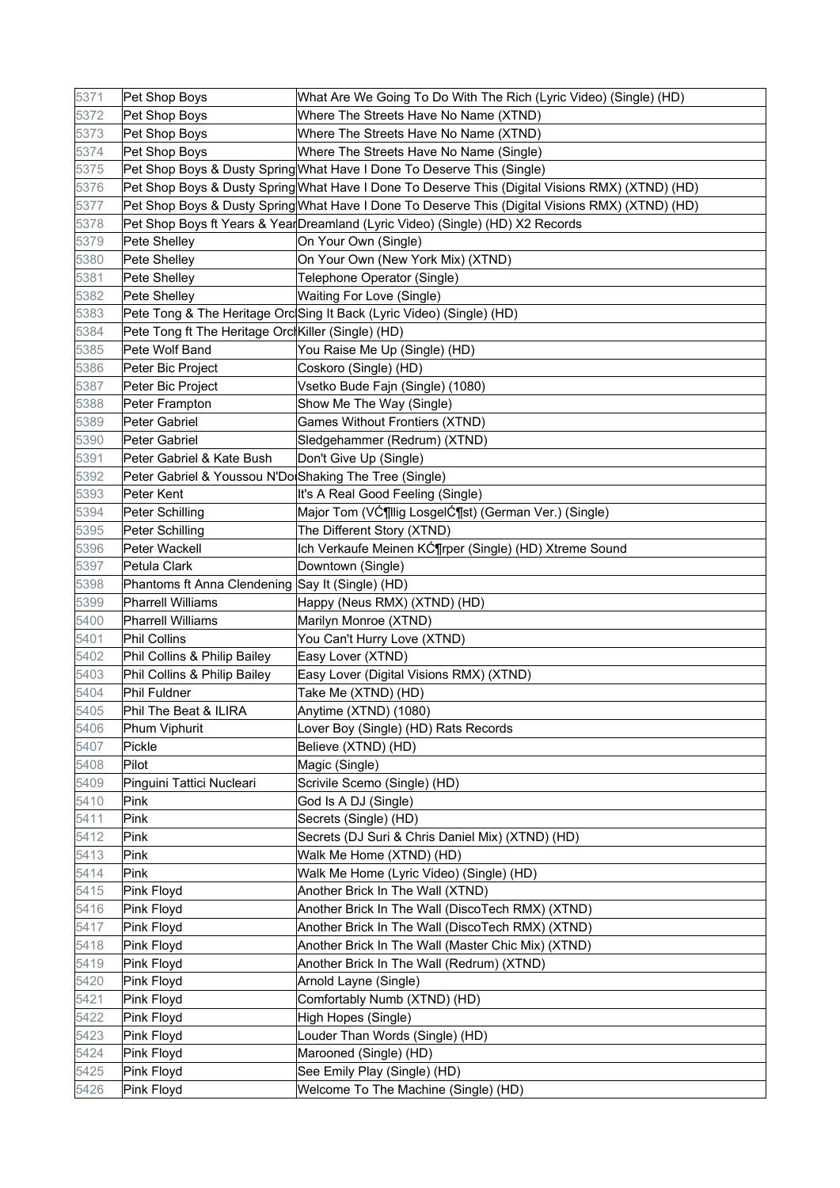| | | |
|---|---|---|
| 5371 | Pet Shop Boys | What Are We Going To Do With The Rich (Lyric Video) (Single) (HD) |
| 5372 | Pet Shop Boys | Where The Streets Have No Name (XTND) |
| 5373 | Pet Shop Boys | Where The Streets Have No Name (XTND) |
| 5374 | Pet Shop Boys | Where The Streets Have No Name (Single) |
| 5375 | Pet Shop Boys & Dusty Spring | What Have I Done To Deserve This (Single) |
| 5376 | Pet Shop Boys & Dusty Spring | What Have I Done To Deserve This (Digital Visions RMX) (XTND) (HD) |
| 5377 | Pet Shop Boys & Dusty Spring | What Have I Done To Deserve This (Digital Visions RMX) (XTND) (HD) |
| 5378 | Pet Shop Boys ft Years & Year | Dreamland (Lyric Video) (Single) (HD) X2 Records |
| 5379 | Pete Shelley | On Your Own (Single) |
| 5380 | Pete Shelley | On Your Own (New York Mix) (XTND) |
| 5381 | Pete Shelley | Telephone Operator (Single) |
| 5382 | Pete Shelley | Waiting For Love (Single) |
| 5383 | Pete Tong & The Heritage Orc | Sing It Back (Lyric Video) (Single) (HD) |
| 5384 | Pete Tong ft The Heritage Orc | Killer (Single) (HD) |
| 5385 | Pete Wolf Band | You Raise Me Up (Single) (HD) |
| 5386 | Peter Bic Project | Coskoro (Single) (HD) |
| 5387 | Peter Bic Project | Vsetko Bude Fajn (Single) (1080) |
| 5388 | Peter Frampton | Show Me The Way (Single) |
| 5389 | Peter Gabriel | Games Without Frontiers (XTND) |
| 5390 | Peter Gabriel | Sledgehammer (Redrum) (XTND) |
| 5391 | Peter Gabriel & Kate Bush | Don't Give Up (Single) |
| 5392 | Peter Gabriel & Youssou N'Do | Shaking The Tree (Single) |
| 5393 | Peter Kent | It's A Real Good Feeling (Single) |
| 5394 | Peter Schilling | Major Tom (VĆ¶llig LosgelĆ¶st) (German Ver.) (Single) |
| 5395 | Peter Schilling | The Different Story (XTND) |
| 5396 | Peter Wackell | Ich Verkaufe Meinen KĆ¶rper (Single) (HD) Xtreme Sound |
| 5397 | Petula Clark | Downtown (Single) |
| 5398 | Phantoms ft Anna Clendening | Say It (Single) (HD) |
| 5399 | Pharrell Williams | Happy (Neus RMX) (XTND) (HD) |
| 5400 | Pharrell Williams | Marilyn Monroe (XTND) |
| 5401 | Phil Collins | You Can't Hurry Love (XTND) |
| 5402 | Phil Collins & Philip Bailey | Easy Lover (XTND) |
| 5403 | Phil Collins & Philip Bailey | Easy Lover (Digital Visions RMX) (XTND) |
| 5404 | Phil Fuldner | Take Me (XTND) (HD) |
| 5405 | Phil The Beat & ILIRA | Anytime (XTND) (1080) |
| 5406 | Phum Viphurit | Lover Boy (Single) (HD) Rats Records |
| 5407 | Pickle | Believe (XTND) (HD) |
| 5408 | Pilot | Magic (Single) |
| 5409 | Pinguini Tattici Nucleari | Scrivile Scemo (Single) (HD) |
| 5410 | Pink | God Is A DJ (Single) |
| 5411 | Pink | Secrets (Single) (HD) |
| 5412 | Pink | Secrets (DJ Suri & Chris Daniel Mix) (XTND) (HD) |
| 5413 | Pink | Walk Me Home (XTND) (HD) |
| 5414 | Pink | Walk Me Home (Lyric Video) (Single) (HD) |
| 5415 | Pink Floyd | Another Brick In The Wall (XTND) |
| 5416 | Pink Floyd | Another Brick In The Wall (DiscoTech RMX) (XTND) |
| 5417 | Pink Floyd | Another Brick In The Wall (DiscoTech RMX) (XTND) |
| 5418 | Pink Floyd | Another Brick In The Wall (Master Chic Mix) (XTND) |
| 5419 | Pink Floyd | Another Brick In The Wall (Redrum) (XTND) |
| 5420 | Pink Floyd | Arnold Layne (Single) |
| 5421 | Pink Floyd | Comfortably Numb (XTND) (HD) |
| 5422 | Pink Floyd | High Hopes (Single) |
| 5423 | Pink Floyd | Louder Than Words (Single) (HD) |
| 5424 | Pink Floyd | Marooned (Single) (HD) |
| 5425 | Pink Floyd | See Emily Play (Single) (HD) |
| 5426 | Pink Floyd | Welcome To The Machine (Single) (HD) |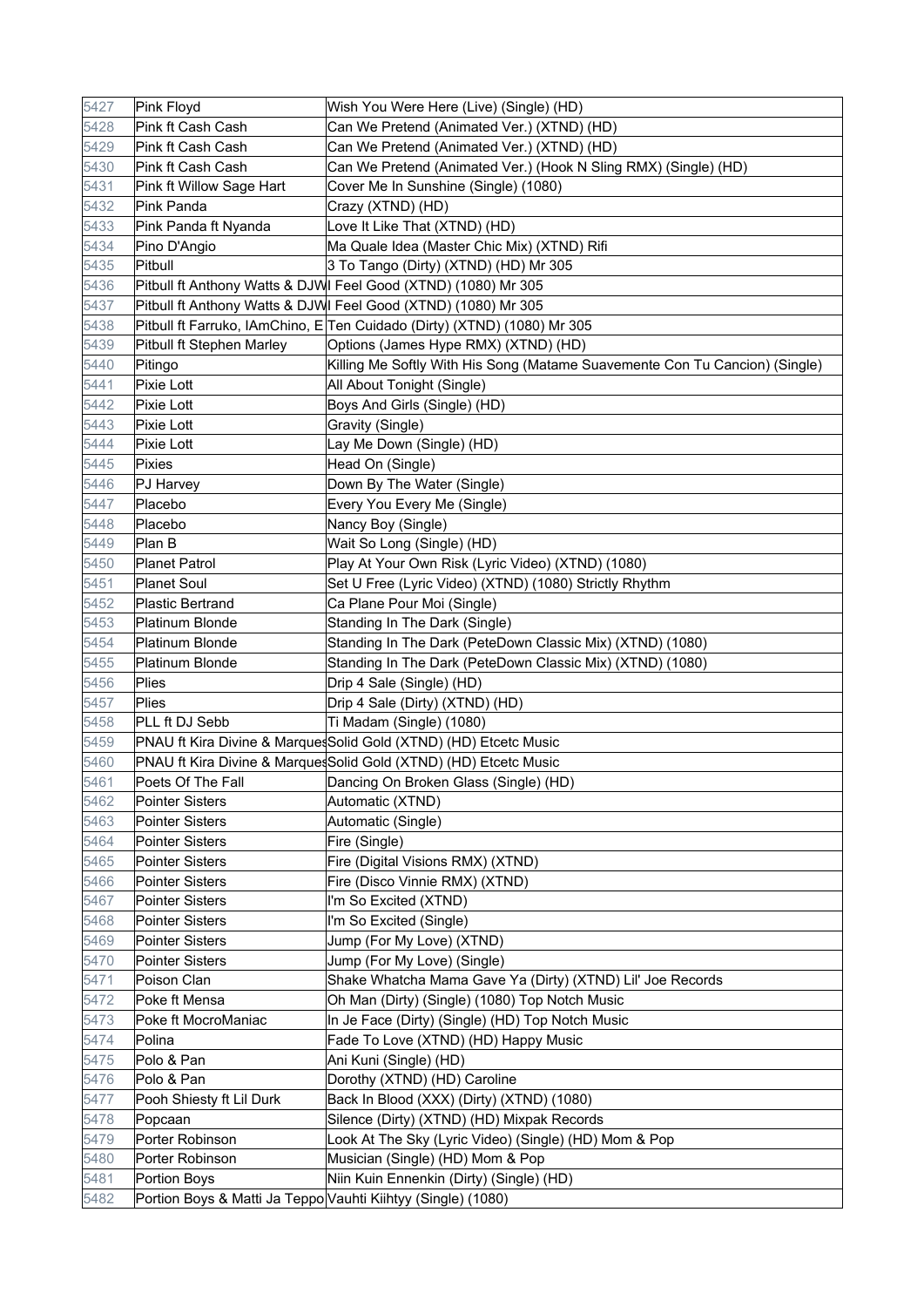| 5427 | Pink Floyd | Wish You Were Here (Live) (Single) (HD) |
|---|---|---|
| 5428 | Pink ft Cash Cash | Can We Pretend (Animated Ver.) (XTND) (HD) |
| 5429 | Pink ft Cash Cash | Can We Pretend (Animated Ver.) (XTND) (HD) |
| 5430 | Pink ft Cash Cash | Can We Pretend (Animated Ver.) (Hook N Sling RMX) (Single) (HD) |
| 5431 | Pink ft Willow Sage Hart | Cover Me In Sunshine (Single) (1080) |
| 5432 | Pink Panda | Crazy (XTND) (HD) |
| 5433 | Pink Panda ft Nyanda | Love It Like That (XTND) (HD) |
| 5434 | Pino D'Angio | Ma Quale Idea (Master Chic Mix) (XTND) Rifi |
| 5435 | Pitbull | 3 To Tango (Dirty) (XTND) (HD) Mr 305 |
| 5436 | Pitbull ft Anthony Watts & DJW | I Feel Good (XTND) (1080) Mr 305 |
| 5437 | Pitbull ft Anthony Watts & DJW | I Feel Good (XTND) (1080) Mr 305 |
| 5438 | Pitbull ft Farruko, IAmChino, E | Ten Cuidado (Dirty) (XTND) (1080) Mr 305 |
| 5439 | Pitbull ft Stephen Marley | Options (James Hype RMX) (XTND) (HD) |
| 5440 | Pitingo | Killing Me Softly With His Song (Matame Suavemente Con Tu Cancion) (Single) |
| 5441 | Pixie Lott | All About Tonight (Single) |
| 5442 | Pixie Lott | Boys And Girls (Single) (HD) |
| 5443 | Pixie Lott | Gravity (Single) |
| 5444 | Pixie Lott | Lay Me Down (Single) (HD) |
| 5445 | Pixies | Head On (Single) |
| 5446 | PJ Harvey | Down By The Water (Single) |
| 5447 | Placebo | Every You Every Me (Single) |
| 5448 | Placebo | Nancy Boy (Single) |
| 5449 | Plan B | Wait So Long (Single) (HD) |
| 5450 | Planet Patrol | Play At Your Own Risk (Lyric Video) (XTND) (1080) |
| 5451 | Planet Soul | Set U Free (Lyric Video) (XTND) (1080) Strictly Rhythm |
| 5452 | Plastic Bertrand | Ca Plane Pour Moi (Single) |
| 5453 | Platinum Blonde | Standing In The Dark (Single) |
| 5454 | Platinum Blonde | Standing In The Dark (PeteDown Classic Mix) (XTND) (1080) |
| 5455 | Platinum Blonde | Standing In The Dark (PeteDown Classic Mix) (XTND) (1080) |
| 5456 | Plies | Drip 4 Sale (Single) (HD) |
| 5457 | Plies | Drip 4 Sale (Dirty) (XTND) (HD) |
| 5458 | PLL ft DJ Sebb | Ti Madam (Single) (1080) |
| 5459 | PNAU ft Kira Divine & Marques | Solid Gold (XTND) (HD) Etcetc Music |
| 5460 | PNAU ft Kira Divine & Marques | Solid Gold (XTND) (HD) Etcetc Music |
| 5461 | Poets Of The Fall | Dancing On Broken Glass (Single) (HD) |
| 5462 | Pointer Sisters | Automatic (XTND) |
| 5463 | Pointer Sisters | Automatic (Single) |
| 5464 | Pointer Sisters | Fire (Single) |
| 5465 | Pointer Sisters | Fire (Digital Visions RMX) (XTND) |
| 5466 | Pointer Sisters | Fire (Disco Vinnie RMX) (XTND) |
| 5467 | Pointer Sisters | I'm So Excited (XTND) |
| 5468 | Pointer Sisters | I'm So Excited (Single) |
| 5469 | Pointer Sisters | Jump (For My Love) (XTND) |
| 5470 | Pointer Sisters | Jump (For My Love) (Single) |
| 5471 | Poison Clan | Shake Whatcha Mama Gave Ya (Dirty) (XTND) Lil' Joe Records |
| 5472 | Poke ft Mensa | Oh Man (Dirty) (Single) (1080) Top Notch Music |
| 5473 | Poke ft MocroManiac | In Je Face (Dirty) (Single) (HD) Top Notch Music |
| 5474 | Polina | Fade To Love (XTND) (HD) Happy Music |
| 5475 | Polo & Pan | Ani Kuni (Single) (HD) |
| 5476 | Polo & Pan | Dorothy (XTND) (HD) Caroline |
| 5477 | Pooh Shiesty ft Lil Durk | Back In Blood (XXX) (Dirty) (XTND) (1080) |
| 5478 | Popcaan | Silence (Dirty) (XTND) (HD) Mixpak Records |
| 5479 | Porter Robinson | Look At The Sky (Lyric Video) (Single) (HD) Mom & Pop |
| 5480 | Porter Robinson | Musician (Single) (HD) Mom & Pop |
| 5481 | Portion Boys | Niin Kuin Ennenkin (Dirty) (Single) (HD) |
| 5482 | Portion Boys & Matti Ja Teppo | Vauhti Kiihtyy (Single) (1080) |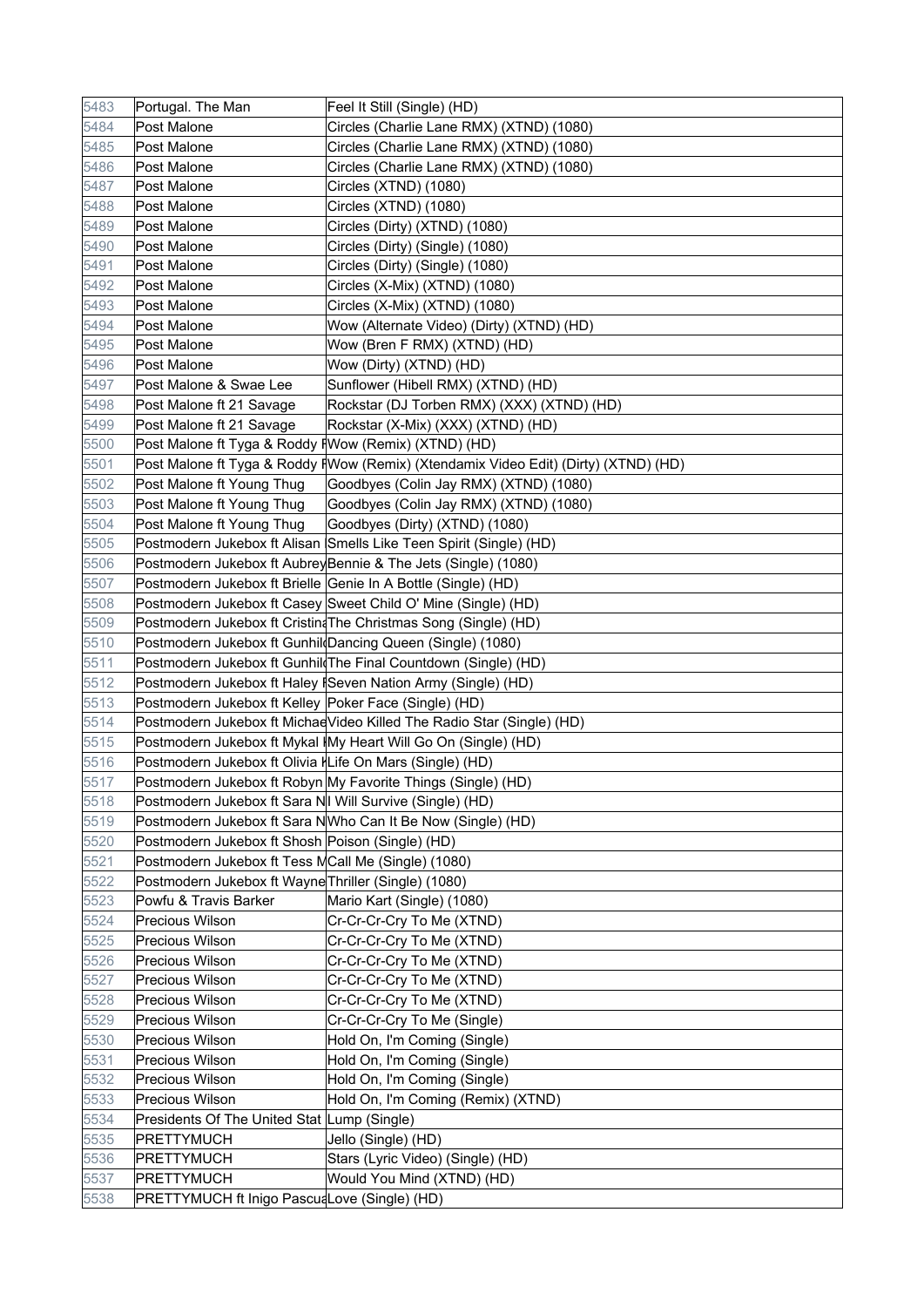| 5483 | Portugal. The Man | Feel It Still (Single) (HD) |
|---|---|---|
| 5484 | Post Malone | Circles (Charlie Lane RMX) (XTND) (1080) |
| 5485 | Post Malone | Circles (Charlie Lane RMX) (XTND) (1080) |
| 5486 | Post Malone | Circles (Charlie Lane RMX) (XTND) (1080) |
| 5487 | Post Malone | Circles (XTND) (1080) |
| 5488 | Post Malone | Circles (XTND) (1080) |
| 5489 | Post Malone | Circles (Dirty) (XTND) (1080) |
| 5490 | Post Malone | Circles (Dirty) (Single) (1080) |
| 5491 | Post Malone | Circles (Dirty) (Single) (1080) |
| 5492 | Post Malone | Circles (X-Mix) (XTND) (1080) |
| 5493 | Post Malone | Circles (X-Mix) (XTND) (1080) |
| 5494 | Post Malone | Wow (Alternate Video) (Dirty) (XTND) (HD) |
| 5495 | Post Malone | Wow (Bren F RMX) (XTND) (HD) |
| 5496 | Post Malone | Wow (Dirty) (XTND) (HD) |
| 5497 | Post Malone & Swae Lee | Sunflower (Hibell RMX) (XTND) (HD) |
| 5498 | Post Malone ft 21 Savage | Rockstar (DJ Torben RMX) (XXX) (XTND) (HD) |
| 5499 | Post Malone ft 21 Savage | Rockstar (X-Mix) (XXX) (XTND) (HD) |
| 5500 | Post Malone ft Tyga & Roddy R | Wow (Remix) (XTND) (HD) |
| 5501 | Post Malone ft Tyga & Roddy R | Wow (Remix) (Xtendamix Video Edit) (Dirty) (XTND) (HD) |
| 5502 | Post Malone ft Young Thug | Goodbyes (Colin Jay RMX) (XTND) (1080) |
| 5503 | Post Malone ft Young Thug | Goodbyes (Colin Jay RMX) (XTND) (1080) |
| 5504 | Post Malone ft Young Thug | Goodbyes (Dirty) (XTND) (1080) |
| 5505 | Postmodern Jukebox ft Alisan | Smells Like Teen Spirit (Single) (HD) |
| 5506 | Postmodern Jukebox ft Aubrey | Bennie & The Jets (Single) (1080) |
| 5507 | Postmodern Jukebox ft Brielle | Genie In A Bottle (Single) (HD) |
| 5508 | Postmodern Jukebox ft Casey | Sweet Child O' Mine (Single) (HD) |
| 5509 | Postmodern Jukebox ft Cristina | The Christmas Song (Single) (HD) |
| 5510 | Postmodern Jukebox ft Gunhild | Dancing Queen (Single) (1080) |
| 5511 | Postmodern Jukebox ft Gunhild | The Final Countdown (Single) (HD) |
| 5512 | Postmodern Jukebox ft Haley R | Seven Nation Army (Single) (HD) |
| 5513 | Postmodern Jukebox ft Kelley | Poker Face (Single) (HD) |
| 5514 | Postmodern Jukebox ft Michae | Video Killed The Radio Star (Single) (HD) |
| 5515 | Postmodern Jukebox ft Mykal K | My Heart Will Go On (Single) (HD) |
| 5516 | Postmodern Jukebox ft Olivia K | Life On Mars (Single) (HD) |
| 5517 | Postmodern Jukebox ft Robyn | My Favorite Things (Single) (HD) |
| 5518 | Postmodern Jukebox ft Sara N | I Will Survive (Single) (HD) |
| 5519 | Postmodern Jukebox ft Sara N | Who Can It Be Now (Single) (HD) |
| 5520 | Postmodern Jukebox ft Shosh | Poison (Single) (HD) |
| 5521 | Postmodern Jukebox ft Tess M | Call Me (Single) (1080) |
| 5522 | Postmodern Jukebox ft Wayne | Thriller (Single) (1080) |
| 5523 | Powfu & Travis Barker | Mario Kart (Single) (1080) |
| 5524 | Precious Wilson | Cr-Cr-Cr-Cry To Me (XTND) |
| 5525 | Precious Wilson | Cr-Cr-Cr-Cry To Me (XTND) |
| 5526 | Precious Wilson | Cr-Cr-Cr-Cry To Me (XTND) |
| 5527 | Precious Wilson | Cr-Cr-Cr-Cry To Me (XTND) |
| 5528 | Precious Wilson | Cr-Cr-Cr-Cry To Me (XTND) |
| 5529 | Precious Wilson | Cr-Cr-Cr-Cry To Me (Single) |
| 5530 | Precious Wilson | Hold On, I'm Coming (Single) |
| 5531 | Precious Wilson | Hold On, I'm Coming (Single) |
| 5532 | Precious Wilson | Hold On, I'm Coming (Single) |
| 5533 | Precious Wilson | Hold On, I'm Coming (Remix) (XTND) |
| 5534 | Presidents Of The United Stat | Lump (Single) |
| 5535 | PRETTYMUCH | Jello (Single) (HD) |
| 5536 | PRETTYMUCH | Stars (Lyric Video) (Single) (HD) |
| 5537 | PRETTYMUCH | Would You Mind (XTND) (HD) |
| 5538 | PRETTYMUCH ft Inigo Pascua | Love (Single) (HD) |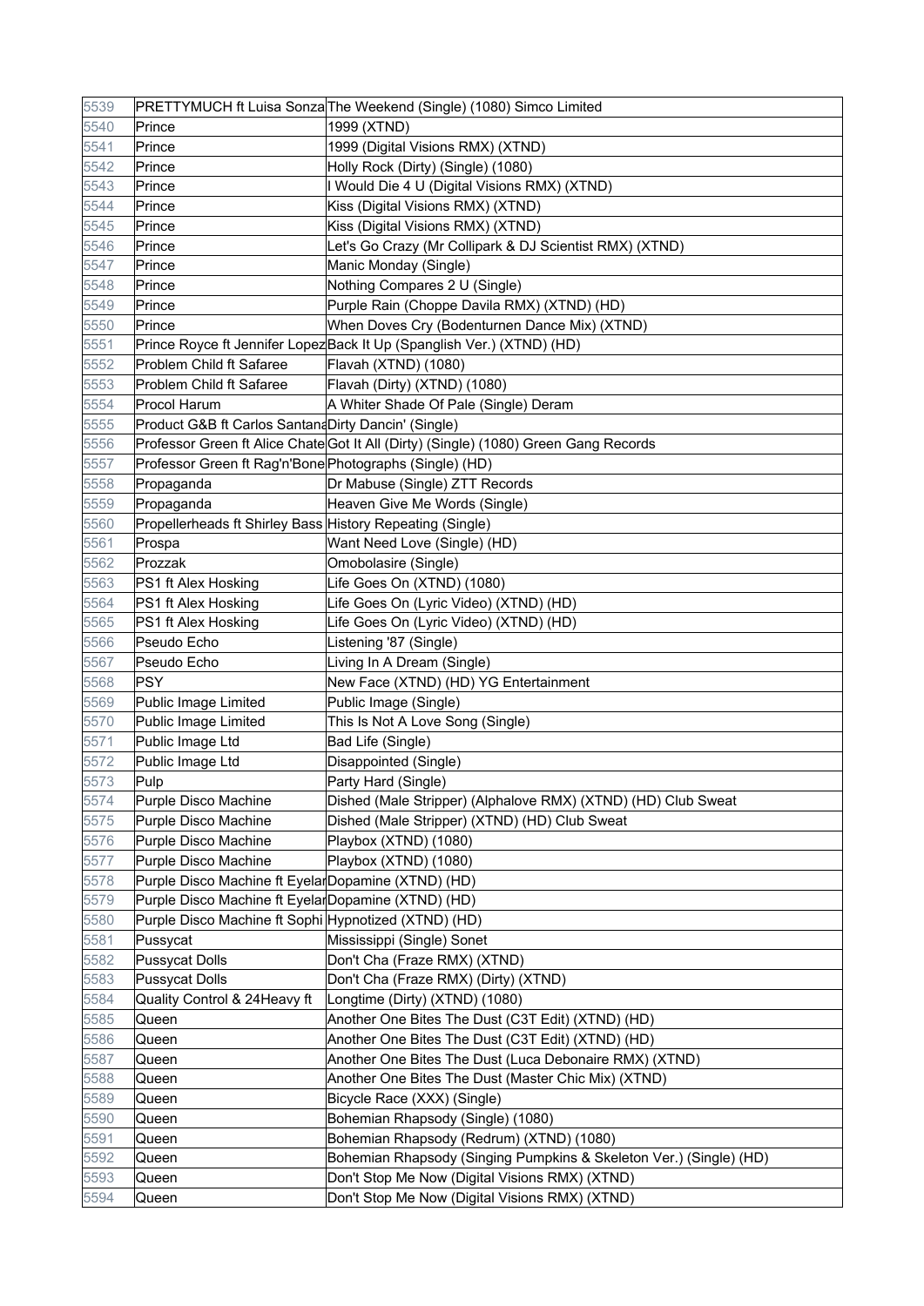| 5539 | PRETTYMUCH ft Luisa Sonza | The Weekend (Single) (1080) Simco Limited |
|---|---|---|
| 5540 | Prince | 1999 (XTND) |
| 5541 | Prince | 1999 (Digital Visions RMX) (XTND) |
| 5542 | Prince | Holly Rock (Dirty) (Single) (1080) |
| 5543 | Prince | I Would Die 4 U (Digital Visions RMX) (XTND) |
| 5544 | Prince | Kiss (Digital Visions RMX) (XTND) |
| 5545 | Prince | Kiss (Digital Visions RMX) (XTND) |
| 5546 | Prince | Let's Go Crazy (Mr Collipark & DJ Scientist RMX) (XTND) |
| 5547 | Prince | Manic Monday (Single) |
| 5548 | Prince | Nothing Compares 2 U (Single) |
| 5549 | Prince | Purple Rain (Choppe Davila RMX) (XTND) (HD) |
| 5550 | Prince | When Doves Cry (Bodenturnen Dance Mix) (XTND) |
| 5551 | Prince Royce ft Jennifer Lopez | Back It Up (Spanglish Ver.) (XTND) (HD) |
| 5552 | Problem Child ft Safaree | Flavah (XTND) (1080) |
| 5553 | Problem Child ft Safaree | Flavah (Dirty) (XTND) (1080) |
| 5554 | Procol Harum | A Whiter Shade Of Pale (Single) Deram |
| 5555 | Product G&B ft Carlos Santana | Dirty Dancin' (Single) |
| 5556 | Professor Green ft Alice Chate | Got It All (Dirty) (Single) (1080) Green Gang Records |
| 5557 | Professor Green ft Rag'n'Bone | Photographs (Single) (HD) |
| 5558 | Propaganda | Dr Mabuse (Single) ZTT Records |
| 5559 | Propaganda | Heaven Give Me Words (Single) |
| 5560 | Propellerheads ft Shirley Bass | History Repeating (Single) |
| 5561 | Prospa | Want Need Love (Single) (HD) |
| 5562 | Prozzak | Omobolasire (Single) |
| 5563 | PS1 ft Alex Hosking | Life Goes On (XTND) (1080) |
| 5564 | PS1 ft Alex Hosking | Life Goes On (Lyric Video) (XTND) (HD) |
| 5565 | PS1 ft Alex Hosking | Life Goes On (Lyric Video) (XTND) (HD) |
| 5566 | Pseudo Echo | Listening '87 (Single) |
| 5567 | Pseudo Echo | Living In A Dream (Single) |
| 5568 | PSY | New Face (XTND) (HD) YG Entertainment |
| 5569 | Public Image Limited | Public Image (Single) |
| 5570 | Public Image Limited | This Is Not A Love Song (Single) |
| 5571 | Public Image Ltd | Bad Life (Single) |
| 5572 | Public Image Ltd | Disappointed (Single) |
| 5573 | Pulp | Party Hard (Single) |
| 5574 | Purple Disco Machine | Dished (Male Stripper) (Alphalove RMX) (XTND) (HD) Club Sweat |
| 5575 | Purple Disco Machine | Dished (Male Stripper) (XTND) (HD) Club Sweat |
| 5576 | Purple Disco Machine | Playbox (XTND) (1080) |
| 5577 | Purple Disco Machine | Playbox (XTND) (1080) |
| 5578 | Purple Disco Machine ft Eyelar | Dopamine (XTND) (HD) |
| 5579 | Purple Disco Machine ft Eyelar | Dopamine (XTND) (HD) |
| 5580 | Purple Disco Machine ft Sophi | Hypnotized (XTND) (HD) |
| 5581 | Pussycat | Mississippi (Single) Sonet |
| 5582 | Pussycat Dolls | Don't Cha (Fraze RMX) (XTND) |
| 5583 | Pussycat Dolls | Don't Cha (Fraze RMX) (Dirty) (XTND) |
| 5584 | Quality Control & 24Heavy ft | Longtime (Dirty) (XTND) (1080) |
| 5585 | Queen | Another One Bites The Dust (C3T Edit) (XTND) (HD) |
| 5586 | Queen | Another One Bites The Dust (C3T Edit) (XTND) (HD) |
| 5587 | Queen | Another One Bites The Dust (Luca Debonaire RMX) (XTND) |
| 5588 | Queen | Another One Bites The Dust (Master Chic Mix) (XTND) |
| 5589 | Queen | Bicycle Race (XXX) (Single) |
| 5590 | Queen | Bohemian Rhapsody (Single) (1080) |
| 5591 | Queen | Bohemian Rhapsody (Redrum) (XTND) (1080) |
| 5592 | Queen | Bohemian Rhapsody (Singing Pumpkins & Skeleton Ver.) (Single) (HD) |
| 5593 | Queen | Don't Stop Me Now (Digital Visions RMX) (XTND) |
| 5594 | Queen | Don't Stop Me Now (Digital Visions RMX) (XTND) |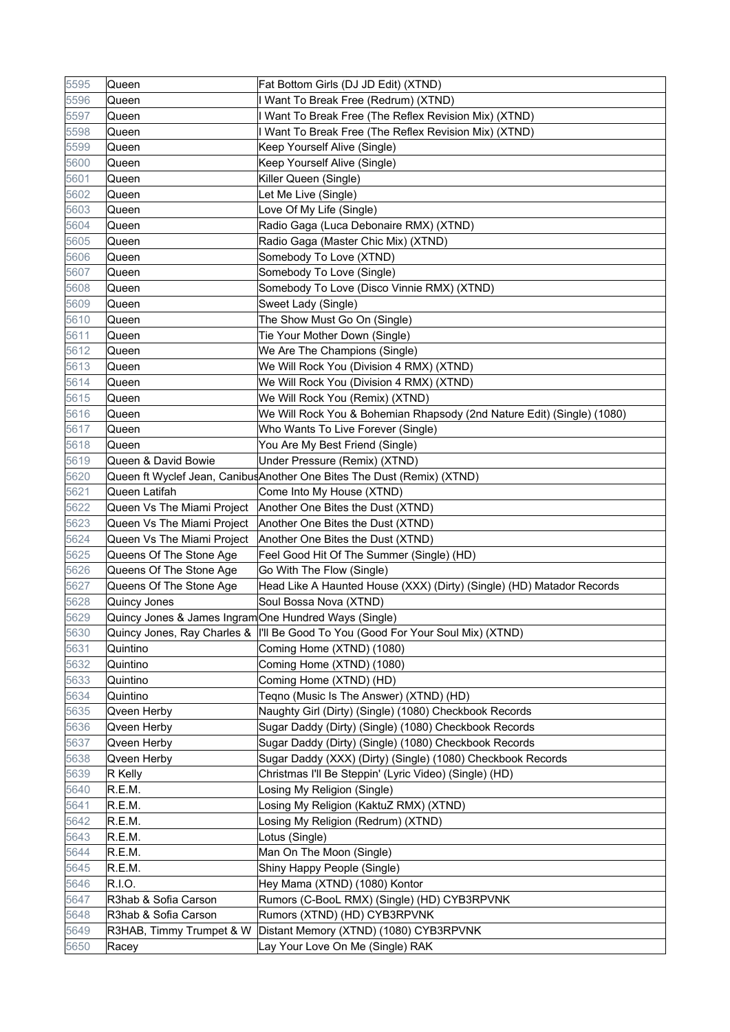| | | |
|---|---|---|
| 5595 | Queen | Fat Bottom Girls (DJ JD Edit) (XTND) |
| 5596 | Queen | I Want To Break Free (Redrum) (XTND) |
| 5597 | Queen | I Want To Break Free (The Reflex Revision Mix) (XTND) |
| 5598 | Queen | I Want To Break Free (The Reflex Revision Mix) (XTND) |
| 5599 | Queen | Keep Yourself Alive (Single) |
| 5600 | Queen | Keep Yourself Alive (Single) |
| 5601 | Queen | Killer Queen (Single) |
| 5602 | Queen | Let Me Live (Single) |
| 5603 | Queen | Love Of My Life (Single) |
| 5604 | Queen | Radio Gaga (Luca Debonaire RMX) (XTND) |
| 5605 | Queen | Radio Gaga (Master Chic Mix) (XTND) |
| 5606 | Queen | Somebody To Love (XTND) |
| 5607 | Queen | Somebody To Love (Single) |
| 5608 | Queen | Somebody To Love (Disco Vinnie RMX) (XTND) |
| 5609 | Queen | Sweet Lady (Single) |
| 5610 | Queen | The Show Must Go On (Single) |
| 5611 | Queen | Tie Your Mother Down (Single) |
| 5612 | Queen | We Are The Champions (Single) |
| 5613 | Queen | We Will Rock You (Division 4 RMX) (XTND) |
| 5614 | Queen | We Will Rock You (Division 4 RMX) (XTND) |
| 5615 | Queen | We Will Rock You (Remix) (XTND) |
| 5616 | Queen | We Will Rock You & Bohemian Rhapsody (2nd Nature Edit) (Single) (1080) |
| 5617 | Queen | Who Wants To Live Forever (Single) |
| 5618 | Queen | You Are My Best Friend (Single) |
| 5619 | Queen & David Bowie | Under Pressure (Remix) (XTND) |
| 5620 | Queen ft Wyclef Jean, Canibus | Another One Bites The Dust (Remix) (XTND) |
| 5621 | Queen Latifah | Come Into My House (XTND) |
| 5622 | Queen Vs The Miami Project | Another One Bites the Dust (XTND) |
| 5623 | Queen Vs The Miami Project | Another One Bites the Dust (XTND) |
| 5624 | Queen Vs The Miami Project | Another One Bites the Dust (XTND) |
| 5625 | Queens Of The Stone Age | Feel Good Hit Of The Summer (Single) (HD) |
| 5626 | Queens Of The Stone Age | Go With The Flow (Single) |
| 5627 | Queens Of The Stone Age | Head Like A Haunted House (XXX) (Dirty) (Single) (HD) Matador Records |
| 5628 | Quincy Jones | Soul Bossa Nova (XTND) |
| 5629 | Quincy Jones & James Ingram | One Hundred Ways (Single) |
| 5630 | Quincy Jones, Ray Charles & | I'll Be Good To You (Good For Your Soul Mix) (XTND) |
| 5631 | Quintino | Coming Home (XTND) (1080) |
| 5632 | Quintino | Coming Home (XTND) (1080) |
| 5633 | Quintino | Coming Home (XTND) (HD) |
| 5634 | Quintino | Teqno (Music Is The Answer) (XTND) (HD) |
| 5635 | Qveen Herby | Naughty Girl (Dirty) (Single) (1080) Checkbook Records |
| 5636 | Qveen Herby | Sugar Daddy (Dirty) (Single) (1080) Checkbook Records |
| 5637 | Qveen Herby | Sugar Daddy (Dirty) (Single) (1080) Checkbook Records |
| 5638 | Qveen Herby | Sugar Daddy (XXX) (Dirty) (Single) (1080) Checkbook Records |
| 5639 | R Kelly | Christmas I'll Be Steppin' (Lyric Video) (Single) (HD) |
| 5640 | R.E.M. | Losing My Religion (Single) |
| 5641 | R.E.M. | Losing My Religion (KaktuZ RMX) (XTND) |
| 5642 | R.E.M. | Losing My Religion (Redrum) (XTND) |
| 5643 | R.E.M. | Lotus (Single) |
| 5644 | R.E.M. | Man On The Moon (Single) |
| 5645 | R.E.M. | Shiny Happy People (Single) |
| 5646 | R.I.O. | Hey Mama (XTND) (1080) Kontor |
| 5647 | R3hab & Sofia Carson | Rumors (C-BooL RMX) (Single) (HD) CYB3RPVNK |
| 5648 | R3hab & Sofia Carson | Rumors (XTND) (HD) CYB3RPVNK |
| 5649 | R3HAB, Timmy Trumpet & W | Distant Memory (XTND) (1080) CYB3RPVNK |
| 5650 | Racey | Lay Your Love On Me (Single) RAK |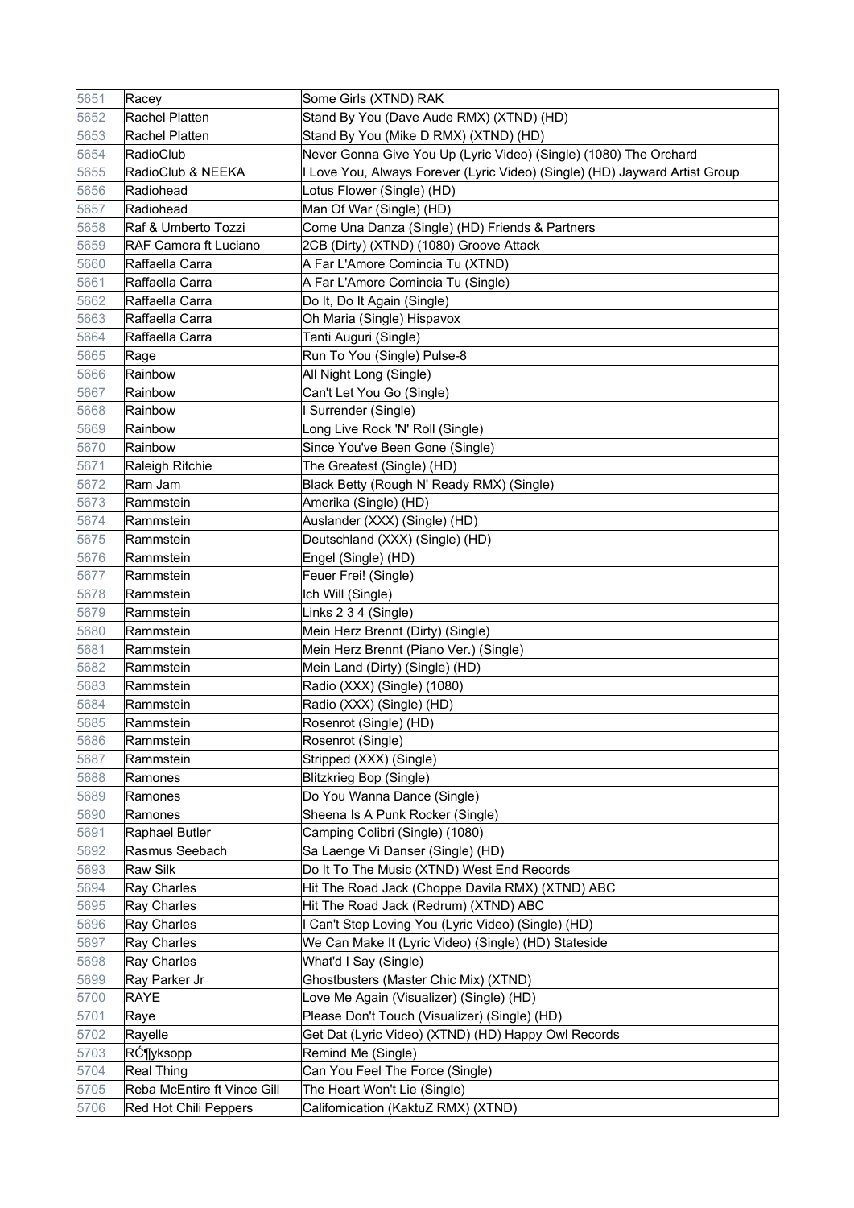| | | |
|---|---|---|
| 5651 | Racey | Some Girls (XTND) RAK |
| 5652 | Rachel Platten | Stand By You (Dave Aude RMX) (XTND) (HD) |
| 5653 | Rachel Platten | Stand By You (Mike D RMX) (XTND) (HD) |
| 5654 | RadioClub | Never Gonna Give You Up (Lyric Video) (Single) (1080) The Orchard |
| 5655 | RadioClub & NEEKA | I Love You, Always Forever (Lyric Video) (Single) (HD) Jayward Artist Group |
| 5656 | Radiohead | Lotus Flower (Single) (HD) |
| 5657 | Radiohead | Man Of War (Single) (HD) |
| 5658 | Raf & Umberto Tozzi | Come Una Danza (Single) (HD) Friends & Partners |
| 5659 | RAF Camora ft Luciano | 2CB (Dirty) (XTND) (1080) Groove Attack |
| 5660 | Raffaella Carra | A Far L'Amore Comincia Tu (XTND) |
| 5661 | Raffaella Carra | A Far L'Amore Comincia Tu (Single) |
| 5662 | Raffaella Carra | Do It, Do It Again (Single) |
| 5663 | Raffaella Carra | Oh Maria (Single) Hispavox |
| 5664 | Raffaella Carra | Tanti Auguri (Single) |
| 5665 | Rage | Run To You (Single) Pulse-8 |
| 5666 | Rainbow | All Night Long (Single) |
| 5667 | Rainbow | Can't Let You Go (Single) |
| 5668 | Rainbow | I Surrender (Single) |
| 5669 | Rainbow | Long Live Rock 'N' Roll (Single) |
| 5670 | Rainbow | Since You've Been Gone (Single) |
| 5671 | Raleigh Ritchie | The Greatest (Single) (HD) |
| 5672 | Ram Jam | Black Betty (Rough N' Ready RMX) (Single) |
| 5673 | Rammstein | Amerika (Single) (HD) |
| 5674 | Rammstein | Auslander (XXX) (Single) (HD) |
| 5675 | Rammstein | Deutschland (XXX) (Single) (HD) |
| 5676 | Rammstein | Engel (Single) (HD) |
| 5677 | Rammstein | Feuer Frei! (Single) |
| 5678 | Rammstein | Ich Will (Single) |
| 5679 | Rammstein | Links 2 3 4 (Single) |
| 5680 | Rammstein | Mein Herz Brennt (Dirty) (Single) |
| 5681 | Rammstein | Mein Herz Brennt (Piano Ver.) (Single) |
| 5682 | Rammstein | Mein Land (Dirty) (Single) (HD) |
| 5683 | Rammstein | Radio (XXX) (Single) (1080) |
| 5684 | Rammstein | Radio (XXX) (Single) (HD) |
| 5685 | Rammstein | Rosenrot (Single) (HD) |
| 5686 | Rammstein | Rosenrot (Single) |
| 5687 | Rammstein | Stripped (XXX) (Single) |
| 5688 | Ramones | Blitzkrieg Bop (Single) |
| 5689 | Ramones | Do You Wanna Dance (Single) |
| 5690 | Ramones | Sheena Is A Punk Rocker (Single) |
| 5691 | Raphael Butler | Camping Colibri (Single) (1080) |
| 5692 | Rasmus Seebach | Sa Laenge Vi Danser (Single) (HD) |
| 5693 | Raw Silk | Do It To The Music (XTND) West End Records |
| 5694 | Ray Charles | Hit The Road Jack (Choppe Davila RMX) (XTND) ABC |
| 5695 | Ray Charles | Hit The Road Jack (Redrum) (XTND) ABC |
| 5696 | Ray Charles | I Can't Stop Loving You (Lyric Video) (Single) (HD) |
| 5697 | Ray Charles | We Can Make It (Lyric Video) (Single) (HD) Stateside |
| 5698 | Ray Charles | What'd I Say (Single) |
| 5699 | Ray Parker Jr | Ghostbusters (Master Chic Mix) (XTND) |
| 5700 | RAYE | Love Me Again (Visualizer) (Single) (HD) |
| 5701 | Raye | Please Don't Touch (Visualizer) (Single) (HD) |
| 5702 | Rayelle | Get Dat (Lyric Video) (XTND) (HD) Happy Owl Records |
| 5703 | RĆ¶yksopp | Remind Me (Single) |
| 5704 | Real Thing | Can You Feel The Force (Single) |
| 5705 | Reba McEntire ft Vince Gill | The Heart Won't Lie (Single) |
| 5706 | Red Hot Chili Peppers | Californication (KaktuZ RMX) (XTND) |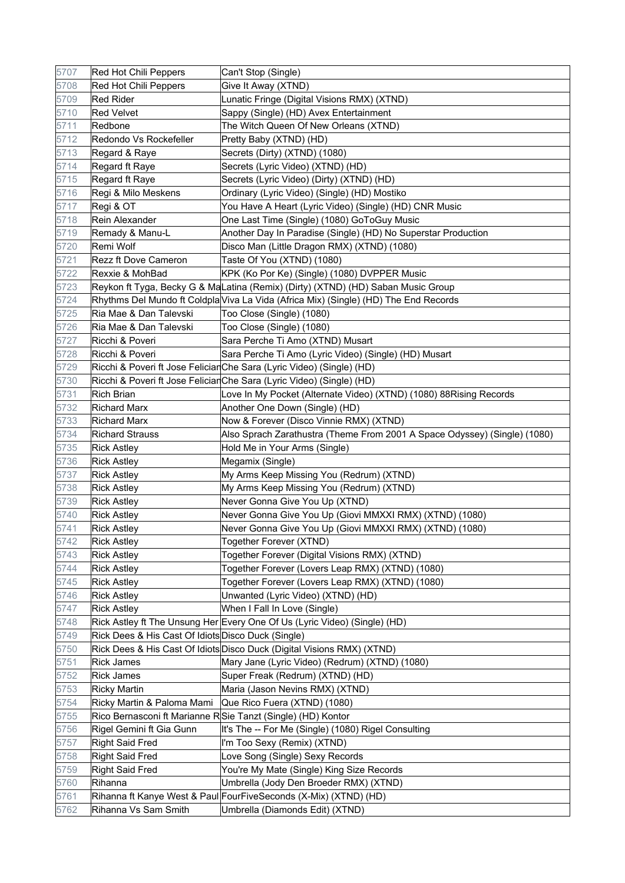| 5707 | Red Hot Chili Peppers | Can't Stop (Single) |
|---|---|---|
| 5708 | Red Hot Chili Peppers | Give It Away (XTND) |
| 5709 | Red Rider | Lunatic Fringe (Digital Visions RMX) (XTND) |
| 5710 | Red Velvet | Sappy (Single) (HD) Avex Entertainment |
| 5711 | Redbone | The Witch Queen Of New Orleans (XTND) |
| 5712 | Redondo Vs Rockefeller | Pretty Baby (XTND) (HD) |
| 5713 | Regard & Raye | Secrets (Dirty) (XTND) (1080) |
| 5714 | Regard ft Raye | Secrets (Lyric Video) (XTND) (HD) |
| 5715 | Regard ft Raye | Secrets (Lyric Video) (Dirty) (XTND) (HD) |
| 5716 | Regi & Milo Meskens | Ordinary (Lyric Video) (Single) (HD) Mostiko |
| 5717 | Regi & OT | You Have A Heart (Lyric Video) (Single) (HD) CNR Music |
| 5718 | Rein Alexander | One Last Time (Single) (1080) GoToGuy Music |
| 5719 | Remady & Manu-L | Another Day In Paradise (Single) (HD) No Superstar Production |
| 5720 | Remi Wolf | Disco Man (Little Dragon RMX) (XTND) (1080) |
| 5721 | Rezz ft Dove Cameron | Taste Of You (XTND) (1080) |
| 5722 | Rexxie & MohBad | KPK (Ko Por Ke) (Single) (1080) DVPPER Music |
| 5723 | Reykon ft Tyga, Becky G & Ma | Latina (Remix) (Dirty) (XTND) (HD) Saban Music Group |
| 5724 | Rhythms Del Mundo ft Coldpla | Viva La Vida (Africa Mix) (Single) (HD) The End Records |
| 5725 | Ria Mae & Dan Talevski | Too Close (Single) (1080) |
| 5726 | Ria Mae & Dan Talevski | Too Close (Single) (1080) |
| 5727 | Ricchi & Poveri | Sara Perche Ti Amo (XTND) Musart |
| 5728 | Ricchi & Poveri | Sara Perche Ti Amo (Lyric Video) (Single) (HD) Musart |
| 5729 | Ricchi & Poveri ft Jose Felician | Che Sara (Lyric Video) (Single) (HD) |
| 5730 | Ricchi & Poveri ft Jose Felician | Che Sara (Lyric Video) (Single) (HD) |
| 5731 | Rich Brian | Love In My Pocket (Alternate Video) (XTND) (1080) 88Rising Records |
| 5732 | Richard Marx | Another One Down (Single) (HD) |
| 5733 | Richard Marx | Now & Forever (Disco Vinnie RMX) (XTND) |
| 5734 | Richard Strauss | Also Sprach Zarathustra (Theme From 2001 A Space Odyssey) (Single) (1080) |
| 5735 | Rick Astley | Hold Me in Your Arms (Single) |
| 5736 | Rick Astley | Megamix (Single) |
| 5737 | Rick Astley | My Arms Keep Missing You (Redrum) (XTND) |
| 5738 | Rick Astley | My Arms Keep Missing You (Redrum) (XTND) |
| 5739 | Rick Astley | Never Gonna Give You Up (XTND) |
| 5740 | Rick Astley | Never Gonna Give You Up (Giovi MMXXI RMX) (XTND) (1080) |
| 5741 | Rick Astley | Never Gonna Give You Up (Giovi MMXXI RMX) (XTND) (1080) |
| 5742 | Rick Astley | Together Forever (XTND) |
| 5743 | Rick Astley | Together Forever (Digital Visions RMX) (XTND) |
| 5744 | Rick Astley | Together Forever (Lovers Leap RMX) (XTND) (1080) |
| 5745 | Rick Astley | Together Forever (Lovers Leap RMX) (XTND) (1080) |
| 5746 | Rick Astley | Unwanted (Lyric Video) (XTND) (HD) |
| 5747 | Rick Astley | When I Fall In Love (Single) |
| 5748 | Rick Astley ft The Unsung Her | Every One Of Us (Lyric Video) (Single) (HD) |
| 5749 | Rick Dees & His Cast Of Idiots | Disco Duck (Single) |
| 5750 | Rick Dees & His Cast Of Idiots | Disco Duck (Digital Visions RMX) (XTND) |
| 5751 | Rick James | Mary Jane (Lyric Video) (Redrum) (XTND) (1080) |
| 5752 | Rick James | Super Freak (Redrum) (XTND) (HD) |
| 5753 | Ricky Martin | Maria (Jason Nevins RMX) (XTND) |
| 5754 | Ricky Martin & Paloma Mami | Que Rico Fuera (XTND) (1080) |
| 5755 | Rico Bernasconi ft Marianne R | Sie Tanzt (Single) (HD) Kontor |
| 5756 | Rigel Gemini ft Gia Gunn | It's The -- For Me (Single) (1080) Rigel Consulting |
| 5757 | Right Said Fred | I'm Too Sexy (Remix) (XTND) |
| 5758 | Right Said Fred | Love Song (Single) Sexy Records |
| 5759 | Right Said Fred | You're My Mate (Single) King Size Records |
| 5760 | Rihanna | Umbrella (Jody Den Broeder RMX) (XTND) |
| 5761 | Rihanna ft Kanye West & Paul | FourFiveSeconds (X-Mix) (XTND) (HD) |
| 5762 | Rihanna Vs Sam Smith | Umbrella (Diamonds Edit) (XTND) |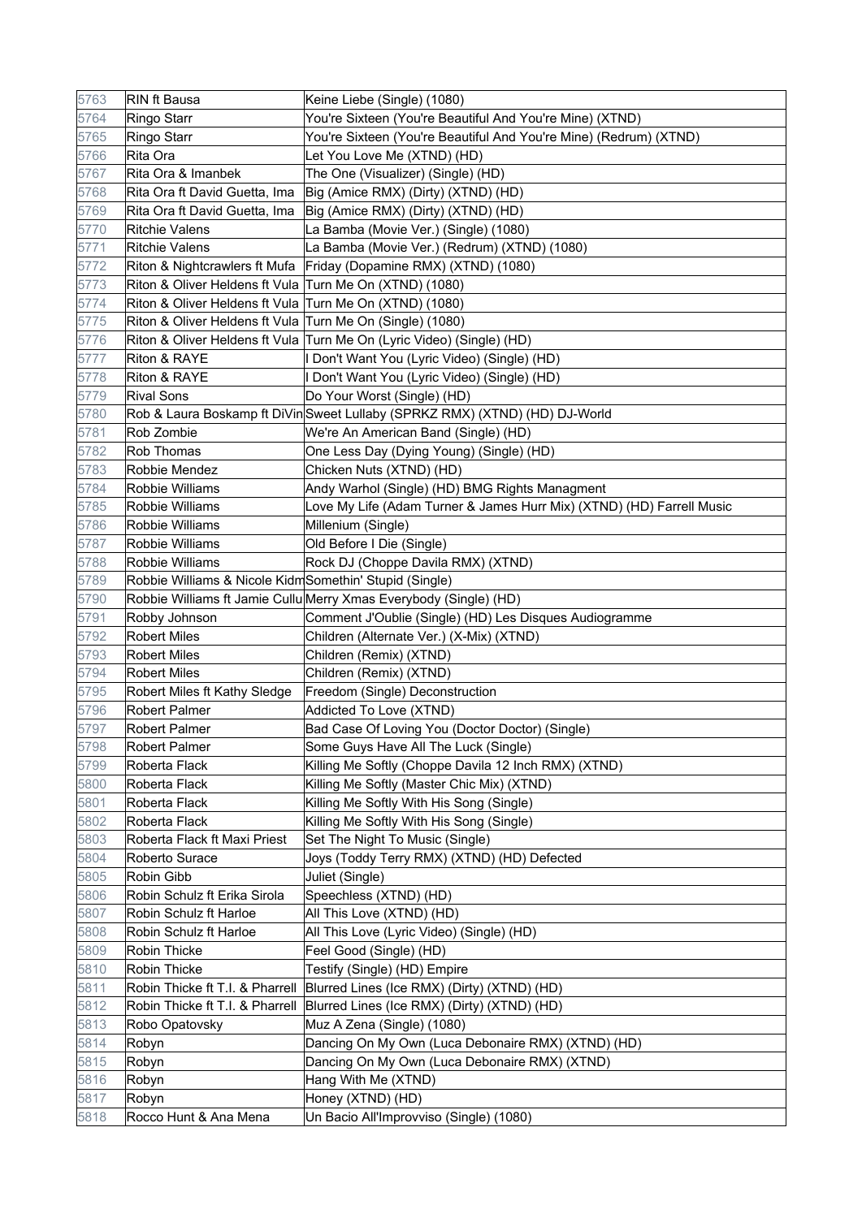| 5763 | RIN ft Bausa | Keine Liebe (Single) (1080) |
|---|---|---|
| 5764 | Ringo Starr | You're Sixteen (You're Beautiful And You're Mine) (XTND) |
| 5765 | Ringo Starr | You're Sixteen (You're Beautiful And You're Mine) (Redrum) (XTND) |
| 5766 | Rita Ora | Let You Love Me (XTND) (HD) |
| 5767 | Rita Ora & Imanbek | The One (Visualizer) (Single) (HD) |
| 5768 | Rita Ora ft David Guetta, Ima | Big (Amice RMX) (Dirty) (XTND) (HD) |
| 5769 | Rita Ora ft David Guetta, Ima | Big (Amice RMX) (Dirty) (XTND) (HD) |
| 5770 | Ritchie Valens | La Bamba (Movie Ver.) (Single) (1080) |
| 5771 | Ritchie Valens | La Bamba (Movie Ver.) (Redrum) (XTND) (1080) |
| 5772 | Riton & Nightcrawlers ft Mufa | Friday (Dopamine RMX) (XTND) (1080) |
| 5773 | Riton & Oliver Heldens ft Vula | Turn Me On (XTND) (1080) |
| 5774 | Riton & Oliver Heldens ft Vula | Turn Me On (XTND) (1080) |
| 5775 | Riton & Oliver Heldens ft Vula | Turn Me On (Single) (1080) |
| 5776 | Riton & Oliver Heldens ft Vula | Turn Me On (Lyric Video) (Single) (HD) |
| 5777 | Riton & RAYE | I Don't Want You (Lyric Video) (Single) (HD) |
| 5778 | Riton & RAYE | I Don't Want You (Lyric Video) (Single) (HD) |
| 5779 | Rival Sons | Do Your Worst (Single) (HD) |
| 5780 | Rob & Laura Boskamp ft DiVin | Sweet Lullaby (SPRKZ RMX) (XTND) (HD) DJ-World |
| 5781 | Rob Zombie | We're An American Band (Single) (HD) |
| 5782 | Rob Thomas | One Less Day (Dying Young) (Single) (HD) |
| 5783 | Robbie Mendez | Chicken Nuts (XTND) (HD) |
| 5784 | Robbie Williams | Andy Warhol (Single) (HD) BMG Rights Managment |
| 5785 | Robbie Williams | Love My Life (Adam Turner & James Hurr Mix) (XTND) (HD) Farrell Music |
| 5786 | Robbie Williams | Millenium (Single) |
| 5787 | Robbie Williams | Old Before I Die (Single) |
| 5788 | Robbie Williams | Rock DJ (Choppe Davila RMX) (XTND) |
| 5789 | Robbie Williams & Nicole Kidm | Somethin' Stupid (Single) |
| 5790 | Robbie Williams ft Jamie Cullu | Merry Xmas Everybody (Single) (HD) |
| 5791 | Robby Johnson | Comment J'Oublie (Single) (HD) Les Disques Audiogramme |
| 5792 | Robert Miles | Children (Alternate Ver.) (X-Mix) (XTND) |
| 5793 | Robert Miles | Children (Remix) (XTND) |
| 5794 | Robert Miles | Children (Remix) (XTND) |
| 5795 | Robert Miles ft Kathy Sledge | Freedom (Single) Deconstruction |
| 5796 | Robert Palmer | Addicted To Love (XTND) |
| 5797 | Robert Palmer | Bad Case Of Loving You (Doctor Doctor) (Single) |
| 5798 | Robert Palmer | Some Guys Have All The Luck (Single) |
| 5799 | Roberta Flack | Killing Me Softly (Choppe Davila 12 Inch RMX) (XTND) |
| 5800 | Roberta Flack | Killing Me Softly (Master Chic Mix) (XTND) |
| 5801 | Roberta Flack | Killing Me Softly With His Song (Single) |
| 5802 | Roberta Flack | Killing Me Softly With His Song (Single) |
| 5803 | Roberta Flack ft Maxi Priest | Set The Night To Music (Single) |
| 5804 | Roberto Surace | Joys (Toddy Terry RMX) (XTND) (HD) Defected |
| 5805 | Robin Gibb | Juliet (Single) |
| 5806 | Robin Schulz ft Erika Sirola | Speechless (XTND) (HD) |
| 5807 | Robin Schulz ft Harloe | All This Love (XTND) (HD) |
| 5808 | Robin Schulz ft Harloe | All This Love (Lyric Video) (Single) (HD) |
| 5809 | Robin Thicke | Feel Good (Single) (HD) |
| 5810 | Robin Thicke | Testify (Single) (HD) Empire |
| 5811 | Robin Thicke ft T.I. & Pharrell | Blurred Lines (Ice RMX) (Dirty) (XTND) (HD) |
| 5812 | Robin Thicke ft T.I. & Pharrell | Blurred Lines (Ice RMX) (Dirty) (XTND) (HD) |
| 5813 | Robo Opatovsky | Muz A Zena (Single) (1080) |
| 5814 | Robyn | Dancing On My Own (Luca Debonaire RMX) (XTND) (HD) |
| 5815 | Robyn | Dancing On My Own (Luca Debonaire RMX) (XTND) |
| 5816 | Robyn | Hang With Me (XTND) |
| 5817 | Robyn | Honey (XTND) (HD) |
| 5818 | Rocco Hunt & Ana Mena | Un Bacio All'Improvviso (Single) (1080) |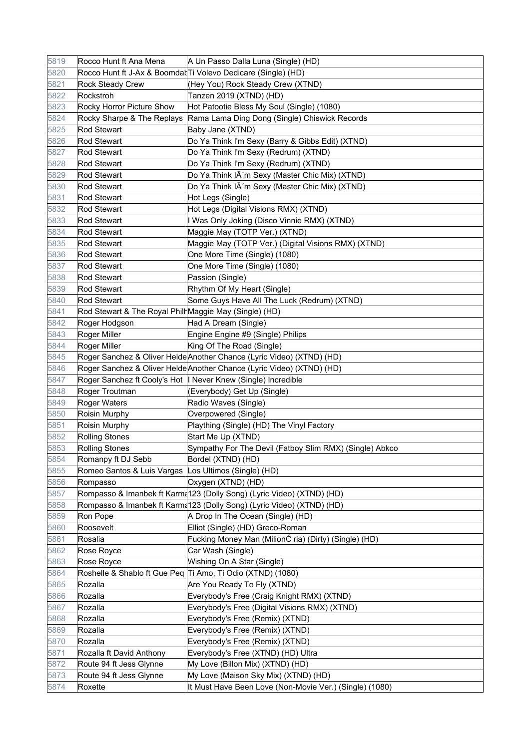| | | |
|---|---|---|
| 5819 | Rocco Hunt ft Ana Mena | A Un Passo Dalla Luna (Single) (HD) |
| 5820 | Rocco Hunt ft J-Ax & Boomdab | Ti Volevo Dedicare (Single) (HD) |
| 5821 | Rock Steady Crew | (Hey You) Rock Steady Crew (XTND) |
| 5822 | Rockstroh | Tanzen 2019 (XTND) (HD) |
| 5823 | Rocky Horror Picture Show | Hot Patootie Bless My Soul (Single) (1080) |
| 5824 | Rocky Sharpe & The Replays | Rama Lama Ding Dong (Single) Chiswick Records |
| 5825 | Rod Stewart | Baby Jane (XTND) |
| 5826 | Rod Stewart | Do Ya Think I'm Sexy (Barry & Gibbs Edit) (XTND) |
| 5827 | Rod Stewart | Do Ya Think I'm Sexy (Redrum) (XTND) |
| 5828 | Rod Stewart | Do Ya Think I'm Sexy (Redrum) (XTND) |
| 5829 | Rod Stewart | Do Ya Think IÃ´m Sexy (Master Chic Mix) (XTND) |
| 5830 | Rod Stewart | Do Ya Think IÃ´m Sexy (Master Chic Mix) (XTND) |
| 5831 | Rod Stewart | Hot Legs (Single) |
| 5832 | Rod Stewart | Hot Legs (Digital Visions RMX) (XTND) |
| 5833 | Rod Stewart | I Was Only Joking (Disco Vinnie RMX) (XTND) |
| 5834 | Rod Stewart | Maggie May (TOTP Ver.) (XTND) |
| 5835 | Rod Stewart | Maggie May (TOTP Ver.) (Digital Visions RMX) (XTND) |
| 5836 | Rod Stewart | One More Time (Single) (1080) |
| 5837 | Rod Stewart | One More Time (Single) (1080) |
| 5838 | Rod Stewart | Passion (Single) |
| 5839 | Rod Stewart | Rhythm Of My Heart (Single) |
| 5840 | Rod Stewart | Some Guys Have All The Luck (Redrum) (XTND) |
| 5841 | Rod Stewart & The Royal Philh | Maggie May (Single) (HD) |
| 5842 | Roger Hodgson | Had A Dream (Single) |
| 5843 | Roger Miller | Engine Engine #9 (Single) Philips |
| 5844 | Roger Miller | King Of The Road (Single) |
| 5845 | Roger Sanchez & Oliver Helde | Another Chance (Lyric Video) (XTND) (HD) |
| 5846 | Roger Sanchez & Oliver Helde | Another Chance (Lyric Video) (XTND) (HD) |
| 5847 | Roger Sanchez ft Cooly's Hot | I Never Knew (Single) Incredible |
| 5848 | Roger Troutman | (Everybody) Get Up (Single) |
| 5849 | Roger Waters | Radio Waves (Single) |
| 5850 | Roisin Murphy | Overpowered (Single) |
| 5851 | Roisin Murphy | Plaything (Single) (HD) The Vinyl Factory |
| 5852 | Rolling Stones | Start Me Up (XTND) |
| 5853 | Rolling Stones | Sympathy For The Devil (Fatboy Slim RMX) (Single) Abkco |
| 5854 | Romanpy ft DJ Sebb | Bordel (XTND) (HD) |
| 5855 | Romeo Santos & Luis Vargas | Los Ultimos (Single) (HD) |
| 5856 | Rompasso | Oxygen (XTND) (HD) |
| 5857 | Rompasso & Imanbek ft Karma | 123 (Dolly Song) (Lyric Video) (XTND) (HD) |
| 5858 | Rompasso & Imanbek ft Karma | 123 (Dolly Song) (Lyric Video) (XTND) (HD) |
| 5859 | Ron Pope | A Drop In The Ocean (Single) (HD) |
| 5860 | Roosevelt | Elliot (Single) (HD) Greco-Roman |
| 5861 | Rosalia | Fucking Money Man (MilionĆ ria) (Dirty) (Single) (HD) |
| 5862 | Rose Royce | Car Wash (Single) |
| 5863 | Rose Royce | Wishing On A Star (Single) |
| 5864 | Roshelle & Shablo ft Gue Peq | Ti Amo, Ti Odio (XTND) (1080) |
| 5865 | Rozalla | Are You Ready To Fly (XTND) |
| 5866 | Rozalla | Everybody's Free (Craig Knight RMX) (XTND) |
| 5867 | Rozalla | Everybody's Free (Digital Visions RMX) (XTND) |
| 5868 | Rozalla | Everybody's Free (Remix) (XTND) |
| 5869 | Rozalla | Everybody's Free (Remix) (XTND) |
| 5870 | Rozalla | Everybody's Free (Remix) (XTND) |
| 5871 | Rozalla ft David Anthony | Everybody's Free (XTND) (HD) Ultra |
| 5872 | Route 94 ft Jess Glynne | My Love (Billon Mix) (XTND) (HD) |
| 5873 | Route 94 ft Jess Glynne | My Love (Maison Sky Mix) (XTND) (HD) |
| 5874 | Roxette | It Must Have Been Love (Non-Movie Ver.) (Single) (1080) |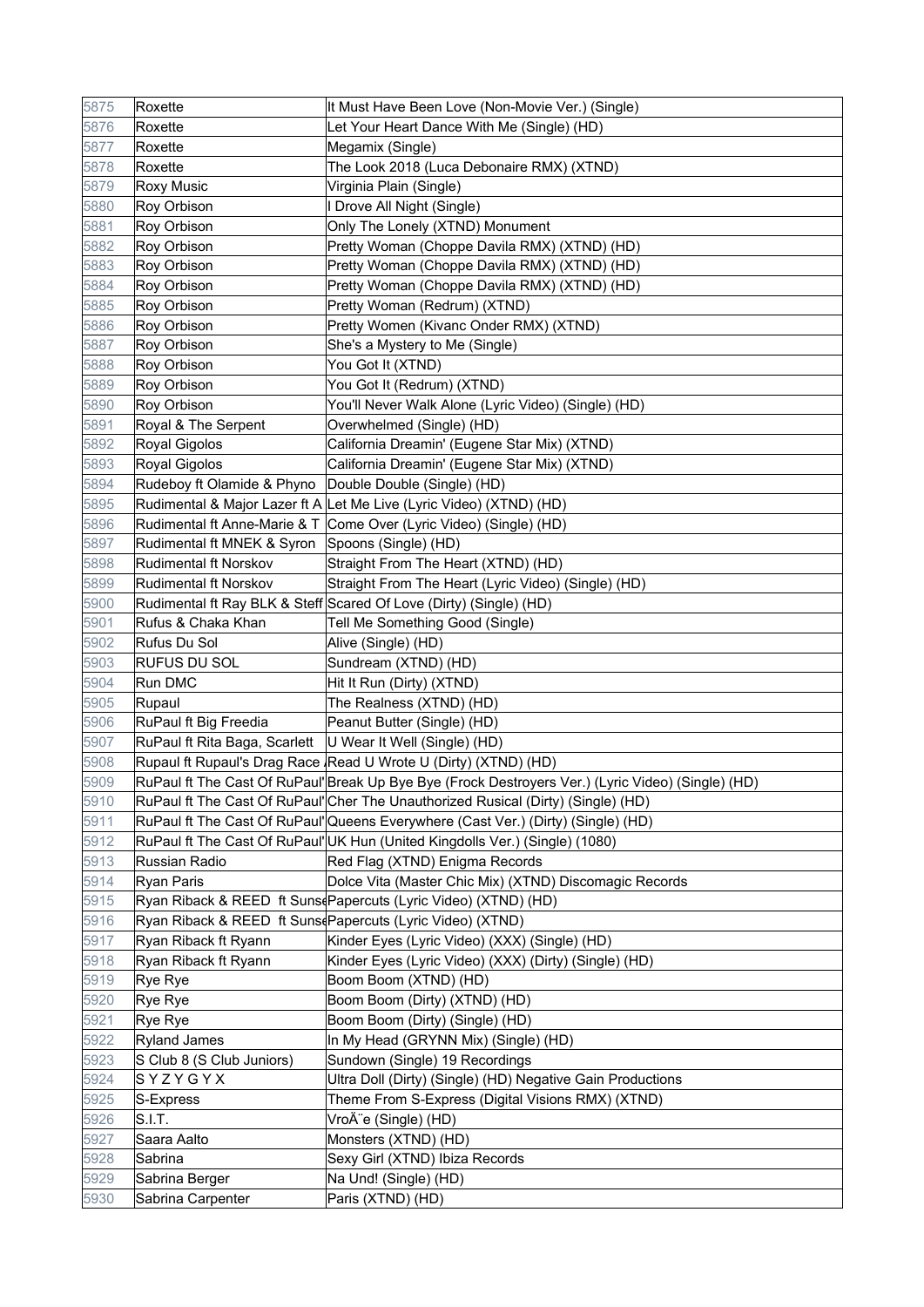| 5875 | Roxette | It Must Have Been Love (Non-Movie Ver.) (Single) |
|---|---|---|
| 5876 | Roxette | Let Your Heart Dance With Me (Single) (HD) |
| 5877 | Roxette | Megamix (Single) |
| 5878 | Roxette | The Look 2018 (Luca Debonaire RMX) (XTND) |
| 5879 | Roxy Music | Virginia Plain (Single) |
| 5880 | Roy Orbison | I Drove All Night (Single) |
| 5881 | Roy Orbison | Only The Lonely (XTND) Monument |
| 5882 | Roy Orbison | Pretty Woman (Choppe Davila RMX) (XTND) (HD) |
| 5883 | Roy Orbison | Pretty Woman (Choppe Davila RMX) (XTND) (HD) |
| 5884 | Roy Orbison | Pretty Woman (Choppe Davila RMX) (XTND) (HD) |
| 5885 | Roy Orbison | Pretty Woman (Redrum) (XTND) |
| 5886 | Roy Orbison | Pretty Women (Kivanc Onder RMX) (XTND) |
| 5887 | Roy Orbison | She's a Mystery to Me (Single) |
| 5888 | Roy Orbison | You Got It (XTND) |
| 5889 | Roy Orbison | You Got It (Redrum) (XTND) |
| 5890 | Roy Orbison | You'll Never Walk Alone (Lyric Video) (Single) (HD) |
| 5891 | Royal & The Serpent | Overwhelmed (Single) (HD) |
| 5892 | Royal Gigolos | California Dreamin' (Eugene Star Mix) (XTND) |
| 5893 | Royal Gigolos | California Dreamin' (Eugene Star Mix) (XTND) |
| 5894 | Rudeboy ft Olamide & Phyno | Double Double (Single) (HD) |
| 5895 | Rudimental & Major Lazer ft A | Let Me Live (Lyric Video) (XTND) (HD) |
| 5896 | Rudimental ft Anne-Marie & T | Come Over (Lyric Video) (Single) (HD) |
| 5897 | Rudimental ft MNEK & Syron | Spoons (Single) (HD) |
| 5898 | Rudimental ft Norskov | Straight From The Heart (XTND) (HD) |
| 5899 | Rudimental ft Norskov | Straight From The Heart (Lyric Video) (Single) (HD) |
| 5900 | Rudimental ft Ray BLK & Steff | Scared Of Love (Dirty) (Single) (HD) |
| 5901 | Rufus & Chaka Khan | Tell Me Something Good (Single) |
| 5902 | Rufus Du Sol | Alive (Single) (HD) |
| 5903 | RUFUS DU SOL | Sundream (XTND) (HD) |
| 5904 | Run DMC | Hit It Run (Dirty) (XTND) |
| 5905 | Rupaul | The Realness (XTND) (HD) |
| 5906 | RuPaul ft Big Freedia | Peanut Butter (Single) (HD) |
| 5907 | RuPaul ft Rita Baga, Scarlett | U Wear It Well (Single) (HD) |
| 5908 | Rupaul ft Rupaul's Drag Race A | Read U Wrote U (Dirty) (XTND) (HD) |
| 5909 | RuPaul ft The Cast Of RuPaul' | Break Up Bye Bye (Frock Destroyers Ver.) (Lyric Video) (Single) (HD) |
| 5910 | RuPaul ft The Cast Of RuPaul' | Cher The Unauthorized Rusical (Dirty) (Single) (HD) |
| 5911 | RuPaul ft The Cast Of RuPaul' | Queens Everywhere (Cast Ver.) (Dirty) (Single) (HD) |
| 5912 | RuPaul ft The Cast Of RuPaul' | UK Hun (United Kingdolls Ver.) (Single) (1080) |
| 5913 | Russian Radio | Red Flag (XTND) Enigma Records |
| 5914 | Ryan Paris | Dolce Vita (Master Chic Mix) (XTND) Discomagic Records |
| 5915 | Ryan Riback & REED ft Sunse | Papercuts (Lyric Video) (XTND) (HD) |
| 5916 | Ryan Riback & REED ft Sunse | Papercuts (Lyric Video) (XTND) |
| 5917 | Ryan Riback ft Ryann | Kinder Eyes (Lyric Video) (XXX) (Single) (HD) |
| 5918 | Ryan Riback ft Ryann | Kinder Eyes (Lyric Video) (XXX) (Dirty) (Single) (HD) |
| 5919 | Rye Rye | Boom Boom (XTND) (HD) |
| 5920 | Rye Rye | Boom Boom (Dirty) (XTND) (HD) |
| 5921 | Rye Rye | Boom Boom (Dirty) (Single) (HD) |
| 5922 | Ryland James | In My Head (GRYNN Mix) (Single) (HD) |
| 5923 | S Club 8 (S Club Juniors) | Sundown (Single) 19 Recordings |
| 5924 | S Y Z Y G Y X | Ultra Doll (Dirty) (Single) (HD) Negative Gain Productions |
| 5925 | S-Express | Theme From S-Express (Digital Visions RMX) (XTND) |
| 5926 | S.I.T. | VroÄ¨e (Single) (HD) |
| 5927 | Saara Aalto | Monsters (XTND) (HD) |
| 5928 | Sabrina | Sexy Girl (XTND) Ibiza Records |
| 5929 | Sabrina Berger | Na Und! (Single) (HD) |
| 5930 | Sabrina Carpenter | Paris (XTND) (HD) |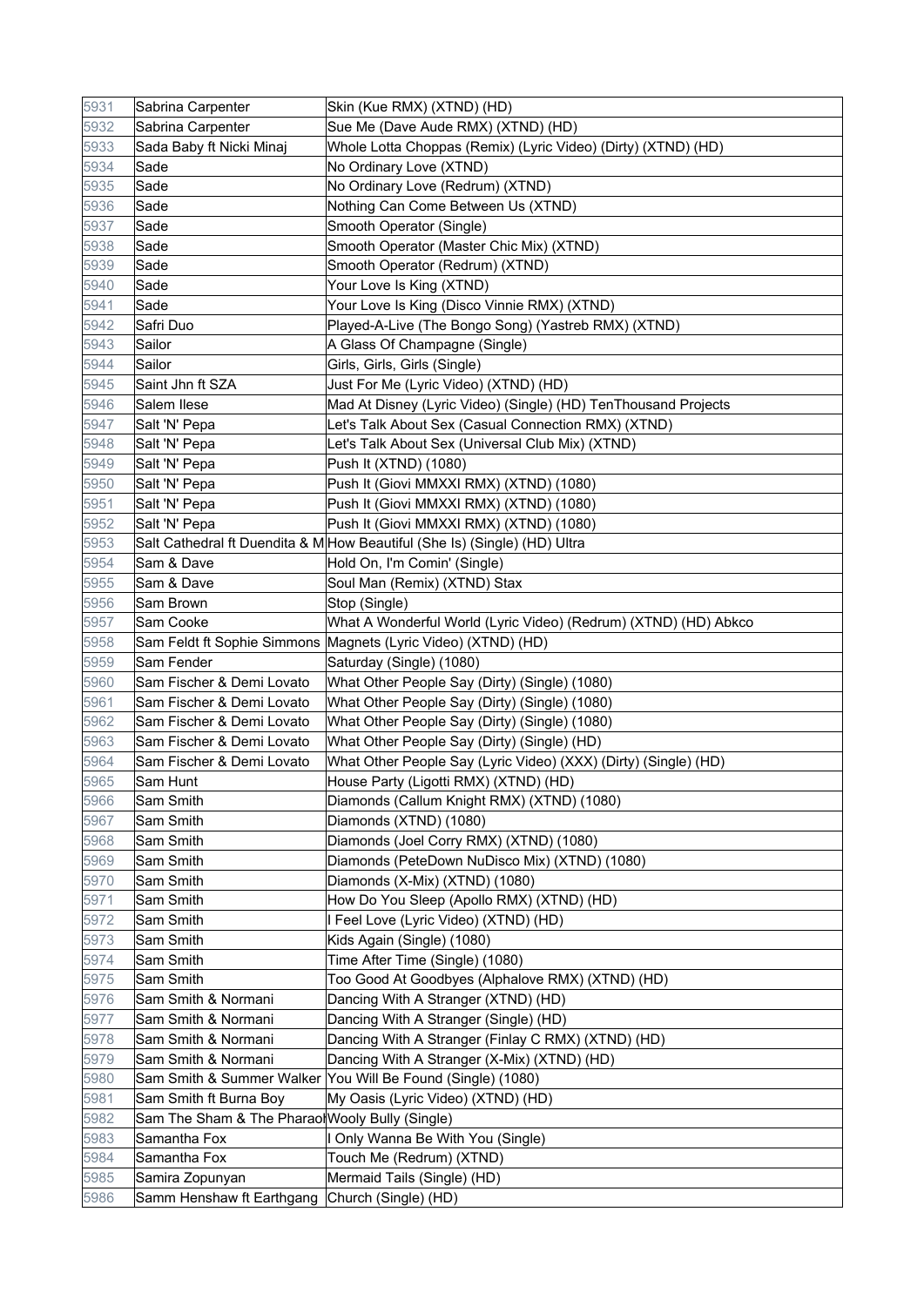| 5931 | Sabrina Carpenter | Skin (Kue RMX) (XTND) (HD) |
|---|---|---|
| 5932 | Sabrina Carpenter | Sue Me (Dave Aude RMX) (XTND) (HD) |
| 5933 | Sada Baby ft Nicki Minaj | Whole Lotta Choppas (Remix) (Lyric Video) (Dirty) (XTND) (HD) |
| 5934 | Sade | No Ordinary Love (XTND) |
| 5935 | Sade | No Ordinary Love (Redrum) (XTND) |
| 5936 | Sade | Nothing Can Come Between Us (XTND) |
| 5937 | Sade | Smooth Operator (Single) |
| 5938 | Sade | Smooth Operator (Master Chic Mix) (XTND) |
| 5939 | Sade | Smooth Operator (Redrum) (XTND) |
| 5940 | Sade | Your Love Is King (XTND) |
| 5941 | Sade | Your Love Is King (Disco Vinnie RMX) (XTND) |
| 5942 | Safri Duo | Played-A-Live (The Bongo Song) (Yastreb RMX) (XTND) |
| 5943 | Sailor | A Glass Of Champagne (Single) |
| 5944 | Sailor | Girls, Girls, Girls (Single) |
| 5945 | Saint Jhn ft SZA | Just For Me (Lyric Video) (XTND) (HD) |
| 5946 | Salem Ilese | Mad At Disney (Lyric Video) (Single) (HD) TenThousand Projects |
| 5947 | Salt 'N' Pepa | Let's Talk About Sex (Casual Connection RMX) (XTND) |
| 5948 | Salt 'N' Pepa | Let's Talk About Sex (Universal Club Mix) (XTND) |
| 5949 | Salt 'N' Pepa | Push It (XTND) (1080) |
| 5950 | Salt 'N' Pepa | Push It (Giovi MMXXI RMX) (XTND) (1080) |
| 5951 | Salt 'N' Pepa | Push It (Giovi MMXXI RMX) (XTND) (1080) |
| 5952 | Salt 'N' Pepa | Push It (Giovi MMXXI RMX) (XTND) (1080) |
| 5953 | Salt Cathedral ft Duendita & M | How Beautiful (She Is) (Single) (HD) Ultra |
| 5954 | Sam & Dave | Hold On, I'm Comin' (Single) |
| 5955 | Sam & Dave | Soul Man (Remix) (XTND) Stax |
| 5956 | Sam Brown | Stop (Single) |
| 5957 | Sam Cooke | What A Wonderful World (Lyric Video) (Redrum) (XTND) (HD) Abkco |
| 5958 | Sam Feldt ft Sophie Simmons | Magnets (Lyric Video) (XTND) (HD) |
| 5959 | Sam Fender | Saturday (Single) (1080) |
| 5960 | Sam Fischer & Demi Lovato | What Other People Say (Dirty) (Single) (1080) |
| 5961 | Sam Fischer & Demi Lovato | What Other People Say (Dirty) (Single) (1080) |
| 5962 | Sam Fischer & Demi Lovato | What Other People Say (Dirty) (Single) (1080) |
| 5963 | Sam Fischer & Demi Lovato | What Other People Say (Dirty) (Single) (HD) |
| 5964 | Sam Fischer & Demi Lovato | What Other People Say (Lyric Video) (XXX) (Dirty) (Single) (HD) |
| 5965 | Sam Hunt | House Party (Ligotti RMX) (XTND) (HD) |
| 5966 | Sam Smith | Diamonds (Callum Knight RMX) (XTND) (1080) |
| 5967 | Sam Smith | Diamonds (XTND) (1080) |
| 5968 | Sam Smith | Diamonds (Joel Corry RMX) (XTND) (1080) |
| 5969 | Sam Smith | Diamonds (PeteDown NuDisco Mix) (XTND) (1080) |
| 5970 | Sam Smith | Diamonds (X-Mix) (XTND) (1080) |
| 5971 | Sam Smith | How Do You Sleep (Apollo RMX) (XTND) (HD) |
| 5972 | Sam Smith | I Feel Love (Lyric Video) (XTND) (HD) |
| 5973 | Sam Smith | Kids Again (Single) (1080) |
| 5974 | Sam Smith | Time After Time (Single) (1080) |
| 5975 | Sam Smith | Too Good At Goodbyes (Alphalove RMX) (XTND) (HD) |
| 5976 | Sam Smith & Normani | Dancing With A Stranger (XTND) (HD) |
| 5977 | Sam Smith & Normani | Dancing With A Stranger (Single) (HD) |
| 5978 | Sam Smith & Normani | Dancing With A Stranger (Finlay C RMX) (XTND) (HD) |
| 5979 | Sam Smith & Normani | Dancing With A Stranger (X-Mix) (XTND) (HD) |
| 5980 | Sam Smith & Summer Walker | You Will Be Found (Single) (1080) |
| 5981 | Sam Smith ft Burna Boy | My Oasis (Lyric Video) (XTND) (HD) |
| 5982 | Sam The Sham & The Pharaoh | Wooly Bully (Single) |
| 5983 | Samantha Fox | I Only Wanna Be With You (Single) |
| 5984 | Samantha Fox | Touch Me (Redrum) (XTND) |
| 5985 | Samira Zopunyan | Mermaid Tails (Single) (HD) |
| 5986 | Samm Henshaw ft Earthgang | Church (Single) (HD) |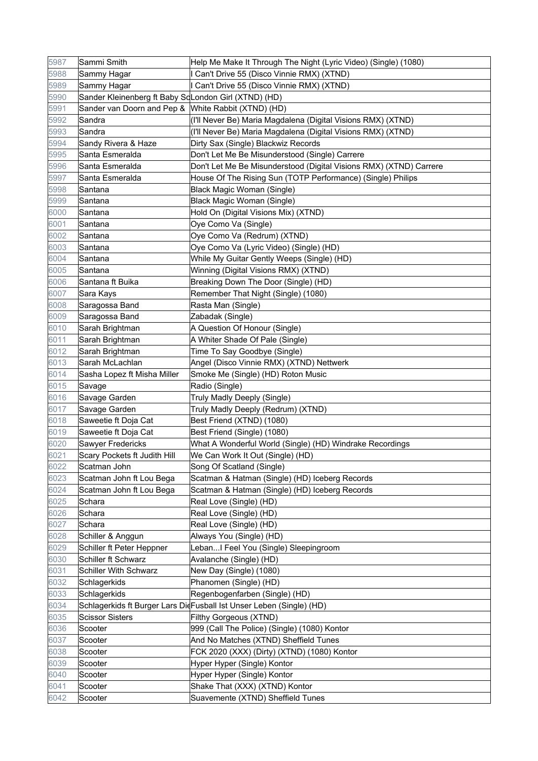| | | |
|---|---|---|
| 5987 | Sammi Smith | Help Me Make It Through The Night (Lyric Video) (Single) (1080) |
| 5988 | Sammy Hagar | I Can't Drive 55 (Disco Vinnie RMX) (XTND) |
| 5989 | Sammy Hagar | I Can't Drive 55 (Disco Vinnie RMX) (XTND) |
| 5990 | Sander Kleinenberg ft Baby Sc | London Girl (XTND) (HD) |
| 5991 | Sander van Doorn and Pep & | White Rabbit (XTND) (HD) |
| 5992 | Sandra | (I'll Never Be) Maria Magdalena (Digital Visions RMX) (XTND) |
| 5993 | Sandra | (I'll Never Be) Maria Magdalena (Digital Visions RMX) (XTND) |
| 5994 | Sandy Rivera & Haze | Dirty Sax (Single) Blackwiz Records |
| 5995 | Santa Esmeralda | Don't Let Me Be Misunderstood (Single) Carrere |
| 5996 | Santa Esmeralda | Don't Let Me Be Misunderstood (Digital Visions RMX) (XTND) Carrere |
| 5997 | Santa Esmeralda | House Of The Rising Sun (TOTP Performance) (Single) Philips |
| 5998 | Santana | Black Magic Woman (Single) |
| 5999 | Santana | Black Magic Woman (Single) |
| 6000 | Santana | Hold On (Digital Visions Mix) (XTND) |
| 6001 | Santana | Oye Como Va (Single) |
| 6002 | Santana | Oye Como Va (Redrum) (XTND) |
| 6003 | Santana | Oye Como Va (Lyric Video) (Single) (HD) |
| 6004 | Santana | While My Guitar Gently Weeps (Single) (HD) |
| 6005 | Santana | Winning (Digital Visions RMX) (XTND) |
| 6006 | Santana ft Buika | Breaking Down The Door (Single) (HD) |
| 6007 | Sara Kays | Remember That Night (Single) (1080) |
| 6008 | Saragossa Band | Rasta Man (Single) |
| 6009 | Saragossa Band | Zabadak (Single) |
| 6010 | Sarah Brightman | A Question Of Honour (Single) |
| 6011 | Sarah Brightman | A Whiter Shade Of Pale (Single) |
| 6012 | Sarah Brightman | Time To Say Goodbye (Single) |
| 6013 | Sarah McLachlan | Angel (Disco Vinnie RMX) (XTND) Nettwerk |
| 6014 | Sasha Lopez ft Misha Miller | Smoke Me (Single) (HD) Roton Music |
| 6015 | Savage | Radio (Single) |
| 6016 | Savage Garden | Truly Madly Deeply (Single) |
| 6017 | Savage Garden | Truly Madly Deeply (Redrum) (XTND) |
| 6018 | Saweetie ft Doja Cat | Best Friend (XTND) (1080) |
| 6019 | Saweetie ft Doja Cat | Best Friend (Single) (1080) |
| 6020 | Sawyer Fredericks | What A Wonderful World (Single) (HD) Windrake Recordings |
| 6021 | Scary Pockets ft Judith Hill | We Can Work It Out (Single) (HD) |
| 6022 | Scatman John | Song Of Scatland (Single) |
| 6023 | Scatman John ft Lou Bega | Scatman & Hatman (Single) (HD) Iceberg Records |
| 6024 | Scatman John ft Lou Bega | Scatman & Hatman (Single) (HD) Iceberg Records |
| 6025 | Schara | Real Love (Single) (HD) |
| 6026 | Schara | Real Love (Single) (HD) |
| 6027 | Schara | Real Love (Single) (HD) |
| 6028 | Schiller & Anggun | Always You (Single) (HD) |
| 6029 | Schiller ft Peter Heppner | Leban...I Feel You (Single) Sleepingroom |
| 6030 | Schiller ft Schwarz | Avalanche (Single) (HD) |
| 6031 | Schiller With Schwarz | New Day (Single) (1080) |
| 6032 | Schlagerkids | Phanomen (Single) (HD) |
| 6033 | Schlagerkids | Regenbogenfarben (Single) (HD) |
| 6034 | Schlagerkids ft Burger Lars Die | Fusball Ist Unser Leben (Single) (HD) |
| 6035 | Scissor Sisters | Filthy Gorgeous (XTND) |
| 6036 | Scooter | 999 (Call The Police) (Single) (1080) Kontor |
| 6037 | Scooter | And No Matches (XTND) Sheffield Tunes |
| 6038 | Scooter | FCK 2020 (XXX) (Dirty) (XTND) (1080) Kontor |
| 6039 | Scooter | Hyper Hyper (Single) Kontor |
| 6040 | Scooter | Hyper Hyper (Single) Kontor |
| 6041 | Scooter | Shake That (XXX) (XTND) Kontor |
| 6042 | Scooter | Suavemente (XTND) Sheffield Tunes |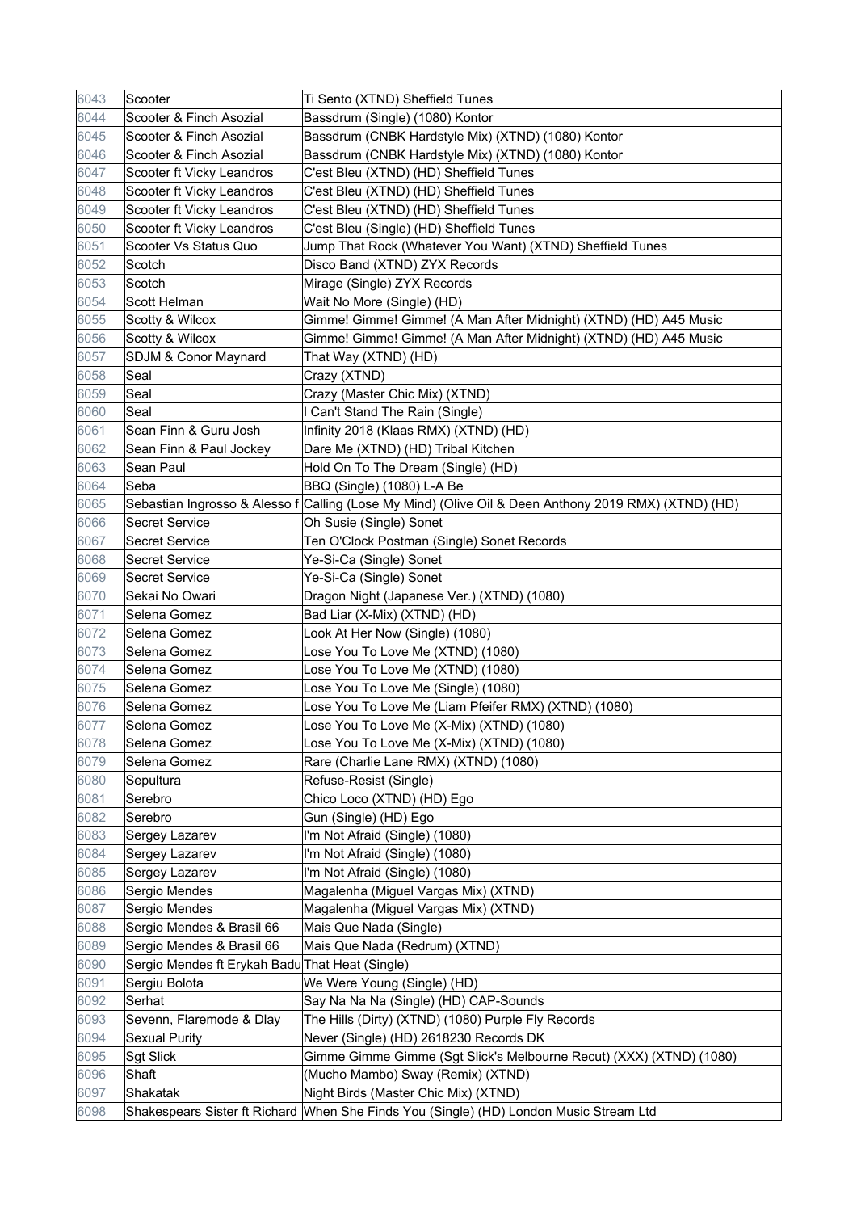| | | |
|---|---|---|
| 6043 | Scooter | Ti Sento (XTND) Sheffield Tunes |
| 6044 | Scooter & Finch Asozial | Bassdrum (Single) (1080) Kontor |
| 6045 | Scooter & Finch Asozial | Bassdrum (CNBK Hardstyle Mix) (XTND) (1080) Kontor |
| 6046 | Scooter & Finch Asozial | Bassdrum (CNBK Hardstyle Mix) (XTND) (1080) Kontor |
| 6047 | Scooter ft Vicky Leandros | C'est Bleu (XTND) (HD) Sheffield Tunes |
| 6048 | Scooter ft Vicky Leandros | C'est Bleu (XTND) (HD) Sheffield Tunes |
| 6049 | Scooter ft Vicky Leandros | C'est Bleu (XTND) (HD) Sheffield Tunes |
| 6050 | Scooter ft Vicky Leandros | C'est Bleu (Single) (HD) Sheffield Tunes |
| 6051 | Scooter Vs Status Quo | Jump That Rock (Whatever You Want) (XTND) Sheffield Tunes |
| 6052 | Scotch | Disco Band (XTND) ZYX Records |
| 6053 | Scotch | Mirage (Single) ZYX Records |
| 6054 | Scott Helman | Wait No More (Single) (HD) |
| 6055 | Scotty & Wilcox | Gimme! Gimme! Gimme! (A Man After Midnight) (XTND) (HD) A45 Music |
| 6056 | Scotty & Wilcox | Gimme! Gimme! Gimme! (A Man After Midnight) (XTND) (HD) A45 Music |
| 6057 | SDJM & Conor Maynard | That Way (XTND) (HD) |
| 6058 | Seal | Crazy (XTND) |
| 6059 | Seal | Crazy (Master Chic Mix) (XTND) |
| 6060 | Seal | I Can't Stand The Rain (Single) |
| 6061 | Sean Finn & Guru Josh | Infinity 2018 (Klaas RMX) (XTND) (HD) |
| 6062 | Sean Finn & Paul Jockey | Dare Me (XTND) (HD) Tribal Kitchen |
| 6063 | Sean Paul | Hold On To The Dream (Single) (HD) |
| 6064 | Seba | BBQ (Single) (1080) L-A Be |
| 6065 | Sebastian Ingrosso & Alesso f | Calling (Lose My Mind) (Olive Oil & Deen Anthony 2019 RMX) (XTND) (HD) |
| 6066 | Secret Service | Oh Susie (Single) Sonet |
| 6067 | Secret Service | Ten O'Clock Postman (Single) Sonet Records |
| 6068 | Secret Service | Ye-Si-Ca (Single) Sonet |
| 6069 | Secret Service | Ye-Si-Ca (Single) Sonet |
| 6070 | Sekai No Owari | Dragon Night (Japanese Ver.) (XTND) (1080) |
| 6071 | Selena Gomez | Bad Liar (X-Mix) (XTND) (HD) |
| 6072 | Selena Gomez | Look At Her Now (Single) (1080) |
| 6073 | Selena Gomez | Lose You To Love Me (XTND) (1080) |
| 6074 | Selena Gomez | Lose You To Love Me (XTND) (1080) |
| 6075 | Selena Gomez | Lose You To Love Me (Single) (1080) |
| 6076 | Selena Gomez | Lose You To Love Me (Liam Pfeifer RMX) (XTND) (1080) |
| 6077 | Selena Gomez | Lose You To Love Me (X-Mix) (XTND) (1080) |
| 6078 | Selena Gomez | Lose You To Love Me (X-Mix) (XTND) (1080) |
| 6079 | Selena Gomez | Rare (Charlie Lane RMX) (XTND) (1080) |
| 6080 | Sepultura | Refuse-Resist (Single) |
| 6081 | Serebro | Chico Loco (XTND) (HD) Ego |
| 6082 | Serebro | Gun (Single) (HD) Ego |
| 6083 | Sergey Lazarev | I'm Not Afraid (Single) (1080) |
| 6084 | Sergey Lazarev | I'm Not Afraid (Single) (1080) |
| 6085 | Sergey Lazarev | I'm Not Afraid (Single) (1080) |
| 6086 | Sergio Mendes | Magalenha (Miguel Vargas Mix) (XTND) |
| 6087 | Sergio Mendes | Magalenha (Miguel Vargas Mix) (XTND) |
| 6088 | Sergio Mendes & Brasil 66 | Mais Que Nada (Single) |
| 6089 | Sergio Mendes & Brasil 66 | Mais Que Nada (Redrum) (XTND) |
| 6090 | Sergio Mendes ft Erykah Badu | That Heat (Single) |
| 6091 | Sergiu Bolota | We Were Young (Single) (HD) |
| 6092 | Serhat | Say Na Na Na (Single) (HD) CAP-Sounds |
| 6093 | Sevenn, Flaremode & Dlay | The Hills (Dirty) (XTND) (1080) Purple Fly Records |
| 6094 | Sexual Purity | Never (Single) (HD) 2618230 Records DK |
| 6095 | Sgt Slick | Gimme Gimme Gimme (Sgt Slick's Melbourne Recut) (XXX) (XTND) (1080) |
| 6096 | Shaft | (Mucho Mambo) Sway (Remix) (XTND) |
| 6097 | Shakatak | Night Birds (Master Chic Mix) (XTND) |
| 6098 | Shakespears Sister ft Richard | When She Finds You (Single) (HD) London Music Stream Ltd |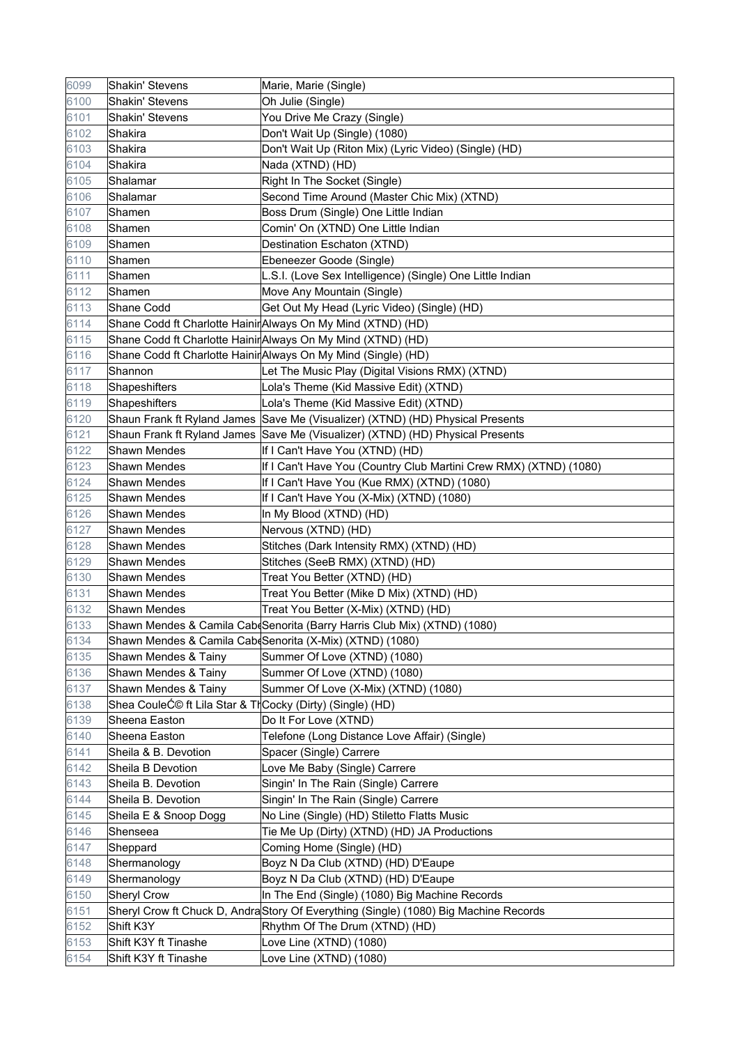| | | |
|---|---|---|
| 6099 | Shakin' Stevens | Marie, Marie (Single) |
| 6100 | Shakin' Stevens | Oh Julie (Single) |
| 6101 | Shakin' Stevens | You Drive Me Crazy (Single) |
| 6102 | Shakira | Don't Wait Up (Single) (1080) |
| 6103 | Shakira | Don't Wait Up (Riton Mix) (Lyric Video) (Single) (HD) |
| 6104 | Shakira | Nada (XTND) (HD) |
| 6105 | Shalamar | Right In The Socket (Single) |
| 6106 | Shalamar | Second Time Around (Master Chic Mix) (XTND) |
| 6107 | Shamen | Boss Drum (Single) One Little Indian |
| 6108 | Shamen | Comin' On (XTND) One Little Indian |
| 6109 | Shamen | Destination Eschaton (XTND) |
| 6110 | Shamen | Ebeneezer Goode (Single) |
| 6111 | Shamen | L.S.I. (Love Sex Intelligence) (Single) One Little Indian |
| 6112 | Shamen | Move Any Mountain (Single) |
| 6113 | Shane Codd | Get Out My Head (Lyric Video) (Single) (HD) |
| 6114 | Shane Codd ft Charlotte Hainir | Always On My Mind (XTND) (HD) |
| 6115 | Shane Codd ft Charlotte Hainir | Always On My Mind (XTND) (HD) |
| 6116 | Shane Codd ft Charlotte Hainir | Always On My Mind (Single) (HD) |
| 6117 | Shannon | Let The Music Play (Digital Visions RMX) (XTND) |
| 6118 | Shapeshifters | Lola's Theme (Kid Massive Edit) (XTND) |
| 6119 | Shapeshifters | Lola's Theme (Kid Massive Edit) (XTND) |
| 6120 | Shaun Frank ft Ryland James | Save Me (Visualizer) (XTND) (HD) Physical Presents |
| 6121 | Shaun Frank ft Ryland James | Save Me (Visualizer) (XTND) (HD) Physical Presents |
| 6122 | Shawn Mendes | If I Can't Have You (XTND) (HD) |
| 6123 | Shawn Mendes | If I Can't Have You (Country Club Martini Crew RMX) (XTND) (1080) |
| 6124 | Shawn Mendes | If I Can't Have You (Kue RMX) (XTND) (1080) |
| 6125 | Shawn Mendes | If I Can't Have You (X-Mix) (XTND) (1080) |
| 6126 | Shawn Mendes | In My Blood (XTND) (HD) |
| 6127 | Shawn Mendes | Nervous (XTND) (HD) |
| 6128 | Shawn Mendes | Stitches (Dark Intensity RMX) (XTND) (HD) |
| 6129 | Shawn Mendes | Stitches (SeeB RMX) (XTND) (HD) |
| 6130 | Shawn Mendes | Treat You Better (XTND) (HD) |
| 6131 | Shawn Mendes | Treat You Better (Mike D Mix) (XTND) (HD) |
| 6132 | Shawn Mendes | Treat You Better (X-Mix) (XTND) (HD) |
| 6133 | Shawn Mendes & Camila Cab | Senorita (Barry Harris Club Mix) (XTND) (1080) |
| 6134 | Shawn Mendes & Camila Cab | Senorita (X-Mix) (XTND) (1080) |
| 6135 | Shawn Mendes & Tainy | Summer Of Love (XTND) (1080) |
| 6136 | Shawn Mendes & Tainy | Summer Of Love (XTND) (1080) |
| 6137 | Shawn Mendes & Tainy | Summer Of Love (X-Mix) (XTND) (1080) |
| 6138 | Shea CouleĆ© ft Lila Star & Th | Cocky (Dirty) (Single) (HD) |
| 6139 | Sheena Easton | Do It For Love (XTND) |
| 6140 | Sheena Easton | Telefone (Long Distance Love Affair) (Single) |
| 6141 | Sheila & B. Devotion | Spacer (Single) Carrere |
| 6142 | Sheila B Devotion | Love Me Baby (Single) Carrere |
| 6143 | Sheila B. Devotion | Singin' In The Rain (Single) Carrere |
| 6144 | Sheila B. Devotion | Singin' In The Rain (Single) Carrere |
| 6145 | Sheila E & Snoop Dogg | No Line (Single) (HD) Stiletto Flatts Music |
| 6146 | Shenseea | Tie Me Up (Dirty) (XTND) (HD) JA Productions |
| 6147 | Sheppard | Coming Home (Single) (HD) |
| 6148 | Shermanology | Boyz N Da Club (XTND) (HD) D'Eaupe |
| 6149 | Shermanology | Boyz N Da Club (XTND) (HD) D'Eaupe |
| 6150 | Sheryl Crow | In The End (Single) (1080) Big Machine Records |
| 6151 | Sheryl Crow ft Chuck D, Andra | Story Of Everything (Single) (1080) Big Machine Records |
| 6152 | Shift K3Y | Rhythm Of The Drum (XTND) (HD) |
| 6153 | Shift K3Y ft Tinashe | Love Line (XTND) (1080) |
| 6154 | Shift K3Y ft Tinashe | Love Line (XTND) (1080) |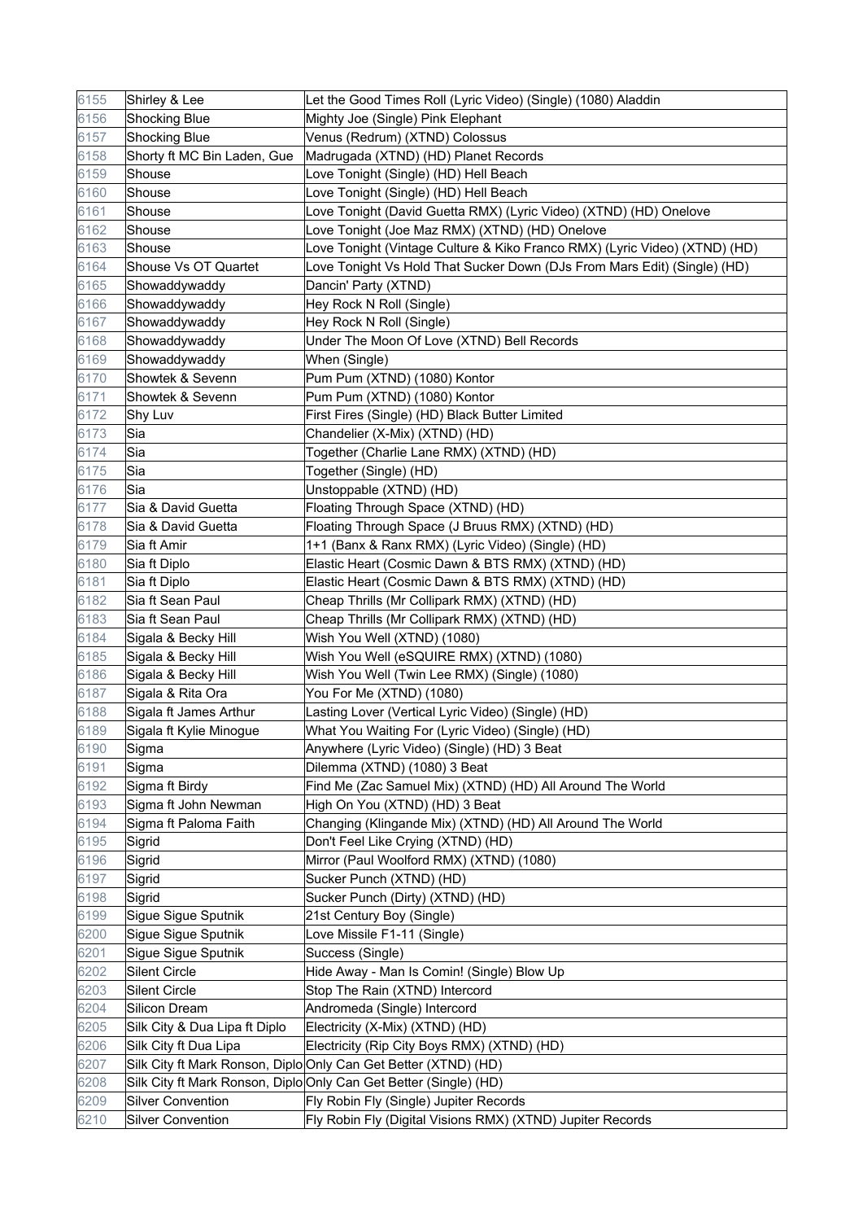| 6155 | Shirley & Lee | Let the Good Times Roll (Lyric Video) (Single) (1080) Aladdin |
|---|---|---|
| 6156 | Shocking Blue | Mighty Joe (Single) Pink Elephant |
| 6157 | Shocking Blue | Venus (Redrum) (XTND) Colossus |
| 6158 | Shorty ft MC Bin Laden, Gue | Madrugada (XTND) (HD) Planet Records |
| 6159 | Shouse | Love Tonight (Single) (HD) Hell Beach |
| 6160 | Shouse | Love Tonight (Single) (HD) Hell Beach |
| 6161 | Shouse | Love Tonight (David Guetta RMX) (Lyric Video) (XTND) (HD) Onelove |
| 6162 | Shouse | Love Tonight (Joe Maz RMX) (XTND) (HD) Onelove |
| 6163 | Shouse | Love Tonight (Vintage Culture & Kiko Franco RMX) (Lyric Video) (XTND) (HD) |
| 6164 | Shouse Vs OT Quartet | Love Tonight Vs Hold That Sucker Down (DJs From Mars Edit) (Single) (HD) |
| 6165 | Showaddywaddy | Dancin' Party (XTND) |
| 6166 | Showaddywaddy | Hey Rock N Roll (Single) |
| 6167 | Showaddywaddy | Hey Rock N Roll (Single) |
| 6168 | Showaddywaddy | Under The Moon Of Love (XTND) Bell Records |
| 6169 | Showaddywaddy | When (Single) |
| 6170 | Showtek & Sevenn | Pum Pum (XTND) (1080) Kontor |
| 6171 | Showtek & Sevenn | Pum Pum (XTND) (1080) Kontor |
| 6172 | Shy Luv | First Fires (Single) (HD) Black Butter Limited |
| 6173 | Sia | Chandelier (X-Mix) (XTND) (HD) |
| 6174 | Sia | Together (Charlie Lane RMX) (XTND) (HD) |
| 6175 | Sia | Together (Single) (HD) |
| 6176 | Sia | Unstoppable (XTND) (HD) |
| 6177 | Sia & David Guetta | Floating Through Space (XTND) (HD) |
| 6178 | Sia & David Guetta | Floating Through Space (J Bruus RMX) (XTND) (HD) |
| 6179 | Sia ft Amir | 1+1 (Banx & Ranx RMX) (Lyric Video) (Single) (HD) |
| 6180 | Sia ft Diplo | Elastic Heart (Cosmic Dawn & BTS RMX) (XTND) (HD) |
| 6181 | Sia ft Diplo | Elastic Heart (Cosmic Dawn & BTS RMX) (XTND) (HD) |
| 6182 | Sia ft Sean Paul | Cheap Thrills (Mr Collipark RMX) (XTND) (HD) |
| 6183 | Sia ft Sean Paul | Cheap Thrills (Mr Collipark RMX) (XTND) (HD) |
| 6184 | Sigala & Becky Hill | Wish You Well (XTND) (1080) |
| 6185 | Sigala & Becky Hill | Wish You Well (eSQUIRE RMX) (XTND) (1080) |
| 6186 | Sigala & Becky Hill | Wish You Well (Twin Lee RMX) (Single) (1080) |
| 6187 | Sigala & Rita Ora | You For Me (XTND) (1080) |
| 6188 | Sigala ft James Arthur | Lasting Lover (Vertical Lyric Video) (Single) (HD) |
| 6189 | Sigala ft Kylie Minogue | What You Waiting For (Lyric Video) (Single) (HD) |
| 6190 | Sigma | Anywhere (Lyric Video) (Single) (HD) 3 Beat |
| 6191 | Sigma | Dilemma (XTND) (1080) 3 Beat |
| 6192 | Sigma ft Birdy | Find Me (Zac Samuel Mix) (XTND) (HD) All Around The World |
| 6193 | Sigma ft John Newman | High On You (XTND) (HD) 3 Beat |
| 6194 | Sigma ft Paloma Faith | Changing (Klingande Mix) (XTND) (HD) All Around The World |
| 6195 | Sigrid | Don't Feel Like Crying (XTND) (HD) |
| 6196 | Sigrid | Mirror (Paul Woolford RMX) (XTND) (1080) |
| 6197 | Sigrid | Sucker Punch (XTND) (HD) |
| 6198 | Sigrid | Sucker Punch (Dirty) (XTND) (HD) |
| 6199 | Sigue Sigue Sputnik | 21st Century Boy (Single) |
| 6200 | Sigue Sigue Sputnik | Love Missile F1-11 (Single) |
| 6201 | Sigue Sigue Sputnik | Success (Single) |
| 6202 | Silent Circle | Hide Away - Man Is Comin! (Single) Blow Up |
| 6203 | Silent Circle | Stop The Rain (XTND) Intercord |
| 6204 | Silicon Dream | Andromeda (Single) Intercord |
| 6205 | Silk City & Dua Lipa ft Diplo | Electricity (X-Mix) (XTND) (HD) |
| 6206 | Silk City ft Dua Lipa | Electricity (Rip City Boys RMX) (XTND) (HD) |
| 6207 | Silk City ft Mark Ronson, Diplo | Only Can Get Better (XTND) (HD) |
| 6208 | Silk City ft Mark Ronson, Diplo | Only Can Get Better (Single) (HD) |
| 6209 | Silver Convention | Fly Robin Fly (Single) Jupiter Records |
| 6210 | Silver Convention | Fly Robin Fly (Digital Visions RMX) (XTND) Jupiter Records |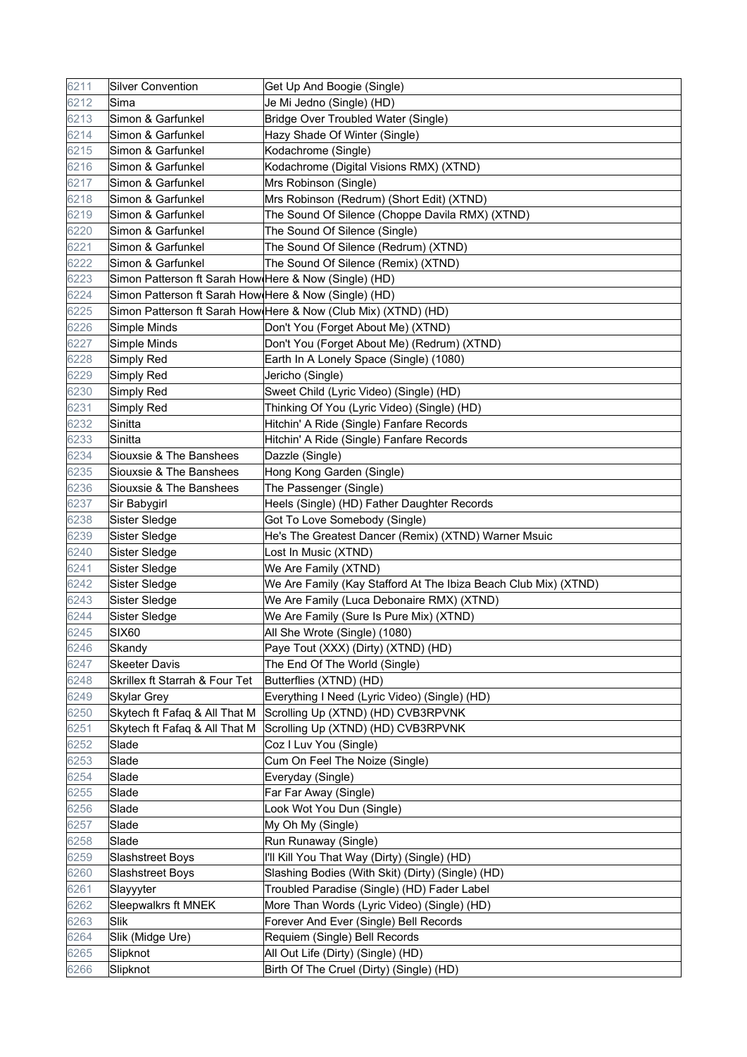| 6211 | Silver Convention | Get Up And Boogie (Single) |
|---|---|---|
| 6212 | Sima | Je Mi Jedno (Single) (HD) |
| 6213 | Simon & Garfunkel | Bridge Over Troubled Water (Single) |
| 6214 | Simon & Garfunkel | Hazy Shade Of Winter (Single) |
| 6215 | Simon & Garfunkel | Kodachrome (Single) |
| 6216 | Simon & Garfunkel | Kodachrome (Digital Visions RMX) (XTND) |
| 6217 | Simon & Garfunkel | Mrs Robinson (Single) |
| 6218 | Simon & Garfunkel | Mrs Robinson (Redrum) (Short Edit) (XTND) |
| 6219 | Simon & Garfunkel | The Sound Of Silence (Choppe Davila RMX) (XTND) |
| 6220 | Simon & Garfunkel | The Sound Of Silence (Single) |
| 6221 | Simon & Garfunkel | The Sound Of Silence (Redrum) (XTND) |
| 6222 | Simon & Garfunkel | The Sound Of Silence (Remix) (XTND) |
| 6223 | Simon Patterson ft Sarah How | Here & Now (Single) (HD) |
| 6224 | Simon Patterson ft Sarah How | Here & Now (Single) (HD) |
| 6225 | Simon Patterson ft Sarah How | Here & Now (Club Mix) (XTND) (HD) |
| 6226 | Simple Minds | Don't You (Forget About Me) (XTND) |
| 6227 | Simple Minds | Don't You (Forget About Me) (Redrum) (XTND) |
| 6228 | Simply Red | Earth In A Lonely Space (Single) (1080) |
| 6229 | Simply Red | Jericho (Single) |
| 6230 | Simply Red | Sweet Child (Lyric Video) (Single) (HD) |
| 6231 | Simply Red | Thinking Of You (Lyric Video) (Single) (HD) |
| 6232 | Sinitta | Hitchin' A Ride (Single) Fanfare Records |
| 6233 | Sinitta | Hitchin' A Ride (Single) Fanfare Records |
| 6234 | Siouxsie & The Banshees | Dazzle (Single) |
| 6235 | Siouxsie & The Banshees | Hong Kong Garden (Single) |
| 6236 | Siouxsie & The Banshees | The Passenger (Single) |
| 6237 | Sir Babygirl | Heels (Single) (HD) Father Daughter Records |
| 6238 | Sister Sledge | Got To Love Somebody (Single) |
| 6239 | Sister Sledge | He's The Greatest Dancer (Remix) (XTND) Warner Msuic |
| 6240 | Sister Sledge | Lost In Music (XTND) |
| 6241 | Sister Sledge | We Are Family (XTND) |
| 6242 | Sister Sledge | We Are Family (Kay Stafford At The Ibiza Beach Club Mix) (XTND) |
| 6243 | Sister Sledge | We Are Family (Luca Debonaire RMX) (XTND) |
| 6244 | Sister Sledge | We Are Family (Sure Is Pure Mix) (XTND) |
| 6245 | SIX60 | All She Wrote (Single) (1080) |
| 6246 | Skandy | Paye Tout (XXX) (Dirty) (XTND) (HD) |
| 6247 | Skeeter Davis | The End Of The World (Single) |
| 6248 | Skrillex ft Starrah & Four Tet | Butterflies (XTND) (HD) |
| 6249 | Skylar Grey | Everything I Need (Lyric Video) (Single) (HD) |
| 6250 | Skytech ft Fafaq & All That M | Scrolling Up (XTND) (HD) CVB3RPVNK |
| 6251 | Skytech ft Fafaq & All That M | Scrolling Up (XTND) (HD) CVB3RPVNK |
| 6252 | Slade | Coz I Luv You (Single) |
| 6253 | Slade | Cum On Feel The Noize (Single) |
| 6254 | Slade | Everyday (Single) |
| 6255 | Slade | Far Far Away (Single) |
| 6256 | Slade | Look Wot You Dun (Single) |
| 6257 | Slade | My Oh My (Single) |
| 6258 | Slade | Run Runaway (Single) |
| 6259 | Slashstreet Boys | I'll Kill You That Way (Dirty) (Single) (HD) |
| 6260 | Slashstreet Boys | Slashing Bodies (With Skit) (Dirty) (Single) (HD) |
| 6261 | Slayyyter | Troubled Paradise (Single) (HD) Fader Label |
| 6262 | Sleepwalkrs ft MNEK | More Than Words (Lyric Video) (Single) (HD) |
| 6263 | Slik | Forever And Ever (Single) Bell Records |
| 6264 | Slik (Midge Ure) | Requiem (Single) Bell Records |
| 6265 | Slipknot | All Out Life (Dirty) (Single) (HD) |
| 6266 | Slipknot | Birth Of The Cruel (Dirty) (Single) (HD) |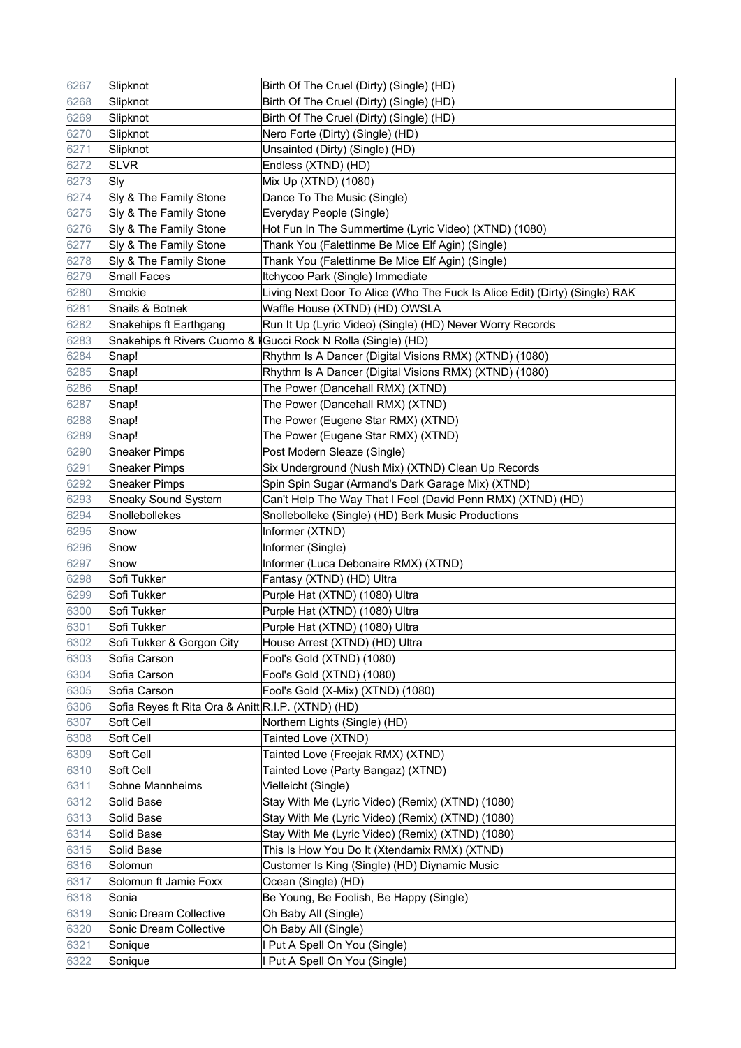| 6267 | Slipknot | Birth Of The Cruel (Dirty) (Single) (HD) |
|---|---|---|
| 6268 | Slipknot | Birth Of The Cruel (Dirty) (Single) (HD) |
| 6269 | Slipknot | Birth Of The Cruel (Dirty) (Single) (HD) |
| 6270 | Slipknot | Nero Forte (Dirty) (Single) (HD) |
| 6271 | Slipknot | Unsainted (Dirty) (Single) (HD) |
| 6272 | SLVR | Endless (XTND) (HD) |
| 6273 | Sly | Mix Up (XTND) (1080) |
| 6274 | Sly & The Family Stone | Dance To The Music (Single) |
| 6275 | Sly & The Family Stone | Everyday People (Single) |
| 6276 | Sly & The Family Stone | Hot Fun In The Summertime (Lyric Video) (XTND) (1080) |
| 6277 | Sly & The Family Stone | Thank You (Falettinme Be Mice Elf Agin) (Single) |
| 6278 | Sly & The Family Stone | Thank You (Falettinme Be Mice Elf Agin) (Single) |
| 6279 | Small Faces | Itchycoo Park (Single) Immediate |
| 6280 | Smokie | Living Next Door To Alice (Who The Fuck Is Alice Edit) (Dirty) (Single) RAK |
| 6281 | Snails & Botnek | Waffle House (XTND) (HD) OWSLA |
| 6282 | Snakehips ft Earthgang | Run It Up (Lyric Video) (Single) (HD) Never Worry Records |
| 6283 | Snakehips ft Rivers Cuomo & K | Gucci Rock N Rolla (Single) (HD) |
| 6284 | Snap! | Rhythm Is A Dancer (Digital Visions RMX) (XTND) (1080) |
| 6285 | Snap! | Rhythm Is A Dancer (Digital Visions RMX) (XTND) (1080) |
| 6286 | Snap! | The Power (Dancehall RMX) (XTND) |
| 6287 | Snap! | The Power (Dancehall RMX) (XTND) |
| 6288 | Snap! | The Power (Eugene Star RMX) (XTND) |
| 6289 | Snap! | The Power (Eugene Star RMX) (XTND) |
| 6290 | Sneaker Pimps | Post Modern Sleaze (Single) |
| 6291 | Sneaker Pimps | Six Underground (Nush Mix) (XTND) Clean Up Records |
| 6292 | Sneaker Pimps | Spin Spin Sugar (Armand's Dark Garage Mix) (XTND) |
| 6293 | Sneaky Sound System | Can't Help The Way That I Feel (David Penn RMX) (XTND) (HD) |
| 6294 | Snollebollekes | Snollebolleke (Single) (HD) Berk Music Productions |
| 6295 | Snow | Informer (XTND) |
| 6296 | Snow | Informer (Single) |
| 6297 | Snow | Informer (Luca Debonaire RMX) (XTND) |
| 6298 | Sofi Tukker | Fantasy (XTND) (HD) Ultra |
| 6299 | Sofi Tukker | Purple Hat (XTND) (1080) Ultra |
| 6300 | Sofi Tukker | Purple Hat (XTND) (1080) Ultra |
| 6301 | Sofi Tukker | Purple Hat (XTND) (1080) Ultra |
| 6302 | Sofi Tukker & Gorgon City | House Arrest (XTND) (HD) Ultra |
| 6303 | Sofia Carson | Fool's Gold (XTND) (1080) |
| 6304 | Sofia Carson | Fool's Gold (XTND) (1080) |
| 6305 | Sofia Carson | Fool's Gold (X-Mix) (XTND) (1080) |
| 6306 | Sofia Reyes ft Rita Ora & Anitt | R.I.P. (XTND) (HD) |
| 6307 | Soft Cell | Northern Lights (Single) (HD) |
| 6308 | Soft Cell | Tainted Love (XTND) |
| 6309 | Soft Cell | Tainted Love (Freejak RMX) (XTND) |
| 6310 | Soft Cell | Tainted Love (Party Bangaz) (XTND) |
| 6311 | Sohne Mannheims | Vielleicht (Single) |
| 6312 | Solid Base | Stay With Me (Lyric Video) (Remix) (XTND) (1080) |
| 6313 | Solid Base | Stay With Me (Lyric Video) (Remix) (XTND) (1080) |
| 6314 | Solid Base | Stay With Me (Lyric Video) (Remix) (XTND) (1080) |
| 6315 | Solid Base | This Is How You Do It (Xtendamix RMX) (XTND) |
| 6316 | Solomun | Customer Is King (Single) (HD) Diynamic Music |
| 6317 | Solomun ft Jamie Foxx | Ocean (Single) (HD) |
| 6318 | Sonia | Be Young, Be Foolish, Be Happy (Single) |
| 6319 | Sonic Dream Collective | Oh Baby All (Single) |
| 6320 | Sonic Dream Collective | Oh Baby All (Single) |
| 6321 | Sonique | I Put A Spell On You (Single) |
| 6322 | Sonique | I Put A Spell On You (Single) |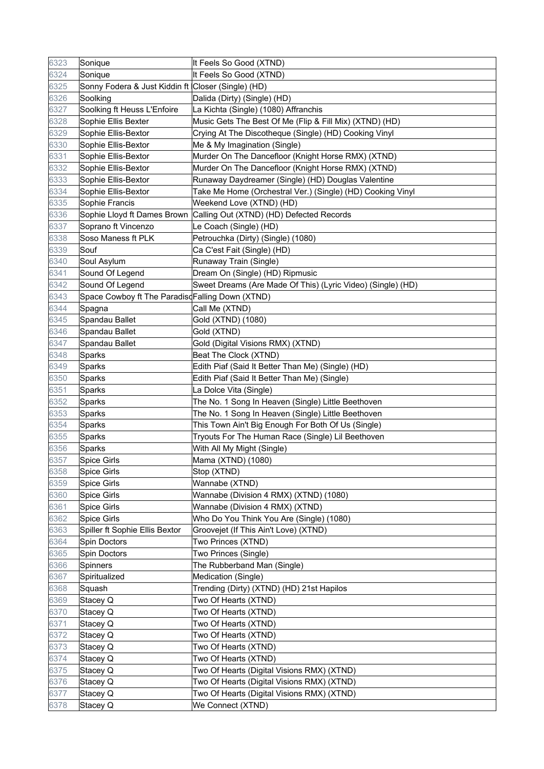| 6323 | Sonique | It Feels So Good (XTND) |
|---|---|---|
| 6324 | Sonique | It Feels So Good (XTND) |
| 6325 | Sonny Fodera & Just Kiddin ft | Closer (Single) (HD) |
| 6326 | Soolking | Dalida (Dirty) (Single) (HD) |
| 6327 | Soolking ft Heuss L'Enfoire | La Kichta (Single) (1080) Affranchis |
| 6328 | Sophie Ellis Bexter | Music Gets The Best Of Me (Flip & Fill Mix) (XTND) (HD) |
| 6329 | Sophie Ellis-Bextor | Crying At The Discotheque (Single) (HD) Cooking Vinyl |
| 6330 | Sophie Ellis-Bextor | Me & My Imagination (Single) |
| 6331 | Sophie Ellis-Bextor | Murder On The Dancefloor (Knight Horse RMX) (XTND) |
| 6332 | Sophie Ellis-Bextor | Murder On The Dancefloor (Knight Horse RMX) (XTND) |
| 6333 | Sophie Ellis-Bextor | Runaway Daydreamer (Single) (HD) Douglas Valentine |
| 6334 | Sophie Ellis-Bextor | Take Me Home (Orchestral Ver.) (Single) (HD) Cooking Vinyl |
| 6335 | Sophie Francis | Weekend Love (XTND) (HD) |
| 6336 | Sophie Lloyd ft Dames Brown | Calling Out (XTND) (HD) Defected Records |
| 6337 | Soprano ft Vincenzo | Le Coach (Single) (HD) |
| 6338 | Soso Maness ft PLK | Petrouchka (Dirty) (Single) (1080) |
| 6339 | Souf | Ca C'est Fait (Single) (HD) |
| 6340 | Soul Asylum | Runaway Train (Single) |
| 6341 | Sound Of Legend | Dream On (Single) (HD) Ripmusic |
| 6342 | Sound Of Legend | Sweet Dreams (Are Made Of This) (Lyric Video) (Single) (HD) |
| 6343 | Space Cowboy ft The Paradiso | Falling Down (XTND) |
| 6344 | Spagna | Call Me (XTND) |
| 6345 | Spandau Ballet | Gold (XTND) (1080) |
| 6346 | Spandau Ballet | Gold (XTND) |
| 6347 | Spandau Ballet | Gold (Digital Visions RMX) (XTND) |
| 6348 | Sparks | Beat The Clock (XTND) |
| 6349 | Sparks | Edith Piaf (Said It Better Than Me) (Single) (HD) |
| 6350 | Sparks | Edith Piaf (Said It Better Than Me) (Single) |
| 6351 | Sparks | La Dolce Vita (Single) |
| 6352 | Sparks | The No. 1 Song In Heaven (Single) Little Beethoven |
| 6353 | Sparks | The No. 1 Song In Heaven (Single) Little Beethoven |
| 6354 | Sparks | This Town Ain't Big Enough For Both Of Us (Single) |
| 6355 | Sparks | Tryouts For The Human Race (Single) Lil Beethoven |
| 6356 | Sparks | With All My Might (Single) |
| 6357 | Spice Girls | Mama (XTND) (1080) |
| 6358 | Spice Girls | Stop (XTND) |
| 6359 | Spice Girls | Wannabe (XTND) |
| 6360 | Spice Girls | Wannabe (Division 4 RMX) (XTND) (1080) |
| 6361 | Spice Girls | Wannabe (Division 4 RMX) (XTND) |
| 6362 | Spice Girls | Who Do You Think You Are (Single) (1080) |
| 6363 | Spiller ft Sophie Ellis Bextor | Groovejet (If This Ain't Love) (XTND) |
| 6364 | Spin Doctors | Two Princes (XTND) |
| 6365 | Spin Doctors | Two Princes (Single) |
| 6366 | Spinners | The Rubberband Man (Single) |
| 6367 | Spiritualized | Medication (Single) |
| 6368 | Squash | Trending (Dirty) (XTND) (HD) 21st Hapilos |
| 6369 | Stacey Q | Two Of Hearts (XTND) |
| 6370 | Stacey Q | Two Of Hearts (XTND) |
| 6371 | Stacey Q | Two Of Hearts (XTND) |
| 6372 | Stacey Q | Two Of Hearts (XTND) |
| 6373 | Stacey Q | Two Of Hearts (XTND) |
| 6374 | Stacey Q | Two Of Hearts (XTND) |
| 6375 | Stacey Q | Two Of Hearts (Digital Visions RMX) (XTND) |
| 6376 | Stacey Q | Two Of Hearts (Digital Visions RMX) (XTND) |
| 6377 | Stacey Q | Two Of Hearts (Digital Visions RMX) (XTND) |
| 6378 | Stacey Q | We Connect (XTND) |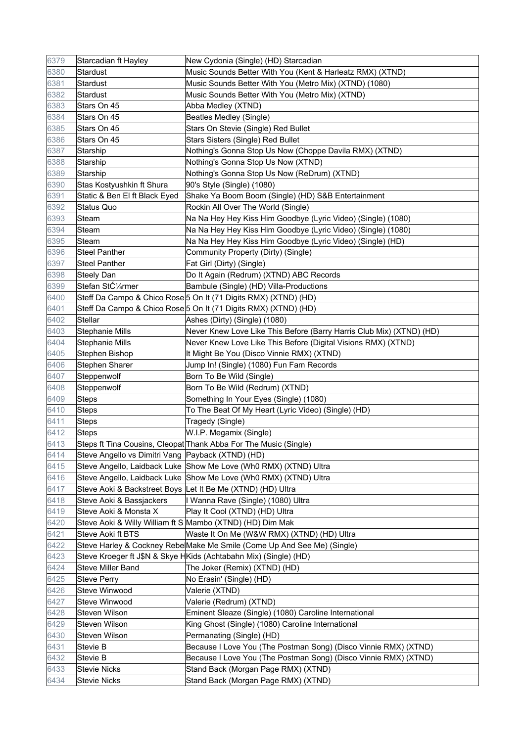| | | |
|---|---|---|
| 6379 | Starcadian ft Hayley | New Cydonia (Single) (HD) Starcadian |
| 6380 | Stardust | Music Sounds Better With You (Kent & Harleatz RMX) (XTND) |
| 6381 | Stardust | Music Sounds Better With You (Metro Mix) (XTND) (1080) |
| 6382 | Stardust | Music Sounds Better With You (Metro Mix) (XTND) |
| 6383 | Stars On 45 | Abba Medley (XTND) |
| 6384 | Stars On 45 | Beatles Medley (Single) |
| 6385 | Stars On 45 | Stars On Stevie (Single) Red Bullet |
| 6386 | Stars On 45 | Stars Sisters (Single) Red Bullet |
| 6387 | Starship | Nothing's Gonna Stop Us Now (Choppe Davila RMX) (XTND) |
| 6388 | Starship | Nothing's Gonna Stop Us Now (XTND) |
| 6389 | Starship | Nothing's Gonna Stop Us Now (ReDrum) (XTND) |
| 6390 | Stas Kostyushkin ft Shura | 90's Style (Single) (1080) |
| 6391 | Static & Ben El ft Black Eyed | Shake Ya Boom Boom (Single) (HD) S&B Entertainment |
| 6392 | Status Quo | Rockin All Over The World (Single) |
| 6393 | Steam | Na Na Hey Hey Kiss Him Goodbye (Lyric Video) (Single) (1080) |
| 6394 | Steam | Na Na Hey Hey Kiss Him Goodbye (Lyric Video) (Single) (1080) |
| 6395 | Steam | Na Na Hey Hey Kiss Him Goodbye (Lyric Video) (Single) (HD) |
| 6396 | Steel Panther | Community Property (Dirty) (Single) |
| 6397 | Steel Panther | Fat Girl (Dirty) (Single) |
| 6398 | Steely Dan | Do It Again (Redrum) (XTND) ABC Records |
| 6399 | Stefan StĆ¼rmer | Bambule (Single) (HD) Villa-Productions |
| 6400 | Steff Da Campo & Chico Rose | 5 On It (71 Digits RMX) (XTND) (HD) |
| 6401 | Steff Da Campo & Chico Rose | 5 On It (71 Digits RMX) (XTND) (HD) |
| 6402 | Stellar | Ashes (Dirty) (Single) (1080) |
| 6403 | Stephanie Mills | Never Knew Love Like This Before (Barry Harris Club Mix) (XTND) (HD) |
| 6404 | Stephanie Mills | Never Knew Love Like This Before (Digital Visions RMX) (XTND) |
| 6405 | Stephen Bishop | It Might Be You (Disco Vinnie RMX) (XTND) |
| 6406 | Stephen Sharer | Jump In! (Single) (1080) Fun Fam Records |
| 6407 | Steppenwolf | Born To Be Wild (Single) |
| 6408 | Steppenwolf | Born To Be Wild (Redrum) (XTND) |
| 6409 | Steps | Something In Your Eyes (Single) (1080) |
| 6410 | Steps | To The Beat Of My Heart (Lyric Video) (Single) (HD) |
| 6411 | Steps | Tragedy (Single) |
| 6412 | Steps | W.I.P. Megamix (Single) |
| 6413 | Steps ft Tina Cousins, Cleopat | Thank Abba For The Music (Single) |
| 6414 | Steve Angello vs Dimitri Vang | Payback (XTND) (HD) |
| 6415 | Steve Angello, Laidback Luke | Show Me Love (Wh0 RMX) (XTND) Ultra |
| 6416 | Steve Angello, Laidback Luke | Show Me Love (Wh0 RMX) (XTND) Ultra |
| 6417 | Steve Aoki & Backstreet Boys | Let It Be Me (XTND) (HD) Ultra |
| 6418 | Steve Aoki & Bassjackers | I Wanna Rave (Single) (1080) Ultra |
| 6419 | Steve Aoki & Monsta X | Play It Cool (XTND) (HD) Ultra |
| 6420 | Steve Aoki & Willy William ft S | Mambo (XTND) (HD) Dim Mak |
| 6421 | Steve Aoki ft BTS | Waste It On Me (W&W RMX) (XTND) (HD) Ultra |
| 6422 | Steve Harley & Cockney Rebel | Make Me Smile (Come Up And See Me) (Single) |
| 6423 | Steve Kroeger ft J$N & Skye H | Kids (Achtabahn Mix) (Single) (HD) |
| 6424 | Steve Miller Band | The Joker (Remix) (XTND) (HD) |
| 6425 | Steve Perry | No Erasin' (Single) (HD) |
| 6426 | Steve Winwood | Valerie (XTND) |
| 6427 | Steve Winwood | Valerie (Redrum) (XTND) |
| 6428 | Steven Wilson | Eminent Sleaze (Single) (1080) Caroline International |
| 6429 | Steven Wilson | King Ghost (Single) (1080) Caroline International |
| 6430 | Steven Wilson | Permanating (Single) (HD) |
| 6431 | Stevie B | Because I Love You (The Postman Song) (Disco Vinnie RMX) (XTND) |
| 6432 | Stevie B | Because I Love You (The Postman Song) (Disco Vinnie RMX) (XTND) |
| 6433 | Stevie Nicks | Stand Back (Morgan Page RMX) (XTND) |
| 6434 | Stevie Nicks | Stand Back (Morgan Page RMX) (XTND) |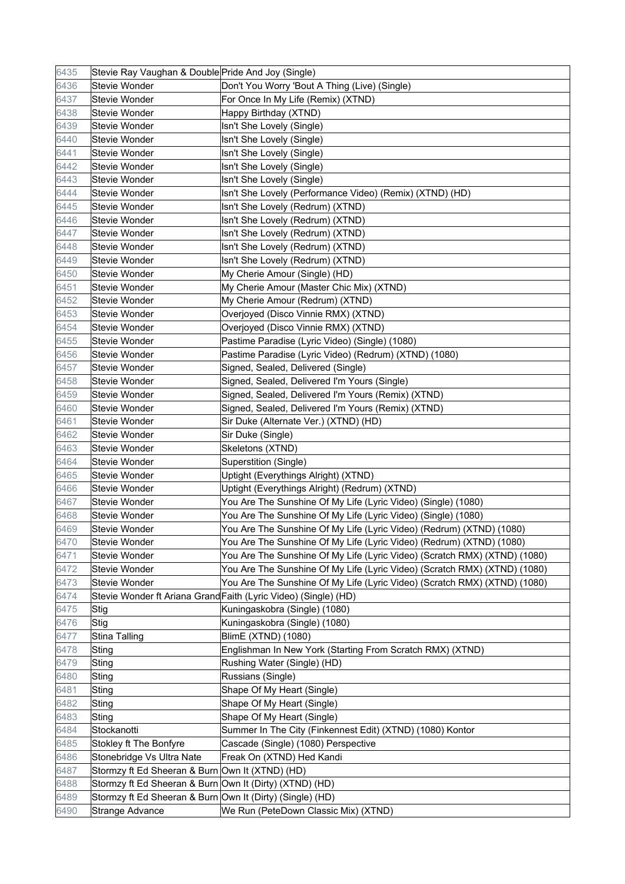| | | |
|---|---|---|
| 6435 | Stevie Ray Vaughan & Double | Pride And Joy (Single) |
| 6436 | Stevie Wonder | Don't You Worry 'Bout A Thing (Live) (Single) |
| 6437 | Stevie Wonder | For Once In My Life (Remix) (XTND) |
| 6438 | Stevie Wonder | Happy Birthday (XTND) |
| 6439 | Stevie Wonder | Isn't She Lovely (Single) |
| 6440 | Stevie Wonder | Isn't She Lovely (Single) |
| 6441 | Stevie Wonder | Isn't She Lovely (Single) |
| 6442 | Stevie Wonder | Isn't She Lovely (Single) |
| 6443 | Stevie Wonder | Isn't She Lovely (Single) |
| 6444 | Stevie Wonder | Isn't She Lovely (Performance Video) (Remix) (XTND) (HD) |
| 6445 | Stevie Wonder | Isn't She Lovely (Redrum) (XTND) |
| 6446 | Stevie Wonder | Isn't She Lovely (Redrum) (XTND) |
| 6447 | Stevie Wonder | Isn't She Lovely (Redrum) (XTND) |
| 6448 | Stevie Wonder | Isn't She Lovely (Redrum) (XTND) |
| 6449 | Stevie Wonder | Isn't She Lovely (Redrum) (XTND) |
| 6450 | Stevie Wonder | My Cherie Amour (Single) (HD) |
| 6451 | Stevie Wonder | My Cherie Amour (Master Chic Mix) (XTND) |
| 6452 | Stevie Wonder | My Cherie Amour (Redrum) (XTND) |
| 6453 | Stevie Wonder | Overjoyed (Disco Vinnie RMX) (XTND) |
| 6454 | Stevie Wonder | Overjoyed (Disco Vinnie RMX) (XTND) |
| 6455 | Stevie Wonder | Pastime Paradise (Lyric Video) (Single) (1080) |
| 6456 | Stevie Wonder | Pastime Paradise (Lyric Video) (Redrum) (XTND) (1080) |
| 6457 | Stevie Wonder | Signed, Sealed, Delivered (Single) |
| 6458 | Stevie Wonder | Signed, Sealed, Delivered I'm Yours (Single) |
| 6459 | Stevie Wonder | Signed, Sealed, Delivered I'm Yours (Remix) (XTND) |
| 6460 | Stevie Wonder | Signed, Sealed, Delivered I'm Yours (Remix) (XTND) |
| 6461 | Stevie Wonder | Sir Duke (Alternate Ver.) (XTND) (HD) |
| 6462 | Stevie Wonder | Sir Duke (Single) |
| 6463 | Stevie Wonder | Skeletons (XTND) |
| 6464 | Stevie Wonder | Superstition (Single) |
| 6465 | Stevie Wonder | Uptight (Everythings Alright) (XTND) |
| 6466 | Stevie Wonder | Uptight (Everythings Alright) (Redrum) (XTND) |
| 6467 | Stevie Wonder | You Are The Sunshine Of My Life (Lyric Video) (Single) (1080) |
| 6468 | Stevie Wonder | You Are The Sunshine Of My Life (Lyric Video) (Single) (1080) |
| 6469 | Stevie Wonder | You Are The Sunshine Of My Life (Lyric Video) (Redrum) (XTND) (1080) |
| 6470 | Stevie Wonder | You Are The Sunshine Of My Life (Lyric Video) (Redrum) (XTND) (1080) |
| 6471 | Stevie Wonder | You Are The Sunshine Of My Life (Lyric Video) (Scratch RMX) (XTND) (1080) |
| 6472 | Stevie Wonder | You Are The Sunshine Of My Life (Lyric Video) (Scratch RMX) (XTND) (1080) |
| 6473 | Stevie Wonder | You Are The Sunshine Of My Life (Lyric Video) (Scratch RMX) (XTND) (1080) |
| 6474 | Stevie Wonder ft Ariana Grand | Faith (Lyric Video) (Single) (HD) |
| 6475 | Stig | Kuningaskobra (Single) (1080) |
| 6476 | Stig | Kuningaskobra (Single) (1080) |
| 6477 | Stina Talling | BlimE (XTND) (1080) |
| 6478 | Sting | Englishman In New York (Starting From Scratch RMX) (XTND) |
| 6479 | Sting | Rushing Water (Single) (HD) |
| 6480 | Sting | Russians (Single) |
| 6481 | Sting | Shape Of My Heart (Single) |
| 6482 | Sting | Shape Of My Heart (Single) |
| 6483 | Sting | Shape Of My Heart (Single) |
| 6484 | Stockanotti | Summer In The City (Finkennest Edit) (XTND) (1080) Kontor |
| 6485 | Stokley ft The Bonfyre | Cascade (Single) (1080) Perspective |
| 6486 | Stonebridge Vs Ultra Nate | Freak On (XTND) Hed Kandi |
| 6487 | Stormzy ft Ed Sheeran & Burn | Own It (XTND) (HD) |
| 6488 | Stormzy ft Ed Sheeran & Burn | Own It (Dirty) (XTND) (HD) |
| 6489 | Stormzy ft Ed Sheeran & Burn | Own It (Dirty) (Single) (HD) |
| 6490 | Strange Advance | We Run (PeteDown Classic Mix) (XTND) |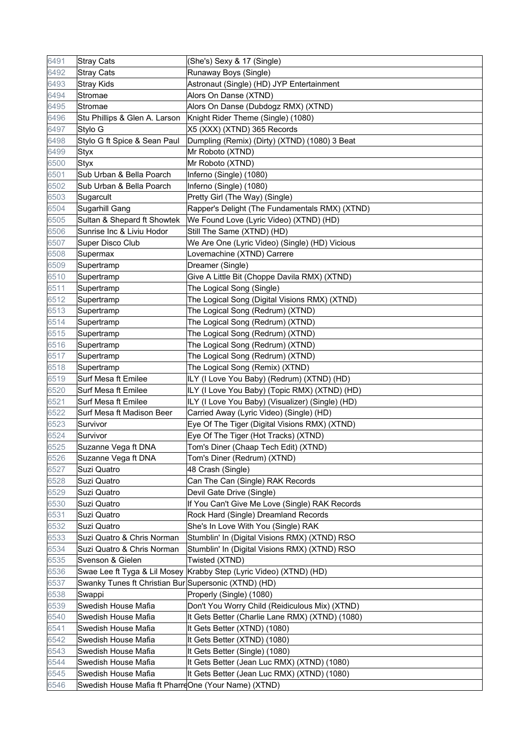| | | |
|---|---|---|
| 6491 | Stray Cats | (She's) Sexy & 17 (Single) |
| 6492 | Stray Cats | Runaway Boys (Single) |
| 6493 | Stray Kids | Astronaut (Single) (HD) JYP Entertainment |
| 6494 | Stromae | Alors On Danse (XTND) |
| 6495 | Stromae | Alors On Danse (Dubdogz RMX) (XTND) |
| 6496 | Stu Phillips & Glen A. Larson | Knight Rider Theme (Single) (1080) |
| 6497 | Stylo G | X5 (XXX) (XTND) 365 Records |
| 6498 | Stylo G ft Spice & Sean Paul | Dumpling (Remix) (Dirty) (XTND) (1080) 3 Beat |
| 6499 | Styx | Mr Roboto (XTND) |
| 6500 | Styx | Mr Roboto (XTND) |
| 6501 | Sub Urban & Bella Poarch | Inferno (Single) (1080) |
| 6502 | Sub Urban & Bella Poarch | Inferno (Single) (1080) |
| 6503 | Sugarcult | Pretty Girl (The Way) (Single) |
| 6504 | Sugarhill Gang | Rapper's Delight (The Fundamentals RMX) (XTND) |
| 6505 | Sultan & Shepard ft Showtek | We Found Love (Lyric Video) (XTND) (HD) |
| 6506 | Sunrise Inc & Liviu Hodor | Still The Same (XTND) (HD) |
| 6507 | Super Disco Club | We Are One (Lyric Video) (Single) (HD) Vicious |
| 6508 | Supermax | Lovemachine (XTND) Carrere |
| 6509 | Supertramp | Dreamer (Single) |
| 6510 | Supertramp | Give A Little Bit (Choppe Davila RMX) (XTND) |
| 6511 | Supertramp | The Logical Song (Single) |
| 6512 | Supertramp | The Logical Song (Digital Visions RMX) (XTND) |
| 6513 | Supertramp | The Logical Song (Redrum) (XTND) |
| 6514 | Supertramp | The Logical Song (Redrum) (XTND) |
| 6515 | Supertramp | The Logical Song (Redrum) (XTND) |
| 6516 | Supertramp | The Logical Song (Redrum) (XTND) |
| 6517 | Supertramp | The Logical Song (Redrum) (XTND) |
| 6518 | Supertramp | The Logical Song (Remix) (XTND) |
| 6519 | Surf Mesa ft Emilee | ILY (I Love You Baby) (Redrum) (XTND) (HD) |
| 6520 | Surf Mesa ft Emilee | ILY (I Love You Baby) (Topic RMX) (XTND) (HD) |
| 6521 | Surf Mesa ft Emilee | ILY (I Love You Baby) (Visualizer) (Single) (HD) |
| 6522 | Surf Mesa ft Madison Beer | Carried Away (Lyric Video) (Single) (HD) |
| 6523 | Survivor | Eye Of The Tiger (Digital Visions RMX) (XTND) |
| 6524 | Survivor | Eye Of The Tiger (Hot Tracks) (XTND) |
| 6525 | Suzanne Vega ft DNA | Tom's Diner (Chaap Tech Edit) (XTND) |
| 6526 | Suzanne Vega ft DNA | Tom's Diner (Redrum) (XTND) |
| 6527 | Suzi Quatro | 48 Crash (Single) |
| 6528 | Suzi Quatro | Can The Can (Single) RAK Records |
| 6529 | Suzi Quatro | Devil Gate Drive (Single) |
| 6530 | Suzi Quatro | If You Can't Give Me Love (Single) RAK Records |
| 6531 | Suzi Quatro | Rock Hard (Single) Dreamland Records |
| 6532 | Suzi Quatro | She's In Love With You (Single) RAK |
| 6533 | Suzi Quatro & Chris Norman | Stumblin' In (Digital Visions RMX) (XTND) RSO |
| 6534 | Suzi Quatro & Chris Norman | Stumblin' In (Digital Visions RMX) (XTND) RSO |
| 6535 | Svenson & Gielen | Twisted (XTND) |
| 6536 | Swae Lee ft Tyga & Lil Mosey | Krabby Step (Lyric Video) (XTND) (HD) |
| 6537 | Swanky Tunes ft Christian Bur | Supersonic (XTND) (HD) |
| 6538 | Swappi | Properly (Single) (1080) |
| 6539 | Swedish House Mafia | Don't You Worry Child (Reidiculous Mix) (XTND) |
| 6540 | Swedish House Mafia | It Gets Better (Charlie Lane RMX) (XTND) (1080) |
| 6541 | Swedish House Mafia | It Gets Better (XTND) (1080) |
| 6542 | Swedish House Mafia | It Gets Better (XTND) (1080) |
| 6543 | Swedish House Mafia | It Gets Better (Single) (1080) |
| 6544 | Swedish House Mafia | It Gets Better (Jean Luc RMX) (XTND) (1080) |
| 6545 | Swedish House Mafia | It Gets Better (Jean Luc RMX) (XTND) (1080) |
| 6546 | Swedish House Mafia ft Pharre | One (Your Name) (XTND) |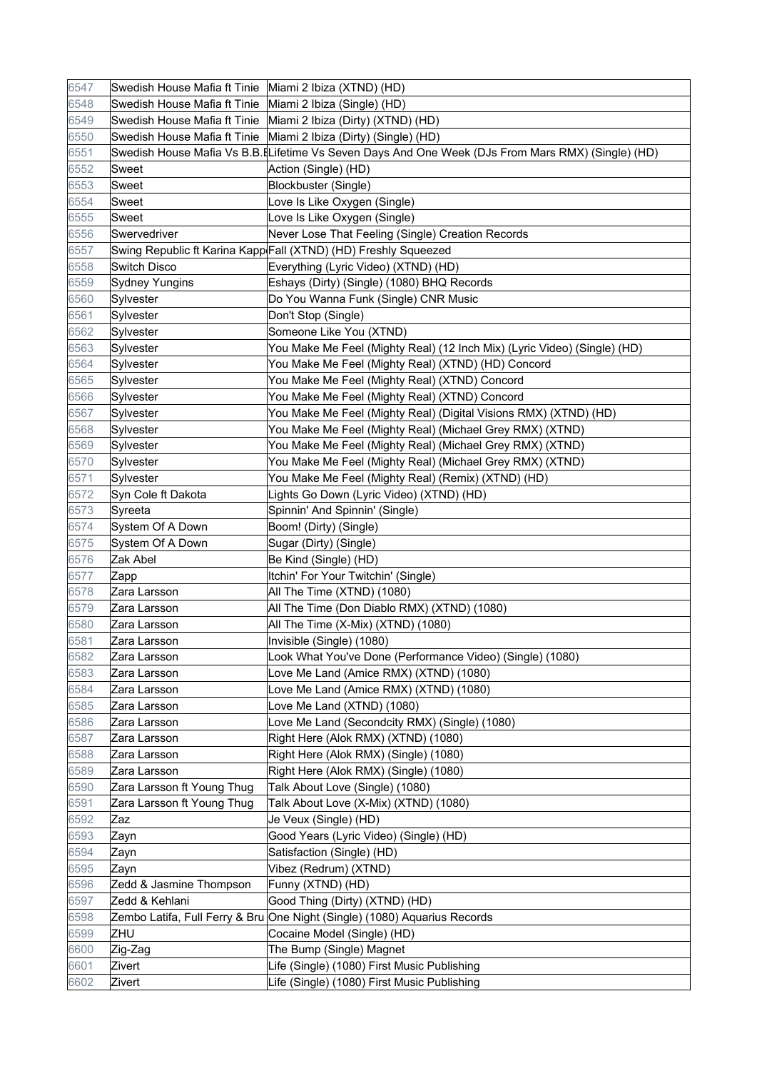| 6547 | Swedish House Mafia ft Tinie | Miami 2 Ibiza (XTND) (HD) |
|---|---|---|
| 6548 | Swedish House Mafia ft Tinie | Miami 2 Ibiza (Single) (HD) |
| 6549 | Swedish House Mafia ft Tinie | Miami 2 Ibiza (Dirty) (XTND) (HD) |
| 6550 | Swedish House Mafia ft Tinie | Miami 2 Ibiza (Dirty) (Single) (HD) |
| 6551 | Swedish House Mafia Vs B.B.E | Lifetime Vs Seven Days And One Week (DJs From Mars RMX) (Single) (HD) |
| 6552 | Sweet | Action (Single) (HD) |
| 6553 | Sweet | Blockbuster (Single) |
| 6554 | Sweet | Love Is Like Oxygen (Single) |
| 6555 | Sweet | Love Is Like Oxygen (Single) |
| 6556 | Swervedriver | Never Lose That Feeling (Single) Creation Records |
| 6557 | Swing Republic ft Karina Kapp | Fall (XTND) (HD) Freshly Squeezed |
| 6558 | Switch Disco | Everything (Lyric Video) (XTND) (HD) |
| 6559 | Sydney Yungins | Eshays (Dirty) (Single) (1080) BHQ Records |
| 6560 | Sylvester | Do You Wanna Funk (Single) CNR Music |
| 6561 | Sylvester | Don't Stop (Single) |
| 6562 | Sylvester | Someone Like You (XTND) |
| 6563 | Sylvester | You Make Me Feel (Mighty Real) (12 Inch Mix) (Lyric Video) (Single) (HD) |
| 6564 | Sylvester | You Make Me Feel (Mighty Real) (XTND) (HD) Concord |
| 6565 | Sylvester | You Make Me Feel (Mighty Real) (XTND) Concord |
| 6566 | Sylvester | You Make Me Feel (Mighty Real) (XTND) Concord |
| 6567 | Sylvester | You Make Me Feel (Mighty Real) (Digital Visions RMX) (XTND) (HD) |
| 6568 | Sylvester | You Make Me Feel (Mighty Real) (Michael Grey RMX) (XTND) |
| 6569 | Sylvester | You Make Me Feel (Mighty Real) (Michael Grey RMX) (XTND) |
| 6570 | Sylvester | You Make Me Feel (Mighty Real) (Michael Grey RMX) (XTND) |
| 6571 | Sylvester | You Make Me Feel (Mighty Real) (Remix) (XTND) (HD) |
| 6572 | Syn Cole ft Dakota | Lights Go Down (Lyric Video) (XTND) (HD) |
| 6573 | Syreeta | Spinnin' And Spinnin' (Single) |
| 6574 | System Of A Down | Boom! (Dirty) (Single) |
| 6575 | System Of A Down | Sugar (Dirty) (Single) |
| 6576 | Zak Abel | Be Kind (Single) (HD) |
| 6577 | Zapp | Itchin' For Your Twitchin' (Single) |
| 6578 | Zara Larsson | All The Time (XTND) (1080) |
| 6579 | Zara Larsson | All The Time (Don Diablo RMX) (XTND) (1080) |
| 6580 | Zara Larsson | All The Time (X-Mix) (XTND) (1080) |
| 6581 | Zara Larsson | Invisible (Single) (1080) |
| 6582 | Zara Larsson | Look What You've Done (Performance Video) (Single) (1080) |
| 6583 | Zara Larsson | Love Me Land (Amice RMX) (XTND) (1080) |
| 6584 | Zara Larsson | Love Me Land (Amice RMX) (XTND) (1080) |
| 6585 | Zara Larsson | Love Me Land (XTND) (1080) |
| 6586 | Zara Larsson | Love Me Land (Secondcity RMX) (Single) (1080) |
| 6587 | Zara Larsson | Right Here (Alok RMX) (XTND) (1080) |
| 6588 | Zara Larsson | Right Here (Alok RMX) (Single) (1080) |
| 6589 | Zara Larsson | Right Here (Alok RMX) (Single) (1080) |
| 6590 | Zara Larsson ft Young Thug | Talk About Love (Single) (1080) |
| 6591 | Zara Larsson ft Young Thug | Talk About Love (X-Mix) (XTND) (1080) |
| 6592 | Zaz | Je Veux (Single) (HD) |
| 6593 | Zayn | Good Years (Lyric Video) (Single) (HD) |
| 6594 | Zayn | Satisfaction (Single) (HD) |
| 6595 | Zayn | Vibez (Redrum) (XTND) |
| 6596 | Zedd & Jasmine Thompson | Funny (XTND) (HD) |
| 6597 | Zedd & Kehlani | Good Thing (Dirty) (XTND) (HD) |
| 6598 | Zembo Latifa, Full Ferry & Bru | One Night (Single) (1080) Aquarius Records |
| 6599 | ZHU | Cocaine Model (Single) (HD) |
| 6600 | Zig-Zag | The Bump (Single) Magnet |
| 6601 | Zivert | Life (Single) (1080) First Music Publishing |
| 6602 | Zivert | Life (Single) (1080) First Music Publishing |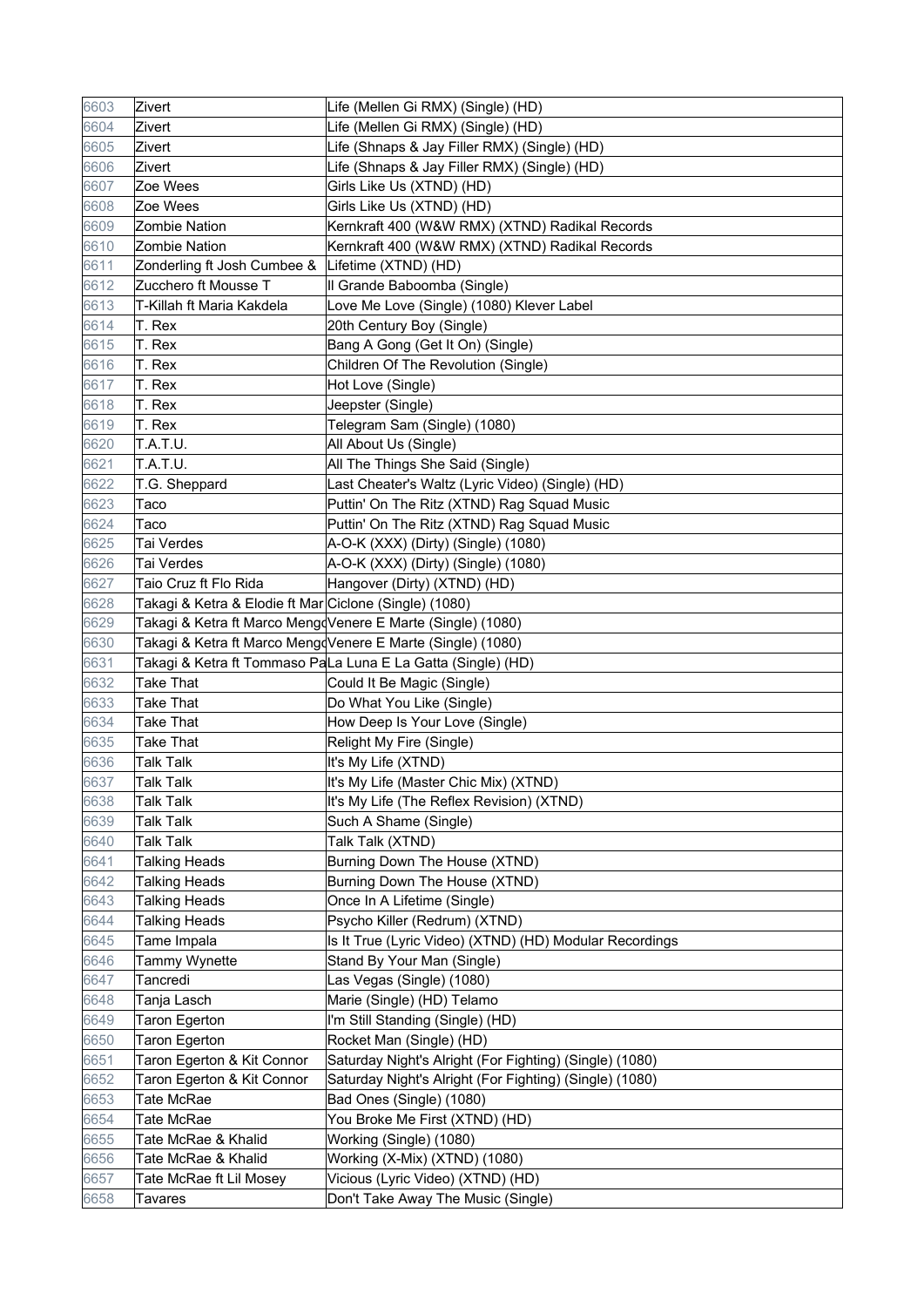| | | |
|---|---|---|
| 6603 | Zivert | Life (Mellen Gi RMX) (Single) (HD) |
| 6604 | Zivert | Life (Mellen Gi RMX) (Single) (HD) |
| 6605 | Zivert | Life (Shnaps & Jay Filler RMX) (Single) (HD) |
| 6606 | Zivert | Life (Shnaps & Jay Filler RMX) (Single) (HD) |
| 6607 | Zoe Wees | Girls Like Us (XTND) (HD) |
| 6608 | Zoe Wees | Girls Like Us (XTND) (HD) |
| 6609 | Zombie Nation | Kernkraft 400 (W&W RMX) (XTND) Radikal Records |
| 6610 | Zombie Nation | Kernkraft 400 (W&W RMX) (XTND) Radikal Records |
| 6611 | Zonderling ft Josh Cumbee & | Lifetime (XTND) (HD) |
| 6612 | Zucchero ft Mousse T | Il Grande Baboomba (Single) |
| 6613 | T-Killah ft Maria Kakdela | Love Me Love (Single) (1080) Klever Label |
| 6614 | T. Rex | 20th Century Boy (Single) |
| 6615 | T. Rex | Bang A Gong (Get It On) (Single) |
| 6616 | T. Rex | Children Of The Revolution (Single) |
| 6617 | T. Rex | Hot Love (Single) |
| 6618 | T. Rex | Jeepster (Single) |
| 6619 | T. Rex | Telegram Sam (Single) (1080) |
| 6620 | T.A.T.U. | All About Us (Single) |
| 6621 | T.A.T.U. | All The Things She Said (Single) |
| 6622 | T.G. Sheppard | Last Cheater's Waltz (Lyric Video) (Single) (HD) |
| 6623 | Taco | Puttin' On The Ritz (XTND) Rag Squad Music |
| 6624 | Taco | Puttin' On The Ritz (XTND) Rag Squad Music |
| 6625 | Tai Verdes | A-O-K (XXX) (Dirty) (Single) (1080) |
| 6626 | Tai Verdes | A-O-K (XXX) (Dirty) (Single) (1080) |
| 6627 | Taio Cruz ft Flo Rida | Hangover (Dirty) (XTND) (HD) |
| 6628 | Takagi & Ketra & Elodie ft Mar | Ciclone (Single) (1080) |
| 6629 | Takagi & Ketra ft Marco Mengo | Venere E Marte (Single) (1080) |
| 6630 | Takagi & Ketra ft Marco Mengo | Venere E Marte (Single) (1080) |
| 6631 | Takagi & Ketra ft Tommaso Pa | La Luna E La Gatta (Single) (HD) |
| 6632 | Take That | Could It Be Magic (Single) |
| 6633 | Take That | Do What You Like (Single) |
| 6634 | Take That | How Deep Is Your Love (Single) |
| 6635 | Take That | Relight My Fire (Single) |
| 6636 | Talk Talk | It's My Life (XTND) |
| 6637 | Talk Talk | It's My Life (Master Chic Mix) (XTND) |
| 6638 | Talk Talk | It's My Life (The Reflex Revision) (XTND) |
| 6639 | Talk Talk | Such A Shame (Single) |
| 6640 | Talk Talk | Talk Talk (XTND) |
| 6641 | Talking Heads | Burning Down The House (XTND) |
| 6642 | Talking Heads | Burning Down The House (XTND) |
| 6643 | Talking Heads | Once In A Lifetime (Single) |
| 6644 | Talking Heads | Psycho Killer (Redrum) (XTND) |
| 6645 | Tame Impala | Is It True (Lyric Video) (XTND) (HD) Modular Recordings |
| 6646 | Tammy Wynette | Stand By Your Man (Single) |
| 6647 | Tancredi | Las Vegas (Single) (1080) |
| 6648 | Tanja Lasch | Marie (Single) (HD) Telamo |
| 6649 | Taron Egerton | I'm Still Standing (Single) (HD) |
| 6650 | Taron Egerton | Rocket Man (Single) (HD) |
| 6651 | Taron Egerton & Kit Connor | Saturday Night's Alright (For Fighting) (Single) (1080) |
| 6652 | Taron Egerton & Kit Connor | Saturday Night's Alright (For Fighting) (Single) (1080) |
| 6653 | Tate McRae | Bad Ones (Single) (1080) |
| 6654 | Tate McRae | You Broke Me First (XTND) (HD) |
| 6655 | Tate McRae & Khalid | Working (Single) (1080) |
| 6656 | Tate McRae & Khalid | Working (X-Mix) (XTND) (1080) |
| 6657 | Tate McRae ft Lil Mosey | Vicious (Lyric Video) (XTND) (HD) |
| 6658 | Tavares | Don't Take Away The Music (Single) |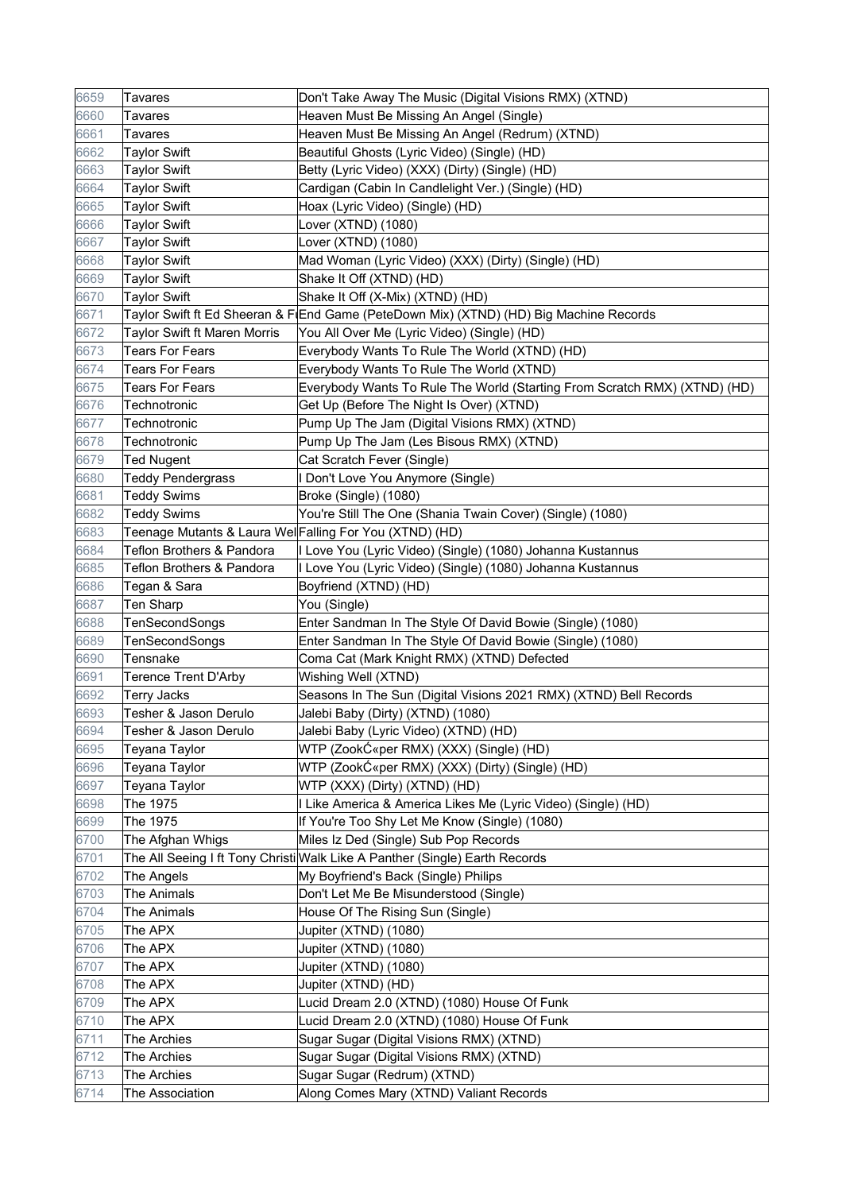| | | |
|---|---|---|
| 6659 | Tavares | Don't Take Away The Music (Digital Visions RMX) (XTND) |
| 6660 | Tavares | Heaven Must Be Missing An Angel (Single) |
| 6661 | Tavares | Heaven Must Be Missing An Angel (Redrum) (XTND) |
| 6662 | Taylor Swift | Beautiful Ghosts (Lyric Video) (Single) (HD) |
| 6663 | Taylor Swift | Betty (Lyric Video) (XXX) (Dirty) (Single) (HD) |
| 6664 | Taylor Swift | Cardigan (Cabin In Candlelight Ver.) (Single) (HD) |
| 6665 | Taylor Swift | Hoax (Lyric Video) (Single) (HD) |
| 6666 | Taylor Swift | Lover (XTND) (1080) |
| 6667 | Taylor Swift | Lover (XTND) (1080) |
| 6668 | Taylor Swift | Mad Woman (Lyric Video) (XXX) (Dirty) (Single) (HD) |
| 6669 | Taylor Swift | Shake It Off (XTND) (HD) |
| 6670 | Taylor Swift | Shake It Off (X-Mix) (XTND) (HD) |
| 6671 | Taylor Swift ft Ed Sheeran & F | End Game (PeteDown Mix) (XTND) (HD) Big Machine Records |
| 6672 | Taylor Swift ft Maren Morris | You All Over Me (Lyric Video) (Single) (HD) |
| 6673 | Tears For Fears | Everybody Wants To Rule The World (XTND) (HD) |
| 6674 | Tears For Fears | Everybody Wants To Rule The World (XTND) |
| 6675 | Tears For Fears | Everybody Wants To Rule The World (Starting From Scratch RMX) (XTND) (HD) |
| 6676 | Technotronic | Get Up (Before The Night Is Over) (XTND) |
| 6677 | Technotronic | Pump Up The Jam (Digital Visions RMX) (XTND) |
| 6678 | Technotronic | Pump Up The Jam (Les Bisous RMX) (XTND) |
| 6679 | Ted Nugent | Cat Scratch Fever (Single) |
| 6680 | Teddy Pendergrass | I Don't Love You Anymore (Single) |
| 6681 | Teddy Swims | Broke (Single) (1080) |
| 6682 | Teddy Swims | You're Still The One (Shania Twain Cover) (Single) (1080) |
| 6683 | Teenage Mutants & Laura Wel | Falling For You (XTND) (HD) |
| 6684 | Teflon Brothers & Pandora | I Love You (Lyric Video) (Single) (1080) Johanna Kustannus |
| 6685 | Teflon Brothers & Pandora | I Love You (Lyric Video) (Single) (1080) Johanna Kustannus |
| 6686 | Tegan & Sara | Boyfriend (XTND) (HD) |
| 6687 | Ten Sharp | You (Single) |
| 6688 | TenSecondSongs | Enter Sandman In The Style Of David Bowie (Single) (1080) |
| 6689 | TenSecondSongs | Enter Sandman In The Style Of David Bowie (Single) (1080) |
| 6690 | Tensnake | Coma Cat (Mark Knight RMX) (XTND) Defected |
| 6691 | Terence Trent D'Arby | Wishing Well (XTND) |
| 6692 | Terry Jacks | Seasons In The Sun (Digital Visions 2021 RMX) (XTND) Bell Records |
| 6693 | Tesher & Jason Derulo | Jalebi Baby (Dirty) (XTND) (1080) |
| 6694 | Tesher & Jason Derulo | Jalebi Baby (Lyric Video) (XTND) (HD) |
| 6695 | Teyana Taylor | WTP (ZookĆ«per RMX) (XXX) (Single) (HD) |
| 6696 | Teyana Taylor | WTP (ZookĆ«per RMX) (XXX) (Dirty) (Single) (HD) |
| 6697 | Teyana Taylor | WTP (XXX) (Dirty) (XTND) (HD) |
| 6698 | The 1975 | I Like America & America Likes Me (Lyric Video) (Single) (HD) |
| 6699 | The 1975 | If You're Too Shy Let Me Know (Single) (1080) |
| 6700 | The Afghan Whigs | Miles Iz Ded (Single) Sub Pop Records |
| 6701 | The All Seeing I ft Tony Christi | Walk Like A Panther (Single) Earth Records |
| 6702 | The Angels | My Boyfriend's Back (Single) Philips |
| 6703 | The Animals | Don't Let Me Be Misunderstood (Single) |
| 6704 | The Animals | House Of The Rising Sun (Single) |
| 6705 | The APX | Jupiter (XTND) (1080) |
| 6706 | The APX | Jupiter (XTND) (1080) |
| 6707 | The APX | Jupiter (XTND) (1080) |
| 6708 | The APX | Jupiter (XTND) (HD) |
| 6709 | The APX | Lucid Dream 2.0 (XTND) (1080) House Of Funk |
| 6710 | The APX | Lucid Dream 2.0 (XTND) (1080) House Of Funk |
| 6711 | The Archies | Sugar Sugar (Digital Visions RMX) (XTND) |
| 6712 | The Archies | Sugar Sugar (Digital Visions RMX) (XTND) |
| 6713 | The Archies | Sugar Sugar (Redrum) (XTND) |
| 6714 | The Association | Along Comes Mary (XTND) Valiant Records |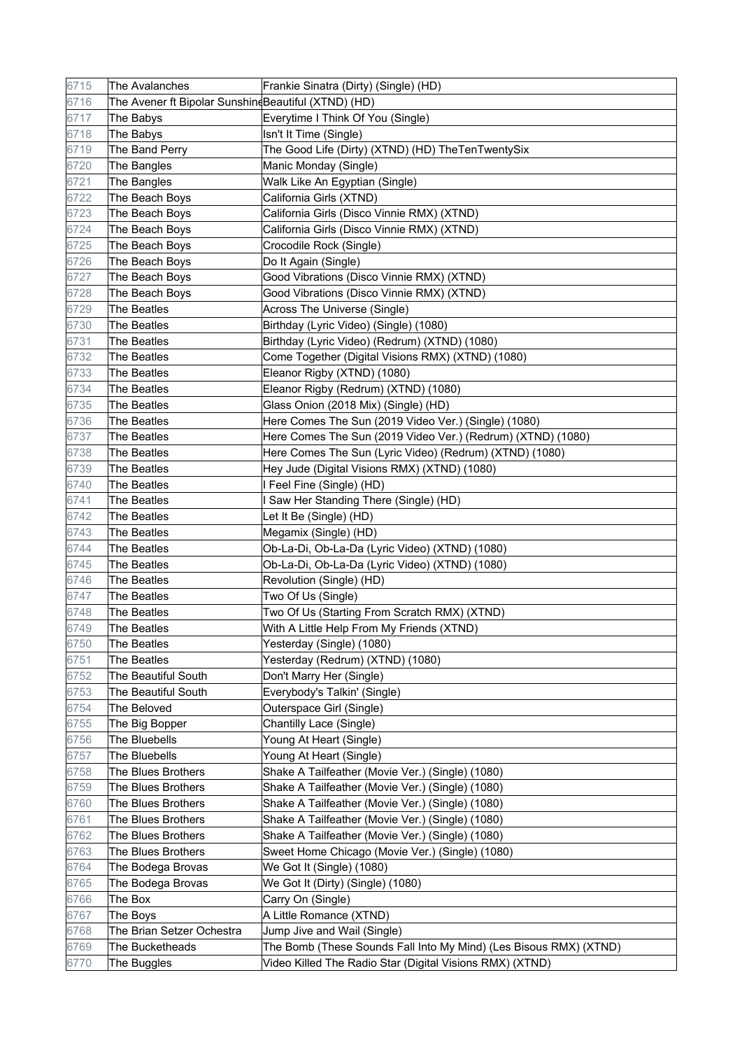| | | |
|---|---|---|
| 6715 | The Avalanches | Frankie Sinatra (Dirty) (Single) (HD) |
| 6716 | The Avener ft Bipolar Sunshine | Beautiful (XTND) (HD) |
| 6717 | The Babys | Everytime I Think Of You (Single) |
| 6718 | The Babys | Isn't It Time (Single) |
| 6719 | The Band Perry | The Good Life (Dirty) (XTND) (HD) TheTenTwentySix |
| 6720 | The Bangles | Manic Monday (Single) |
| 6721 | The Bangles | Walk Like An Egyptian (Single) |
| 6722 | The Beach Boys | California Girls (XTND) |
| 6723 | The Beach Boys | California Girls (Disco Vinnie RMX) (XTND) |
| 6724 | The Beach Boys | California Girls (Disco Vinnie RMX) (XTND) |
| 6725 | The Beach Boys | Crocodile Rock (Single) |
| 6726 | The Beach Boys | Do It Again (Single) |
| 6727 | The Beach Boys | Good Vibrations (Disco Vinnie RMX) (XTND) |
| 6728 | The Beach Boys | Good Vibrations (Disco Vinnie RMX) (XTND) |
| 6729 | The Beatles | Across The Universe (Single) |
| 6730 | The Beatles | Birthday (Lyric Video) (Single) (1080) |
| 6731 | The Beatles | Birthday (Lyric Video) (Redrum) (XTND) (1080) |
| 6732 | The Beatles | Come Together (Digital Visions RMX) (XTND) (1080) |
| 6733 | The Beatles | Eleanor Rigby (XTND) (1080) |
| 6734 | The Beatles | Eleanor Rigby (Redrum) (XTND) (1080) |
| 6735 | The Beatles | Glass Onion (2018 Mix) (Single) (HD) |
| 6736 | The Beatles | Here Comes The Sun (2019 Video Ver.) (Single) (1080) |
| 6737 | The Beatles | Here Comes The Sun (2019 Video Ver.) (Redrum) (XTND) (1080) |
| 6738 | The Beatles | Here Comes The Sun (Lyric Video) (Redrum) (XTND) (1080) |
| 6739 | The Beatles | Hey Jude (Digital Visions RMX) (XTND) (1080) |
| 6740 | The Beatles | I Feel Fine (Single) (HD) |
| 6741 | The Beatles | I Saw Her Standing There (Single) (HD) |
| 6742 | The Beatles | Let It Be (Single) (HD) |
| 6743 | The Beatles | Megamix (Single) (HD) |
| 6744 | The Beatles | Ob-La-Di, Ob-La-Da (Lyric Video) (XTND) (1080) |
| 6745 | The Beatles | Ob-La-Di, Ob-La-Da (Lyric Video) (XTND) (1080) |
| 6746 | The Beatles | Revolution (Single) (HD) |
| 6747 | The Beatles | Two Of Us (Single) |
| 6748 | The Beatles | Two Of Us (Starting From Scratch RMX) (XTND) |
| 6749 | The Beatles | With A Little Help From My Friends (XTND) |
| 6750 | The Beatles | Yesterday (Single) (1080) |
| 6751 | The Beatles | Yesterday (Redrum) (XTND) (1080) |
| 6752 | The Beautiful South | Don't Marry Her (Single) |
| 6753 | The Beautiful South | Everybody's Talkin' (Single) |
| 6754 | The Beloved | Outerspace Girl (Single) |
| 6755 | The Big Bopper | Chantilly Lace (Single) |
| 6756 | The Bluebells | Young At Heart (Single) |
| 6757 | The Bluebells | Young At Heart (Single) |
| 6758 | The Blues Brothers | Shake A Tailfeather (Movie Ver.) (Single) (1080) |
| 6759 | The Blues Brothers | Shake A Tailfeather (Movie Ver.) (Single) (1080) |
| 6760 | The Blues Brothers | Shake A Tailfeather (Movie Ver.) (Single) (1080) |
| 6761 | The Blues Brothers | Shake A Tailfeather (Movie Ver.) (Single) (1080) |
| 6762 | The Blues Brothers | Shake A Tailfeather (Movie Ver.) (Single) (1080) |
| 6763 | The Blues Brothers | Sweet Home Chicago (Movie Ver.) (Single) (1080) |
| 6764 | The Bodega Brovas | We Got It (Single) (1080) |
| 6765 | The Bodega Brovas | We Got It (Dirty) (Single) (1080) |
| 6766 | The Box | Carry On (Single) |
| 6767 | The Boys | A Little Romance (XTND) |
| 6768 | The Brian Setzer Ochestra | Jump Jive and Wail (Single) |
| 6769 | The Bucketheads | The Bomb (These Sounds Fall Into My Mind) (Les Bisous RMX) (XTND) |
| 6770 | The Buggles | Video Killed The Radio Star (Digital Visions RMX) (XTND) |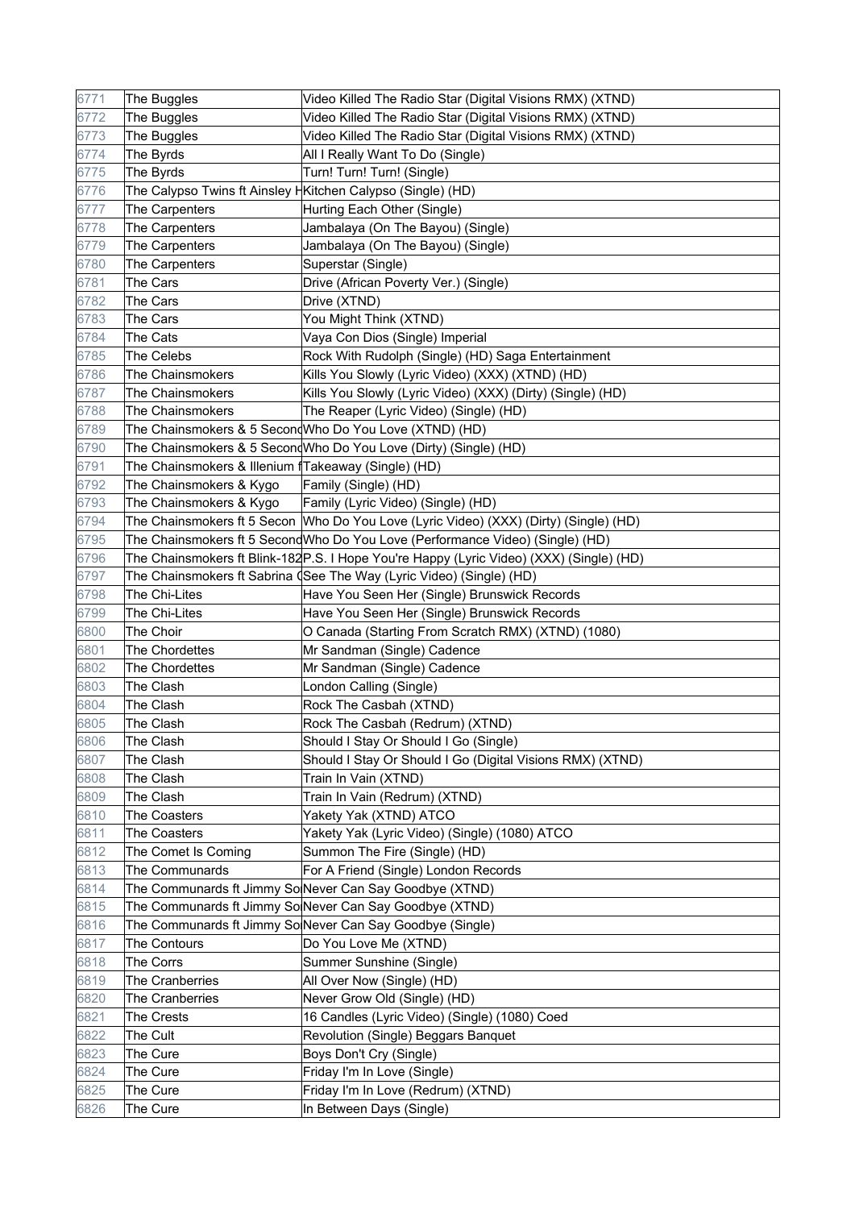| | | |
|---|---|---|
| 6771 | The Buggles | Video Killed The Radio Star (Digital Visions RMX) (XTND) |
| 6772 | The Buggles | Video Killed The Radio Star (Digital Visions RMX) (XTND) |
| 6773 | The Buggles | Video Killed The Radio Star (Digital Visions RMX) (XTND) |
| 6774 | The Byrds | All I Really Want To Do (Single) |
| 6775 | The Byrds | Turn! Turn! Turn! (Single) |
| 6776 | The Calypso Twins ft Ainsley H | Kitchen Calypso (Single) (HD) |
| 6777 | The Carpenters | Hurting Each Other (Single) |
| 6778 | The Carpenters | Jambalaya (On The Bayou) (Single) |
| 6779 | The Carpenters | Jambalaya (On The Bayou) (Single) |
| 6780 | The Carpenters | Superstar (Single) |
| 6781 | The Cars | Drive (African Poverty Ver.) (Single) |
| 6782 | The Cars | Drive (XTND) |
| 6783 | The Cars | You Might Think (XTND) |
| 6784 | The Cats | Vaya Con Dios (Single) Imperial |
| 6785 | The Celebs | Rock With Rudolph (Single) (HD) Saga Entertainment |
| 6786 | The Chainsmokers | Kills You Slowly (Lyric Video) (XXX) (XTND) (HD) |
| 6787 | The Chainsmokers | Kills You Slowly (Lyric Video) (XXX) (Dirty) (Single) (HD) |
| 6788 | The Chainsmokers | The Reaper (Lyric Video) (Single) (HD) |
| 6789 | The Chainsmokers & 5 Second | Who Do You Love (XTND) (HD) |
| 6790 | The Chainsmokers & 5 Second | Who Do You Love (Dirty) (Single) (HD) |
| 6791 | The Chainsmokers & Illenium f | Takeaway (Single) (HD) |
| 6792 | The Chainsmokers & Kygo | Family (Single) (HD) |
| 6793 | The Chainsmokers & Kygo | Family (Lyric Video) (Single) (HD) |
| 6794 | The Chainsmokers ft 5 Secon | Who Do You Love (Lyric Video) (XXX) (Dirty) (Single) (HD) |
| 6795 | The Chainsmokers ft 5 Second | Who Do You Love (Performance Video) (Single) (HD) |
| 6796 | The Chainsmokers ft Blink-182 | P.S. I Hope You're Happy (Lyric Video) (XXX) (Single) (HD) |
| 6797 | The Chainsmokers ft Sabrina C | See The Way (Lyric Video) (Single) (HD) |
| 6798 | The Chi-Lites | Have You Seen Her (Single) Brunswick Records |
| 6799 | The Chi-Lites | Have You Seen Her (Single) Brunswick Records |
| 6800 | The Choir | O Canada (Starting From Scratch RMX) (XTND) (1080) |
| 6801 | The Chordettes | Mr Sandman (Single) Cadence |
| 6802 | The Chordettes | Mr Sandman (Single) Cadence |
| 6803 | The Clash | London Calling (Single) |
| 6804 | The Clash | Rock The Casbah (XTND) |
| 6805 | The Clash | Rock The Casbah (Redrum) (XTND) |
| 6806 | The Clash | Should I Stay Or Should I Go (Single) |
| 6807 | The Clash | Should I Stay Or Should I Go (Digital Visions RMX) (XTND) |
| 6808 | The Clash | Train In Vain (XTND) |
| 6809 | The Clash | Train In Vain (Redrum) (XTND) |
| 6810 | The Coasters | Yakety Yak (XTND) ATCO |
| 6811 | The Coasters | Yakety Yak (Lyric Video) (Single) (1080) ATCO |
| 6812 | The Comet Is Coming | Summon The Fire (Single) (HD) |
| 6813 | The Communards | For A Friend (Single) London Records |
| 6814 | The Communards ft Jimmy So | Never Can Say Goodbye (XTND) |
| 6815 | The Communards ft Jimmy So | Never Can Say Goodbye (XTND) |
| 6816 | The Communards ft Jimmy So | Never Can Say Goodbye (Single) |
| 6817 | The Contours | Do You Love Me (XTND) |
| 6818 | The Corrs | Summer Sunshine (Single) |
| 6819 | The Cranberries | All Over Now (Single) (HD) |
| 6820 | The Cranberries | Never Grow Old (Single) (HD) |
| 6821 | The Crests | 16 Candles (Lyric Video) (Single) (1080) Coed |
| 6822 | The Cult | Revolution (Single) Beggars Banquet |
| 6823 | The Cure | Boys Don't Cry (Single) |
| 6824 | The Cure | Friday I'm In Love (Single) |
| 6825 | The Cure | Friday I'm In Love (Redrum) (XTND) |
| 6826 | The Cure | In Between Days (Single) |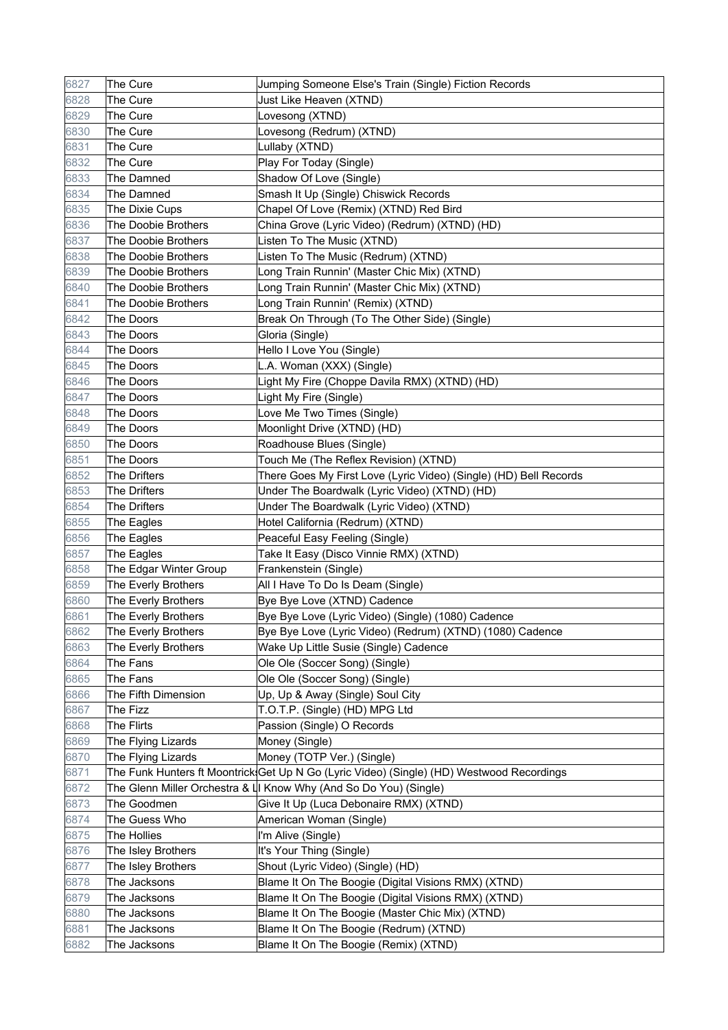| 6827 | The Cure | Jumping Someone Else's Train (Single) Fiction Records |
|---|---|---|
| 6828 | The Cure | Just Like Heaven (XTND) |
| 6829 | The Cure | Lovesong (XTND) |
| 6830 | The Cure | Lovesong (Redrum) (XTND) |
| 6831 | The Cure | Lullaby (XTND) |
| 6832 | The Cure | Play For Today (Single) |
| 6833 | The Damned | Shadow Of Love (Single) |
| 6834 | The Damned | Smash It Up (Single) Chiswick Records |
| 6835 | The Dixie Cups | Chapel Of Love (Remix) (XTND) Red Bird |
| 6836 | The Doobie Brothers | China Grove (Lyric Video) (Redrum) (XTND) (HD) |
| 6837 | The Doobie Brothers | Listen To The Music (XTND) |
| 6838 | The Doobie Brothers | Listen To The Music (Redrum) (XTND) |
| 6839 | The Doobie Brothers | Long Train Runnin' (Master Chic Mix) (XTND) |
| 6840 | The Doobie Brothers | Long Train Runnin' (Master Chic Mix) (XTND) |
| 6841 | The Doobie Brothers | Long Train Runnin' (Remix) (XTND) |
| 6842 | The Doors | Break On Through (To The Other Side) (Single) |
| 6843 | The Doors | Gloria (Single) |
| 6844 | The Doors | Hello I Love You (Single) |
| 6845 | The Doors | L.A. Woman (XXX) (Single) |
| 6846 | The Doors | Light My Fire (Choppe Davila RMX) (XTND) (HD) |
| 6847 | The Doors | Light My Fire (Single) |
| 6848 | The Doors | Love Me Two Times (Single) |
| 6849 | The Doors | Moonlight Drive (XTND) (HD) |
| 6850 | The Doors | Roadhouse Blues (Single) |
| 6851 | The Doors | Touch Me (The Reflex Revision) (XTND) |
| 6852 | The Drifters | There Goes My First Love (Lyric Video) (Single) (HD) Bell Records |
| 6853 | The Drifters | Under The Boardwalk (Lyric Video) (XTND) (HD) |
| 6854 | The Drifters | Under The Boardwalk (Lyric Video) (XTND) |
| 6855 | The Eagles | Hotel California (Redrum) (XTND) |
| 6856 | The Eagles | Peaceful Easy Feeling (Single) |
| 6857 | The Eagles | Take It Easy (Disco Vinnie RMX) (XTND) |
| 6858 | The Edgar Winter Group | Frankenstein (Single) |
| 6859 | The Everly Brothers | All I Have To Do Is Deam (Single) |
| 6860 | The Everly Brothers | Bye Bye Love (XTND) Cadence |
| 6861 | The Everly Brothers | Bye Bye Love (Lyric Video) (Single) (1080) Cadence |
| 6862 | The Everly Brothers | Bye Bye Love (Lyric Video) (Redrum) (XTND) (1080) Cadence |
| 6863 | The Everly Brothers | Wake Up Little Susie (Single) Cadence |
| 6864 | The Fans | Ole Ole (Soccer Song) (Single) |
| 6865 | The Fans | Ole Ole (Soccer Song) (Single) |
| 6866 | The Fifth Dimension | Up, Up & Away (Single) Soul City |
| 6867 | The Fizz | T.O.T.P. (Single) (HD) MPG Ltd |
| 6868 | The Flirts | Passion (Single) O Records |
| 6869 | The Flying Lizards | Money (Single) |
| 6870 | The Flying Lizards | Money (TOTP Ver.) (Single) |
| 6871 | The Funk Hunters ft Moontricks | Get Up N Go (Lyric Video) (Single) (HD) Westwood Recordings |
| 6872 | The Glenn Miller Orchestra & L | I Know Why (And So Do You) (Single) |
| 6873 | The Goodmen | Give It Up (Luca Debonaire RMX) (XTND) |
| 6874 | The Guess Who | American Woman (Single) |
| 6875 | The Hollies | I'm Alive (Single) |
| 6876 | The Isley Brothers | It's Your Thing (Single) |
| 6877 | The Isley Brothers | Shout (Lyric Video) (Single) (HD) |
| 6878 | The Jacksons | Blame It On The Boogie (Digital Visions RMX) (XTND) |
| 6879 | The Jacksons | Blame It On The Boogie (Digital Visions RMX) (XTND) |
| 6880 | The Jacksons | Blame It On The Boogie (Master Chic Mix) (XTND) |
| 6881 | The Jacksons | Blame It On The Boogie (Redrum) (XTND) |
| 6882 | The Jacksons | Blame It On The Boogie (Remix) (XTND) |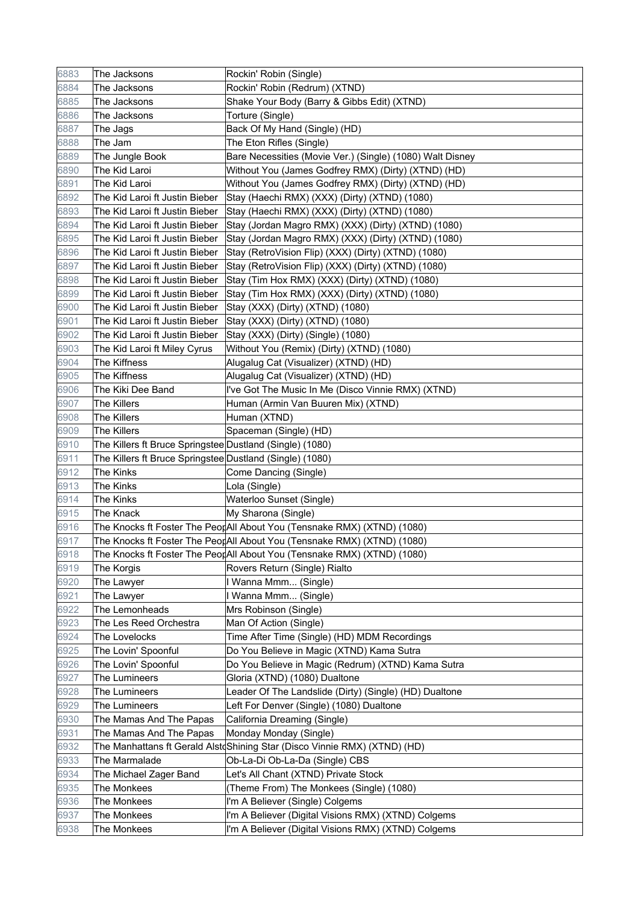| | | |
|---|---|---|
| 6883 | The Jacksons | Rockin' Robin (Single) |
| 6884 | The Jacksons | Rockin' Robin (Redrum) (XTND) |
| 6885 | The Jacksons | Shake Your Body (Barry & Gibbs Edit) (XTND) |
| 6886 | The Jacksons | Torture (Single) |
| 6887 | The Jags | Back Of My Hand (Single) (HD) |
| 6888 | The Jam | The Eton Rifles (Single) |
| 6889 | The Jungle Book | Bare Necessities (Movie Ver.) (Single) (1080) Walt Disney |
| 6890 | The Kid Laroi | Without You (James Godfrey RMX) (Dirty) (XTND) (HD) |
| 6891 | The Kid Laroi | Without You (James Godfrey RMX) (Dirty) (XTND) (HD) |
| 6892 | The Kid Laroi ft Justin Bieber | Stay (Haechi RMX) (XXX) (Dirty) (XTND) (1080) |
| 6893 | The Kid Laroi ft Justin Bieber | Stay (Haechi RMX) (XXX) (Dirty) (XTND) (1080) |
| 6894 | The Kid Laroi ft Justin Bieber | Stay (Jordan Magro RMX) (XXX) (Dirty) (XTND) (1080) |
| 6895 | The Kid Laroi ft Justin Bieber | Stay (Jordan Magro RMX) (XXX) (Dirty) (XTND) (1080) |
| 6896 | The Kid Laroi ft Justin Bieber | Stay (RetroVision Flip) (XXX) (Dirty) (XTND) (1080) |
| 6897 | The Kid Laroi ft Justin Bieber | Stay (RetroVision Flip) (XXX) (Dirty) (XTND) (1080) |
| 6898 | The Kid Laroi ft Justin Bieber | Stay (Tim Hox RMX) (XXX) (Dirty) (XTND) (1080) |
| 6899 | The Kid Laroi ft Justin Bieber | Stay (Tim Hox RMX) (XXX) (Dirty) (XTND) (1080) |
| 6900 | The Kid Laroi ft Justin Bieber | Stay (XXX) (Dirty) (XTND) (1080) |
| 6901 | The Kid Laroi ft Justin Bieber | Stay (XXX) (Dirty) (XTND) (1080) |
| 6902 | The Kid Laroi ft Justin Bieber | Stay (XXX) (Dirty) (Single) (1080) |
| 6903 | The Kid Laroi ft Miley Cyrus | Without You (Remix) (Dirty) (XTND) (1080) |
| 6904 | The Kiffness | Alugalug Cat (Visualizer) (XTND) (HD) |
| 6905 | The Kiffness | Alugalug Cat (Visualizer) (XTND) (HD) |
| 6906 | The Kiki Dee Band | I've Got The Music In Me (Disco Vinnie RMX) (XTND) |
| 6907 | The Killers | Human (Armin Van Buuren Mix) (XTND) |
| 6908 | The Killers | Human (XTND) |
| 6909 | The Killers | Spaceman (Single) (HD) |
| 6910 | The Killers ft Bruce Springstee | Dustland (Single) (1080) |
| 6911 | The Killers ft Bruce Springstee | Dustland (Single) (1080) |
| 6912 | The Kinks | Come Dancing (Single) |
| 6913 | The Kinks | Lola (Single) |
| 6914 | The Kinks | Waterloo Sunset (Single) |
| 6915 | The Knack | My Sharona (Single) |
| 6916 | The Knocks ft Foster The Peop | All About You (Tensnake RMX) (XTND) (1080) |
| 6917 | The Knocks ft Foster The Peop | All About You (Tensnake RMX) (XTND) (1080) |
| 6918 | The Knocks ft Foster The Peop | All About You (Tensnake RMX) (XTND) (1080) |
| 6919 | The Korgis | Rovers Return (Single) Rialto |
| 6920 | The Lawyer | I Wanna Mmm... (Single) |
| 6921 | The Lawyer | I Wanna Mmm... (Single) |
| 6922 | The Lemonheads | Mrs Robinson (Single) |
| 6923 | The Les Reed Orchestra | Man Of Action (Single) |
| 6924 | The Lovelocks | Time After Time (Single) (HD) MDM Recordings |
| 6925 | The Lovin' Spoonful | Do You Believe in Magic (XTND) Kama Sutra |
| 6926 | The Lovin' Spoonful | Do You Believe in Magic (Redrum) (XTND) Kama Sutra |
| 6927 | The Lumineers | Gloria (XTND) (1080) Dualtone |
| 6928 | The Lumineers | Leader Of The Landslide (Dirty) (Single) (HD) Dualtone |
| 6929 | The Lumineers | Left For Denver (Single) (1080) Dualtone |
| 6930 | The Mamas And The Papas | California Dreaming (Single) |
| 6931 | The Mamas And The Papas | Monday Monday (Single) |
| 6932 | The Manhattans ft Gerald Alsto | Shining Star (Disco Vinnie RMX) (XTND) (HD) |
| 6933 | The Marmalade | Ob-La-Di Ob-La-Da (Single) CBS |
| 6934 | The Michael Zager Band | Let's All Chant (XTND) Private Stock |
| 6935 | The Monkees | (Theme From) The Monkees (Single) (1080) |
| 6936 | The Monkees | I'm A Believer (Single) Colgems |
| 6937 | The Monkees | I'm A Believer (Digital Visions RMX) (XTND) Colgems |
| 6938 | The Monkees | I'm A Believer (Digital Visions RMX) (XTND) Colgems |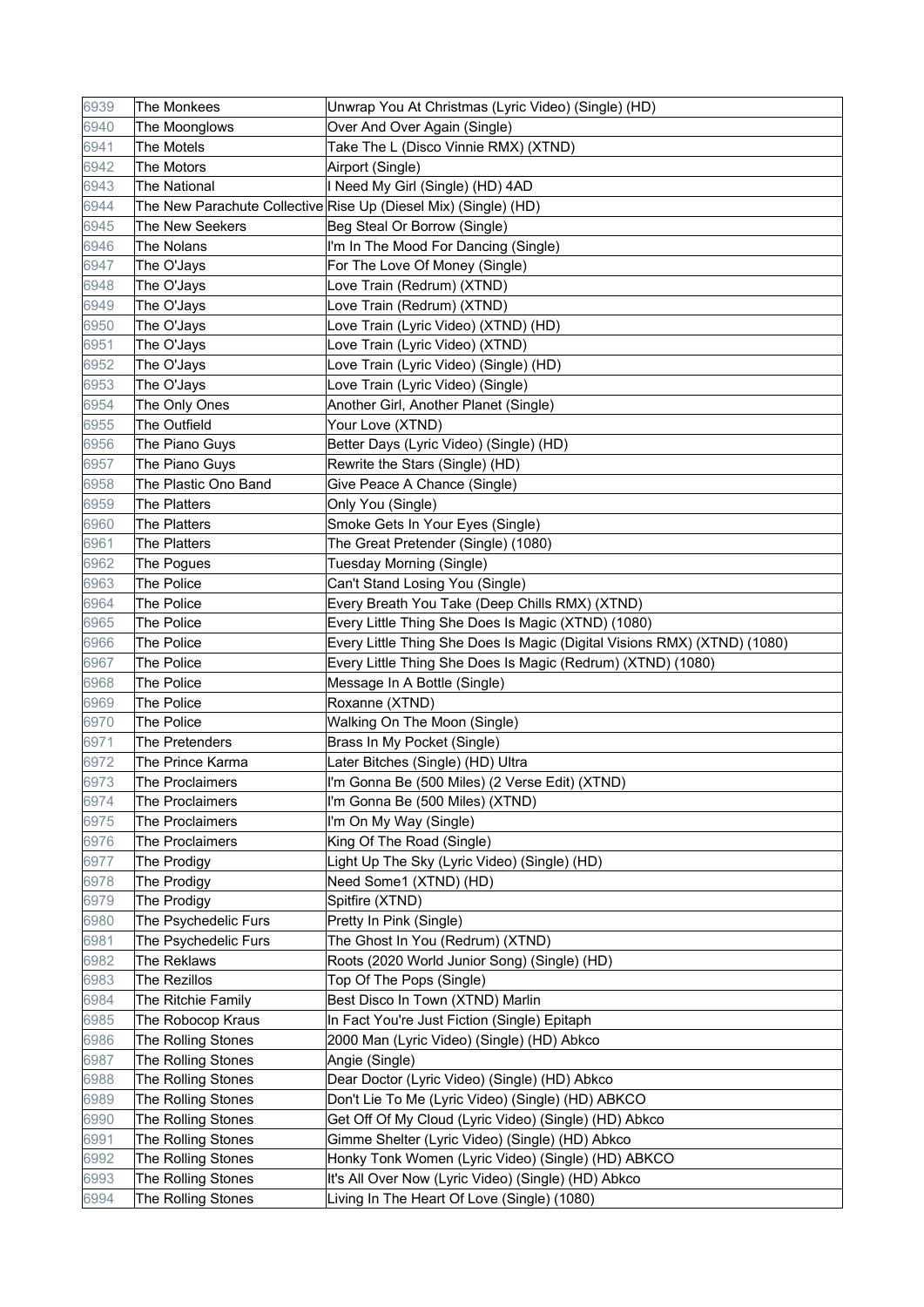| 6939 | The Monkees | Unwrap You At Christmas (Lyric Video) (Single) (HD) |
|---|---|---|
| 6940 | The Moonglows | Over And Over Again (Single) |
| 6941 | The Motels | Take The L (Disco Vinnie RMX) (XTND) |
| 6942 | The Motors | Airport (Single) |
| 6943 | The National | I Need My Girl (Single) (HD) 4AD |
| 6944 | The New Parachute Collective | Rise Up (Diesel Mix) (Single) (HD) |
| 6945 | The New Seekers | Beg Steal Or Borrow (Single) |
| 6946 | The Nolans | I'm In The Mood For Dancing (Single) |
| 6947 | The O'Jays | For The Love Of Money (Single) |
| 6948 | The O'Jays | Love Train (Redrum) (XTND) |
| 6949 | The O'Jays | Love Train (Redrum) (XTND) |
| 6950 | The O'Jays | Love Train (Lyric Video) (XTND) (HD) |
| 6951 | The O'Jays | Love Train (Lyric Video) (XTND) |
| 6952 | The O'Jays | Love Train (Lyric Video) (Single) (HD) |
| 6953 | The O'Jays | Love Train (Lyric Video) (Single) |
| 6954 | The Only Ones | Another Girl, Another Planet (Single) |
| 6955 | The Outfield | Your Love (XTND) |
| 6956 | The Piano Guys | Better Days (Lyric Video) (Single) (HD) |
| 6957 | The Piano Guys | Rewrite the Stars (Single) (HD) |
| 6958 | The Plastic Ono Band | Give Peace A Chance (Single) |
| 6959 | The Platters | Only You (Single) |
| 6960 | The Platters | Smoke Gets In Your Eyes (Single) |
| 6961 | The Platters | The Great Pretender (Single) (1080) |
| 6962 | The Pogues | Tuesday Morning (Single) |
| 6963 | The Police | Can't Stand Losing You (Single) |
| 6964 | The Police | Every Breath You Take (Deep Chills RMX) (XTND) |
| 6965 | The Police | Every Little Thing She Does Is Magic (XTND) (1080) |
| 6966 | The Police | Every Little Thing She Does Is Magic (Digital Visions RMX) (XTND) (1080) |
| 6967 | The Police | Every Little Thing She Does Is Magic (Redrum) (XTND) (1080) |
| 6968 | The Police | Message In A Bottle (Single) |
| 6969 | The Police | Roxanne (XTND) |
| 6970 | The Police | Walking On The Moon (Single) |
| 6971 | The Pretenders | Brass In My Pocket (Single) |
| 6972 | The Prince Karma | Later Bitches (Single) (HD) Ultra |
| 6973 | The Proclaimers | I'm Gonna Be (500 Miles) (2 Verse Edit) (XTND) |
| 6974 | The Proclaimers | I'm Gonna Be (500 Miles) (XTND) |
| 6975 | The Proclaimers | I'm On My Way (Single) |
| 6976 | The Proclaimers | King Of The Road (Single) |
| 6977 | The Prodigy | Light Up The Sky (Lyric Video) (Single) (HD) |
| 6978 | The Prodigy | Need Some1 (XTND) (HD) |
| 6979 | The Prodigy | Spitfire (XTND) |
| 6980 | The Psychedelic Furs | Pretty In Pink (Single) |
| 6981 | The Psychedelic Furs | The Ghost In You (Redrum) (XTND) |
| 6982 | The Reklaws | Roots (2020 World Junior Song) (Single) (HD) |
| 6983 | The Rezillos | Top Of The Pops (Single) |
| 6984 | The Ritchie Family | Best Disco In Town (XTND) Marlin |
| 6985 | The Robocop Kraus | In Fact You're Just Fiction (Single) Epitaph |
| 6986 | The Rolling Stones | 2000 Man (Lyric Video) (Single) (HD) Abkco |
| 6987 | The Rolling Stones | Angie (Single) |
| 6988 | The Rolling Stones | Dear Doctor (Lyric Video) (Single) (HD) Abkco |
| 6989 | The Rolling Stones | Don't Lie To Me (Lyric Video) (Single) (HD) ABKCO |
| 6990 | The Rolling Stones | Get Off Of My Cloud (Lyric Video) (Single) (HD) Abkco |
| 6991 | The Rolling Stones | Gimme Shelter (Lyric Video) (Single) (HD) Abkco |
| 6992 | The Rolling Stones | Honky Tonk Women (Lyric Video) (Single) (HD) ABKCO |
| 6993 | The Rolling Stones | It's All Over Now (Lyric Video) (Single) (HD) Abkco |
| 6994 | The Rolling Stones | Living In The Heart Of Love (Single) (1080) |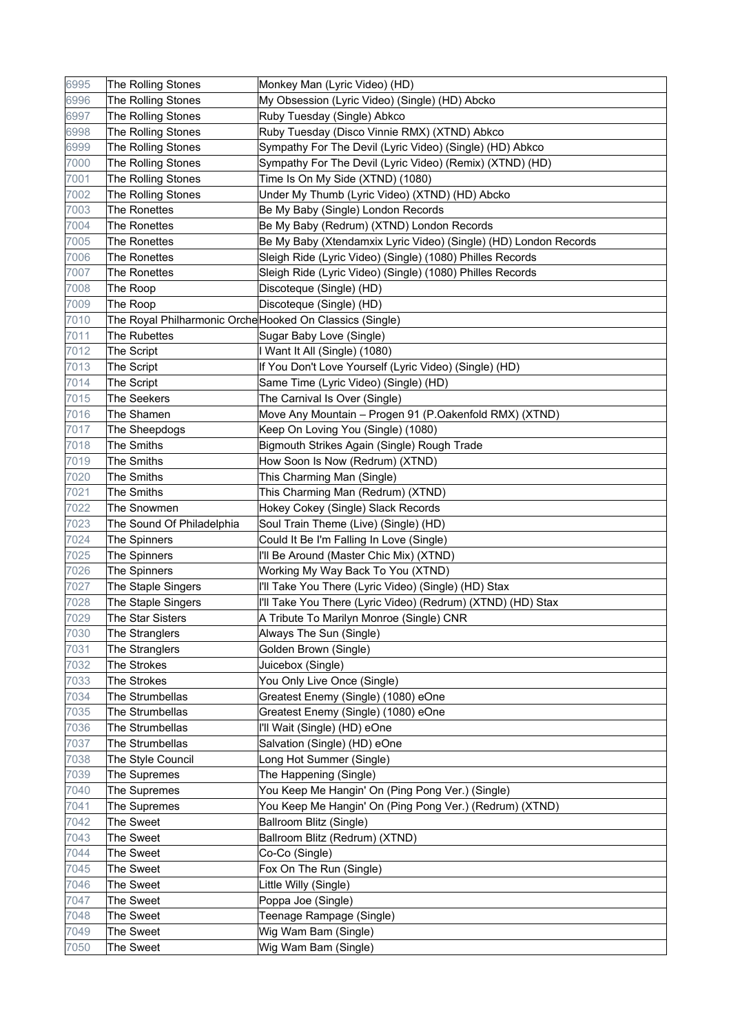| 6995 | The Rolling Stones | Monkey Man (Lyric Video) (HD) |
|---|---|---|
| 6996 | The Rolling Stones | My Obsession (Lyric Video) (Single) (HD) Abcko |
| 6997 | The Rolling Stones | Ruby Tuesday (Single) Abkco |
| 6998 | The Rolling Stones | Ruby Tuesday (Disco Vinnie RMX) (XTND) Abkco |
| 6999 | The Rolling Stones | Sympathy For The Devil (Lyric Video) (Single) (HD) Abkco |
| 7000 | The Rolling Stones | Sympathy For The Devil (Lyric Video) (Remix) (XTND) (HD) |
| 7001 | The Rolling Stones | Time Is On My Side (XTND) (1080) |
| 7002 | The Rolling Stones | Under My Thumb (Lyric Video) (XTND) (HD) Abcko |
| 7003 | The Ronettes | Be My Baby (Single) London Records |
| 7004 | The Ronettes | Be My Baby (Redrum) (XTND) London Records |
| 7005 | The Ronettes | Be My Baby (Xtendamxix Lyric Video) (Single) (HD) London Records |
| 7006 | The Ronettes | Sleigh Ride (Lyric Video) (Single) (1080) Philles Records |
| 7007 | The Ronettes | Sleigh Ride (Lyric Video) (Single) (1080) Philles Records |
| 7008 | The Roop | Discoteque (Single) (HD) |
| 7009 | The Roop | Discoteque (Single) (HD) |
| 7010 | The Royal Philharmonic Orche | Hooked On Classics (Single) |
| 7011 | The Rubettes | Sugar Baby Love (Single) |
| 7012 | The Script | I Want It All (Single) (1080) |
| 7013 | The Script | If You Don't Love Yourself (Lyric Video) (Single) (HD) |
| 7014 | The Script | Same Time (Lyric Video) (Single) (HD) |
| 7015 | The Seekers | The Carnival Is Over (Single) |
| 7016 | The Shamen | Move Any Mountain – Progen 91 (P.Oakenfold RMX) (XTND) |
| 7017 | The Sheepdogs | Keep On Loving You (Single) (1080) |
| 7018 | The Smiths | Bigmouth Strikes Again (Single) Rough Trade |
| 7019 | The Smiths | How Soon Is Now (Redrum) (XTND) |
| 7020 | The Smiths | This Charming Man (Single) |
| 7021 | The Smiths | This Charming Man (Redrum) (XTND) |
| 7022 | The Snowmen | Hokey Cokey (Single) Slack Records |
| 7023 | The Sound Of Philadelphia | Soul Train Theme (Live) (Single) (HD) |
| 7024 | The Spinners | Could It Be I'm Falling In Love (Single) |
| 7025 | The Spinners | I'll Be Around (Master Chic Mix) (XTND) |
| 7026 | The Spinners | Working My Way Back To You (XTND) |
| 7027 | The Staple Singers | I'll Take You There (Lyric Video) (Single) (HD) Stax |
| 7028 | The Staple Singers | I'll Take You There (Lyric Video) (Redrum) (XTND) (HD) Stax |
| 7029 | The Star Sisters | A Tribute To Marilyn Monroe (Single) CNR |
| 7030 | The Stranglers | Always The Sun (Single) |
| 7031 | The Stranglers | Golden Brown (Single) |
| 7032 | The Strokes | Juicebox (Single) |
| 7033 | The Strokes | You Only Live Once (Single) |
| 7034 | The Strumbellas | Greatest Enemy (Single) (1080) eOne |
| 7035 | The Strumbellas | Greatest Enemy (Single) (1080) eOne |
| 7036 | The Strumbellas | I'll Wait (Single) (HD) eOne |
| 7037 | The Strumbellas | Salvation (Single) (HD) eOne |
| 7038 | The Style Council | Long Hot Summer (Single) |
| 7039 | The Supremes | The Happening (Single) |
| 7040 | The Supremes | You Keep Me Hangin' On (Ping Pong Ver.) (Single) |
| 7041 | The Supremes | You Keep Me Hangin' On (Ping Pong Ver.) (Redrum) (XTND) |
| 7042 | The Sweet | Ballroom Blitz (Single) |
| 7043 | The Sweet | Ballroom Blitz (Redrum) (XTND) |
| 7044 | The Sweet | Co-Co (Single) |
| 7045 | The Sweet | Fox On The Run (Single) |
| 7046 | The Sweet | Little Willy (Single) |
| 7047 | The Sweet | Poppa Joe (Single) |
| 7048 | The Sweet | Teenage Rampage (Single) |
| 7049 | The Sweet | Wig Wam Bam (Single) |
| 7050 | The Sweet | Wig Wam Bam (Single) |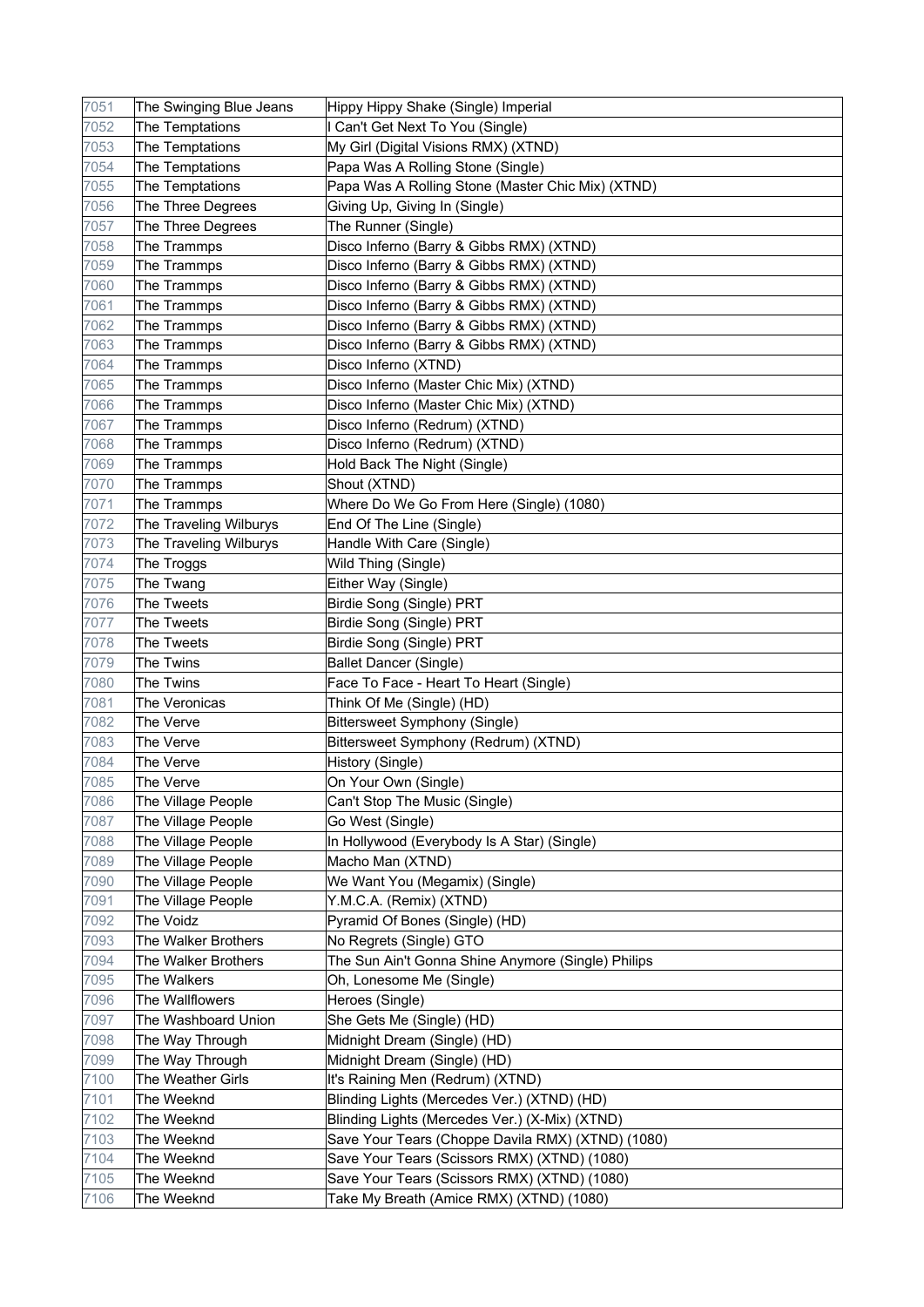| 7051 | The Swinging Blue Jeans | Hippy Hippy Shake (Single) Imperial |
|---|---|---|
| 7052 | The Temptations | I Can't Get Next To You (Single) |
| 7053 | The Temptations | My Girl (Digital Visions RMX) (XTND) |
| 7054 | The Temptations | Papa Was A Rolling Stone (Single) |
| 7055 | The Temptations | Papa Was A Rolling Stone (Master Chic Mix) (XTND) |
| 7056 | The Three Degrees | Giving Up, Giving In (Single) |
| 7057 | The Three Degrees | The Runner (Single) |
| 7058 | The Trammps | Disco Inferno (Barry & Gibbs RMX) (XTND) |
| 7059 | The Trammps | Disco Inferno (Barry & Gibbs RMX) (XTND) |
| 7060 | The Trammps | Disco Inferno (Barry & Gibbs RMX) (XTND) |
| 7061 | The Trammps | Disco Inferno (Barry & Gibbs RMX) (XTND) |
| 7062 | The Trammps | Disco Inferno (Barry & Gibbs RMX) (XTND) |
| 7063 | The Trammps | Disco Inferno (Barry & Gibbs RMX) (XTND) |
| 7064 | The Trammps | Disco Inferno (XTND) |
| 7065 | The Trammps | Disco Inferno (Master Chic Mix) (XTND) |
| 7066 | The Trammps | Disco Inferno (Master Chic Mix) (XTND) |
| 7067 | The Trammps | Disco Inferno (Redrum) (XTND) |
| 7068 | The Trammps | Disco Inferno (Redrum) (XTND) |
| 7069 | The Trammps | Hold Back The Night (Single) |
| 7070 | The Trammps | Shout (XTND) |
| 7071 | The Trammps | Where Do We Go From Here (Single) (1080) |
| 7072 | The Traveling Wilburys | End Of The Line (Single) |
| 7073 | The Traveling Wilburys | Handle With Care (Single) |
| 7074 | The Troggs | Wild Thing (Single) |
| 7075 | The Twang | Either Way (Single) |
| 7076 | The Tweets | Birdie Song (Single) PRT |
| 7077 | The Tweets | Birdie Song (Single) PRT |
| 7078 | The Tweets | Birdie Song (Single) PRT |
| 7079 | The Twins | Ballet Dancer (Single) |
| 7080 | The Twins | Face To Face - Heart To Heart (Single) |
| 7081 | The Veronicas | Think Of Me (Single) (HD) |
| 7082 | The Verve | Bittersweet Symphony (Single) |
| 7083 | The Verve | Bittersweet Symphony (Redrum) (XTND) |
| 7084 | The Verve | History (Single) |
| 7085 | The Verve | On Your Own (Single) |
| 7086 | The Village People | Can't Stop The Music (Single) |
| 7087 | The Village People | Go West (Single) |
| 7088 | The Village People | In Hollywood (Everybody Is A Star) (Single) |
| 7089 | The Village People | Macho Man (XTND) |
| 7090 | The Village People | We Want You (Megamix) (Single) |
| 7091 | The Village People | Y.M.C.A. (Remix) (XTND) |
| 7092 | The Voidz | Pyramid Of Bones (Single) (HD) |
| 7093 | The Walker Brothers | No Regrets (Single) GTO |
| 7094 | The Walker Brothers | The Sun Ain't Gonna Shine Anymore (Single) Philips |
| 7095 | The Walkers | Oh, Lonesome Me (Single) |
| 7096 | The Wallflowers | Heroes (Single) |
| 7097 | The Washboard Union | She Gets Me (Single) (HD) |
| 7098 | The Way Through | Midnight Dream (Single) (HD) |
| 7099 | The Way Through | Midnight Dream (Single) (HD) |
| 7100 | The Weather Girls | It's Raining Men (Redrum) (XTND) |
| 7101 | The Weeknd | Blinding Lights (Mercedes Ver.) (XTND) (HD) |
| 7102 | The Weeknd | Blinding Lights (Mercedes Ver.) (X-Mix) (XTND) |
| 7103 | The Weeknd | Save Your Tears (Choppe Davila RMX) (XTND) (1080) |
| 7104 | The Weeknd | Save Your Tears (Scissors RMX) (XTND) (1080) |
| 7105 | The Weeknd | Save Your Tears (Scissors RMX) (XTND) (1080) |
| 7106 | The Weeknd | Take My Breath (Amice RMX) (XTND) (1080) |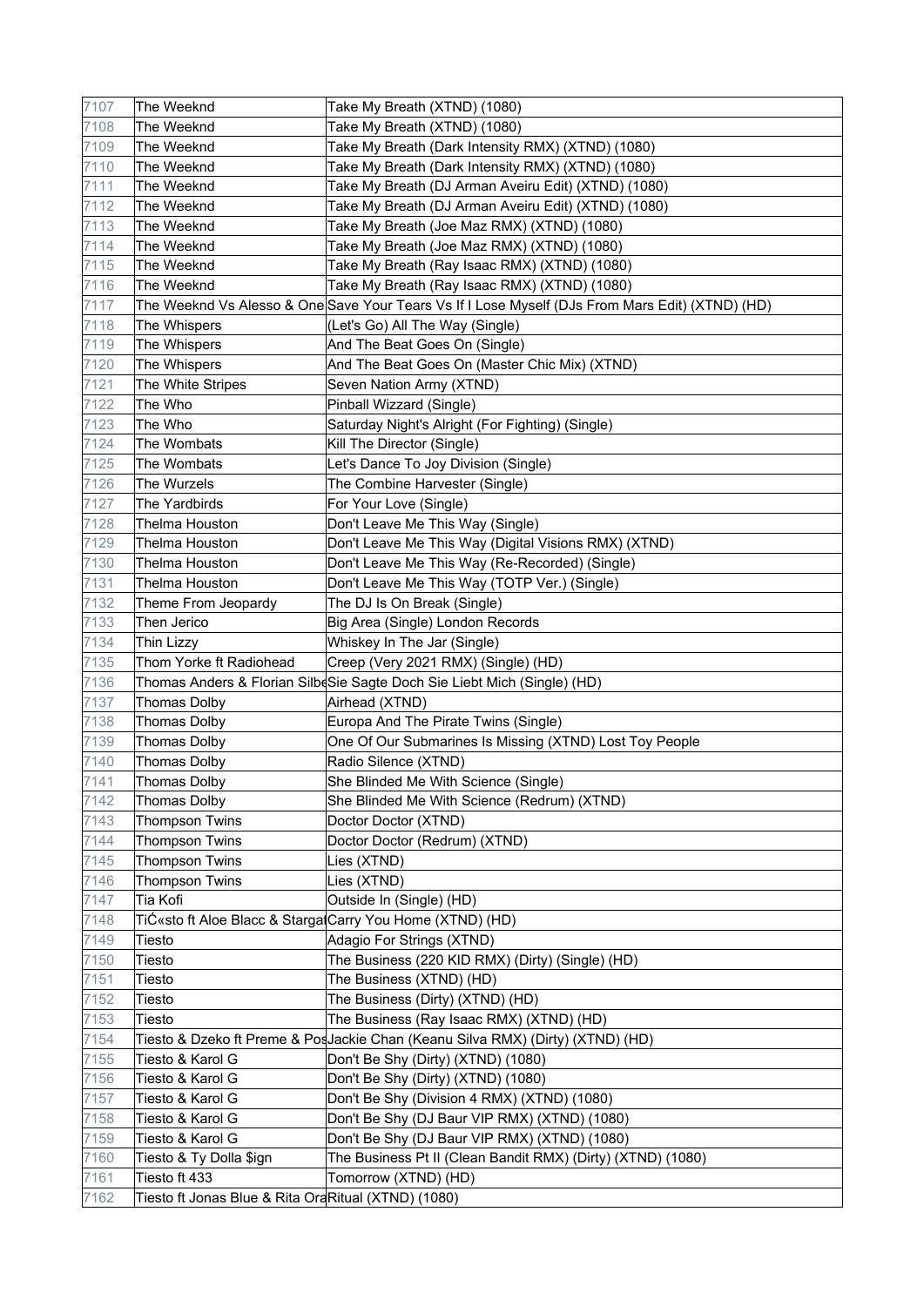| 7107 | The Weeknd | Take My Breath (XTND) (1080) |
|---|---|---|
| 7108 | The Weeknd | Take My Breath (XTND) (1080) |
| 7109 | The Weeknd | Take My Breath (Dark Intensity RMX) (XTND) (1080) |
| 7110 | The Weeknd | Take My Breath (Dark Intensity RMX) (XTND) (1080) |
| 7111 | The Weeknd | Take My Breath (DJ Arman Aveiru Edit) (XTND) (1080) |
| 7112 | The Weeknd | Take My Breath (DJ Arman Aveiru Edit) (XTND) (1080) |
| 7113 | The Weeknd | Take My Breath (Joe Maz RMX) (XTND) (1080) |
| 7114 | The Weeknd | Take My Breath (Joe Maz RMX) (XTND) (1080) |
| 7115 | The Weeknd | Take My Breath (Ray Isaac RMX) (XTND) (1080) |
| 7116 | The Weeknd | Take My Breath (Ray Isaac RMX) (XTND) (1080) |
| 7117 | The Weeknd Vs Alesso & One | Save Your Tears Vs If I Lose Myself (DJs From Mars Edit) (XTND) (HD) |
| 7118 | The Whispers | (Let's Go) All The Way (Single) |
| 7119 | The Whispers | And The Beat Goes On (Single) |
| 7120 | The Whispers | And The Beat Goes On (Master Chic Mix) (XTND) |
| 7121 | The White Stripes | Seven Nation Army (XTND) |
| 7122 | The Who | Pinball Wizzard (Single) |
| 7123 | The Who | Saturday Night's Alright (For Fighting) (Single) |
| 7124 | The Wombats | Kill The Director (Single) |
| 7125 | The Wombats | Let's Dance To Joy Division (Single) |
| 7126 | The Wurzels | The Combine Harvester (Single) |
| 7127 | The Yardbirds | For Your Love (Single) |
| 7128 | Thelma Houston | Don't Leave Me This Way (Single) |
| 7129 | Thelma Houston | Don't Leave Me This Way (Digital Visions RMX) (XTND) |
| 7130 | Thelma Houston | Don't Leave Me This Way (Re-Recorded) (Single) |
| 7131 | Thelma Houston | Don't Leave Me This Way (TOTP Ver.) (Single) |
| 7132 | Theme From Jeopardy | The DJ Is On Break (Single) |
| 7133 | Then Jerico | Big Area (Single) London Records |
| 7134 | Thin Lizzy | Whiskey In The Jar (Single) |
| 7135 | Thom Yorke ft Radiohead | Creep (Very 2021 RMX) (Single) (HD) |
| 7136 | Thomas Anders & Florian Silbe | Sie Sagte Doch Sie Liebt Mich (Single) (HD) |
| 7137 | Thomas Dolby | Airhead (XTND) |
| 7138 | Thomas Dolby | Europa And The Pirate Twins (Single) |
| 7139 | Thomas Dolby | One Of Our Submarines Is Missing (XTND) Lost Toy People |
| 7140 | Thomas Dolby | Radio Silence (XTND) |
| 7141 | Thomas Dolby | She Blinded Me With Science (Single) |
| 7142 | Thomas Dolby | She Blinded Me With Science (Redrum) (XTND) |
| 7143 | Thompson Twins | Doctor Doctor (XTND) |
| 7144 | Thompson Twins | Doctor Doctor (Redrum) (XTND) |
| 7145 | Thompson Twins | Lies (XTND) |
| 7146 | Thompson Twins | Lies (XTND) |
| 7147 | Tia Kofi | Outside In (Single) (HD) |
| 7148 | TiĆ«sto ft Aloe Blacc & Stargat | Carry You Home (XTND) (HD) |
| 7149 | Tiesto | Adagio For Strings (XTND) |
| 7150 | Tiesto | The Business (220 KID RMX) (Dirty) (Single) (HD) |
| 7151 | Tiesto | The Business (XTND) (HD) |
| 7152 | Tiesto | The Business (Dirty) (XTND) (HD) |
| 7153 | Tiesto | The Business (Ray Isaac RMX) (XTND) (HD) |
| 7154 | Tiesto & Dzeko ft Preme & Pos | Jackie Chan (Keanu Silva RMX) (Dirty) (XTND) (HD) |
| 7155 | Tiesto & Karol G | Don't Be Shy (Dirty) (XTND) (1080) |
| 7156 | Tiesto & Karol G | Don't Be Shy (Dirty) (XTND) (1080) |
| 7157 | Tiesto & Karol G | Don't Be Shy (Division 4 RMX) (XTND) (1080) |
| 7158 | Tiesto & Karol G | Don't Be Shy (DJ Baur VIP RMX) (XTND) (1080) |
| 7159 | Tiesto & Karol G | Don't Be Shy (DJ Baur VIP RMX) (XTND) (1080) |
| 7160 | Tiesto & Ty Dolla $ign | The Business Pt II (Clean Bandit RMX) (Dirty) (XTND) (1080) |
| 7161 | Tiesto ft 433 | Tomorrow (XTND) (HD) |
| 7162 | Tiesto ft Jonas Blue & Rita Ora | Ritual (XTND) (1080) |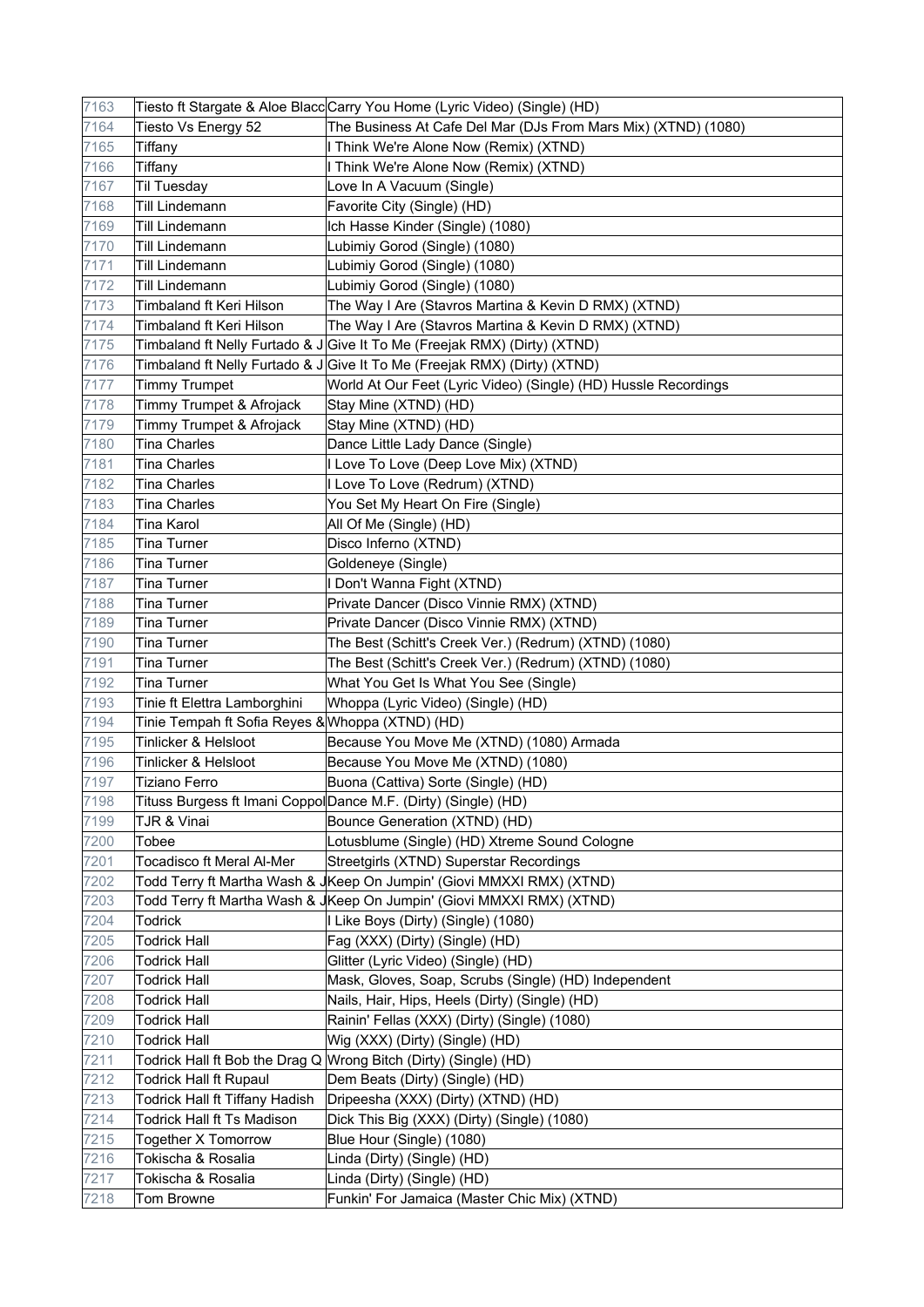| | | |
|---|---|---|
| 7163 | Tiesto ft Stargate & Aloe Blacc | Carry You Home (Lyric Video) (Single) (HD) |
| 7164 | Tiesto Vs Energy 52 | The Business At Cafe Del Mar (DJs From Mars Mix) (XTND) (1080) |
| 7165 | Tiffany | I Think We're Alone Now (Remix) (XTND) |
| 7166 | Tiffany | I Think We're Alone Now (Remix) (XTND) |
| 7167 | Til Tuesday | Love In A Vacuum (Single) |
| 7168 | Till Lindemann | Favorite City (Single) (HD) |
| 7169 | Till Lindemann | Ich Hasse Kinder (Single) (1080) |
| 7170 | Till Lindemann | Lubimiy Gorod (Single) (1080) |
| 7171 | Till Lindemann | Lubimiy Gorod (Single) (1080) |
| 7172 | Till Lindemann | Lubimiy Gorod (Single) (1080) |
| 7173 | Timbaland ft Keri Hilson | The Way I Are (Stavros Martina & Kevin D RMX) (XTND) |
| 7174 | Timbaland ft Keri Hilson | The Way I Are (Stavros Martina & Kevin D RMX) (XTND) |
| 7175 | Timbaland ft Nelly Furtado & J | Give It To Me (Freejak RMX) (Dirty) (XTND) |
| 7176 | Timbaland ft Nelly Furtado & J | Give It To Me (Freejak RMX) (Dirty) (XTND) |
| 7177 | Timmy Trumpet | World At Our Feet (Lyric Video) (Single) (HD) Hussle Recordings |
| 7178 | Timmy Trumpet & Afrojack | Stay Mine (XTND) (HD) |
| 7179 | Timmy Trumpet & Afrojack | Stay Mine (XTND) (HD) |
| 7180 | Tina Charles | Dance Little Lady Dance (Single) |
| 7181 | Tina Charles | I Love To Love (Deep Love Mix) (XTND) |
| 7182 | Tina Charles | I Love To Love (Redrum) (XTND) |
| 7183 | Tina Charles | You Set My Heart On Fire (Single) |
| 7184 | Tina Karol | All Of Me (Single) (HD) |
| 7185 | Tina Turner | Disco Inferno (XTND) |
| 7186 | Tina Turner | Goldeneye (Single) |
| 7187 | Tina Turner | I Don't Wanna Fight (XTND) |
| 7188 | Tina Turner | Private Dancer (Disco Vinnie RMX) (XTND) |
| 7189 | Tina Turner | Private Dancer (Disco Vinnie RMX) (XTND) |
| 7190 | Tina Turner | The Best (Schitt's Creek Ver.) (Redrum) (XTND) (1080) |
| 7191 | Tina Turner | The Best (Schitt's Creek Ver.) (Redrum) (XTND) (1080) |
| 7192 | Tina Turner | What You Get Is What You See (Single) |
| 7193 | Tinie ft Elettra Lamborghini | Whoppa (Lyric Video) (Single) (HD) |
| 7194 | Tinie Tempah ft Sofia Reyes & | Whoppa (XTND) (HD) |
| 7195 | Tinlicker & Helsloot | Because You Move Me (XTND) (1080) Armada |
| 7196 | Tinlicker & Helsloot | Because You Move Me (XTND) (1080) |
| 7197 | Tiziano Ferro | Buona (Cattiva) Sorte (Single) (HD) |
| 7198 | Tituss Burgess ft Imani Coppol | Dance M.F. (Dirty) (Single) (HD) |
| 7199 | TJR & Vinai | Bounce Generation (XTND) (HD) |
| 7200 | Tobee | Lotusblume (Single) (HD) Xtreme Sound Cologne |
| 7201 | Tocadisco ft Meral Al-Mer | Streetgirls (XTND) Superstar Recordings |
| 7202 | Todd Terry ft Martha Wash & J | Keep On Jumpin' (Giovi MMXXI RMX) (XTND) |
| 7203 | Todd Terry ft Martha Wash & J | Keep On Jumpin' (Giovi MMXXI RMX) (XTND) |
| 7204 | Todrick | I Like Boys (Dirty) (Single) (1080) |
| 7205 | Todrick Hall | Fag (XXX) (Dirty) (Single) (HD) |
| 7206 | Todrick Hall | Glitter (Lyric Video) (Single) (HD) |
| 7207 | Todrick Hall | Mask, Gloves, Soap, Scrubs (Single) (HD) Independent |
| 7208 | Todrick Hall | Nails, Hair, Hips, Heels (Dirty) (Single) (HD) |
| 7209 | Todrick Hall | Rainin' Fellas (XXX) (Dirty) (Single) (1080) |
| 7210 | Todrick Hall | Wig (XXX) (Dirty) (Single) (HD) |
| 7211 | Todrick Hall ft Bob the Drag Q | Wrong Bitch (Dirty) (Single) (HD) |
| 7212 | Todrick Hall ft Rupaul | Dem Beats (Dirty) (Single) (HD) |
| 7213 | Todrick Hall ft Tiffany Hadish | Dripeesha (XXX) (Dirty) (XTND) (HD) |
| 7214 | Todrick Hall ft Ts Madison | Dick This Big (XXX) (Dirty) (Single) (1080) |
| 7215 | Together X Tomorrow | Blue Hour (Single) (1080) |
| 7216 | Tokischa & Rosalia | Linda (Dirty) (Single) (HD) |
| 7217 | Tokischa & Rosalia | Linda (Dirty) (Single) (HD) |
| 7218 | Tom Browne | Funkin' For Jamaica (Master Chic Mix) (XTND) |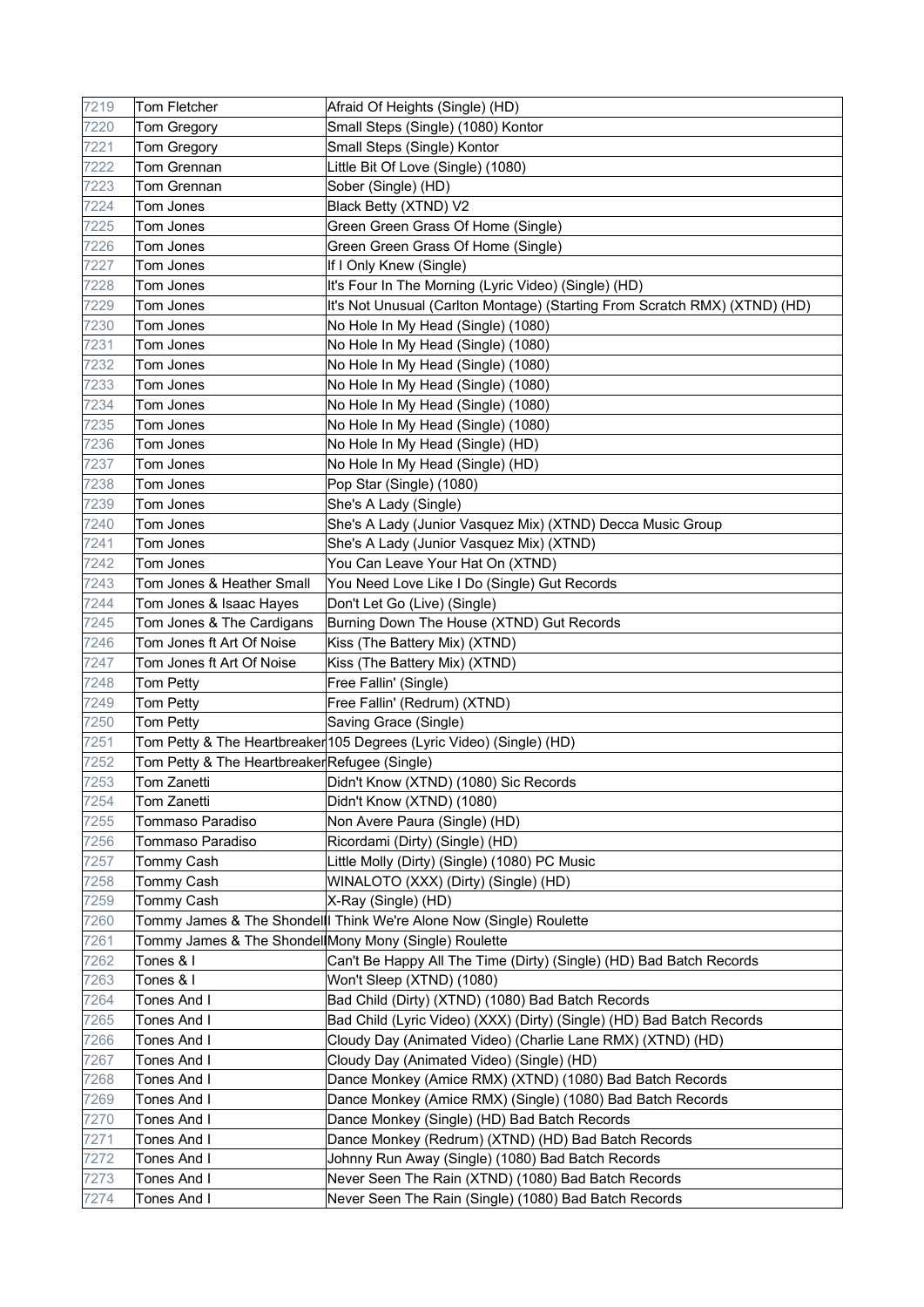| 7219 | Tom Fletcher | Afraid Of Heights (Single) (HD) |
|---|---|---|
| 7220 | Tom Gregory | Small Steps (Single) (1080) Kontor |
| 7221 | Tom Gregory | Small Steps (Single) Kontor |
| 7222 | Tom Grennan | Little Bit Of Love (Single) (1080) |
| 7223 | Tom Grennan | Sober (Single) (HD) |
| 7224 | Tom Jones | Black Betty (XTND) V2 |
| 7225 | Tom Jones | Green Green Grass Of Home (Single) |
| 7226 | Tom Jones | Green Green Grass Of Home (Single) |
| 7227 | Tom Jones | If I Only Knew (Single) |
| 7228 | Tom Jones | It's Four In The Morning (Lyric Video) (Single) (HD) |
| 7229 | Tom Jones | It's Not Unusual (Carlton Montage) (Starting From Scratch RMX) (XTND) (HD) |
| 7230 | Tom Jones | No Hole In My Head (Single) (1080) |
| 7231 | Tom Jones | No Hole In My Head (Single) (1080) |
| 7232 | Tom Jones | No Hole In My Head (Single) (1080) |
| 7233 | Tom Jones | No Hole In My Head (Single) (1080) |
| 7234 | Tom Jones | No Hole In My Head (Single) (1080) |
| 7235 | Tom Jones | No Hole In My Head (Single) (1080) |
| 7236 | Tom Jones | No Hole In My Head (Single) (HD) |
| 7237 | Tom Jones | No Hole In My Head (Single) (HD) |
| 7238 | Tom Jones | Pop Star (Single) (1080) |
| 7239 | Tom Jones | She's A Lady (Single) |
| 7240 | Tom Jones | She's A Lady (Junior Vasquez Mix) (XTND) Decca Music Group |
| 7241 | Tom Jones | She's A Lady (Junior Vasquez Mix) (XTND) |
| 7242 | Tom Jones | You Can Leave Your Hat On (XTND) |
| 7243 | Tom Jones & Heather Small | You Need Love Like I Do (Single) Gut Records |
| 7244 | Tom Jones & Isaac Hayes | Don't Let Go (Live) (Single) |
| 7245 | Tom Jones & The Cardigans | Burning Down The House (XTND) Gut Records |
| 7246 | Tom Jones ft Art Of Noise | Kiss (The Battery Mix) (XTND) |
| 7247 | Tom Jones ft Art Of Noise | Kiss (The Battery Mix) (XTND) |
| 7248 | Tom Petty | Free Fallin' (Single) |
| 7249 | Tom Petty | Free Fallin' (Redrum) (XTND) |
| 7250 | Tom Petty | Saving Grace (Single) |
| 7251 | Tom Petty & The Heartbreaker | 105 Degrees (Lyric Video) (Single) (HD) |
| 7252 | Tom Petty & The Heartbreaker | Refugee (Single) |
| 7253 | Tom Zanetti | Didn't Know (XTND) (1080) Sic Records |
| 7254 | Tom Zanetti | Didn't Know (XTND) (1080) |
| 7255 | Tommaso Paradiso | Non Avere Paura (Single) (HD) |
| 7256 | Tommaso Paradiso | Ricordami (Dirty) (Single) (HD) |
| 7257 | Tommy Cash | Little Molly (Dirty) (Single) (1080) PC Music |
| 7258 | Tommy Cash | WINALOTO (XXX) (Dirty) (Single) (HD) |
| 7259 | Tommy Cash | X-Ray (Single) (HD) |
| 7260 | Tommy James & The Shondell | I Think We're Alone Now (Single) Roulette |
| 7261 | Tommy James & The Shondell | Mony Mony (Single) Roulette |
| 7262 | Tones & I | Can't Be Happy All The Time (Dirty) (Single) (HD) Bad Batch Records |
| 7263 | Tones & I | Won't Sleep (XTND) (1080) |
| 7264 | Tones And I | Bad Child (Dirty) (XTND) (1080) Bad Batch Records |
| 7265 | Tones And I | Bad Child (Lyric Video) (XXX) (Dirty) (Single) (HD) Bad Batch Records |
| 7266 | Tones And I | Cloudy Day (Animated Video) (Charlie Lane RMX) (XTND) (HD) |
| 7267 | Tones And I | Cloudy Day (Animated Video) (Single) (HD) |
| 7268 | Tones And I | Dance Monkey (Amice RMX) (XTND) (1080) Bad Batch Records |
| 7269 | Tones And I | Dance Monkey (Amice RMX) (Single) (1080) Bad Batch Records |
| 7270 | Tones And I | Dance Monkey (Single) (HD) Bad Batch Records |
| 7271 | Tones And I | Dance Monkey (Redrum) (XTND) (HD) Bad Batch Records |
| 7272 | Tones And I | Johnny Run Away (Single) (1080) Bad Batch Records |
| 7273 | Tones And I | Never Seen The Rain (XTND) (1080) Bad Batch Records |
| 7274 | Tones And I | Never Seen The Rain (Single) (1080) Bad Batch Records |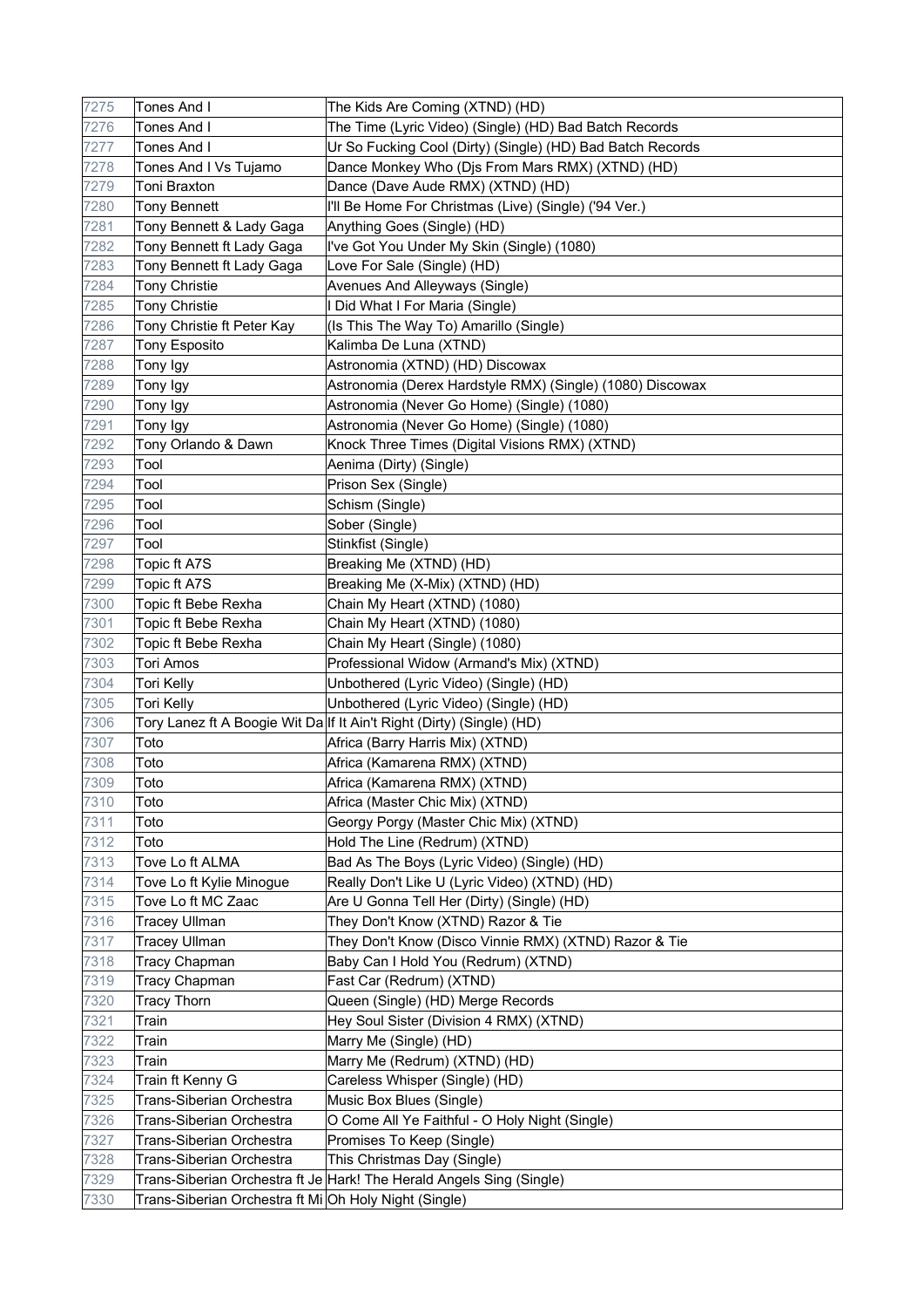| | | |
|---|---|---|
| 7275 | Tones And I | The Kids Are Coming (XTND) (HD) |
| 7276 | Tones And I | The Time (Lyric Video) (Single) (HD) Bad Batch Records |
| 7277 | Tones And I | Ur So Fucking Cool (Dirty) (Single) (HD) Bad Batch Records |
| 7278 | Tones And I Vs Tujamo | Dance Monkey Who (Djs From Mars RMX) (XTND) (HD) |
| 7279 | Toni Braxton | Dance (Dave Aude RMX) (XTND) (HD) |
| 7280 | Tony Bennett | I'll Be Home For Christmas (Live) (Single) ('94 Ver.) |
| 7281 | Tony Bennett & Lady Gaga | Anything Goes (Single) (HD) |
| 7282 | Tony Bennett ft Lady Gaga | I've Got You Under My Skin (Single) (1080) |
| 7283 | Tony Bennett ft Lady Gaga | Love For Sale (Single) (HD) |
| 7284 | Tony Christie | Avenues And Alleyways (Single) |
| 7285 | Tony Christie | I Did What I For Maria (Single) |
| 7286 | Tony Christie ft Peter Kay | (Is This The Way To) Amarillo (Single) |
| 7287 | Tony Esposito | Kalimba De Luna (XTND) |
| 7288 | Tony Igy | Astronomia (XTND) (HD) Discowax |
| 7289 | Tony Igy | Astronomia (Derex Hardstyle RMX) (Single) (1080) Discowax |
| 7290 | Tony Igy | Astronomia (Never Go Home) (Single) (1080) |
| 7291 | Tony Igy | Astronomia (Never Go Home) (Single) (1080) |
| 7292 | Tony Orlando & Dawn | Knock Three Times (Digital Visions RMX) (XTND) |
| 7293 | Tool | Aenima (Dirty) (Single) |
| 7294 | Tool | Prison Sex (Single) |
| 7295 | Tool | Schism (Single) |
| 7296 | Tool | Sober (Single) |
| 7297 | Tool | Stinkfist (Single) |
| 7298 | Topic ft A7S | Breaking Me (XTND) (HD) |
| 7299 | Topic ft A7S | Breaking Me (X-Mix) (XTND) (HD) |
| 7300 | Topic ft Bebe Rexha | Chain My Heart (XTND) (1080) |
| 7301 | Topic ft Bebe Rexha | Chain My Heart (XTND) (1080) |
| 7302 | Topic ft Bebe Rexha | Chain My Heart (Single) (1080) |
| 7303 | Tori Amos | Professional Widow (Armand's Mix) (XTND) |
| 7304 | Tori Kelly | Unbothered (Lyric Video) (Single) (HD) |
| 7305 | Tori Kelly | Unbothered (Lyric Video) (Single) (HD) |
| 7306 | Tory Lanez ft A Boogie Wit Da | If It Ain't Right (Dirty) (Single) (HD) |
| 7307 | Toto | Africa (Barry Harris Mix) (XTND) |
| 7308 | Toto | Africa (Kamarena RMX) (XTND) |
| 7309 | Toto | Africa (Kamarena RMX) (XTND) |
| 7310 | Toto | Africa (Master Chic Mix) (XTND) |
| 7311 | Toto | Georgy Porgy (Master Chic Mix) (XTND) |
| 7312 | Toto | Hold The Line (Redrum) (XTND) |
| 7313 | Tove Lo ft ALMA | Bad As The Boys (Lyric Video) (Single) (HD) |
| 7314 | Tove Lo ft Kylie Minogue | Really Don't Like U (Lyric Video) (XTND) (HD) |
| 7315 | Tove Lo ft MC Zaac | Are U Gonna Tell Her (Dirty) (Single) (HD) |
| 7316 | Tracey Ullman | They Don't Know (XTND) Razor & Tie |
| 7317 | Tracey Ullman | They Don't Know (Disco Vinnie RMX) (XTND) Razor & Tie |
| 7318 | Tracy Chapman | Baby Can I Hold You (Redrum) (XTND) |
| 7319 | Tracy Chapman | Fast Car (Redrum) (XTND) |
| 7320 | Tracy Thorn | Queen (Single) (HD) Merge Records |
| 7321 | Train | Hey Soul Sister (Division 4 RMX) (XTND) |
| 7322 | Train | Marry Me (Single) (HD) |
| 7323 | Train | Marry Me (Redrum) (XTND) (HD) |
| 7324 | Train ft Kenny G | Careless Whisper (Single) (HD) |
| 7325 | Trans-Siberian Orchestra | Music Box Blues (Single) |
| 7326 | Trans-Siberian Orchestra | O Come All Ye Faithful - O Holy Night (Single) |
| 7327 | Trans-Siberian Orchestra | Promises To Keep (Single) |
| 7328 | Trans-Siberian Orchestra | This Christmas Day (Single) |
| 7329 | Trans-Siberian Orchestra ft Je | Hark! The Herald Angels Sing (Single) |
| 7330 | Trans-Siberian Orchestra ft Mi | Oh Holy Night (Single) |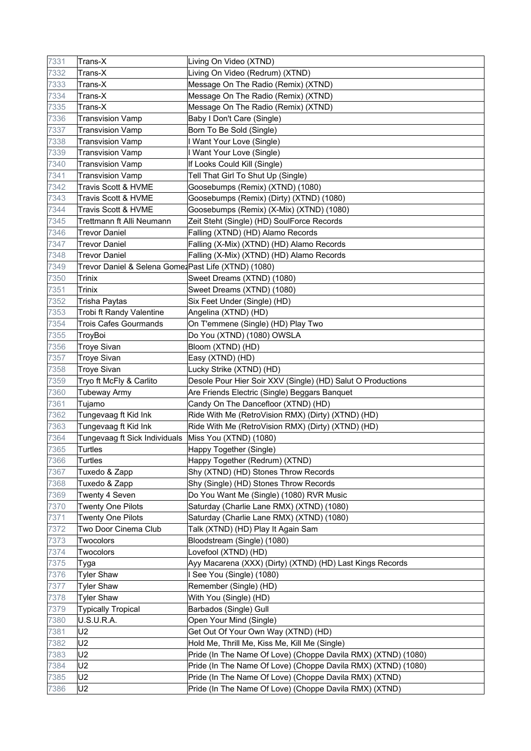| 7331 | Trans-X | Living On Video (XTND) |
|---|---|---|
| 7332 | Trans-X | Living On Video (Redrum) (XTND) |
| 7333 | Trans-X | Message On The Radio (Remix) (XTND) |
| 7334 | Trans-X | Message On The Radio (Remix) (XTND) |
| 7335 | Trans-X | Message On The Radio (Remix) (XTND) |
| 7336 | Transvision Vamp | Baby I Don't Care (Single) |
| 7337 | Transvision Vamp | Born To Be Sold (Single) |
| 7338 | Transvision Vamp | I Want Your Love (Single) |
| 7339 | Transvision Vamp | I Want Your Love (Single) |
| 7340 | Transvision Vamp | If Looks Could Kill (Single) |
| 7341 | Transvision Vamp | Tell That Girl To Shut Up (Single) |
| 7342 | Travis Scott & HVME | Goosebumps (Remix) (XTND) (1080) |
| 7343 | Travis Scott & HVME | Goosebumps (Remix) (Dirty) (XTND) (1080) |
| 7344 | Travis Scott & HVME | Goosebumps (Remix) (X-Mix) (XTND) (1080) |
| 7345 | Trettmann ft Alli Neumann | Zeit Steht (Single) (HD) SoulForce Records |
| 7346 | Trevor Daniel | Falling (XTND) (HD) Alamo Records |
| 7347 | Trevor Daniel | Falling (X-Mix) (XTND) (HD) Alamo Records |
| 7348 | Trevor Daniel | Falling (X-Mix) (XTND) (HD) Alamo Records |
| 7349 | Trevor Daniel & Selena Gomez | Past Life (XTND) (1080) |
| 7350 | Trinix | Sweet Dreams (XTND) (1080) |
| 7351 | Trinix | Sweet Dreams (XTND) (1080) |
| 7352 | Trisha Paytas | Six Feet Under (Single) (HD) |
| 7353 | Trobi ft Randy Valentine | Angelina (XTND) (HD) |
| 7354 | Trois Cafes Gourmands | On T'emmene (Single) (HD) Play Two |
| 7355 | TroyBoi | Do You (XTND) (1080) OWSLA |
| 7356 | Troye Sivan | Bloom (XTND) (HD) |
| 7357 | Troye Sivan | Easy (XTND) (HD) |
| 7358 | Troye Sivan | Lucky Strike (XTND) (HD) |
| 7359 | Tryo ft McFly & Carlito | Desole Pour Hier Soir XXV (Single) (HD) Salut O Productions |
| 7360 | Tubeway Army | Are Friends Electric (Single) Beggars Banquet |
| 7361 | Tujamo | Candy On The Dancefloor (XTND) (HD) |
| 7362 | Tungevaag ft Kid Ink | Ride With Me (RetroVision RMX) (Dirty) (XTND) (HD) |
| 7363 | Tungevaag ft Kid Ink | Ride With Me (RetroVision RMX) (Dirty) (XTND) (HD) |
| 7364 | Tungevaag ft Sick Individuals | Miss You (XTND) (1080) |
| 7365 | Turtles | Happy Together (Single) |
| 7366 | Turtles | Happy Together (Redrum) (XTND) |
| 7367 | Tuxedo & Zapp | Shy (XTND) (HD) Stones Throw Records |
| 7368 | Tuxedo & Zapp | Shy (Single) (HD) Stones Throw Records |
| 7369 | Twenty 4 Seven | Do You Want Me (Single) (1080) RVR Music |
| 7370 | Twenty One Pilots | Saturday (Charlie Lane RMX) (XTND) (1080) |
| 7371 | Twenty One Pilots | Saturday (Charlie Lane RMX) (XTND) (1080) |
| 7372 | Two Door Cinema Club | Talk (XTND) (HD) Play It Again Sam |
| 7373 | Twocolors | Bloodstream (Single) (1080) |
| 7374 | Twocolors | Lovefool (XTND) (HD) |
| 7375 | Tyga | Ayy Macarena (XXX) (Dirty) (XTND) (HD) Last Kings Records |
| 7376 | Tyler Shaw | I See You (Single) (1080) |
| 7377 | Tyler Shaw | Remember (Single) (HD) |
| 7378 | Tyler Shaw | With You (Single) (HD) |
| 7379 | Typically Tropical | Barbados (Single) Gull |
| 7380 | U.S.U.R.A. | Open Your Mind (Single) |
| 7381 | U2 | Get Out Of Your Own Way (XTND) (HD) |
| 7382 | U2 | Hold Me, Thrill Me, Kiss Me, Kill Me (Single) |
| 7383 | U2 | Pride (In The Name Of Love) (Choppe Davila RMX) (XTND) (1080) |
| 7384 | U2 | Pride (In The Name Of Love) (Choppe Davila RMX) (XTND) (1080) |
| 7385 | U2 | Pride (In The Name Of Love) (Choppe Davila RMX) (XTND) |
| 7386 | U2 | Pride (In The Name Of Love) (Choppe Davila RMX) (XTND) |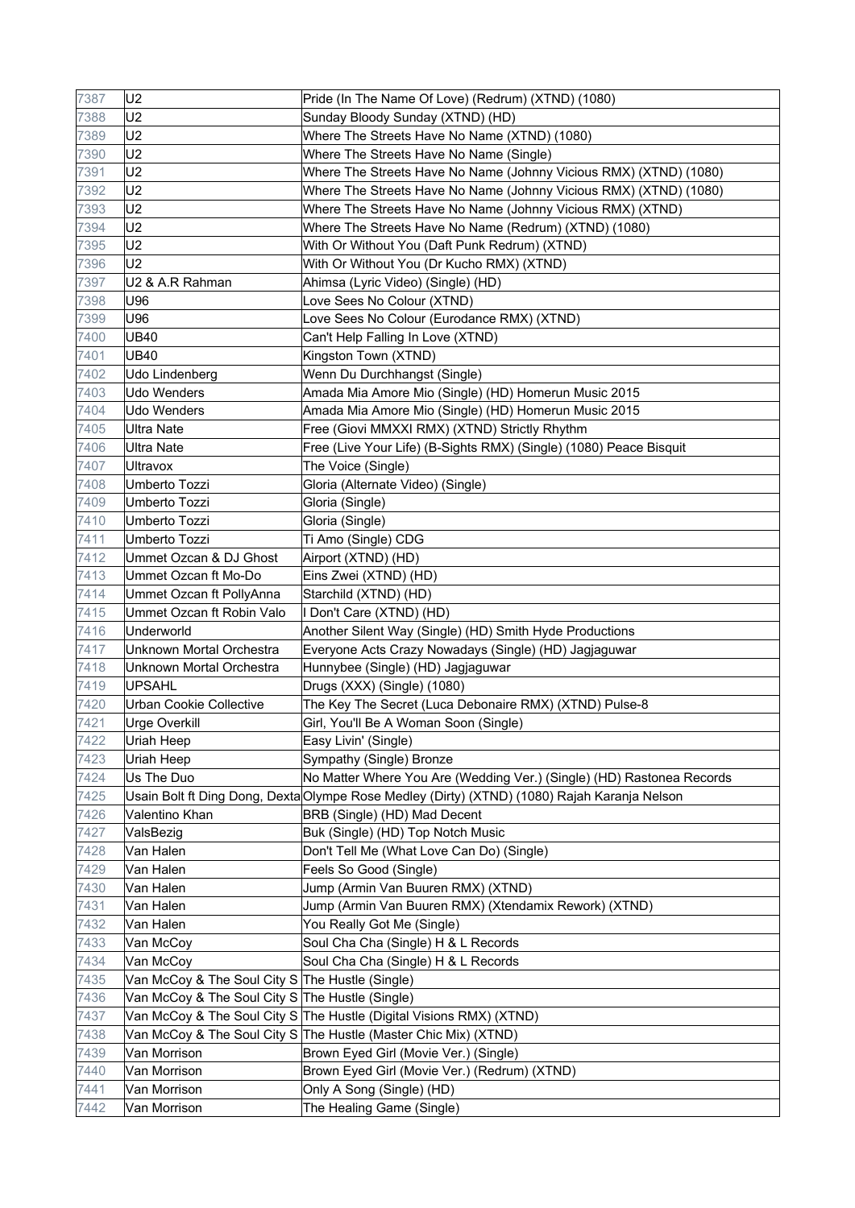| | | |
|---|---|---|
| 7387 | U2 | Pride (In The Name Of Love) (Redrum) (XTND) (1080) |
| 7388 | U2 | Sunday Bloody Sunday (XTND) (HD) |
| 7389 | U2 | Where The Streets Have No Name (XTND) (1080) |
| 7390 | U2 | Where The Streets Have No Name (Single) |
| 7391 | U2 | Where The Streets Have No Name (Johnny Vicious RMX) (XTND) (1080) |
| 7392 | U2 | Where The Streets Have No Name (Johnny Vicious RMX) (XTND) (1080) |
| 7393 | U2 | Where The Streets Have No Name (Johnny Vicious RMX) (XTND) |
| 7394 | U2 | Where The Streets Have No Name (Redrum) (XTND) (1080) |
| 7395 | U2 | With Or Without You (Daft Punk Redrum) (XTND) |
| 7396 | U2 | With Or Without You (Dr Kucho RMX) (XTND) |
| 7397 | U2 & A.R Rahman | Ahimsa (Lyric Video) (Single) (HD) |
| 7398 | U96 | Love Sees No Colour (XTND) |
| 7399 | U96 | Love Sees No Colour (Eurodance RMX) (XTND) |
| 7400 | UB40 | Can't Help Falling In Love (XTND) |
| 7401 | UB40 | Kingston Town (XTND) |
| 7402 | Udo Lindenberg | Wenn Du Durchhangst (Single) |
| 7403 | Udo Wenders | Amada Mia Amore Mio (Single) (HD) Homerun Music 2015 |
| 7404 | Udo Wenders | Amada Mia Amore Mio (Single) (HD) Homerun Music 2015 |
| 7405 | Ultra Nate | Free (Giovi MMXXI RMX) (XTND) Strictly Rhythm |
| 7406 | Ultra Nate | Free (Live Your Life) (B-Sights RMX) (Single) (1080) Peace Bisquit |
| 7407 | Ultravox | The Voice (Single) |
| 7408 | Umberto Tozzi | Gloria (Alternate Video) (Single) |
| 7409 | Umberto Tozzi | Gloria (Single) |
| 7410 | Umberto Tozzi | Gloria (Single) |
| 7411 | Umberto Tozzi | Ti Amo (Single) CDG |
| 7412 | Ummet Ozcan & DJ Ghost | Airport (XTND) (HD) |
| 7413 | Ummet Ozcan ft Mo-Do | Eins Zwei (XTND) (HD) |
| 7414 | Ummet Ozcan ft PollyAnna | Starchild (XTND) (HD) |
| 7415 | Ummet Ozcan ft Robin Valo | I Don't Care (XTND) (HD) |
| 7416 | Underworld | Another Silent Way (Single) (HD) Smith Hyde Productions |
| 7417 | Unknown Mortal Orchestra | Everyone Acts Crazy Nowadays (Single) (HD) Jagjaguwar |
| 7418 | Unknown Mortal Orchestra | Hunnybee (Single) (HD) Jagjaguwar |
| 7419 | UPSAHL | Drugs (XXX) (Single) (1080) |
| 7420 | Urban Cookie Collective | The Key The Secret (Luca Debonaire RMX) (XTND) Pulse-8 |
| 7421 | Urge Overkill | Girl, You'll Be A Woman Soon (Single) |
| 7422 | Uriah Heep | Easy Livin' (Single) |
| 7423 | Uriah Heep | Sympathy (Single) Bronze |
| 7424 | Us The Duo | No Matter Where You Are (Wedding Ver.) (Single) (HD) Rastonea Records |
| 7425 | Usain Bolt ft Ding Dong, Dexta | Olympe Rose Medley (Dirty) (XTND) (1080) Rajah Karanja Nelson |
| 7426 | Valentino Khan | BRB (Single) (HD) Mad Decent |
| 7427 | ValsBezig | Buk (Single) (HD) Top Notch Music |
| 7428 | Van Halen | Don't Tell Me (What Love Can Do) (Single) |
| 7429 | Van Halen | Feels So Good (Single) |
| 7430 | Van Halen | Jump (Armin Van Buuren RMX) (XTND) |
| 7431 | Van Halen | Jump (Armin Van Buuren RMX) (Xtendamix Rework) (XTND) |
| 7432 | Van Halen | You Really Got Me (Single) |
| 7433 | Van McCoy | Soul Cha Cha (Single) H & L Records |
| 7434 | Van McCoy | Soul Cha Cha (Single) H & L Records |
| 7435 | Van McCoy & The Soul City S | The Hustle (Single) |
| 7436 | Van McCoy & The Soul City S | The Hustle (Single) |
| 7437 | Van McCoy & The Soul City S | The Hustle (Digital Visions RMX) (XTND) |
| 7438 | Van McCoy & The Soul City S | The Hustle (Master Chic Mix) (XTND) |
| 7439 | Van Morrison | Brown Eyed Girl (Movie Ver.) (Single) |
| 7440 | Van Morrison | Brown Eyed Girl (Movie Ver.) (Redrum) (XTND) |
| 7441 | Van Morrison | Only A Song (Single) (HD) |
| 7442 | Van Morrison | The Healing Game (Single) |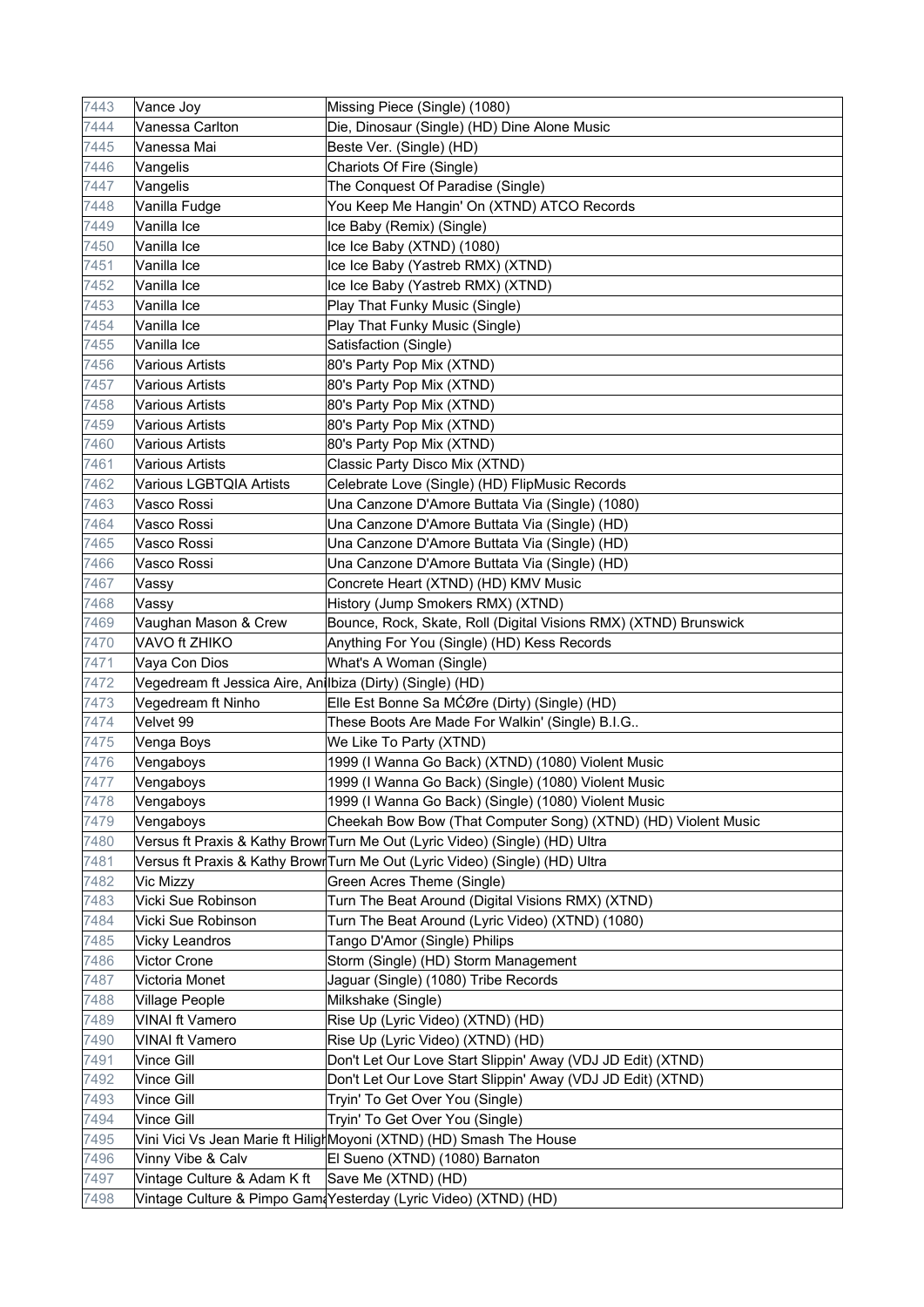| | | |
|---|---|---|
| 7443 | Vance Joy | Missing Piece (Single) (1080) |
| 7444 | Vanessa Carlton | Die, Dinosaur (Single) (HD) Dine Alone Music |
| 7445 | Vanessa Mai | Beste Ver. (Single) (HD) |
| 7446 | Vangelis | Chariots Of Fire (Single) |
| 7447 | Vangelis | The Conquest Of Paradise (Single) |
| 7448 | Vanilla Fudge | You Keep Me Hangin' On (XTND) ATCO Records |
| 7449 | Vanilla Ice | Ice Baby (Remix) (Single) |
| 7450 | Vanilla Ice | Ice Ice Baby (XTND) (1080) |
| 7451 | Vanilla Ice | Ice Ice Baby (Yastreb RMX) (XTND) |
| 7452 | Vanilla Ice | Ice Ice Baby (Yastreb RMX) (XTND) |
| 7453 | Vanilla Ice | Play That Funky Music (Single) |
| 7454 | Vanilla Ice | Play That Funky Music (Single) |
| 7455 | Vanilla Ice | Satisfaction (Single) |
| 7456 | Various Artists | 80's Party Pop Mix (XTND) |
| 7457 | Various Artists | 80's Party Pop Mix (XTND) |
| 7458 | Various Artists | 80's Party Pop Mix (XTND) |
| 7459 | Various Artists | 80's Party Pop Mix (XTND) |
| 7460 | Various Artists | 80's Party Pop Mix (XTND) |
| 7461 | Various Artists | Classic Party Disco Mix (XTND) |
| 7462 | Various LGBTQIA Artists | Celebrate Love (Single) (HD) FlipMusic Records |
| 7463 | Vasco Rossi | Una Canzone D'Amore Buttata Via (Single) (1080) |
| 7464 | Vasco Rossi | Una Canzone D'Amore Buttata Via (Single) (HD) |
| 7465 | Vasco Rossi | Una Canzone D'Amore Buttata Via (Single) (HD) |
| 7466 | Vasco Rossi | Una Canzone D'Amore Buttata Via (Single) (HD) |
| 7467 | Vassy | Concrete Heart (XTND) (HD) KMV Music |
| 7468 | Vassy | History (Jump Smokers RMX) (XTND) |
| 7469 | Vaughan Mason & Crew | Bounce, Rock, Skate, Roll (Digital Visions RMX) (XTND) Brunswick |
| 7470 | VAVO ft ZHIKO | Anything For You (Single) (HD) Kess Records |
| 7471 | Vaya Con Dios | What's A Woman (Single) |
| 7472 | Vegedream ft Jessica Aire, Ani | Ibiza (Dirty) (Single) (HD) |
| 7473 | Vegedream ft Ninho | Elle Est Bonne Sa MĆØre (Dirty) (Single) (HD) |
| 7474 | Velvet 99 | These Boots Are Made For Walkin' (Single) B.I.G.. |
| 7475 | Venga Boys | We Like To Party (XTND) |
| 7476 | Vengaboys | 1999 (I Wanna Go Back) (XTND) (1080) Violent Music |
| 7477 | Vengaboys | 1999 (I Wanna Go Back) (Single) (1080) Violent Music |
| 7478 | Vengaboys | 1999 (I Wanna Go Back) (Single) (1080) Violent Music |
| 7479 | Vengaboys | Cheekah Bow Bow (That Computer Song) (XTND) (HD) Violent Music |
| 7480 | Versus ft Praxis & Kathy Brown | Turn Me Out (Lyric Video) (Single) (HD) Ultra |
| 7481 | Versus ft Praxis & Kathy Brown | Turn Me Out (Lyric Video) (Single) (HD) Ultra |
| 7482 | Vic Mizzy | Green Acres Theme (Single) |
| 7483 | Vicki Sue Robinson | Turn The Beat Around (Digital Visions RMX) (XTND) |
| 7484 | Vicki Sue Robinson | Turn The Beat Around (Lyric Video) (XTND) (1080) |
| 7485 | Vicky Leandros | Tango D'Amor (Single) Philips |
| 7486 | Victor Crone | Storm (Single) (HD) Storm Management |
| 7487 | Victoria Monet | Jaguar (Single) (1080) Tribe Records |
| 7488 | Village People | Milkshake (Single) |
| 7489 | VINAI ft Vamero | Rise Up (Lyric Video) (XTND) (HD) |
| 7490 | VINAI ft Vamero | Rise Up (Lyric Video) (XTND) (HD) |
| 7491 | Vince Gill | Don't Let Our Love Start Slippin' Away (VDJ JD Edit) (XTND) |
| 7492 | Vince Gill | Don't Let Our Love Start Slippin' Away (VDJ JD Edit) (XTND) |
| 7493 | Vince Gill | Tryin' To Get Over You (Single) |
| 7494 | Vince Gill | Tryin' To Get Over You (Single) |
| 7495 | Vini Vici Vs Jean Marie ft Hiligh | Moyoni (XTND) (HD) Smash The House |
| 7496 | Vinny Vibe & Calv | El Sueno (XTND) (1080) Barnaton |
| 7497 | Vintage Culture & Adam K ft | Save Me (XTND) (HD) |
| 7498 | Vintage Culture & Pimpo Gama | Yesterday (Lyric Video) (XTND) (HD) |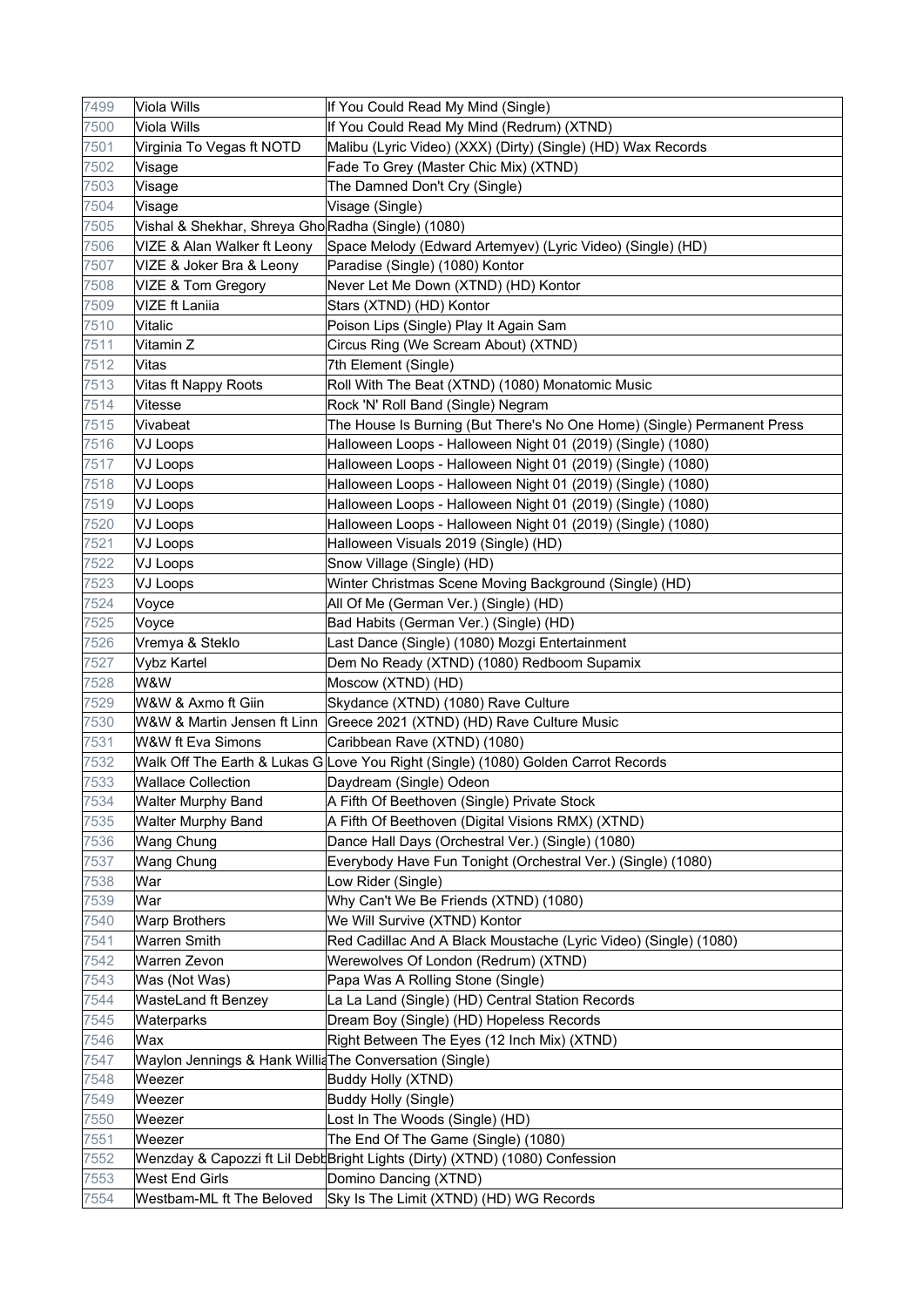| 7499 | Viola Wills | If You Could Read My Mind (Single) |
|---|---|---|
| 7500 | Viola Wills | If You Could Read My Mind (Redrum) (XTND) |
| 7501 | Virginia To Vegas ft NOTD | Malibu (Lyric Video) (XXX) (Dirty) (Single) (HD) Wax Records |
| 7502 | Visage | Fade To Grey (Master Chic Mix) (XTND) |
| 7503 | Visage | The Damned Don't Cry (Single) |
| 7504 | Visage | Visage (Single) |
| 7505 | Vishal & Shekhar, Shreya Gho | Radha (Single) (1080) |
| 7506 | VIZE & Alan Walker ft Leony | Space Melody (Edward Artemyev) (Lyric Video) (Single) (HD) |
| 7507 | VIZE & Joker Bra & Leony | Paradise (Single) (1080) Kontor |
| 7508 | VIZE & Tom Gregory | Never Let Me Down (XTND) (HD) Kontor |
| 7509 | VIZE ft Laniia | Stars (XTND) (HD) Kontor |
| 7510 | Vitalic | Poison Lips (Single) Play It Again Sam |
| 7511 | Vitamin Z | Circus Ring (We Scream About) (XTND) |
| 7512 | Vitas | 7th Element (Single) |
| 7513 | Vitas ft Nappy Roots | Roll With The Beat (XTND) (1080) Monatomic Music |
| 7514 | Vitesse | Rock 'N' Roll Band (Single) Negram |
| 7515 | Vivabeat | The House Is Burning (But There's No One Home) (Single) Permanent Press |
| 7516 | VJ Loops | Halloween Loops - Halloween Night 01 (2019) (Single) (1080) |
| 7517 | VJ Loops | Halloween Loops - Halloween Night 01 (2019) (Single) (1080) |
| 7518 | VJ Loops | Halloween Loops - Halloween Night 01 (2019) (Single) (1080) |
| 7519 | VJ Loops | Halloween Loops - Halloween Night 01 (2019) (Single) (1080) |
| 7520 | VJ Loops | Halloween Loops - Halloween Night 01 (2019) (Single) (1080) |
| 7521 | VJ Loops | Halloween Visuals 2019 (Single) (HD) |
| 7522 | VJ Loops | Snow Village (Single) (HD) |
| 7523 | VJ Loops | Winter Christmas Scene Moving Background (Single) (HD) |
| 7524 | Voyce | All Of Me (German Ver.) (Single) (HD) |
| 7525 | Voyce | Bad Habits (German Ver.) (Single) (HD) |
| 7526 | Vremya & Steklo | Last Dance (Single) (1080) Mozgi Entertainment |
| 7527 | Vybz Kartel | Dem No Ready (XTND) (1080) Redboom Supamix |
| 7528 | W&W | Moscow (XTND) (HD) |
| 7529 | W&W & Axmo ft Giin | Skydance (XTND) (1080) Rave Culture |
| 7530 | W&W & Martin Jensen ft Linn | Greece 2021 (XTND) (HD) Rave Culture Music |
| 7531 | W&W ft Eva Simons | Caribbean Rave (XTND) (1080) |
| 7532 | Walk Off The Earth & Lukas G | Love You Right (Single) (1080) Golden Carrot Records |
| 7533 | Wallace Collection | Daydream (Single) Odeon |
| 7534 | Walter Murphy Band | A Fifth Of Beethoven (Single) Private Stock |
| 7535 | Walter Murphy Band | A Fifth Of Beethoven (Digital Visions RMX) (XTND) |
| 7536 | Wang Chung | Dance Hall Days (Orchestral Ver.) (Single) (1080) |
| 7537 | Wang Chung | Everybody Have Fun Tonight (Orchestral Ver.) (Single) (1080) |
| 7538 | War | Low Rider (Single) |
| 7539 | War | Why Can't We Be Friends (XTND) (1080) |
| 7540 | Warp Brothers | We Will Survive (XTND) Kontor |
| 7541 | Warren Smith | Red Cadillac And A Black Moustache (Lyric Video) (Single) (1080) |
| 7542 | Warren Zevon | Werewolves Of London (Redrum) (XTND) |
| 7543 | Was (Not Was) | Papa Was A Rolling Stone (Single) |
| 7544 | WasteLand ft Benzey | La La Land (Single) (HD) Central Station Records |
| 7545 | Waterparks | Dream Boy (Single) (HD) Hopeless Records |
| 7546 | Wax | Right Between The Eyes (12 Inch Mix) (XTND) |
| 7547 | Waylon Jennings & Hank Willia | The Conversation (Single) |
| 7548 | Weezer | Buddy Holly (XTND) |
| 7549 | Weezer | Buddy Holly (Single) |
| 7550 | Weezer | Lost In The Woods (Single) (HD) |
| 7551 | Weezer | The End Of The Game (Single) (1080) |
| 7552 | Wenzday & Capozzi ft Lil Debb | Bright Lights (Dirty) (XTND) (1080) Confession |
| 7553 | West End Girls | Domino Dancing (XTND) |
| 7554 | Westbam-ML ft The Beloved | Sky Is The Limit (XTND) (HD) WG Records |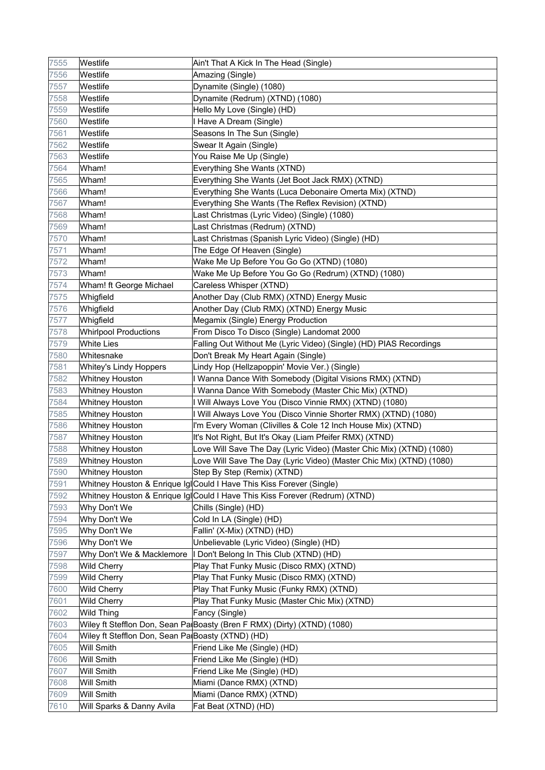| | | |
|---|---|---|
| 7555 | Westlife | Ain't That A Kick In The Head (Single) |
| 7556 | Westlife | Amazing (Single) |
| 7557 | Westlife | Dynamite (Single) (1080) |
| 7558 | Westlife | Dynamite (Redrum) (XTND) (1080) |
| 7559 | Westlife | Hello My Love (Single) (HD) |
| 7560 | Westlife | I Have A Dream (Single) |
| 7561 | Westlife | Seasons In The Sun (Single) |
| 7562 | Westlife | Swear It Again (Single) |
| 7563 | Westlife | You Raise Me Up (Single) |
| 7564 | Wham! | Everything She Wants (XTND) |
| 7565 | Wham! | Everything She Wants (Jet Boot Jack RMX) (XTND) |
| 7566 | Wham! | Everything She Wants (Luca Debonaire Omerta Mix) (XTND) |
| 7567 | Wham! | Everything She Wants (The Reflex Revision) (XTND) |
| 7568 | Wham! | Last Christmas (Lyric Video) (Single) (1080) |
| 7569 | Wham! | Last Christmas (Redrum) (XTND) |
| 7570 | Wham! | Last Christmas (Spanish Lyric Video) (Single) (HD) |
| 7571 | Wham! | The Edge Of Heaven (Single) |
| 7572 | Wham! | Wake Me Up Before You Go Go (XTND) (1080) |
| 7573 | Wham! | Wake Me Up Before You Go Go (Redrum) (XTND) (1080) |
| 7574 | Wham! ft George Michael | Careless Whisper (XTND) |
| 7575 | Whigfield | Another Day (Club RMX) (XTND) Energy Music |
| 7576 | Whigfield | Another Day (Club RMX) (XTND) Energy Music |
| 7577 | Whigfield | Megamix (Single) Energy Production |
| 7578 | Whirlpool Productions | From Disco To Disco (Single) Landomat 2000 |
| 7579 | White Lies | Falling Out Without Me (Lyric Video) (Single) (HD) PIAS Recordings |
| 7580 | Whitesnake | Don't Break My Heart Again (Single) |
| 7581 | Whitey's Lindy Hoppers | Lindy Hop (Hellzapoppin' Movie Ver.) (Single) |
| 7582 | Whitney Houston | I Wanna Dance With Somebody (Digital Visions RMX) (XTND) |
| 7583 | Whitney Houston | I Wanna Dance With Somebody (Master Chic Mix) (XTND) |
| 7584 | Whitney Houston | I Will Always Love You (Disco Vinnie RMX) (XTND) (1080) |
| 7585 | Whitney Houston | I Will Always Love You (Disco Vinnie Shorter RMX) (XTND) (1080) |
| 7586 | Whitney Houston | I'm Every Woman (Clivilles & Cole 12 Inch House Mix) (XTND) |
| 7587 | Whitney Houston | It's Not Right, But It's Okay (Liam Pfeifer RMX) (XTND) |
| 7588 | Whitney Houston | Love Will Save The Day (Lyric Video) (Master Chic Mix) (XTND) (1080) |
| 7589 | Whitney Houston | Love Will Save The Day (Lyric Video) (Master Chic Mix) (XTND) (1080) |
| 7590 | Whitney Houston | Step By Step (Remix) (XTND) |
| 7591 | Whitney Houston & Enrique Igl | Could I Have This Kiss Forever (Single) |
| 7592 | Whitney Houston & Enrique Igl | Could I Have This Kiss Forever (Redrum) (XTND) |
| 7593 | Why Don't We | Chills (Single) (HD) |
| 7594 | Why Don't We | Cold In LA (Single) (HD) |
| 7595 | Why Don't We | Fallin' (X-Mix) (XTND) (HD) |
| 7596 | Why Don't We | Unbelievable (Lyric Video) (Single) (HD) |
| 7597 | Why Don't We & Macklemore | I Don't Belong In This Club (XTND) (HD) |
| 7598 | Wild Cherry | Play That Funky Music (Disco RMX) (XTND) |
| 7599 | Wild Cherry | Play That Funky Music (Disco RMX) (XTND) |
| 7600 | Wild Cherry | Play That Funky Music (Funky RMX) (XTND) |
| 7601 | Wild Cherry | Play That Funky Music (Master Chic Mix) (XTND) |
| 7602 | Wild Thing | Fancy (Single) |
| 7603 | Wiley ft Stefflon Don, Sean Pa | Boasty (Bren F RMX) (Dirty) (XTND) (1080) |
| 7604 | Wiley ft Stefflon Don, Sean Pa | Boasty (XTND) (HD) |
| 7605 | Will Smith | Friend Like Me (Single) (HD) |
| 7606 | Will Smith | Friend Like Me (Single) (HD) |
| 7607 | Will Smith | Friend Like Me (Single) (HD) |
| 7608 | Will Smith | Miami (Dance RMX) (XTND) |
| 7609 | Will Smith | Miami (Dance RMX) (XTND) |
| 7610 | Will Sparks & Danny Avila | Fat Beat (XTND) (HD) |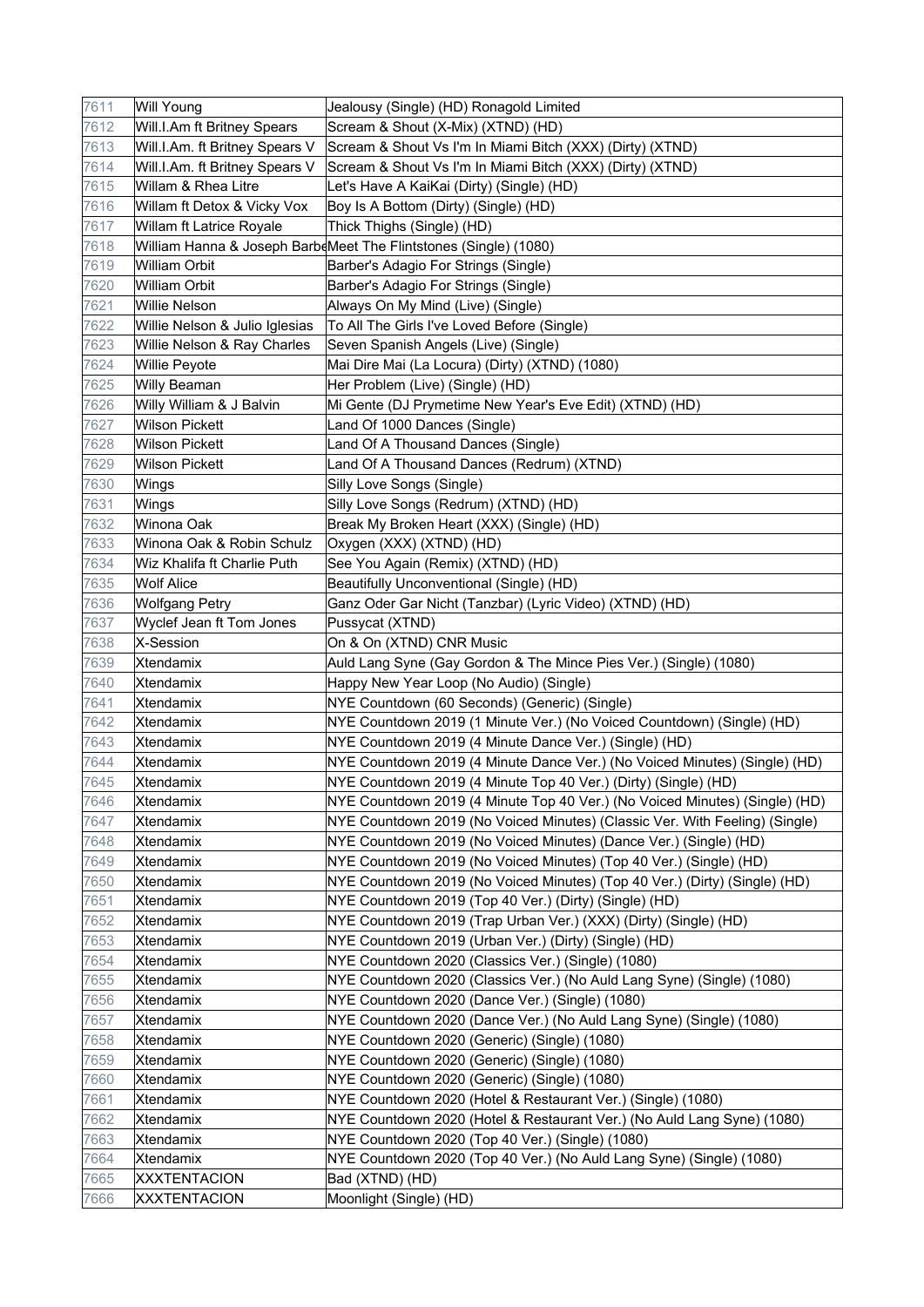| | | |
|---|---|---|
| 7611 | Will Young | Jealousy (Single) (HD) Ronagold Limited |
| 7612 | Will.I.Am ft Britney Spears | Scream & Shout (X-Mix) (XTND) (HD) |
| 7613 | Will.I.Am. ft Britney Spears V | Scream & Shout Vs I'm In Miami Bitch (XXX) (Dirty) (XTND) |
| 7614 | Will.I.Am. ft Britney Spears V | Scream & Shout Vs I'm In Miami Bitch (XXX) (Dirty) (XTND) |
| 7615 | Willam & Rhea Litre | Let's Have A KaiKai (Dirty) (Single) (HD) |
| 7616 | Willam ft Detox & Vicky Vox | Boy Is A Bottom (Dirty) (Single) (HD) |
| 7617 | Willam ft Latrice Royale | Thick Thighs (Single) (HD) |
| 7618 | William Hanna & Joseph Barbe | Meet The Flintstones (Single) (1080) |
| 7619 | William Orbit | Barber's Adagio For Strings (Single) |
| 7620 | William Orbit | Barber's Adagio For Strings (Single) |
| 7621 | Willie Nelson | Always On My Mind (Live) (Single) |
| 7622 | Willie Nelson & Julio Iglesias | To All The Girls I've Loved Before (Single) |
| 7623 | Willie Nelson & Ray Charles | Seven Spanish Angels (Live) (Single) |
| 7624 | Willie Peyote | Mai Dire Mai (La Locura) (Dirty) (XTND) (1080) |
| 7625 | Willy Beaman | Her Problem (Live) (Single) (HD) |
| 7626 | Willy William & J Balvin | Mi Gente (DJ Prymetime New Year's Eve Edit) (XTND) (HD) |
| 7627 | Wilson Pickett | Land Of 1000 Dances (Single) |
| 7628 | Wilson Pickett | Land Of A Thousand Dances (Single) |
| 7629 | Wilson Pickett | Land Of A Thousand Dances (Redrum) (XTND) |
| 7630 | Wings | Silly Love Songs (Single) |
| 7631 | Wings | Silly Love Songs (Redrum) (XTND) (HD) |
| 7632 | Winona Oak | Break My Broken Heart (XXX) (Single) (HD) |
| 7633 | Winona Oak & Robin Schulz | Oxygen (XXX) (XTND) (HD) |
| 7634 | Wiz Khalifa ft Charlie Puth | See You Again (Remix) (XTND) (HD) |
| 7635 | Wolf Alice | Beautifully Unconventional (Single) (HD) |
| 7636 | Wolfgang Petry | Ganz Oder Gar Nicht (Tanzbar) (Lyric Video) (XTND) (HD) |
| 7637 | Wyclef Jean ft Tom Jones | Pussycat (XTND) |
| 7638 | X-Session | On & On (XTND) CNR Music |
| 7639 | Xtendamix | Auld Lang Syne (Gay Gordon & The Mince Pies Ver.) (Single) (1080) |
| 7640 | Xtendamix | Happy New Year Loop (No Audio) (Single) |
| 7641 | Xtendamix | NYE Countdown (60 Seconds) (Generic) (Single) |
| 7642 | Xtendamix | NYE Countdown 2019 (1 Minute Ver.) (No Voiced Countdown) (Single) (HD) |
| 7643 | Xtendamix | NYE Countdown 2019 (4 Minute Dance Ver.) (Single) (HD) |
| 7644 | Xtendamix | NYE Countdown 2019 (4 Minute Dance Ver.) (No Voiced Minutes) (Single) (HD) |
| 7645 | Xtendamix | NYE Countdown 2019 (4 Minute Top 40 Ver.) (Dirty) (Single) (HD) |
| 7646 | Xtendamix | NYE Countdown 2019 (4 Minute Top 40 Ver.) (No Voiced Minutes) (Single) (HD) |
| 7647 | Xtendamix | NYE Countdown 2019 (No Voiced Minutes) (Classic Ver. With Feeling) (Single) |
| 7648 | Xtendamix | NYE Countdown 2019 (No Voiced Minutes) (Dance Ver.) (Single) (HD) |
| 7649 | Xtendamix | NYE Countdown 2019 (No Voiced Minutes) (Top 40 Ver.) (Single) (HD) |
| 7650 | Xtendamix | NYE Countdown 2019 (No Voiced Minutes) (Top 40 Ver.) (Dirty) (Single) (HD) |
| 7651 | Xtendamix | NYE Countdown 2019 (Top 40 Ver.) (Dirty) (Single) (HD) |
| 7652 | Xtendamix | NYE Countdown 2019 (Trap Urban Ver.) (XXX) (Dirty) (Single) (HD) |
| 7653 | Xtendamix | NYE Countdown 2019 (Urban Ver.) (Dirty) (Single) (HD) |
| 7654 | Xtendamix | NYE Countdown 2020 (Classics Ver.) (Single) (1080) |
| 7655 | Xtendamix | NYE Countdown 2020 (Classics Ver.) (No Auld Lang Syne) (Single) (1080) |
| 7656 | Xtendamix | NYE Countdown 2020 (Dance Ver.) (Single) (1080) |
| 7657 | Xtendamix | NYE Countdown 2020 (Dance Ver.) (No Auld Lang Syne) (Single) (1080) |
| 7658 | Xtendamix | NYE Countdown 2020 (Generic) (Single) (1080) |
| 7659 | Xtendamix | NYE Countdown 2020 (Generic) (Single) (1080) |
| 7660 | Xtendamix | NYE Countdown 2020 (Generic) (Single) (1080) |
| 7661 | Xtendamix | NYE Countdown 2020 (Hotel & Restaurant Ver.) (Single) (1080) |
| 7662 | Xtendamix | NYE Countdown 2020 (Hotel & Restaurant Ver.) (No Auld Lang Syne) (1080) |
| 7663 | Xtendamix | NYE Countdown 2020 (Top 40 Ver.) (Single) (1080) |
| 7664 | Xtendamix | NYE Countdown 2020 (Top 40 Ver.) (No Auld Lang Syne) (Single) (1080) |
| 7665 | XXXTENTACION | Bad (XTND) (HD) |
| 7666 | XXXTENTACION | Moonlight (Single) (HD) |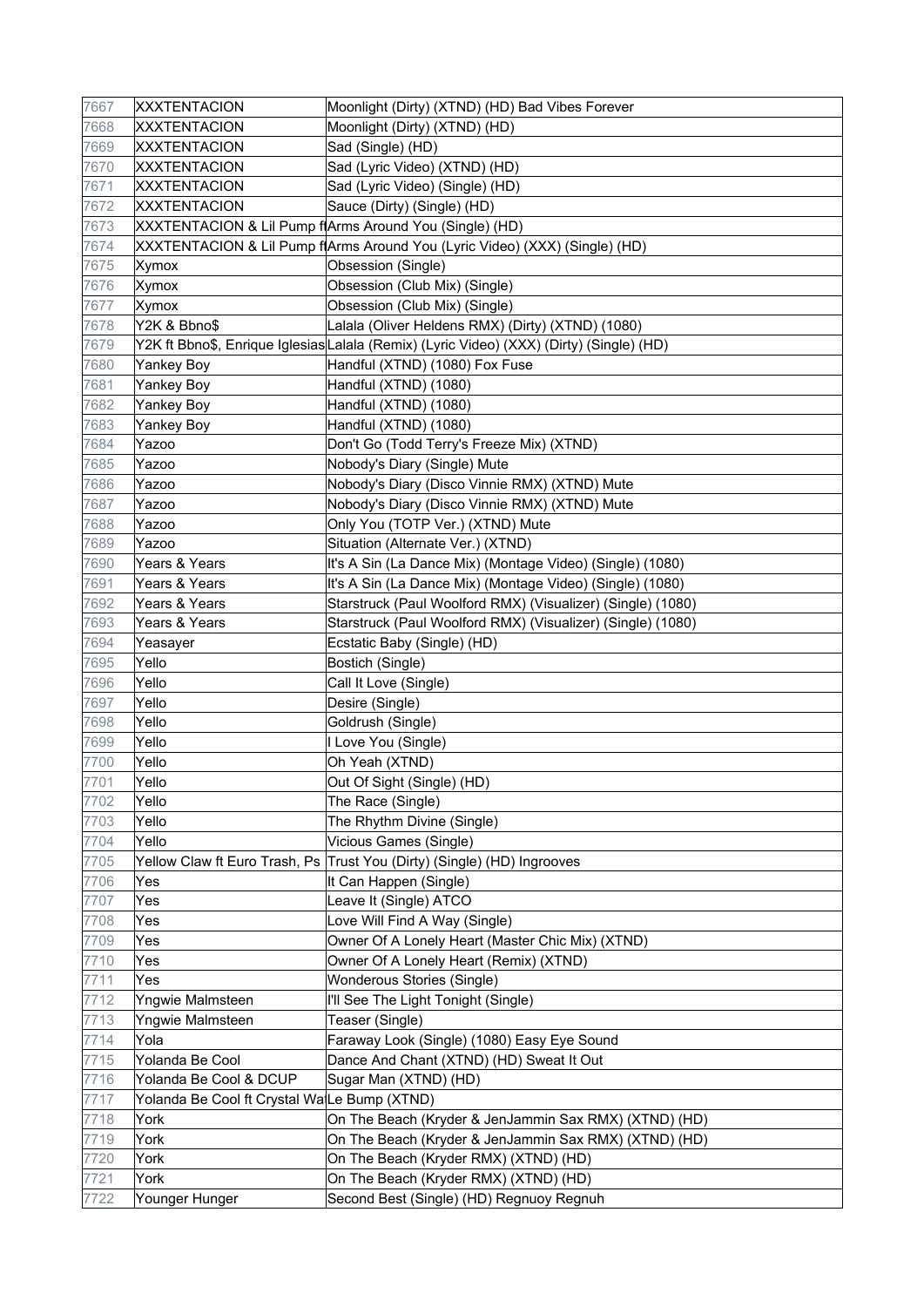| | | |
|---|---|---|
| 7667 | XXXTENTACION | Moonlight (Dirty) (XTND) (HD) Bad Vibes Forever |
| 7668 | XXXTENTACION | Moonlight (Dirty) (XTND) (HD) |
| 7669 | XXXTENTACION | Sad (Single) (HD) |
| 7670 | XXXTENTACION | Sad (Lyric Video) (XTND) (HD) |
| 7671 | XXXTENTACION | Sad (Lyric Video) (Single) (HD) |
| 7672 | XXXTENTACION | Sauce (Dirty) (Single) (HD) |
| 7673 | XXXTENTACION & Lil Pump ft | Arms Around You (Single) (HD) |
| 7674 | XXXTENTACION & Lil Pump ft | Arms Around You (Lyric Video) (XXX) (Single) (HD) |
| 7675 | Xymox | Obsession (Single) |
| 7676 | Xymox | Obsession (Club Mix) (Single) |
| 7677 | Xymox | Obsession (Club Mix) (Single) |
| 7678 | Y2K & Bbno$ | Lalala (Oliver Heldens RMX) (Dirty) (XTND) (1080) |
| 7679 | Y2K ft Bbno$, Enrique Iglesias | Lalala (Remix) (Lyric Video) (XXX) (Dirty) (Single) (HD) |
| 7680 | Yankey Boy | Handful (XTND) (1080) Fox Fuse |
| 7681 | Yankey Boy | Handful (XTND) (1080) |
| 7682 | Yankey Boy | Handful (XTND) (1080) |
| 7683 | Yankey Boy | Handful (XTND) (1080) |
| 7684 | Yazoo | Don't Go (Todd Terry's Freeze Mix) (XTND) |
| 7685 | Yazoo | Nobody's Diary (Single) Mute |
| 7686 | Yazoo | Nobody's Diary (Disco Vinnie RMX) (XTND) Mute |
| 7687 | Yazoo | Nobody's Diary (Disco Vinnie RMX) (XTND) Mute |
| 7688 | Yazoo | Only You (TOTP Ver.) (XTND) Mute |
| 7689 | Yazoo | Situation (Alternate Ver.) (XTND) |
| 7690 | Years & Years | It's A Sin (La Dance Mix) (Montage Video) (Single) (1080) |
| 7691 | Years & Years | It's A Sin (La Dance Mix) (Montage Video) (Single) (1080) |
| 7692 | Years & Years | Starstruck (Paul Woolford RMX) (Visualizer) (Single) (1080) |
| 7693 | Years & Years | Starstruck (Paul Woolford RMX) (Visualizer) (Single) (1080) |
| 7694 | Yeasayer | Ecstatic Baby (Single) (HD) |
| 7695 | Yello | Bostich (Single) |
| 7696 | Yello | Call It Love (Single) |
| 7697 | Yello | Desire (Single) |
| 7698 | Yello | Goldrush (Single) |
| 7699 | Yello | I Love You (Single) |
| 7700 | Yello | Oh Yeah (XTND) |
| 7701 | Yello | Out Of Sight (Single) (HD) |
| 7702 | Yello | The Race (Single) |
| 7703 | Yello | The Rhythm Divine (Single) |
| 7704 | Yello | Vicious Games (Single) |
| 7705 | Yellow Claw ft Euro Trash, Ps | Trust You (Dirty) (Single) (HD) Ingrooves |
| 7706 | Yes | It Can Happen (Single) |
| 7707 | Yes | Leave It (Single) ATCO |
| 7708 | Yes | Love Will Find A Way (Single) |
| 7709 | Yes | Owner Of A Lonely Heart (Master Chic Mix) (XTND) |
| 7710 | Yes | Owner Of A Lonely Heart (Remix) (XTND) |
| 7711 | Yes | Wonderous Stories (Single) |
| 7712 | Yngwie Malmsteen | I'll See The Light Tonight (Single) |
| 7713 | Yngwie Malmsteen | Teaser (Single) |
| 7714 | Yola | Faraway Look (Single) (1080) Easy Eye Sound |
| 7715 | Yolanda Be Cool | Dance And Chant (XTND) (HD) Sweat It Out |
| 7716 | Yolanda Be Cool & DCUP | Sugar Man (XTND) (HD) |
| 7717 | Yolanda Be Cool ft Crystal Wa | Le Bump (XTND) |
| 7718 | York | On The Beach (Kryder & JenJammin Sax RMX) (XTND) (HD) |
| 7719 | York | On The Beach (Kryder & JenJammin Sax RMX) (XTND) (HD) |
| 7720 | York | On The Beach (Kryder RMX) (XTND) (HD) |
| 7721 | York | On The Beach (Kryder RMX) (XTND) (HD) |
| 7722 | Younger Hunger | Second Best (Single) (HD) Regnuoy Regnuh |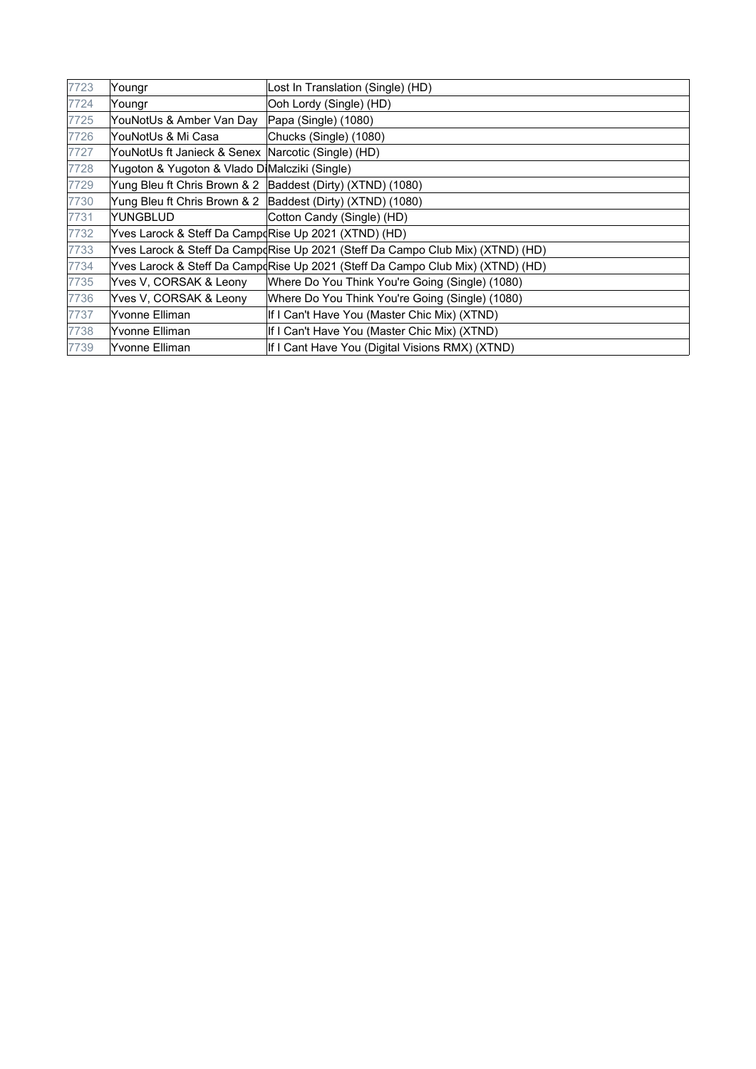| | | |
|---|---|---|
| 7723 | Youngr | Lost In Translation (Single) (HD) |
| 7724 | Youngr | Ooh Lordy (Single) (HD) |
| 7725 | YouNotUs & Amber Van Day | Papa (Single) (1080) |
| 7726 | YouNotUs & Mi Casa | Chucks (Single) (1080) |
| 7727 | YouNotUs ft Janieck & Senex | Narcotic (Single) (HD) |
| 7728 | Yugoton & Yugoton & Vlado Di | Malcziki (Single) |
| 7729 | Yung Bleu ft Chris Brown & 2 | Baddest (Dirty) (XTND) (1080) |
| 7730 | Yung Bleu ft Chris Brown & 2 | Baddest (Dirty) (XTND) (1080) |
| 7731 | YUNGBLUD | Cotton Candy (Single) (HD) |
| 7732 | Yves Larock & Steff Da Campo | Rise Up 2021 (XTND) (HD) |
| 7733 | Yves Larock & Steff Da Campo | Rise Up 2021 (Steff Da Campo Club Mix) (XTND) (HD) |
| 7734 | Yves Larock & Steff Da Campo | Rise Up 2021 (Steff Da Campo Club Mix) (XTND) (HD) |
| 7735 | Yves V, CORSAK & Leony | Where Do You Think You're Going (Single) (1080) |
| 7736 | Yves V, CORSAK & Leony | Where Do You Think You're Going (Single) (1080) |
| 7737 | Yvonne Elliman | If I Can't Have You (Master Chic Mix) (XTND) |
| 7738 | Yvonne Elliman | If I Can't Have You (Master Chic Mix) (XTND) |
| 7739 | Yvonne Elliman | If I Cant Have You (Digital Visions RMX) (XTND) |